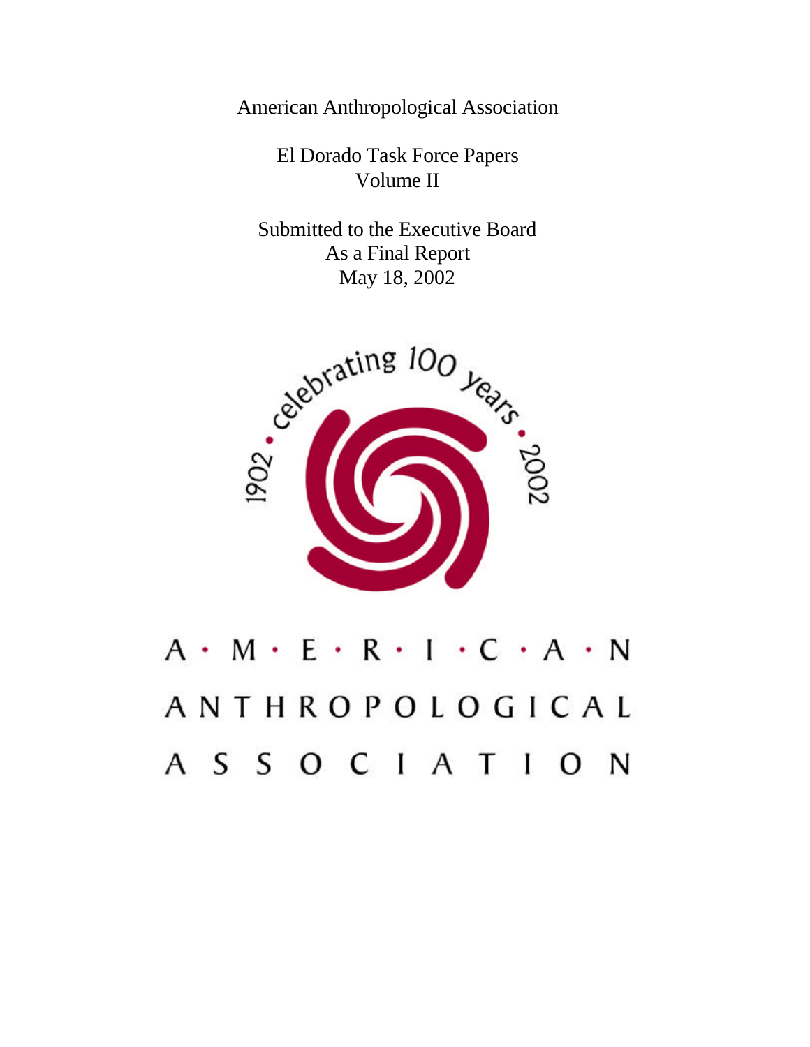American Anthropological Association

El Dorado Task Force Papers
Volume II

Submitted to the Executive Board
As a Final Report
May 18, 2002

1902 • celebrating 100 years • 2002

A · M · E · R · I · C · A · N
ANTHROPOLOGICAL
ASSOCIATION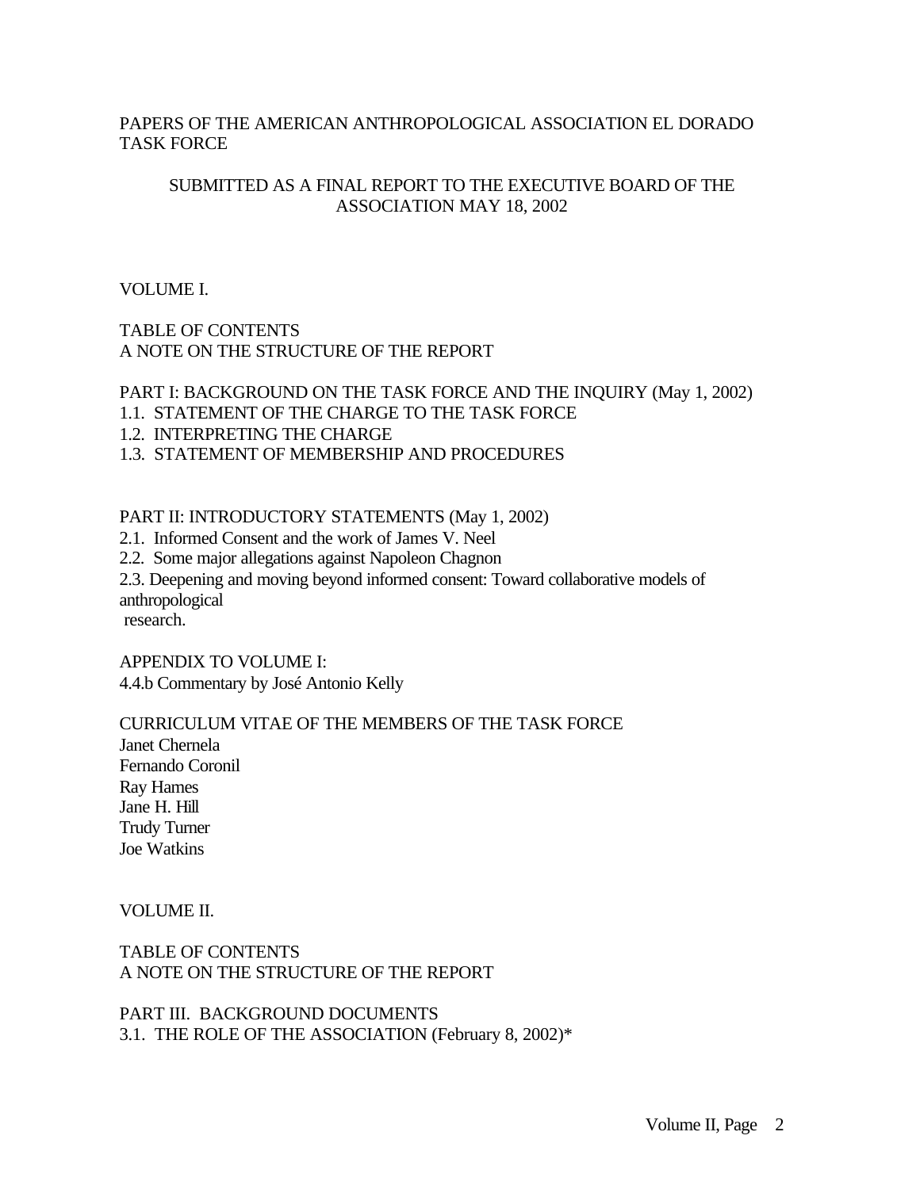PAPERS OF THE AMERICAN ANTHROPOLOGICAL ASSOCIATION EL DORADO TASK FORCE

SUBMITTED AS A FINAL REPORT TO THE EXECUTIVE BOARD OF THE ASSOCIATION MAY 18, 2002

VOLUME I.

TABLE OF CONTENTS
A NOTE ON THE STRUCTURE OF THE REPORT

PART I: BACKGROUND ON THE TASK FORCE AND THE INQUIRY (May 1, 2002)
1.1. STATEMENT OF THE CHARGE TO THE TASK FORCE
1.2. INTERPRETING THE CHARGE
1.3. STATEMENT OF MEMBERSHIP AND PROCEDURES

PART II: INTRODUCTORY STATEMENTS (May 1, 2002)
2.1. Informed Consent and the work of James V. Neel
2.2. Some major allegations against Napoleon Chagnon
2.3. Deepening and moving beyond informed consent: Toward collaborative models of anthropological research.

APPENDIX TO VOLUME I:
4.4.b Commentary by José Antonio Kelly

CURRICULUM VITAE OF THE MEMBERS OF THE TASK FORCE
Janet Chernela
Fernando Coronil
Ray Hames
Jane H. Hill
Trudy Turner
Joe Watkins

VOLUME II.

TABLE OF CONTENTS
A NOTE ON THE STRUCTURE OF THE REPORT

PART III. BACKGROUND DOCUMENTS
3.1. THE ROLE OF THE ASSOCIATION (February 8, 2002)*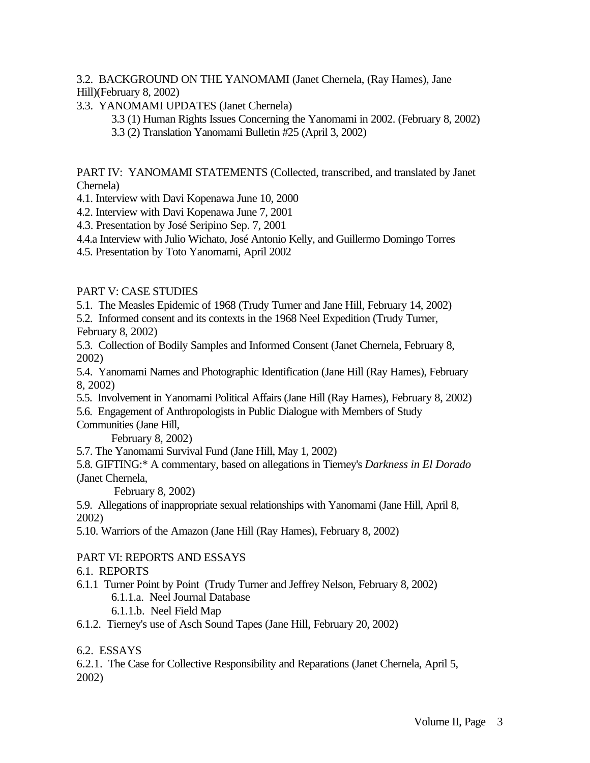3.2. BACKGROUND ON THE YANOMAMI (Janet Chernela, (Ray Hames), Jane Hill)(February 8, 2002)

3.3. YANOMAMI UPDATES (Janet Chernela)

3.3 (1) Human Rights Issues Concerning the Yanomami in 2002. (February 8, 2002)

3.3 (2) Translation Yanomami Bulletin #25 (April 3, 2002)

PART IV: YANOMAMI STATEMENTS (Collected, transcribed, and translated by Janet Chernela)

4.1. Interview with Davi Kopenawa June 10, 2000

4.2. Interview with Davi Kopenawa June 7, 2001

4.3. Presentation by José Seripino Sep. 7, 2001

4.4.a Interview with Julio Wichato, José Antonio Kelly, and Guillermo Domingo Torres

4.5. Presentation by Toto Yanomami, April 2002

PART V: CASE STUDIES

5.1. The Measles Epidemic of 1968 (Trudy Turner and Jane Hill, February 14, 2002)

5.2. Informed consent and its contexts in the 1968 Neel Expedition (Trudy Turner, February 8, 2002)

5.3. Collection of Bodily Samples and Informed Consent (Janet Chernela, February 8, 2002)

5.4. Yanomami Names and Photographic Identification (Jane Hill (Ray Hames), February 8, 2002)

5.5. Involvement in Yanomami Political Affairs (Jane Hill (Ray Hames), February 8, 2002)

5.6. Engagement of Anthropologists in Public Dialogue with Members of Study Communities (Jane Hill, February 8, 2002)

5.7. The Yanomami Survival Fund (Jane Hill, May 1, 2002)

5.8. GIFTING:* A commentary, based on allegations in Tierney's *Darkness in El Dorado* (Janet Chernela, February 8, 2002)

5.9. Allegations of inappropriate sexual relationships with Yanomami (Jane Hill, April 8, 2002)

5.10. Warriors of the Amazon (Jane Hill (Ray Hames), February 8, 2002)

PART VI: REPORTS AND ESSAYS

6.1. REPORTS

6.1.1 Turner Point by Point (Trudy Turner and Jeffrey Nelson, February 8, 2002)

6.1.1.a. Neel Journal Database

6.1.1.b. Neel Field Map

6.1.2. Tierney's use of Asch Sound Tapes (Jane Hill, February 20, 2002)

6.2. ESSAYS

6.2.1. The Case for Collective Responsibility and Reparations (Janet Chernela, April 5, 2002)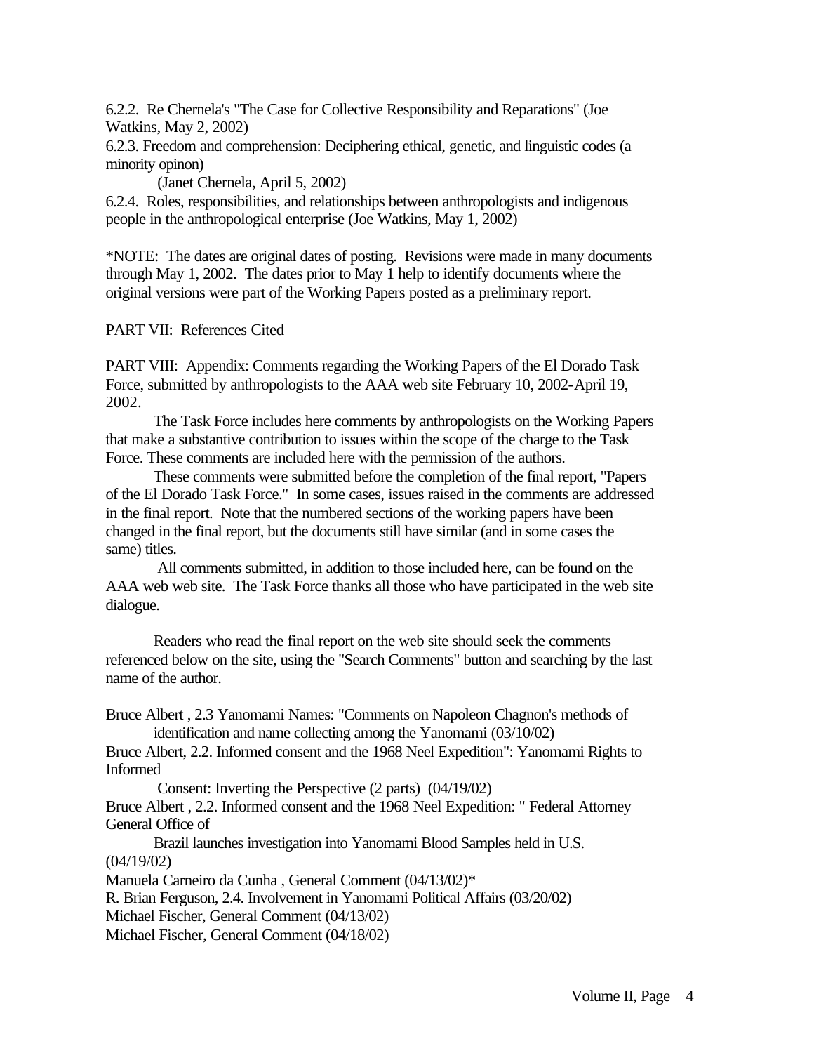6.2.2. Re Chernela's "The Case for Collective Responsibility and Reparations" (Joe Watkins, May 2, 2002)

6.2.3. Freedom and comprehension: Deciphering ethical, genetic, and linguistic codes (a minority opinon)
(Janet Chernela, April 5, 2002)

6.2.4. Roles, responsibilities, and relationships between anthropologists and indigenous people in the anthropological enterprise (Joe Watkins, May 1, 2002)

*NOTE: The dates are original dates of posting. Revisions were made in many documents through May 1, 2002. The dates prior to May 1 help to identify documents where the original versions were part of the Working Papers posted as a preliminary report.

PART VII: References Cited

PART VIII: Appendix: Comments regarding the Working Papers of the El Dorado Task Force, submitted by anthropologists to the AAA web site February 10, 2002-April 19, 2002.

The Task Force includes here comments by anthropologists on the Working Papers that make a substantive contribution to issues within the scope of the charge to the Task Force. These comments are included here with the permission of the authors.

These comments were submitted before the completion of the final report, "Papers of the El Dorado Task Force." In some cases, issues raised in the comments are addressed in the final report. Note that the numbered sections of the working papers have been changed in the final report, but the documents still have similar (and in some cases the same) titles.

All comments submitted, in addition to those included here, can be found on the AAA web web site. The Task Force thanks all those who have participated in the web site dialogue.

Readers who read the final report on the web site should seek the comments referenced below on the site, using the "Search Comments" button and searching by the last name of the author.

Bruce Albert , 2.3 Yanomami Names: "Comments on Napoleon Chagnon's methods of identification and name collecting among the Yanomami (03/10/02)

Bruce Albert, 2.2. Informed consent and the 1968 Neel Expedition": Yanomami Rights to Informed Consent: Inverting the Perspective (2 parts) (04/19/02)

Bruce Albert , 2.2. Informed consent and the 1968 Neel Expedition: " Federal Attorney General Office of Brazil launches investigation into Yanomami Blood Samples held in U.S. (04/19/02)

Manuela Carneiro da Cunha , General Comment (04/13/02)*

R. Brian Ferguson, 2.4. Involvement in Yanomami Political Affairs (03/20/02)

Michael Fischer, General Comment (04/13/02)

Michael Fischer, General Comment (04/18/02)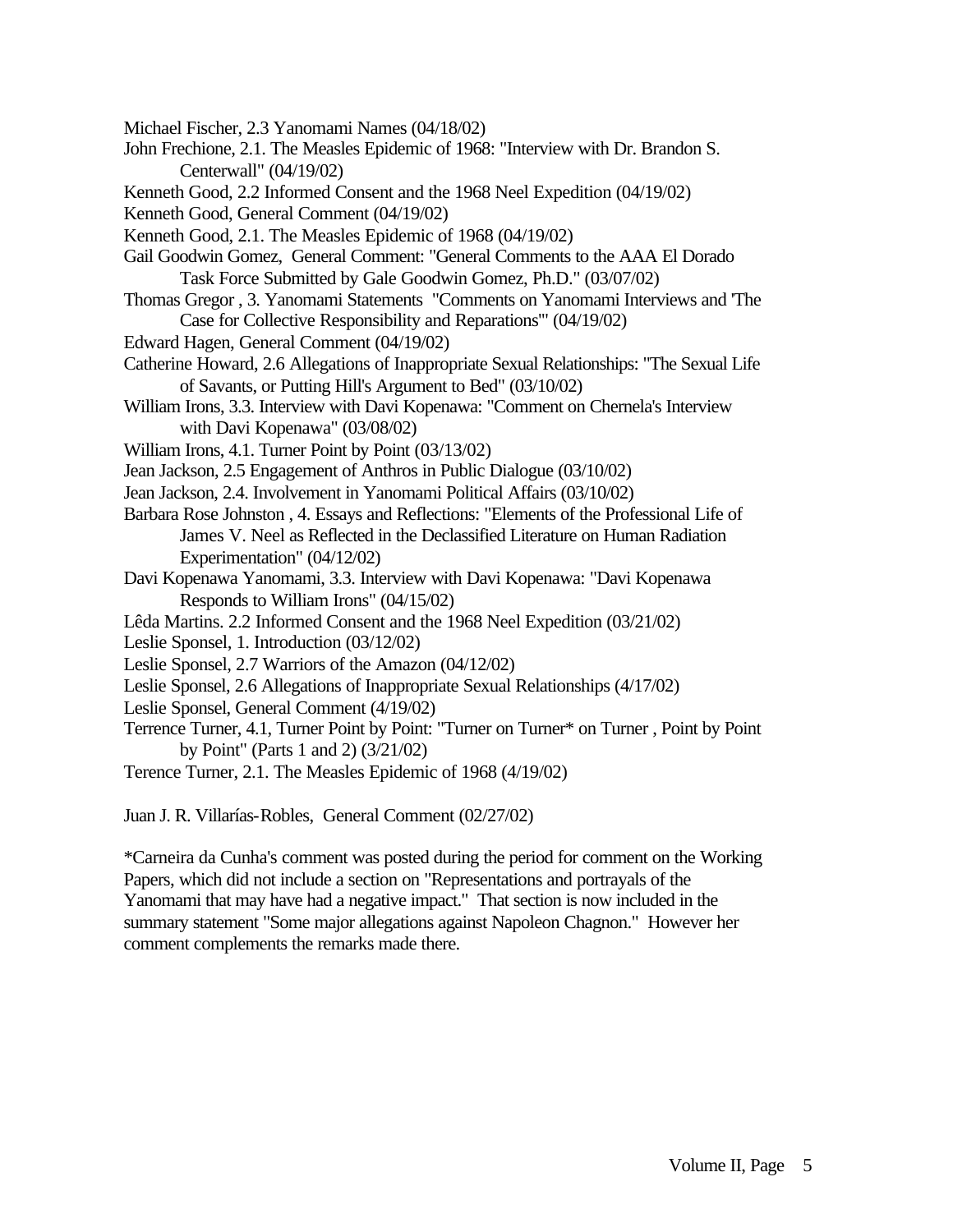Michael Fischer, 2.3 Yanomami Names (04/18/02)

John Frechione, 2.1. The Measles Epidemic of 1968: "Interview with Dr. Brandon S. Centerwall" (04/19/02)

Kenneth Good, 2.2 Informed Consent and the 1968 Neel Expedition (04/19/02)

Kenneth Good, General Comment (04/19/02)

Kenneth Good, 2.1. The Measles Epidemic of 1968 (04/19/02)

Gail Goodwin Gomez, General Comment: "General Comments to the AAA El Dorado Task Force Submitted by Gale Goodwin Gomez, Ph.D." (03/07/02)

Thomas Gregor , 3. Yanomami Statements "Comments on Yanomami Interviews and 'The Case for Collective Responsibility and Reparations'" (04/19/02)

Edward Hagen, General Comment (04/19/02)

Catherine Howard, 2.6 Allegations of Inappropriate Sexual Relationships: "The Sexual Life of Savants, or Putting Hill's Argument to Bed" (03/10/02)

William Irons, 3.3. Interview with Davi Kopenawa: "Comment on Chernela's Interview with Davi Kopenawa" (03/08/02)

William Irons, 4.1. Turner Point by Point (03/13/02)

Jean Jackson, 2.5 Engagement of Anthros in Public Dialogue (03/10/02)

Jean Jackson, 2.4. Involvement in Yanomami Political Affairs (03/10/02)

Barbara Rose Johnston , 4. Essays and Reflections: "Elements of the Professional Life of James V. Neel as Reflected in the Declassified Literature on Human Radiation Experimentation" (04/12/02)

Davi Kopenawa Yanomami, 3.3. Interview with Davi Kopenawa: "Davi Kopenawa Responds to William Irons" (04/15/02)

Lêda Martins. 2.2 Informed Consent and the 1968 Neel Expedition (03/21/02)

Leslie Sponsel, 1. Introduction (03/12/02)

Leslie Sponsel, 2.7 Warriors of the Amazon (04/12/02)

Leslie Sponsel, 2.6 Allegations of Inappropriate Sexual Relationships (4/17/02)

Leslie Sponsel, General Comment (4/19/02)

Terrence Turner, 4.1, Turner Point by Point: "Turner on Turner* on Turner , Point by Point by Point" (Parts 1 and 2) (3/21/02)

Terence Turner, 2.1. The Measles Epidemic of 1968 (4/19/02)

Juan J. R. Villarías-Robles, General Comment (02/27/02)

*Carneira da Cunha's comment was posted during the period for comment on the Working Papers, which did not include a section on "Representations and portrayals of the Yanomami that may have had a negative impact." That section is now included in the summary statement "Some major allegations against Napoleon Chagnon." However her comment complements the remarks made there.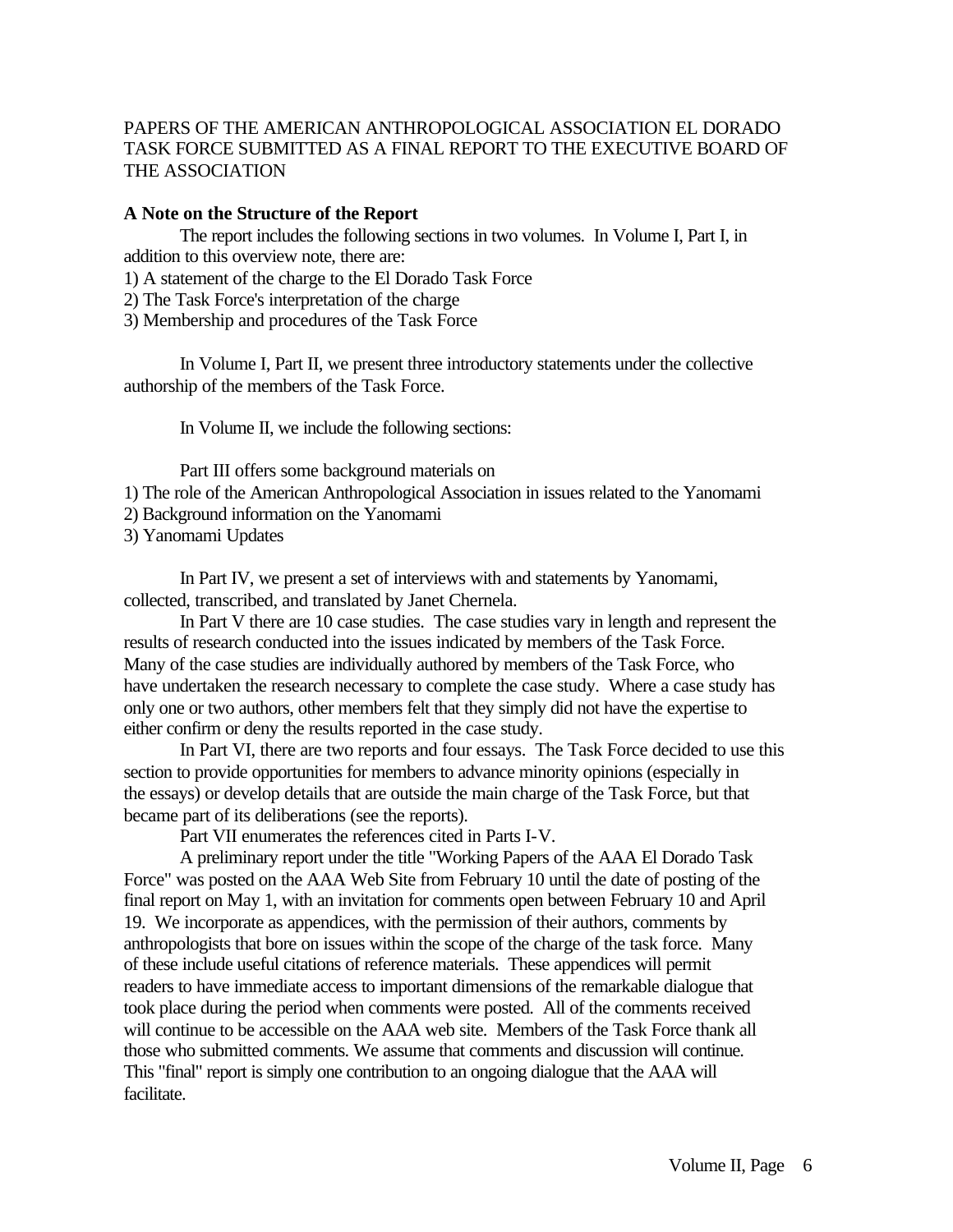PAPERS OF THE AMERICAN ANTHROPOLOGICAL ASSOCIATION EL DORADO TASK FORCE SUBMITTED AS A FINAL REPORT TO THE EXECUTIVE BOARD OF THE ASSOCIATION

**A Note on the Structure of the Report**

The report includes the following sections in two volumes. In Volume I, Part I, in addition to this overview note, there are:

1) A statement of the charge to the El Dorado Task Force
2) The Task Force's interpretation of the charge
3) Membership and procedures of the Task Force

In Volume I, Part II, we present three introductory statements under the collective authorship of the members of the Task Force.

In Volume II, we include the following sections:

Part III offers some background materials on

1) The role of the American Anthropological Association in issues related to the Yanomami
2) Background information on the Yanomami
3) Yanomami Updates

In Part IV, we present a set of interviews with and statements by Yanomami, collected, transcribed, and translated by Janet Chernela.

In Part V there are 10 case studies. The case studies vary in length and represent the results of research conducted into the issues indicated by members of the Task Force. Many of the case studies are individually authored by members of the Task Force, who have undertaken the research necessary to complete the case study. Where a case study has only one or two authors, other members felt that they simply did not have the expertise to either confirm or deny the results reported in the case study.

In Part VI, there are two reports and four essays. The Task Force decided to use this section to provide opportunities for members to advance minority opinions (especially in the essays) or develop details that are outside the main charge of the Task Force, but that became part of its deliberations (see the reports).

Part VII enumerates the references cited in Parts I-V.

A preliminary report under the title "Working Papers of the AAA El Dorado Task Force" was posted on the AAA Web Site from February 10 until the date of posting of the final report on May 1, with an invitation for comments open between February 10 and April 19. We incorporate as appendices, with the permission of their authors, comments by anthropologists that bore on issues within the scope of the charge of the task force. Many of these include useful citations of reference materials. These appendices will permit readers to have immediate access to important dimensions of the remarkable dialogue that took place during the period when comments were posted. All of the comments received will continue to be accessible on the AAA web site. Members of the Task Force thank all those who submitted comments. We assume that comments and discussion will continue. This "final" report is simply one contribution to an ongoing dialogue that the AAA will facilitate.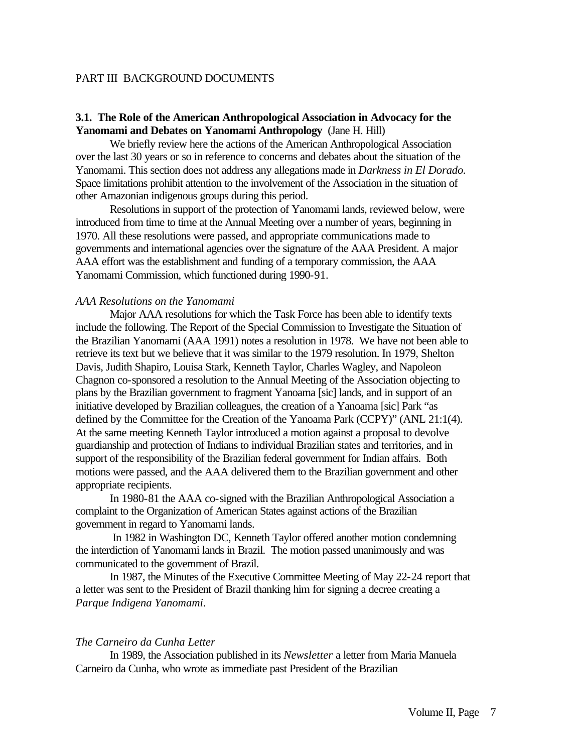PART III BACKGROUND DOCUMENTS

### 3.1. The Role of the American Anthropological Association in Advocacy for the Yanomami and Debates on Yanomami Anthropology (Jane H. Hill)

We briefly review here the actions of the American Anthropological Association over the last 30 years or so in reference to concerns and debates about the situation of the Yanomami. This section does not address any allegations made in *Darkness in El Dorado*. Space limitations prohibit attention to the involvement of the Association in the situation of other Amazonian indigenous groups during this period.

Resolutions in support of the protection of Yanomami lands, reviewed below, were introduced from time to time at the Annual Meeting over a number of years, beginning in 1970. All these resolutions were passed, and appropriate communications made to governments and international agencies over the signature of the AAA President. A major AAA effort was the establishment and funding of a temporary commission, the AAA Yanomami Commission, which functioned during 1990-91.

*AAA Resolutions on the Yanomami*

Major AAA resolutions for which the Task Force has been able to identify texts include the following. The Report of the Special Commission to Investigate the Situation of the Brazilian Yanomami (AAA 1991) notes a resolution in 1978. We have not been able to retrieve its text but we believe that it was similar to the 1979 resolution. In 1979, Shelton Davis, Judith Shapiro, Louisa Stark, Kenneth Taylor, Charles Wagley, and Napoleon Chagnon co-sponsored a resolution to the Annual Meeting of the Association objecting to plans by the Brazilian government to fragment Yanoama [sic] lands, and in support of an initiative developed by Brazilian colleagues, the creation of a Yanoama [sic] Park "as defined by the Committee for the Creation of the Yanoama Park (CCPY)" (ANL 21:1(4). At the same meeting Kenneth Taylor introduced a motion against a proposal to devolve guardianship and protection of Indians to individual Brazilian states and territories, and in support of the responsibility of the Brazilian federal government for Indian affairs. Both motions were passed, and the AAA delivered them to the Brazilian government and other appropriate recipients.

In 1980-81 the AAA co-signed with the Brazilian Anthropological Association a complaint to the Organization of American States against actions of the Brazilian government in regard to Yanomami lands.

In 1982 in Washington DC, Kenneth Taylor offered another motion condemning the interdiction of Yanomami lands in Brazil. The motion passed unanimously and was communicated to the government of Brazil.

In 1987, the Minutes of the Executive Committee Meeting of May 22-24 report that a letter was sent to the President of Brazil thanking him for signing a decree creating a *Parque Indigena Yanomami*.

*The Carneiro da Cunha Letter*

In 1989, the Association published in its *Newsletter* a letter from Maria Manuela Carneiro da Cunha, who wrote as immediate past President of the Brazilian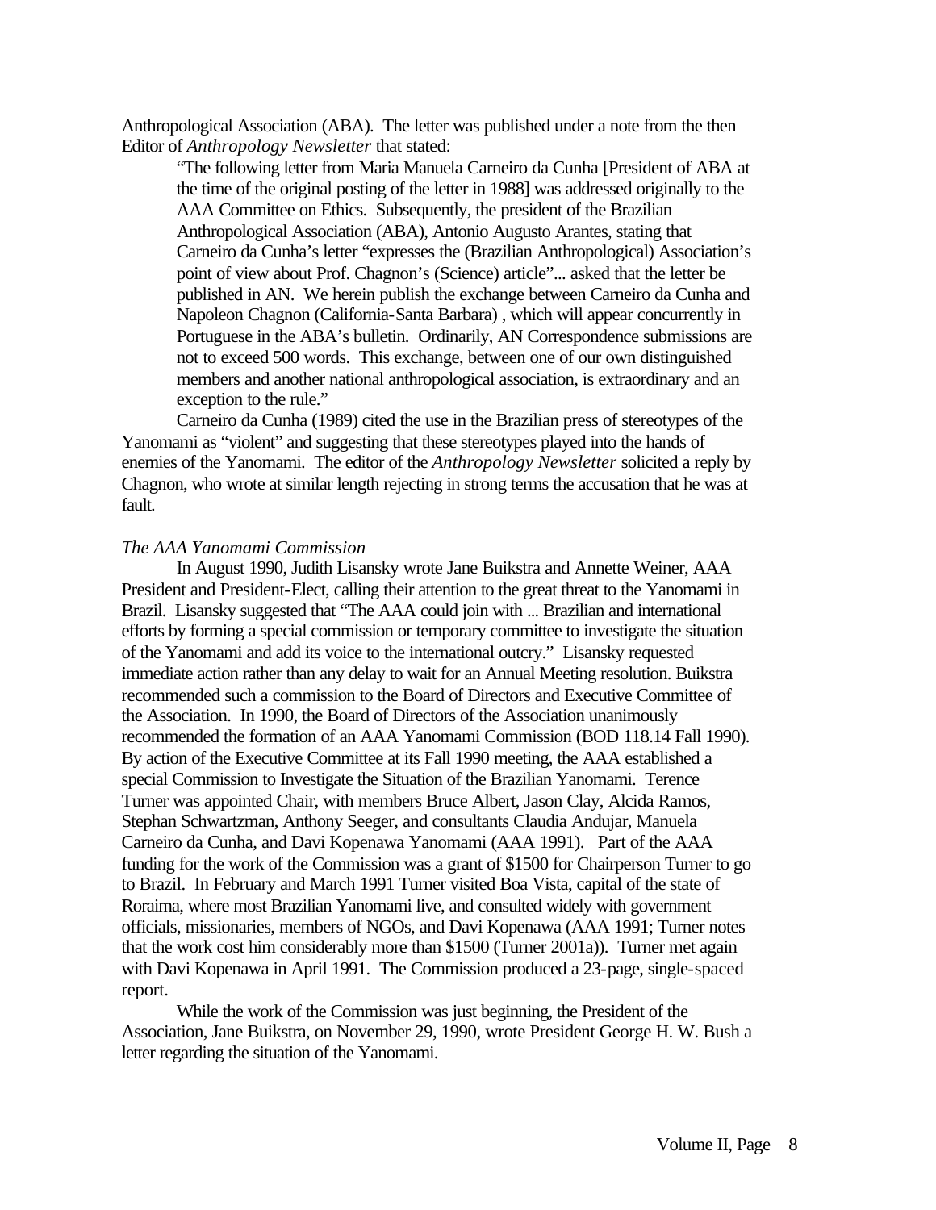Anthropological Association (ABA). The letter was published under a note from the then Editor of *Anthropology Newsletter* that stated:

> "The following letter from Maria Manuela Carneiro da Cunha [President of ABA at the time of the original posting of the letter in 1988] was addressed originally to the AAA Committee on Ethics. Subsequently, the president of the Brazilian Anthropological Association (ABA), Antonio Augusto Arantes, stating that Carneiro da Cunha's letter "expresses the (Brazilian Anthropological) Association's point of view about Prof. Chagnon's (Science) article"... asked that the letter be published in AN. We herein publish the exchange between Carneiro da Cunha and Napoleon Chagnon (California-Santa Barbara) , which will appear concurrently in Portuguese in the ABA's bulletin. Ordinarily, AN Correspondence submissions are not to exceed 500 words. This exchange, between one of our own distinguished members and another national anthropological association, is extraordinary and an exception to the rule."

Carneiro da Cunha (1989) cited the use in the Brazilian press of stereotypes of the Yanomami as "violent" and suggesting that these stereotypes played into the hands of enemies of the Yanomami. The editor of the *Anthropology Newsletter* solicited a reply by Chagnon, who wrote at similar length rejecting in strong terms the accusation that he was at fault.

*The AAA Yanomami Commission*

In August 1990, Judith Lisansky wrote Jane Buikstra and Annette Weiner, AAA President and President-Elect, calling their attention to the great threat to the Yanomami in Brazil. Lisansky suggested that "The AAA could join with ... Brazilian and international efforts by forming a special commission or temporary committee to investigate the situation of the Yanomami and add its voice to the international outcry." Lisansky requested immediate action rather than any delay to wait for an Annual Meeting resolution. Buikstra recommended such a commission to the Board of Directors and Executive Committee of the Association. In 1990, the Board of Directors of the Association unanimously recommended the formation of an AAA Yanomami Commission (BOD 118.14 Fall 1990). By action of the Executive Committee at its Fall 1990 meeting, the AAA established a special Commission to Investigate the Situation of the Brazilian Yanomami. Terence Turner was appointed Chair, with members Bruce Albert, Jason Clay, Alcida Ramos, Stephan Schwartzman, Anthony Seeger, and consultants Claudia Andujar, Manuela Carneiro da Cunha, and Davi Kopenawa Yanomami (AAA 1991). Part of the AAA funding for the work of the Commission was a grant of $1500 for Chairperson Turner to go to Brazil. In February and March 1991 Turner visited Boa Vista, capital of the state of Roraima, where most Brazilian Yanomami live, and consulted widely with government officials, missionaries, members of NGOs, and Davi Kopenawa (AAA 1991; Turner notes that the work cost him considerably more than $1500 (Turner 2001a)). Turner met again with Davi Kopenawa in April 1991. The Commission produced a 23-page, single-spaced report.

While the work of the Commission was just beginning, the President of the Association, Jane Buikstra, on November 29, 1990, wrote President George H. W. Bush a letter regarding the situation of the Yanomami.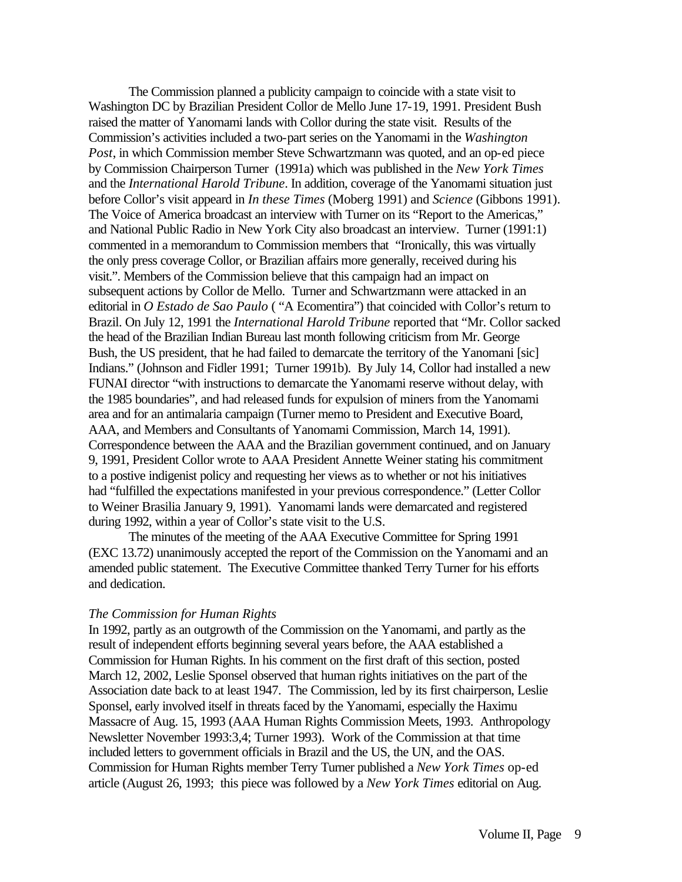The Commission planned a publicity campaign to coincide with a state visit to Washington DC by Brazilian President Collor de Mello June 17-19, 1991. President Bush raised the matter of Yanomami lands with Collor during the state visit. Results of the Commission's activities included a two-part series on the Yanomami in the *Washington Post*, in which Commission member Steve Schwartzmann was quoted, and an op-ed piece by Commission Chairperson Turner (1991a) which was published in the *New York Times* and the *International Harold Tribune*. In addition, coverage of the Yanomami situation just before Collor's visit appeard in *In these Times* (Moberg 1991) and *Science* (Gibbons 1991). The Voice of America broadcast an interview with Turner on its "Report to the Americas," and National Public Radio in New York City also broadcast an interview. Turner (1991:1) commented in a memorandum to Commission members that "Ironically, this was virtually the only press coverage Collor, or Brazilian affairs more generally, received during his visit.". Members of the Commission believe that this campaign had an impact on subsequent actions by Collor de Mello. Turner and Schwartzmann were attacked in an editorial in *O Estado de Sao Paulo* ( "A Ecomentira") that coincided with Collor's return to Brazil. On July 12, 1991 the *International Harold Tribune* reported that "Mr. Collor sacked the head of the Brazilian Indian Bureau last month following criticism from Mr. George Bush, the US president, that he had failed to demarcate the territory of the Yanomani [sic] Indians." (Johnson and Fidler 1991; Turner 1991b). By July 14, Collor had installed a new FUNAI director "with instructions to demarcate the Yanomami reserve without delay, with the 1985 boundaries", and had released funds for expulsion of miners from the Yanomami area and for an antimalaria campaign (Turner memo to President and Executive Board, AAA, and Members and Consultants of Yanomami Commission, March 14, 1991). Correspondence between the AAA and the Brazilian government continued, and on January 9, 1991, President Collor wrote to AAA President Annette Weiner stating his commitment to a postive indigenist policy and requesting her views as to whether or not his initiatives had "fulfilled the expectations manifested in your previous correspondence." (Letter Collor to Weiner Brasilia January 9, 1991). Yanomami lands were demarcated and registered during 1992, within a year of Collor's state visit to the U.S.

The minutes of the meeting of the AAA Executive Committee for Spring 1991 (EXC 13.72) unanimously accepted the report of the Commission on the Yanomami and an amended public statement. The Executive Committee thanked Terry Turner for his efforts and dedication.

*The Commission for Human Rights*

In 1992, partly as an outgrowth of the Commission on the Yanomami, and partly as the result of independent efforts beginning several years before, the AAA established a Commission for Human Rights. In his comment on the first draft of this section, posted March 12, 2002, Leslie Sponsel observed that human rights initiatives on the part of the Association date back to at least 1947. The Commission, led by its first chairperson, Leslie Sponsel, early involved itself in threats faced by the Yanomami, especially the Haximu Massacre of Aug. 15, 1993 (AAA Human Rights Commission Meets, 1993. Anthropology Newsletter November 1993:3,4; Turner 1993). Work of the Commission at that time included letters to government officials in Brazil and the US, the UN, and the OAS. Commission for Human Rights member Terry Turner published a *New York Times* op-ed article (August 26, 1993; this piece was followed by a *New York Times* editorial on Aug.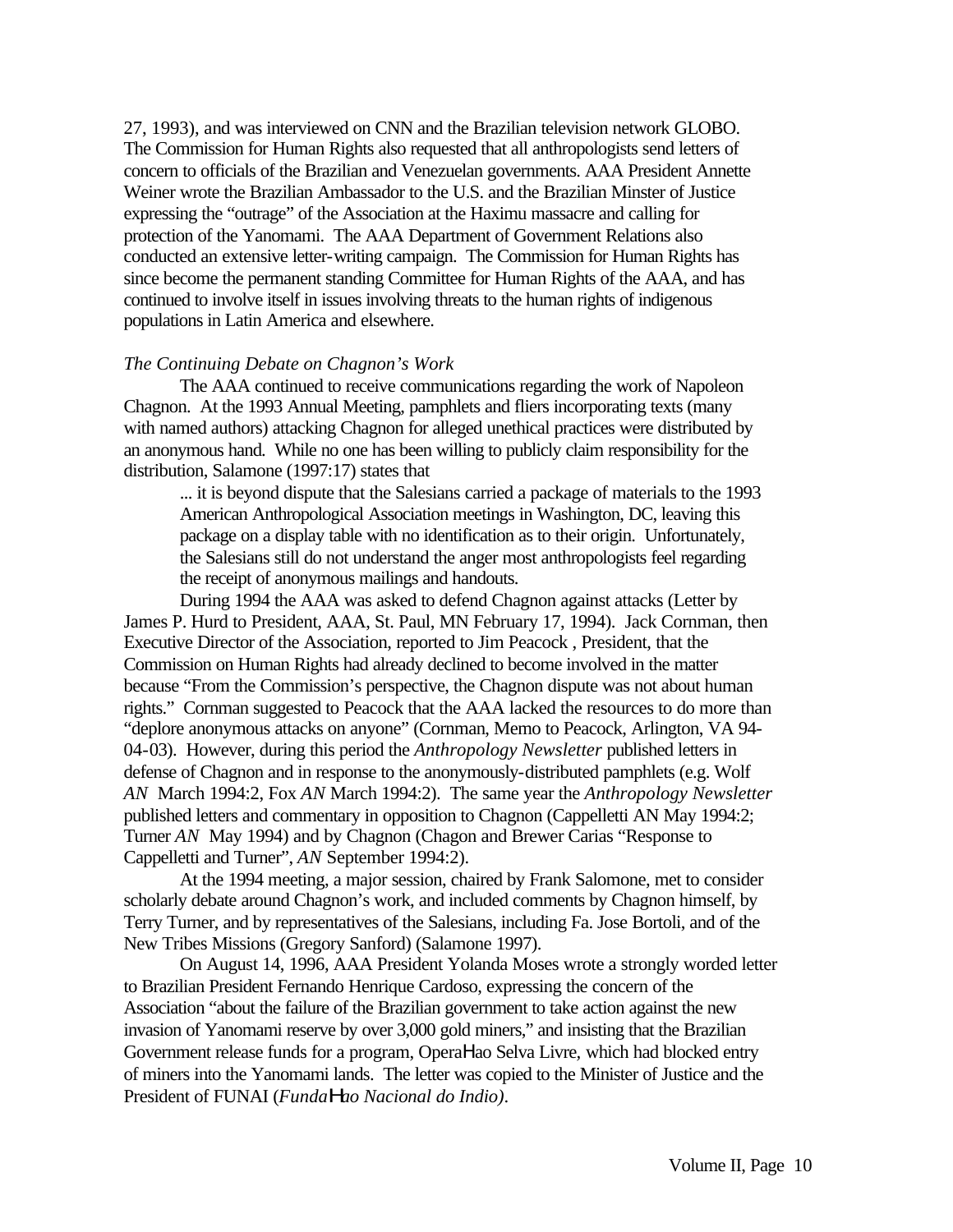27, 1993), and was interviewed on CNN and the Brazilian television network GLOBO. The Commission for Human Rights also requested that all anthropologists send letters of concern to officials of the Brazilian and Venezuelan governments. AAA President Annette Weiner wrote the Brazilian Ambassador to the U.S. and the Brazilian Minster of Justice expressing the "outrage" of the Association at the Haximu massacre and calling for protection of the Yanomami. The AAA Department of Government Relations also conducted an extensive letter-writing campaign. The Commission for Human Rights has since become the permanent standing Committee for Human Rights of the AAA, and has continued to involve itself in issues involving threats to the human rights of indigenous populations in Latin America and elsewhere.

*The Continuing Debate on Chagnon's Work*

The AAA continued to receive communications regarding the work of Napoleon Chagnon. At the 1993 Annual Meeting, pamphlets and fliers incorporating texts (many with named authors) attacking Chagnon for alleged unethical practices were distributed by an anonymous hand. While no one has been willing to publicly claim responsibility for the distribution, Salamone (1997:17) states that

> ... it is beyond dispute that the Salesians carried a package of materials to the 1993 American Anthropological Association meetings in Washington, DC, leaving this package on a display table with no identification as to their origin. Unfortunately, the Salesians still do not understand the anger most anthropologists feel regarding the receipt of anonymous mailings and handouts.

During 1994 the AAA was asked to defend Chagnon against attacks (Letter by James P. Hurd to President, AAA, St. Paul, MN February 17, 1994). Jack Cornman, then Executive Director of the Association, reported to Jim Peacock , President, that the Commission on Human Rights had already declined to become involved in the matter because "From the Commission's perspective, the Chagnon dispute was not about human rights." Cornman suggested to Peacock that the AAA lacked the resources to do more than "deplore anonymous attacks on anyone" (Cornman, Memo to Peacock, Arlington, VA 94-04-03). However, during this period the *Anthropology Newsletter* published letters in defense of Chagnon and in response to the anonymously-distributed pamphlets (e.g. Wolf *AN* March 1994:2, Fox *AN* March 1994:2). The same year the *Anthropology Newsletter* published letters and commentary in opposition to Chagnon (Cappelletti AN May 1994:2; Turner *AN* May 1994) and by Chagnon (Chagon and Brewer Carias "Response to Cappelletti and Turner", *AN* September 1994:2).

At the 1994 meeting, a major session, chaired by Frank Salomone, met to consider scholarly debate around Chagnon's work, and included comments by Chagnon himself, by Terry Turner, and by representatives of the Salesians, including Fa. Jose Bortoli, and of the New Tribes Missions (Gregory Sanford) (Salamone 1997).

On August 14, 1996, AAA President Yolanda Moses wrote a strongly worded letter to Brazilian President Fernando Henrique Cardoso, expressing the concern of the Association "about the failure of the Brazilian government to take action against the new invasion of Yanomami reserve by over 3,000 gold miners," and insisting that the Brazilian Government release funds for a program, OperaΗao Selva Livre, which had blocked entry of miners into the Yanomami lands. The letter was copied to the Minister of Justice and the President of FUNAI (*FundaΗao Nacional do Indio)*.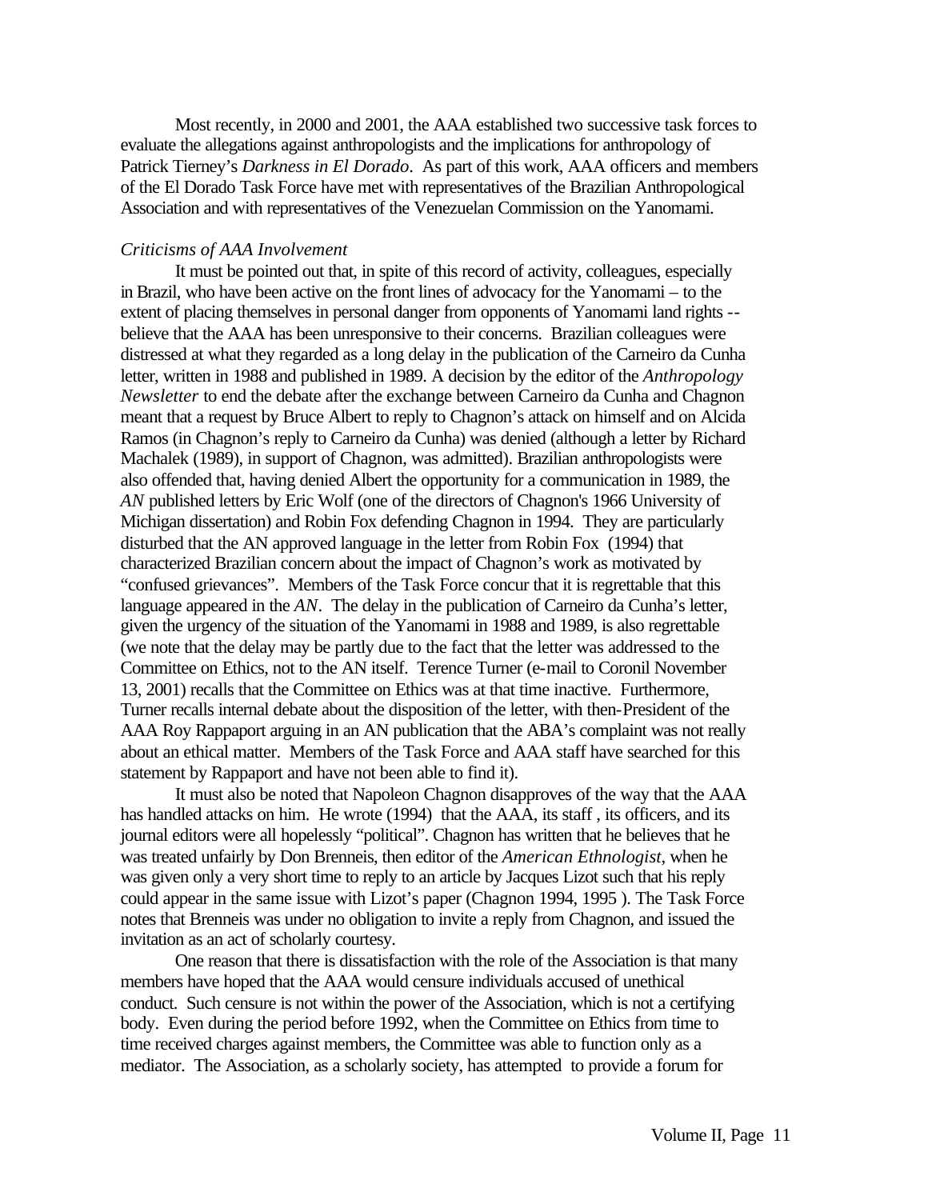Most recently, in 2000 and 2001, the AAA established two successive task forces to evaluate the allegations against anthropologists and the implications for anthropology of Patrick Tierney's *Darkness in El Dorado*. As part of this work, AAA officers and members of the El Dorado Task Force have met with representatives of the Brazilian Anthropological Association and with representatives of the Venezuelan Commission on the Yanomami.

*Criticisms of AAA Involvement*

It must be pointed out that, in spite of this record of activity, colleagues, especially in Brazil, who have been active on the front lines of advocacy for the Yanomami – to the extent of placing themselves in personal danger from opponents of Yanomami land rights -- believe that the AAA has been unresponsive to their concerns. Brazilian colleagues were distressed at what they regarded as a long delay in the publication of the Carneiro da Cunha letter, written in 1988 and published in 1989. A decision by the editor of the *Anthropology Newsletter* to end the debate after the exchange between Carneiro da Cunha and Chagnon meant that a request by Bruce Albert to reply to Chagnon's attack on himself and on Alcida Ramos (in Chagnon's reply to Carneiro da Cunha) was denied (although a letter by Richard Machalek (1989), in support of Chagnon, was admitted). Brazilian anthropologists were also offended that, having denied Albert the opportunity for a communication in 1989, the *AN* published letters by Eric Wolf (one of the directors of Chagnon's 1966 University of Michigan dissertation) and Robin Fox defending Chagnon in 1994. They are particularly disturbed that the AN approved language in the letter from Robin Fox (1994) that characterized Brazilian concern about the impact of Chagnon's work as motivated by "confused grievances". Members of the Task Force concur that it is regrettable that this language appeared in the *AN*. The delay in the publication of Carneiro da Cunha's letter, given the urgency of the situation of the Yanomami in 1988 and 1989, is also regrettable (we note that the delay may be partly due to the fact that the letter was addressed to the Committee on Ethics, not to the AN itself. Terence Turner (e-mail to Coronil November 13, 2001) recalls that the Committee on Ethics was at that time inactive. Furthermore, Turner recalls internal debate about the disposition of the letter, with then-President of the AAA Roy Rappaport arguing in an AN publication that the ABA's complaint was not really about an ethical matter. Members of the Task Force and AAA staff have searched for this statement by Rappaport and have not been able to find it).

It must also be noted that Napoleon Chagnon disapproves of the way that the AAA has handled attacks on him. He wrote (1994) that the AAA, its staff , its officers, and its journal editors were all hopelessly "political". Chagnon has written that he believes that he was treated unfairly by Don Brenneis, then editor of the *American Ethnologist*, when he was given only a very short time to reply to an article by Jacques Lizot such that his reply could appear in the same issue with Lizot's paper (Chagnon 1994, 1995 ). The Task Force notes that Brenneis was under no obligation to invite a reply from Chagnon, and issued the invitation as an act of scholarly courtesy.

One reason that there is dissatisfaction with the role of the Association is that many members have hoped that the AAA would censure individuals accused of unethical conduct. Such censure is not within the power of the Association, which is not a certifying body. Even during the period before 1992, when the Committee on Ethics from time to time received charges against members, the Committee was able to function only as a mediator. The Association, as a scholarly society, has attempted to provide a forum for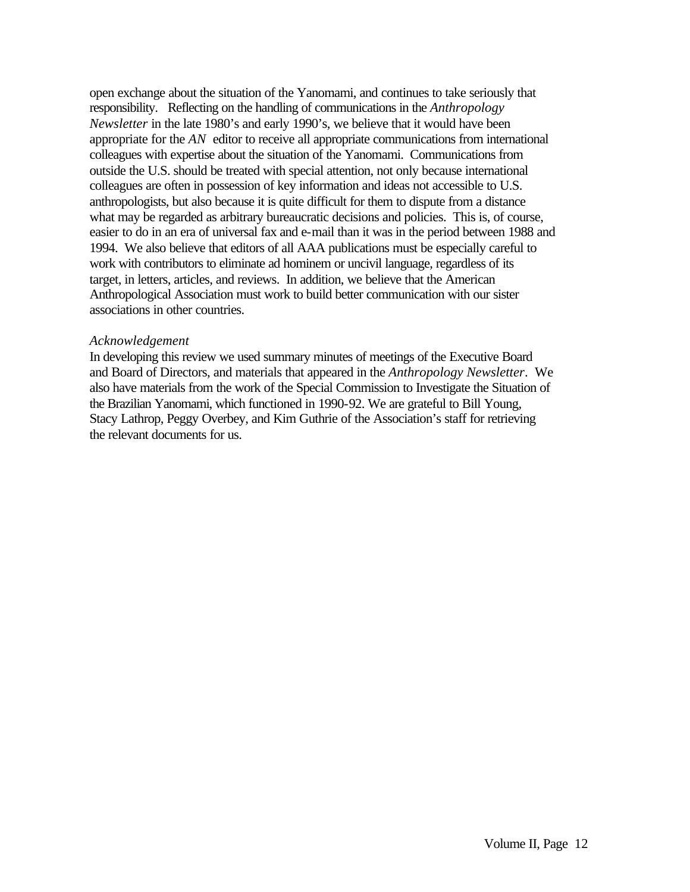open exchange about the situation of the Yanomami, and continues to take seriously that responsibility. Reflecting on the handling of communications in the *Anthropology Newsletter* in the late 1980's and early 1990's, we believe that it would have been appropriate for the *AN* editor to receive all appropriate communications from international colleagues with expertise about the situation of the Yanomami. Communications from outside the U.S. should be treated with special attention, not only because international colleagues are often in possession of key information and ideas not accessible to U.S. anthropologists, but also because it is quite difficult for them to dispute from a distance what may be regarded as arbitrary bureaucratic decisions and policies. This is, of course, easier to do in an era of universal fax and e-mail than it was in the period between 1988 and 1994. We also believe that editors of all AAA publications must be especially careful to work with contributors to eliminate ad hominem or uncivil language, regardless of its target, in letters, articles, and reviews. In addition, we believe that the American Anthropological Association must work to build better communication with our sister associations in other countries.

*Acknowledgement*

In developing this review we used summary minutes of meetings of the Executive Board and Board of Directors, and materials that appeared in the *Anthropology Newsletter*. We also have materials from the work of the Special Commission to Investigate the Situation of the Brazilian Yanomami, which functioned in 1990-92. We are grateful to Bill Young, Stacy Lathrop, Peggy Overbey, and Kim Guthrie of the Association's staff for retrieving the relevant documents for us.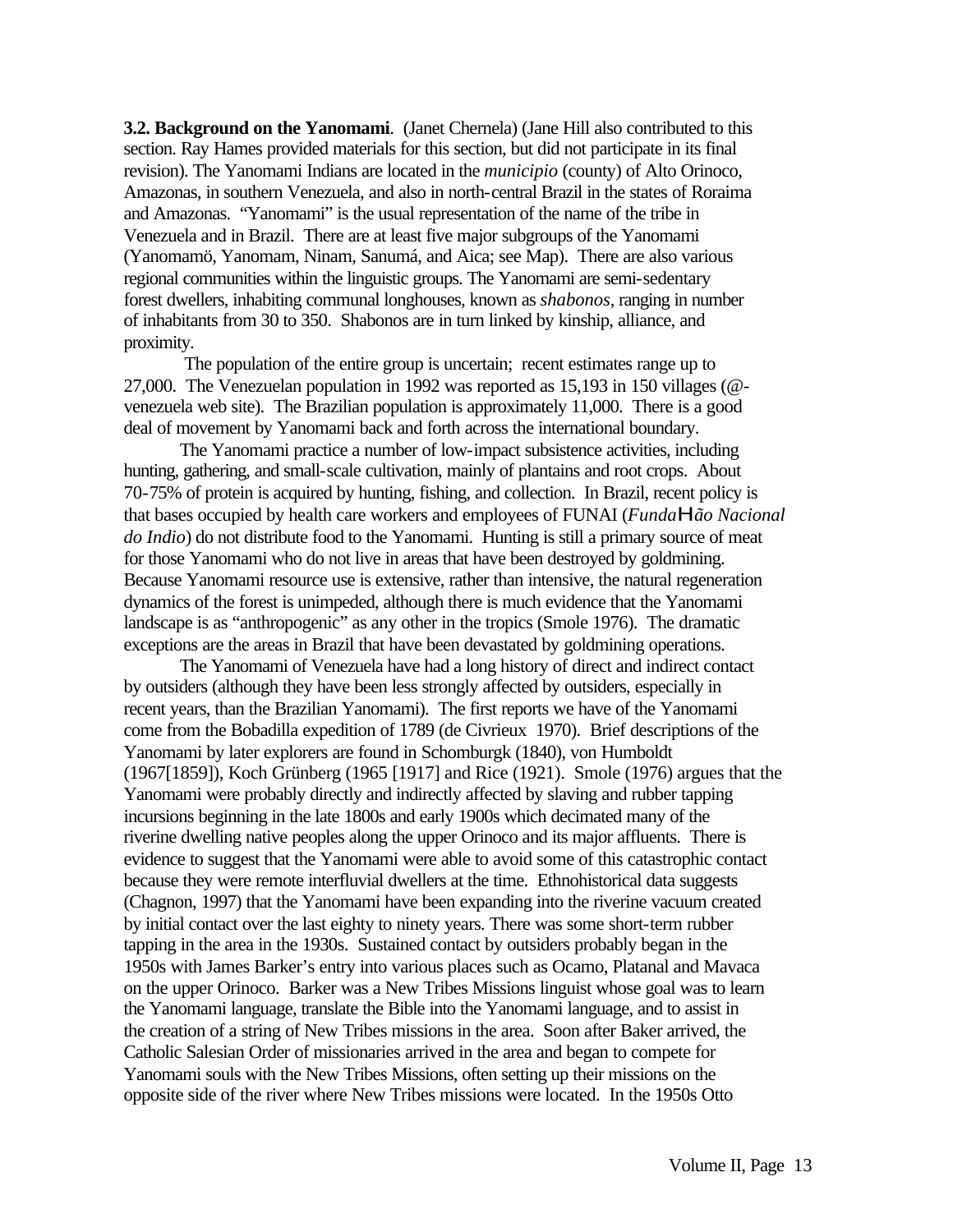**3.2. Background on the Yanomami**. (Janet Chernela) (Jane Hill also contributed to this section. Ray Hames provided materials for this section, but did not participate in its final revision). The Yanomami Indians are located in the *municipio* (county) of Alto Orinoco, Amazonas, in southern Venezuela, and also in north-central Brazil in the states of Roraima and Amazonas. "Yanomami" is the usual representation of the name of the tribe in Venezuela and in Brazil. There are at least five major subgroups of the Yanomami (Yanomamö, Yanomam, Ninam, Sanumá, and Aica; see Map). There are also various regional communities within the linguistic groups. The Yanomami are semi-sedentary forest dwellers, inhabiting communal longhouses, known as *shabonos*, ranging in number of inhabitants from 30 to 350. Shabonos are in turn linked by kinship, alliance, and proximity.

The population of the entire group is uncertain; recent estimates range up to 27,000. The Venezuelan population in 1992 was reported as 15,193 in 150 villages (@-venezuela web site). The Brazilian population is approximately 11,000. There is a good deal of movement by Yanomami back and forth across the international boundary.

The Yanomami practice a number of low-impact subsistence activities, including hunting, gathering, and small-scale cultivation, mainly of plantains and root crops. About 70-75% of protein is acquired by hunting, fishing, and collection. In Brazil, recent policy is that bases occupied by health care workers and employees of FUNAI (*FundaHão Nacional do Indio*) do not distribute food to the Yanomami. Hunting is still a primary source of meat for those Yanomami who do not live in areas that have been destroyed by goldmining. Because Yanomami resource use is extensive, rather than intensive, the natural regeneration dynamics of the forest is unimpeded, although there is much evidence that the Yanomami landscape is as "anthropogenic" as any other in the tropics (Smole 1976). The dramatic exceptions are the areas in Brazil that have been devastated by goldmining operations.

The Yanomami of Venezuela have had a long history of direct and indirect contact by outsiders (although they have been less strongly affected by outsiders, especially in recent years, than the Brazilian Yanomami). The first reports we have of the Yanomami come from the Bobadilla expedition of 1789 (de Civrieux 1970). Brief descriptions of the Yanomami by later explorers are found in Schomburgk (1840), von Humboldt (1967[1859]), Koch Grünberg (1965 [1917] and Rice (1921). Smole (1976) argues that the Yanomami were probably directly and indirectly affected by slaving and rubber tapping incursions beginning in the late 1800s and early 1900s which decimated many of the riverine dwelling native peoples along the upper Orinoco and its major affluents. There is evidence to suggest that the Yanomami were able to avoid some of this catastrophic contact because they were remote interfluvial dwellers at the time. Ethnohistorical data suggests (Chagnon, 1997) that the Yanomami have been expanding into the riverine vacuum created by initial contact over the last eighty to ninety years. There was some short-term rubber tapping in the area in the 1930s. Sustained contact by outsiders probably began in the 1950s with James Barker's entry into various places such as Ocamo, Platanal and Mavaca on the upper Orinoco. Barker was a New Tribes Missions linguist whose goal was to learn the Yanomami language, translate the Bible into the Yanomami language, and to assist in the creation of a string of New Tribes missions in the area. Soon after Baker arrived, the Catholic Salesian Order of missionaries arrived in the area and began to compete for Yanomami souls with the New Tribes Missions, often setting up their missions on the opposite side of the river where New Tribes missions were located. In the 1950s Otto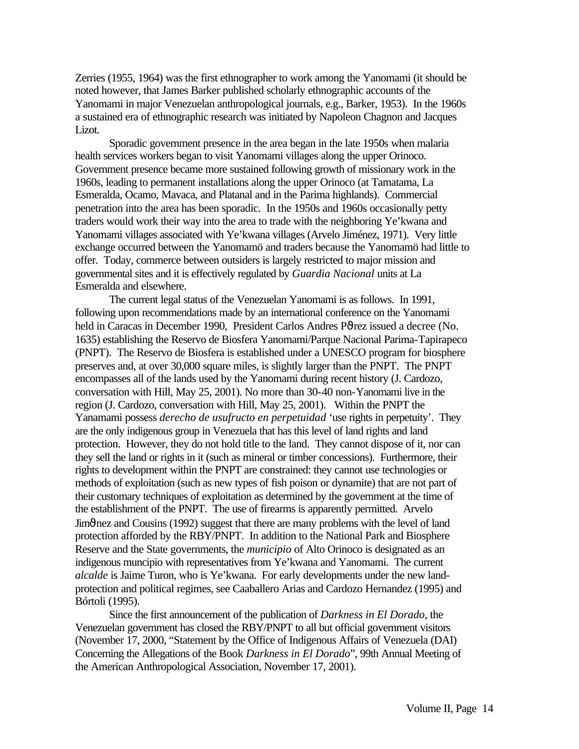Zerries (1955, 1964) was the first ethnographer to work among the Yanomami (it should be noted however, that James Barker published scholarly ethnographic accounts of the Yanomami in major Venezuelan anthropological journals, e.g., Barker, 1953). In the 1960s a sustained era of ethnographic research was initiated by Napoleon Chagnon and Jacques Lizot.

Sporadic government presence in the area began in the late 1950s when malaria health services workers began to visit Yanomami villages along the upper Orinoco. Government presence became more sustained following growth of missionary work in the 1960s, leading to permanent installations along the upper Orinoco (at Tamatama, La Esmeralda, Ocamo, Mavaca, and Platanal and in the Parima highlands). Commercial penetration into the area has been sporadic. In the 1950s and 1960s occasionally petty traders would work their way into the area to trade with the neighboring Ye'kwana and Yanomami villages associated with Ye'kwana villages (Arvelo Jiménez, 1971). Very little exchange occurred between the Yanomamö and traders because the Yanomamö had little to offer. Today, commerce between outsiders is largely restricted to major mission and governmental sites and it is effectively regulated by *Guardia Nacional* units at La Esmeralda and elsewhere.

The current legal status of the Venezuelan Yanomami is as follows. In 1991, following upon recommendations made by an international conference on the Yanomami held in Caracas in December 1990, President Carlos Andres Pϑrez issued a decree (No. 1635) establishing the Reservo de Biosfera Yanomami/Parque Nacional Parima-Tapirapeco (PNPT). The Reservo de Biosfera is established under a UNESCO program for biosphere preserves and, at over 30,000 square miles, is slightly larger than the PNPT. The PNPT encompasses all of the lands used by the Yanomami during recent history (J. Cardozo, conversation with Hill, May 25, 2001). No more than 30-40 non-Yanomami live in the region (J. Cardozo, conversation with Hill, May 25, 2001). Within the PNPT the Yanamami possess *derecho de usufructo en perpetuidad* 'use rights in perpetuity'. They are the only indigenous group in Venezuela that has this level of land rights and land protection. However, they do not hold title to the land. They cannot dispose of it, nor can they sell the land or rights in it (such as mineral or timber concessions). Furthermore, their rights to development within the PNPT are constrained: they cannot use technologies or methods of exploitation (such as new types of fish poison or dynamite) that are not part of their customary techniques of exploitation as determined by the government at the time of the establishment of the PNPT. The use of firearms is apparently permitted. Arvelo Jimϑnez and Cousins (1992) suggest that there are many problems with the level of land protection afforded by the RBY/PNPT. In addition to the National Park and Biosphere Reserve and the State governments, the *municipio* of Alto Orinoco is designated as an indigenous muncipio with representatives from Ye'kwana and Yanomami. The current *alcalde* is Jaime Turon, who is Ye'kwana. For early developments under the new land-protection and political regimes, see Caaballero Arias and Cardozo Hernandez (1995) and Bórtoli (1995).

Since the first announcement of the publication of *Darkness in El Dorado*, the Venezuelan government has closed the RBY/PNPT to all but official government visitors (November 17, 2000, "Statement by the Office of Indigenous Affairs of Venezuela (DAI) Concerning the Allegations of the Book *Darkness in El Dorado*", 99th Annual Meeting of the American Anthropological Association, November 17, 2001).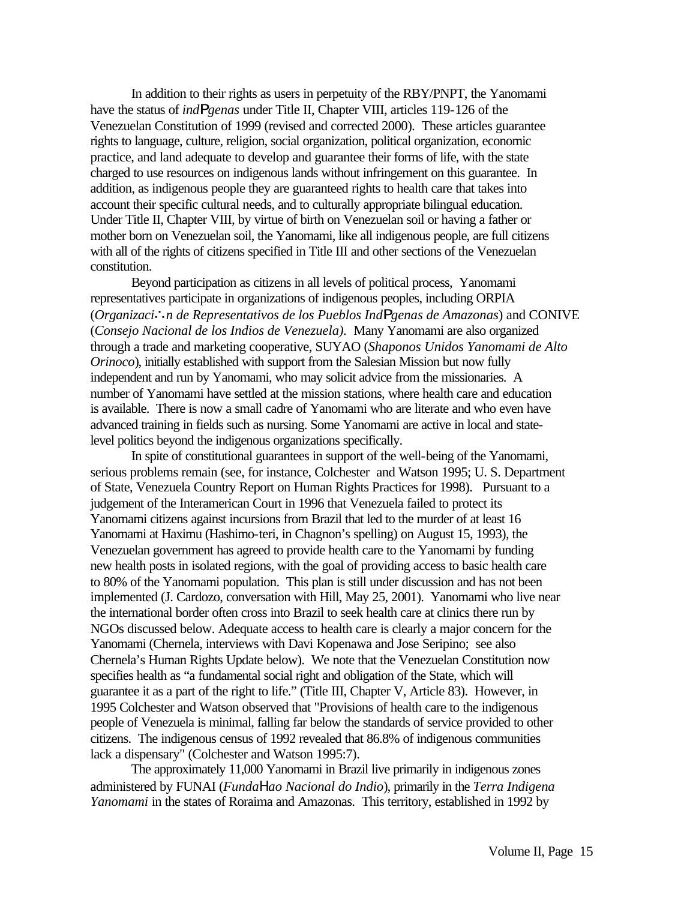In addition to their rights as users in perpetuity of the RBY/PNPT, the Yanomami have the status of *indígenas* under Title II, Chapter VIII, articles 119-126 of the Venezuelan Constitution of 1999 (revised and corrected 2000). These articles guarantee rights to language, culture, religion, social organization, political organization, economic practice, and land adequate to develop and guarantee their forms of life, with the state charged to use resources on indigenous lands without infringement on this guarantee. In addition, as indigenous people they are guaranteed rights to health care that takes into account their specific cultural needs, and to culturally appropriate bilingual education. Under Title II, Chapter VIII, by virtue of birth on Venezuelan soil or having a father or mother born on Venezuelan soil, the Yanomami, like all indigenous people, are full citizens with all of the rights of citizens specified in Title III and other sections of the Venezuelan constitution.

Beyond participation as citizens in all levels of political process, Yanomami representatives participate in organizations of indigenous peoples, including ORPIA (*Organización de Representativos de los Pueblos Indígenas de Amazonas*) and CONIVE (*Consejo Nacional de los Indios de Venezuela)*. Many Yanomami are also organized through a trade and marketing cooperative, SUYAO (*Shaponos Unidos Yanomami de Alto Orinoco*), initially established with support from the Salesian Mission but now fully independent and run by Yanomami, who may solicit advice from the missionaries. A number of Yanomami have settled at the mission stations, where health care and education is available. There is now a small cadre of Yanomami who are literate and who even have advanced training in fields such as nursing. Some Yanomami are active in local and state-level politics beyond the indigenous organizations specifically.

In spite of constitutional guarantees in support of the well-being of the Yanomami, serious problems remain (see, for instance, Colchester and Watson 1995; U. S. Department of State, Venezuela Country Report on Human Rights Practices for 1998). Pursuant to a judgement of the Interamerican Court in 1996 that Venezuela failed to protect its Yanomami citizens against incursions from Brazil that led to the murder of at least 16 Yanomami at Haximu (Hashimo-teri, in Chagnon's spelling) on August 15, 1993), the Venezuelan government has agreed to provide health care to the Yanomami by funding new health posts in isolated regions, with the goal of providing access to basic health care to 80% of the Yanomami population. This plan is still under discussion and has not been implemented (J. Cardozo, conversation with Hill, May 25, 2001). Yanomami who live near the international border often cross into Brazil to seek health care at clinics there run by NGOs discussed below. Adequate access to health care is clearly a major concern for the Yanomami (Chernela, interviews with Davi Kopenawa and Jose Seripino; see also Chernela's Human Rights Update below). We note that the Venezuelan Constitution now specifies health as "a fundamental social right and obligation of the State, which will guarantee it as a part of the right to life." (Title III, Chapter V, Article 83). However, in 1995 Colchester and Watson observed that "Provisions of health care to the indigenous people of Venezuela is minimal, falling far below the standards of service provided to other citizens. The indigenous census of 1992 revealed that 86.8% of indigenous communities lack a dispensary" (Colchester and Watson 1995:7).

The approximately 11,000 Yanomami in Brazil live primarily in indigenous zones administered by FUNAI (*Fundação Nacional do Indio*), primarily in the *Terra Indigena Yanomami* in the states of Roraima and Amazonas. This territory, established in 1992 by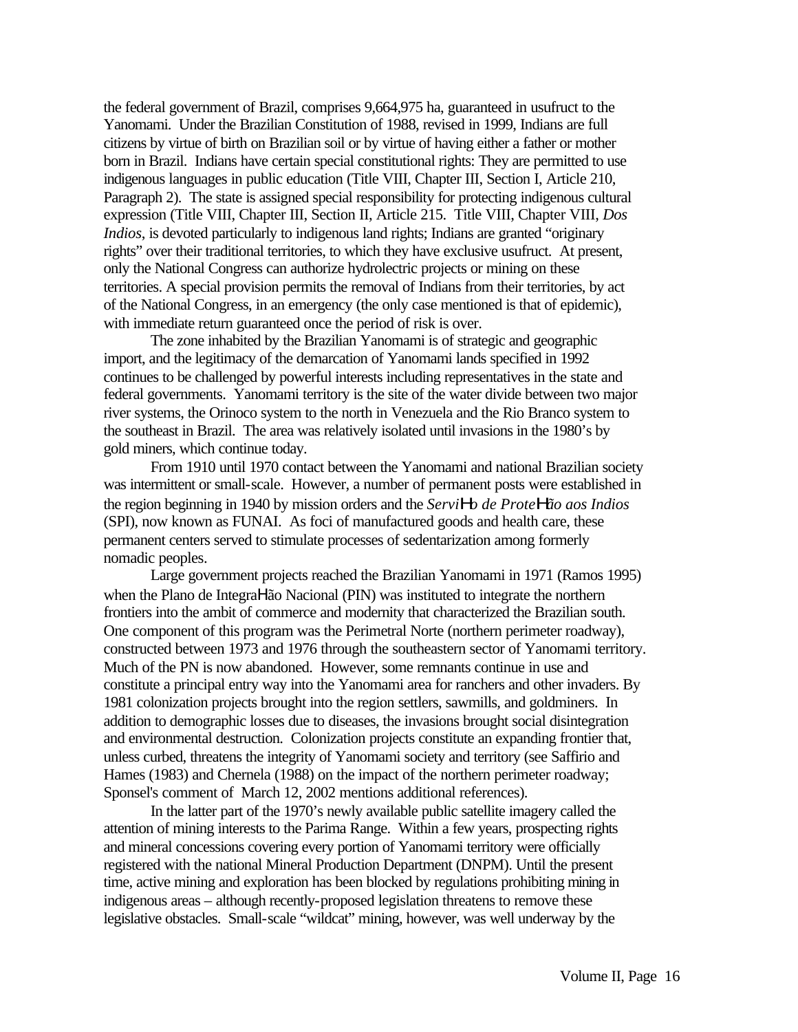the federal government of Brazil, comprises 9,664,975 ha, guaranteed in usufruct to the Yanomami. Under the Brazilian Constitution of 1988, revised in 1999, Indians are full citizens by virtue of birth on Brazilian soil or by virtue of having either a father or mother born in Brazil. Indians have certain special constitutional rights: They are permitted to use indigenous languages in public education (Title VIII, Chapter III, Section I, Article 210, Paragraph 2). The state is assigned special responsibility for protecting indigenous cultural expression (Title VIII, Chapter III, Section II, Article 215. Title VIII, Chapter VIII, *Dos Indios*, is devoted particularly to indigenous land rights; Indians are granted "originary rights" over their traditional territories, to which they have exclusive usufruct. At present, only the National Congress can authorize hydrolectric projects or mining on these territories. A special provision permits the removal of Indians from their territories, by act of the National Congress, in an emergency (the only case mentioned is that of epidemic), with immediate return guaranteed once the period of risk is over.

The zone inhabited by the Brazilian Yanomami is of strategic and geographic import, and the legitimacy of the demarcation of Yanomami lands specified in 1992 continues to be challenged by powerful interests including representatives in the state and federal governments. Yanomami territory is the site of the water divide between two major river systems, the Orinoco system to the north in Venezuela and the Rio Branco system to the southeast in Brazil. The area was relatively isolated until invasions in the 1980's by gold miners, which continue today.

From 1910 until 1970 contact between the Yanomami and national Brazilian society was intermittent or small-scale. However, a number of permanent posts were established in the region beginning in 1940 by mission orders and the *Serviço de Proteção aos Indios* (SPI), now known as FUNAI. As foci of manufactured goods and health care, these permanent centers served to stimulate processes of sedentarization among formerly nomadic peoples.

Large government projects reached the Brazilian Yanomami in 1971 (Ramos 1995) when the Plano de Integração Nacional (PIN) was instituted to integrate the northern frontiers into the ambit of commerce and modernity that characterized the Brazilian south. One component of this program was the Perimetral Norte (northern perimeter roadway), constructed between 1973 and 1976 through the southeastern sector of Yanomami territory. Much of the PN is now abandoned. However, some remnants continue in use and constitute a principal entry way into the Yanomami area for ranchers and other invaders. By 1981 colonization projects brought into the region settlers, sawmills, and goldminers. In addition to demographic losses due to diseases, the invasions brought social disintegration and environmental destruction. Colonization projects constitute an expanding frontier that, unless curbed, threatens the integrity of Yanomami society and territory (see Saffirio and Hames (1983) and Chernela (1988) on the impact of the northern perimeter roadway; Sponsel's comment of March 12, 2002 mentions additional references).

In the latter part of the 1970's newly available public satellite imagery called the attention of mining interests to the Parima Range. Within a few years, prospecting rights and mineral concessions covering every portion of Yanomami territory were officially registered with the national Mineral Production Department (DNPM). Until the present time, active mining and exploration has been blocked by regulations prohibiting mining in indigenous areas – although recently-proposed legislation threatens to remove these legislative obstacles. Small-scale "wildcat" mining, however, was well underway by the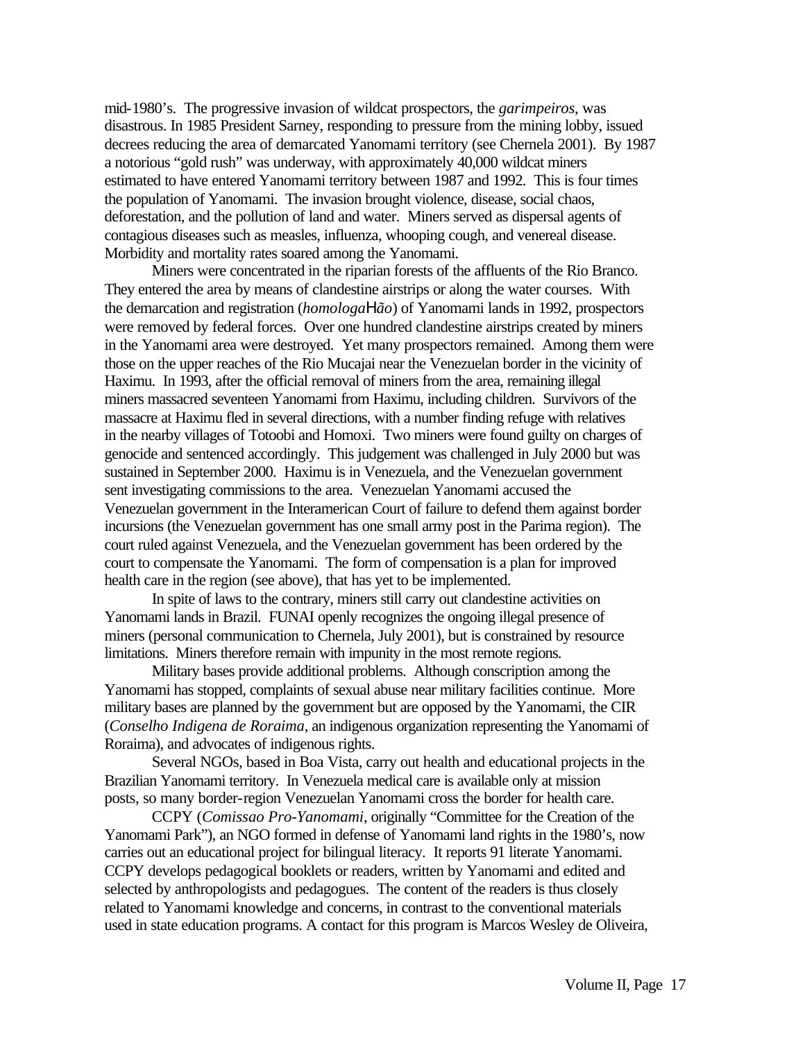mid-1980's. The progressive invasion of wildcat prospectors, the *garimpeiros*, was disastrous. In 1985 President Sarney, responding to pressure from the mining lobby, issued decrees reducing the area of demarcated Yanomami territory (see Chernela 2001). By 1987 a notorious "gold rush" was underway, with approximately 40,000 wildcat miners estimated to have entered Yanomami territory between 1987 and 1992. This is four times the population of Yanomami. The invasion brought violence, disease, social chaos, deforestation, and the pollution of land and water. Miners served as dispersal agents of contagious diseases such as measles, influenza, whooping cough, and venereal disease. Morbidity and mortality rates soared among the Yanomami.

Miners were concentrated in the riparian forests of the affluents of the Rio Branco. They entered the area by means of clandestine airstrips or along the water courses. With the demarcation and registration (*homologa*Hã*o*) of Yanomami lands in 1992, prospectors were removed by federal forces. Over one hundred clandestine airstrips created by miners in the Yanomami area were destroyed. Yet many prospectors remained. Among them were those on the upper reaches of the Rio Mucajai near the Venezuelan border in the vicinity of Haximu. In 1993, after the official removal of miners from the area, remaining illegal miners massacred seventeen Yanomami from Haximu, including children. Survivors of the massacre at Haximu fled in several directions, with a number finding refuge with relatives in the nearby villages of Totoobi and Homoxi. Two miners were found guilty on charges of genocide and sentenced accordingly. This judgement was challenged in July 2000 but was sustained in September 2000. Haximu is in Venezuela, and the Venezuelan government sent investigating commissions to the area. Venezuelan Yanomami accused the Venezuelan government in the Interamerican Court of failure to defend them against border incursions (the Venezuelan government has one small army post in the Parima region). The court ruled against Venezuela, and the Venezuelan government has been ordered by the court to compensate the Yanomami. The form of compensation is a plan for improved health care in the region (see above), that has yet to be implemented.

In spite of laws to the contrary, miners still carry out clandestine activities on Yanomami lands in Brazil. FUNAI openly recognizes the ongoing illegal presence of miners (personal communication to Chernela, July 2001), but is constrained by resource limitations. Miners therefore remain with impunity in the most remote regions.

Military bases provide additional problems. Although conscription among the Yanomami has stopped, complaints of sexual abuse near military facilities continue. More military bases are planned by the government but are opposed by the Yanomami, the CIR (*Conselho Indigena de Roraima*, an indigenous organization representing the Yanomami of Roraima), and advocates of indigenous rights.

Several NGOs, based in Boa Vista, carry out health and educational projects in the Brazilian Yanomami territory. In Venezuela medical care is available only at mission posts, so many border-region Venezuelan Yanomami cross the border for health care.

CCPY (*Comissao Pro-Yanomami*, originally "Committee for the Creation of the Yanomami Park"), an NGO formed in defense of Yanomami land rights in the 1980's, now carries out an educational project for bilingual literacy. It reports 91 literate Yanomami. CCPY develops pedagogical booklets or readers, written by Yanomami and edited and selected by anthropologists and pedagogues. The content of the readers is thus closely related to Yanomami knowledge and concerns, in contrast to the conventional materials used in state education programs. A contact for this program is Marcos Wesley de Oliveira,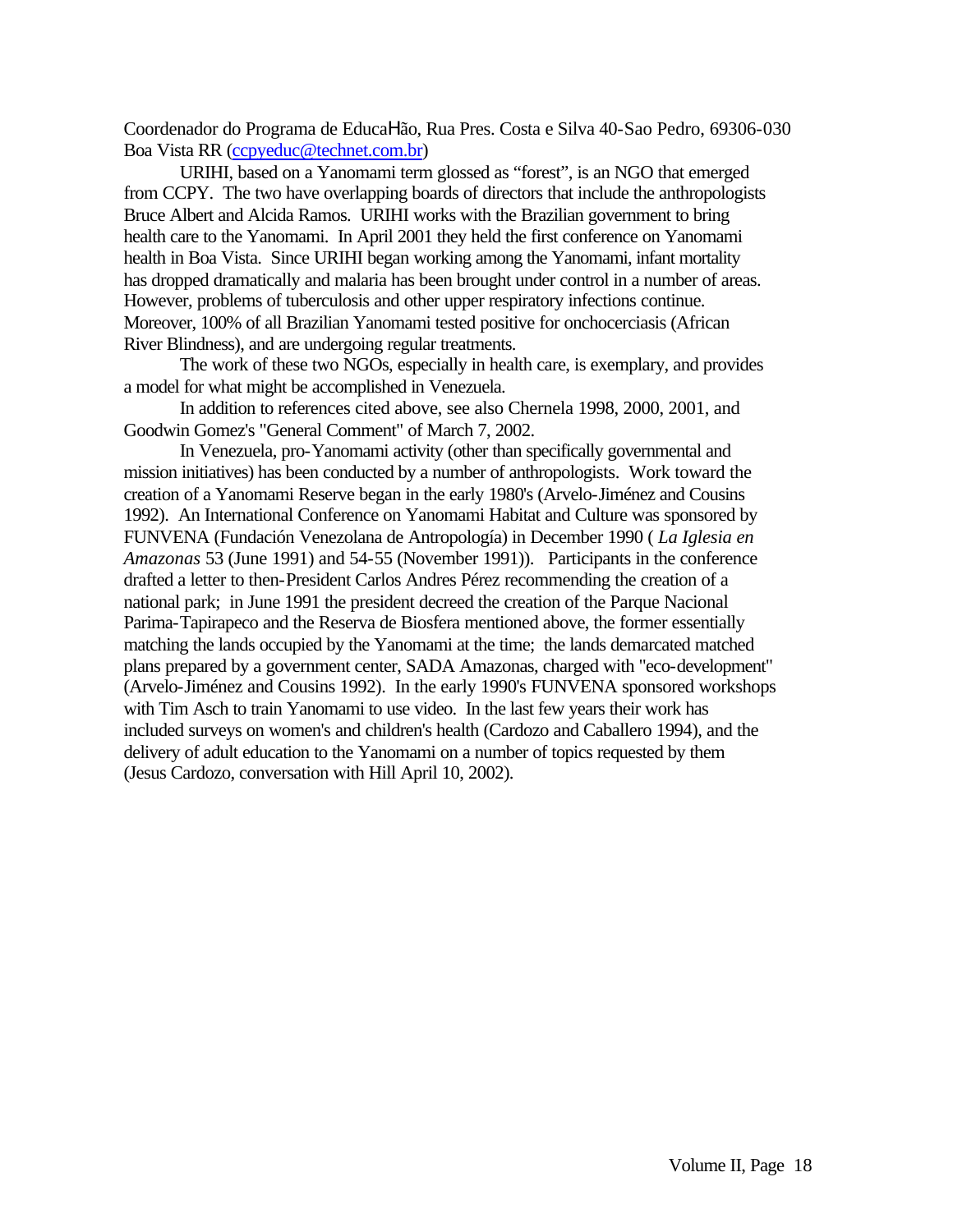Coordenador do Programa de EducaHão, Rua Pres. Costa e Silva 40-Sao Pedro, 69306-030 Boa Vista RR (ccpyeduc@technet.com.br)

URIHI, based on a Yanomami term glossed as "forest", is an NGO that emerged from CCPY. The two have overlapping boards of directors that include the anthropologists Bruce Albert and Alcida Ramos. URIHI works with the Brazilian government to bring health care to the Yanomami. In April 2001 they held the first conference on Yanomami health in Boa Vista. Since URIHI began working among the Yanomami, infant mortality has dropped dramatically and malaria has been brought under control in a number of areas. However, problems of tuberculosis and other upper respiratory infections continue. Moreover, 100% of all Brazilian Yanomami tested positive for onchocerciasis (African River Blindness), and are undergoing regular treatments.

The work of these two NGOs, especially in health care, is exemplary, and provides a model for what might be accomplished in Venezuela.

In addition to references cited above, see also Chernela 1998, 2000, 2001, and Goodwin Gomez's "General Comment" of March 7, 2002.

In Venezuela, pro-Yanomami activity (other than specifically governmental and mission initiatives) has been conducted by a number of anthropologists. Work toward the creation of a Yanomami Reserve began in the early 1980's (Arvelo-Jiménez and Cousins 1992). An International Conference on Yanomami Habitat and Culture was sponsored by FUNVENA (Fundación Venezolana de Antropología) in December 1990 ( *La Iglesia en Amazonas* 53 (June 1991) and 54-55 (November 1991)). Participants in the conference drafted a letter to then-President Carlos Andres Pérez recommending the creation of a national park; in June 1991 the president decreed the creation of the Parque Nacional Parima-Tapirapeco and the Reserva de Biosfera mentioned above, the former essentially matching the lands occupied by the Yanomami at the time; the lands demarcated matched plans prepared by a government center, SADA Amazonas, charged with "eco-development" (Arvelo-Jiménez and Cousins 1992). In the early 1990's FUNVENA sponsored workshops with Tim Asch to train Yanomami to use video. In the last few years their work has included surveys on women's and children's health (Cardozo and Caballero 1994), and the delivery of adult education to the Yanomami on a number of topics requested by them (Jesus Cardozo, conversation with Hill April 10, 2002).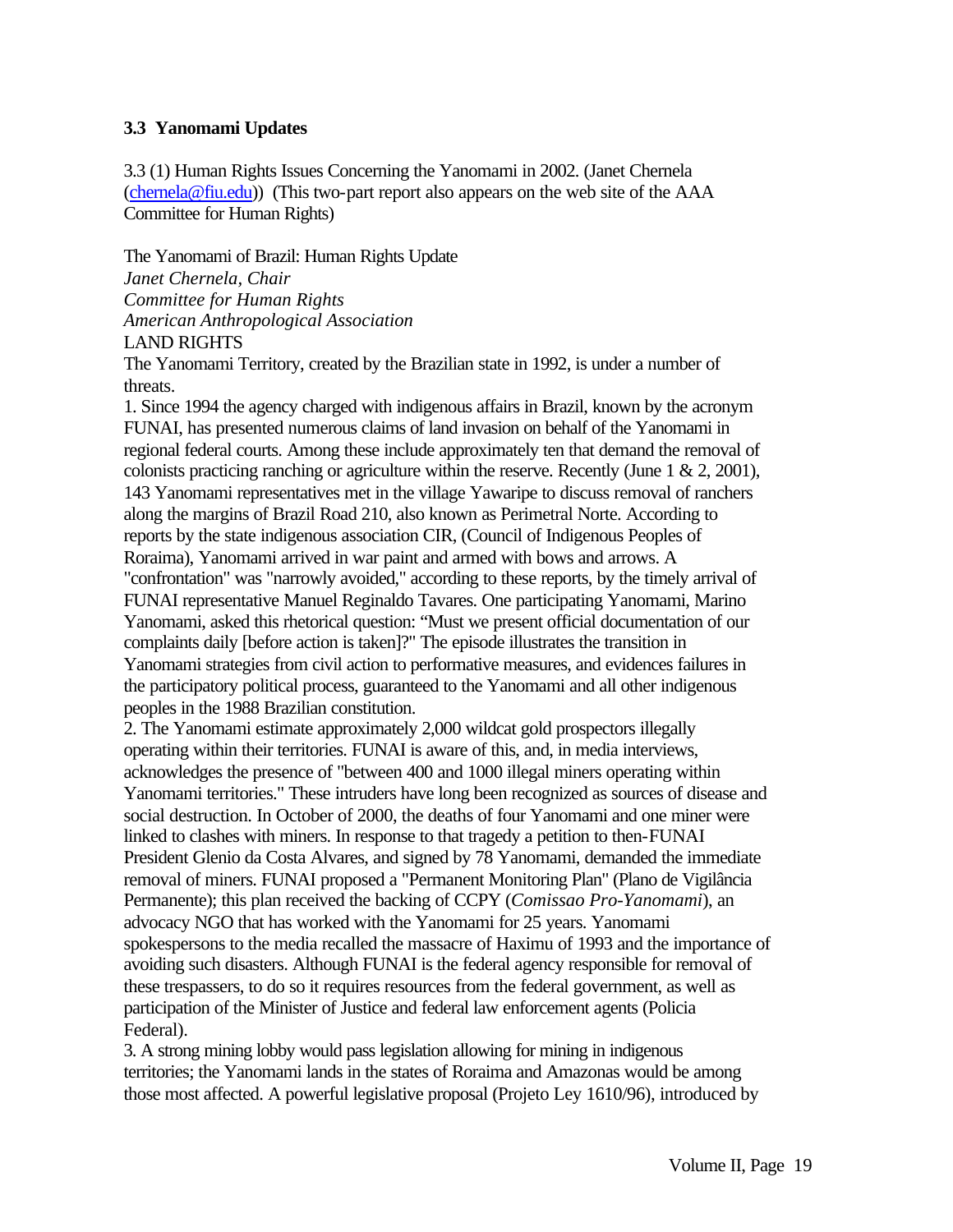### 3.3 Yanomami Updates

3.3 (1) Human Rights Issues Concerning the Yanomami in 2002. (Janet Chernela (chernela@fiu.edu)) (This two-part report also appears on the web site of the AAA Committee for Human Rights)

The Yanomami of Brazil: Human Rights Update
*Janet Chernela, Chair*
*Committee for Human Rights*
*American Anthropological Association*
LAND RIGHTS
The Yanomami Territory, created by the Brazilian state in 1992, is under a number of threats.

1. Since 1994 the agency charged with indigenous affairs in Brazil, known by the acronym FUNAI, has presented numerous claims of land invasion on behalf of the Yanomami in regional federal courts. Among these include approximately ten that demand the removal of colonists practicing ranching or agriculture within the reserve. Recently (June 1 & 2, 2001), 143 Yanomami representatives met in the village Yawaripe to discuss removal of ranchers along the margins of Brazil Road 210, also known as Perimetral Norte. According to reports by the state indigenous association CIR, (Council of Indigenous Peoples of Roraima), Yanomami arrived in war paint and armed with bows and arrows. A "confrontation" was "narrowly avoided," according to these reports, by the timely arrival of FUNAI representative Manuel Reginaldo Tavares. One participating Yanomami, Marino Yanomami, asked this rhetorical question: "Must we present official documentation of our complaints daily [before action is taken]?" The episode illustrates the transition in Yanomami strategies from civil action to performative measures, and evidences failures in the participatory political process, guaranteed to the Yanomami and all other indigenous peoples in the 1988 Brazilian constitution.
2. The Yanomami estimate approximately 2,000 wildcat gold prospectors illegally operating within their territories. FUNAI is aware of this, and, in media interviews, acknowledges the presence of "between 400 and 1000 illegal miners operating within Yanomami territories." These intruders have long been recognized as sources of disease and social destruction. In October of 2000, the deaths of four Yanomami and one miner were linked to clashes with miners. In response to that tragedy a petition to then-FUNAI President Glenio da Costa Alvares, and signed by 78 Yanomami, demanded the immediate removal of miners. FUNAI proposed a "Permanent Monitoring Plan" (Plano de Vigilância Permanente); this plan received the backing of CCPY (*Comissao Pro-Yanomami*), an advocacy NGO that has worked with the Yanomami for 25 years. Yanomami spokespersons to the media recalled the massacre of Haximu of 1993 and the importance of avoiding such disasters. Although FUNAI is the federal agency responsible for removal of these trespassers, to do so it requires resources from the federal government, as well as participation of the Minister of Justice and federal law enforcement agents (Policia Federal).
3. A strong mining lobby would pass legislation allowing for mining in indigenous territories; the Yanomami lands in the states of Roraima and Amazonas would be among those most affected. A powerful legislative proposal (Projeto Ley 1610/96), introduced by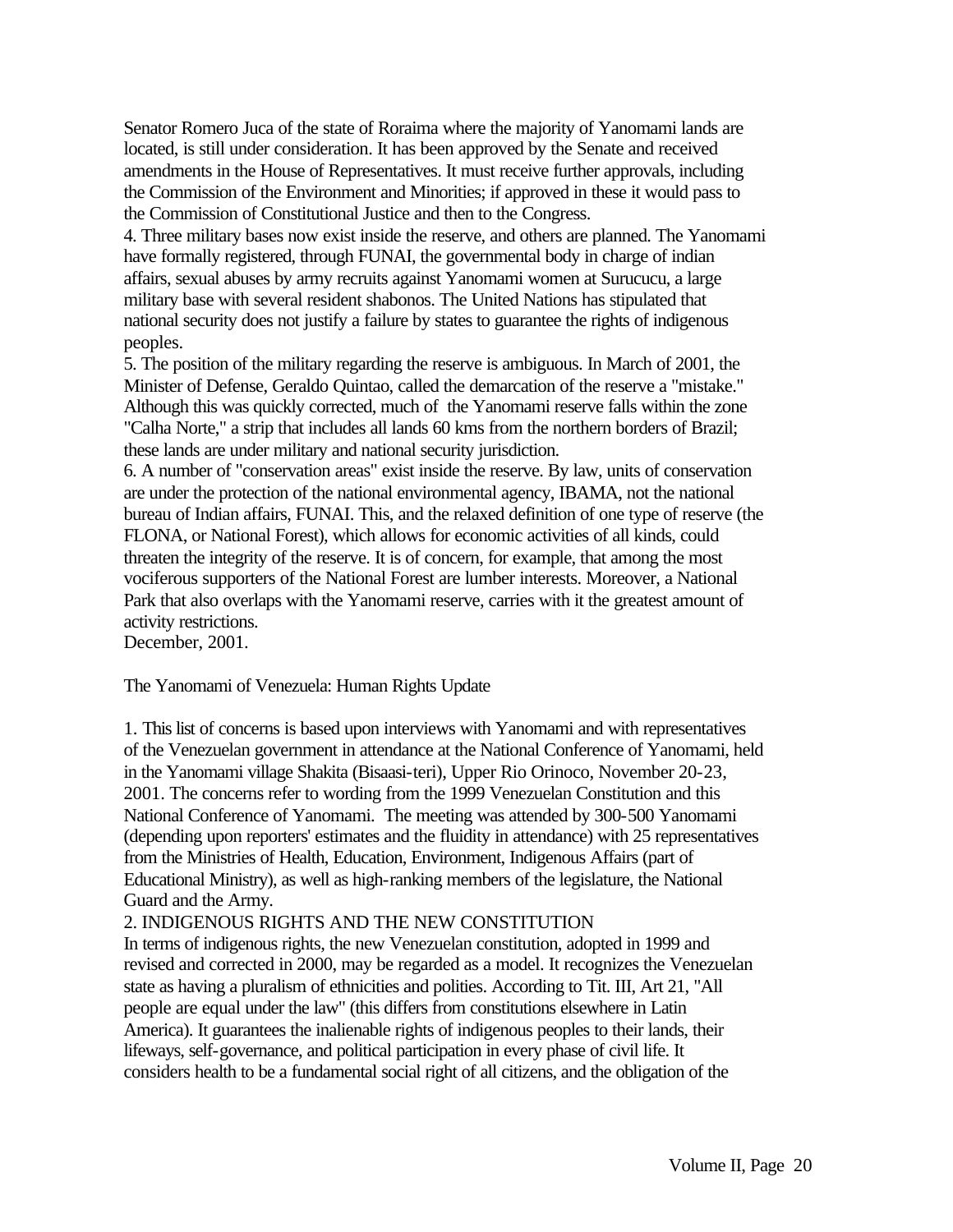Senator Romero Juca of the state of Roraima where the majority of Yanomami lands are located, is still under consideration. It has been approved by the Senate and received amendments in the House of Representatives. It must receive further approvals, including the Commission of the Environment and Minorities; if approved in these it would pass to the Commission of Constitutional Justice and then to the Congress.

4. Three military bases now exist inside the reserve, and others are planned. The Yanomami have formally registered, through FUNAI, the governmental body in charge of indian affairs, sexual abuses by army recruits against Yanomami women at Surucucu, a large military base with several resident shabonos. The United Nations has stipulated that national security does not justify a failure by states to guarantee the rights of indigenous peoples.

5. The position of the military regarding the reserve is ambiguous. In March of 2001, the Minister of Defense, Geraldo Quintao, called the demarcation of the reserve a "mistake." Although this was quickly corrected, much of the Yanomami reserve falls within the zone "Calha Norte," a strip that includes all lands 60 kms from the northern borders of Brazil; these lands are under military and national security jurisdiction.

6. A number of "conservation areas" exist inside the reserve. By law, units of conservation are under the protection of the national environmental agency, IBAMA, not the national bureau of Indian affairs, FUNAI. This, and the relaxed definition of one type of reserve (the FLONA, or National Forest), which allows for economic activities of all kinds, could threaten the integrity of the reserve. It is of concern, for example, that among the most vociferous supporters of the National Forest are lumber interests. Moreover, a National Park that also overlaps with the Yanomami reserve, carries with it the greatest amount of activity restrictions.

December, 2001.

## The Yanomami of Venezuela: Human Rights Update

1. This list of concerns is based upon interviews with Yanomami and with representatives of the Venezuelan government in attendance at the National Conference of Yanomami, held in the Yanomami village Shakita (Bisaasi-teri), Upper Rio Orinoco, November 20-23, 2001. The concerns refer to wording from the 1999 Venezuelan Constitution and this National Conference of Yanomami. The meeting was attended by 300-500 Yanomami (depending upon reporters' estimates and the fluidity in attendance) with 25 representatives from the Ministries of Health, Education, Environment, Indigenous Affairs (part of Educational Ministry), as well as high-ranking members of the legislature, the National Guard and the Army.

2. INDIGENOUS RIGHTS AND THE NEW CONSTITUTION

In terms of indigenous rights, the new Venezuelan constitution, adopted in 1999 and revised and corrected in 2000, may be regarded as a model. It recognizes the Venezuelan state as having a pluralism of ethnicities and polities. According to Tit. III, Art 21, "All people are equal under the law" (this differs from constitutions elsewhere in Latin America). It guarantees the inalienable rights of indigenous peoples to their lands, their lifeways, self-governance, and political participation in every phase of civil life. It considers health to be a fundamental social right of all citizens, and the obligation of the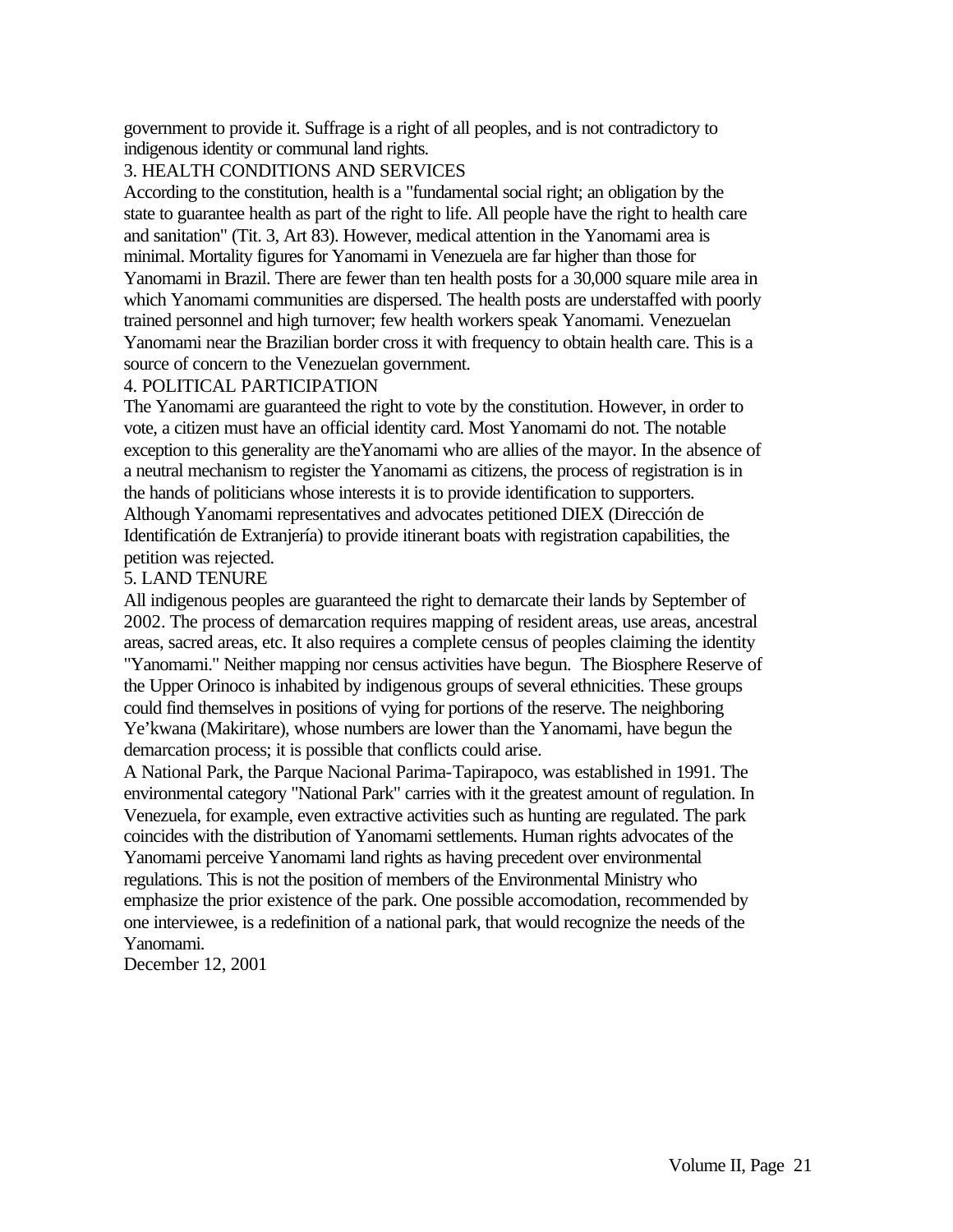government to provide it. Suffrage is a right of all peoples, and is not contradictory to indigenous identity or communal land rights.

## 3. HEALTH CONDITIONS AND SERVICES

According to the constitution, health is a "fundamental social right; an obligation by the state to guarantee health as part of the right to life. All people have the right to health care and sanitation" (Tit. 3, Art 83). However, medical attention in the Yanomami area is minimal. Mortality figures for Yanomami in Venezuela are far higher than those for Yanomami in Brazil. There are fewer than ten health posts for a 30,000 square mile area in which Yanomami communities are dispersed. The health posts are understaffed with poorly trained personnel and high turnover; few health workers speak Yanomami. Venezuelan Yanomami near the Brazilian border cross it with frequency to obtain health care. This is a source of concern to the Venezuelan government.

## 4. POLITICAL PARTICIPATION

The Yanomami are guaranteed the right to vote by the constitution. However, in order to vote, a citizen must have an official identity card. Most Yanomami do not. The notable exception to this generality are theYanomami who are allies of the mayor. In the absence of a neutral mechanism to register the Yanomami as citizens, the process of registration is in the hands of politicians whose interests it is to provide identification to supporters. Although Yanomami representatives and advocates petitioned DIEX (Dirección de Identificatión de Extranjería) to provide itinerant boats with registration capabilities, the petition was rejected.

## 5. LAND TENURE

All indigenous peoples are guaranteed the right to demarcate their lands by September of 2002. The process of demarcation requires mapping of resident areas, use areas, ancestral areas, sacred areas, etc. It also requires a complete census of peoples claiming the identity "Yanomami." Neither mapping nor census activities have begun. The Biosphere Reserve of the Upper Orinoco is inhabited by indigenous groups of several ethnicities. These groups could find themselves in positions of vying for portions of the reserve. The neighboring Ye'kwana (Makiritare), whose numbers are lower than the Yanomami, have begun the demarcation process; it is possible that conflicts could arise.

A National Park, the Parque Nacional Parima-Tapirapoco, was established in 1991. The environmental category "National Park" carries with it the greatest amount of regulation. In Venezuela, for example, even extractive activities such as hunting are regulated. The park coincides with the distribution of Yanomami settlements. Human rights advocates of the Yanomami perceive Yanomami land rights as having precedent over environmental regulations. This is not the position of members of the Environmental Ministry who emphasize the prior existence of the park. One possible accomodation, recommended by one interviewee, is a redefinition of a national park, that would recognize the needs of the Yanomami.

December 12, 2001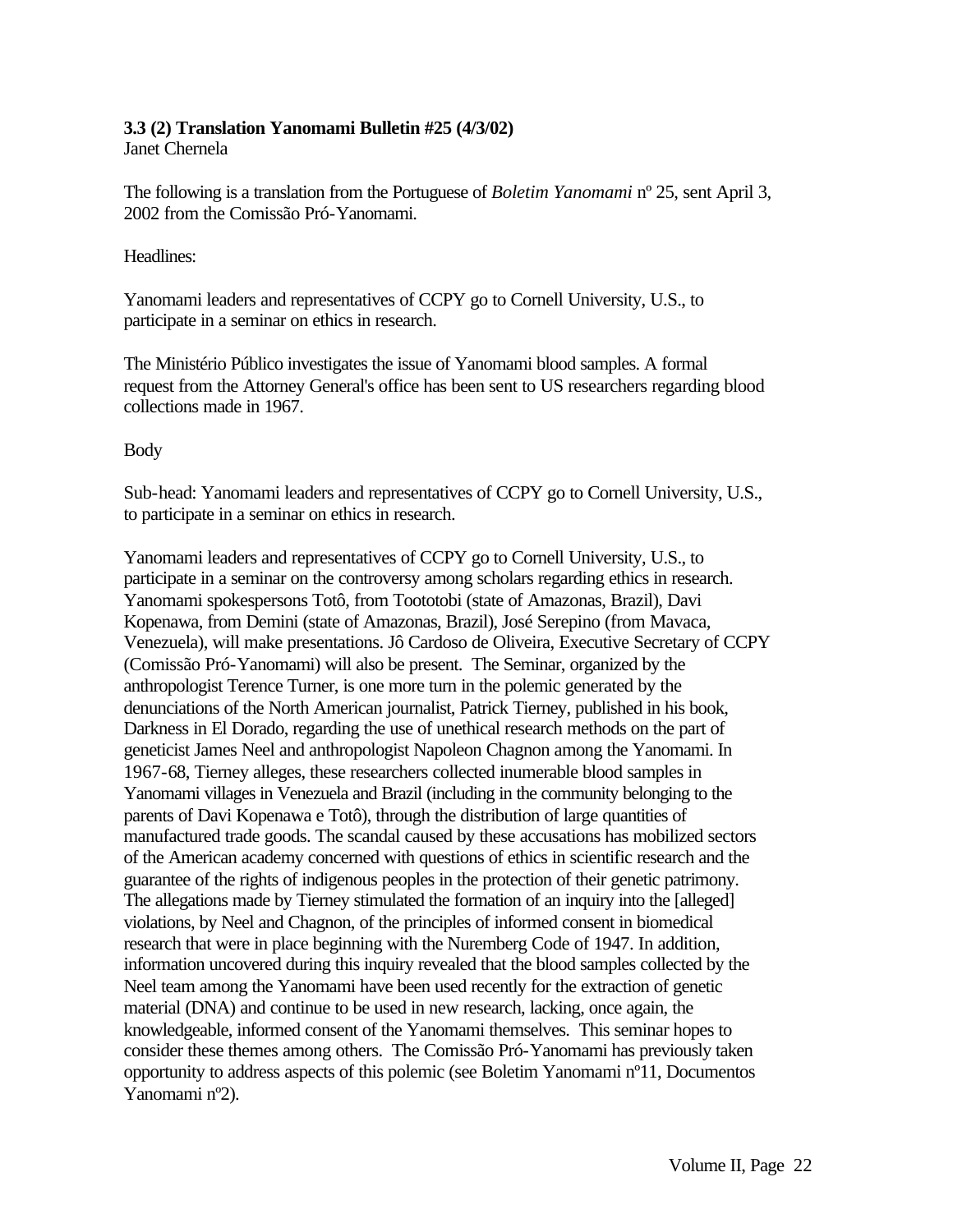**3.3 (2) Translation Yanomami Bulletin #25 (4/3/02)**
Janet Chernela

The following is a translation from the Portuguese of *Boletim Yanomami* nº 25, sent April 3, 2002 from the Comissão Pró-Yanomami.

Headlines:

Yanomami leaders and representatives of CCPY go to Cornell University, U.S., to participate in a seminar on ethics in research.

The Ministério Público investigates the issue of Yanomami blood samples. A formal request from the Attorney General's office has been sent to US researchers regarding blood collections made in 1967.

Body

Sub-head: Yanomami leaders and representatives of CCPY go to Cornell University, U.S., to participate in a seminar on ethics in research.

Yanomami leaders and representatives of CCPY go to Cornell University, U.S., to participate in a seminar on the controversy among scholars regarding ethics in research. Yanomami spokespersons Totô, from Toototobi (state of Amazonas, Brazil), Davi Kopenawa, from Demini (state of Amazonas, Brazil), José Serepino (from Mavaca, Venezuela), will make presentations. Jô Cardoso de Oliveira, Executive Secretary of CCPY (Comissão Pró-Yanomami) will also be present. The Seminar, organized by the anthropologist Terence Turner, is one more turn in the polemic generated by the denunciations of the North American journalist, Patrick Tierney, published in his book, Darkness in El Dorado, regarding the use of unethical research methods on the part of geneticist James Neel and anthropologist Napoleon Chagnon among the Yanomami. In 1967-68, Tierney alleges, these researchers collected inumerable blood samples in Yanomami villages in Venezuela and Brazil (including in the community belonging to the parents of Davi Kopenawa e Totô), through the distribution of large quantities of manufactured trade goods. The scandal caused by these accusations has mobilized sectors of the American academy concerned with questions of ethics in scientific research and the guarantee of the rights of indigenous peoples in the protection of their genetic patrimony. The allegations made by Tierney stimulated the formation of an inquiry into the [alleged] violations, by Neel and Chagnon, of the principles of informed consent in biomedical research that were in place beginning with the Nuremberg Code of 1947. In addition, information uncovered during this inquiry revealed that the blood samples collected by the Neel team among the Yanomami have been used recently for the extraction of genetic material (DNA) and continue to be used in new research, lacking, once again, the knowledgeable, informed consent of the Yanomami themselves. This seminar hopes to consider these themes among others. The Comissão Pró-Yanomami has previously taken opportunity to address aspects of this polemic (see Boletim Yanomami nº11, Documentos Yanomami nº2).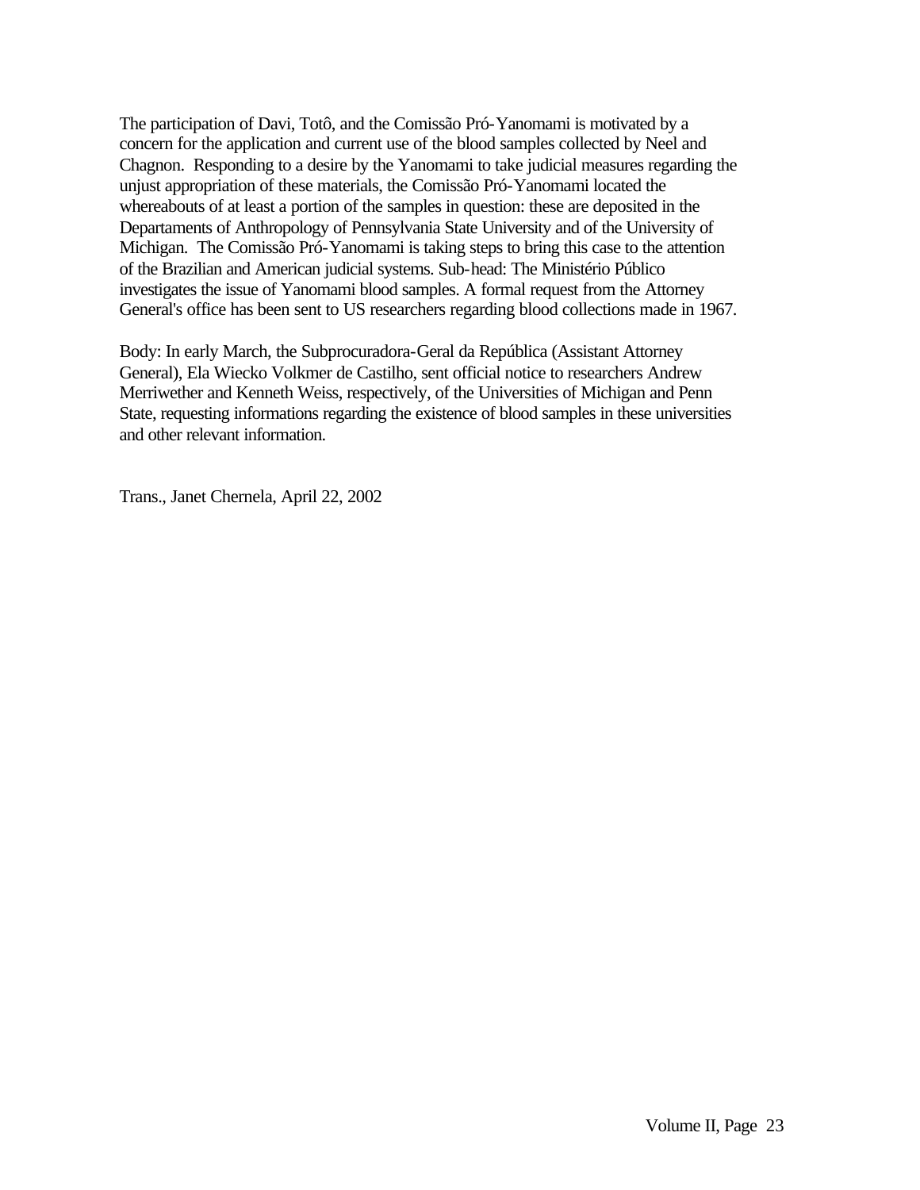The participation of Davi, Totô, and the Comissão Pró-Yanomami is motivated by a concern for the application and current use of the blood samples collected by Neel and Chagnon. Responding to a desire by the Yanomami to take judicial measures regarding the unjust appropriation of these materials, the Comissão Pró-Yanomami located the whereabouts of at least a portion of the samples in question: these are deposited in the Departaments of Anthropology of Pennsylvania State University and of the University of Michigan. The Comissão Pró-Yanomami is taking steps to bring this case to the attention of the Brazilian and American judicial systems. Sub-head: The Ministério Público investigates the issue of Yanomami blood samples. A formal request from the Attorney General's office has been sent to US researchers regarding blood collections made in 1967.

Body: In early March, the Subprocuradora-Geral da República (Assistant Attorney General), Ela Wiecko Volkmer de Castilho, sent official notice to researchers Andrew Merriwether and Kenneth Weiss, respectively, of the Universities of Michigan and Penn State, requesting informations regarding the existence of blood samples in these universities and other relevant information.

Trans., Janet Chernela, April 22, 2002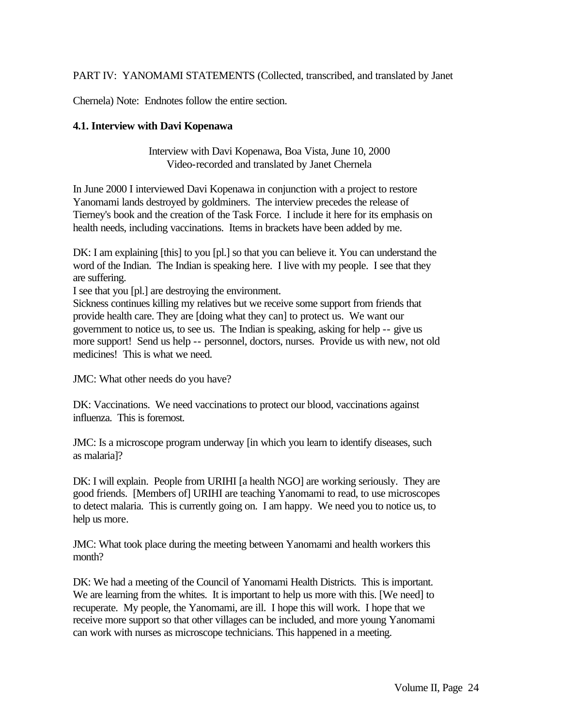PART IV: YANOMAMI STATEMENTS (Collected, transcribed, and translated by Janet Chernela) Note: Endnotes follow the entire section.

### 4.1. Interview with Davi Kopenawa

Interview with Davi Kopenawa, Boa Vista, June 10, 2000
Video-recorded and translated by Janet Chernela

In June 2000 I interviewed Davi Kopenawa in conjunction with a project to restore Yanomami lands destroyed by goldminers. The interview precedes the release of Tierney's book and the creation of the Task Force. I include it here for its emphasis on health needs, including vaccinations. Items in brackets have been added by me.

DK: I am explaining [this] to you [pl.] so that you can believe it. You can understand the word of the Indian. The Indian is speaking here. I live with my people. I see that they are suffering.
I see that you [pl.] are destroying the environment.
Sickness continues killing my relatives but we receive some support from friends that provide health care. They are [doing what they can] to protect us. We want our government to notice us, to see us. The Indian is speaking, asking for help -- give us more support! Send us help -- personnel, doctors, nurses. Provide us with new, not old medicines! This is what we need.

JMC: What other needs do you have?

DK: Vaccinations. We need vaccinations to protect our blood, vaccinations against influenza. This is foremost.

JMC: Is a microscope program underway [in which you learn to identify diseases, such as malaria]?

DK: I will explain. People from URIHI [a health NGO] are working seriously. They are good friends. [Members of] URIHI are teaching Yanomami to read, to use microscopes to detect malaria. This is currently going on. I am happy. We need you to notice us, to help us more.

JMC: What took place during the meeting between Yanomami and health workers this month?

DK: We had a meeting of the Council of Yanomami Health Districts. This is important. We are learning from the whites. It is important to help us more with this. [We need] to recuperate. My people, the Yanomami, are ill. I hope this will work. I hope that we receive more support so that other villages can be included, and more young Yanomami can work with nurses as microscope technicians. This happened in a meeting.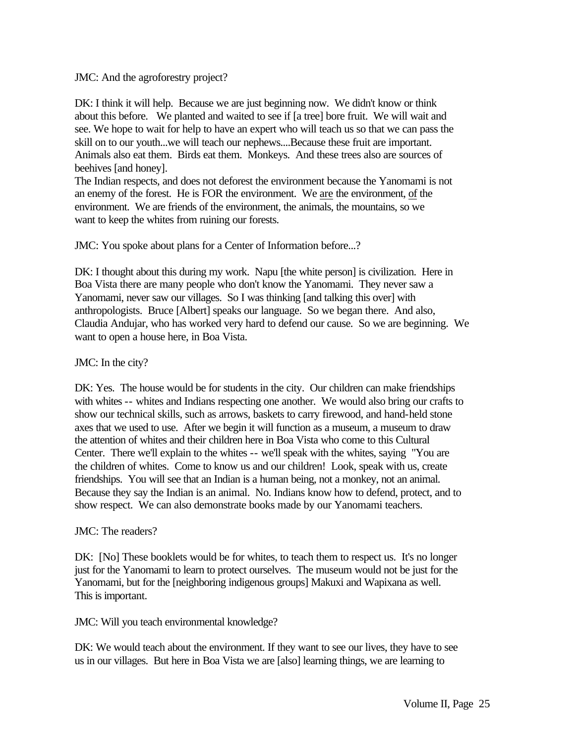JMC: And the agroforestry project?

DK: I think it will help. Because we are just beginning now. We didn't know or think about this before. We planted and waited to see if [a tree] bore fruit. We will wait and see. We hope to wait for help to have an expert who will teach us so that we can pass the skill on to our youth...we will teach our nephews....Because these fruit are important. Animals also eat them. Birds eat them. Monkeys. And these trees also are sources of beehives [and honey].
The Indian respects, and does not deforest the environment because the Yanomami is not an enemy of the forest. He is FOR the environment. We <u>are</u> the environment, <u>of</u> the environment. We are friends of the environment, the animals, the mountains, so we want to keep the whites from ruining our forests.

JMC: You spoke about plans for a Center of Information before...?

DK: I thought about this during my work. Napu [the white person] is civilization. Here in Boa Vista there are many people who don't know the Yanomami. They never saw a Yanomami, never saw our villages. So I was thinking [and talking this over] with anthropologists. Bruce [Albert] speaks our language. So we began there. And also, Claudia Andujar, who has worked very hard to defend our cause. So we are beginning. We want to open a house here, in Boa Vista.

JMC: In the city?

DK: Yes. The house would be for students in the city. Our children can make friendships with whites -- whites and Indians respecting one another. We would also bring our crafts to show our technical skills, such as arrows, baskets to carry firewood, and hand-held stone axes that we used to use. After we begin it will function as a museum, a museum to draw the attention of whites and their children here in Boa Vista who come to this Cultural Center. There we'll explain to the whites -- we'll speak with the whites, saying "You are the children of whites. Come to know us and our children! Look, speak with us, create friendships. You will see that an Indian is a human being, not a monkey, not an animal. Because they say the Indian is an animal. No. Indians know how to defend, protect, and to show respect. We can also demonstrate books made by our Yanomami teachers.

JMC: The readers?

DK: [No] These booklets would be for whites, to teach them to respect us. It's no longer just for the Yanomami to learn to protect ourselves. The museum would not be just for the Yanomami, but for the [neighboring indigenous groups] Makuxi and Wapixana as well. This is important.

JMC: Will you teach environmental knowledge?

DK: We would teach about the environment. If they want to see our lives, they have to see us in our villages. But here in Boa Vista we are [also] learning things, we are learning to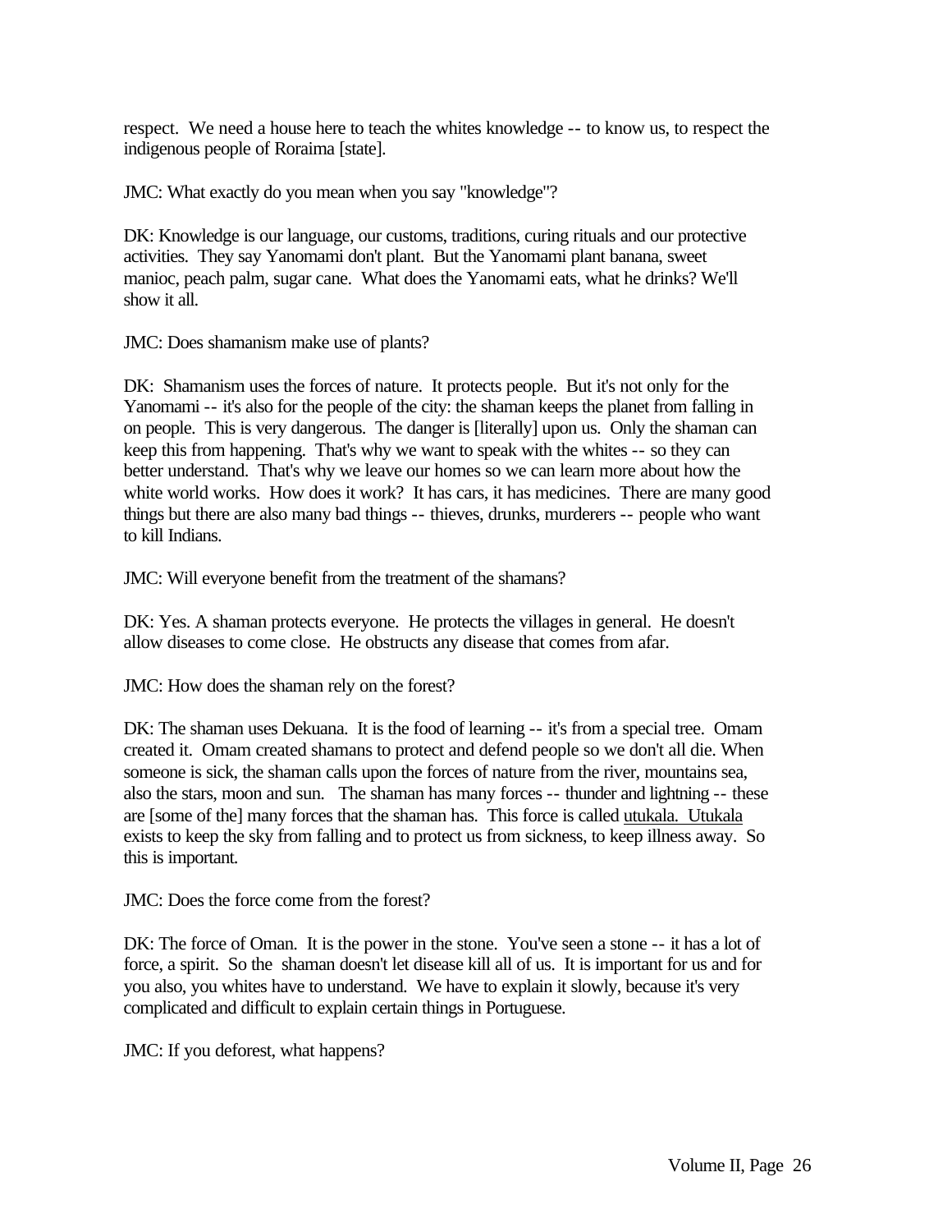respect. We need a house here to teach the whites knowledge -- to know us, to respect the indigenous people of Roraima [state].

JMC: What exactly do you mean when you say "knowledge"?

DK: Knowledge is our language, our customs, traditions, curing rituals and our protective activities. They say Yanomami don't plant. But the Yanomami plant banana, sweet manioc, peach palm, sugar cane. What does the Yanomami eats, what he drinks? We'll show it all.

JMC: Does shamanism make use of plants?

DK: Shamanism uses the forces of nature. It protects people. But it's not only for the Yanomami -- it's also for the people of the city: the shaman keeps the planet from falling in on people. This is very dangerous. The danger is [literally] upon us. Only the shaman can keep this from happening. That's why we want to speak with the whites -- so they can better understand. That's why we leave our homes so we can learn more about how the white world works. How does it work? It has cars, it has medicines. There are many good things but there are also many bad things -- thieves, drunks, murderers -- people who want to kill Indians.

JMC: Will everyone benefit from the treatment of the shamans?

DK: Yes. A shaman protects everyone. He protects the villages in general. He doesn't allow diseases to come close. He obstructs any disease that comes from afar.

JMC: How does the shaman rely on the forest?

DK: The shaman uses Dekuana. It is the food of learning -- it's from a special tree. Omam created it. Omam created shamans to protect and defend people so we don't all die. When someone is sick, the shaman calls upon the forces of nature from the river, mountains sea, also the stars, moon and sun. The shaman has many forces -- thunder and lightning -- these are [some of the] many forces that the shaman has. This force is called utukala. Utukala exists to keep the sky from falling and to protect us from sickness, to keep illness away. So this is important.

JMC: Does the force come from the forest?

DK: The force of Oman. It is the power in the stone. You've seen a stone -- it has a lot of force, a spirit. So the shaman doesn't let disease kill all of us. It is important for us and for you also, you whites have to understand. We have to explain it slowly, because it's very complicated and difficult to explain certain things in Portuguese.

JMC: If you deforest, what happens?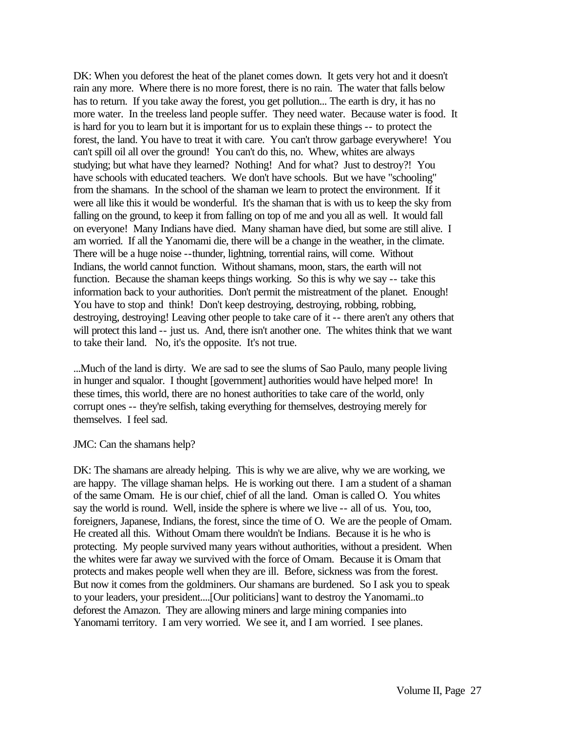DK: When you deforest the heat of the planet comes down. It gets very hot and it doesn't rain any more. Where there is no more forest, there is no rain. The water that falls below has to return. If you take away the forest, you get pollution... The earth is dry, it has no more water. In the treeless land people suffer. They need water. Because water is food. It is hard for you to learn but it is important for us to explain these things -- to protect the forest, the land. You have to treat it with care. You can't throw garbage everywhere! You can't spill oil all over the ground! You can't do this, no. Whew, whites are always studying; but what have they learned? Nothing! And for what? Just to destroy?! You have schools with educated teachers. We don't have schools. But we have "schooling" from the shamans. In the school of the shaman we learn to protect the environment. If it were all like this it would be wonderful. It's the shaman that is with us to keep the sky from falling on the ground, to keep it from falling on top of me and you all as well. It would fall on everyone! Many Indians have died. Many shaman have died, but some are still alive. I am worried. If all the Yanomami die, there will be a change in the weather, in the climate. There will be a huge noise --thunder, lightning, torrential rains, will come. Without Indians, the world cannot function. Without shamans, moon, stars, the earth will not function. Because the shaman keeps things working. So this is why we say -- take this information back to your authorities. Don't permit the mistreatment of the planet. Enough! You have to stop and think! Don't keep destroying, destroying, robbing, robbing, destroying, destroying! Leaving other people to take care of it -- there aren't any others that will protect this land -- just us. And, there isn't another one. The whites think that we want to take their land. No, it's the opposite. It's not true.

...Much of the land is dirty. We are sad to see the slums of Sao Paulo, many people living in hunger and squalor. I thought [government] authorities would have helped more! In these times, this world, there are no honest authorities to take care of the world, only corrupt ones -- they're selfish, taking everything for themselves, destroying merely for themselves. I feel sad.

JMC: Can the shamans help?

DK: The shamans are already helping. This is why we are alive, why we are working, we are happy. The village shaman helps. He is working out there. I am a student of a shaman of the same Omam. He is our chief, chief of all the land. Oman is called O. You whites say the world is round. Well, inside the sphere is where we live -- all of us. You, too, foreigners, Japanese, Indians, the forest, since the time of O. We are the people of Omam. He created all this. Without Omam there wouldn't be Indians. Because it is he who is protecting. My people survived many years without authorities, without a president. When the whites were far away we survived with the force of Omam. Because it is Omam that protects and makes people well when they are ill. Before, sickness was from the forest. But now it comes from the goldminers. Our shamans are burdened. So I ask you to speak to your leaders, your president....[Our politicians] want to destroy the Yanomami..to deforest the Amazon. They are allowing miners and large mining companies into Yanomami territory. I am very worried. We see it, and I am worried. I see planes.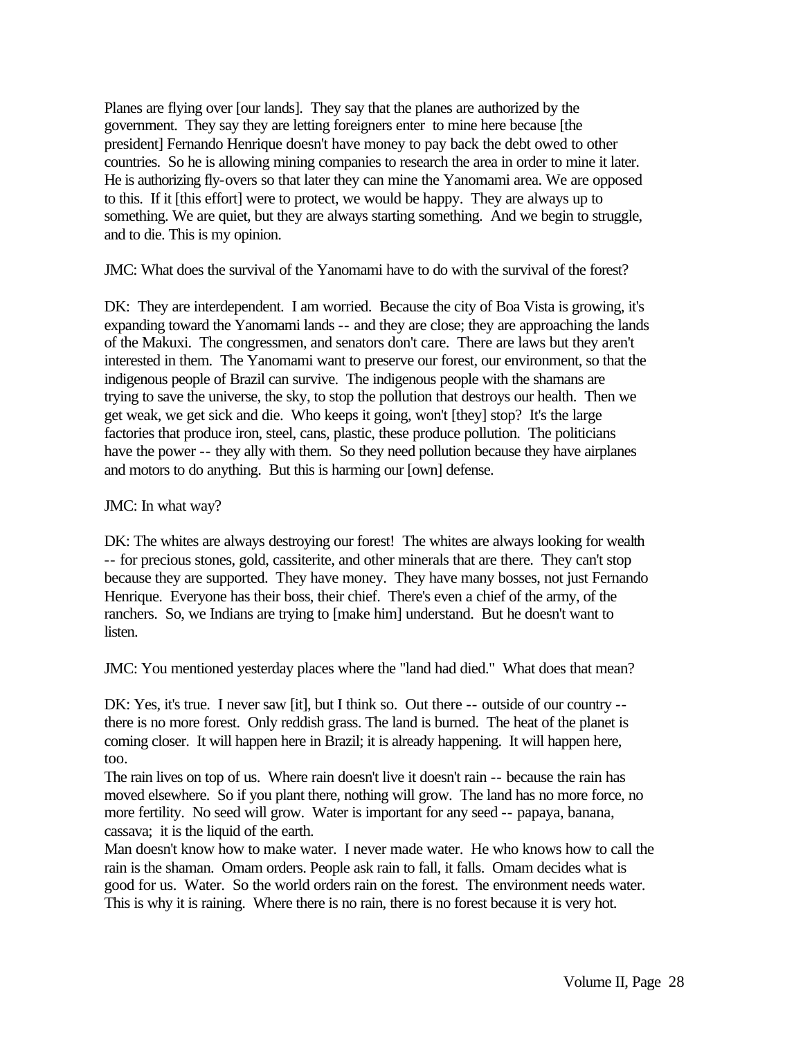Planes are flying over [our lands]. They say that the planes are authorized by the government. They say they are letting foreigners enter to mine here because [the president] Fernando Henrique doesn't have money to pay back the debt owed to other countries. So he is allowing mining companies to research the area in order to mine it later. He is authorizing fly-overs so that later they can mine the Yanomami area. We are opposed to this. If it [this effort] were to protect, we would be happy. They are always up to something. We are quiet, but they are always starting something. And we begin to struggle, and to die. This is my opinion.

JMC: What does the survival of the Yanomami have to do with the survival of the forest?

DK: They are interdependent. I am worried. Because the city of Boa Vista is growing, it's expanding toward the Yanomami lands -- and they are close; they are approaching the lands of the Makuxi. The congressmen, and senators don't care. There are laws but they aren't interested in them. The Yanomami want to preserve our forest, our environment, so that the indigenous people of Brazil can survive. The indigenous people with the shamans are trying to save the universe, the sky, to stop the pollution that destroys our health. Then we get weak, we get sick and die. Who keeps it going, won't [they] stop? It's the large factories that produce iron, steel, cans, plastic, these produce pollution. The politicians have the power -- they ally with them. So they need pollution because they have airplanes and motors to do anything. But this is harming our [own] defense.

JMC: In what way?

DK: The whites are always destroying our forest! The whites are always looking for wealth -- for precious stones, gold, cassiterite, and other minerals that are there. They can't stop because they are supported. They have money. They have many bosses, not just Fernando Henrique. Everyone has their boss, their chief. There's even a chief of the army, of the ranchers. So, we Indians are trying to [make him] understand. But he doesn't want to listen.

JMC: You mentioned yesterday places where the "land had died." What does that mean?

DK: Yes, it's true. I never saw [it], but I think so. Out there -- outside of our country -- there is no more forest. Only reddish grass. The land is burned. The heat of the planet is coming closer. It will happen here in Brazil; it is already happening. It will happen here, too.

The rain lives on top of us. Where rain doesn't live it doesn't rain -- because the rain has moved elsewhere. So if you plant there, nothing will grow. The land has no more force, no more fertility. No seed will grow. Water is important for any seed -- papaya, banana, cassava; it is the liquid of the earth.

Man doesn't know how to make water. I never made water. He who knows how to call the rain is the shaman. Omam orders. People ask rain to fall, it falls. Omam decides what is good for us. Water. So the world orders rain on the forest. The environment needs water. This is why it is raining. Where there is no rain, there is no forest because it is very hot.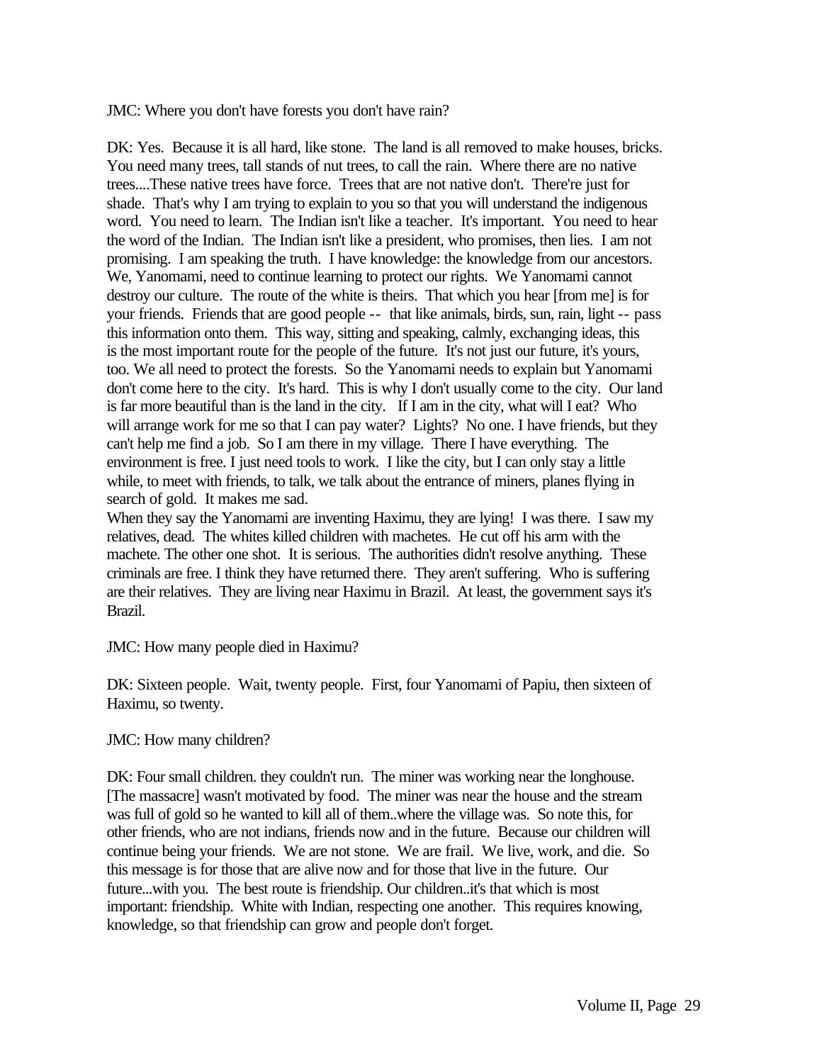JMC: Where you don't have forests you don't have rain?

DK: Yes. Because it is all hard, like stone. The land is all removed to make houses, bricks. You need many trees, tall stands of nut trees, to call the rain. Where there are no native trees....These native trees have force. Trees that are not native don't. There're just for shade. That's why I am trying to explain to you so that you will understand the indigenous word. You need to learn. The Indian isn't like a teacher. It's important. You need to hear the word of the Indian. The Indian isn't like a president, who promises, then lies. I am not promising. I am speaking the truth. I have knowledge: the knowledge from our ancestors. We, Yanomami, need to continue learning to protect our rights. We Yanomami cannot destroy our culture. The route of the white is theirs. That which you hear [from me] is for your friends. Friends that are good people -- that like animals, birds, sun, rain, light -- pass this information onto them. This way, sitting and speaking, calmly, exchanging ideas, this is the most important route for the people of the future. It's not just our future, it's yours, too. We all need to protect the forests. So the Yanomami needs to explain but Yanomami don't come here to the city. It's hard. This is why I don't usually come to the city. Our land is far more beautiful than is the land in the city. If I am in the city, what will I eat? Who will arrange work for me so that I can pay water? Lights? No one. I have friends, but they can't help me find a job. So I am there in my village. There I have everything. The environment is free. I just need tools to work. I like the city, but I can only stay a little while, to meet with friends, to talk, we talk about the entrance of miners, planes flying in search of gold. It makes me sad.

When they say the Yanomami are inventing Haximu, they are lying! I was there. I saw my relatives, dead. The whites killed children with machetes. He cut off his arm with the machete. The other one shot. It is serious. The authorities didn't resolve anything. These criminals are free. I think they have returned there. They aren't suffering. Who is suffering are their relatives. They are living near Haximu in Brazil. At least, the government says it's Brazil.

JMC: How many people died in Haximu?

DK: Sixteen people. Wait, twenty people. First, four Yanomami of Papiu, then sixteen of Haximu, so twenty.

JMC: How many children?

DK: Four small children. they couldn't run. The miner was working near the longhouse. [The massacre] wasn't motivated by food. The miner was near the house and the stream was full of gold so he wanted to kill all of them..where the village was. So note this, for other friends, who are not indians, friends now and in the future. Because our children will continue being your friends. We are not stone. We are frail. We live, work, and die. So this message is for those that are alive now and for those that live in the future. Our future...with you. The best route is friendship. Our children..it's that which is most important: friendship. White with Indian, respecting one another. This requires knowing, knowledge, so that friendship can grow and people don't forget.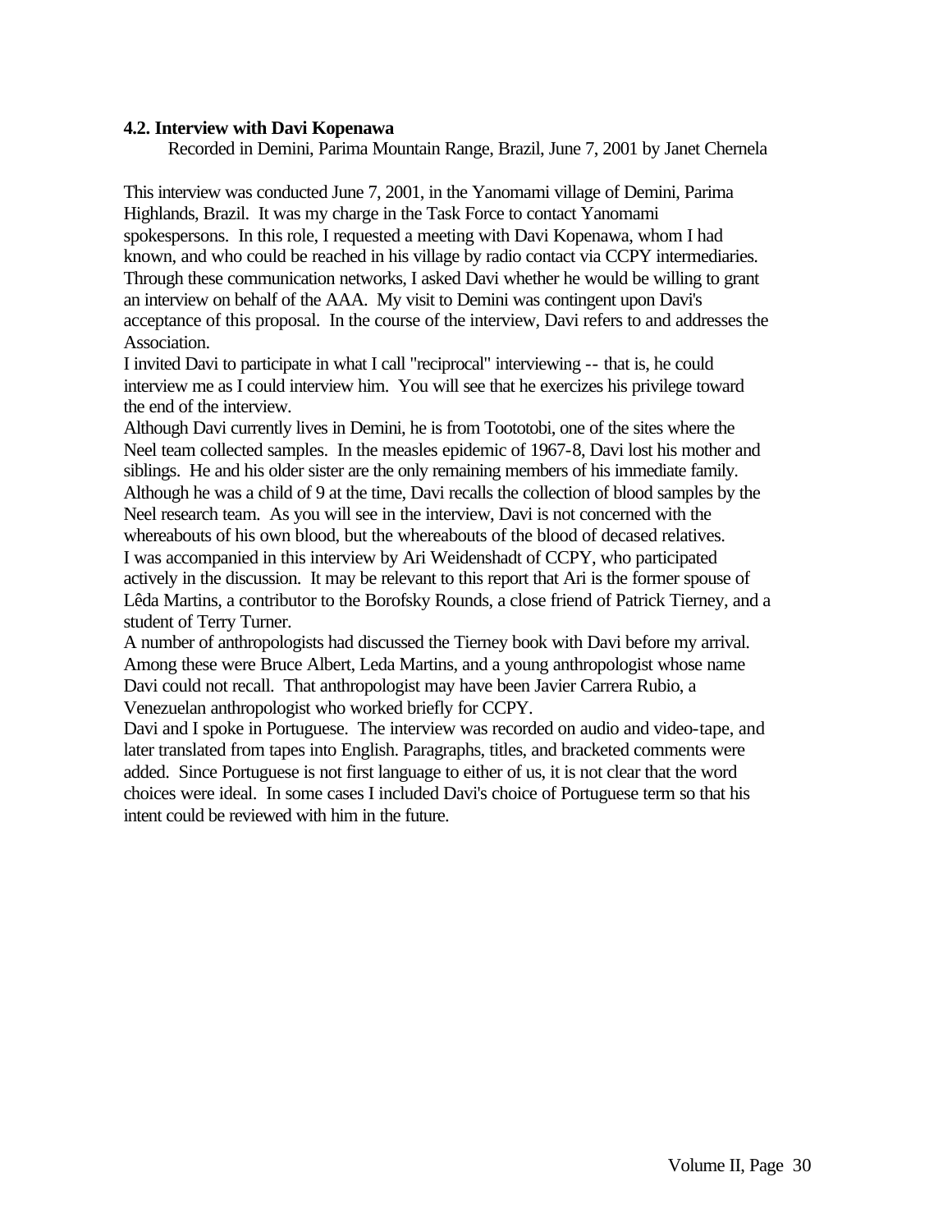### 4.2. Interview with Davi Kopenawa

Recorded in Demini, Parima Mountain Range, Brazil, June 7, 2001 by Janet Chernela

This interview was conducted June 7, 2001, in the Yanomami village of Demini, Parima Highlands, Brazil. It was my charge in the Task Force to contact Yanomami spokespersons. In this role, I requested a meeting with Davi Kopenawa, whom I had known, and who could be reached in his village by radio contact via CCPY intermediaries. Through these communication networks, I asked Davi whether he would be willing to grant an interview on behalf of the AAA. My visit to Demini was contingent upon Davi's acceptance of this proposal. In the course of the interview, Davi refers to and addresses the Association.

I invited Davi to participate in what I call "reciprocal" interviewing -- that is, he could interview me as I could interview him. You will see that he exercizes his privilege toward the end of the interview.

Although Davi currently lives in Demini, he is from Toototobi, one of the sites where the Neel team collected samples. In the measles epidemic of 1967-8, Davi lost his mother and siblings. He and his older sister are the only remaining members of his immediate family. Although he was a child of 9 at the time, Davi recalls the collection of blood samples by the Neel research team. As you will see in the interview, Davi is not concerned with the whereabouts of his own blood, but the whereabouts of the blood of decased relatives.

I was accompanied in this interview by Ari Weidenshadt of CCPY, who participated actively in the discussion. It may be relevant to this report that Ari is the former spouse of Lêda Martins, a contributor to the Borofsky Rounds, a close friend of Patrick Tierney, and a student of Terry Turner.

A number of anthropologists had discussed the Tierney book with Davi before my arrival. Among these were Bruce Albert, Leda Martins, and a young anthropologist whose name Davi could not recall. That anthropologist may have been Javier Carrera Rubio, a Venezuelan anthropologist who worked briefly for CCPY.

Davi and I spoke in Portuguese. The interview was recorded on audio and video-tape, and later translated from tapes into English. Paragraphs, titles, and bracketed comments were added. Since Portuguese is not first language to either of us, it is not clear that the word choices were ideal. In some cases I included Davi's choice of Portuguese term so that his intent could be reviewed with him in the future.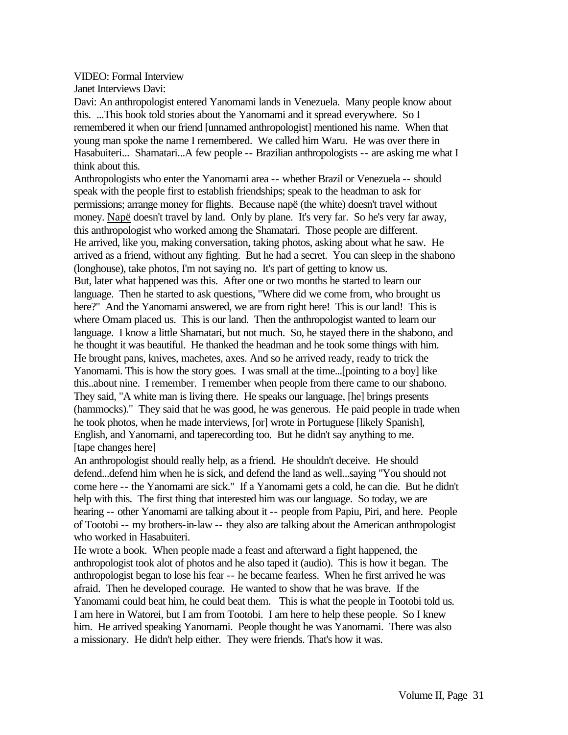VIDEO: Formal Interview

Janet Interviews Davi:

Davi: An anthropologist entered Yanomami lands in Venezuela. Many people know about this. ...This book told stories about the Yanomami and it spread everywhere. So I remembered it when our friend [unnamed anthropologist] mentioned his name. When that young man spoke the name I remembered. We called him Waru. He was over there in Hasabuiteri... Shamatari...A few people -- Brazilian anthropologists -- are asking me what I think about this.

Anthropologists who enter the Yanomami area -- whether Brazil or Venezuela -- should speak with the people first to establish friendships; speak to the headman to ask for permissions; arrange money for flights. Because napë (the white) doesn't travel without money. Napë doesn't travel by land. Only by plane. It's very far. So he's very far away, this anthropologist who worked among the Shamatari. Those people are different.

He arrived, like you, making conversation, taking photos, asking about what he saw. He arrived as a friend, without any fighting. But he had a secret. You can sleep in the shabono (longhouse), take photos, I'm not saying no. It's part of getting to know us.

But, later what happened was this. After one or two months he started to learn our language. Then he started to ask questions, "Where did we come from, who brought us here?" And the Yanomami answered, we are from right here! This is our land! This is where Omam placed us. This is our land. Then the anthropologist wanted to learn our language. I know a little Shamatari, but not much. So, he stayed there in the shabono, and he thought it was beautiful. He thanked the headman and he took some things with him. He brought pans, knives, machetes, axes. And so he arrived ready, ready to trick the Yanomami. This is how the story goes. I was small at the time...[pointing to a boy] like this..about nine. I remember. I remember when people from there came to our shabono. They said, "A white man is living there. He speaks our language, [he] brings presents (hammocks)." They said that he was good, he was generous. He paid people in trade when he took photos, when he made interviews, [or] wrote in Portuguese [likely Spanish], English, and Yanomami, and taperecording too. But he didn't say anything to me.

[tape changes here]

An anthropologist should really help, as a friend. He shouldn't deceive. He should defend...defend him when he is sick, and defend the land as well...saying "You should not come here -- the Yanomami are sick." If a Yanomami gets a cold, he can die. But he didn't help with this. The first thing that interested him was our language. So today, we are hearing -- other Yanomami are talking about it -- people from Papiu, Piri, and here. People of Tootobi -- my brothers-in-law -- they also are talking about the American anthropologist who worked in Hasabuiteri.

He wrote a book. When people made a feast and afterward a fight happened, the anthropologist took alot of photos and he also taped it (audio). This is how it began. The anthropologist began to lose his fear -- he became fearless. When he first arrived he was afraid. Then he developed courage. He wanted to show that he was brave. If the Yanomami could beat him, he could beat them. This is what the people in Tootobi told us. I am here in Watorei, but I am from Tootobi. I am here to help these people. So I knew him. He arrived speaking Yanomami. People thought he was Yanomami. There was also a missionary. He didn't help either. They were friends. That's how it was.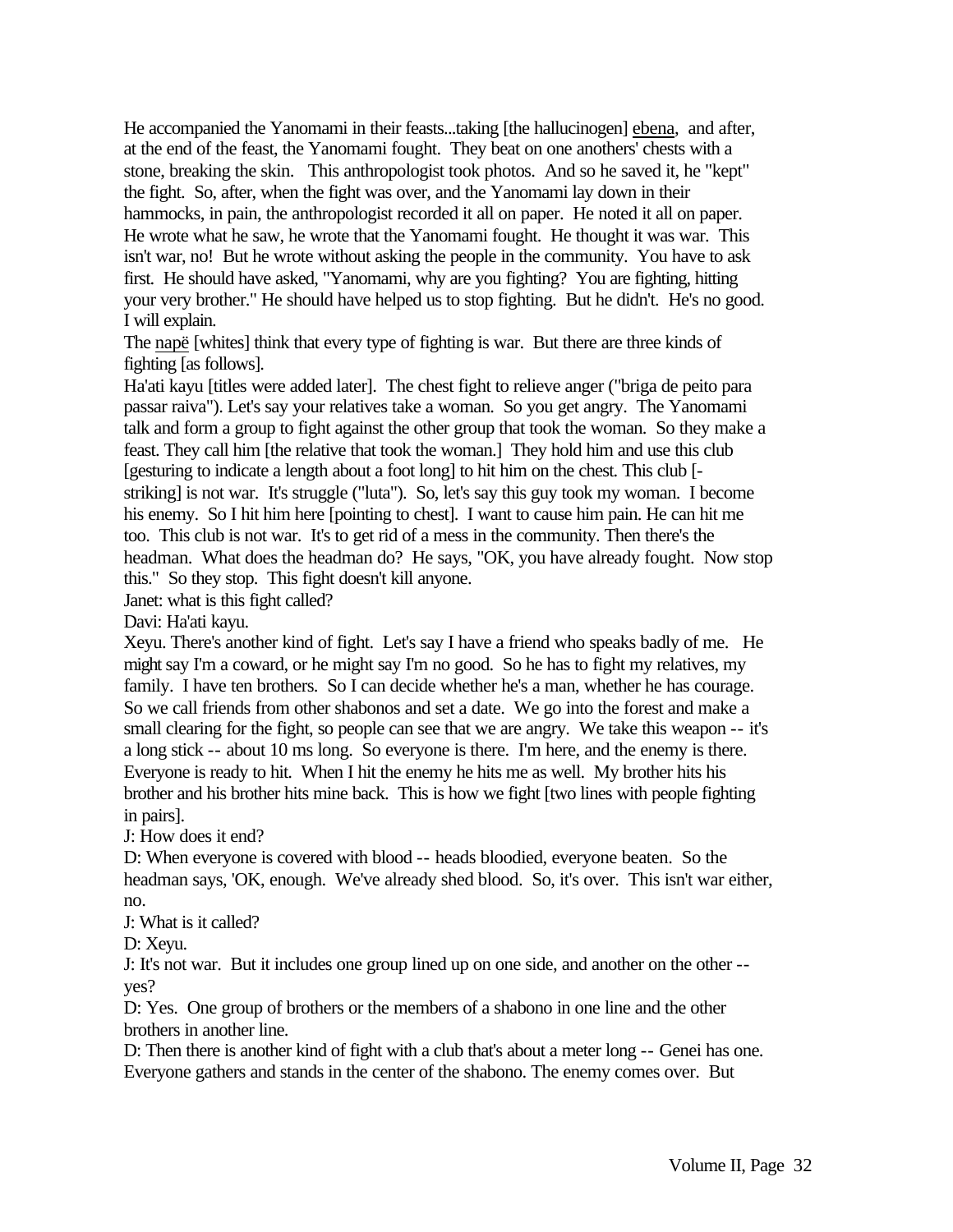He accompanied the Yanomami in their feasts...taking [the hallucinogen] ebena, and after, at the end of the feast, the Yanomami fought. They beat on one anothers' chests with a stone, breaking the skin. This anthropologist took photos. And so he saved it, he "kept" the fight. So, after, when the fight was over, and the Yanomami lay down in their hammocks, in pain, the anthropologist recorded it all on paper. He noted it all on paper. He wrote what he saw, he wrote that the Yanomami fought. He thought it was war. This isn't war, no! But he wrote without asking the people in the community. You have to ask first. He should have asked, "Yanomami, why are you fighting? You are fighting, hitting your very brother." He should have helped us to stop fighting. But he didn't. He's no good. I will explain.

The napë [whites] think that every type of fighting is war. But there are three kinds of fighting [as follows].

Ha'ati kayu [titles were added later]. The chest fight to relieve anger ("briga de peito para passar raiva"). Let's say your relatives take a woman. So you get angry. The Yanomami talk and form a group to fight against the other group that took the woman. So they make a feast. They call him [the relative that took the woman.] They hold him and use this club [gesturing to indicate a length about a foot long] to hit him on the chest. This club [-striking] is not war. It's struggle ("luta"). So, let's say this guy took my woman. I become his enemy. So I hit him here [pointing to chest]. I want to cause him pain. He can hit me too. This club is not war. It's to get rid of a mess in the community. Then there's the headman. What does the headman do? He says, "OK, you have already fought. Now stop this." So they stop. This fight doesn't kill anyone.

Janet: what is this fight called?

Davi: Ha'ati kayu.

Xeyu. There's another kind of fight. Let's say I have a friend who speaks badly of me. He might say I'm a coward, or he might say I'm no good. So he has to fight my relatives, my family. I have ten brothers. So I can decide whether he's a man, whether he has courage. So we call friends from other shabonos and set a date. We go into the forest and make a small clearing for the fight, so people can see that we are angry. We take this weapon -- it's a long stick -- about 10 ms long. So everyone is there. I'm here, and the enemy is there. Everyone is ready to hit. When I hit the enemy he hits me as well. My brother hits his brother and his brother hits mine back. This is how we fight [two lines with people fighting in pairs].

J: How does it end?

D: When everyone is covered with blood -- heads bloodied, everyone beaten. So the headman says, 'OK, enough. We've already shed blood. So, it's over. This isn't war either, no.

J: What is it called?

D: Xeyu.

J: It's not war. But it includes one group lined up on one side, and another on the other -- yes?

D: Yes. One group of brothers or the members of a shabono in one line and the other brothers in another line.

D: Then there is another kind of fight with a club that's about a meter long -- Genei has one. Everyone gathers and stands in the center of the shabono. The enemy comes over. But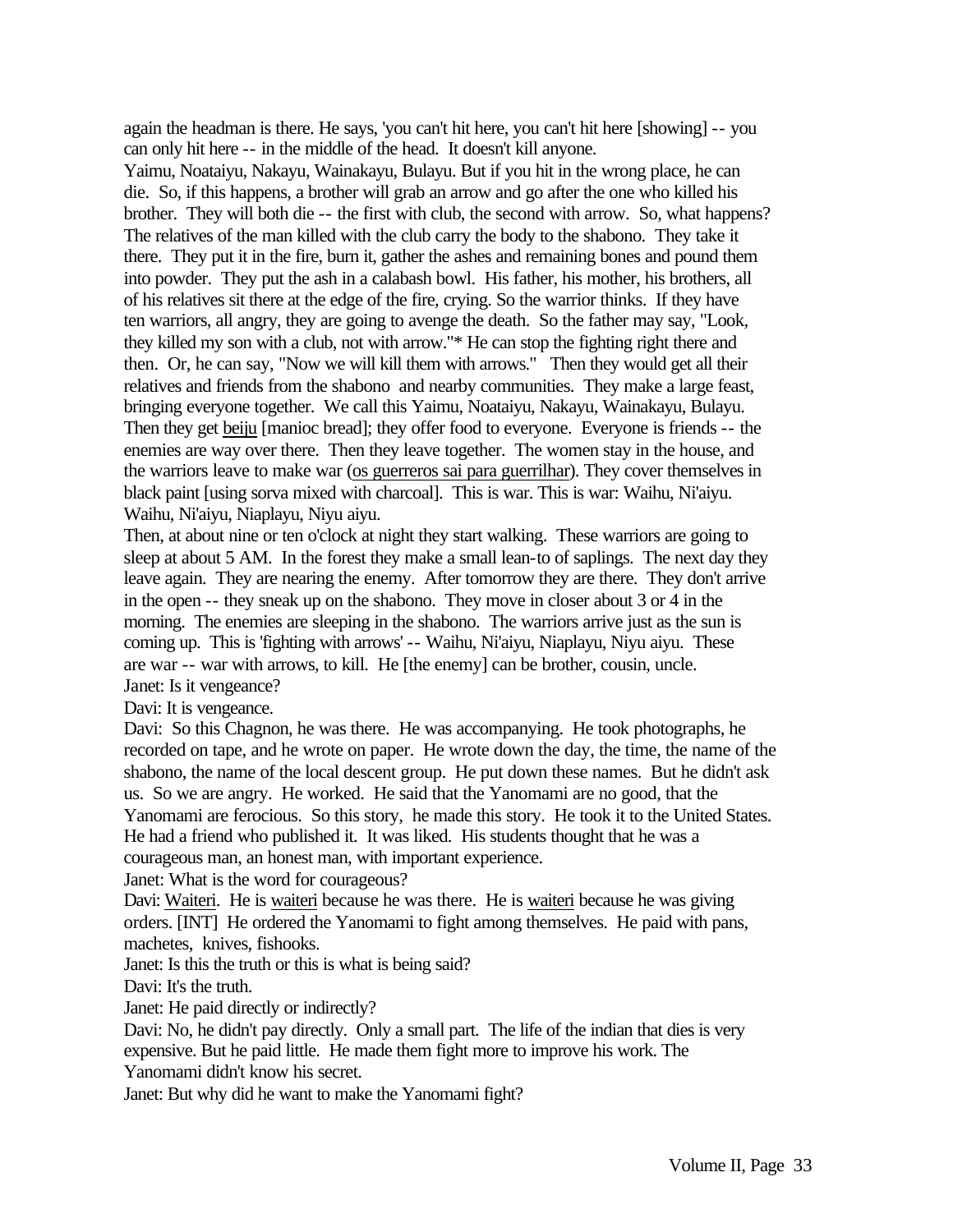again the headman is there. He says, 'you can't hit here, you can't hit here [showing] -- you can only hit here -- in the middle of the head. It doesn't kill anyone.
Yaimu, Noataiyu, Nakayu, Wainakayu, Bulayu. But if you hit in the wrong place, he can die. So, if this happens, a brother will grab an arrow and go after the one who killed his brother. They will both die -- the first with club, the second with arrow. So, what happens? The relatives of the man killed with the club carry the body to the shabono. They take it there. They put it in the fire, burn it, gather the ashes and remaining bones and pound them into powder. They put the ash in a calabash bowl. His father, his mother, his brothers, all of his relatives sit there at the edge of the fire, crying. So the warrior thinks. If they have ten warriors, all angry, they are going to avenge the death. So the father may say, "Look, they killed my son with a club, not with arrow."* He can stop the fighting right there and then. Or, he can say, "Now we will kill them with arrows." Then they would get all their relatives and friends from the shabono and nearby communities. They make a large feast, bringing everyone together. We call this Yaimu, Noataiyu, Nakayu, Wainakayu, Bulayu. Then they get <u>beiju</u> [manioc bread]; they offer food to everyone. Everyone is friends -- the enemies are way over there. Then they leave together. The women stay in the house, and the warriors leave to make war (<u>os guerreros sai para guerrilhar</u>). They cover themselves in black paint [using sorva mixed with charcoal]. This is war. This is war: Waihu, Ni'aiyu. Waihu, Ni'aiyu, Niaplayu, Niyu aiyu.
Then, at about nine or ten o'clock at night they start walking. These warriors are going to sleep at about 5 AM. In the forest they make a small lean-to of saplings. The next day they leave again. They are nearing the enemy. After tomorrow they are there. They don't arrive in the open -- they sneak up on the shabono. They move in closer about 3 or 4 in the morning. The enemies are sleeping in the shabono. The warriors arrive just as the sun is coming up. This is 'fighting with arrows' -- Waihu, Ni'aiyu, Niaplayu, Niyu aiyu. These are war -- war with arrows, to kill. He [the enemy] can be brother, cousin, uncle.
Janet: Is it vengeance?
Davi: It is vengeance.
Davi: So this Chagnon, he was there. He was accompanying. He took photographs, he recorded on tape, and he wrote on paper. He wrote down the day, the time, the name of the shabono, the name of the local descent group. He put down these names. But he didn't ask us. So we are angry. He worked. He said that the Yanomami are no good, that the Yanomami are ferocious. So this story, he made this story. He took it to the United States. He had a friend who published it. It was liked. His students thought that he was a courageous man, an honest man, with important experience.
Janet: What is the word for courageous?
Davi: <u>Waiteri</u>. He is <u>waiteri</u> because he was there. He is <u>waiteri</u> because he was giving orders. [INT] He ordered the Yanomami to fight among themselves. He paid with pans, machetes, knives, fishooks.
Janet: Is this the truth or this is what is being said?
Davi: It's the truth.
Janet: He paid directly or indirectly?
Davi: No, he didn't pay directly. Only a small part. The life of the indian that dies is very expensive. But he paid little. He made them fight more to improve his work. The Yanomami didn't know his secret.
Janet: But why did he want to make the Yanomami fight?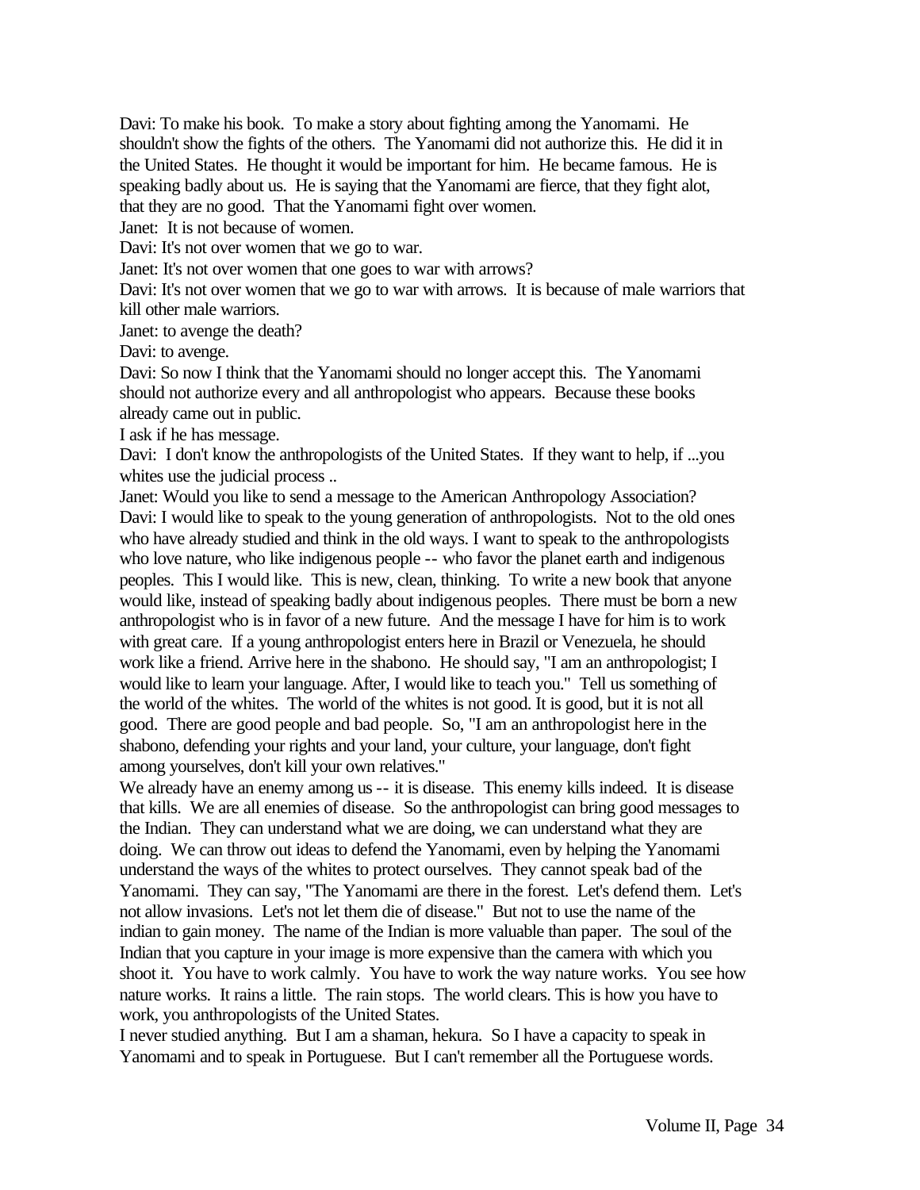Davi: To make his book. To make a story about fighting among the Yanomami. He shouldn't show the fights of the others. The Yanomami did not authorize this. He did it in the United States. He thought it would be important for him. He became famous. He is speaking badly about us. He is saying that the Yanomami are fierce, that they fight alot, that they are no good. That the Yanomami fight over women.

Janet: It is not because of women.

Davi: It's not over women that we go to war.

Janet: It's not over women that one goes to war with arrows?

Davi: It's not over women that we go to war with arrows. It is because of male warriors that kill other male warriors.

Janet: to avenge the death?

Davi: to avenge.

Davi: So now I think that the Yanomami should no longer accept this. The Yanomami should not authorize every and all anthropologist who appears. Because these books already came out in public.

I ask if he has message.

Davi: I don't know the anthropologists of the United States. If they want to help, if ...you whites use the judicial process ..

Janet: Would you like to send a message to the American Anthropology Association?

Davi: I would like to speak to the young generation of anthropologists. Not to the old ones who have already studied and think in the old ways. I want to speak to the anthropologists who love nature, who like indigenous people -- who favor the planet earth and indigenous peoples. This I would like. This is new, clean, thinking. To write a new book that anyone would like, instead of speaking badly about indigenous peoples. There must be born a new anthropologist who is in favor of a new future. And the message I have for him is to work with great care. If a young anthropologist enters here in Brazil or Venezuela, he should work like a friend. Arrive here in the shabono. He should say, "I am an anthropologist; I would like to learn your language. After, I would like to teach you." Tell us something of the world of the whites. The world of the whites is not good. It is good, but it is not all good. There are good people and bad people. So, "I am an anthropologist here in the shabono, defending your rights and your land, your culture, your language, don't fight among yourselves, don't kill your own relatives."

We already have an enemy among us -- it is disease. This enemy kills indeed. It is disease that kills. We are all enemies of disease. So the anthropologist can bring good messages to the Indian. They can understand what we are doing, we can understand what they are doing. We can throw out ideas to defend the Yanomami, even by helping the Yanomami understand the ways of the whites to protect ourselves. They cannot speak bad of the Yanomami. They can say, "The Yanomami are there in the forest. Let's defend them. Let's not allow invasions. Let's not let them die of disease." But not to use the name of the indian to gain money. The name of the Indian is more valuable than paper. The soul of the Indian that you capture in your image is more expensive than the camera with which you shoot it. You have to work calmly. You have to work the way nature works. You see how nature works. It rains a little. The rain stops. The world clears. This is how you have to work, you anthropologists of the United States.

I never studied anything. But I am a shaman, hekura. So I have a capacity to speak in Yanomami and to speak in Portuguese. But I can't remember all the Portuguese words.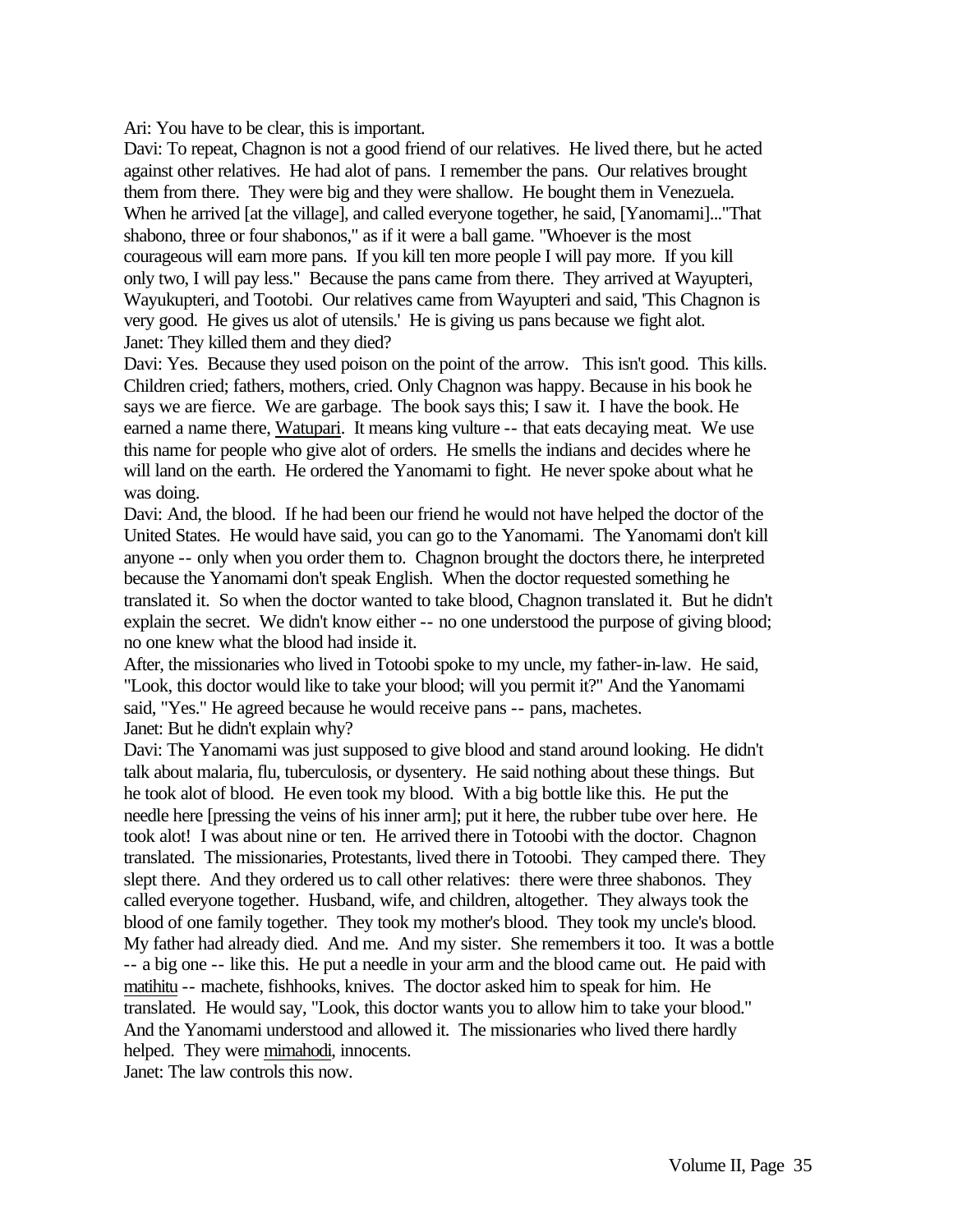Ari: You have to be clear, this is important.

Davi: To repeat, Chagnon is not a good friend of our relatives. He lived there, but he acted against other relatives. He had alot of pans. I remember the pans. Our relatives brought them from there. They were big and they were shallow. He bought them in Venezuela. When he arrived [at the village], and called everyone together, he said, [Yanomami]..."That shabono, three or four shabonos," as if it were a ball game. "Whoever is the most courageous will earn more pans. If you kill ten more people I will pay more. If you kill only two, I will pay less." Because the pans came from there. They arrived at Wayupteri, Wayukupteri, and Tootobi. Our relatives came from Wayupteri and said, 'This Chagnon is very good. He gives us alot of utensils.' He is giving us pans because we fight alot.

Janet: They killed them and they died?

Davi: Yes. Because they used poison on the point of the arrow. This isn't good. This kills. Children cried; fathers, mothers, cried. Only Chagnon was happy. Because in his book he says we are fierce. We are garbage. The book says this; I saw it. I have the book. He earned a name there, <u>Watupari</u>. It means king vulture -- that eats decaying meat. We use this name for people who give alot of orders. He smells the indians and decides where he will land on the earth. He ordered the Yanomami to fight. He never spoke about what he was doing.

Davi: And, the blood. If he had been our friend he would not have helped the doctor of the United States. He would have said, you can go to the Yanomami. The Yanomami don't kill anyone -- only when you order them to. Chagnon brought the doctors there, he interpreted because the Yanomami don't speak English. When the doctor requested something he translated it. So when the doctor wanted to take blood, Chagnon translated it. But he didn't explain the secret. We didn't know either -- no one understood the purpose of giving blood; no one knew what the blood had inside it.

After, the missionaries who lived in Totoobi spoke to my uncle, my father-in-law. He said, "Look, this doctor would like to take your blood; will you permit it?" And the Yanomami said, "Yes." He agreed because he would receive pans -- pans, machetes.

Janet: But he didn't explain why?

Davi: The Yanomami was just supposed to give blood and stand around looking. He didn't talk about malaria, flu, tuberculosis, or dysentery. He said nothing about these things. But he took alot of blood. He even took my blood. With a big bottle like this. He put the needle here [pressing the veins of his inner arm]; put it here, the rubber tube over here. He took alot! I was about nine or ten. He arrived there in Totoobi with the doctor. Chagnon translated. The missionaries, Protestants, lived there in Totoobi. They camped there. They slept there. And they ordered us to call other relatives: there were three shabonos. They called everyone together. Husband, wife, and children, altogether. They always took the blood of one family together. They took my mother's blood. They took my uncle's blood. My father had already died. And me. And my sister. She remembers it too. It was a bottle -- a big one -- like this. He put a needle in your arm and the blood came out. He paid with <u>matihitu</u> -- machete, fishhooks, knives. The doctor asked him to speak for him. He translated. He would say, "Look, this doctor wants you to allow him to take your blood." And the Yanomami understood and allowed it. The missionaries who lived there hardly helped. They were <u>mimahodi</u>, innocents.

Janet: The law controls this now.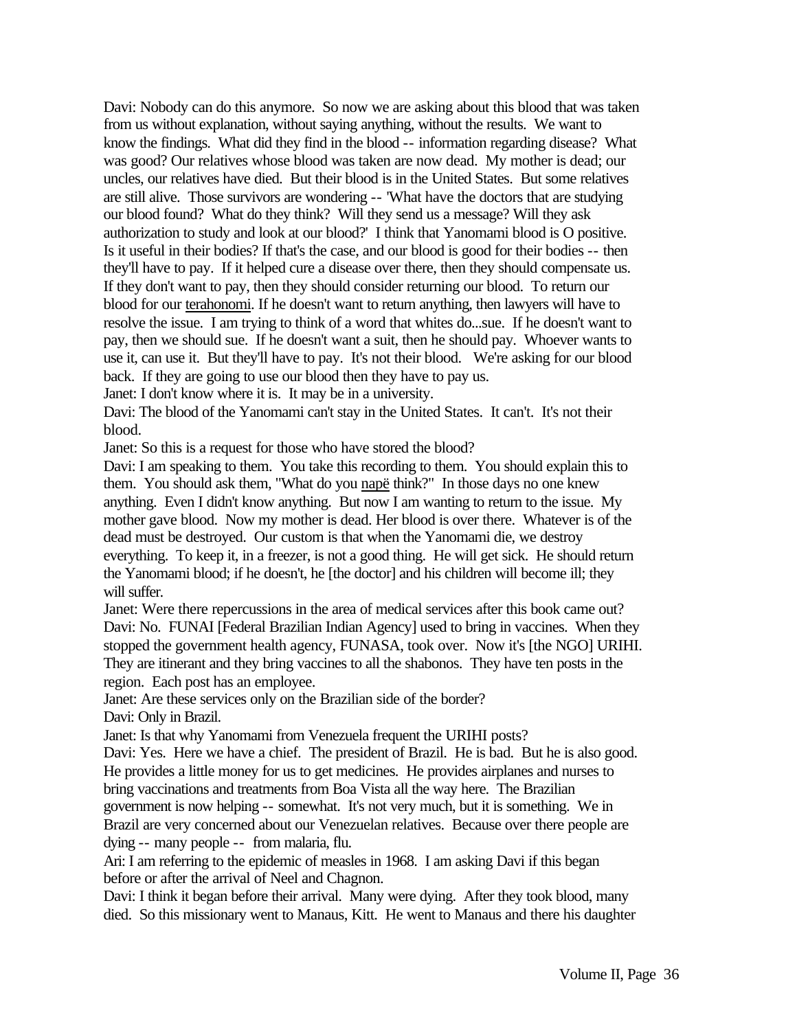Davi: Nobody can do this anymore. So now we are asking about this blood that was taken from us without explanation, without saying anything, without the results. We want to know the findings. What did they find in the blood -- information regarding disease? What was good? Our relatives whose blood was taken are now dead. My mother is dead; our uncles, our relatives have died. But their blood is in the United States. But some relatives are still alive. Those survivors are wondering -- 'What have the doctors that are studying our blood found? What do they think? Will they send us a message? Will they ask authorization to study and look at our blood?' I think that Yanomami blood is O positive. Is it useful in their bodies? If that's the case, and our blood is good for their bodies -- then they'll have to pay. If it helped cure a disease over there, then they should compensate us. If they don't want to pay, then they should consider returning our blood. To return our blood for our <u>terahonomi</u>. If he doesn't want to return anything, then lawyers will have to resolve the issue. I am trying to think of a word that whites do...sue. If he doesn't want to pay, then we should sue. If he doesn't want a suit, then he should pay. Whoever wants to use it, can use it. But they'll have to pay. It's not their blood. We're asking for our blood back. If they are going to use our blood then they have to pay us.

Janet: I don't know where it is. It may be in a university.

Davi: The blood of the Yanomami can't stay in the United States. It can't. It's not their blood.

Janet: So this is a request for those who have stored the blood?

Davi: I am speaking to them. You take this recording to them. You should explain this to them. You should ask them, "What do you <u>napë</u> think?" In those days no one knew anything. Even I didn't know anything. But now I am wanting to return to the issue. My mother gave blood. Now my mother is dead. Her blood is over there. Whatever is of the dead must be destroyed. Our custom is that when the Yanomami die, we destroy everything. To keep it, in a freezer, is not a good thing. He will get sick. He should return the Yanomami blood; if he doesn't, he [the doctor] and his children will become ill; they will suffer.

Janet: Were there repercussions in the area of medical services after this book came out?

Davi: No. FUNAI [Federal Brazilian Indian Agency] used to bring in vaccines. When they stopped the government health agency, FUNASA, took over. Now it's [the NGO] URIHI. They are itinerant and they bring vaccines to all the shabonos. They have ten posts in the region. Each post has an employee.

Janet: Are these services only on the Brazilian side of the border?

Davi: Only in Brazil.

Janet: Is that why Yanomami from Venezuela frequent the URIHI posts?

Davi: Yes. Here we have a chief. The president of Brazil. He is bad. But he is also good. He provides a little money for us to get medicines. He provides airplanes and nurses to bring vaccinations and treatments from Boa Vista all the way here. The Brazilian government is now helping -- somewhat. It's not very much, but it is something. We in Brazil are very concerned about our Venezuelan relatives. Because over there people are dying -- many people -- from malaria, flu.

Ari: I am referring to the epidemic of measles in 1968. I am asking Davi if this began before or after the arrival of Neel and Chagnon.

Davi: I think it began before their arrival. Many were dying. After they took blood, many died. So this missionary went to Manaus, Kitt. He went to Manaus and there his daughter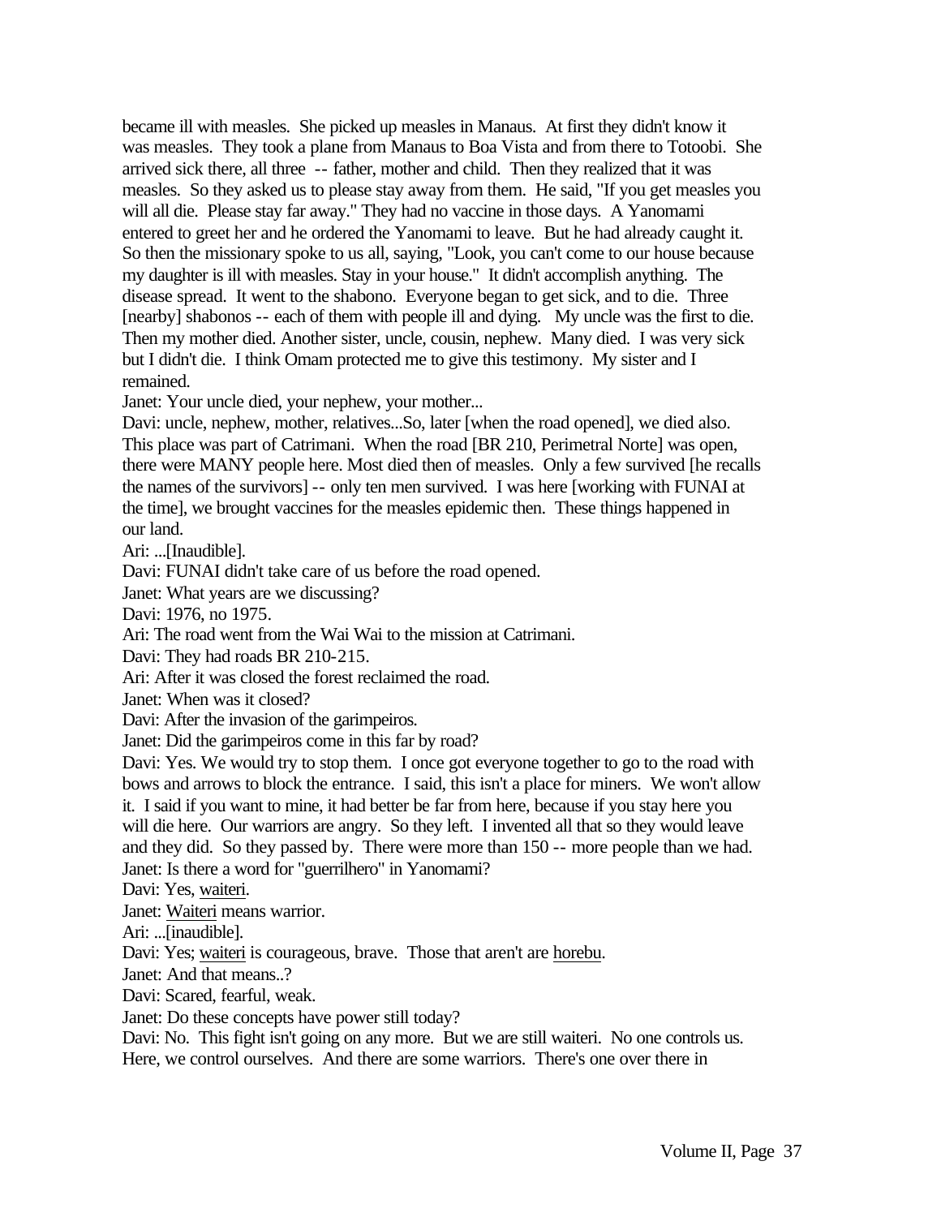became ill with measles. She picked up measles in Manaus. At first they didn't know it was measles. They took a plane from Manaus to Boa Vista and from there to Totoobi. She arrived sick there, all three -- father, mother and child. Then they realized that it was measles. So they asked us to please stay away from them. He said, "If you get measles you will all die. Please stay far away." They had no vaccine in those days. A Yanomami entered to greet her and he ordered the Yanomami to leave. But he had already caught it. So then the missionary spoke to us all, saying, "Look, you can't come to our house because my daughter is ill with measles. Stay in your house." It didn't accomplish anything. The disease spread. It went to the shabono. Everyone began to get sick, and to die. Three [nearby] shabonos -- each of them with people ill and dying. My uncle was the first to die. Then my mother died. Another sister, uncle, cousin, nephew. Many died. I was very sick but I didn't die. I think Omam protected me to give this testimony. My sister and I remained.

Janet: Your uncle died, your nephew, your mother...

Davi: uncle, nephew, mother, relatives...So, later [when the road opened], we died also. This place was part of Catrimani. When the road [BR 210, Perimetral Norte] was open, there were MANY people here. Most died then of measles. Only a few survived [he recalls the names of the survivors] -- only ten men survived. I was here [working with FUNAI at the time], we brought vaccines for the measles epidemic then. These things happened in our land.

Ari: ...[Inaudible].

Davi: FUNAI didn't take care of us before the road opened.

Janet: What years are we discussing?

Davi: 1976, no 1975.

Ari: The road went from the Wai Wai to the mission at Catrimani.

Davi: They had roads BR 210-215.

Ari: After it was closed the forest reclaimed the road.

Janet: When was it closed?

Davi: After the invasion of the garimpeiros.

Janet: Did the garimpeiros come in this far by road?

Davi: Yes. We would try to stop them. I once got everyone together to go to the road with bows and arrows to block the entrance. I said, this isn't a place for miners. We won't allow it. I said if you want to mine, it had better be far from here, because if you stay here you will die here. Our warriors are angry. So they left. I invented all that so they would leave and they did. So they passed by. There were more than 150 -- more people than we had.

Janet: Is there a word for "guerrilhero" in Yanomami?

Davi: Yes, waiteri.

Janet: Waiteri means warrior.

Ari: ...[inaudible].

Davi: Yes; waiteri is courageous, brave. Those that aren't are horebu.

Janet: And that means..?

Davi: Scared, fearful, weak.

Janet: Do these concepts have power still today?

Davi: No. This fight isn't going on any more. But we are still waiteri. No one controls us. Here, we control ourselves. And there are some warriors. There's one over there in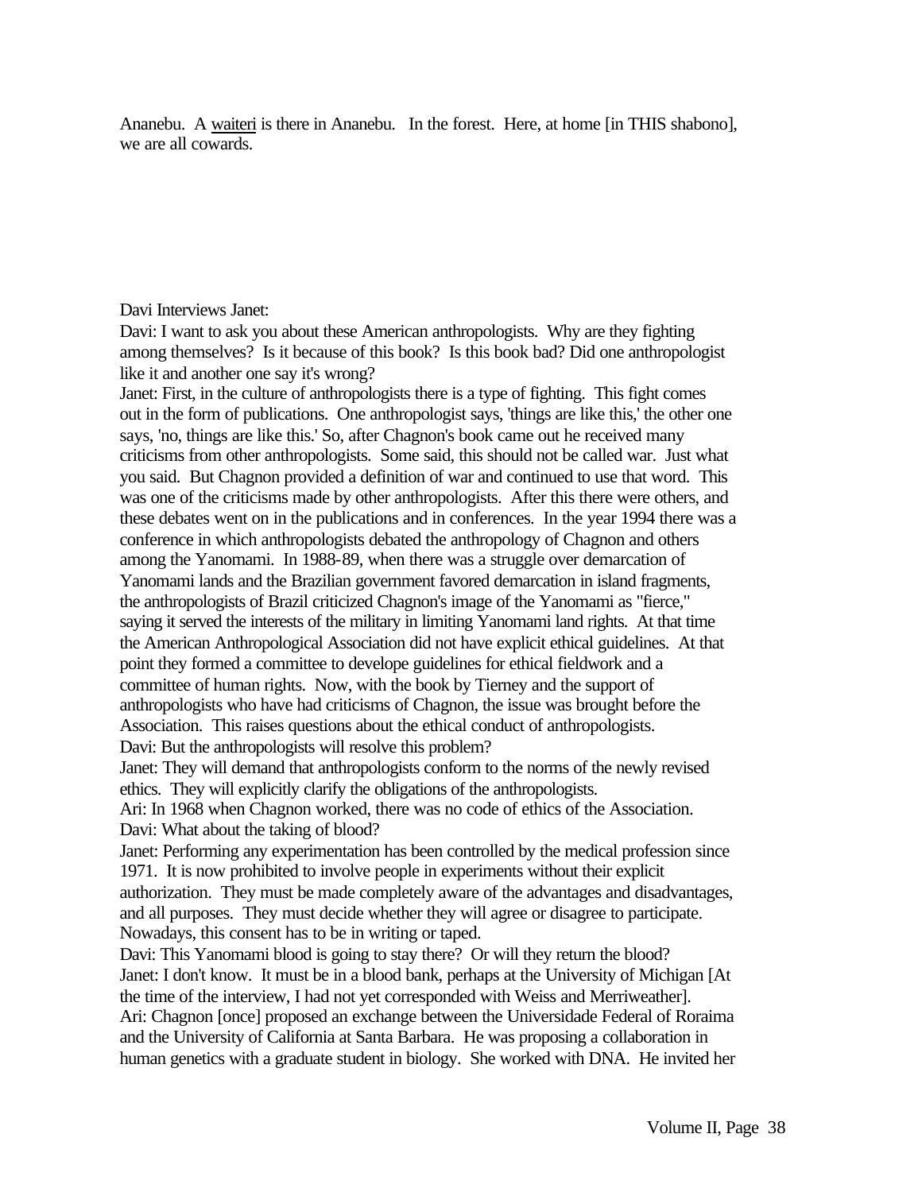Ananebu. A waiteri is there in Ananebu. In the forest. Here, at home [in THIS shabono], we are all cowards.

Davi Interviews Janet:

Davi: I want to ask you about these American anthropologists. Why are they fighting among themselves? Is it because of this book? Is this book bad? Did one anthropologist like it and another one say it's wrong?

Janet: First, in the culture of anthropologists there is a type of fighting. This fight comes out in the form of publications. One anthropologist says, 'things are like this,' the other one says, 'no, things are like this.' So, after Chagnon's book came out he received many criticisms from other anthropologists. Some said, this should not be called war. Just what you said. But Chagnon provided a definition of war and continued to use that word. This was one of the criticisms made by other anthropologists. After this there were others, and these debates went on in the publications and in conferences. In the year 1994 there was a conference in which anthropologists debated the anthropology of Chagnon and others among the Yanomami. In 1988-89, when there was a struggle over demarcation of Yanomami lands and the Brazilian government favored demarcation in island fragments, the anthropologists of Brazil criticized Chagnon's image of the Yanomami as "fierce," saying it served the interests of the military in limiting Yanomami land rights. At that time the American Anthropological Association did not have explicit ethical guidelines. At that point they formed a committee to develope guidelines for ethical fieldwork and a committee of human rights. Now, with the book by Tierney and the support of anthropologists who have had criticisms of Chagnon, the issue was brought before the Association. This raises questions about the ethical conduct of anthropologists.

Davi: But the anthropologists will resolve this problem?

Janet: They will demand that anthropologists conform to the norms of the newly revised ethics. They will explicitly clarify the obligations of the anthropologists.

Ari: In 1968 when Chagnon worked, there was no code of ethics of the Association.

Davi: What about the taking of blood?

Janet: Performing any experimentation has been controlled by the medical profession since 1971. It is now prohibited to involve people in experiments without their explicit authorization. They must be made completely aware of the advantages and disadvantages, and all purposes. They must decide whether they will agree or disagree to participate. Nowadays, this consent has to be in writing or taped.

Davi: This Yanomami blood is going to stay there? Or will they return the blood?

Janet: I don't know. It must be in a blood bank, perhaps at the University of Michigan [At the time of the interview, I had not yet corresponded with Weiss and Merriweather].

Ari: Chagnon [once] proposed an exchange between the Universidade Federal of Roraima and the University of California at Santa Barbara. He was proposing a collaboration in human genetics with a graduate student in biology. She worked with DNA. He invited her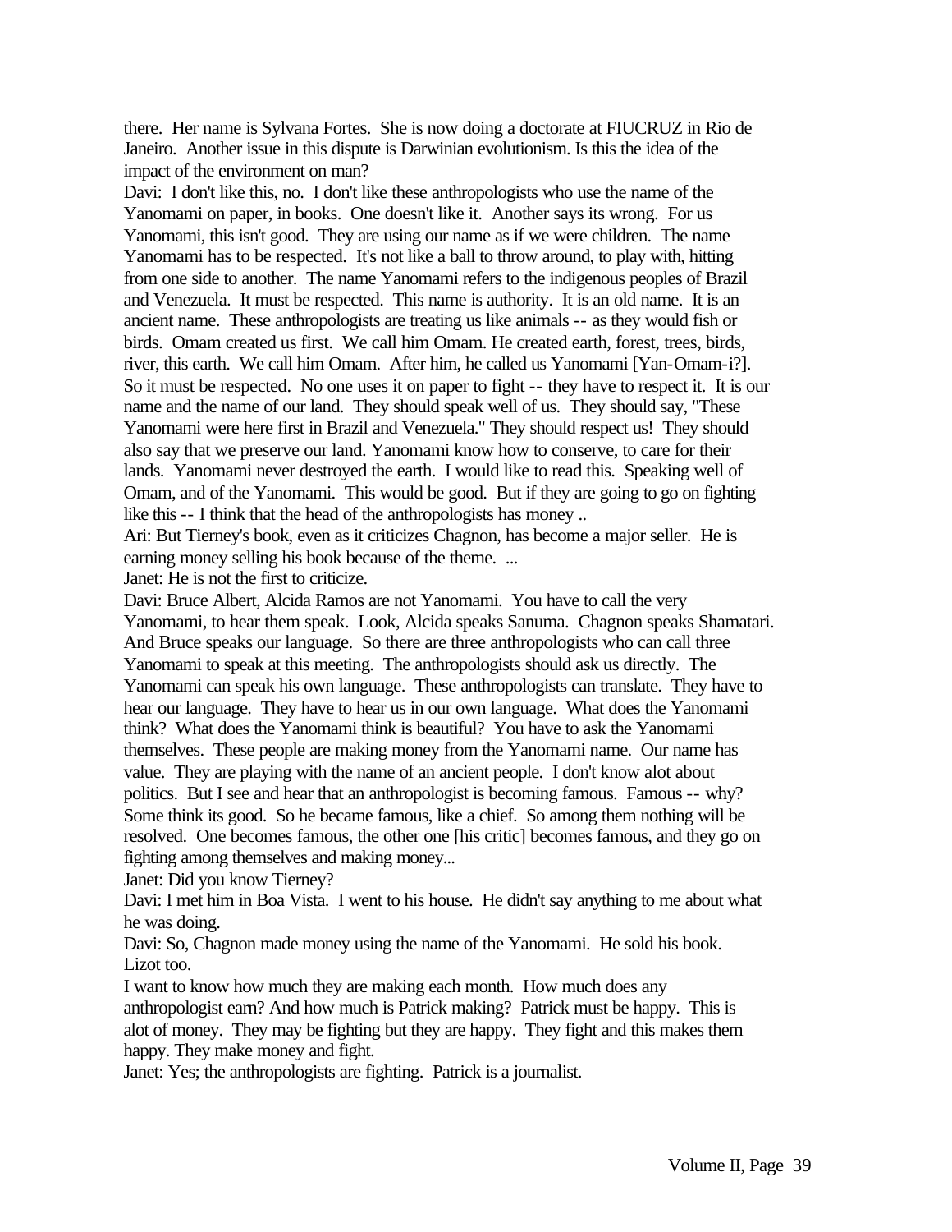there. Her name is Sylvana Fortes. She is now doing a doctorate at FIUCRUZ in Rio de Janeiro. Another issue in this dispute is Darwinian evolutionism. Is this the idea of the impact of the environment on man?

Davi: I don't like this, no. I don't like these anthropologists who use the name of the Yanomami on paper, in books. One doesn't like it. Another says its wrong. For us Yanomami, this isn't good. They are using our name as if we were children. The name Yanomami has to be respected. It's not like a ball to throw around, to play with, hitting from one side to another. The name Yanomami refers to the indigenous peoples of Brazil and Venezuela. It must be respected. This name is authority. It is an old name. It is an ancient name. These anthropologists are treating us like animals -- as they would fish or birds. Omam created us first. We call him Omam. He created earth, forest, trees, birds, river, this earth. We call him Omam. After him, he called us Yanomami [Yan-Omam-i?]. So it must be respected. No one uses it on paper to fight -- they have to respect it. It is our name and the name of our land. They should speak well of us. They should say, "These Yanomami were here first in Brazil and Venezuela." They should respect us! They should also say that we preserve our land. Yanomami know how to conserve, to care for their lands. Yanomami never destroyed the earth. I would like to read this. Speaking well of Omam, and of the Yanomami. This would be good. But if they are going to go on fighting like this -- I think that the head of the anthropologists has money ..

Ari: But Tierney's book, even as it criticizes Chagnon, has become a major seller. He is earning money selling his book because of the theme. ...

Janet: He is not the first to criticize.

Davi: Bruce Albert, Alcida Ramos are not Yanomami. You have to call the very Yanomami, to hear them speak. Look, Alcida speaks Sanuma. Chagnon speaks Shamatari. And Bruce speaks our language. So there are three anthropologists who can call three Yanomami to speak at this meeting. The anthropologists should ask us directly. The Yanomami can speak his own language. These anthropologists can translate. They have to hear our language. They have to hear us in our own language. What does the Yanomami think? What does the Yanomami think is beautiful? You have to ask the Yanomami themselves. These people are making money from the Yanomami name. Our name has value. They are playing with the name of an ancient people. I don't know alot about politics. But I see and hear that an anthropologist is becoming famous. Famous -- why? Some think its good. So he became famous, like a chief. So among them nothing will be resolved. One becomes famous, the other one [his critic] becomes famous, and they go on fighting among themselves and making money...

Janet: Did you know Tierney?

Davi: I met him in Boa Vista. I went to his house. He didn't say anything to me about what he was doing.

Davi: So, Chagnon made money using the name of the Yanomami. He sold his book. Lizot too.

I want to know how much they are making each month. How much does any anthropologist earn? And how much is Patrick making? Patrick must be happy. This is alot of money. They may be fighting but they are happy. They fight and this makes them happy. They make money and fight.

Janet: Yes; the anthropologists are fighting. Patrick is a journalist.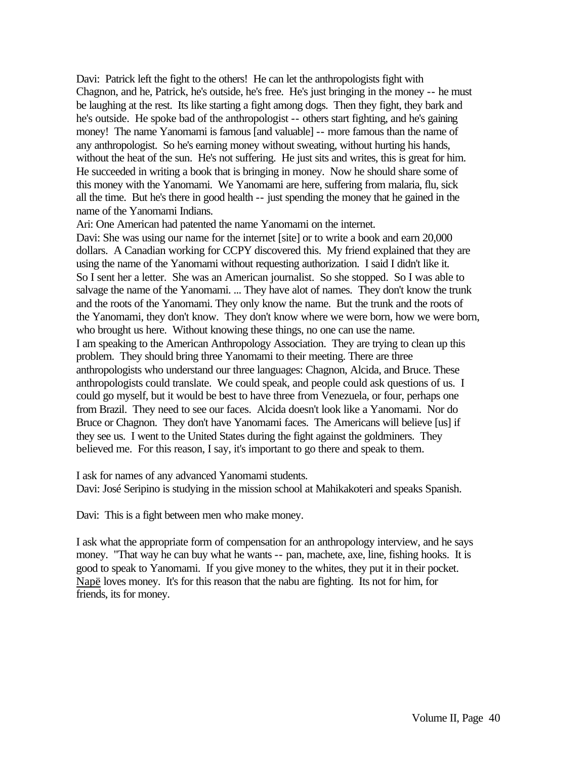Davi: Patrick left the fight to the others! He can let the anthropologists fight with Chagnon, and he, Patrick, he's outside, he's free. He's just bringing in the money -- he must be laughing at the rest. Its like starting a fight among dogs. Then they fight, they bark and he's outside. He spoke bad of the anthropologist -- others start fighting, and he's gaining money! The name Yanomami is famous [and valuable] -- more famous than the name of any anthropologist. So he's earning money without sweating, without hurting his hands, without the heat of the sun. He's not suffering. He just sits and writes, this is great for him. He succeeded in writing a book that is bringing in money. Now he should share some of this money with the Yanomami. We Yanomami are here, suffering from malaria, flu, sick all the time. But he's there in good health -- just spending the money that he gained in the name of the Yanomami Indians.

Ari: One American had patented the name Yanomami on the internet.

Davi: She was using our name for the internet [site] or to write a book and earn 20,000 dollars. A Canadian working for CCPY discovered this. My friend explained that they are using the name of the Yanomami without requesting authorization. I said I didn't like it. So I sent her a letter. She was an American journalist. So she stopped. So I was able to salvage the name of the Yanomami. ... They have alot of names. They don't know the trunk and the roots of the Yanomami. They only know the name. But the trunk and the roots of the Yanomami, they don't know. They don't know where we were born, how we were born, who brought us here. Without knowing these things, no one can use the name.

I am speaking to the American Anthropology Association. They are trying to clean up this problem. They should bring three Yanomami to their meeting. There are three anthropologists who understand our three languages: Chagnon, Alcida, and Bruce. These anthropologists could translate. We could speak, and people could ask questions of us. I could go myself, but it would be best to have three from Venezuela, or four, perhaps one from Brazil. They need to see our faces. Alcida doesn't look like a Yanomami. Nor do Bruce or Chagnon. They don't have Yanomami faces. The Americans will believe [us] if they see us. I went to the United States during the fight against the goldminers. They believed me. For this reason, I say, it's important to go there and speak to them.

I ask for names of any advanced Yanomami students.

Davi: José Seripino is studying in the mission school at Mahikakoteri and speaks Spanish.

Davi: This is a fight between men who make money.

I ask what the appropriate form of compensation for an anthropology interview, and he says money. "That way he can buy what he wants -- pan, machete, axe, line, fishing hooks. It is good to speak to Yanomami. If you give money to the whites, they put it in their pocket. <u>Napë</u> loves money. It's for this reason that the nabu are fighting. Its not for him, for friends, its for money.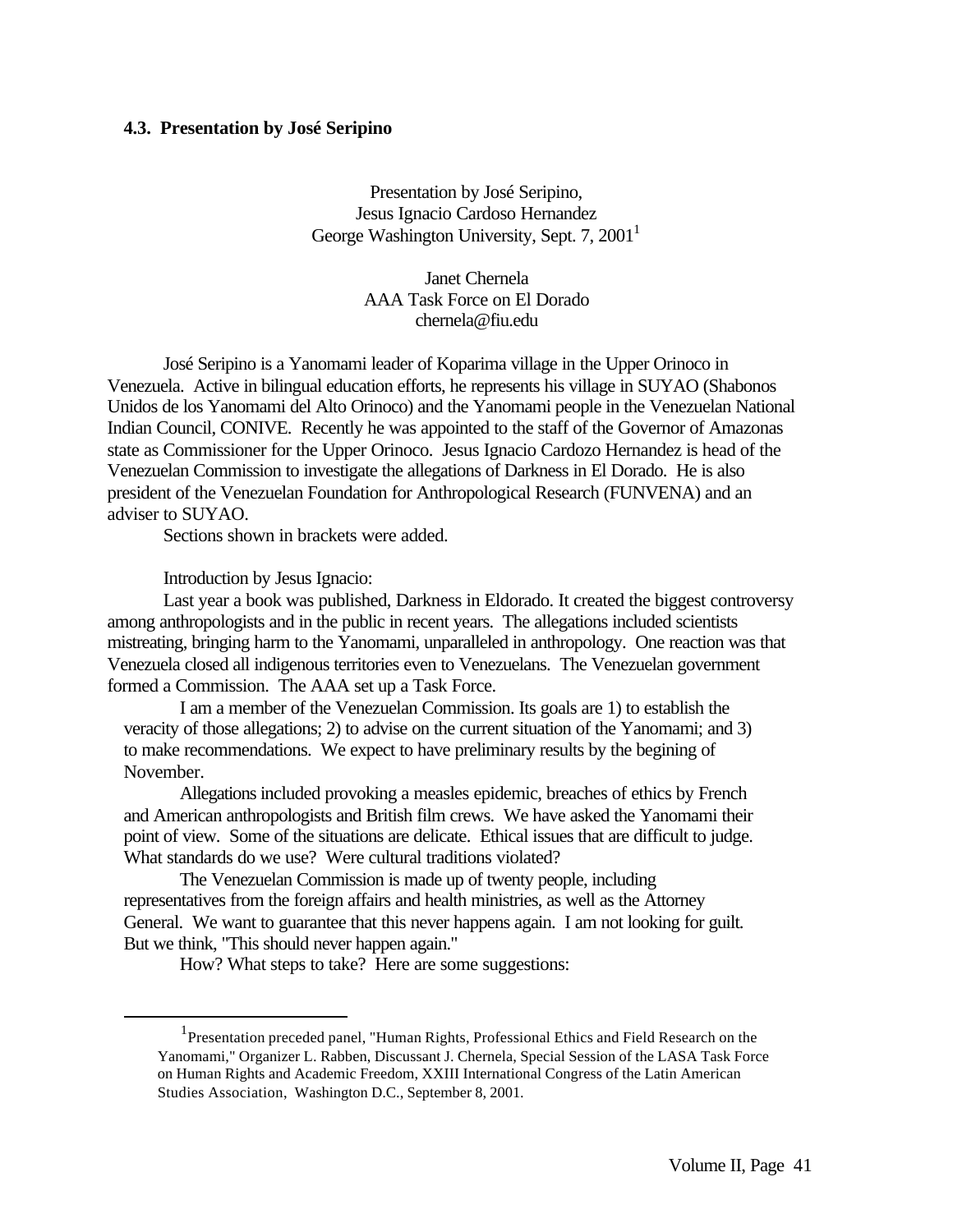### 4.3. Presentation by José Seripino

Presentation by José Seripino,
Jesus Ignacio Cardoso Hernandez
George Washington University, Sept. 7, 2001[1]

Janet Chernela
AAA Task Force on El Dorado
chernela@fiu.edu

José Seripino is a Yanomami leader of Koparima village in the Upper Orinoco in Venezuela. Active in bilingual education efforts, he represents his village in SUYAO (Shabonos Unidos de los Yanomami del Alto Orinoco) and the Yanomami people in the Venezuelan National Indian Council, CONIVE. Recently he was appointed to the staff of the Governor of Amazonas state as Commissioner for the Upper Orinoco. Jesus Ignacio Cardozo Hernandez is head of the Venezuelan Commission to investigate the allegations of Darkness in El Dorado. He is also president of the Venezuelan Foundation for Anthropological Research (FUNVENA) and an adviser to SUYAO.

Sections shown in brackets were added.

Introduction by Jesus Ignacio:

Last year a book was published, Darkness in Eldorado. It created the biggest controversy among anthropologists and in the public in recent years. The allegations included scientists mistreating, bringing harm to the Yanomami, unparalleled in anthropology. One reaction was that Venezuela closed all indigenous territories even to Venezuelans. The Venezuelan government formed a Commission. The AAA set up a Task Force.

I am a member of the Venezuelan Commission. Its goals are 1) to establish the veracity of those allegations; 2) to advise on the current situation of the Yanomami; and 3) to make recommendations. We expect to have preliminary results by the begining of November.

Allegations included provoking a measles epidemic, breaches of ethics by French and American anthropologists and British film crews. We have asked the Yanomami their point of view. Some of the situations are delicate. Ethical issues that are difficult to judge. What standards do we use? Were cultural traditions violated?

The Venezuelan Commission is made up of twenty people, including representatives from the foreign affairs and health ministries, as well as the Attorney General. We want to guarantee that this never happens again. I am not looking for guilt. But we think, "This should never happen again."

How? What steps to take? Here are some suggestions:

[1] Presentation preceded panel, "Human Rights, Professional Ethics and Field Research on the Yanomami," Organizer L. Rabben, Discussant J. Chernela, Special Session of the LASA Task Force on Human Rights and Academic Freedom, XXIII International Congress of the Latin American Studies Association, Washington D.C., September 8, 2001.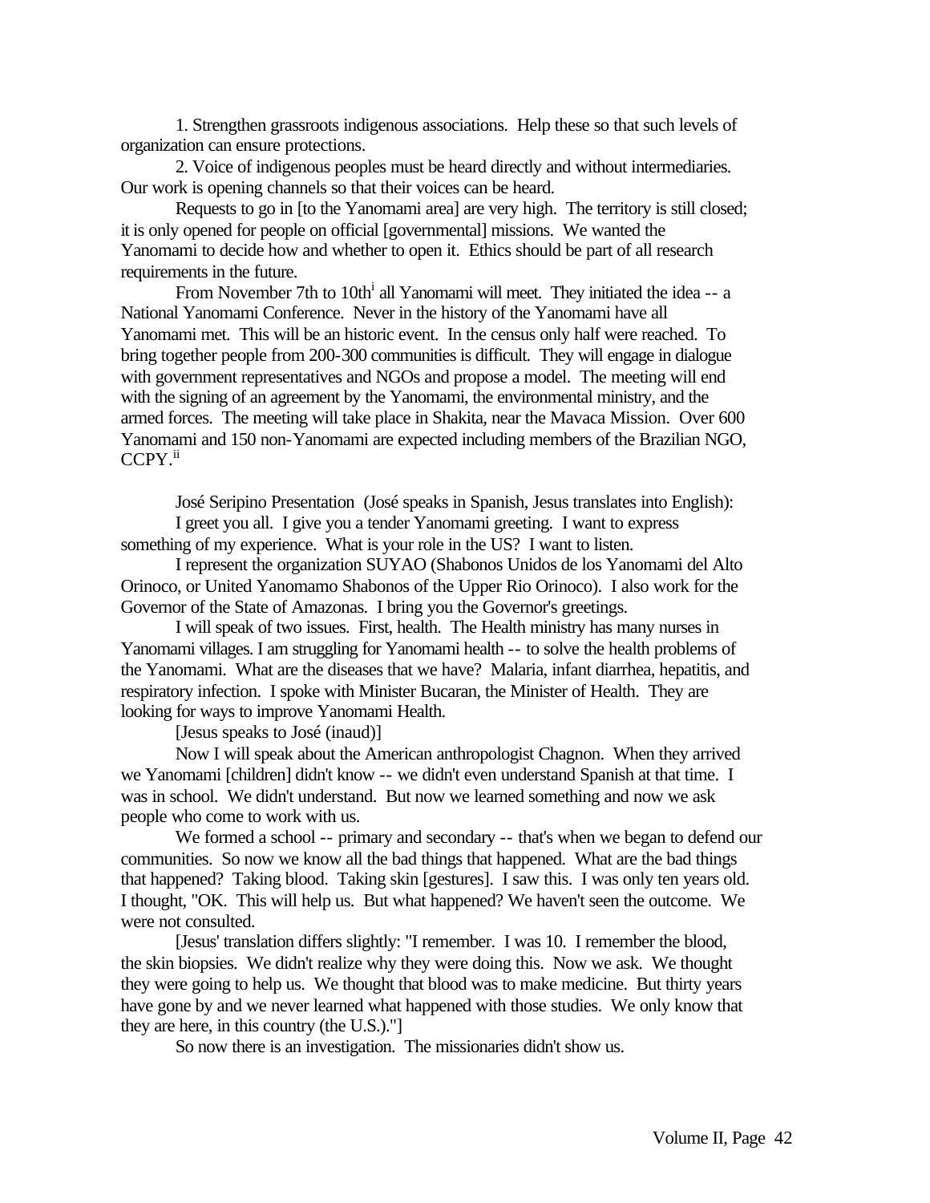1. Strengthen grassroots indigenous associations. Help these so that such levels of organization can ensure protections.

2. Voice of indigenous peoples must be heard directly and without intermediaries. Our work is opening channels so that their voices can be heard.

Requests to go in [to the Yanomami area] are very high. The territory is still closed; it is only opened for people on official [governmental] missions. We wanted the Yanomami to decide how and whether to open it. Ethics should be part of all research requirements in the future.

From November 7th to 10th[i] all Yanomami will meet. They initiated the idea -- a National Yanomami Conference. Never in the history of the Yanomami have all Yanomami met. This will be an historic event. In the census only half were reached. To bring together people from 200-300 communities is difficult. They will engage in dialogue with government representatives and NGOs and propose a model. The meeting will end with the signing of an agreement by the Yanomami, the environmental ministry, and the armed forces. The meeting will take place in Shakita, near the Mavaca Mission. Over 600 Yanomami and 150 non-Yanomami are expected including members of the Brazilian NGO, CCPY.[ii]

José Seripino Presentation (José speaks in Spanish, Jesus translates into English):

I greet you all. I give you a tender Yanomami greeting. I want to express something of my experience. What is your role in the US? I want to listen.

I represent the organization SUYAO (Shabonos Unidos de los Yanomami del Alto Orinoco, or United Yanomamo Shabonos of the Upper Rio Orinoco). I also work for the Governor of the State of Amazonas. I bring you the Governor's greetings.

I will speak of two issues. First, health. The Health ministry has many nurses in Yanomami villages. I am struggling for Yanomami health -- to solve the health problems of the Yanomami. What are the diseases that we have? Malaria, infant diarrhea, hepatitis, and respiratory infection. I spoke with Minister Bucaran, the Minister of Health. They are looking for ways to improve Yanomami Health.

[Jesus speaks to José (inaud)]

Now I will speak about the American anthropologist Chagnon. When they arrived we Yanomami [children] didn't know -- we didn't even understand Spanish at that time. I was in school. We didn't understand. But now we learned something and now we ask people who come to work with us.

We formed a school -- primary and secondary -- that's when we began to defend our communities. So now we know all the bad things that happened. What are the bad things that happened? Taking blood. Taking skin [gestures]. I saw this. I was only ten years old. I thought, "OK. This will help us. But what happened? We haven't seen the outcome. We were not consulted.

[Jesus' translation differs slightly: "I remember. I was 10. I remember the blood, the skin biopsies. We didn't realize why they were doing this. Now we ask. We thought they were going to help us. We thought that blood was to make medicine. But thirty years have gone by and we never learned what happened with those studies. We only know that they are here, in this country (the U.S.)."]

So now there is an investigation. The missionaries didn't show us.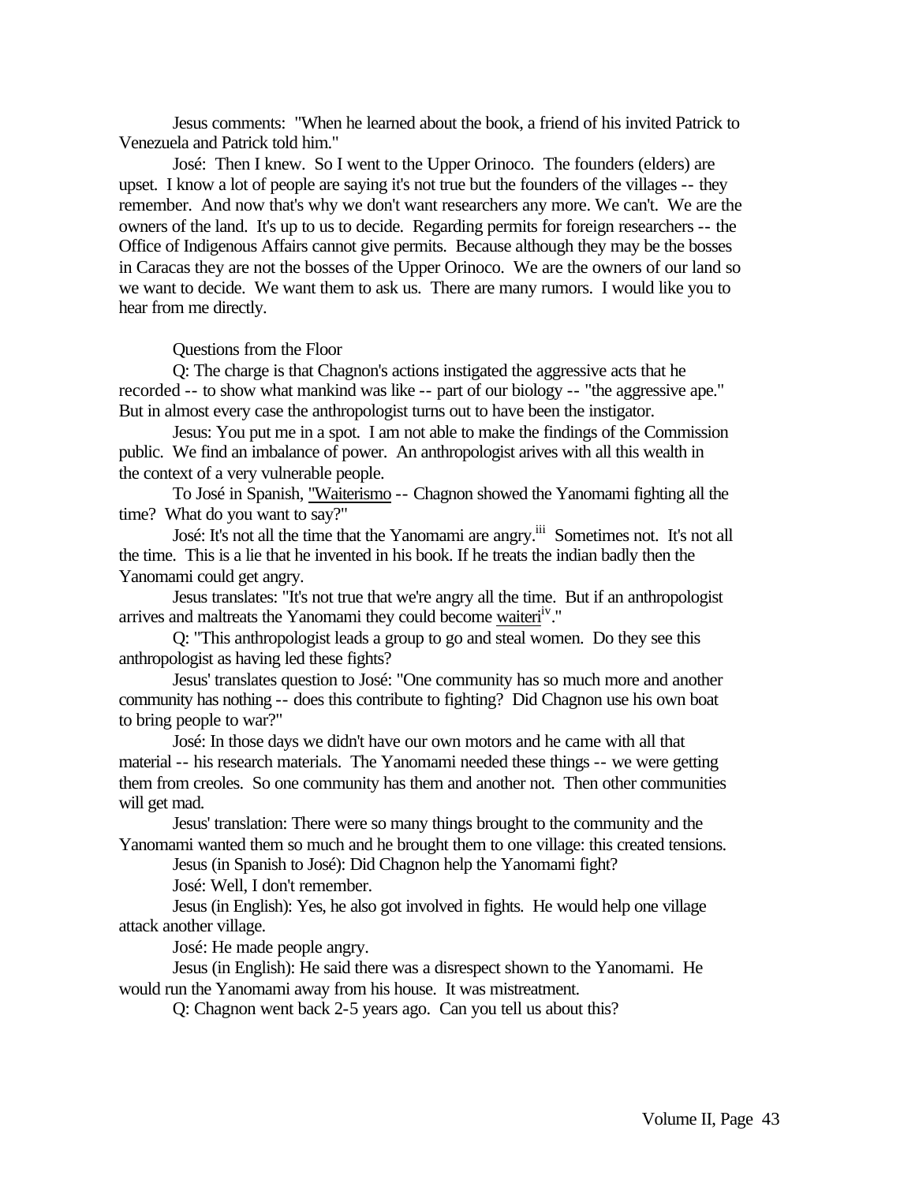Jesus comments: "When he learned about the book, a friend of his invited Patrick to Venezuela and Patrick told him."

José: Then I knew. So I went to the Upper Orinoco. The founders (elders) are upset. I know a lot of people are saying it's not true but the founders of the villages -- they remember. And now that's why we don't want researchers any more. We can't. We are the owners of the land. It's up to us to decide. Regarding permits for foreign researchers -- the Office of Indigenous Affairs cannot give permits. Because although they may be the bosses in Caracas they are not the bosses of the Upper Orinoco. We are the owners of our land so we want to decide. We want them to ask us. There are many rumors. I would like you to hear from me directly.

Questions from the Floor

Q: The charge is that Chagnon's actions instigated the aggressive acts that he recorded -- to show what mankind was like -- part of our biology -- "the aggressive ape." But in almost every case the anthropologist turns out to have been the instigator.

Jesus: You put me in a spot. I am not able to make the findings of the Commission public. We find an imbalance of power. An anthropologist arives with all this wealth in the context of a very vulnerable people.

To José in Spanish, "Waiterismo -- Chagnon showed the Yanomami fighting all the time? What do you want to say?"

José: It's not all the time that the Yanomami are angry.[iii] Sometimes not. It's not all the time. This is a lie that he invented in his book. If he treats the indian badly then the Yanomami could get angry.

Jesus translates: "It's not true that we're angry all the time. But if an anthropologist arrives and maltreats the Yanomami they could become waiteri[iv]."

Q: "This anthropologist leads a group to go and steal women. Do they see this anthropologist as having led these fights?

Jesus' translates question to José: "One community has so much more and another community has nothing -- does this contribute to fighting? Did Chagnon use his own boat to bring people to war?"

José: In those days we didn't have our own motors and he came with all that material -- his research materials. The Yanomami needed these things -- we were getting them from creoles. So one community has them and another not. Then other communities will get mad.

Jesus' translation: There were so many things brought to the community and the Yanomami wanted them so much and he brought them to one village: this created tensions.

Jesus (in Spanish to José): Did Chagnon help the Yanomami fight?

José: Well, I don't remember.

Jesus (in English): Yes, he also got involved in fights. He would help one village attack another village.

José: He made people angry.

Jesus (in English): He said there was a disrespect shown to the Yanomami. He would run the Yanomami away from his house. It was mistreatment.

Q: Chagnon went back 2-5 years ago. Can you tell us about this?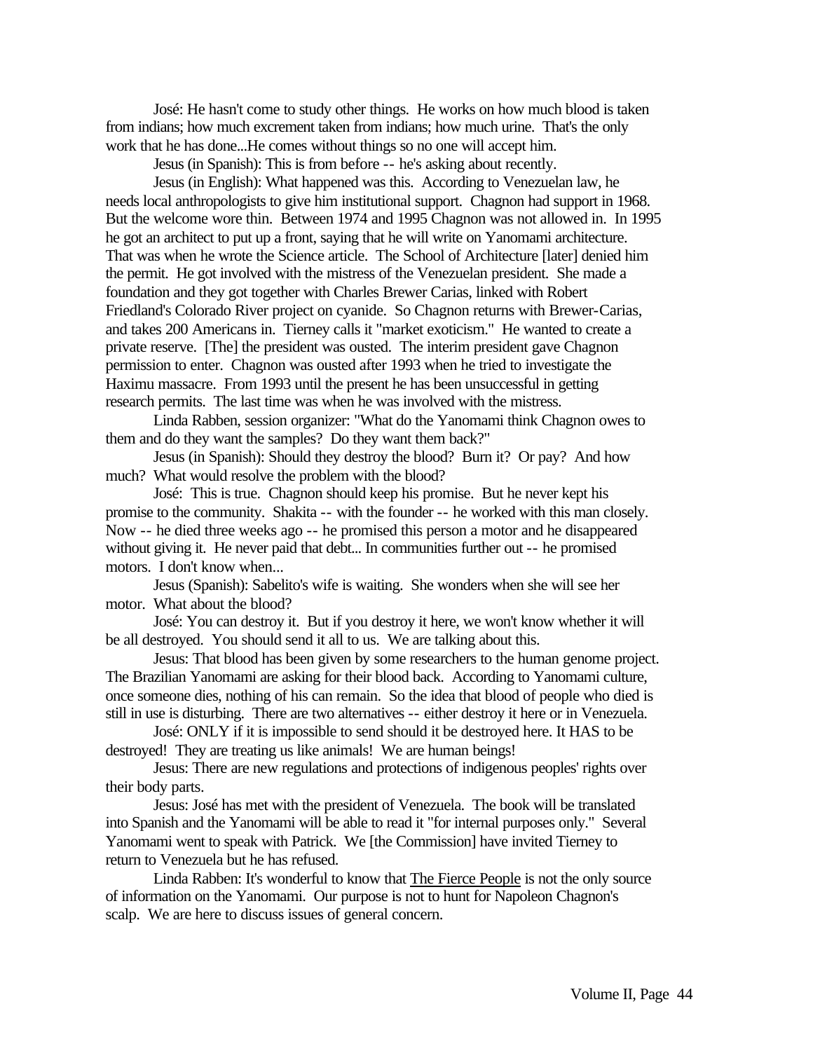José: He hasn't come to study other things. He works on how much blood is taken from indians; how much excrement taken from indians; how much urine. That's the only work that he has done...He comes without things so no one will accept him.

Jesus (in Spanish): This is from before -- he's asking about recently.

Jesus (in English): What happened was this. According to Venezuelan law, he needs local anthropologists to give him institutional support. Chagnon had support in 1968. But the welcome wore thin. Between 1974 and 1995 Chagnon was not allowed in. In 1995 he got an architect to put up a front, saying that he will write on Yanomami architecture. That was when he wrote the Science article. The School of Architecture [later] denied him the permit. He got involved with the mistress of the Venezuelan president. She made a foundation and they got together with Charles Brewer Carias, linked with Robert Friedland's Colorado River project on cyanide. So Chagnon returns with Brewer-Carias, and takes 200 Americans in. Tierney calls it "market exoticism." He wanted to create a private reserve. [The] the president was ousted. The interim president gave Chagnon permission to enter. Chagnon was ousted after 1993 when he tried to investigate the Haximu massacre. From 1993 until the present he has been unsuccessful in getting research permits. The last time was when he was involved with the mistress.

Linda Rabben, session organizer: "What do the Yanomami think Chagnon owes to them and do they want the samples? Do they want them back?"

Jesus (in Spanish): Should they destroy the blood? Burn it? Or pay? And how much? What would resolve the problem with the blood?

José: This is true. Chagnon should keep his promise. But he never kept his promise to the community. Shakita -- with the founder -- he worked with this man closely. Now -- he died three weeks ago -- he promised this person a motor and he disappeared without giving it. He never paid that debt... In communities further out -- he promised motors. I don't know when...

Jesus (Spanish): Sabelito's wife is waiting. She wonders when she will see her motor. What about the blood?

José: You can destroy it. But if you destroy it here, we won't know whether it will be all destroyed. You should send it all to us. We are talking about this.

Jesus: That blood has been given by some researchers to the human genome project. The Brazilian Yanomami are asking for their blood back. According to Yanomami culture, once someone dies, nothing of his can remain. So the idea that blood of people who died is still in use is disturbing. There are two alternatives -- either destroy it here or in Venezuela.

José: ONLY if it is impossible to send should it be destroyed here. It HAS to be destroyed! They are treating us like animals! We are human beings!

Jesus: There are new regulations and protections of indigenous peoples' rights over their body parts.

Jesus: José has met with the president of Venezuela. The book will be translated into Spanish and the Yanomami will be able to read it "for internal purposes only." Several Yanomami went to speak with Patrick. We [the Commission] have invited Tierney to return to Venezuela but he has refused.

Linda Rabben: It's wonderful to know that <u>The Fierce People</u> is not the only source of information on the Yanomami. Our purpose is not to hunt for Napoleon Chagnon's scalp. We are here to discuss issues of general concern.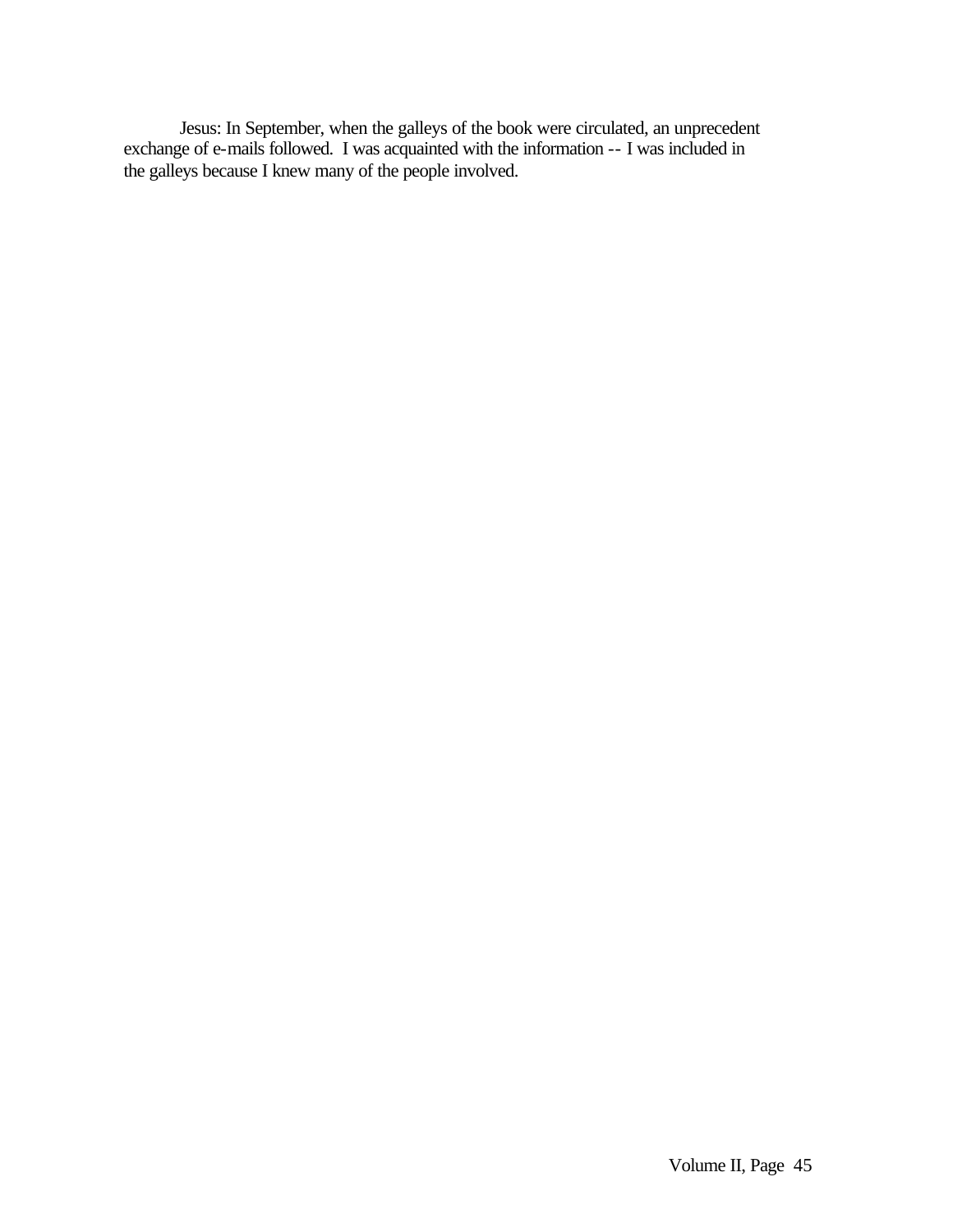Jesus: In September, when the galleys of the book were circulated, an unprecedent exchange of e-mails followed. I was acquainted with the information -- I was included in the galleys because I knew many of the people involved.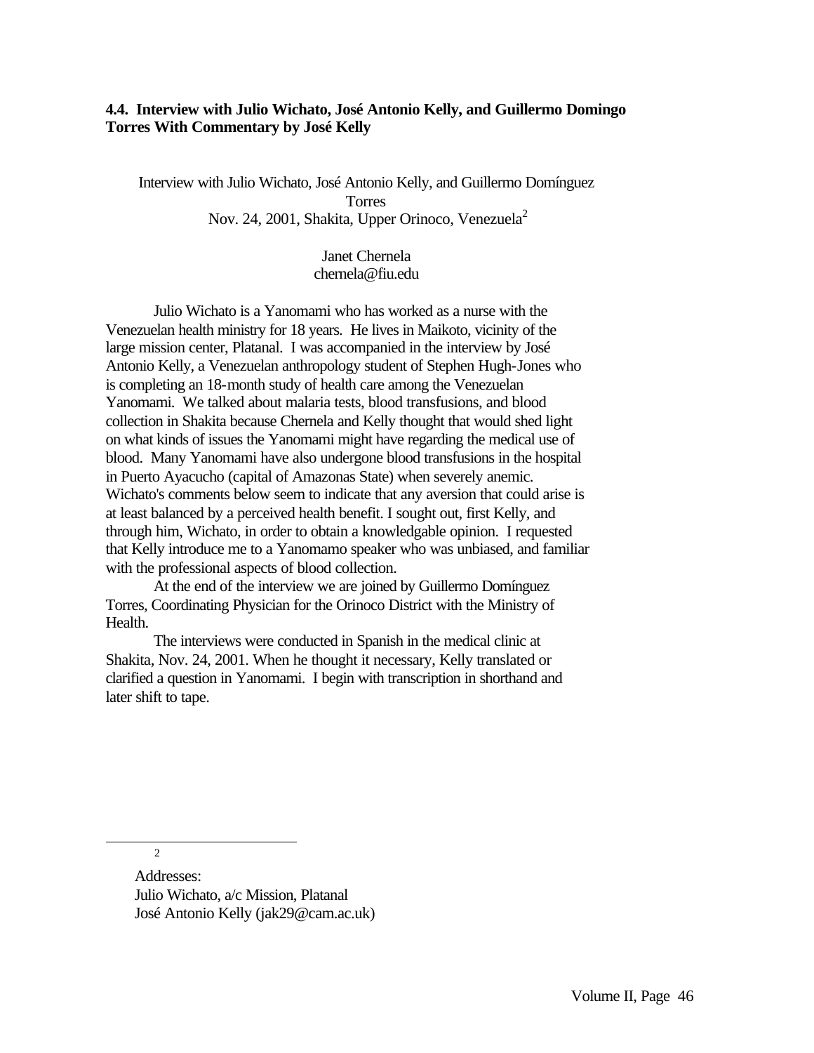### 4.4. Interview with Julio Wichato, José Antonio Kelly, and Guillermo Domingo Torres With Commentary by José Kelly

Interview with Julio Wichato, José Antonio Kelly, and Guillermo Domínguez Torres
Nov. 24, 2001, Shakita, Upper Orinoco, Venezuela[2]

Janet Chernela
chernela@fiu.edu

Julio Wichato is a Yanomami who has worked as a nurse with the Venezuelan health ministry for 18 years. He lives in Maikoto, vicinity of the large mission center, Platanal. I was accompanied in the interview by José Antonio Kelly, a Venezuelan anthropology student of Stephen Hugh-Jones who is completing an 18-month study of health care among the Venezuelan Yanomami. We talked about malaria tests, blood transfusions, and blood collection in Shakita because Chernela and Kelly thought that would shed light on what kinds of issues the Yanomami might have regarding the medical use of blood. Many Yanomami have also undergone blood transfusions in the hospital in Puerto Ayacucho (capital of Amazonas State) when severely anemic. Wichato's comments below seem to indicate that any aversion that could arise is at least balanced by a perceived health benefit. I sought out, first Kelly, and through him, Wichato, in order to obtain a knowledgable opinion. I requested that Kelly introduce me to a Yanomamo speaker who was unbiased, and familiar with the professional aspects of blood collection.

At the end of the interview we are joined by Guillermo Domínguez Torres, Coordinating Physician for the Orinoco District with the Ministry of Health.

The interviews were conducted in Spanish in the medical clinic at Shakita, Nov. 24, 2001. When he thought it necessary, Kelly translated or clarified a question in Yanomami. I begin with transcription in shorthand and later shift to tape.

---

[2] Addresses:
Julio Wichato, a/c Mission, Platanal
José Antonio Kelly (jak29@cam.ac.uk)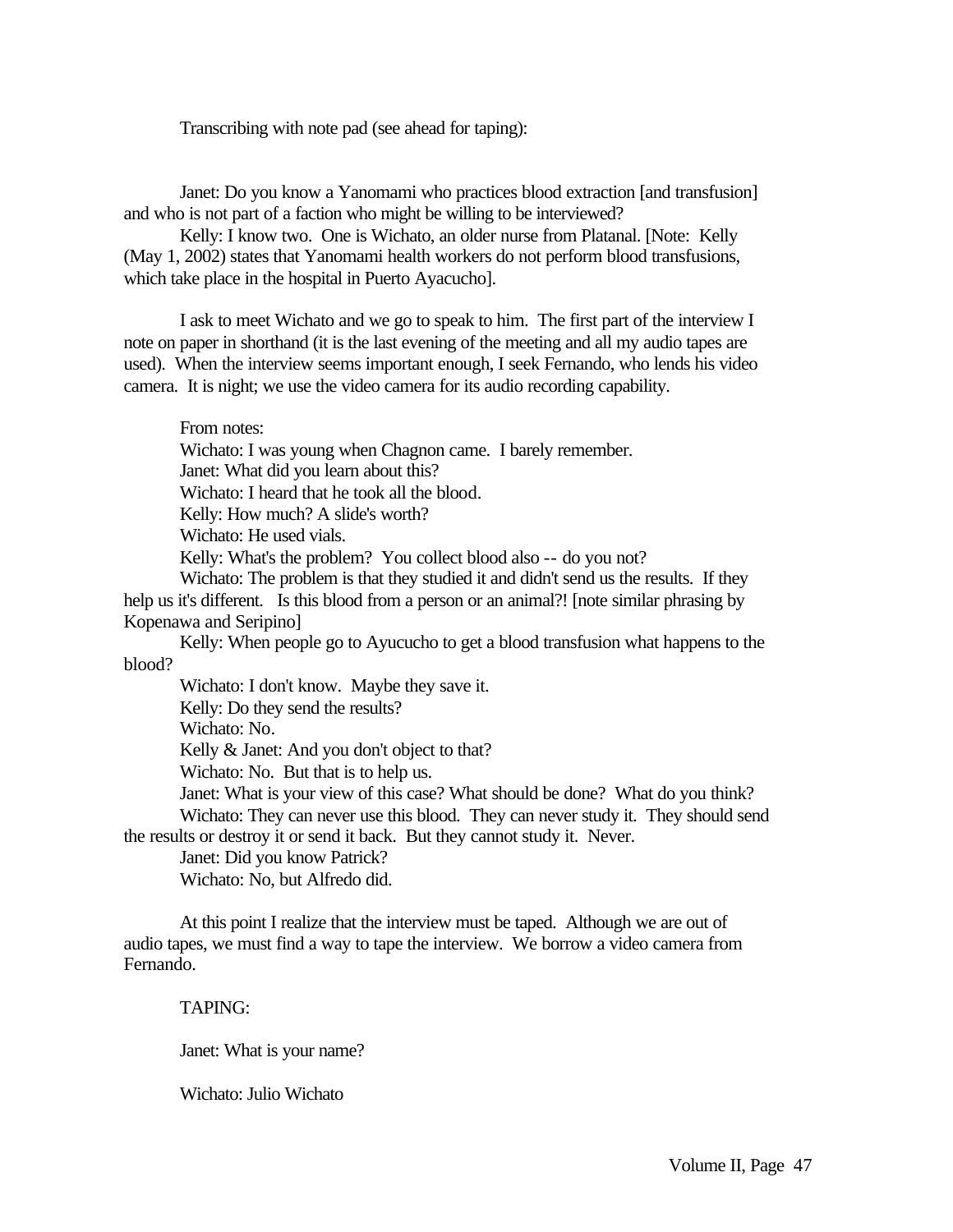Transcribing with note pad (see ahead for taping):

Janet: Do you know a Yanomami who practices blood extraction [and transfusion] and who is not part of a faction who might be willing to be interviewed?

Kelly: I know two. One is Wichato, an older nurse from Platanal. [Note: Kelly (May 1, 2002) states that Yanomami health workers do not perform blood transfusions, which take place in the hospital in Puerto Ayacucho].

I ask to meet Wichato and we go to speak to him. The first part of the interview I note on paper in shorthand (it is the last evening of the meeting and all my audio tapes are used). When the interview seems important enough, I seek Fernando, who lends his video camera. It is night; we use the video camera for its audio recording capability.

From notes:

Wichato: I was young when Chagnon came. I barely remember.

Janet: What did you learn about this?

Wichato: I heard that he took all the blood.

Kelly: How much? A slide's worth?

Wichato: He used vials.

Kelly: What's the problem? You collect blood also -- do you not?

Wichato: The problem is that they studied it and didn't send us the results. If they help us it's different. Is this blood from a person or an animal?! [note similar phrasing by Kopenawa and Seripino]

Kelly: When people go to Ayucucho to get a blood transfusion what happens to the blood?

Wichato: I don't know. Maybe they save it.

Kelly: Do they send the results?

Wichato: No.

Kelly & Janet: And you don't object to that?

Wichato: No. But that is to help us.

Janet: What is your view of this case? What should be done? What do you think?

Wichato: They can never use this blood. They can never study it. They should send the results or destroy it or send it back. But they cannot study it. Never.

Janet: Did you know Patrick?

Wichato: No, but Alfredo did.

At this point I realize that the interview must be taped. Although we are out of audio tapes, we must find a way to tape the interview. We borrow a video camera from Fernando.

TAPING:

Janet: What is your name?

Wichato: Julio Wichato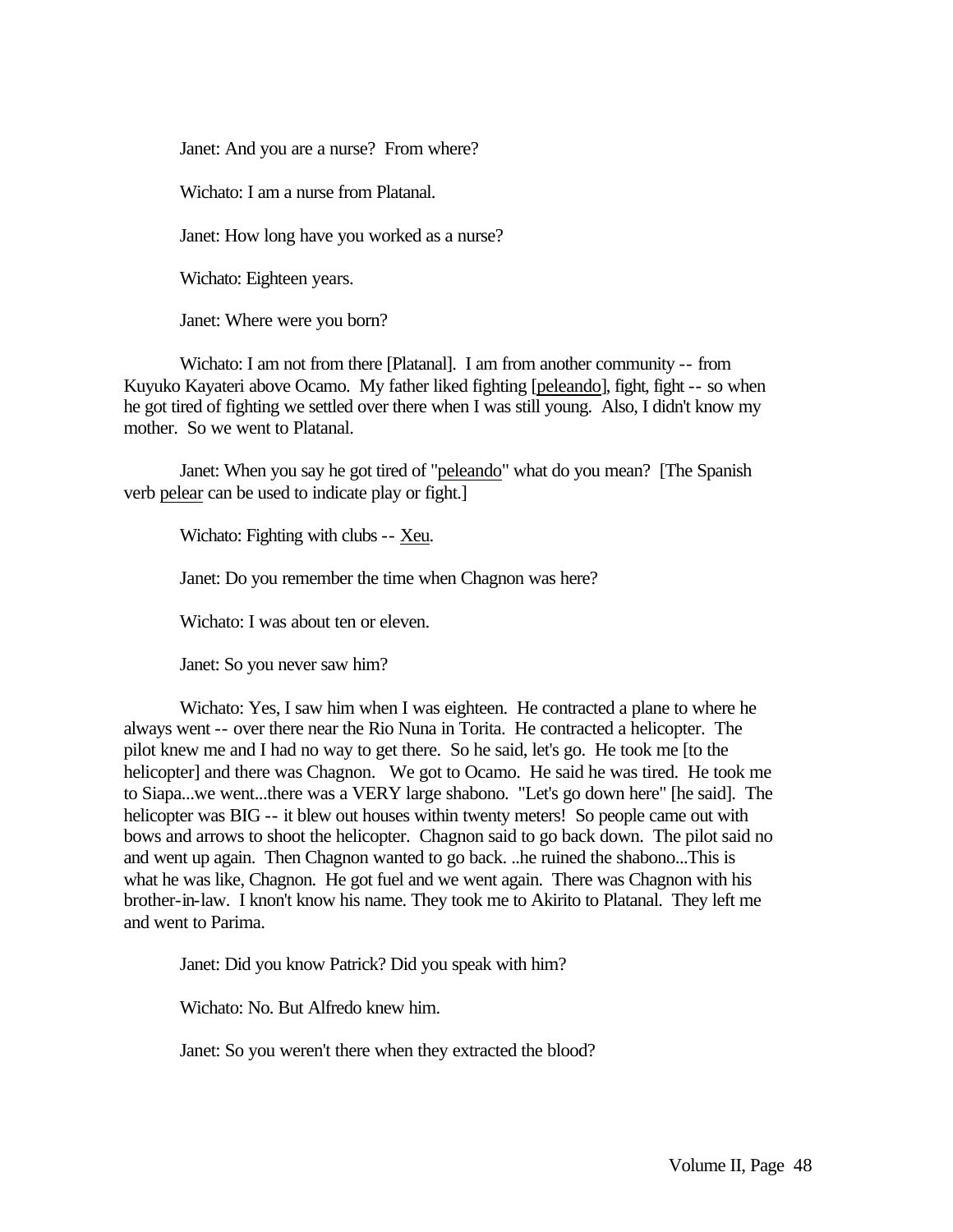Janet: And you are a nurse? From where?

Wichato: I am a nurse from Platanal.

Janet: How long have you worked as a nurse?

Wichato: Eighteen years.

Janet: Where were you born?

Wichato: I am not from there [Platanal]. I am from another community -- from Kuyuko Kayateri above Ocamo. My father liked fighting [<u>peleando</u>], fight, fight -- so when he got tired of fighting we settled over there when I was still young. Also, I didn't know my mother. So we went to Platanal.

Janet: When you say he got tired of "<u>peleando</u>" what do you mean? [The Spanish verb <u>pelear</u> can be used to indicate play or fight.]

Wichato: Fighting with clubs -- <u>Xeu</u>.

Janet: Do you remember the time when Chagnon was here?

Wichato: I was about ten or eleven.

Janet: So you never saw him?

Wichato: Yes, I saw him when I was eighteen. He contracted a plane to where he always went -- over there near the Rio Nuna in Torita. He contracted a helicopter. The pilot knew me and I had no way to get there. So he said, let's go. He took me [to the helicopter] and there was Chagnon. We got to Ocamo. He said he was tired. He took me to Siapa...we went...there was a VERY large shabono. "Let's go down here" [he said]. The helicopter was BIG -- it blew out houses within twenty meters! So people came out with bows and arrows to shoot the helicopter. Chagnon said to go back down. The pilot said no and went up again. Then Chagnon wanted to go back. ..he ruined the shabono...This is what he was like, Chagnon. He got fuel and we went again. There was Chagnon with his brother-in-law. I knon't know his name. They took me to Akirito to Platanal. They left me and went to Parima.

Janet: Did you know Patrick? Did you speak with him?

Wichato: No. But Alfredo knew him.

Janet: So you weren't there when they extracted the blood?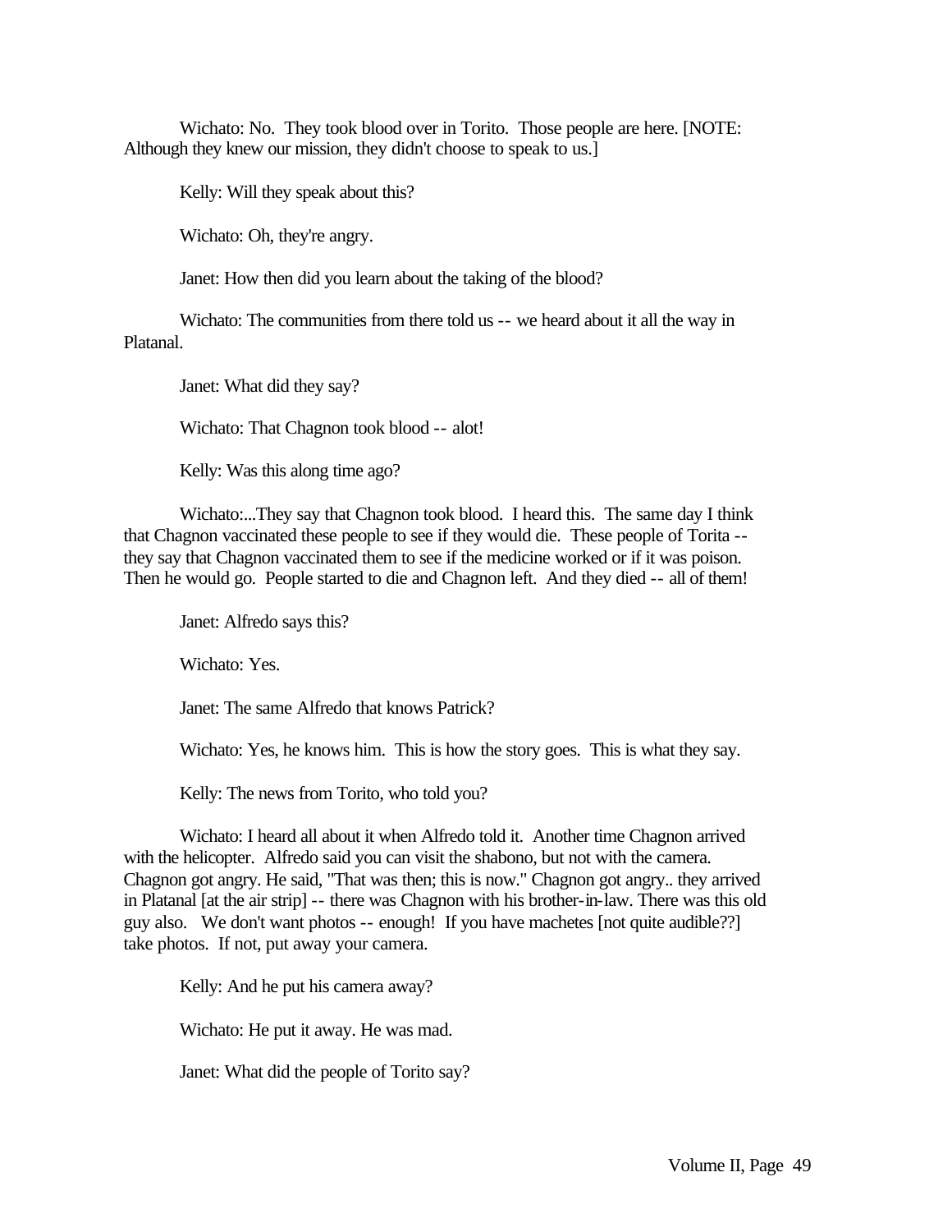Wichato: No. They took blood over in Torito. Those people are here. [NOTE: Although they knew our mission, they didn't choose to speak to us.]

Kelly: Will they speak about this?

Wichato: Oh, they're angry.

Janet: How then did you learn about the taking of the blood?

Wichato: The communities from there told us -- we heard about it all the way in Platanal.

Janet: What did they say?

Wichato: That Chagnon took blood -- alot!

Kelly: Was this along time ago?

Wichato:...They say that Chagnon took blood. I heard this. The same day I think that Chagnon vaccinated these people to see if they would die. These people of Torita -- they say that Chagnon vaccinated them to see if the medicine worked or if it was poison. Then he would go. People started to die and Chagnon left. And they died -- all of them!

Janet: Alfredo says this?

Wichato: Yes.

Janet: The same Alfredo that knows Patrick?

Wichato: Yes, he knows him. This is how the story goes. This is what they say.

Kelly: The news from Torito, who told you?

Wichato: I heard all about it when Alfredo told it. Another time Chagnon arrived with the helicopter. Alfredo said you can visit the shabono, but not with the camera. Chagnon got angry. He said, "That was then; this is now." Chagnon got angry.. they arrived in Platanal [at the air strip] -- there was Chagnon with his brother-in-law. There was this old guy also. We don't want photos -- enough! If you have machetes [not quite audible??] take photos. If not, put away your camera.

Kelly: And he put his camera away?

Wichato: He put it away. He was mad.

Janet: What did the people of Torito say?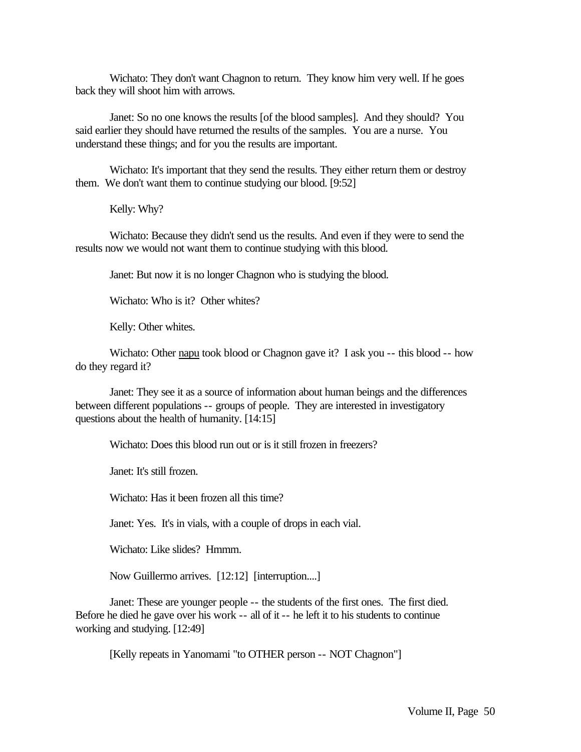Wichato: They don't want Chagnon to return. They know him very well. If he goes back they will shoot him with arrows.

Janet: So no one knows the results [of the blood samples]. And they should? You said earlier they should have returned the results of the samples. You are a nurse. You understand these things; and for you the results are important.

Wichato: It's important that they send the results. They either return them or destroy them. We don't want them to continue studying our blood. [9:52]

Kelly: Why?

Wichato: Because they didn't send us the results. And even if they were to send the results now we would not want them to continue studying with this blood.

Janet: But now it is no longer Chagnon who is studying the blood.

Wichato: Who is it? Other whites?

Kelly: Other whites.

Wichato: Other <u>napu</u> took blood or Chagnon gave it? I ask you -- this blood -- how do they regard it?

Janet: They see it as a source of information about human beings and the differences between different populations -- groups of people. They are interested in investigatory questions about the health of humanity. [14:15]

Wichato: Does this blood run out or is it still frozen in freezers?

Janet: It's still frozen.

Wichato: Has it been frozen all this time?

Janet: Yes. It's in vials, with a couple of drops in each vial.

Wichato: Like slides? Hmmm.

Now Guillermo arrives. [12:12] [interruption....]

Janet: These are younger people -- the students of the first ones. The first died. Before he died he gave over his work -- all of it -- he left it to his students to continue working and studying. [12:49]

[Kelly repeats in Yanomami "to OTHER person -- NOT Chagnon"]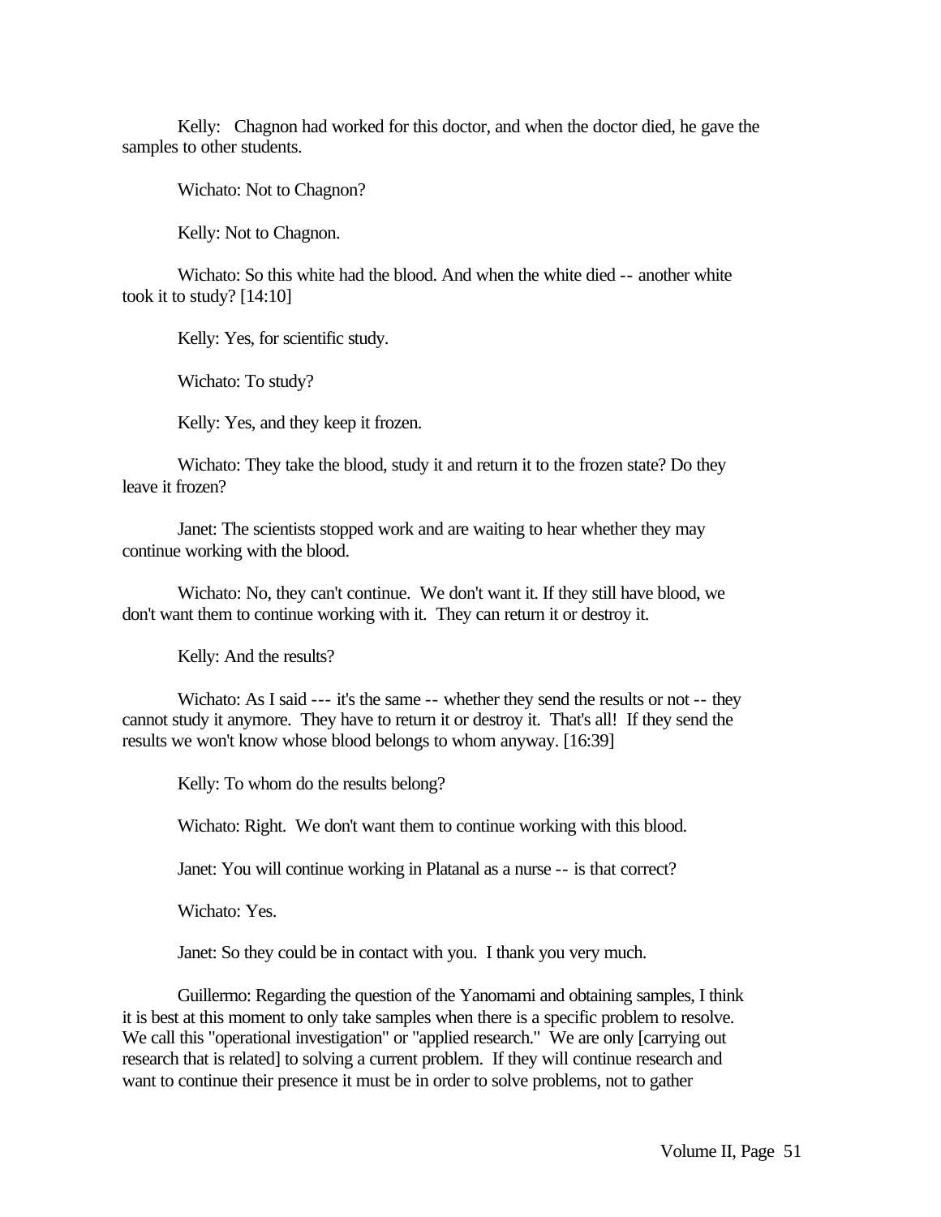Kelly: Chagnon had worked for this doctor, and when the doctor died, he gave the samples to other students.

Wichato: Not to Chagnon?

Kelly: Not to Chagnon.

Wichato: So this white had the blood. And when the white died -- another white took it to study? [14:10]

Kelly: Yes, for scientific study.

Wichato: To study?

Kelly: Yes, and they keep it frozen.

Wichato: They take the blood, study it and return it to the frozen state? Do they leave it frozen?

Janet: The scientists stopped work and are waiting to hear whether they may continue working with the blood.

Wichato: No, they can't continue. We don't want it. If they still have blood, we don't want them to continue working with it. They can return it or destroy it.

Kelly: And the results?

Wichato: As I said --- it's the same -- whether they send the results or not -- they cannot study it anymore. They have to return it or destroy it. That's all! If they send the results we won't know whose blood belongs to whom anyway. [16:39]

Kelly: To whom do the results belong?

Wichato: Right. We don't want them to continue working with this blood.

Janet: You will continue working in Platanal as a nurse -- is that correct?

Wichato: Yes.

Janet: So they could be in contact with you. I thank you very much.

Guillermo: Regarding the question of the Yanomami and obtaining samples, I think it is best at this moment to only take samples when there is a specific problem to resolve. We call this "operational investigation" or "applied research." We are only [carrying out research that is related] to solving a current problem. If they will continue research and want to continue their presence it must be in order to solve problems, not to gather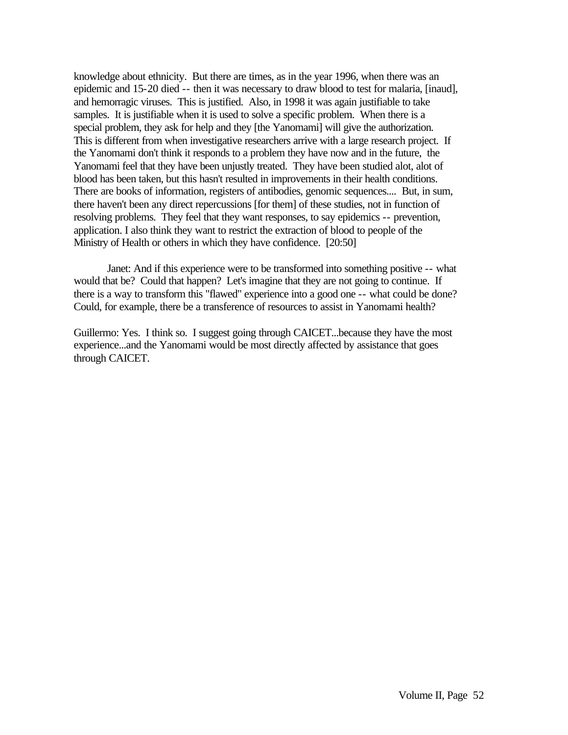knowledge about ethnicity. But there are times, as in the year 1996, when there was an epidemic and 15-20 died -- then it was necessary to draw blood to test for malaria, [inaud], and hemorragic viruses. This is justified. Also, in 1998 it was again justifiable to take samples. It is justifiable when it is used to solve a specific problem. When there is a special problem, they ask for help and they [the Yanomami] will give the authorization. This is different from when investigative researchers arrive with a large research project. If the Yanomami don't think it responds to a problem they have now and in the future, the Yanomami feel that they have been unjustly treated. They have been studied alot, alot of blood has been taken, but this hasn't resulted in improvements in their health conditions. There are books of information, registers of antibodies, genomic sequences.... But, in sum, there haven't been any direct repercussions [for them] of these studies, not in function of resolving problems. They feel that they want responses, to say epidemics -- prevention, application. I also think they want to restrict the extraction of blood to people of the Ministry of Health or others in which they have confidence. [20:50]

Janet: And if this experience were to be transformed into something positive -- what would that be? Could that happen? Let's imagine that they are not going to continue. If there is a way to transform this "flawed" experience into a good one -- what could be done? Could, for example, there be a transference of resources to assist in Yanomami health?

Guillermo: Yes. I think so. I suggest going through CAICET...because they have the most experience...and the Yanomami would be most directly affected by assistance that goes through CAICET.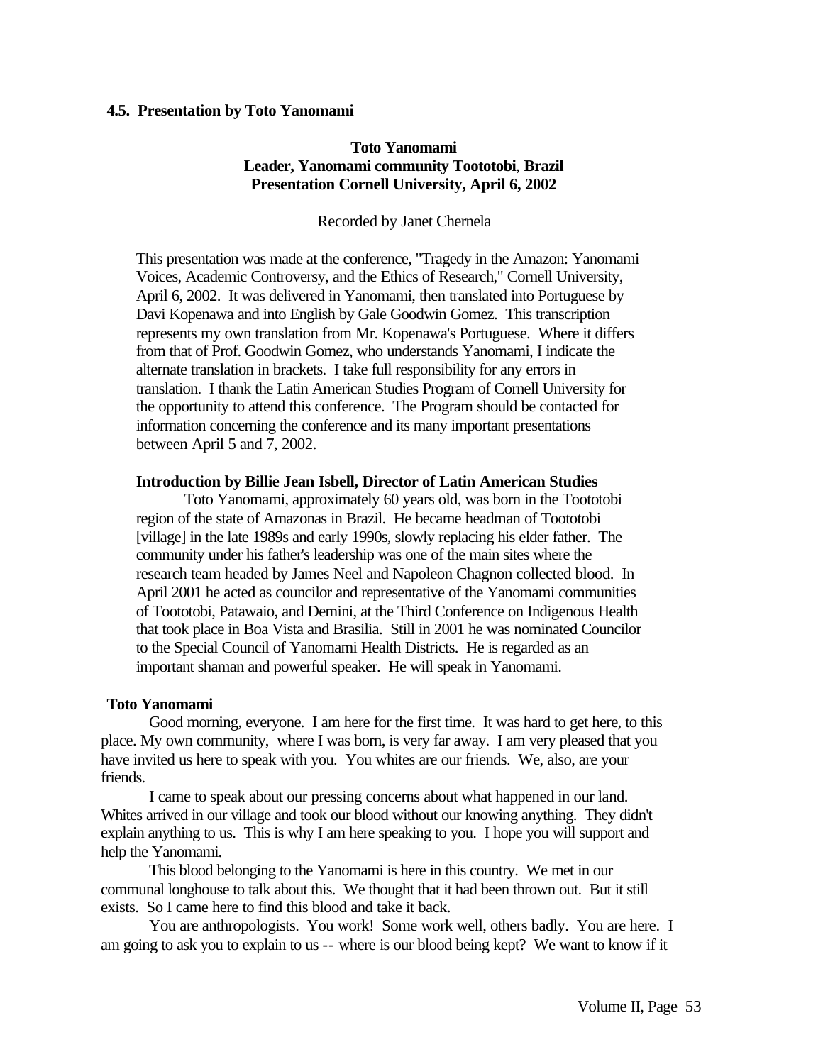### 4.5. Presentation by Toto Yanomami

**Toto Yanomami**
**Leader, Yanomami community Toototobi, Brazil**
**Presentation Cornell University, April 6, 2002**

Recorded by Janet Chernela

This presentation was made at the conference, "Tragedy in the Amazon: Yanomami Voices, Academic Controversy, and the Ethics of Research," Cornell University, April 6, 2002. It was delivered in Yanomami, then translated into Portuguese by Davi Kopenawa and into English by Gale Goodwin Gomez. This transcription represents my own translation from Mr. Kopenawa's Portuguese. Where it differs from that of Prof. Goodwin Gomez, who understands Yanomami, I indicate the alternate translation in brackets. I take full responsibility for any errors in translation. I thank the Latin American Studies Program of Cornell University for the opportunity to attend this conference. The Program should be contacted for information concerning the conference and its many important presentations between April 5 and 7, 2002.

**Introduction by Billie Jean Isbell, Director of Latin American Studies**

Toto Yanomami, approximately 60 years old, was born in the Toototobi region of the state of Amazonas in Brazil. He became headman of Toototobi [village] in the late 1989s and early 1990s, slowly replacing his elder father. The community under his father's leadership was one of the main sites where the research team headed by James Neel and Napoleon Chagnon collected blood. In April 2001 he acted as councilor and representative of the Yanomami communities of Toototobi, Patawaio, and Demini, at the Third Conference on Indigenous Health that took place in Boa Vista and Brasilia. Still in 2001 he was nominated Councilor to the Special Council of Yanomami Health Districts. He is regarded as an important shaman and powerful speaker. He will speak in Yanomami.

**Toto Yanomami**

Good morning, everyone. I am here for the first time. It was hard to get here, to this place. My own community, where I was born, is very far away. I am very pleased that you have invited us here to speak with you. You whites are our friends. We, also, are your friends.

I came to speak about our pressing concerns about what happened in our land. Whites arrived in our village and took our blood without our knowing anything. They didn't explain anything to us. This is why I am here speaking to you. I hope you will support and help the Yanomami.

This blood belonging to the Yanomami is here in this country. We met in our communal longhouse to talk about this. We thought that it had been thrown out. But it still exists. So I came here to find this blood and take it back.

You are anthropologists. You work! Some work well, others badly. You are here. I am going to ask you to explain to us -- where is our blood being kept? We want to know if it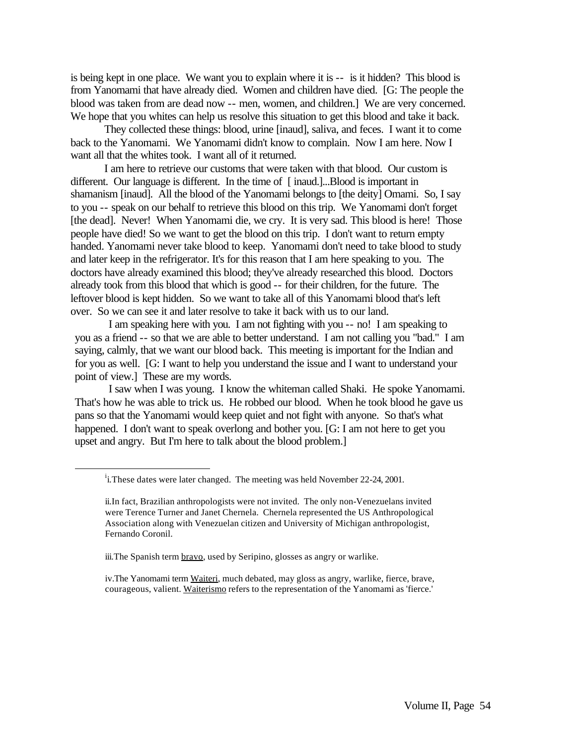is being kept in one place. We want you to explain where it is -- is it hidden? This blood is from Yanomami that have already died. Women and children have died. [G: The people the blood was taken from are dead now -- men, women, and children.] We are very concerned. We hope that you whites can help us resolve this situation to get this blood and take it back.

They collected these things: blood, urine [inaud], saliva, and feces. I want it to come back to the Yanomami. We Yanomami didn't know to complain. Now I am here. Now I want all that the whites took. I want all of it returned.

I am here to retrieve our customs that were taken with that blood. Our custom is different. Our language is different. In the time of [ inaud.]...Blood is important in shamanism [inaud]. All the blood of the Yanomami belongs to [the deity] Omami. So, I say to you -- speak on our behalf to retrieve this blood on this trip. We Yanomami don't forget [the dead]. Never! When Yanomami die, we cry. It is very sad. This blood is here! Those people have died! So we want to get the blood on this trip. I don't want to return empty handed. Yanomami never take blood to keep. Yanomami don't need to take blood to study and later keep in the refrigerator. It's for this reason that I am here speaking to you. The doctors have already examined this blood; they've already researched this blood. Doctors already took from this blood that which is good -- for their children, for the future. The leftover blood is kept hidden. So we want to take all of this Yanomami blood that's left over. So we can see it and later resolve to take it back with us to our land.

I am speaking here with you. I am not fighting with you -- no! I am speaking to you as a friend -- so that we are able to better understand. I am not calling you "bad." I am saying, calmly, that we want our blood back. This meeting is important for the Indian and for you as well. [G: I want to help you understand the issue and I want to understand your point of view.] These are my words.

I saw when I was young. I know the whiteman called Shaki. He spoke Yanomami. That's how he was able to trick us. He robbed our blood. When he took blood he gave us pans so that the Yanomami would keep quiet and not fight with anyone. So that's what happened. I don't want to speak overlong and bother you. [G: I am not here to get you upset and angry. But I'm here to talk about the blood problem.]

---

i. These dates were later changed. The meeting was held November 22-24, 2001.

ii. In fact, Brazilian anthropologists were not invited. The only non-Venezuelans invited were Terence Turner and Janet Chernela. Chernela represented the US Anthropological Association along with Venezuelan citizen and University of Michigan anthropologist, Fernando Coronil.

iii. The Spanish term bravo, used by Seripino, glosses as angry or warlike.

iv. The Yanomami term Waiteri, much debated, may gloss as angry, warlike, fierce, brave, courageous, valient. Waiterismo refers to the representation of the Yanomami as 'fierce.'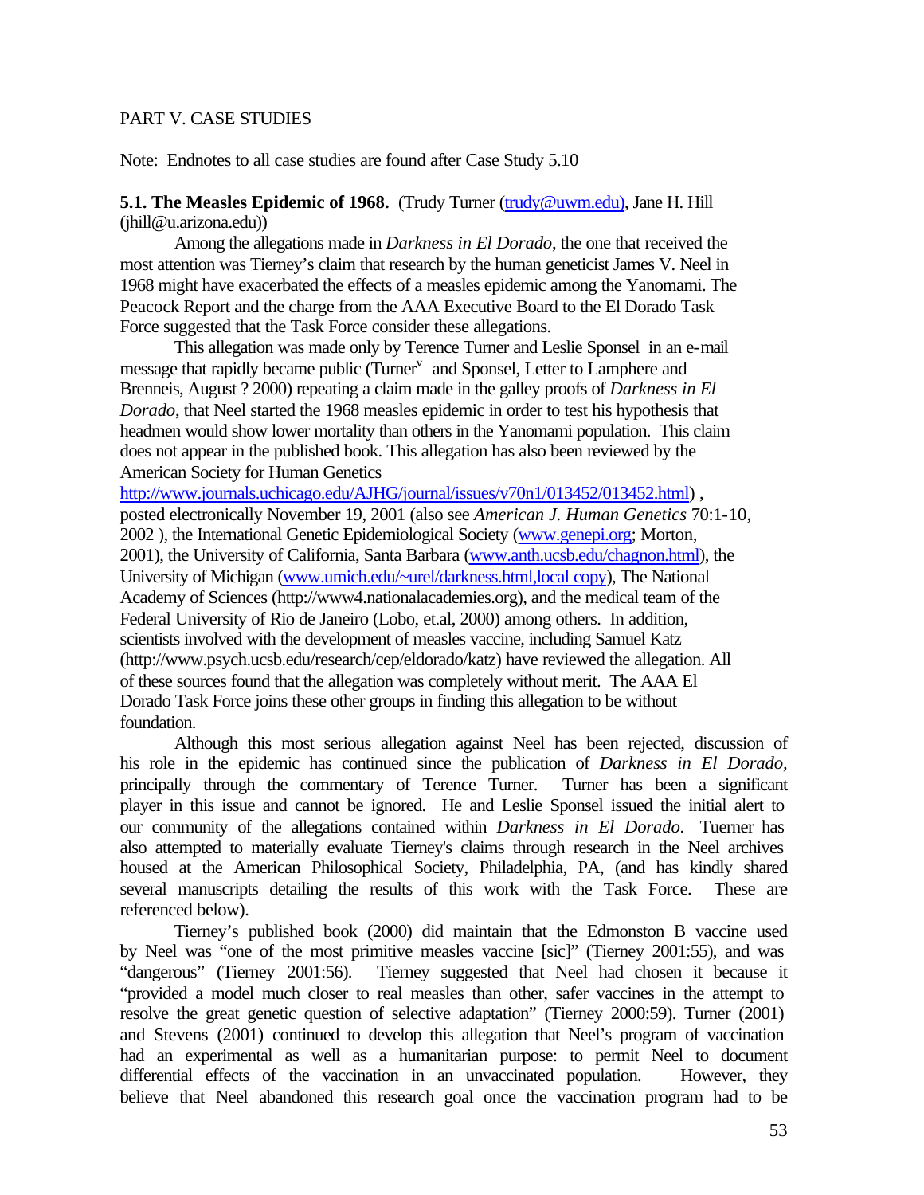PART V. CASE STUDIES

Note: Endnotes to all case studies are found after Case Study 5.10

**5.1. The Measles Epidemic of 1968.** (Trudy Turner (trudy@uwm.edu), Jane H. Hill (jhill@u.arizona.edu))

Among the allegations made in *Darkness in El Dorado*, the one that received the most attention was Tierney's claim that research by the human geneticist James V. Neel in 1968 might have exacerbated the effects of a measles epidemic among the Yanomami. The Peacock Report and the charge from the AAA Executive Board to the El Dorado Task Force suggested that the Task Force consider these allegations.

This allegation was made only by Terence Turner and Leslie Sponsel in an e-mail message that rapidly became public (Turner[v] and Sponsel, Letter to Lamphere and Brenneis, August ? 2000) repeating a claim made in the galley proofs of *Darkness in El Dorado*, that Neel started the 1968 measles epidemic in order to test his hypothesis that headmen would show lower mortality than others in the Yanomami population. This claim does not appear in the published book. This allegation has also been reviewed by the American Society for Human Genetics http://www.journals.uchicago.edu/AJHG/journal/issues/v70n1/013452/013452.html) , posted electronically November 19, 2001 (also see *American J. Human Genetics* 70:1-10, 2002 ), the International Genetic Epidemiological Society (www.genepi.org; Morton, 2001), the University of California, Santa Barbara (www.anth.ucsb.edu/chagnon.html), the University of Michigan (www.umich.edu/~urel/darkness.html,local copy), The National Academy of Sciences (http://www4.nationalacademies.org), and the medical team of the Federal University of Rio de Janeiro (Lobo, et.al, 2000) among others. In addition, scientists involved with the development of measles vaccine, including Samuel Katz (http://www.psych.ucsb.edu/research/cep/eldorado/katz) have reviewed the allegation. All of these sources found that the allegation was completely without merit. The AAA El Dorado Task Force joins these other groups in finding this allegation to be without foundation.

Although this most serious allegation against Neel has been rejected, discussion of his role in the epidemic has continued since the publication of *Darkness in El Dorado,* principally through the commentary of Terence Turner. Turner has been a significant player in this issue and cannot be ignored. He and Leslie Sponsel issued the initial alert to our community of the allegations contained within *Darkness in El Dorado*. Tuerner has also attempted to materially evaluate Tierney's claims through research in the Neel archives housed at the American Philosophical Society, Philadelphia, PA, (and has kindly shared several manuscripts detailing the results of this work with the Task Force. These are referenced below).

Tierney's published book (2000) did maintain that the Edmonston B vaccine used by Neel was "one of the most primitive measles vaccine [sic]" (Tierney 2001:55), and was "dangerous" (Tierney 2001:56). Tierney suggested that Neel had chosen it because it "provided a model much closer to real measles than other, safer vaccines in the attempt to resolve the great genetic question of selective adaptation" (Tierney 2000:59). Turner (2001) and Stevens (2001) continued to develop this allegation that Neel's program of vaccination had an experimental as well as a humanitarian purpose: to permit Neel to document differential effects of the vaccination in an unvaccinated population. However, they believe that Neel abandoned this research goal once the vaccination program had to be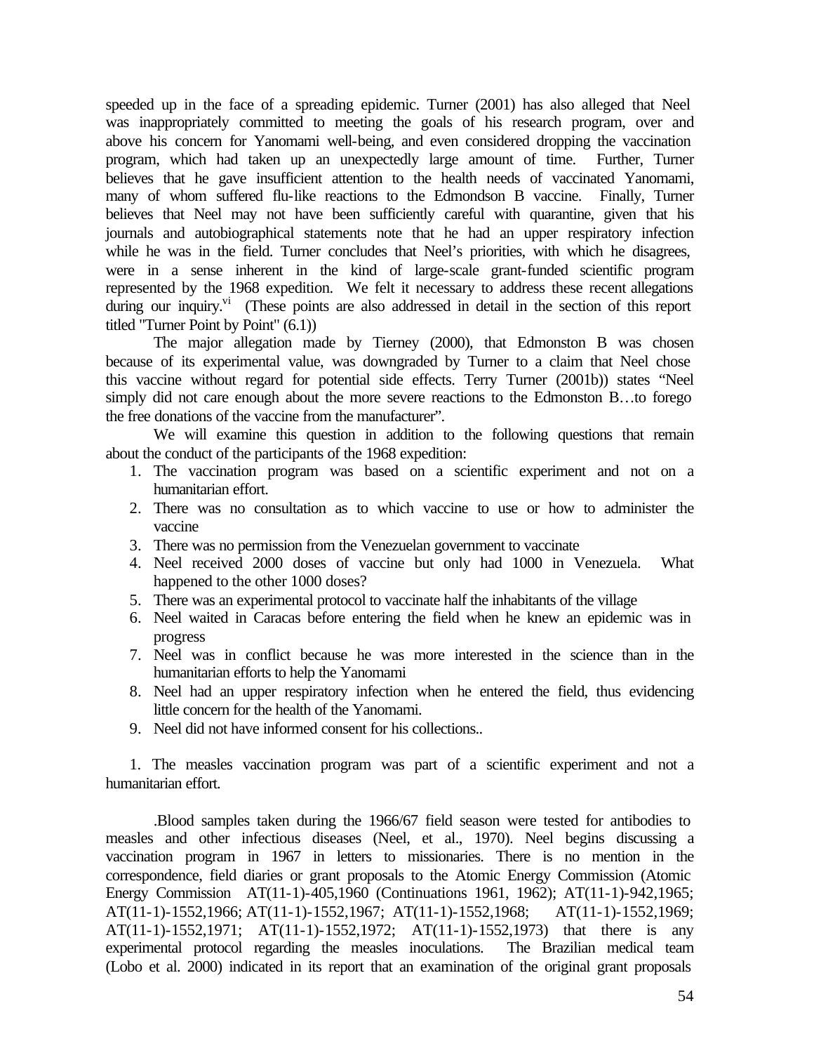speeded up in the face of a spreading epidemic. Turner (2001) has also alleged that Neel was inappropriately committed to meeting the goals of his research program, over and above his concern for Yanomami well-being, and even considered dropping the vaccination program, which had taken up an unexpectedly large amount of time. Further, Turner believes that he gave insufficient attention to the health needs of vaccinated Yanomami, many of whom suffered flu-like reactions to the Edmondson B vaccine. Finally, Turner believes that Neel may not have been sufficiently careful with quarantine, given that his journals and autobiographical statements note that he had an upper respiratory infection while he was in the field. Turner concludes that Neel's priorities, with which he disagrees, were in a sense inherent in the kind of large-scale grant-funded scientific program represented by the 1968 expedition. We felt it necessary to address these recent allegations during our inquiry.[vi] (These points are also addressed in detail in the section of this report titled "Turner Point by Point" (6.1))

The major allegation made by Tierney (2000), that Edmonston B was chosen because of its experimental value, was downgraded by Turner to a claim that Neel chose this vaccine without regard for potential side effects. Terry Turner (2001b)) states "Neel simply did not care enough about the more severe reactions to the Edmonston B…to forego the free donations of the vaccine from the manufacturer".

We will examine this question in addition to the following questions that remain about the conduct of the participants of the 1968 expedition:

1. The vaccination program was based on a scientific experiment and not on a humanitarian effort.
2. There was no consultation as to which vaccine to use or how to administer the vaccine
3. There was no permission from the Venezuelan government to vaccinate
4. Neel received 2000 doses of vaccine but only had 1000 in Venezuela. What happened to the other 1000 doses?
5. There was an experimental protocol to vaccinate half the inhabitants of the village
6. Neel waited in Caracas before entering the field when he knew an epidemic was in progress
7. Neel was in conflict because he was more interested in the science than in the humanitarian efforts to help the Yanomami
8. Neel had an upper respiratory infection when he entered the field, thus evidencing little concern for the health of the Yanomami.
9. Neel did not have informed consent for his collections..

1. The measles vaccination program was part of a scientific experiment and not a humanitarian effort.

.Blood samples taken during the 1966/67 field season were tested for antibodies to measles and other infectious diseases (Neel, et al., 1970). Neel begins discussing a vaccination program in 1967 in letters to missionaries. There is no mention in the correspondence, field diaries or grant proposals to the Atomic Energy Commission (Atomic Energy Commission AT(11-1)-405,1960 (Continuations 1961, 1962); AT(11-1)-942,1965; AT(11-1)-1552,1966; AT(11-1)-1552,1967; AT(11-1)-1552,1968; AT(11-1)-1552,1969; AT(11-1)-1552,1971; AT(11-1)-1552,1972; AT(11-1)-1552,1973) that there is any experimental protocol regarding the measles inoculations. The Brazilian medical team (Lobo et al. 2000) indicated in its report that an examination of the original grant proposals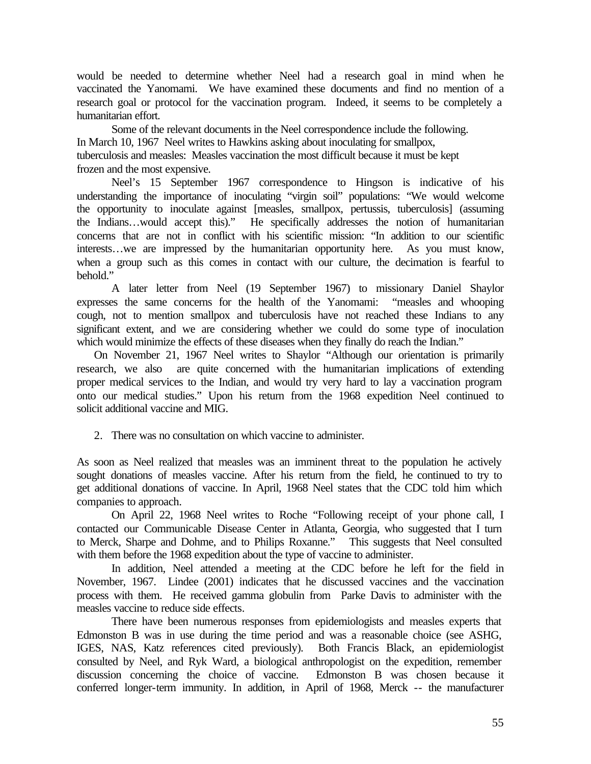would be needed to determine whether Neel had a research goal in mind when he vaccinated the Yanomami. We have examined these documents and find no mention of a research goal or protocol for the vaccination program. Indeed, it seems to be completely a humanitarian effort.

Some of the relevant documents in the Neel correspondence include the following. In March 10, 1967 Neel writes to Hawkins asking about inoculating for smallpox, tuberculosis and measles: Measles vaccination the most difficult because it must be kept frozen and the most expensive.

Neel's 15 September 1967 correspondence to Hingson is indicative of his understanding the importance of inoculating "virgin soil" populations: "We would welcome the opportunity to inoculate against [measles, smallpox, pertussis, tuberculosis] (assuming the Indians…would accept this)." He specifically addresses the notion of humanitarian concerns that are not in conflict with his scientific mission: "In addition to our scientific interests…we are impressed by the humanitarian opportunity here. As you must know, when a group such as this comes in contact with our culture, the decimation is fearful to behold."

A later letter from Neel (19 September 1967) to missionary Daniel Shaylor expresses the same concerns for the health of the Yanomami: "measles and whooping cough, not to mention smallpox and tuberculosis have not reached these Indians to any significant extent, and we are considering whether we could do some type of inoculation which would minimize the effects of these diseases when they finally do reach the Indian."

On November 21, 1967 Neel writes to Shaylor "Although our orientation is primarily research, we also are quite concerned with the humanitarian implications of extending proper medical services to the Indian, and would try very hard to lay a vaccination program onto our medical studies." Upon his return from the 1968 expedition Neel continued to solicit additional vaccine and MIG.

2. There was no consultation on which vaccine to administer.

As soon as Neel realized that measles was an imminent threat to the population he actively sought donations of measles vaccine. After his return from the field, he continued to try to get additional donations of vaccine. In April, 1968 Neel states that the CDC told him which companies to approach.

On April 22, 1968 Neel writes to Roche "Following receipt of your phone call, I contacted our Communicable Disease Center in Atlanta, Georgia, who suggested that I turn to Merck, Sharpe and Dohme, and to Philips Roxanne." This suggests that Neel consulted with them before the 1968 expedition about the type of vaccine to administer.

In addition, Neel attended a meeting at the CDC before he left for the field in November, 1967. Lindee (2001) indicates that he discussed vaccines and the vaccination process with them. He received gamma globulin from Parke Davis to administer with the measles vaccine to reduce side effects.

There have been numerous responses from epidemiologists and measles experts that Edmonston B was in use during the time period and was a reasonable choice (see ASHG, IGES, NAS, Katz references cited previously). Both Francis Black, an epidemiologist consulted by Neel, and Ryk Ward, a biological anthropologist on the expedition, remember discussion concerning the choice of vaccine. Edmonston B was chosen because it conferred longer-term immunity. In addition, in April of 1968, Merck -- the manufacturer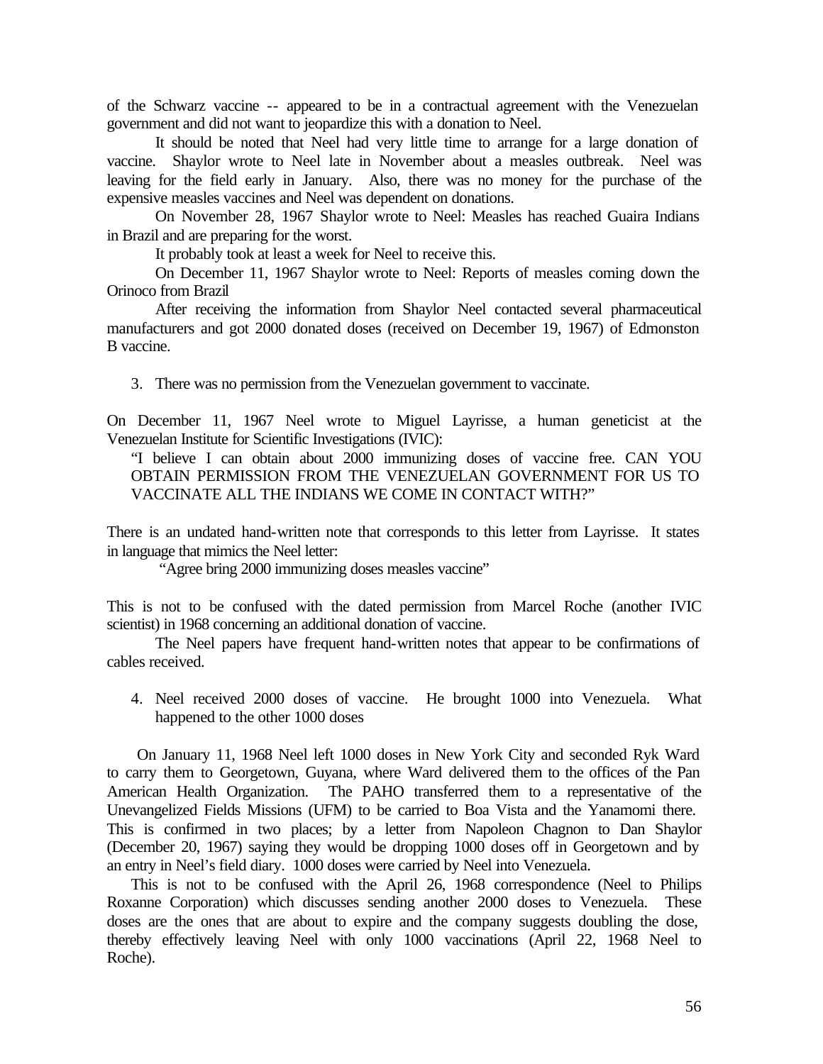of the Schwarz vaccine -- appeared to be in a contractual agreement with the Venezuelan government and did not want to jeopardize this with a donation to Neel.

It should be noted that Neel had very little time to arrange for a large donation of vaccine. Shaylor wrote to Neel late in November about a measles outbreak. Neel was leaving for the field early in January. Also, there was no money for the purchase of the expensive measles vaccines and Neel was dependent on donations.

On November 28, 1967 Shaylor wrote to Neel: Measles has reached Guaira Indians in Brazil and are preparing for the worst.

It probably took at least a week for Neel to receive this.

On December 11, 1967 Shaylor wrote to Neel: Reports of measles coming down the Orinoco from Brazil

After receiving the information from Shaylor Neel contacted several pharmaceutical manufacturers and got 2000 donated doses (received on December 19, 1967) of Edmonston B vaccine.

3. There was no permission from the Venezuelan government to vaccinate.

On December 11, 1967 Neel wrote to Miguel Layrisse, a human geneticist at the Venezuelan Institute for Scientific Investigations (IVIC):

> "I believe I can obtain about 2000 immunizing doses of vaccine free. CAN YOU OBTAIN PERMISSION FROM THE VENEZUELAN GOVERNMENT FOR US TO VACCINATE ALL THE INDIANS WE COME IN CONTACT WITH?"

There is an undated hand-written note that corresponds to this letter from Layrisse. It states in language that mimics the Neel letter:

> "Agree bring 2000 immunizing doses measles vaccine"

This is not to be confused with the dated permission from Marcel Roche (another IVIC scientist) in 1968 concerning an additional donation of vaccine.

The Neel papers have frequent hand-written notes that appear to be confirmations of cables received.

4. Neel received 2000 doses of vaccine. He brought 1000 into Venezuela. What happened to the other 1000 doses

On January 11, 1968 Neel left 1000 doses in New York City and seconded Ryk Ward to carry them to Georgetown, Guyana, where Ward delivered them to the offices of the Pan American Health Organization. The PAHO transferred them to a representative of the Unevangelized Fields Missions (UFM) to be carried to Boa Vista and the Yanamomi there. This is confirmed in two places; by a letter from Napoleon Chagnon to Dan Shaylor (December 20, 1967) saying they would be dropping 1000 doses off in Georgetown and by an entry in Neel's field diary. 1000 doses were carried by Neel into Venezuela.

This is not to be confused with the April 26, 1968 correspondence (Neel to Philips Roxanne Corporation) which discusses sending another 2000 doses to Venezuela. These doses are the ones that are about to expire and the company suggests doubling the dose, thereby effectively leaving Neel with only 1000 vaccinations (April 22, 1968 Neel to Roche).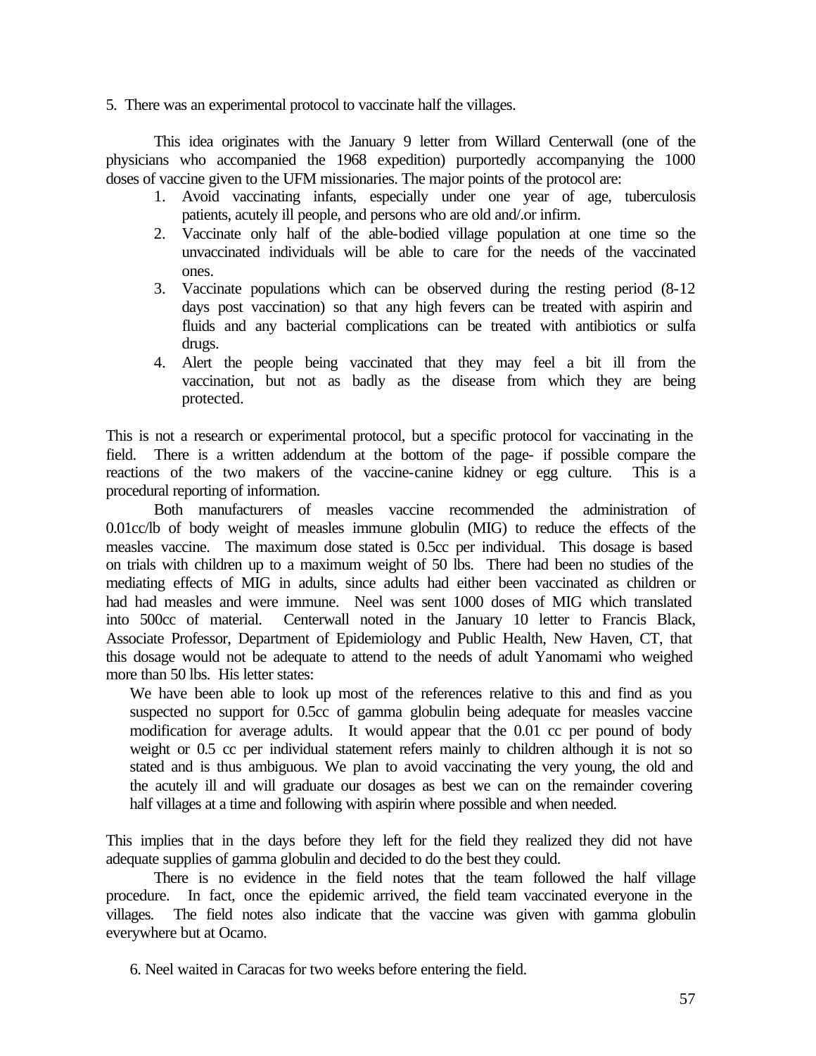5. There was an experimental protocol to vaccinate half the villages.

This idea originates with the January 9 letter from Willard Centerwall (one of the physicians who accompanied the 1968 expedition) purportedly accompanying the 1000 doses of vaccine given to the UFM missionaries. The major points of the protocol are:

1. Avoid vaccinating infants, especially under one year of age, tuberculosis patients, acutely ill people, and persons who are old and/.or infirm.
2. Vaccinate only half of the able-bodied village population at one time so the unvaccinated individuals will be able to care for the needs of the vaccinated ones.
3. Vaccinate populations which can be observed during the resting period (8-12 days post vaccination) so that any high fevers can be treated with aspirin and fluids and any bacterial complications can be treated with antibiotics or sulfa drugs.
4. Alert the people being vaccinated that they may feel a bit ill from the vaccination, but not as badly as the disease from which they are being protected.

This is not a research or experimental protocol, but a specific protocol for vaccinating in the field. There is a written addendum at the bottom of the page- if possible compare the reactions of the two makers of the vaccine-canine kidney or egg culture. This is a procedural reporting of information.

Both manufacturers of measles vaccine recommended the administration of 0.01cc/lb of body weight of measles immune globulin (MIG) to reduce the effects of the measles vaccine. The maximum dose stated is 0.5cc per individual. This dosage is based on trials with children up to a maximum weight of 50 lbs. There had been no studies of the mediating effects of MIG in adults, since adults had either been vaccinated as children or had had measles and were immune. Neel was sent 1000 doses of MIG which translated into 500cc of material. Centerwall noted in the January 10 letter to Francis Black, Associate Professor, Department of Epidemiology and Public Health, New Haven, CT, that this dosage would not be adequate to attend to the needs of adult Yanomami who weighed more than 50 lbs. His letter states:

> We have been able to look up most of the references relative to this and find as you suspected no support for 0.5cc of gamma globulin being adequate for measles vaccine modification for average adults. It would appear that the 0.01 cc per pound of body weight or 0.5 cc per individual statement refers mainly to children although it is not so stated and is thus ambiguous. We plan to avoid vaccinating the very young, the old and the acutely ill and will graduate our dosages as best we can on the remainder covering half villages at a time and following with aspirin where possible and when needed.

This implies that in the days before they left for the field they realized they did not have adequate supplies of gamma globulin and decided to do the best they could.

There is no evidence in the field notes that the team followed the half village procedure. In fact, once the epidemic arrived, the field team vaccinated everyone in the villages. The field notes also indicate that the vaccine was given with gamma globulin everywhere but at Ocamo.

6. Neel waited in Caracas for two weeks before entering the field.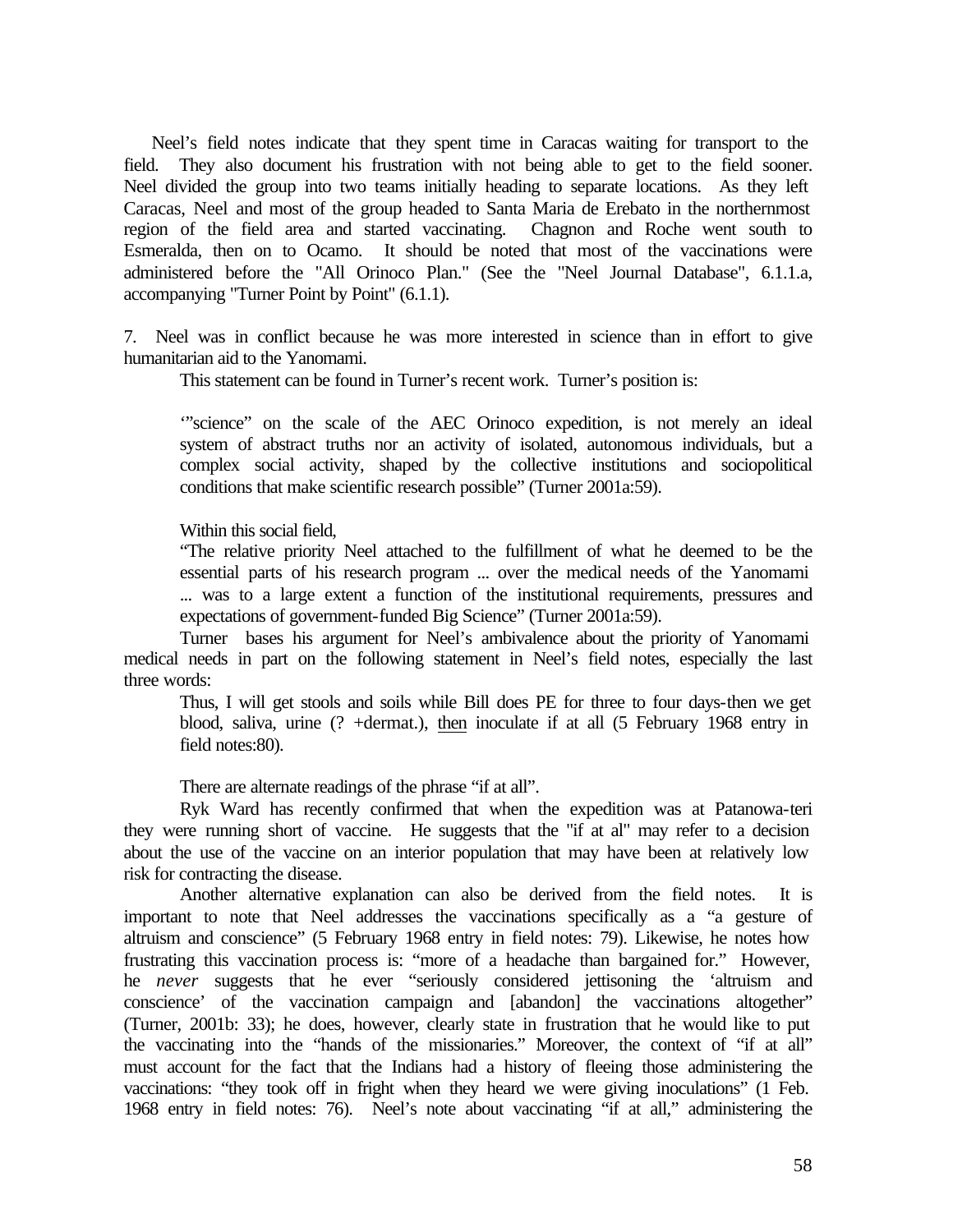Neel's field notes indicate that they spent time in Caracas waiting for transport to the field. They also document his frustration with not being able to get to the field sooner. Neel divided the group into two teams initially heading to separate locations. As they left Caracas, Neel and most of the group headed to Santa Maria de Erebato in the northernmost region of the field area and started vaccinating. Chagnon and Roche went south to Esmeralda, then on to Ocamo. It should be noted that most of the vaccinations were administered before the "All Orinoco Plan." (See the "Neel Journal Database", 6.1.1.a, accompanying "Turner Point by Point" (6.1.1).

7. Neel was in conflict because he was more interested in science than in effort to give humanitarian aid to the Yanomami.

This statement can be found in Turner's recent work. Turner's position is:

> '"science" on the scale of the AEC Orinoco expedition, is not merely an ideal system of abstract truths nor an activity of isolated, autonomous individuals, but a complex social activity, shaped by the collective institutions and sociopolitical conditions that make scientific research possible" (Turner 2001a:59).

Within this social field,

> "The relative priority Neel attached to the fulfillment of what he deemed to be the essential parts of his research program ... over the medical needs of the Yanomami ... was to a large extent a function of the institutional requirements, pressures and expectations of government-funded Big Science" (Turner 2001a:59).

Turner bases his argument for Neel's ambivalence about the priority of Yanomami medical needs in part on the following statement in Neel's field notes, especially the last three words:

> Thus, I will get stools and soils while Bill does PE for three to four days-then we get blood, saliva, urine (? +dermat.), <u>then</u> inoculate if at all (5 February 1968 entry in field notes:80).

There are alternate readings of the phrase "if at all".

Ryk Ward has recently confirmed that when the expedition was at Patanowa-teri they were running short of vaccine. He suggests that the "if at al" may refer to a decision about the use of the vaccine on an interior population that may have been at relatively low risk for contracting the disease.

Another alternative explanation can also be derived from the field notes. It is important to note that Neel addresses the vaccinations specifically as a "a gesture of altruism and conscience" (5 February 1968 entry in field notes: 79). Likewise, he notes how frustrating this vaccination process is: "more of a headache than bargained for." However, he *never* suggests that he ever "seriously considered jettisoning the 'altruism and conscience' of the vaccination campaign and [abandon] the vaccinations altogether" (Turner, 2001b: 33); he does, however, clearly state in frustration that he would like to put the vaccinating into the "hands of the missionaries." Moreover, the context of "if at all" must account for the fact that the Indians had a history of fleeing those administering the vaccinations: "they took off in fright when they heard we were giving inoculations" (1 Feb. 1968 entry in field notes: 76). Neel's note about vaccinating "if at all," administering the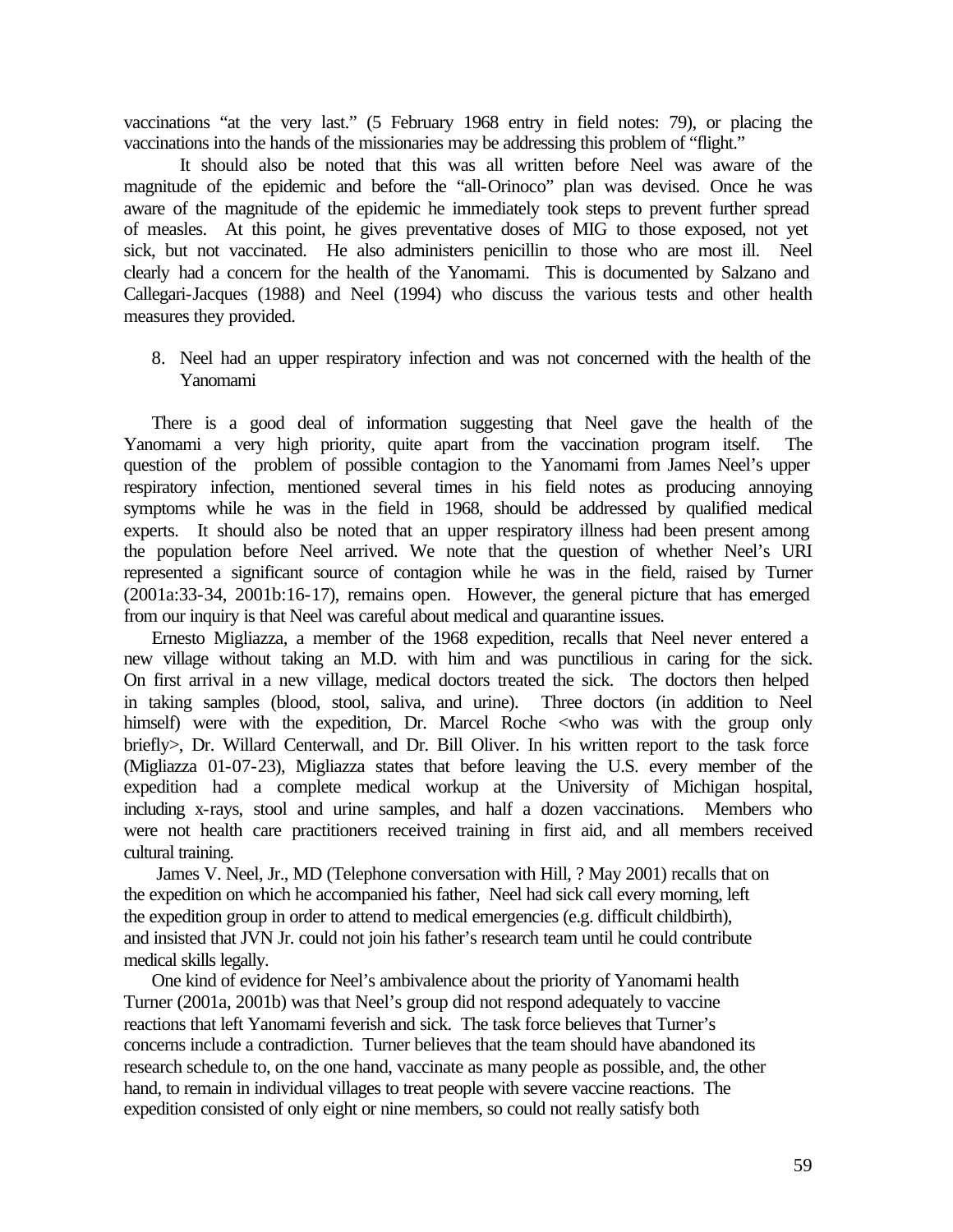vaccinations "at the very last." (5 February 1968 entry in field notes: 79), or placing the vaccinations into the hands of the missionaries may be addressing this problem of "flight."

It should also be noted that this was all written before Neel was aware of the magnitude of the epidemic and before the "all-Orinoco" plan was devised. Once he was aware of the magnitude of the epidemic he immediately took steps to prevent further spread of measles. At this point, he gives preventative doses of MIG to those exposed, not yet sick, but not vaccinated. He also administers penicillin to those who are most ill. Neel clearly had a concern for the health of the Yanomami. This is documented by Salzano and Callegari-Jacques (1988) and Neel (1994) who discuss the various tests and other health measures they provided.

8. Neel had an upper respiratory infection and was not concerned with the health of the Yanomami

There is a good deal of information suggesting that Neel gave the health of the Yanomami a very high priority, quite apart from the vaccination program itself. The question of the problem of possible contagion to the Yanomami from James Neel's upper respiratory infection, mentioned several times in his field notes as producing annoying symptoms while he was in the field in 1968, should be addressed by qualified medical experts. It should also be noted that an upper respiratory illness had been present among the population before Neel arrived. We note that the question of whether Neel's URI represented a significant source of contagion while he was in the field, raised by Turner (2001a:33-34, 2001b:16-17), remains open. However, the general picture that has emerged from our inquiry is that Neel was careful about medical and quarantine issues.

Ernesto Migliazza, a member of the 1968 expedition, recalls that Neel never entered a new village without taking an M.D. with him and was punctilious in caring for the sick. On first arrival in a new village, medical doctors treated the sick. The doctors then helped in taking samples (blood, stool, saliva, and urine). Three doctors (in addition to Neel himself) were with the expedition, Dr. Marcel Roche <who was with the group only briefly>, Dr. Willard Centerwall, and Dr. Bill Oliver. In his written report to the task force (Migliazza 01-07-23), Migliazza states that before leaving the U.S. every member of the expedition had a complete medical workup at the University of Michigan hospital, including x-rays, stool and urine samples, and half a dozen vaccinations. Members who were not health care practitioners received training in first aid, and all members received cultural training.

James V. Neel, Jr., MD (Telephone conversation with Hill, ? May 2001) recalls that on the expedition on which he accompanied his father, Neel had sick call every morning, left the expedition group in order to attend to medical emergencies (e.g. difficult childbirth), and insisted that JVN Jr. could not join his father's research team until he could contribute medical skills legally.

One kind of evidence for Neel's ambivalence about the priority of Yanomami health Turner (2001a, 2001b) was that Neel's group did not respond adequately to vaccine reactions that left Yanomami feverish and sick. The task force believes that Turner's concerns include a contradiction. Turner believes that the team should have abandoned its research schedule to, on the one hand, vaccinate as many people as possible, and, the other hand, to remain in individual villages to treat people with severe vaccine reactions. The expedition consisted of only eight or nine members, so could not really satisfy both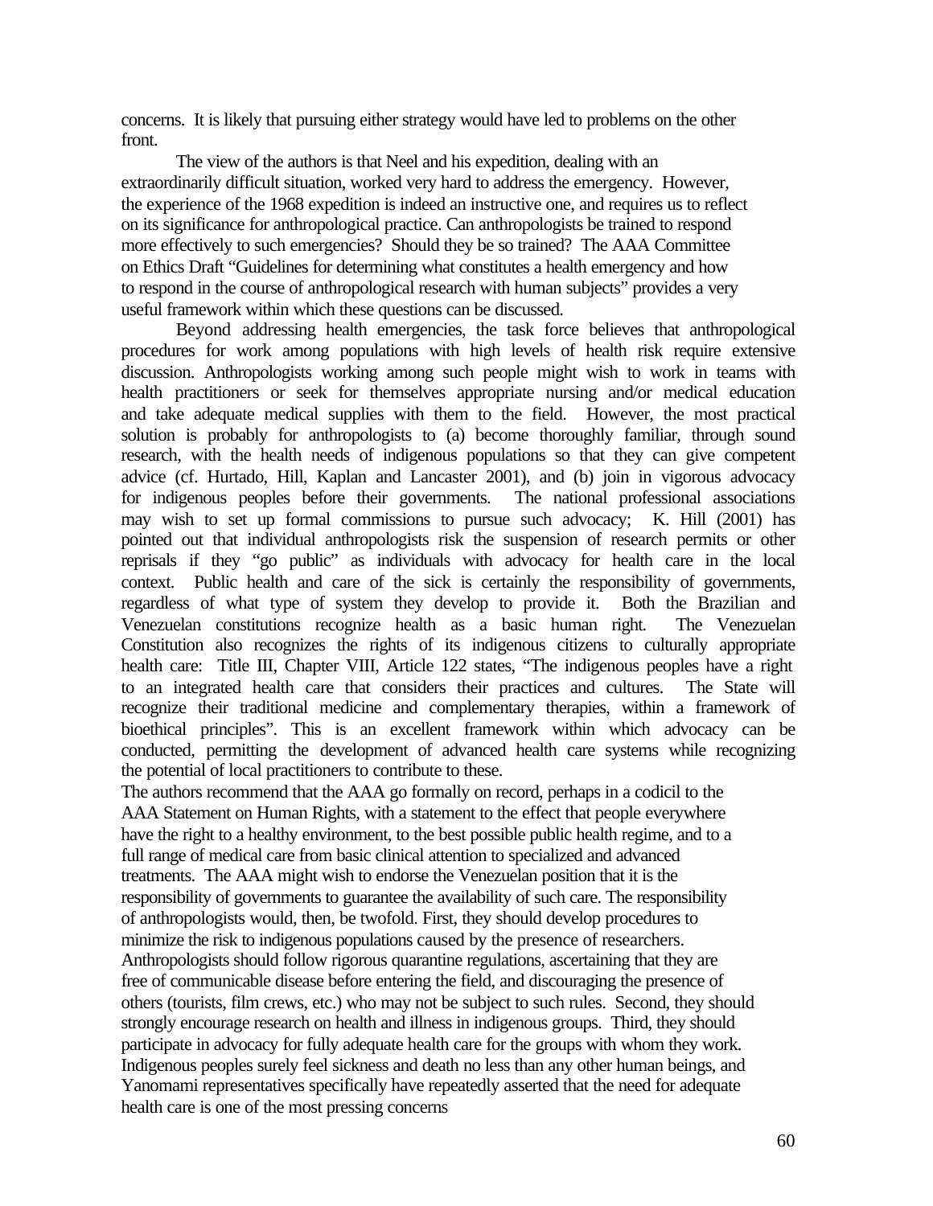concerns. It is likely that pursuing either strategy would have led to problems on the other front.

The view of the authors is that Neel and his expedition, dealing with an extraordinarily difficult situation, worked very hard to address the emergency. However, the experience of the 1968 expedition is indeed an instructive one, and requires us to reflect on its significance for anthropological practice. Can anthropologists be trained to respond more effectively to such emergencies? Should they be so trained? The AAA Committee on Ethics Draft "Guidelines for determining what constitutes a health emergency and how to respond in the course of anthropological research with human subjects" provides a very useful framework within which these questions can be discussed.

Beyond addressing health emergencies, the task force believes that anthropological procedures for work among populations with high levels of health risk require extensive discussion. Anthropologists working among such people might wish to work in teams with health practitioners or seek for themselves appropriate nursing and/or medical education and take adequate medical supplies with them to the field. However, the most practical solution is probably for anthropologists to (a) become thoroughly familiar, through sound research, with the health needs of indigenous populations so that they can give competent advice (cf. Hurtado, Hill, Kaplan and Lancaster 2001), and (b) join in vigorous advocacy for indigenous peoples before their governments. The national professional associations may wish to set up formal commissions to pursue such advocacy; K. Hill (2001) has pointed out that individual anthropologists risk the suspension of research permits or other reprisals if they "go public" as individuals with advocacy for health care in the local context. Public health and care of the sick is certainly the responsibility of governments, regardless of what type of system they develop to provide it. Both the Brazilian and Venezuelan constitutions recognize health as a basic human right. The Venezuelan Constitution also recognizes the rights of its indigenous citizens to culturally appropriate health care: Title III, Chapter VIII, Article 122 states, "The indigenous peoples have a right to an integrated health care that considers their practices and cultures. The State will recognize their traditional medicine and complementary therapies, within a framework of bioethical principles". This is an excellent framework within which advocacy can be conducted, permitting the development of advanced health care systems while recognizing the potential of local practitioners to contribute to these.

The authors recommend that the AAA go formally on record, perhaps in a codicil to the AAA Statement on Human Rights, with a statement to the effect that people everywhere have the right to a healthy environment, to the best possible public health regime, and to a full range of medical care from basic clinical attention to specialized and advanced treatments. The AAA might wish to endorse the Venezuelan position that it is the responsibility of governments to guarantee the availability of such care. The responsibility of anthropologists would, then, be twofold. First, they should develop procedures to minimize the risk to indigenous populations caused by the presence of researchers. Anthropologists should follow rigorous quarantine regulations, ascertaining that they are free of communicable disease before entering the field, and discouraging the presence of others (tourists, film crews, etc.) who may not be subject to such rules. Second, they should strongly encourage research on health and illness in indigenous groups. Third, they should participate in advocacy for fully adequate health care for the groups with whom they work. Indigenous peoples surely feel sickness and death no less than any other human beings, and Yanomami representatives specifically have repeatedly asserted that the need for adequate health care is one of the most pressing concerns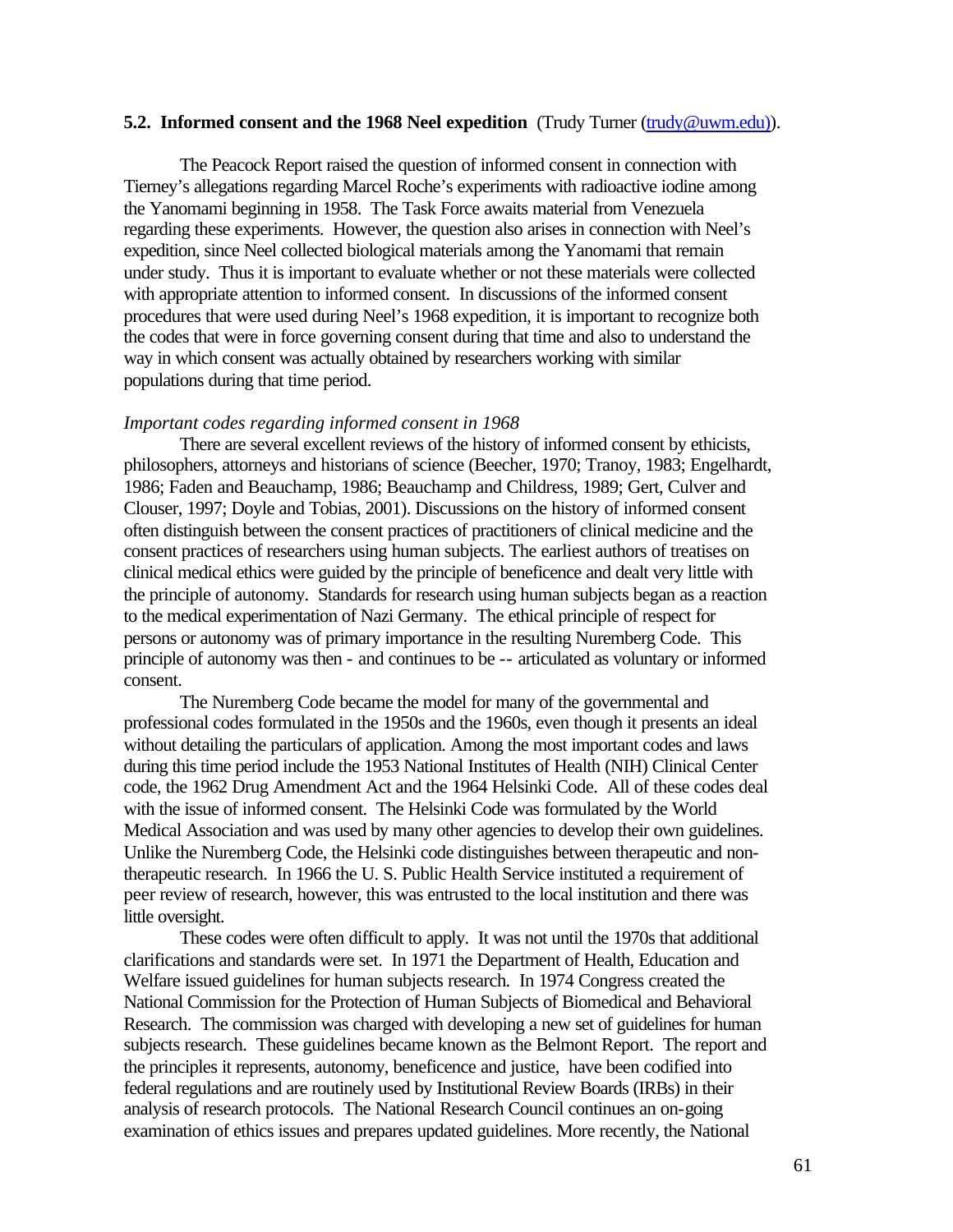### 5.2. Informed consent and the 1968 Neel expedition (Trudy Turner (trudy@uwm.edu)).

The Peacock Report raised the question of informed consent in connection with Tierney's allegations regarding Marcel Roche's experiments with radioactive iodine among the Yanomami beginning in 1958. The Task Force awaits material from Venezuela regarding these experiments. However, the question also arises in connection with Neel's expedition, since Neel collected biological materials among the Yanomami that remain under study. Thus it is important to evaluate whether or not these materials were collected with appropriate attention to informed consent. In discussions of the informed consent procedures that were used during Neel's 1968 expedition, it is important to recognize both the codes that were in force governing consent during that time and also to understand the way in which consent was actually obtained by researchers working with similar populations during that time period.

*Important codes regarding informed consent in 1968*

There are several excellent reviews of the history of informed consent by ethicists, philosophers, attorneys and historians of science (Beecher, 1970; Tranoy, 1983; Engelhardt, 1986; Faden and Beauchamp, 1986; Beauchamp and Childress, 1989; Gert, Culver and Clouser, 1997; Doyle and Tobias, 2001). Discussions on the history of informed consent often distinguish between the consent practices of practitioners of clinical medicine and the consent practices of researchers using human subjects. The earliest authors of treatises on clinical medical ethics were guided by the principle of beneficence and dealt very little with the principle of autonomy. Standards for research using human subjects began as a reaction to the medical experimentation of Nazi Germany. The ethical principle of respect for persons or autonomy was of primary importance in the resulting Nuremberg Code. This principle of autonomy was then - and continues to be -- articulated as voluntary or informed consent.

The Nuremberg Code became the model for many of the governmental and professional codes formulated in the 1950s and the 1960s, even though it presents an ideal without detailing the particulars of application. Among the most important codes and laws during this time period include the 1953 National Institutes of Health (NIH) Clinical Center code, the 1962 Drug Amendment Act and the 1964 Helsinki Code. All of these codes deal with the issue of informed consent. The Helsinki Code was formulated by the World Medical Association and was used by many other agencies to develop their own guidelines. Unlike the Nuremberg Code, the Helsinki code distinguishes between therapeutic and non-therapeutic research. In 1966 the U. S. Public Health Service instituted a requirement of peer review of research, however, this was entrusted to the local institution and there was little oversight.

These codes were often difficult to apply. It was not until the 1970s that additional clarifications and standards were set. In 1971 the Department of Health, Education and Welfare issued guidelines for human subjects research. In 1974 Congress created the National Commission for the Protection of Human Subjects of Biomedical and Behavioral Research. The commission was charged with developing a new set of guidelines for human subjects research. These guidelines became known as the Belmont Report. The report and the principles it represents, autonomy, beneficence and justice, have been codified into federal regulations and are routinely used by Institutional Review Boards (IRBs) in their analysis of research protocols. The National Research Council continues an on-going examination of ethics issues and prepares updated guidelines. More recently, the National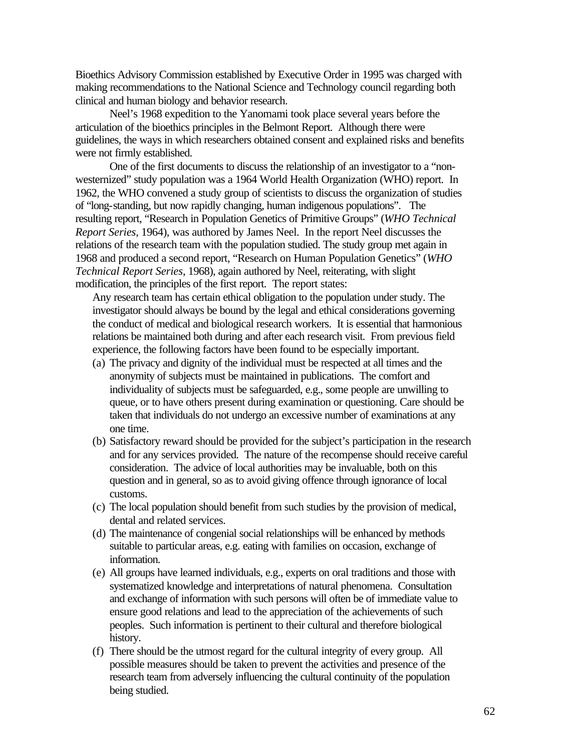Bioethics Advisory Commission established by Executive Order in 1995 was charged with making recommendations to the National Science and Technology council regarding both clinical and human biology and behavior research.

Neel's 1968 expedition to the Yanomami took place several years before the articulation of the bioethics principles in the Belmont Report. Although there were guidelines, the ways in which researchers obtained consent and explained risks and benefits were not firmly established.

One of the first documents to discuss the relationship of an investigator to a "non-westernized" study population was a 1964 World Health Organization (WHO) report. In 1962, the WHO convened a study group of scientists to discuss the organization of studies of "long-standing, but now rapidly changing, human indigenous populations". The resulting report, "Research in Population Genetics of Primitive Groups" (*WHO Technical Report Series*, 1964), was authored by James Neel. In the report Neel discusses the relations of the research team with the population studied. The study group met again in 1968 and produced a second report, "Research on Human Population Genetics" (*WHO Technical Report Series*, 1968), again authored by Neel, reiterating, with slight modification, the principles of the first report. The report states:

> Any research team has certain ethical obligation to the population under study. The investigator should always be bound by the legal and ethical considerations governing the conduct of medical and biological research workers. It is essential that harmonious relations be maintained both during and after each research visit. From previous field experience, the following factors have been found to be especially important.
>
> (a) The privacy and dignity of the individual must be respected at all times and the anonymity of subjects must be maintained in publications. The comfort and individuality of subjects must be safeguarded, e.g., some people are unwilling to queue, or to have others present during examination or questioning. Care should be taken that individuals do not undergo an excessive number of examinations at any one time.
>
> (b) Satisfactory reward should be provided for the subject's participation in the research and for any services provided. The nature of the recompense should receive careful consideration. The advice of local authorities may be invaluable, both on this question and in general, so as to avoid giving offence through ignorance of local customs.
>
> (c) The local population should benefit from such studies by the provision of medical, dental and related services.
>
> (d) The maintenance of congenial social relationships will be enhanced by methods suitable to particular areas, e.g. eating with families on occasion, exchange of information.
>
> (e) All groups have learned individuals, e.g., experts on oral traditions and those with systematized knowledge and interpretations of natural phenomena. Consultation and exchange of information with such persons will often be of immediate value to ensure good relations and lead to the appreciation of the achievements of such peoples. Such information is pertinent to their cultural and therefore biological history.
>
> (f) There should be the utmost regard for the cultural integrity of every group. All possible measures should be taken to prevent the activities and presence of the research team from adversely influencing the cultural continuity of the population being studied.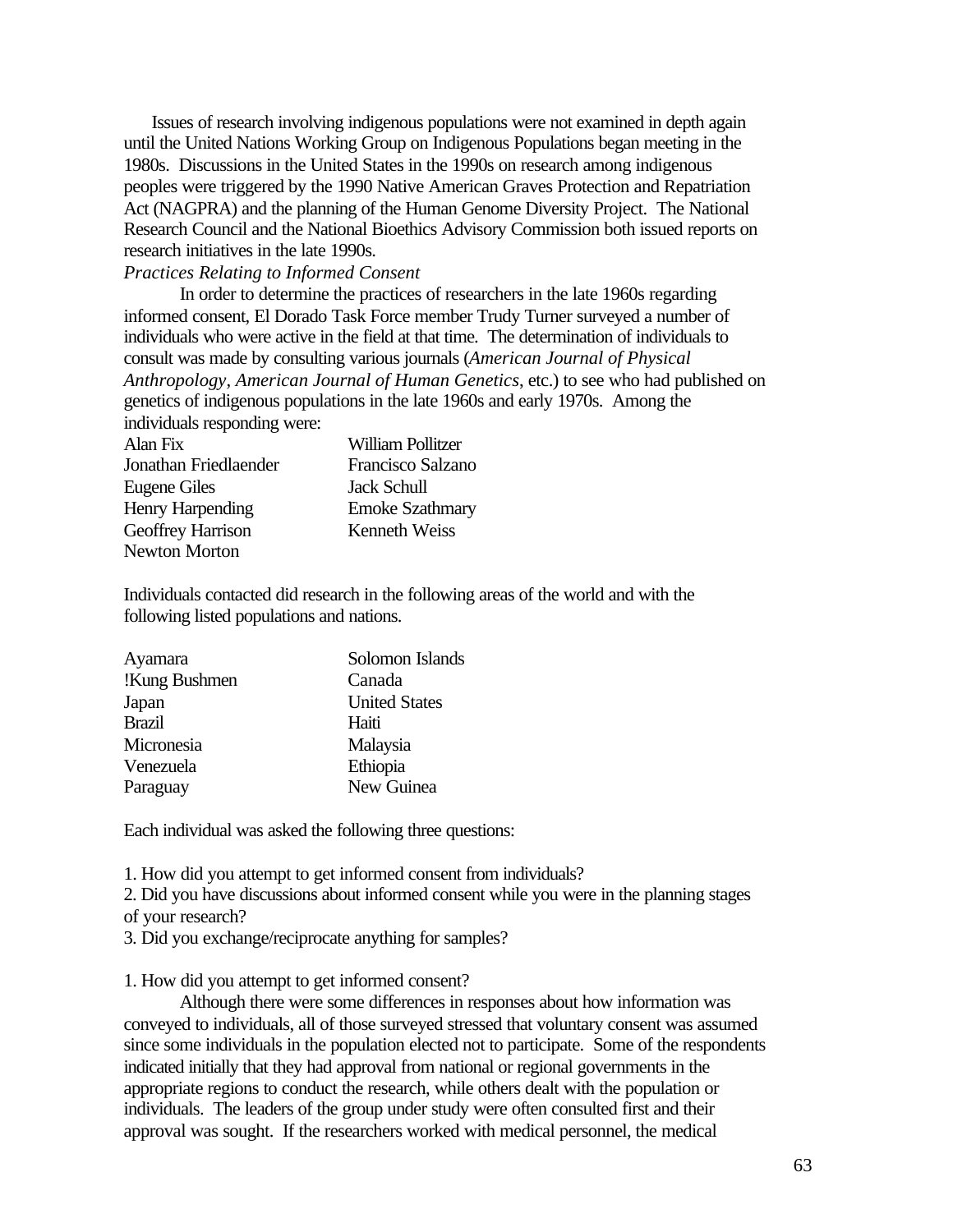Issues of research involving indigenous populations were not examined in depth again until the United Nations Working Group on Indigenous Populations began meeting in the 1980s. Discussions in the United States in the 1990s on research among indigenous peoples were triggered by the 1990 Native American Graves Protection and Repatriation Act (NAGPRA) and the planning of the Human Genome Diversity Project. The National Research Council and the National Bioethics Advisory Commission both issued reports on research initiatives in the late 1990s.

*Practices Relating to Informed Consent*

In order to determine the practices of researchers in the late 1960s regarding informed consent, El Dorado Task Force member Trudy Turner surveyed a number of individuals who were active in the field at that time. The determination of individuals to consult was made by consulting various journals (*American Journal of Physical Anthropology*, *American Journal of Human Genetics*, etc.) to see who had published on genetics of indigenous populations in the late 1960s and early 1970s. Among the individuals responding were:

| | |
|---|---|
| Alan Fix | William Pollitzer |
| Jonathan Friedlaender | Francisco Salzano |
| Eugene Giles | Jack Schull |
| Henry Harpending | Emoke Szathmary |
| Geoffrey Harrison | Kenneth Weiss |
| Newton Morton | |

Individuals contacted did research in the following areas of the world and with the following listed populations and nations.

| | |
|---|---|
| Ayamara | Solomon Islands |
| !Kung Bushmen | Canada |
| Japan | United States |
| Brazil | Haiti |
| Micronesia | Malaysia |
| Venezuela | Ethiopia |
| Paraguay | New Guinea |

Each individual was asked the following three questions:

1. How did you attempt to get informed consent from individuals?
2. Did you have discussions about informed consent while you were in the planning stages of your research?
3. Did you exchange/reciprocate anything for samples?

1. How did you attempt to get informed consent?

Although there were some differences in responses about how information was conveyed to individuals, all of those surveyed stressed that voluntary consent was assumed since some individuals in the population elected not to participate. Some of the respondents indicated initially that they had approval from national or regional governments in the appropriate regions to conduct the research, while others dealt with the population or individuals. The leaders of the group under study were often consulted first and their approval was sought. If the researchers worked with medical personnel, the medical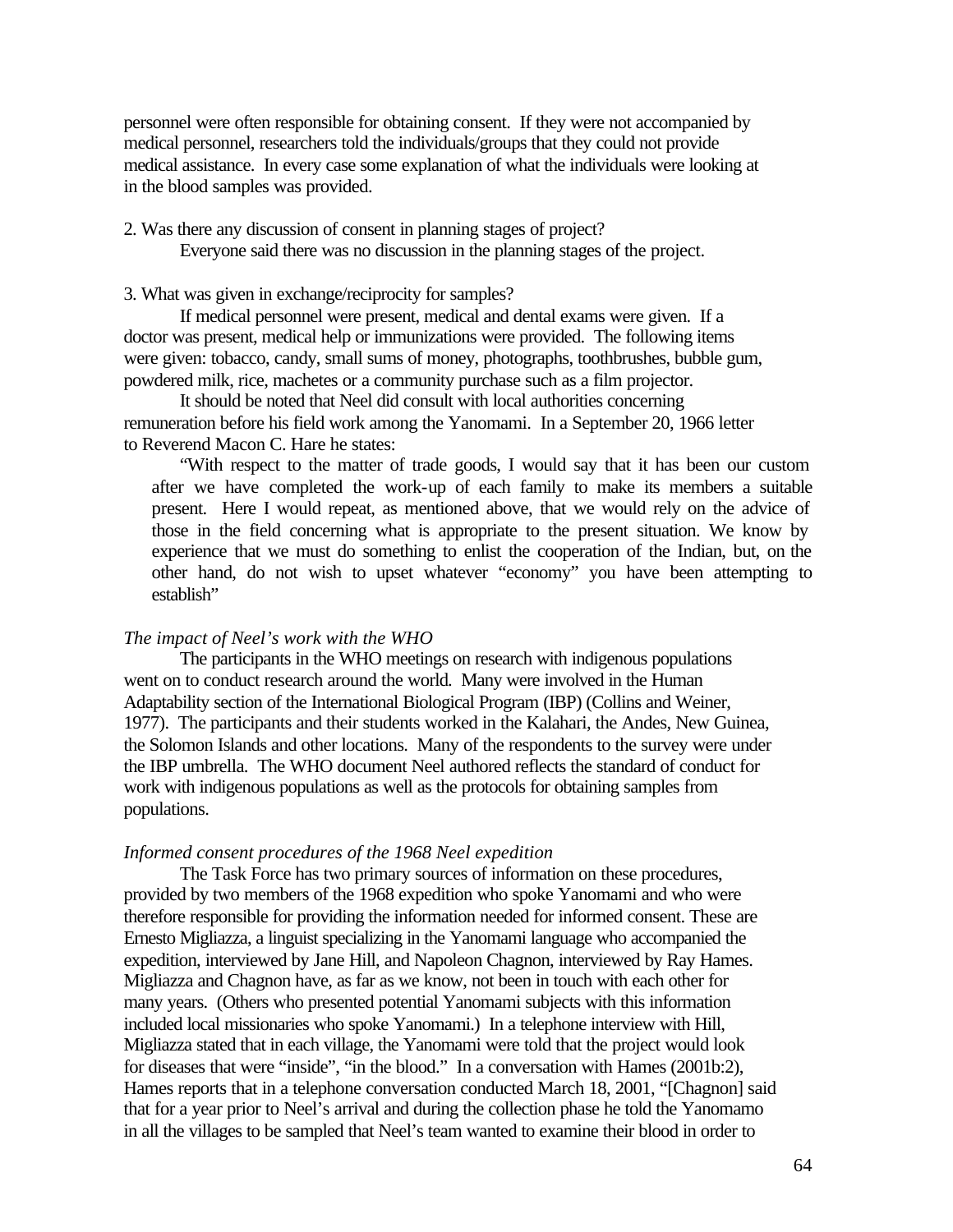personnel were often responsible for obtaining consent. If they were not accompanied by medical personnel, researchers told the individuals/groups that they could not provide medical assistance. In every case some explanation of what the individuals were looking at in the blood samples was provided.

2. Was there any discussion of consent in planning stages of project?

Everyone said there was no discussion in the planning stages of the project.

3. What was given in exchange/reciprocity for samples?

If medical personnel were present, medical and dental exams were given. If a doctor was present, medical help or immunizations were provided. The following items were given: tobacco, candy, small sums of money, photographs, toothbrushes, bubble gum, powdered milk, rice, machetes or a community purchase such as a film projector.

It should be noted that Neel did consult with local authorities concerning remuneration before his field work among the Yanomami. In a September 20, 1966 letter to Reverend Macon C. Hare he states:

> "With respect to the matter of trade goods, I would say that it has been our custom after we have completed the work-up of each family to make its members a suitable present. Here I would repeat, as mentioned above, that we would rely on the advice of those in the field concerning what is appropriate to the present situation. We know by experience that we must do something to enlist the cooperation of the Indian, but, on the other hand, do not wish to upset whatever "economy" you have been attempting to establish"

*The impact of Neel's work with the WHO*

The participants in the WHO meetings on research with indigenous populations went on to conduct research around the world. Many were involved in the Human Adaptability section of the International Biological Program (IBP) (Collins and Weiner, 1977). The participants and their students worked in the Kalahari, the Andes, New Guinea, the Solomon Islands and other locations. Many of the respondents to the survey were under the IBP umbrella. The WHO document Neel authored reflects the standard of conduct for work with indigenous populations as well as the protocols for obtaining samples from populations.

*Informed consent procedures of the 1968 Neel expedition*

The Task Force has two primary sources of information on these procedures, provided by two members of the 1968 expedition who spoke Yanomami and who were therefore responsible for providing the information needed for informed consent. These are Ernesto Migliazza, a linguist specializing in the Yanomami language who accompanied the expedition, interviewed by Jane Hill, and Napoleon Chagnon, interviewed by Ray Hames. Migliazza and Chagnon have, as far as we know, not been in touch with each other for many years. (Others who presented potential Yanomami subjects with this information included local missionaries who spoke Yanomami.) In a telephone interview with Hill, Migliazza stated that in each village, the Yanomami were told that the project would look for diseases that were "inside", "in the blood." In a conversation with Hames (2001b:2), Hames reports that in a telephone conversation conducted March 18, 2001, "[Chagnon] said that for a year prior to Neel's arrival and during the collection phase he told the Yanomamo in all the villages to be sampled that Neel's team wanted to examine their blood in order to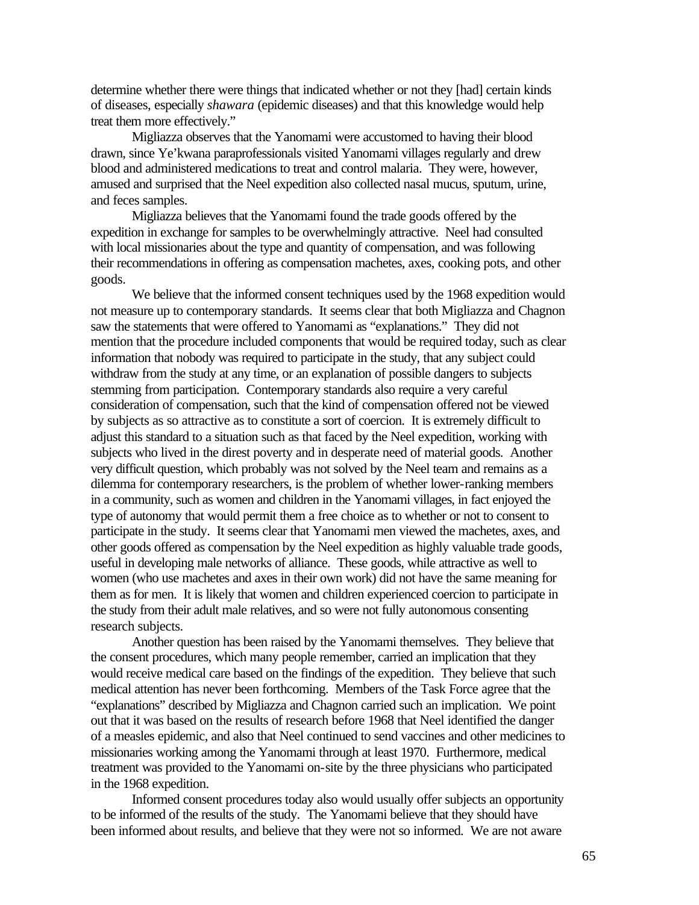determine whether there were things that indicated whether or not they [had] certain kinds of diseases, especially *shawara* (epidemic diseases) and that this knowledge would help treat them more effectively."

Migliazza observes that the Yanomami were accustomed to having their blood drawn, since Ye'kwana paraprofessionals visited Yanomami villages regularly and drew blood and administered medications to treat and control malaria. They were, however, amused and surprised that the Neel expedition also collected nasal mucus, sputum, urine, and feces samples.

Migliazza believes that the Yanomami found the trade goods offered by the expedition in exchange for samples to be overwhelmingly attractive. Neel had consulted with local missionaries about the type and quantity of compensation, and was following their recommendations in offering as compensation machetes, axes, cooking pots, and other goods.

We believe that the informed consent techniques used by the 1968 expedition would not measure up to contemporary standards. It seems clear that both Migliazza and Chagnon saw the statements that were offered to Yanomami as "explanations." They did not mention that the procedure included components that would be required today, such as clear information that nobody was required to participate in the study, that any subject could withdraw from the study at any time, or an explanation of possible dangers to subjects stemming from participation. Contemporary standards also require a very careful consideration of compensation, such that the kind of compensation offered not be viewed by subjects as so attractive as to constitute a sort of coercion. It is extremely difficult to adjust this standard to a situation such as that faced by the Neel expedition, working with subjects who lived in the direst poverty and in desperate need of material goods. Another very difficult question, which probably was not solved by the Neel team and remains as a dilemma for contemporary researchers, is the problem of whether lower-ranking members in a community, such as women and children in the Yanomami villages, in fact enjoyed the type of autonomy that would permit them a free choice as to whether or not to consent to participate in the study. It seems clear that Yanomami men viewed the machetes, axes, and other goods offered as compensation by the Neel expedition as highly valuable trade goods, useful in developing male networks of alliance. These goods, while attractive as well to women (who use machetes and axes in their own work) did not have the same meaning for them as for men. It is likely that women and children experienced coercion to participate in the study from their adult male relatives, and so were not fully autonomous consenting research subjects.

Another question has been raised by the Yanomami themselves. They believe that the consent procedures, which many people remember, carried an implication that they would receive medical care based on the findings of the expedition. They believe that such medical attention has never been forthcoming. Members of the Task Force agree that the "explanations" described by Migliazza and Chagnon carried such an implication. We point out that it was based on the results of research before 1968 that Neel identified the danger of a measles epidemic, and also that Neel continued to send vaccines and other medicines to missionaries working among the Yanomami through at least 1970. Furthermore, medical treatment was provided to the Yanomami on-site by the three physicians who participated in the 1968 expedition.

Informed consent procedures today also would usually offer subjects an opportunity to be informed of the results of the study. The Yanomami believe that they should have been informed about results, and believe that they were not so informed. We are not aware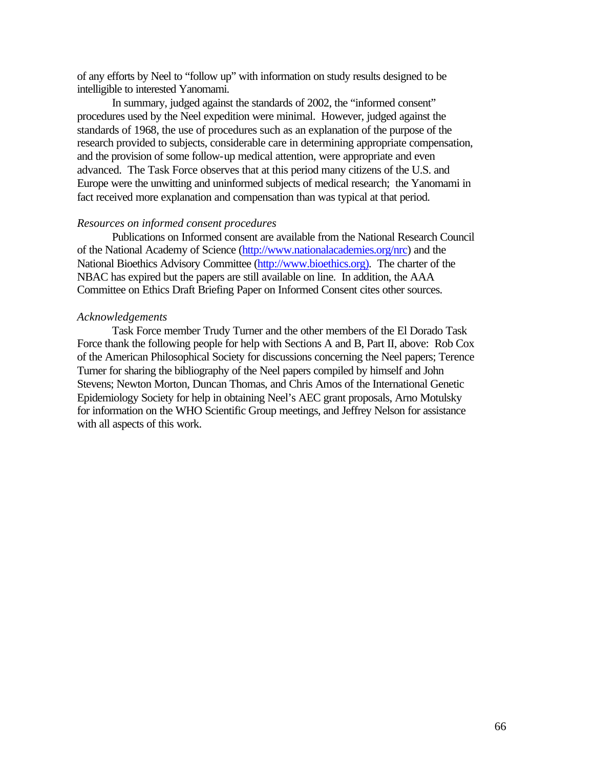of any efforts by Neel to "follow up" with information on study results designed to be intelligible to interested Yanomami.

In summary, judged against the standards of 2002, the "informed consent" procedures used by the Neel expedition were minimal. However, judged against the standards of 1968, the use of procedures such as an explanation of the purpose of the research provided to subjects, considerable care in determining appropriate compensation, and the provision of some follow-up medical attention, were appropriate and even advanced. The Task Force observes that at this period many citizens of the U.S. and Europe were the unwitting and uninformed subjects of medical research; the Yanomami in fact received more explanation and compensation than was typical at that period.

*Resources on informed consent procedures*

Publications on Informed consent are available from the National Research Council of the National Academy of Science (http://www.nationalacademies.org/nrc) and the National Bioethics Advisory Committee (http://www.bioethics.org). The charter of the NBAC has expired but the papers are still available on line. In addition, the AAA Committee on Ethics Draft Briefing Paper on Informed Consent cites other sources.

*Acknowledgements*

Task Force member Trudy Turner and the other members of the El Dorado Task Force thank the following people for help with Sections A and B, Part II, above: Rob Cox of the American Philosophical Society for discussions concerning the Neel papers; Terence Turner for sharing the bibliography of the Neel papers compiled by himself and John Stevens; Newton Morton, Duncan Thomas, and Chris Amos of the International Genetic Epidemiology Society for help in obtaining Neel's AEC grant proposals, Arno Motulsky for information on the WHO Scientific Group meetings, and Jeffrey Nelson for assistance with all aspects of this work.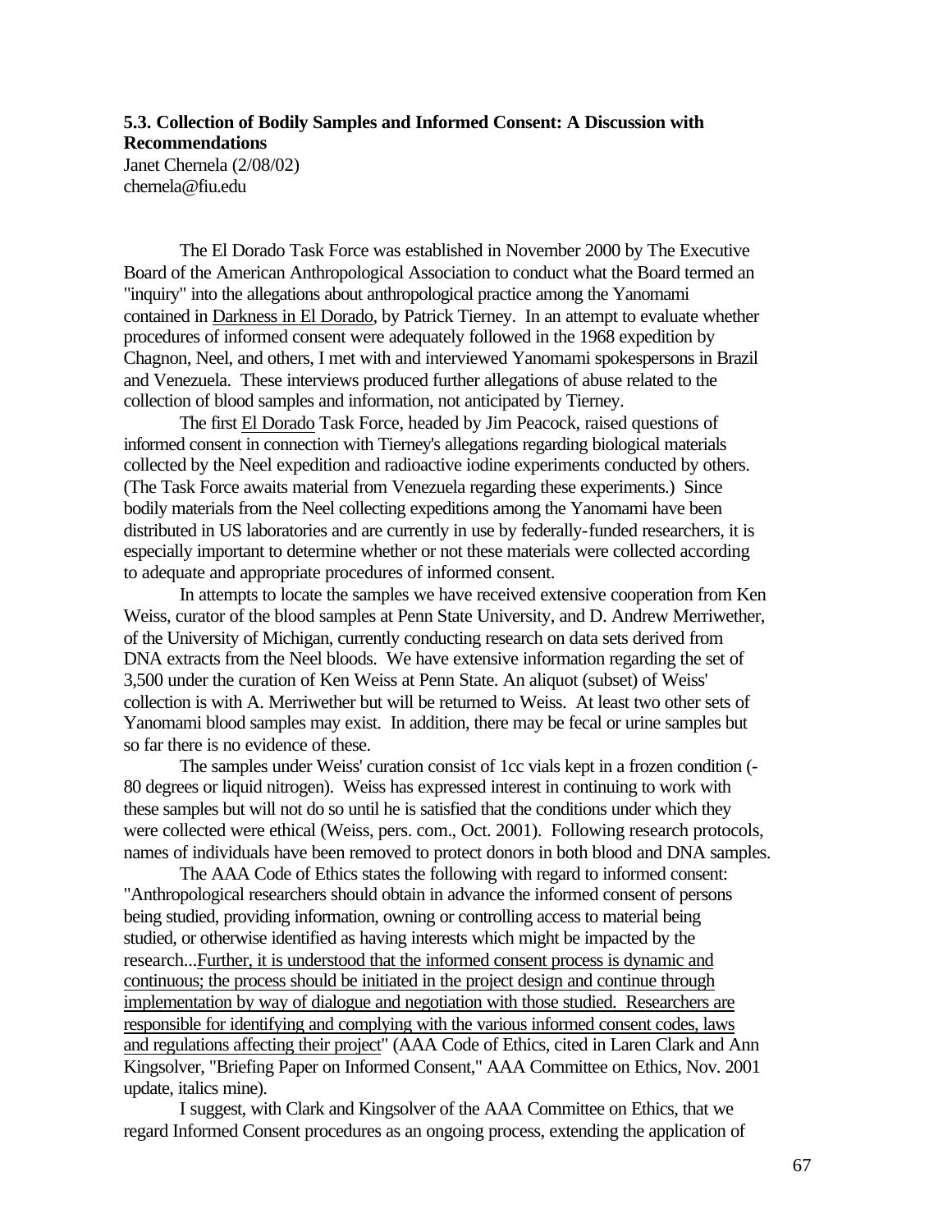### 5.3. Collection of Bodily Samples and Informed Consent: A Discussion with Recommendations

Janet Chernela (2/08/02)
chernela@fiu.edu

The El Dorado Task Force was established in November 2000 by The Executive Board of the American Anthropological Association to conduct what the Board termed an "inquiry" into the allegations about anthropological practice among the Yanomami contained in Darkness in El Dorado, by Patrick Tierney. In an attempt to evaluate whether procedures of informed consent were adequately followed in the 1968 expedition by Chagnon, Neel, and others, I met with and interviewed Yanomami spokespersons in Brazil and Venezuela. These interviews produced further allegations of abuse related to the collection of blood samples and information, not anticipated by Tierney.

The first El Dorado Task Force, headed by Jim Peacock, raised questions of informed consent in connection with Tierney's allegations regarding biological materials collected by the Neel expedition and radioactive iodine experiments conducted by others. (The Task Force awaits material from Venezuela regarding these experiments.) Since bodily materials from the Neel collecting expeditions among the Yanomami have been distributed in US laboratories and are currently in use by federally-funded researchers, it is especially important to determine whether or not these materials were collected according to adequate and appropriate procedures of informed consent.

In attempts to locate the samples we have received extensive cooperation from Ken Weiss, curator of the blood samples at Penn State University, and D. Andrew Merriwether, of the University of Michigan, currently conducting research on data sets derived from DNA extracts from the Neel bloods. We have extensive information regarding the set of 3,500 under the curation of Ken Weiss at Penn State. An aliquot (subset) of Weiss' collection is with A. Merriwether but will be returned to Weiss. At least two other sets of Yanomami blood samples may exist. In addition, there may be fecal or urine samples but so far there is no evidence of these.

The samples under Weiss' curation consist of 1cc vials kept in a frozen condition (-80 degrees or liquid nitrogen). Weiss has expressed interest in continuing to work with these samples but will not do so until he is satisfied that the conditions under which they were collected were ethical (Weiss, pers. com., Oct. 2001). Following research protocols, names of individuals have been removed to protect donors in both blood and DNA samples.

The AAA Code of Ethics states the following with regard to informed consent: "Anthropological researchers should obtain in advance the informed consent of persons being studied, providing information, owning or controlling access to material being studied, or otherwise identified as having interests which might be impacted by the research...Further, it is understood that the informed consent process is dynamic and continuous; the process should be initiated in the project design and continue through implementation by way of dialogue and negotiation with those studied. Researchers are responsible for identifying and complying with the various informed consent codes, laws and regulations affecting their project" (AAA Code of Ethics, cited in Laren Clark and Ann Kingsolver, "Briefing Paper on Informed Consent," AAA Committee on Ethics, Nov. 2001 update, italics mine).

I suggest, with Clark and Kingsolver of the AAA Committee on Ethics, that we regard Informed Consent procedures as an ongoing process, extending the application of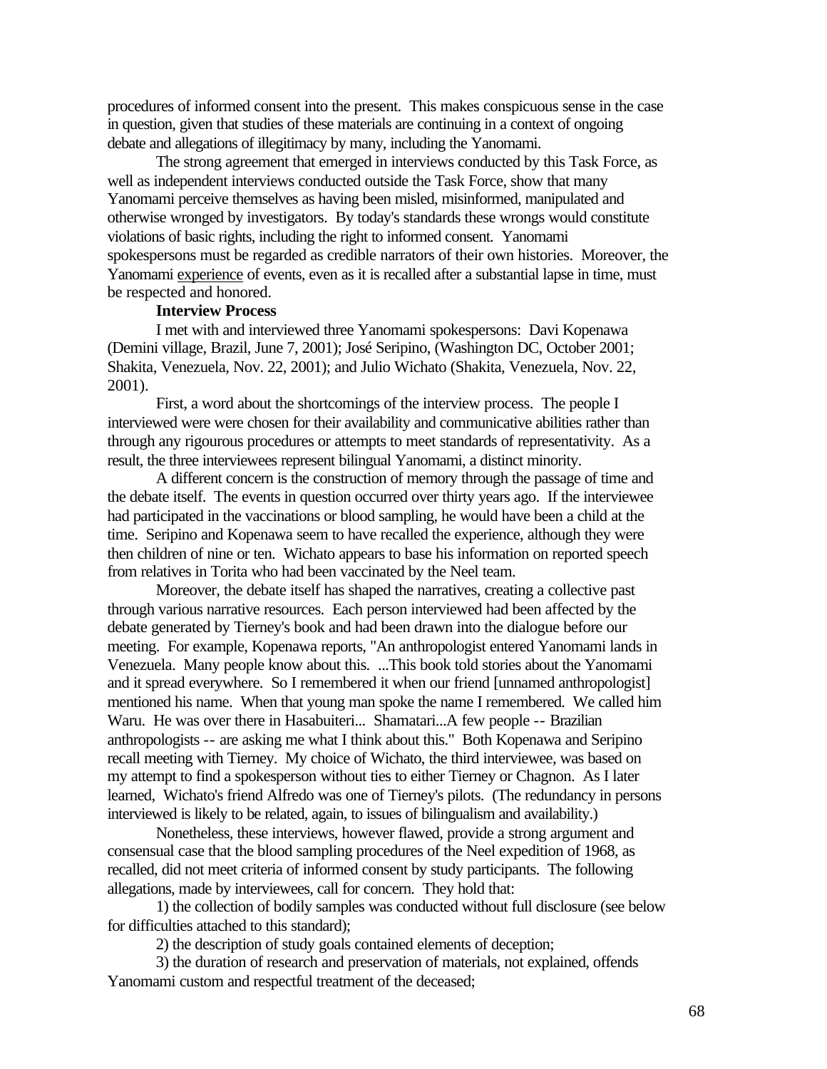procedures of informed consent into the present. This makes conspicuous sense in the case in question, given that studies of these materials are continuing in a context of ongoing debate and allegations of illegitimacy by many, including the Yanomami.

The strong agreement that emerged in interviews conducted by this Task Force, as well as independent interviews conducted outside the Task Force, show that many Yanomami perceive themselves as having been misled, misinformed, manipulated and otherwise wronged by investigators. By today's standards these wrongs would constitute violations of basic rights, including the right to informed consent. Yanomami spokespersons must be regarded as credible narrators of their own histories. Moreover, the Yanomami experience of events, even as it is recalled after a substantial lapse in time, must be respected and honored.

**Interview Process**

I met with and interviewed three Yanomami spokespersons: Davi Kopenawa (Demini village, Brazil, June 7, 2001); José Seripino, (Washington DC, October 2001; Shakita, Venezuela, Nov. 22, 2001); and Julio Wichato (Shakita, Venezuela, Nov. 22, 2001).

First, a word about the shortcomings of the interview process. The people I interviewed were were chosen for their availability and communicative abilities rather than through any rigourous procedures or attempts to meet standards of representativity. As a result, the three interviewees represent bilingual Yanomami, a distinct minority.

A different concern is the construction of memory through the passage of time and the debate itself. The events in question occurred over thirty years ago. If the interviewee had participated in the vaccinations or blood sampling, he would have been a child at the time. Seripino and Kopenawa seem to have recalled the experience, although they were then children of nine or ten. Wichato appears to base his information on reported speech from relatives in Torita who had been vaccinated by the Neel team.

Moreover, the debate itself has shaped the narratives, creating a collective past through various narrative resources. Each person interviewed had been affected by the debate generated by Tierney's book and had been drawn into the dialogue before our meeting. For example, Kopenawa reports, "An anthropologist entered Yanomami lands in Venezuela. Many people know about this. ...This book told stories about the Yanomami and it spread everywhere. So I remembered it when our friend [unnamed anthropologist] mentioned his name. When that young man spoke the name I remembered. We called him Waru. He was over there in Hasabuiteri... Shamatari...A few people -- Brazilian anthropologists -- are asking me what I think about this." Both Kopenawa and Seripino recall meeting with Tierney. My choice of Wichato, the third interviewee, was based on my attempt to find a spokesperson without ties to either Tierney or Chagnon. As I later learned, Wichato's friend Alfredo was one of Tierney's pilots. (The redundancy in persons interviewed is likely to be related, again, to issues of bilingualism and availability.)

Nonetheless, these interviews, however flawed, provide a strong argument and consensual case that the blood sampling procedures of the Neel expedition of 1968, as recalled, did not meet criteria of informed consent by study participants. The following allegations, made by interviewees, call for concern. They hold that:

1) the collection of bodily samples was conducted without full disclosure (see below for difficulties attached to this standard);

2) the description of study goals contained elements of deception;

3) the duration of research and preservation of materials, not explained, offends Yanomami custom and respectful treatment of the deceased;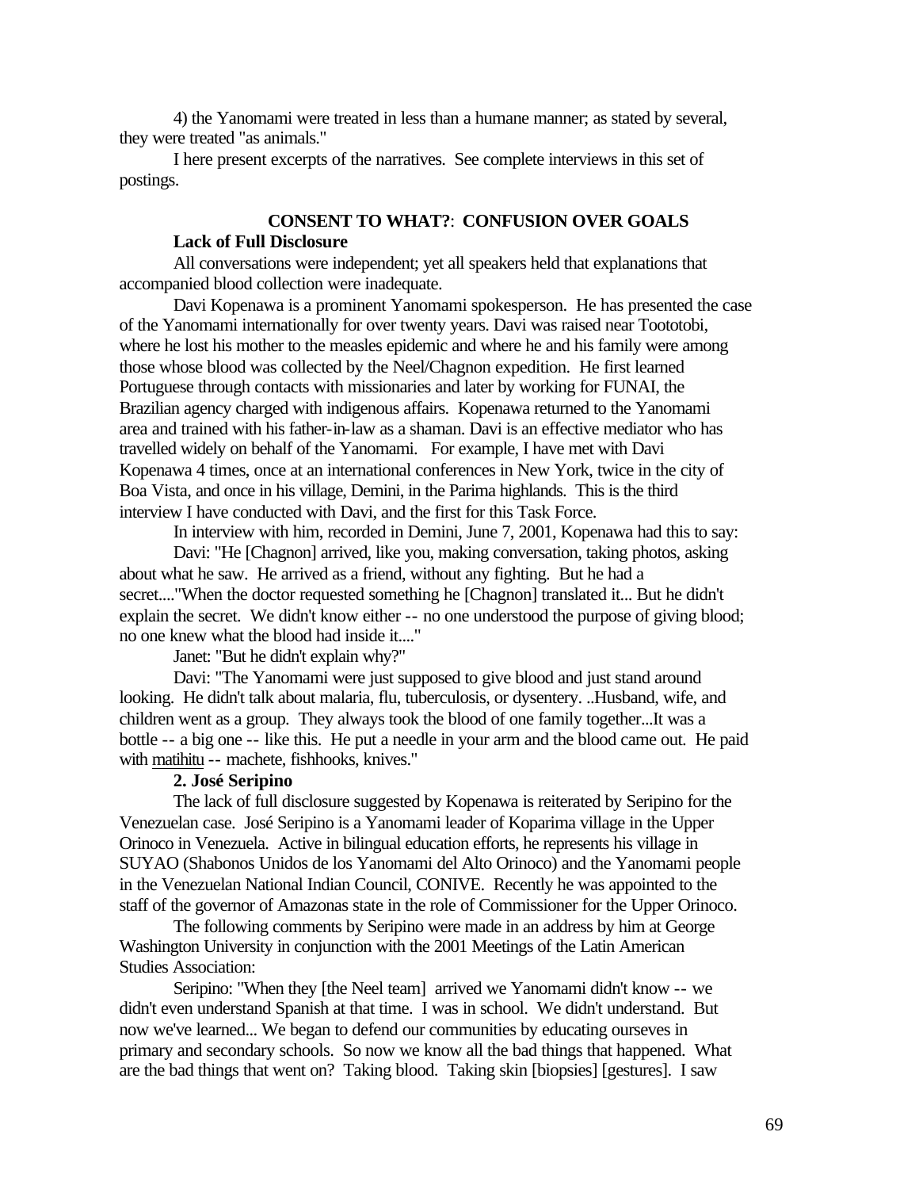4) the Yanomami were treated in less than a humane manner; as stated by several, they were treated "as animals."

I here present excerpts of the narratives. See complete interviews in this set of postings.

## CONSENT TO WHAT?: CONFUSION OVER GOALS

**Lack of Full Disclosure**

All conversations were independent; yet all speakers held that explanations that accompanied blood collection were inadequate.

Davi Kopenawa is a prominent Yanomami spokesperson. He has presented the case of the Yanomami internationally for over twenty years. Davi was raised near Toototobi, where he lost his mother to the measles epidemic and where he and his family were among those whose blood was collected by the Neel/Chagnon expedition. He first learned Portuguese through contacts with missionaries and later by working for FUNAI, the Brazilian agency charged with indigenous affairs. Kopenawa returned to the Yanomami area and trained with his father-in-law as a shaman. Davi is an effective mediator who has travelled widely on behalf of the Yanomami. For example, I have met with Davi Kopenawa 4 times, once at an international conferences in New York, twice in the city of Boa Vista, and once in his village, Demini, in the Parima highlands. This is the third interview I have conducted with Davi, and the first for this Task Force.

In interview with him, recorded in Demini, June 7, 2001, Kopenawa had this to say:

Davi: "He [Chagnon] arrived, like you, making conversation, taking photos, asking about what he saw. He arrived as a friend, without any fighting. But he had a secret...."When the doctor requested something he [Chagnon] translated it... But he didn't explain the secret. We didn't know either -- no one understood the purpose of giving blood; no one knew what the blood had inside it...."

Janet: "But he didn't explain why?"

Davi: "The Yanomami were just supposed to give blood and just stand around looking. He didn't talk about malaria, flu, tuberculosis, or dysentery. ..Husband, wife, and children went as a group. They always took the blood of one family together...It was a bottle -- a big one -- like this. He put a needle in your arm and the blood came out. He paid with matihitu -- machete, fishhooks, knives."

**2. José Seripino**

The lack of full disclosure suggested by Kopenawa is reiterated by Seripino for the Venezuelan case. José Seripino is a Yanomami leader of Koparima village in the Upper Orinoco in Venezuela. Active in bilingual education efforts, he represents his village in SUYAO (Shabonos Unidos de los Yanomami del Alto Orinoco) and the Yanomami people in the Venezuelan National Indian Council, CONIVE. Recently he was appointed to the staff of the governor of Amazonas state in the role of Commissioner for the Upper Orinoco.

The following comments by Seripino were made in an address by him at George Washington University in conjunction with the 2001 Meetings of the Latin American Studies Association:

Seripino: "When they [the Neel team] arrived we Yanomami didn't know -- we didn't even understand Spanish at that time. I was in school. We didn't understand. But now we've learned... We began to defend our communities by educating ourseves in primary and secondary schools. So now we know all the bad things that happened. What are the bad things that went on? Taking blood. Taking skin [biopsies] [gestures]. I saw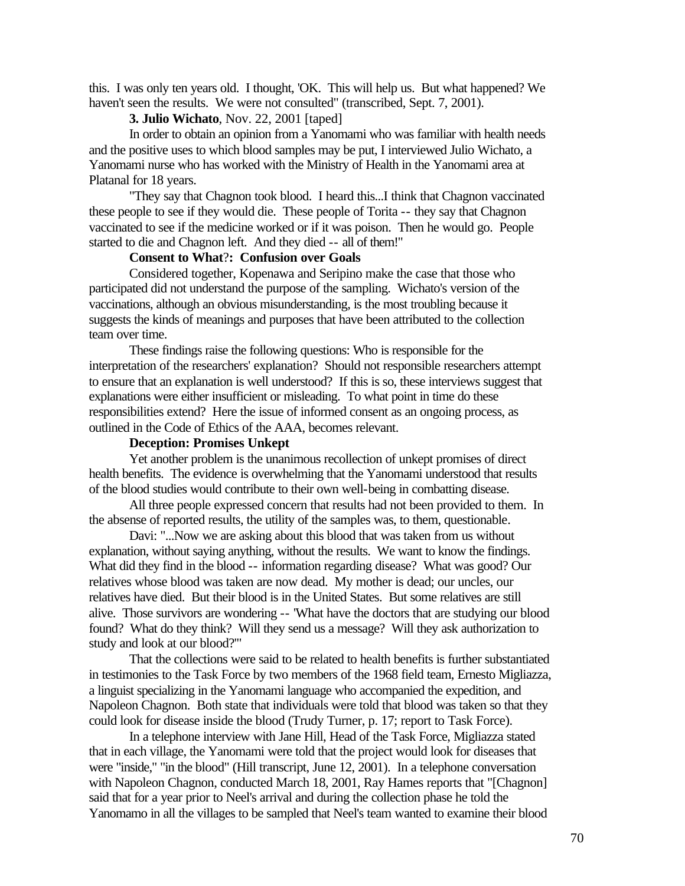this. I was only ten years old. I thought, 'OK. This will help us. But what happened? We haven't seen the results. We were not consulted" (transcribed, Sept. 7, 2001).

**3. Julio Wichato**, Nov. 22, 2001 [taped]

In order to obtain an opinion from a Yanomami who was familiar with health needs and the positive uses to which blood samples may be put, I interviewed Julio Wichato, a Yanomami nurse who has worked with the Ministry of Health in the Yanomami area at Platanal for 18 years.

"They say that Chagnon took blood. I heard this...I think that Chagnon vaccinated these people to see if they would die. These people of Torita -- they say that Chagnon vaccinated to see if the medicine worked or if it was poison. Then he would go. People started to die and Chagnon left. And they died -- all of them!"

**Consent to What?: Confusion over Goals**

Considered together, Kopenawa and Seripino make the case that those who participated did not understand the purpose of the sampling. Wichato's version of the vaccinations, although an obvious misunderstanding, is the most troubling because it suggests the kinds of meanings and purposes that have been attributed to the collection team over time.

These findings raise the following questions: Who is responsible for the interpretation of the researchers' explanation? Should not responsible researchers attempt to ensure that an explanation is well understood? If this is so, these interviews suggest that explanations were either insufficient or misleading. To what point in time do these responsibilities extend? Here the issue of informed consent as an ongoing process, as outlined in the Code of Ethics of the AAA, becomes relevant.

**Deception: Promises Unkept**

Yet another problem is the unanimous recollection of unkept promises of direct health benefits. The evidence is overwhelming that the Yanomami understood that results of the blood studies would contribute to their own well-being in combatting disease.

All three people expressed concern that results had not been provided to them. In the absense of reported results, the utility of the samples was, to them, questionable.

Davi: "...Now we are asking about this blood that was taken from us without explanation, without saying anything, without the results. We want to know the findings. What did they find in the blood -- information regarding disease? What was good? Our relatives whose blood was taken are now dead. My mother is dead; our uncles, our relatives have died. But their blood is in the United States. But some relatives are still alive. Those survivors are wondering -- 'What have the doctors that are studying our blood found? What do they think? Will they send us a message? Will they ask authorization to study and look at our blood?'"

That the collections were said to be related to health benefits is further substantiated in testimonies to the Task Force by two members of the 1968 field team, Ernesto Migliazza, a linguist specializing in the Yanomami language who accompanied the expedition, and Napoleon Chagnon. Both state that individuals were told that blood was taken so that they could look for disease inside the blood (Trudy Turner, p. 17; report to Task Force).

In a telephone interview with Jane Hill, Head of the Task Force, Migliazza stated that in each village, the Yanomami were told that the project would look for diseases that were "inside," "in the blood" (Hill transcript, June 12, 2001). In a telephone conversation with Napoleon Chagnon, conducted March 18, 2001, Ray Hames reports that "[Chagnon] said that for a year prior to Neel's arrival and during the collection phase he told the Yanomamo in all the villages to be sampled that Neel's team wanted to examine their blood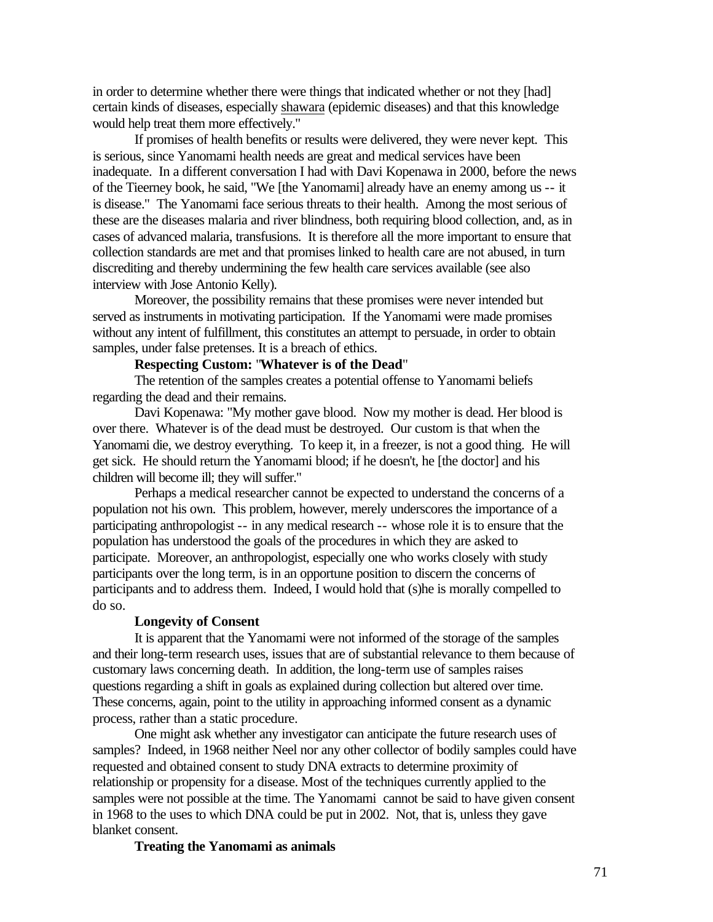in order to determine whether there were things that indicated whether or not they [had] certain kinds of diseases, especially shawara (epidemic diseases) and that this knowledge would help treat them more effectively."

If promises of health benefits or results were delivered, they were never kept. This is serious, since Yanomami health needs are great and medical services have been inadequate. In a different conversation I had with Davi Kopenawa in 2000, before the news of the Tieerney book, he said, "We [the Yanomami] already have an enemy among us -- it is disease." The Yanomami face serious threats to their health. Among the most serious of these are the diseases malaria and river blindness, both requiring blood collection, and, as in cases of advanced malaria, transfusions. It is therefore all the more important to ensure that collection standards are met and that promises linked to health care are not abused, in turn discrediting and thereby undermining the few health care services available (see also interview with Jose Antonio Kelly).

Moreover, the possibility remains that these promises were never intended but served as instruments in motivating participation. If the Yanomami were made promises without any intent of fulfillment, this constitutes an attempt to persuade, in order to obtain samples, under false pretenses. It is a breach of ethics.

**Respecting Custom: "Whatever is of the Dead"**

The retention of the samples creates a potential offense to Yanomami beliefs regarding the dead and their remains.

Davi Kopenawa: "My mother gave blood. Now my mother is dead. Her blood is over there. Whatever is of the dead must be destroyed. Our custom is that when the Yanomami die, we destroy everything. To keep it, in a freezer, is not a good thing. He will get sick. He should return the Yanomami blood; if he doesn't, he [the doctor] and his children will become ill; they will suffer."

Perhaps a medical researcher cannot be expected to understand the concerns of a population not his own. This problem, however, merely underscores the importance of a participating anthropologist -- in any medical research -- whose role it is to ensure that the population has understood the goals of the procedures in which they are asked to participate. Moreover, an anthropologist, especially one who works closely with study participants over the long term, is in an opportune position to discern the concerns of participants and to address them. Indeed, I would hold that (s)he is morally compelled to do so.

**Longevity of Consent**

It is apparent that the Yanomami were not informed of the storage of the samples and their long-term research uses, issues that are of substantial relevance to them because of customary laws concerning death. In addition, the long-term use of samples raises questions regarding a shift in goals as explained during collection but altered over time. These concerns, again, point to the utility in approaching informed consent as a dynamic process, rather than a static procedure.

One might ask whether any investigator can anticipate the future research uses of samples? Indeed, in 1968 neither Neel nor any other collector of bodily samples could have requested and obtained consent to study DNA extracts to determine proximity of relationship or propensity for a disease. Most of the techniques currently applied to the samples were not possible at the time. The Yanomami cannot be said to have given consent in 1968 to the uses to which DNA could be put in 2002. Not, that is, unless they gave blanket consent.

**Treating the Yanomami as animals**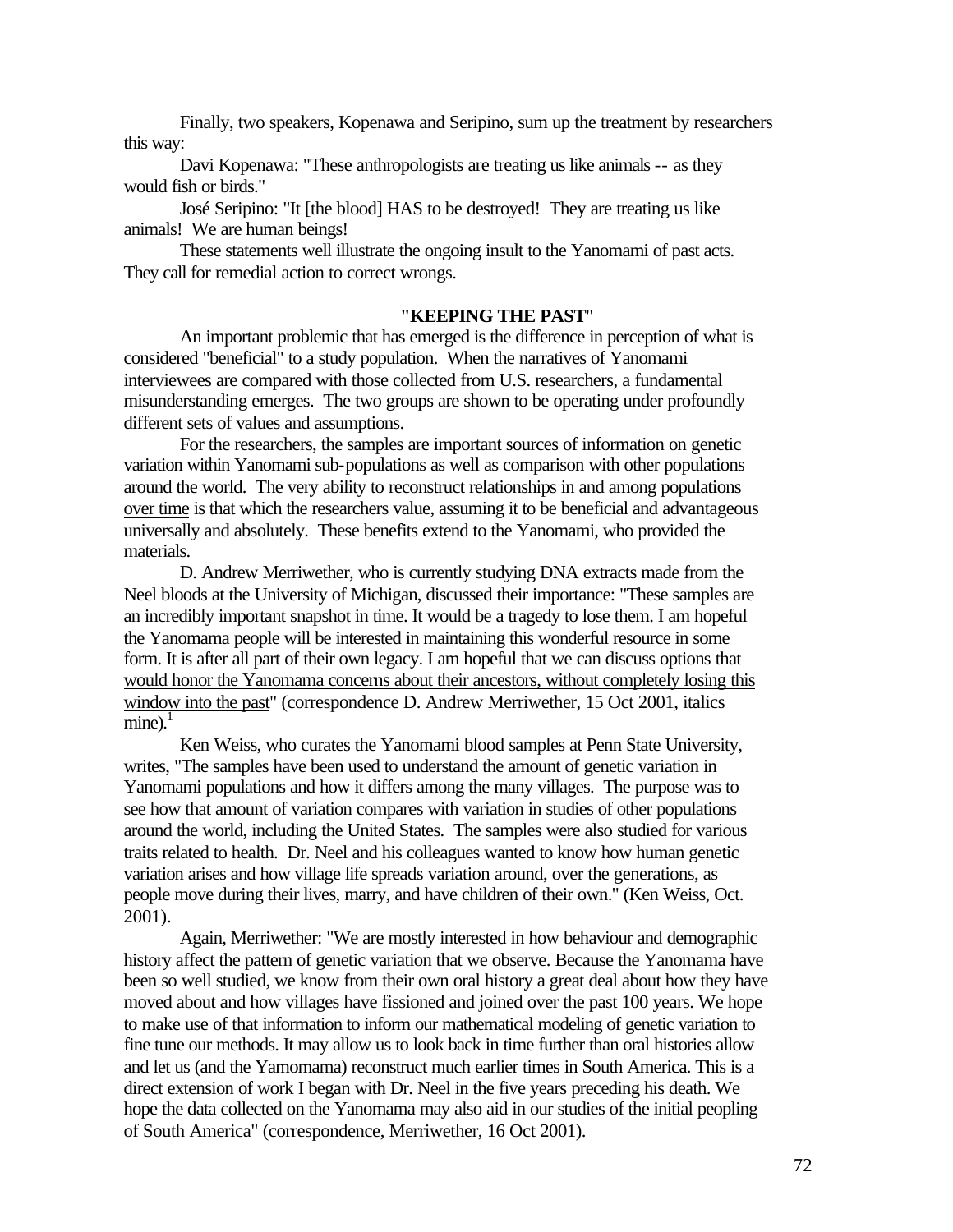Finally, two speakers, Kopenawa and Seripino, sum up the treatment by researchers this way:

Davi Kopenawa: "These anthropologists are treating us like animals -- as they would fish or birds."

José Seripino: "It [the blood] HAS to be destroyed! They are treating us like animals! We are human beings!

These statements well illustrate the ongoing insult to the Yanomami of past acts. They call for remedial action to correct wrongs.

## "KEEPING THE PAST"

An important problemic that has emerged is the difference in perception of what is considered "beneficial" to a study population. When the narratives of Yanomami interviewees are compared with those collected from U.S. researchers, a fundamental misunderstanding emerges. The two groups are shown to be operating under profoundly different sets of values and assumptions.

For the researchers, the samples are important sources of information on genetic variation within Yanomami sub-populations as well as comparison with other populations around the world. The very ability to reconstruct relationships in and among populations <u>over time</u> is that which the researchers value, assuming it to be beneficial and advantageous universally and absolutely. These benefits extend to the Yanomami, who provided the materials.

D. Andrew Merriwether, who is currently studying DNA extracts made from the Neel bloods at the University of Michigan, discussed their importance: "These samples are an incredibly important snapshot in time. It would be a tragedy to lose them. I am hopeful the Yanomama people will be interested in maintaining this wonderful resource in some form. It is after all part of their own legacy. I am hopeful that we can discuss options that <u>would honor the Yanomama concerns about their ancestors, without completely losing this window into the past</u>" (correspondence D. Andrew Merriwether, 15 Oct 2001, italics mine).[1]

Ken Weiss, who curates the Yanomami blood samples at Penn State University, writes, "The samples have been used to understand the amount of genetic variation in Yanomami populations and how it differs among the many villages. The purpose was to see how that amount of variation compares with variation in studies of other populations around the world, including the United States. The samples were also studied for various traits related to health. Dr. Neel and his colleagues wanted to know how human genetic variation arises and how village life spreads variation around, over the generations, as people move during their lives, marry, and have children of their own." (Ken Weiss, Oct. 2001).

Again, Merriwether: "We are mostly interested in how behaviour and demographic history affect the pattern of genetic variation that we observe. Because the Yanomama have been so well studied, we know from their own oral history a great deal about how they have moved about and how villages have fissioned and joined over the past 100 years. We hope to make use of that information to inform our mathematical modeling of genetic variation to fine tune our methods. It may allow us to look back in time further than oral histories allow and let us (and the Yamomama) reconstruct much earlier times in South America. This is a direct extension of work I began with Dr. Neel in the five years preceding his death. We hope the data collected on the Yanomama may also aid in our studies of the initial peopling of South America" (correspondence, Merriwether, 16 Oct 2001).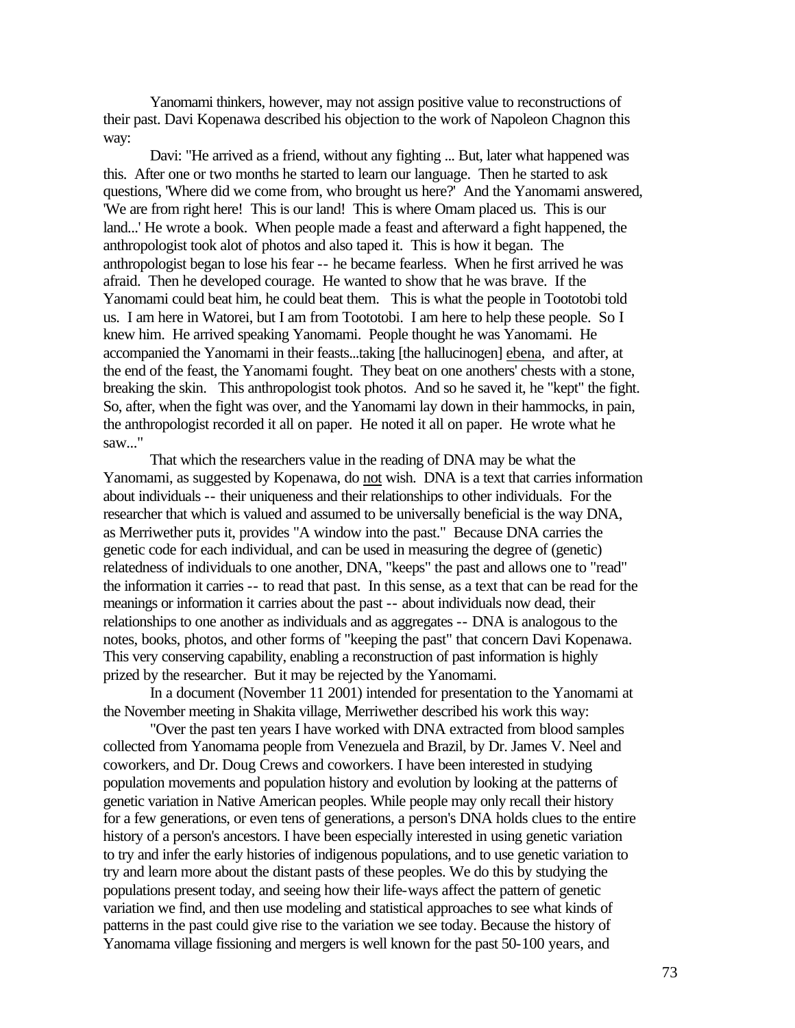Yanomami thinkers, however, may not assign positive value to reconstructions of their past. Davi Kopenawa described his objection to the work of Napoleon Chagnon this way:

Davi: "He arrived as a friend, without any fighting ... But, later what happened was this. After one or two months he started to learn our language. Then he started to ask questions, 'Where did we come from, who brought us here?' And the Yanomami answered, 'We are from right here! This is our land! This is where Omam placed us. This is our land...' He wrote a book. When people made a feast and afterward a fight happened, the anthropologist took alot of photos and also taped it. This is how it began. The anthropologist began to lose his fear -- he became fearless. When he first arrived he was afraid. Then he developed courage. He wanted to show that he was brave. If the Yanomami could beat him, he could beat them. This is what the people in Toototobi told us. I am here in Watorei, but I am from Toototobi. I am here to help these people. So I knew him. He arrived speaking Yanomami. People thought he was Yanomami. He accompanied the Yanomami in their feasts...taking [the hallucinogen] ebena, and after, at the end of the feast, the Yanomami fought. They beat on one anothers' chests with a stone, breaking the skin. This anthropologist took photos. And so he saved it, he "kept" the fight. So, after, when the fight was over, and the Yanomami lay down in their hammocks, in pain, the anthropologist recorded it all on paper. He noted it all on paper. He wrote what he saw..."

That which the researchers value in the reading of DNA may be what the Yanomami, as suggested by Kopenawa, do not wish. DNA is a text that carries information about individuals -- their uniqueness and their relationships to other individuals. For the researcher that which is valued and assumed to be universally beneficial is the way DNA, as Merriwether puts it, provides "A window into the past." Because DNA carries the genetic code for each individual, and can be used in measuring the degree of (genetic) relatedness of individuals to one another, DNA, "keeps" the past and allows one to "read" the information it carries -- to read that past. In this sense, as a text that can be read for the meanings or information it carries about the past -- about individuals now dead, their relationships to one another as individuals and as aggregates -- DNA is analogous to the notes, books, photos, and other forms of "keeping the past" that concern Davi Kopenawa. This very conserving capability, enabling a reconstruction of past information is highly prized by the researcher. But it may be rejected by the Yanomami.

In a document (November 11 2001) intended for presentation to the Yanomami at the November meeting in Shakita village, Merriwether described his work this way:

"Over the past ten years I have worked with DNA extracted from blood samples collected from Yanomama people from Venezuela and Brazil, by Dr. James V. Neel and coworkers, and Dr. Doug Crews and coworkers. I have been interested in studying population movements and population history and evolution by looking at the patterns of genetic variation in Native American peoples. While people may only recall their history for a few generations, or even tens of generations, a person's DNA holds clues to the entire history of a person's ancestors. I have been especially interested in using genetic variation to try and infer the early histories of indigenous populations, and to use genetic variation to try and learn more about the distant pasts of these peoples. We do this by studying the populations present today, and seeing how their life-ways affect the pattern of genetic variation we find, and then use modeling and statistical approaches to see what kinds of patterns in the past could give rise to the variation we see today. Because the history of Yanomama village fissioning and mergers is well known for the past 50-100 years, and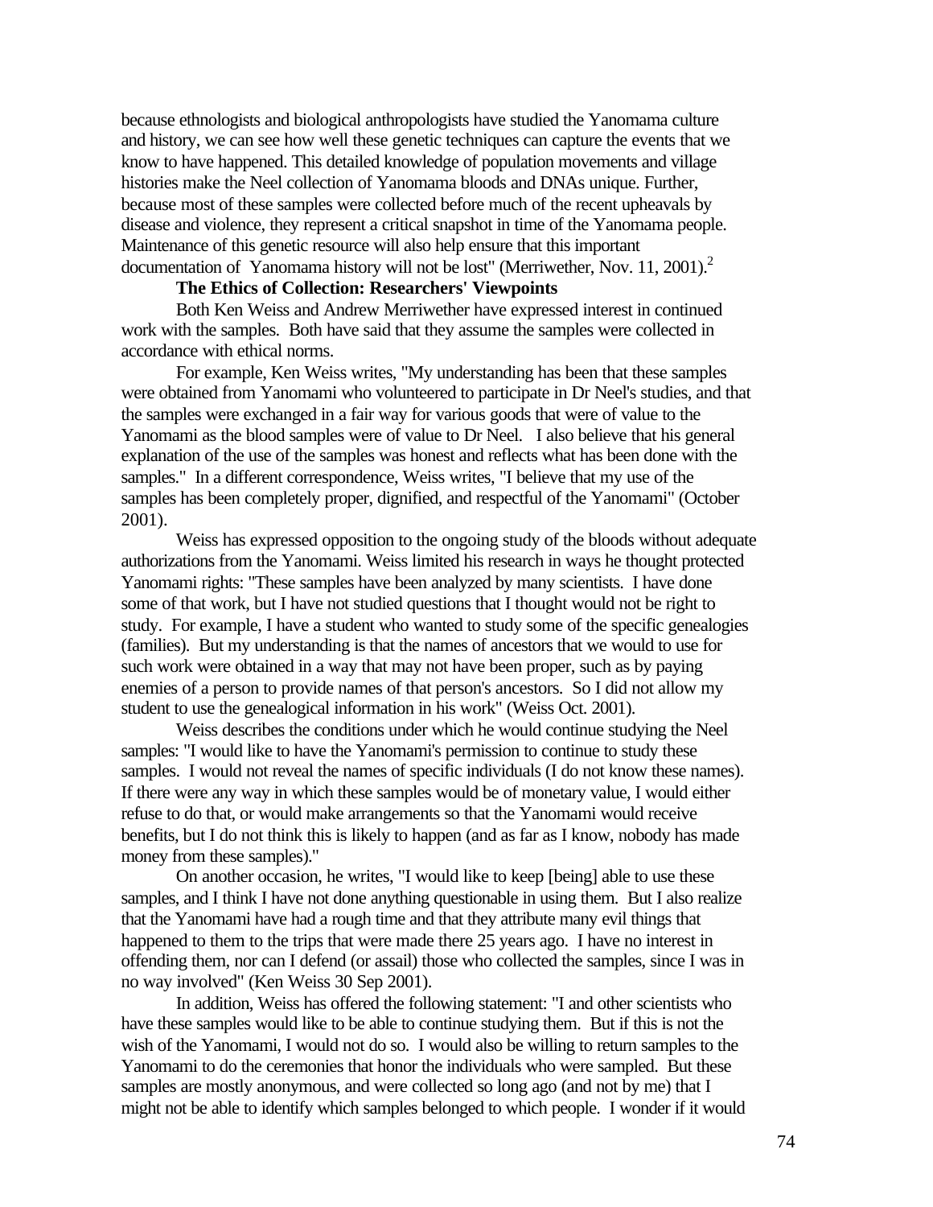because ethnologists and biological anthropologists have studied the Yanomama culture and history, we can see how well these genetic techniques can capture the events that we know to have happened. This detailed knowledge of population movements and village histories make the Neel collection of Yanomama bloods and DNAs unique. Further, because most of these samples were collected before much of the recent upheavals by disease and violence, they represent a critical snapshot in time of the Yanomama people. Maintenance of this genetic resource will also help ensure that this important documentation of Yanomama history will not be lost" (Merriwether, Nov. 11, 2001).[2]

**The Ethics of Collection: Researchers' Viewpoints**

Both Ken Weiss and Andrew Merriwether have expressed interest in continued work with the samples. Both have said that they assume the samples were collected in accordance with ethical norms.

For example, Ken Weiss writes, "My understanding has been that these samples were obtained from Yanomami who volunteered to participate in Dr Neel's studies, and that the samples were exchanged in a fair way for various goods that were of value to the Yanomami as the blood samples were of value to Dr Neel. I also believe that his general explanation of the use of the samples was honest and reflects what has been done with the samples." In a different correspondence, Weiss writes, "I believe that my use of the samples has been completely proper, dignified, and respectful of the Yanomami" (October 2001).

Weiss has expressed opposition to the ongoing study of the bloods without adequate authorizations from the Yanomami. Weiss limited his research in ways he thought protected Yanomami rights: "These samples have been analyzed by many scientists. I have done some of that work, but I have not studied questions that I thought would not be right to study. For example, I have a student who wanted to study some of the specific genealogies (families). But my understanding is that the names of ancestors that we would to use for such work were obtained in a way that may not have been proper, such as by paying enemies of a person to provide names of that person's ancestors. So I did not allow my student to use the genealogical information in his work" (Weiss Oct. 2001).

Weiss describes the conditions under which he would continue studying the Neel samples: "I would like to have the Yanomami's permission to continue to study these samples. I would not reveal the names of specific individuals (I do not know these names). If there were any way in which these samples would be of monetary value, I would either refuse to do that, or would make arrangements so that the Yanomami would receive benefits, but I do not think this is likely to happen (and as far as I know, nobody has made money from these samples)."

On another occasion, he writes, "I would like to keep [being] able to use these samples, and I think I have not done anything questionable in using them. But I also realize that the Yanomami have had a rough time and that they attribute many evil things that happened to them to the trips that were made there 25 years ago. I have no interest in offending them, nor can I defend (or assail) those who collected the samples, since I was in no way involved" (Ken Weiss 30 Sep 2001).

In addition, Weiss has offered the following statement: "I and other scientists who have these samples would like to be able to continue studying them. But if this is not the wish of the Yanomami, I would not do so. I would also be willing to return samples to the Yanomami to do the ceremonies that honor the individuals who were sampled. But these samples are mostly anonymous, and were collected so long ago (and not by me) that I might not be able to identify which samples belonged to which people. I wonder if it would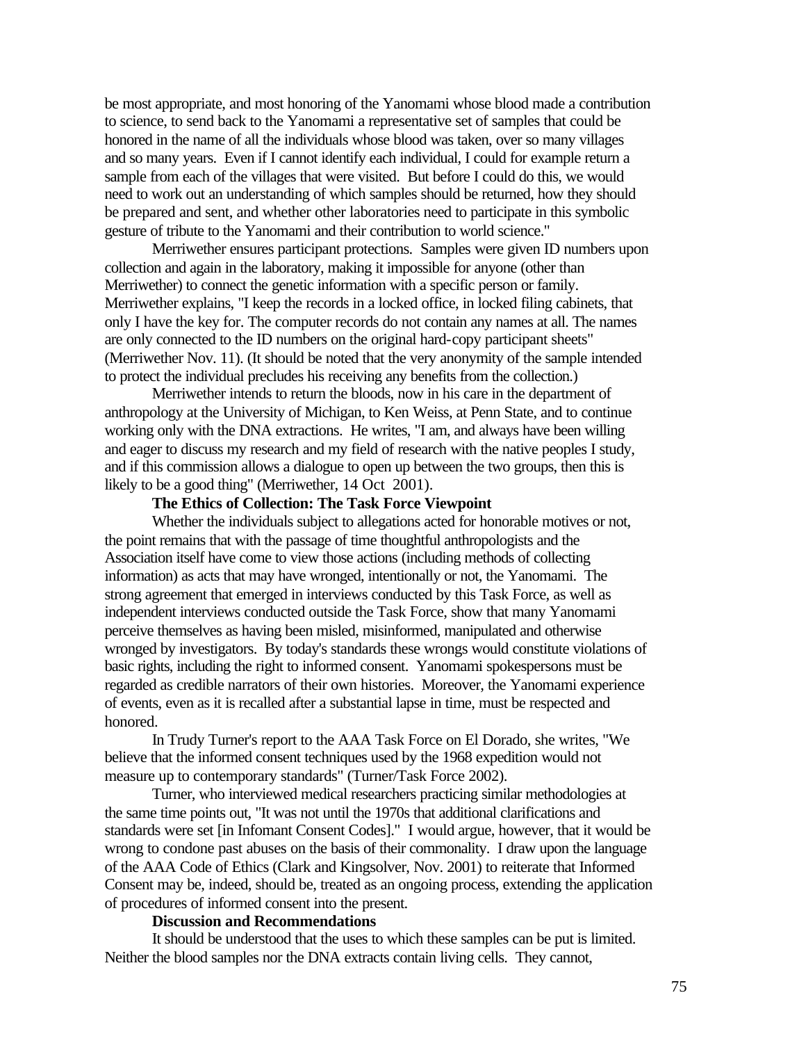be most appropriate, and most honoring of the Yanomami whose blood made a contribution to science, to send back to the Yanomami a representative set of samples that could be honored in the name of all the individuals whose blood was taken, over so many villages and so many years. Even if I cannot identify each individual, I could for example return a sample from each of the villages that were visited. But before I could do this, we would need to work out an understanding of which samples should be returned, how they should be prepared and sent, and whether other laboratories need to participate in this symbolic gesture of tribute to the Yanomami and their contribution to world science."

Merriwether ensures participant protections. Samples were given ID numbers upon collection and again in the laboratory, making it impossible for anyone (other than Merriwether) to connect the genetic information with a specific person or family. Merriwether explains, "I keep the records in a locked office, in locked filing cabinets, that only I have the key for. The computer records do not contain any names at all. The names are only connected to the ID numbers on the original hard-copy participant sheets" (Merriwether Nov. 11). (It should be noted that the very anonymity of the sample intended to protect the individual precludes his receiving any benefits from the collection.)

Merriwether intends to return the bloods, now in his care in the department of anthropology at the University of Michigan, to Ken Weiss, at Penn State, and to continue working only with the DNA extractions. He writes, "I am, and always have been willing and eager to discuss my research and my field of research with the native peoples I study, and if this commission allows a dialogue to open up between the two groups, then this is likely to be a good thing" (Merriwether, 14 Oct 2001).

**The Ethics of Collection: The Task Force Viewpoint**

Whether the individuals subject to allegations acted for honorable motives or not, the point remains that with the passage of time thoughtful anthropologists and the Association itself have come to view those actions (including methods of collecting information) as acts that may have wronged, intentionally or not, the Yanomami. The strong agreement that emerged in interviews conducted by this Task Force, as well as independent interviews conducted outside the Task Force, show that many Yanomami perceive themselves as having been misled, misinformed, manipulated and otherwise wronged by investigators. By today's standards these wrongs would constitute violations of basic rights, including the right to informed consent. Yanomami spokespersons must be regarded as credible narrators of their own histories. Moreover, the Yanomami experience of events, even as it is recalled after a substantial lapse in time, must be respected and honored.

In Trudy Turner's report to the AAA Task Force on El Dorado, she writes, "We believe that the informed consent techniques used by the 1968 expedition would not measure up to contemporary standards" (Turner/Task Force 2002).

Turner, who interviewed medical researchers practicing similar methodologies at the same time points out, "It was not until the 1970s that additional clarifications and standards were set [in Infomant Consent Codes]." I would argue, however, that it would be wrong to condone past abuses on the basis of their commonality. I draw upon the language of the AAA Code of Ethics (Clark and Kingsolver, Nov. 2001) to reiterate that Informed Consent may be, indeed, should be, treated as an ongoing process, extending the application of procedures of informed consent into the present.

**Discussion and Recommendations**

It should be understood that the uses to which these samples can be put is limited. Neither the blood samples nor the DNA extracts contain living cells. They cannot,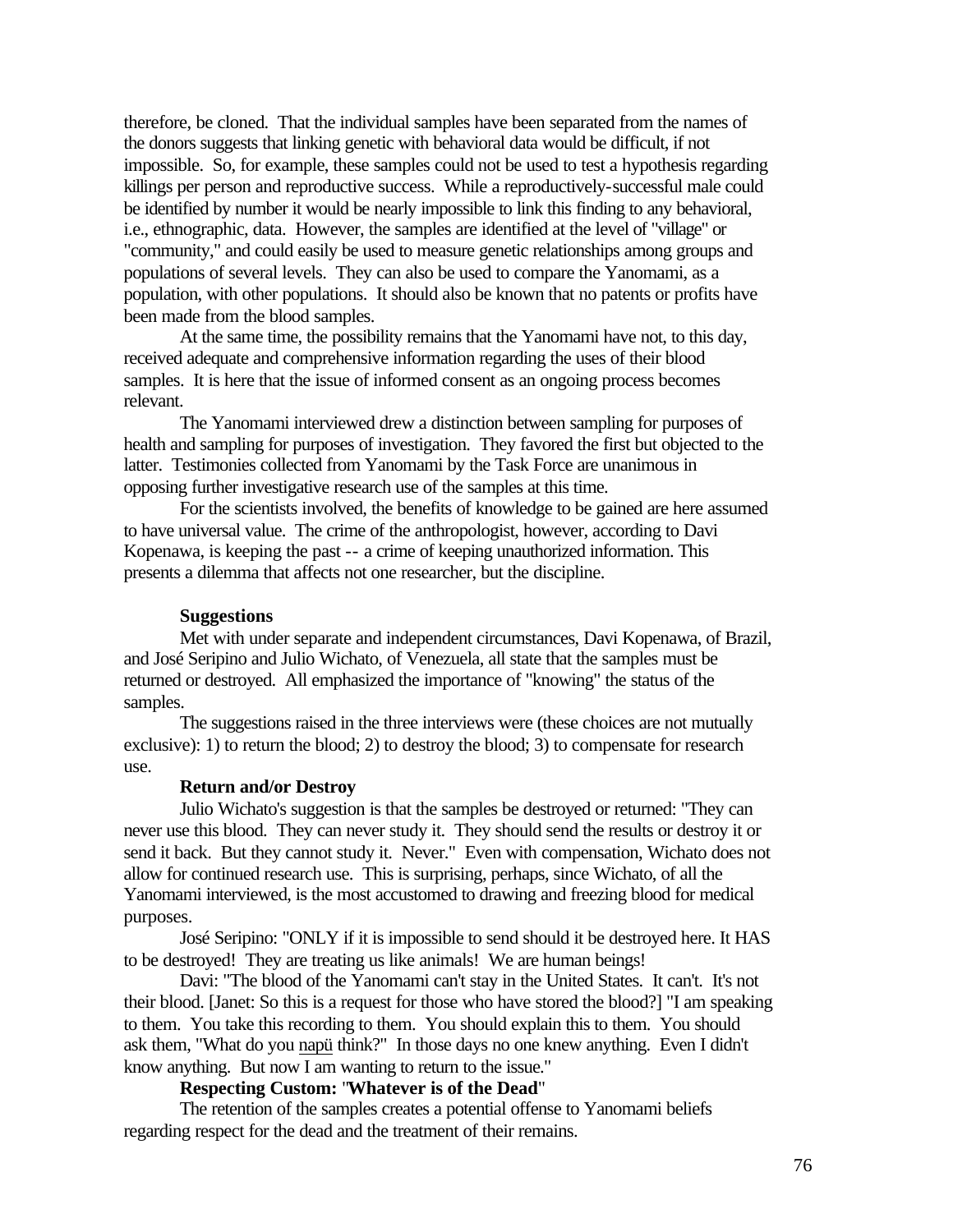therefore, be cloned. That the individual samples have been separated from the names of the donors suggests that linking genetic with behavioral data would be difficult, if not impossible. So, for example, these samples could not be used to test a hypothesis regarding killings per person and reproductive success. While a reproductively-successful male could be identified by number it would be nearly impossible to link this finding to any behavioral, i.e., ethnographic, data. However, the samples are identified at the level of "village" or "community," and could easily be used to measure genetic relationships among groups and populations of several levels. They can also be used to compare the Yanomami, as a population, with other populations. It should also be known that no patents or profits have been made from the blood samples.

At the same time, the possibility remains that the Yanomami have not, to this day, received adequate and comprehensive information regarding the uses of their blood samples. It is here that the issue of informed consent as an ongoing process becomes relevant.

The Yanomami interviewed drew a distinction between sampling for purposes of health and sampling for purposes of investigation. They favored the first but objected to the latter. Testimonies collected from Yanomami by the Task Force are unanimous in opposing further investigative research use of the samples at this time.

For the scientists involved, the benefits of knowledge to be gained are here assumed to have universal value. The crime of the anthropologist, however, according to Davi Kopenawa, is keeping the past -- a crime of keeping unauthorized information. This presents a dilemma that affects not one researcher, but the discipline.

**Suggestions**

Met with under separate and independent circumstances, Davi Kopenawa, of Brazil, and José Seripino and Julio Wichato, of Venezuela, all state that the samples must be returned or destroyed. All emphasized the importance of "knowing" the status of the samples.

The suggestions raised in the three interviews were (these choices are not mutually exclusive): 1) to return the blood; 2) to destroy the blood; 3) to compensate for research use.

**Return and/or Destroy**

Julio Wichato's suggestion is that the samples be destroyed or returned: "They can never use this blood. They can never study it. They should send the results or destroy it or send it back. But they cannot study it. Never." Even with compensation, Wichato does not allow for continued research use. This is surprising, perhaps, since Wichato, of all the Yanomami interviewed, is the most accustomed to drawing and freezing blood for medical purposes.

José Seripino: "ONLY if it is impossible to send should it be destroyed here. It HAS to be destroyed! They are treating us like animals! We are human beings!

Davi: "The blood of the Yanomami can't stay in the United States. It can't. It's not their blood. [Janet: So this is a request for those who have stored the blood?] "I am speaking to them. You take this recording to them. You should explain this to them. You should ask them, "What do you napü think?" In those days no one knew anything. Even I didn't know anything. But now I am wanting to return to the issue."

**Respecting Custom: "Whatever is of the Dead"**

The retention of the samples creates a potential offense to Yanomami beliefs regarding respect for the dead and the treatment of their remains.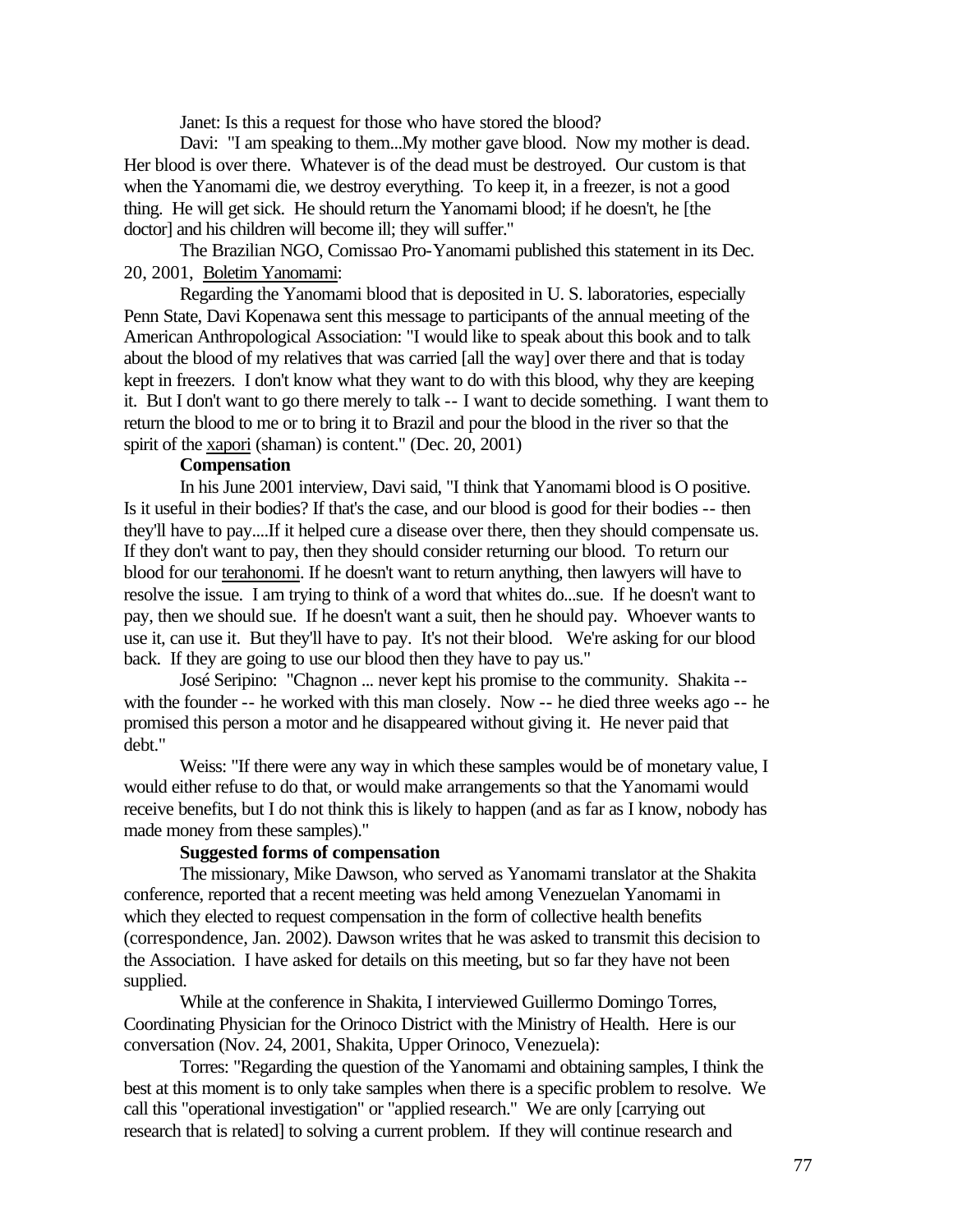Janet: Is this a request for those who have stored the blood?

Davi: "I am speaking to them...My mother gave blood. Now my mother is dead. Her blood is over there. Whatever is of the dead must be destroyed. Our custom is that when the Yanomami die, we destroy everything. To keep it, in a freezer, is not a good thing. He will get sick. He should return the Yanomami blood; if he doesn't, he [the doctor] and his children will become ill; they will suffer."

The Brazilian NGO, Comissao Pro-Yanomami published this statement in its Dec. 20, 2001, Boletim Yanomami:

Regarding the Yanomami blood that is deposited in U. S. laboratories, especially Penn State, Davi Kopenawa sent this message to participants of the annual meeting of the American Anthropological Association: "I would like to speak about this book and to talk about the blood of my relatives that was carried [all the way] over there and that is today kept in freezers. I don't know what they want to do with this blood, why they are keeping it. But I don't want to go there merely to talk -- I want to decide something. I want them to return the blood to me or to bring it to Brazil and pour the blood in the river so that the spirit of the xapori (shaman) is content." (Dec. 20, 2001)

**Compensation**

In his June 2001 interview, Davi said, "I think that Yanomami blood is O positive. Is it useful in their bodies? If that's the case, and our blood is good for their bodies -- then they'll have to pay....If it helped cure a disease over there, then they should compensate us. If they don't want to pay, then they should consider returning our blood. To return our blood for our terahonomi. If he doesn't want to return anything, then lawyers will have to resolve the issue. I am trying to think of a word that whites do...sue. If he doesn't want to pay, then we should sue. If he doesn't want a suit, then he should pay. Whoever wants to use it, can use it. But they'll have to pay. It's not their blood. We're asking for our blood back. If they are going to use our blood then they have to pay us."

José Seripino: "Chagnon ... never kept his promise to the community. Shakita -- with the founder -- he worked with this man closely. Now -- he died three weeks ago -- he promised this person a motor and he disappeared without giving it. He never paid that debt."

Weiss: "If there were any way in which these samples would be of monetary value, I would either refuse to do that, or would make arrangements so that the Yanomami would receive benefits, but I do not think this is likely to happen (and as far as I know, nobody has made money from these samples)."

**Suggested forms of compensation**

The missionary, Mike Dawson, who served as Yanomami translator at the Shakita conference, reported that a recent meeting was held among Venezuelan Yanomami in which they elected to request compensation in the form of collective health benefits (correspondence, Jan. 2002). Dawson writes that he was asked to transmit this decision to the Association. I have asked for details on this meeting, but so far they have not been supplied.

While at the conference in Shakita, I interviewed Guillermo Domingo Torres, Coordinating Physician for the Orinoco District with the Ministry of Health. Here is our conversation (Nov. 24, 2001, Shakita, Upper Orinoco, Venezuela):

Torres: "Regarding the question of the Yanomami and obtaining samples, I think the best at this moment is to only take samples when there is a specific problem to resolve. We call this "operational investigation" or "applied research." We are only [carrying out research that is related] to solving a current problem. If they will continue research and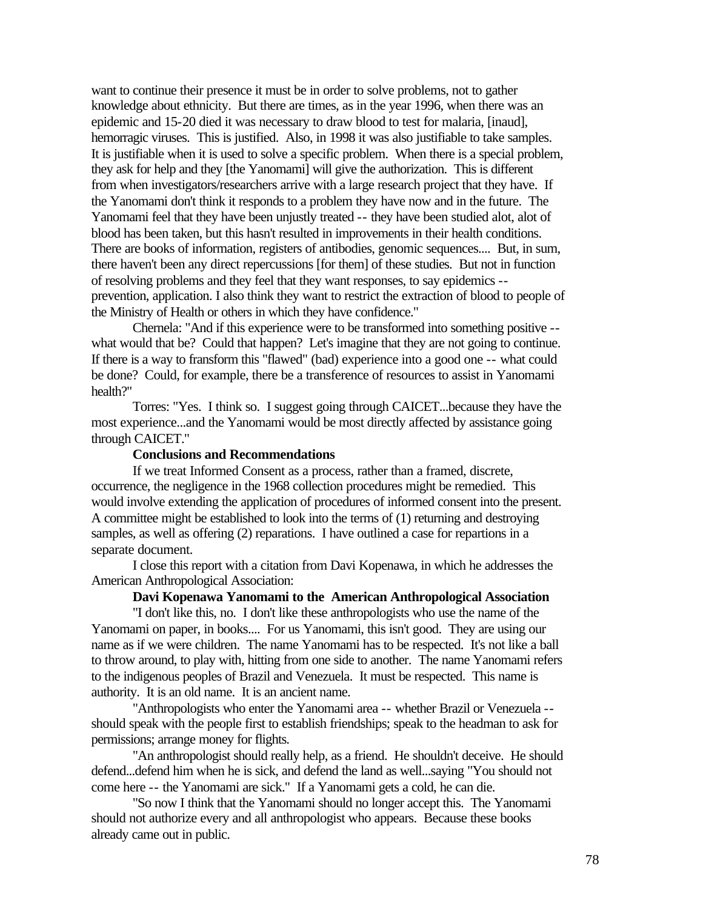want to continue their presence it must be in order to solve problems, not to gather knowledge about ethnicity. But there are times, as in the year 1996, when there was an epidemic and 15-20 died it was necessary to draw blood to test for malaria, [inaud], hemorragic viruses. This is justified. Also, in 1998 it was also justifiable to take samples. It is justifiable when it is used to solve a specific problem. When there is a special problem, they ask for help and they [the Yanomami] will give the authorization. This is different from when investigators/researchers arrive with a large research project that they have. If the Yanomami don't think it responds to a problem they have now and in the future. The Yanomami feel that they have been unjustly treated -- they have been studied alot, alot of blood has been taken, but this hasn't resulted in improvements in their health conditions. There are books of information, registers of antibodies, genomic sequences.... But, in sum, there haven't been any direct repercussions [for them] of these studies. But not in function of resolving problems and they feel that they want responses, to say epidemics -- prevention, application. I also think they want to restrict the extraction of blood to people of the Ministry of Health or others in which they have confidence."

Chernela: "And if this experience were to be transformed into something positive -- what would that be? Could that happen? Let's imagine that they are not going to continue. If there is a way to fransform this "flawed" (bad) experience into a good one -- what could be done? Could, for example, there be a transference of resources to assist in Yanomami health?"

Torres: "Yes. I think so. I suggest going through CAICET...because they have the most experience...and the Yanomami would be most directly affected by assistance going through CAICET."

**Conclusions and Recommendations**

If we treat Informed Consent as a process, rather than a framed, discrete, occurrence, the negligence in the 1968 collection procedures might be remedied. This would involve extending the application of procedures of informed consent into the present. A committee might be established to look into the terms of (1) returning and destroying samples, as well as offering (2) reparations. I have outlined a case for repartions in a separate document.

I close this report with a citation from Davi Kopenawa, in which he addresses the American Anthropological Association:

**Davi Kopenawa Yanomami to the American Anthropological Association**

"I don't like this, no. I don't like these anthropologists who use the name of the Yanomami on paper, in books.... For us Yanomami, this isn't good. They are using our name as if we were children. The name Yanomami has to be respected. It's not like a ball to throw around, to play with, hitting from one side to another. The name Yanomami refers to the indigenous peoples of Brazil and Venezuela. It must be respected. This name is authority. It is an old name. It is an ancient name.

"Anthropologists who enter the Yanomami area -- whether Brazil or Venezuela -- should speak with the people first to establish friendships; speak to the headman to ask for permissions; arrange money for flights.

"An anthropologist should really help, as a friend. He shouldn't deceive. He should defend...defend him when he is sick, and defend the land as well...saying "You should not come here -- the Yanomami are sick." If a Yanomami gets a cold, he can die.

"So now I think that the Yanomami should no longer accept this. The Yanomami should not authorize every and all anthropologist who appears. Because these books already came out in public.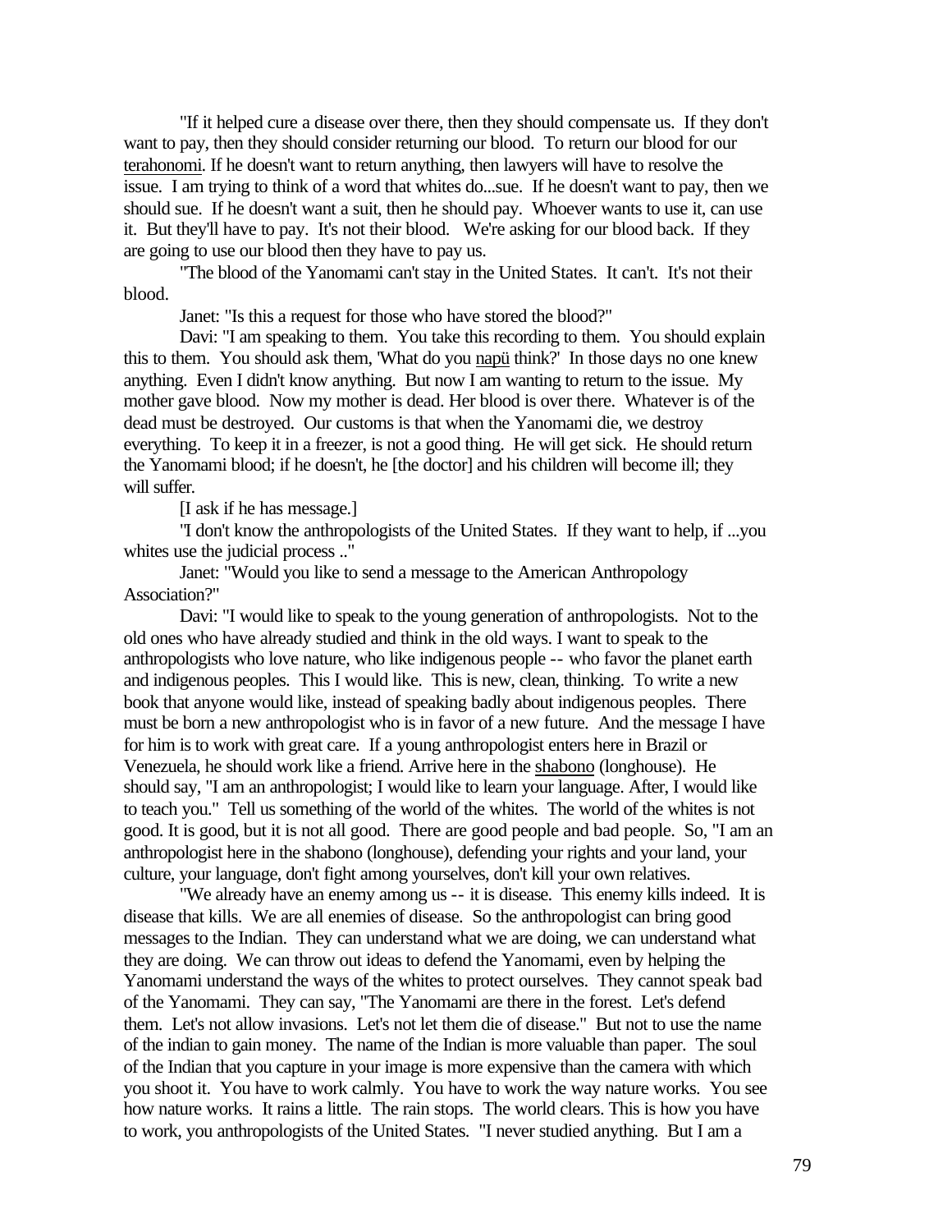"If it helped cure a disease over there, then they should compensate us. If they don't want to pay, then they should consider returning our blood. To return our blood for our terahonomi. If he doesn't want to return anything, then lawyers will have to resolve the issue. I am trying to think of a word that whites do...sue. If he doesn't want to pay, then we should sue. If he doesn't want a suit, then he should pay. Whoever wants to use it, can use it. But they'll have to pay. It's not their blood. We're asking for our blood back. If they are going to use our blood then they have to pay us.

"The blood of the Yanomami can't stay in the United States. It can't. It's not their blood.

Janet: "Is this a request for those who have stored the blood?"

Davi: "I am speaking to them. You take this recording to them. You should explain this to them. You should ask them, 'What do you napü think?' In those days no one knew anything. Even I didn't know anything. But now I am wanting to return to the issue. My mother gave blood. Now my mother is dead. Her blood is over there. Whatever is of the dead must be destroyed. Our customs is that when the Yanomami die, we destroy everything. To keep it in a freezer, is not a good thing. He will get sick. He should return the Yanomami blood; if he doesn't, he [the doctor] and his children will become ill; they will suffer.

[I ask if he has message.]

"I don't know the anthropologists of the United States. If they want to help, if ...you whites use the judicial process .."

Janet: "Would you like to send a message to the American Anthropology Association?"

Davi: "I would like to speak to the young generation of anthropologists. Not to the old ones who have already studied and think in the old ways. I want to speak to the anthropologists who love nature, who like indigenous people -- who favor the planet earth and indigenous peoples. This I would like. This is new, clean, thinking. To write a new book that anyone would like, instead of speaking badly about indigenous peoples. There must be born a new anthropologist who is in favor of a new future. And the message I have for him is to work with great care. If a young anthropologist enters here in Brazil or Venezuela, he should work like a friend. Arrive here in the shabono (longhouse). He should say, "I am an anthropologist; I would like to learn your language. After, I would like to teach you." Tell us something of the world of the whites. The world of the whites is not good. It is good, but it is not all good. There are good people and bad people. So, "I am an anthropologist here in the shabono (longhouse), defending your rights and your land, your culture, your language, don't fight among yourselves, don't kill your own relatives.

"We already have an enemy among us -- it is disease. This enemy kills indeed. It is disease that kills. We are all enemies of disease. So the anthropologist can bring good messages to the Indian. They can understand what we are doing, we can understand what they are doing. We can throw out ideas to defend the Yanomami, even by helping the Yanomami understand the ways of the whites to protect ourselves. They cannot speak bad of the Yanomami. They can say, "The Yanomami are there in the forest. Let's defend them. Let's not allow invasions. Let's not let them die of disease." But not to use the name of the indian to gain money. The name of the Indian is more valuable than paper. The soul of the Indian that you capture in your image is more expensive than the camera with which you shoot it. You have to work calmly. You have to work the way nature works. You see how nature works. It rains a little. The rain stops. The world clears. This is how you have to work, you anthropologists of the United States. "I never studied anything. But I am a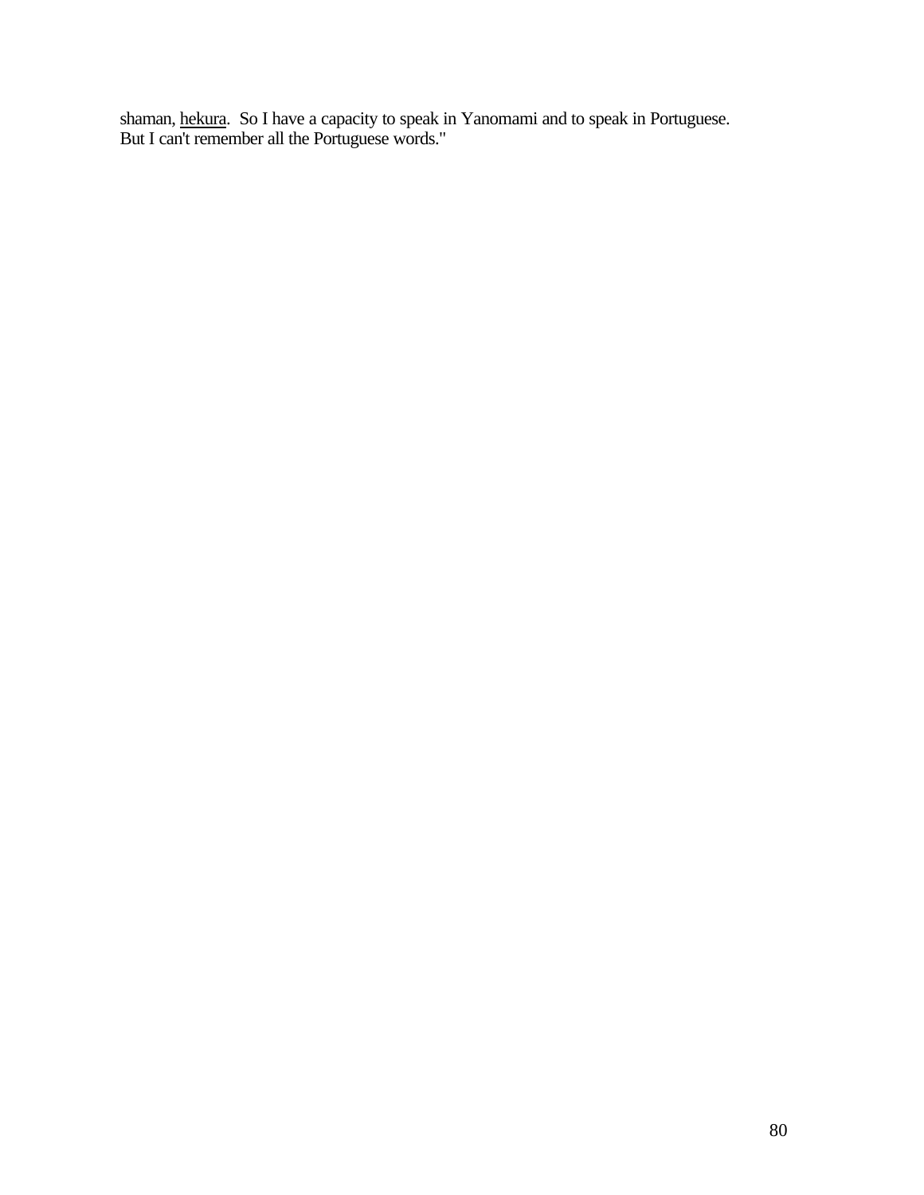shaman, hekura.  So I have a capacity to speak in Yanomami and to speak in Portuguese.  But I can't remember all the Portuguese words."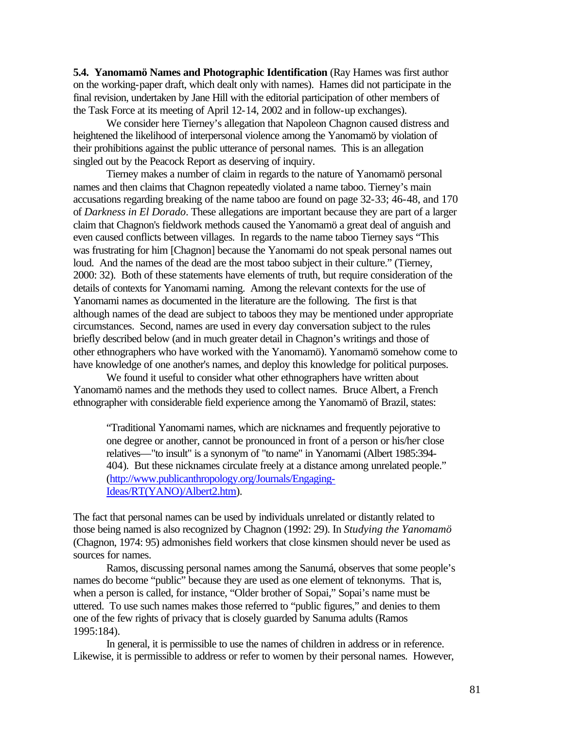**5.4. Yanomamö Names and Photographic Identification** (Ray Hames was first author on the working-paper draft, which dealt only with names). Hames did not participate in the final revision, undertaken by Jane Hill with the editorial participation of other members of the Task Force at its meeting of April 12-14, 2002 and in follow-up exchanges).

We consider here Tierney's allegation that Napoleon Chagnon caused distress and heightened the likelihood of interpersonal violence among the Yanomamö by violation of their prohibitions against the public utterance of personal names. This is an allegation singled out by the Peacock Report as deserving of inquiry.

Tierney makes a number of claim in regards to the nature of Yanomamö personal names and then claims that Chagnon repeatedly violated a name taboo. Tierney's main accusations regarding breaking of the name taboo are found on page 32-33; 46-48, and 170 of *Darkness in El Dorado*. These allegations are important because they are part of a larger claim that Chagnon's fieldwork methods caused the Yanomamö a great deal of anguish and even caused conflicts between villages. In regards to the name taboo Tierney says "This was frustrating for him [Chagnon] because the Yanomami do not speak personal names out loud. And the names of the dead are the most taboo subject in their culture." (Tierney, 2000: 32). Both of these statements have elements of truth, but require consideration of the details of contexts for Yanomami naming. Among the relevant contexts for the use of Yanomami names as documented in the literature are the following. The first is that although names of the dead are subject to taboos they may be mentioned under appropriate circumstances. Second, names are used in every day conversation subject to the rules briefly described below (and in much greater detail in Chagnon's writings and those of other ethnographers who have worked with the Yanomamö). Yanomamö somehow come to have knowledge of one another's names, and deploy this knowledge for political purposes.

We found it useful to consider what other ethnographers have written about Yanomamö names and the methods they used to collect names. Bruce Albert, a French ethnographer with considerable field experience among the Yanomamö of Brazil, states:

> "Traditional Yanomami names, which are nicknames and frequently pejorative to one degree or another, cannot be pronounced in front of a person or his/her close relatives—"to insult" is a synonym of "to name" in Yanomami (Albert 1985:394-404). But these nicknames circulate freely at a distance among unrelated people." (http://www.publicanthropology.org/Journals/Engaging-Ideas/RT(YANO)/Albert2.htm).

The fact that personal names can be used by individuals unrelated or distantly related to those being named is also recognized by Chagnon (1992: 29). In *Studying the Yanomamö* (Chagnon, 1974: 95) admonishes field workers that close kinsmen should never be used as sources for names.

Ramos, discussing personal names among the Sanumá, observes that some people's names do become "public" because they are used as one element of teknonyms. That is, when a person is called, for instance, "Older brother of Sopai," Sopai's name must be uttered. To use such names makes those referred to "public figures," and denies to them one of the few rights of privacy that is closely guarded by Sanuma adults (Ramos 1995:184).

In general, it is permissible to use the names of children in address or in reference. Likewise, it is permissible to address or refer to women by their personal names. However,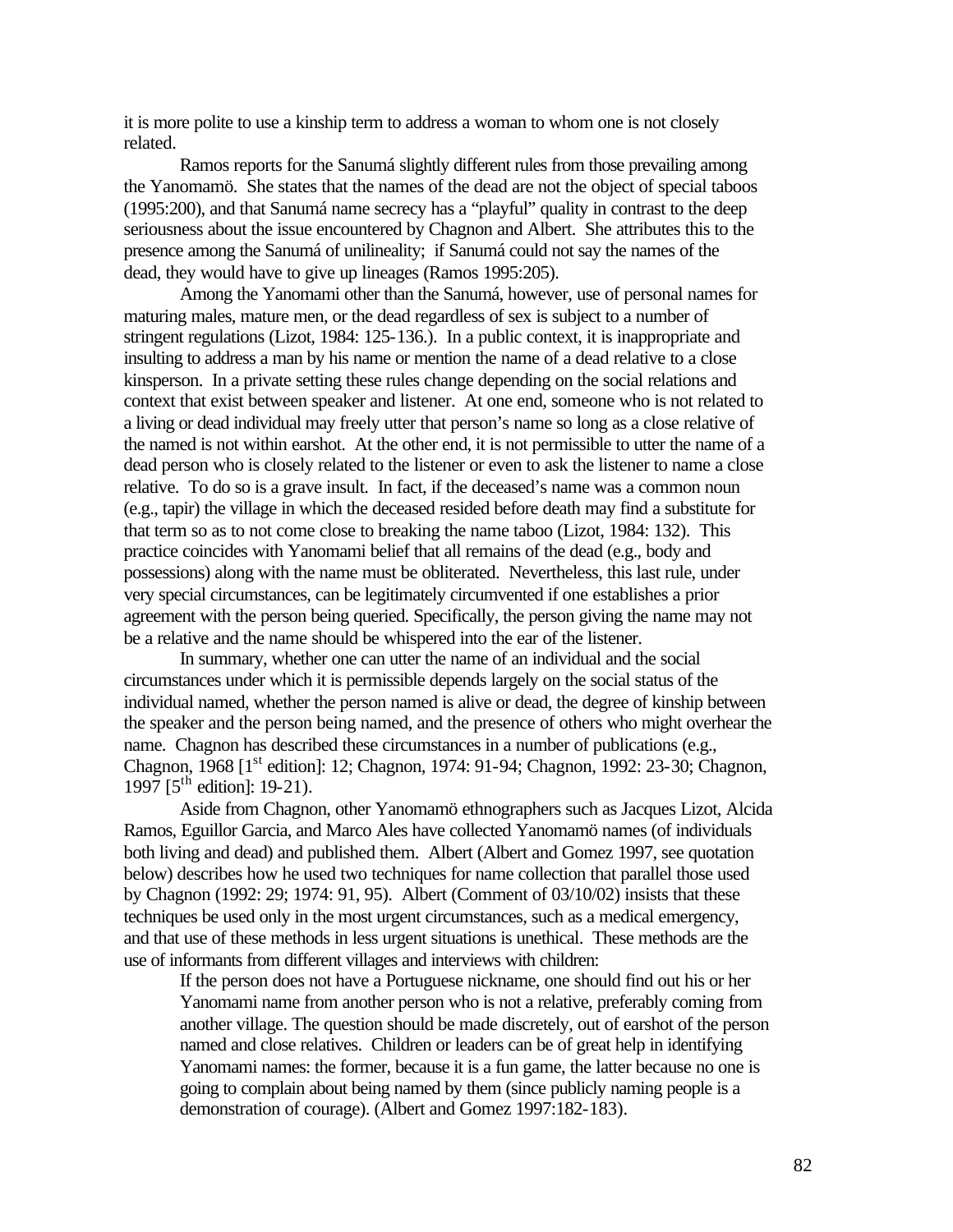it is more polite to use a kinship term to address a woman to whom one is not closely related.

Ramos reports for the Sanumá slightly different rules from those prevailing among the Yanomamö. She states that the names of the dead are not the object of special taboos (1995:200), and that Sanumá name secrecy has a "playful" quality in contrast to the deep seriousness about the issue encountered by Chagnon and Albert. She attributes this to the presence among the Sanumá of unilineality; if Sanumá could not say the names of the dead, they would have to give up lineages (Ramos 1995:205).

Among the Yanomami other than the Sanumá, however, use of personal names for maturing males, mature men, or the dead regardless of sex is subject to a number of stringent regulations (Lizot, 1984: 125-136.). In a public context, it is inappropriate and insulting to address a man by his name or mention the name of a dead relative to a close kinsperson. In a private setting these rules change depending on the social relations and context that exist between speaker and listener. At one end, someone who is not related to a living or dead individual may freely utter that person's name so long as a close relative of the named is not within earshot. At the other end, it is not permissible to utter the name of a dead person who is closely related to the listener or even to ask the listener to name a close relative. To do so is a grave insult. In fact, if the deceased's name was a common noun (e.g., tapir) the village in which the deceased resided before death may find a substitute for that term so as to not come close to breaking the name taboo (Lizot, 1984: 132). This practice coincides with Yanomami belief that all remains of the dead (e.g., body and possessions) along with the name must be obliterated. Nevertheless, this last rule, under very special circumstances, can be legitimately circumvented if one establishes a prior agreement with the person being queried. Specifically, the person giving the name may not be a relative and the name should be whispered into the ear of the listener.

In summary, whether one can utter the name of an individual and the social circumstances under which it is permissible depends largely on the social status of the individual named, whether the person named is alive or dead, the degree of kinship between the speaker and the person being named, and the presence of others who might overhear the name. Chagnon has described these circumstances in a number of publications (e.g., Chagnon, 1968 [1st edition]: 12; Chagnon, 1974: 91-94; Chagnon, 1992: 23-30; Chagnon, 1997 [5th edition]: 19-21).

Aside from Chagnon, other Yanomamö ethnographers such as Jacques Lizot, Alcida Ramos, Eguillor Garcia, and Marco Ales have collected Yanomamö names (of individuals both living and dead) and published them. Albert (Albert and Gomez 1997, see quotation below) describes how he used two techniques for name collection that parallel those used by Chagnon (1992: 29; 1974: 91, 95). Albert (Comment of 03/10/02) insists that these techniques be used only in the most urgent circumstances, such as a medical emergency, and that use of these methods in less urgent situations is unethical. These methods are the use of informants from different villages and interviews with children:

> If the person does not have a Portuguese nickname, one should find out his or her Yanomami name from another person who is not a relative, preferably coming from another village. The question should be made discretely, out of earshot of the person named and close relatives. Children or leaders can be of great help in identifying Yanomami names: the former, because it is a fun game, the latter because no one is going to complain about being named by them (since publicly naming people is a demonstration of courage). (Albert and Gomez 1997:182-183).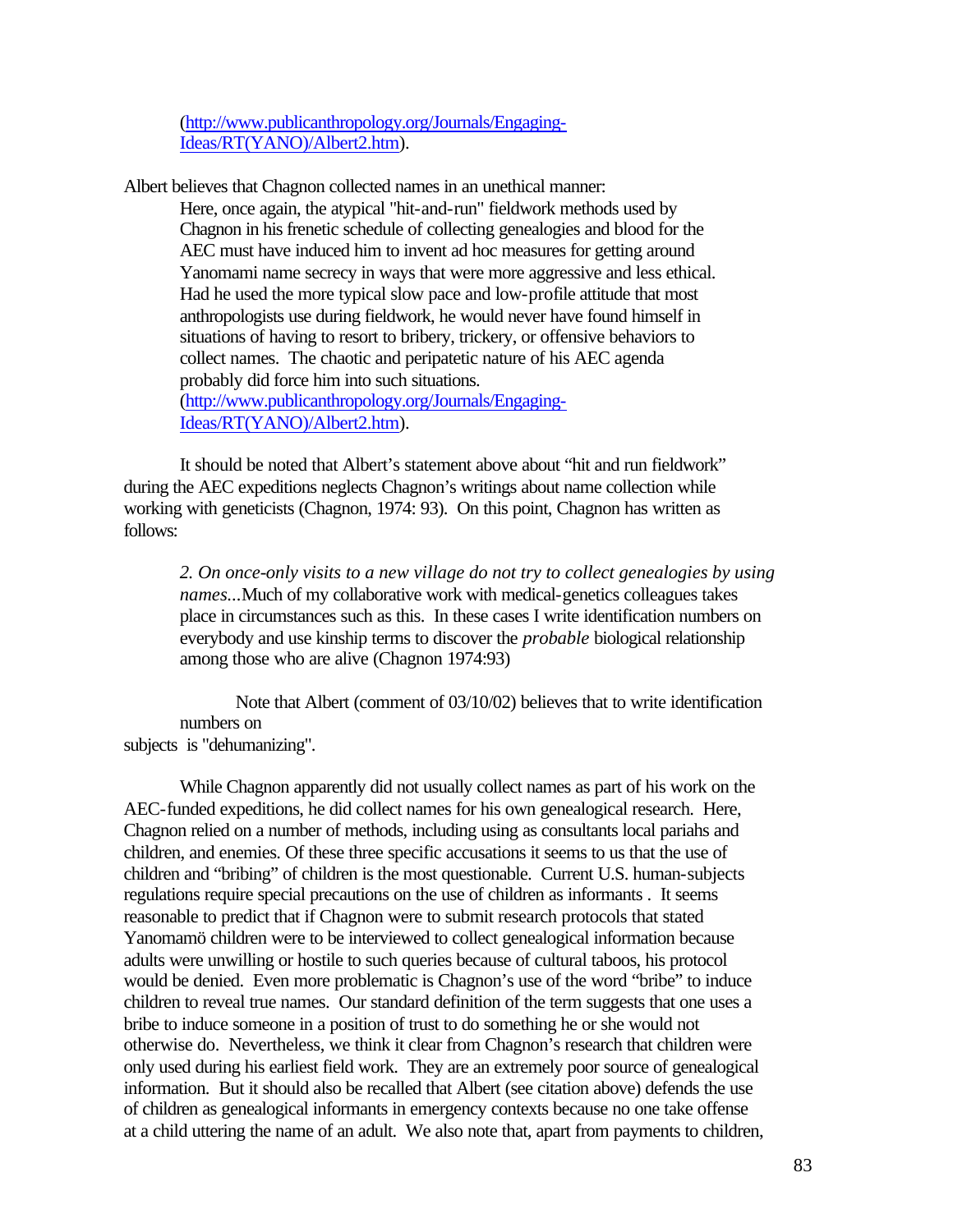> (http://www.publicanthropology.org/Journals/Engaging-Ideas/RT(YANO)/Albert2.htm).

Albert believes that Chagnon collected names in an unethical manner:

> Here, once again, the atypical "hit-and-run" fieldwork methods used by Chagnon in his frenetic schedule of collecting genealogies and blood for the AEC must have induced him to invent ad hoc measures for getting around Yanomami name secrecy in ways that were more aggressive and less ethical. Had he used the more typical slow pace and low-profile attitude that most anthropologists use during fieldwork, he would never have found himself in situations of having to resort to bribery, trickery, or offensive behaviors to collect names. The chaotic and peripatetic nature of his AEC agenda probably did force him into such situations. (http://www.publicanthropology.org/Journals/Engaging-Ideas/RT(YANO)/Albert2.htm).

It should be noted that Albert's statement above about "hit and run fieldwork" during the AEC expeditions neglects Chagnon's writings about name collection while working with geneticists (Chagnon, 1974: 93). On this point, Chagnon has written as follows:

> *2. On once-only visits to a new village do not try to collect genealogies by using names*...Much of my collaborative work with medical-genetics colleagues takes place in circumstances such as this. In these cases I write identification numbers on everybody and use kinship terms to discover the *probable* biological relationship among those who are alive (Chagnon 1974:93)
>
> Note that Albert (comment of 03/10/02) believes that to write identification numbers on

subjects is "dehumanizing".

While Chagnon apparently did not usually collect names as part of his work on the AEC-funded expeditions, he did collect names for his own genealogical research. Here, Chagnon relied on a number of methods, including using as consultants local pariahs and children, and enemies. Of these three specific accusations it seems to us that the use of children and "bribing" of children is the most questionable. Current U.S. human-subjects regulations require special precautions on the use of children as informants . It seems reasonable to predict that if Chagnon were to submit research protocols that stated Yanomamö children were to be interviewed to collect genealogical information because adults were unwilling or hostile to such queries because of cultural taboos, his protocol would be denied. Even more problematic is Chagnon's use of the word "bribe" to induce children to reveal true names. Our standard definition of the term suggests that one uses a bribe to induce someone in a position of trust to do something he or she would not otherwise do. Nevertheless, we think it clear from Chagnon's research that children were only used during his earliest field work. They are an extremely poor source of genealogical information. But it should also be recalled that Albert (see citation above) defends the use of children as genealogical informants in emergency contexts because no one take offense at a child uttering the name of an adult. We also note that, apart from payments to children,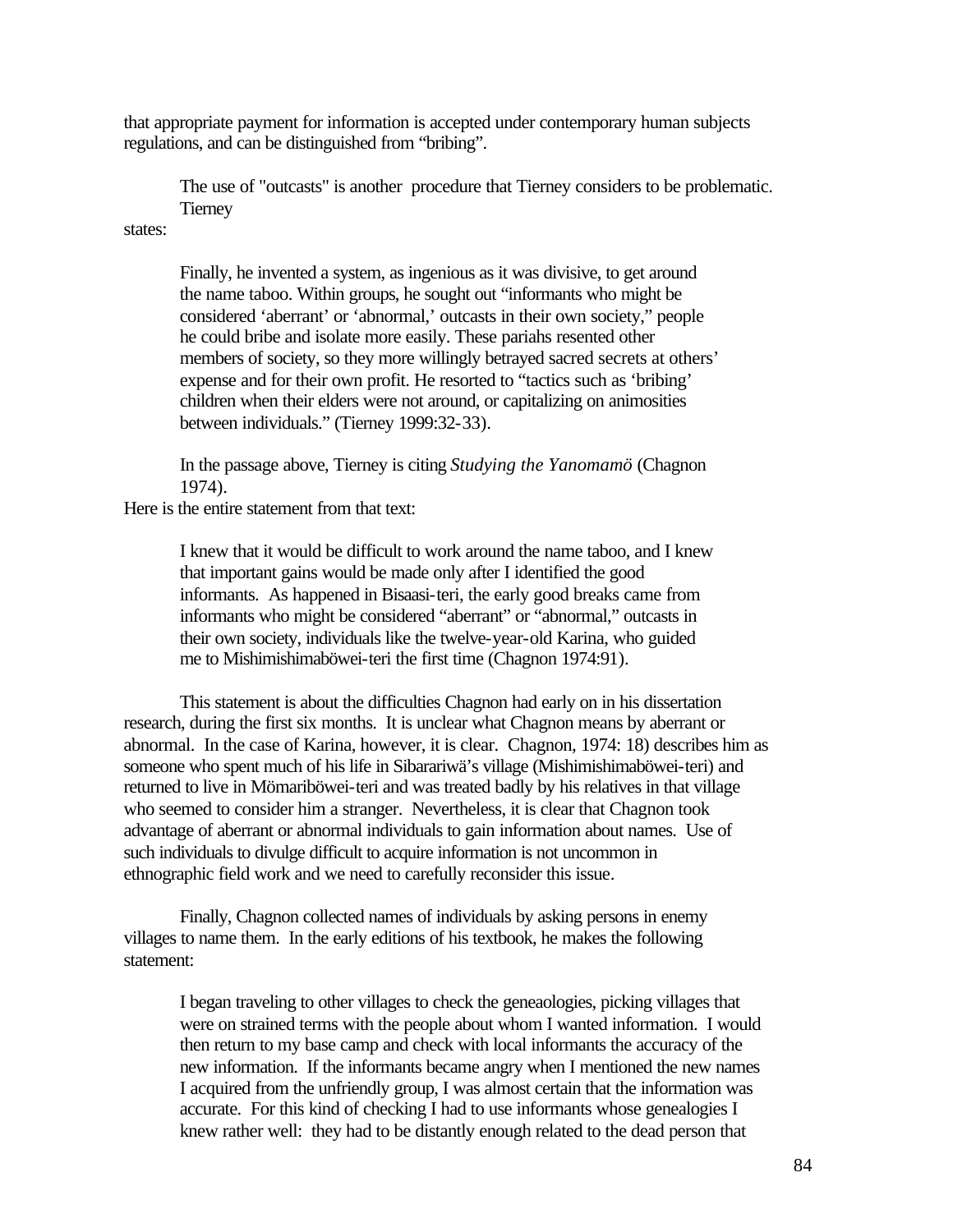that appropriate payment for information is accepted under contemporary human subjects regulations, and can be distinguished from "bribing".

The use of "outcasts" is another procedure that Tierney considers to be problematic. Tierney states:

> Finally, he invented a system, as ingenious as it was divisive, to get around the name taboo. Within groups, he sought out "informants who might be considered 'aberrant' or 'abnormal,' outcasts in their own society," people he could bribe and isolate more easily. These pariahs resented other members of society, so they more willingly betrayed sacred secrets at others' expense and for their own profit. He resorted to "tactics such as 'bribing' children when their elders were not around, or capitalizing on animosities between individuals." (Tierney 1999:32-33).

In the passage above, Tierney is citing *Studying the Yanomamö* (Chagnon 1974). Here is the entire statement from that text:

> I knew that it would be difficult to work around the name taboo, and I knew that important gains would be made only after I identified the good informants. As happened in Bisaasi-teri, the early good breaks came from informants who might be considered "aberrant" or "abnormal," outcasts in their own society, individuals like the twelve-year-old Karina, who guided me to Mishimishimaböwei-teri the first time (Chagnon 1974:91).

This statement is about the difficulties Chagnon had early on in his dissertation research, during the first six months. It is unclear what Chagnon means by aberrant or abnormal. In the case of Karina, however, it is clear. Chagnon, 1974: 18) describes him as someone who spent much of his life in Sibarariwä's village (Mishimishimaböwei-teri) and returned to live in Mömariböwei-teri and was treated badly by his relatives in that village who seemed to consider him a stranger. Nevertheless, it is clear that Chagnon took advantage of aberrant or abnormal individuals to gain information about names. Use of such individuals to divulge difficult to acquire information is not uncommon in ethnographic field work and we need to carefully reconsider this issue.

Finally, Chagnon collected names of individuals by asking persons in enemy villages to name them. In the early editions of his textbook, he makes the following statement:

> I began traveling to other villages to check the geneaologies, picking villages that were on strained terms with the people about whom I wanted information. I would then return to my base camp and check with local informants the accuracy of the new information. If the informants became angry when I mentioned the new names I acquired from the unfriendly group, I was almost certain that the information was accurate. For this kind of checking I had to use informants whose genealogies I knew rather well: they had to be distantly enough related to the dead person that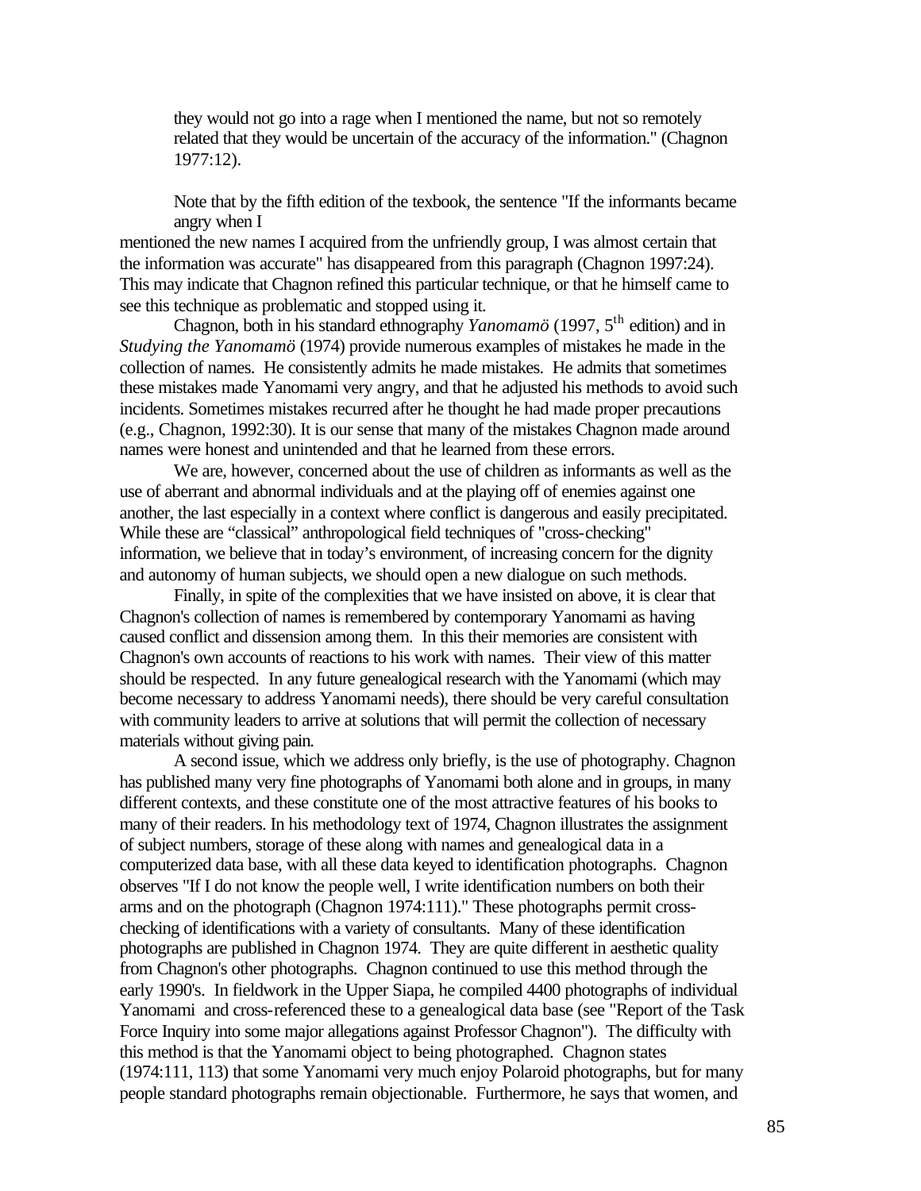they would not go into a rage when I mentioned the name, but not so remotely related that they would be uncertain of the accuracy of the information." (Chagnon 1977:12).

Note that by the fifth edition of the texbook, the sentence "If the informants became angry when I mentioned the new names I acquired from the unfriendly group, I was almost certain that the information was accurate" has disappeared from this paragraph (Chagnon 1997:24). This may indicate that Chagnon refined this particular technique, or that he himself came to see this technique as problematic and stopped using it.

Chagnon, both in his standard ethnography *Yanomamö* (1997, 5th edition) and in *Studying the Yanomamö* (1974) provide numerous examples of mistakes he made in the collection of names. He consistently admits he made mistakes. He admits that sometimes these mistakes made Yanomami very angry, and that he adjusted his methods to avoid such incidents. Sometimes mistakes recurred after he thought he had made proper precautions (e.g., Chagnon, 1992:30). It is our sense that many of the mistakes Chagnon made around names were honest and unintended and that he learned from these errors.

We are, however, concerned about the use of children as informants as well as the use of aberrant and abnormal individuals and at the playing off of enemies against one another, the last especially in a context where conflict is dangerous and easily precipitated. While these are "classical" anthropological field techniques of "cross-checking" information, we believe that in today's environment, of increasing concern for the dignity and autonomy of human subjects, we should open a new dialogue on such methods.

Finally, in spite of the complexities that we have insisted on above, it is clear that Chagnon's collection of names is remembered by contemporary Yanomami as having caused conflict and dissension among them. In this their memories are consistent with Chagnon's own accounts of reactions to his work with names. Their view of this matter should be respected. In any future genealogical research with the Yanomami (which may become necessary to address Yanomami needs), there should be very careful consultation with community leaders to arrive at solutions that will permit the collection of necessary materials without giving pain.

A second issue, which we address only briefly, is the use of photography. Chagnon has published many very fine photographs of Yanomami both alone and in groups, in many different contexts, and these constitute one of the most attractive features of his books to many of their readers. In his methodology text of 1974, Chagnon illustrates the assignment of subject numbers, storage of these along with names and genealogical data in a computerized data base, with all these data keyed to identification photographs. Chagnon observes "If I do not know the people well, I write identification numbers on both their arms and on the photograph (Chagnon 1974:111)." These photographs permit cross-checking of identifications with a variety of consultants. Many of these identification photographs are published in Chagnon 1974. They are quite different in aesthetic quality from Chagnon's other photographs. Chagnon continued to use this method through the early 1990's. In fieldwork in the Upper Siapa, he compiled 4400 photographs of individual Yanomami and cross-referenced these to a genealogical data base (see "Report of the Task Force Inquiry into some major allegations against Professor Chagnon"). The difficulty with this method is that the Yanomami object to being photographed. Chagnon states (1974:111, 113) that some Yanomami very much enjoy Polaroid photographs, but for many people standard photographs remain objectionable. Furthermore, he says that women, and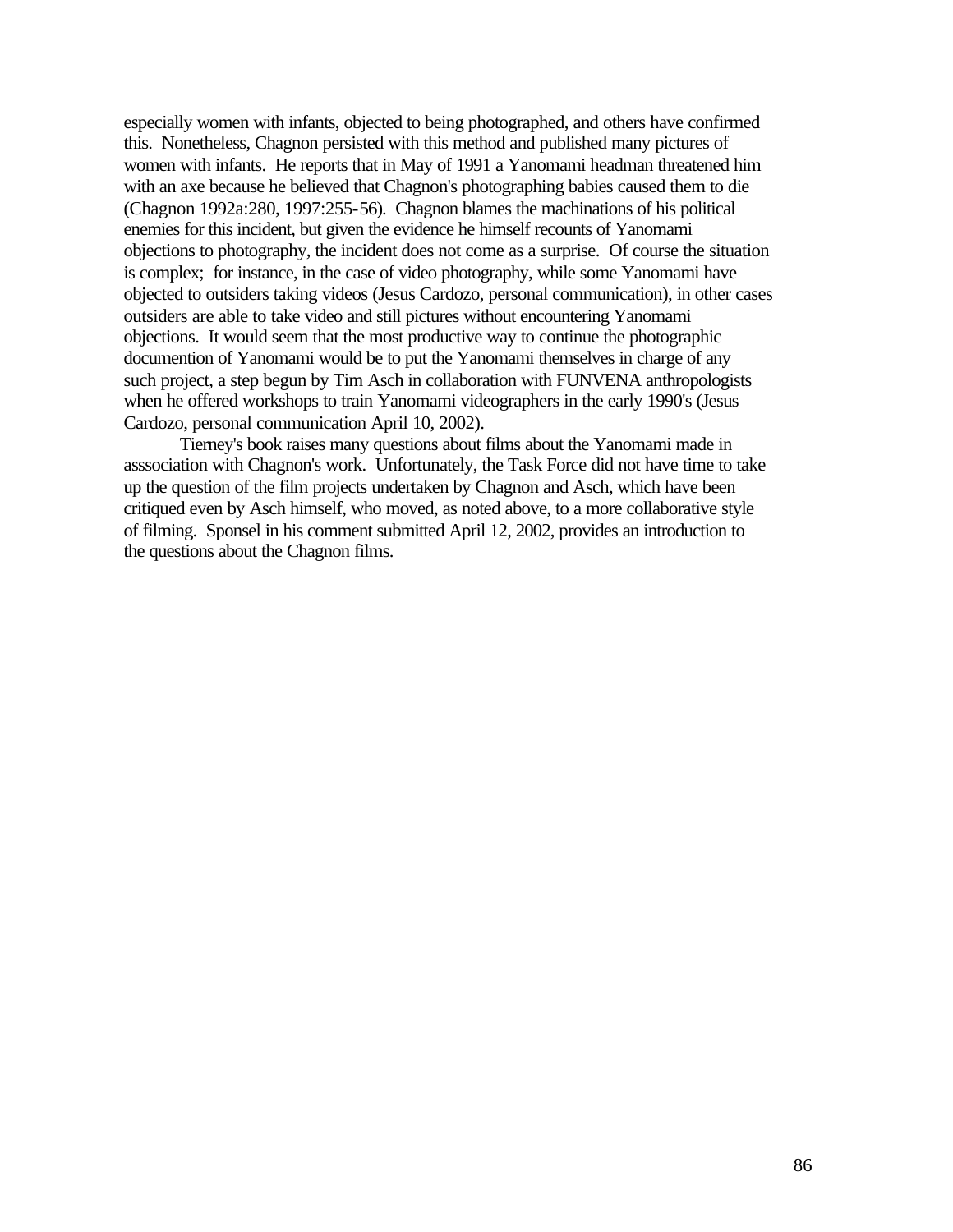especially women with infants, objected to being photographed, and others have confirmed this. Nonetheless, Chagnon persisted with this method and published many pictures of women with infants. He reports that in May of 1991 a Yanomami headman threatened him with an axe because he believed that Chagnon's photographing babies caused them to die (Chagnon 1992a:280, 1997:255-56). Chagnon blames the machinations of his political enemies for this incident, but given the evidence he himself recounts of Yanomami objections to photography, the incident does not come as a surprise. Of course the situation is complex; for instance, in the case of video photography, while some Yanomami have objected to outsiders taking videos (Jesus Cardozo, personal communication), in other cases outsiders are able to take video and still pictures without encountering Yanomami objections. It would seem that the most productive way to continue the photographic documention of Yanomami would be to put the Yanomami themselves in charge of any such project, a step begun by Tim Asch in collaboration with FUNVENA anthropologists when he offered workshops to train Yanomami videographers in the early 1990's (Jesus Cardozo, personal communication April 10, 2002).

Tierney's book raises many questions about films about the Yanomami made in asssociation with Chagnon's work. Unfortunately, the Task Force did not have time to take up the question of the film projects undertaken by Chagnon and Asch, which have been critiqued even by Asch himself, who moved, as noted above, to a more collaborative style of filming. Sponsel in his comment submitted April 12, 2002, provides an introduction to the questions about the Chagnon films.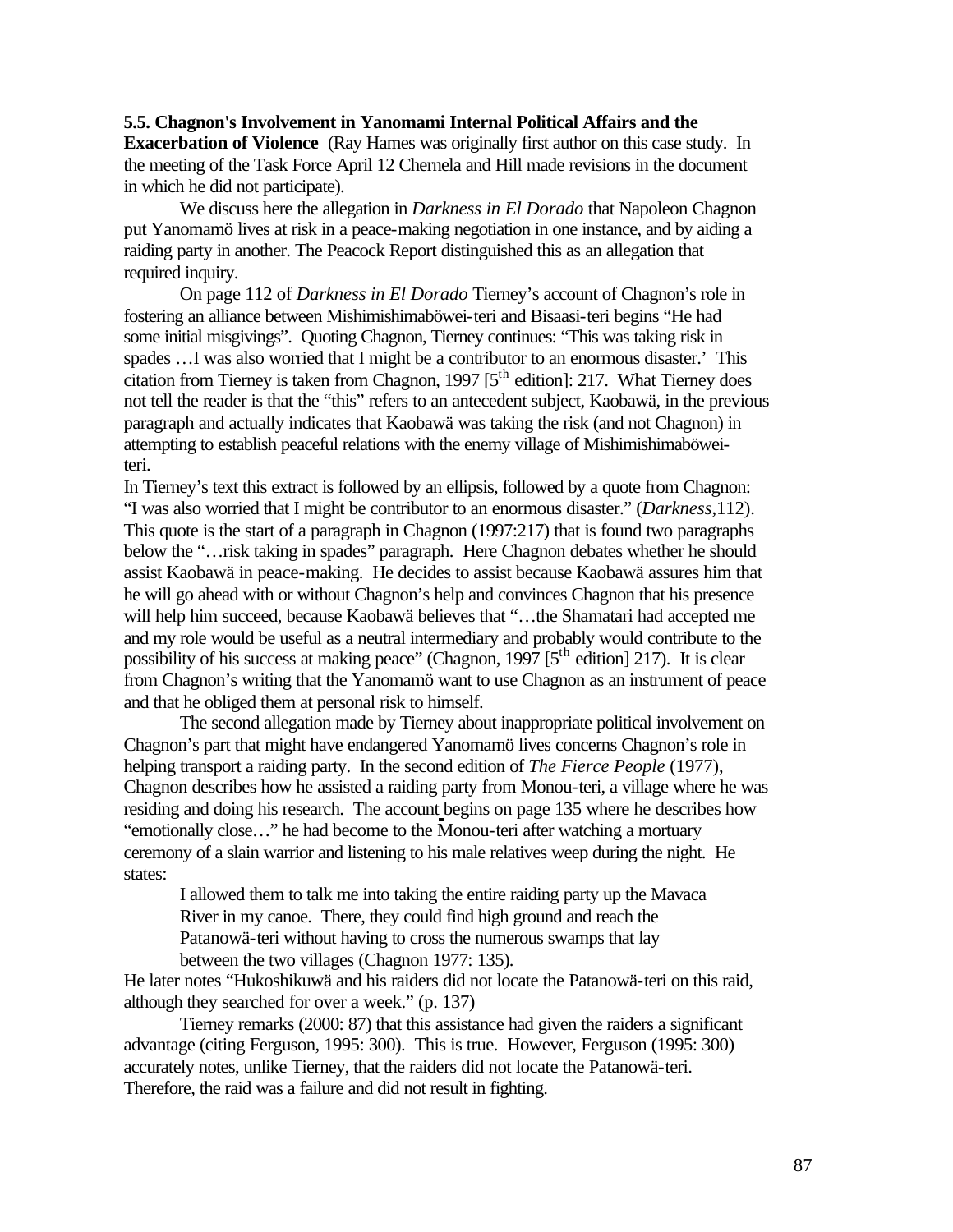**5.5. Chagnon's Involvement in Yanomami Internal Political Affairs and the Exacerbation of Violence** (Ray Hames was originally first author on this case study. In the meeting of the Task Force April 12 Chernela and Hill made revisions in the document in which he did not participate).

We discuss here the allegation in *Darkness in El Dorado* that Napoleon Chagnon put Yanomamö lives at risk in a peace-making negotiation in one instance, and by aiding a raiding party in another. The Peacock Report distinguished this as an allegation that required inquiry.

On page 112 of *Darkness in El Dorado* Tierney's account of Chagnon's role in fostering an alliance between Mishimishimaböwei-teri and Bisaasi-teri begins "He had some initial misgivings". Quoting Chagnon, Tierney continues: "This was taking risk in spades …I was also worried that I might be a contributor to an enormous disaster.' This citation from Tierney is taken from Chagnon, 1997 [5th edition]: 217. What Tierney does not tell the reader is that the "this" refers to an antecedent subject, Kaobawä, in the previous paragraph and actually indicates that Kaobawä was taking the risk (and not Chagnon) in attempting to establish peaceful relations with the enemy village of Mishimishimaböwei-teri.

In Tierney's text this extract is followed by an ellipsis, followed by a quote from Chagnon: "I was also worried that I might be contributor to an enormous disaster." (*Darkness*,112). This quote is the start of a paragraph in Chagnon (1997:217) that is found two paragraphs below the "…risk taking in spades" paragraph. Here Chagnon debates whether he should assist Kaobawä in peace-making. He decides to assist because Kaobawä assures him that he will go ahead with or without Chagnon's help and convinces Chagnon that his presence will help him succeed, because Kaobawä believes that "…the Shamatari had accepted me and my role would be useful as a neutral intermediary and probably would contribute to the possibility of his success at making peace" (Chagnon, 1997 [5th edition] 217). It is clear from Chagnon's writing that the Yanomamö want to use Chagnon as an instrument of peace and that he obliged them at personal risk to himself.

The second allegation made by Tierney about inappropriate political involvement on Chagnon's part that might have endangered Yanomamö lives concerns Chagnon's role in helping transport a raiding party. In the second edition of *The Fierce People* (1977), Chagnon describes how he assisted a raiding party from Monou-teri, a village where he was residing and doing his research. The account begins on page 135 where he describes how "emotionally close…" he had become to the Monou-teri after watching a mortuary ceremony of a slain warrior and listening to his male relatives weep during the night. He states:

> I allowed them to talk me into taking the entire raiding party up the Mavaca River in my canoe. There, they could find high ground and reach the Patanowä-teri without having to cross the numerous swamps that lay between the two villages (Chagnon 1977: 135).

He later notes "Hukoshikuwä and his raiders did not locate the Patanowä-teri on this raid, although they searched for over a week." (p. 137)

Tierney remarks (2000: 87) that this assistance had given the raiders a significant advantage (citing Ferguson, 1995: 300). This is true. However, Ferguson (1995: 300) accurately notes, unlike Tierney, that the raiders did not locate the Patanowä-teri. Therefore, the raid was a failure and did not result in fighting.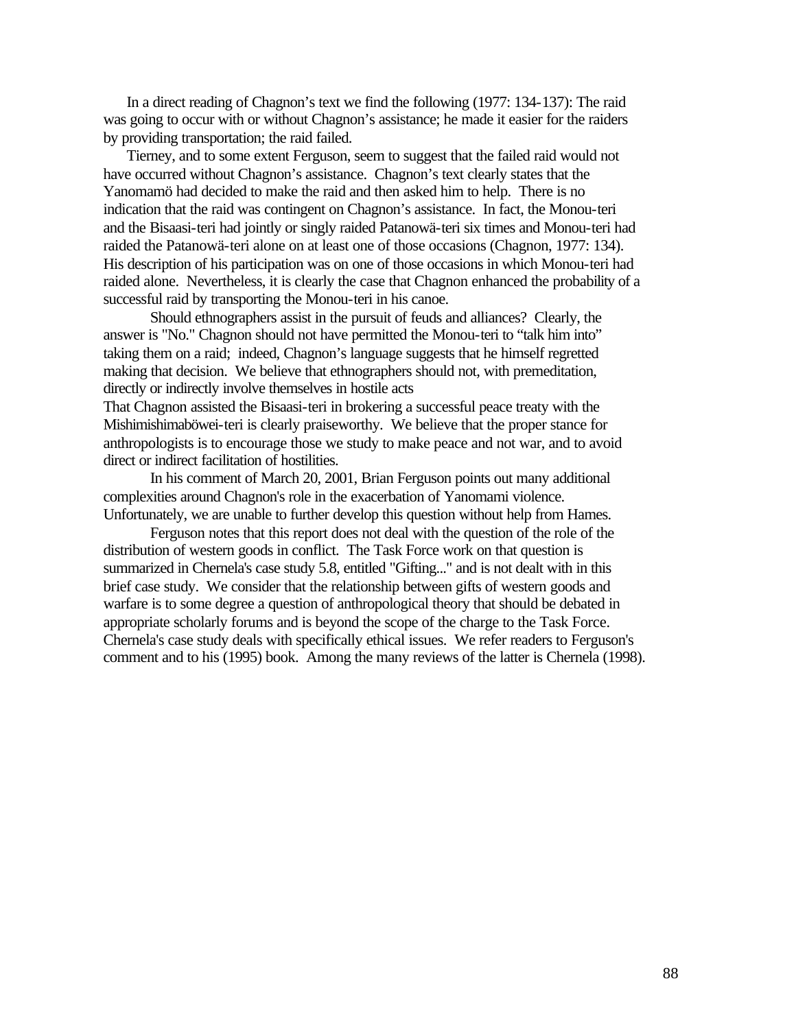In a direct reading of Chagnon's text we find the following (1977: 134-137): The raid was going to occur with or without Chagnon's assistance; he made it easier for the raiders by providing transportation; the raid failed.

Tierney, and to some extent Ferguson, seem to suggest that the failed raid would not have occurred without Chagnon's assistance. Chagnon's text clearly states that the Yanomamö had decided to make the raid and then asked him to help. There is no indication that the raid was contingent on Chagnon's assistance. In fact, the Monou-teri and the Bisaasi-teri had jointly or singly raided Patanowä-teri six times and Monou-teri had raided the Patanowä-teri alone on at least one of those occasions (Chagnon, 1977: 134). His description of his participation was on one of those occasions in which Monou-teri had raided alone. Nevertheless, it is clearly the case that Chagnon enhanced the probability of a successful raid by transporting the Monou-teri in his canoe.

Should ethnographers assist in the pursuit of feuds and alliances? Clearly, the answer is "No." Chagnon should not have permitted the Monou-teri to "talk him into" taking them on a raid; indeed, Chagnon's language suggests that he himself regretted making that decision. We believe that ethnographers should not, with premeditation, directly or indirectly involve themselves in hostile acts

That Chagnon assisted the Bisaasi-teri in brokering a successful peace treaty with the Mishimishimaböwei-teri is clearly praiseworthy. We believe that the proper stance for anthropologists is to encourage those we study to make peace and not war, and to avoid direct or indirect facilitation of hostilities.

In his comment of March 20, 2001, Brian Ferguson points out many additional complexities around Chagnon's role in the exacerbation of Yanomami violence. Unfortunately, we are unable to further develop this question without help from Hames.

Ferguson notes that this report does not deal with the question of the role of the distribution of western goods in conflict. The Task Force work on that question is summarized in Chernela's case study 5.8, entitled "Gifting..." and is not dealt with in this brief case study. We consider that the relationship between gifts of western goods and warfare is to some degree a question of anthropological theory that should be debated in appropriate scholarly forums and is beyond the scope of the charge to the Task Force. Chernela's case study deals with specifically ethical issues. We refer readers to Ferguson's comment and to his (1995) book. Among the many reviews of the latter is Chernela (1998).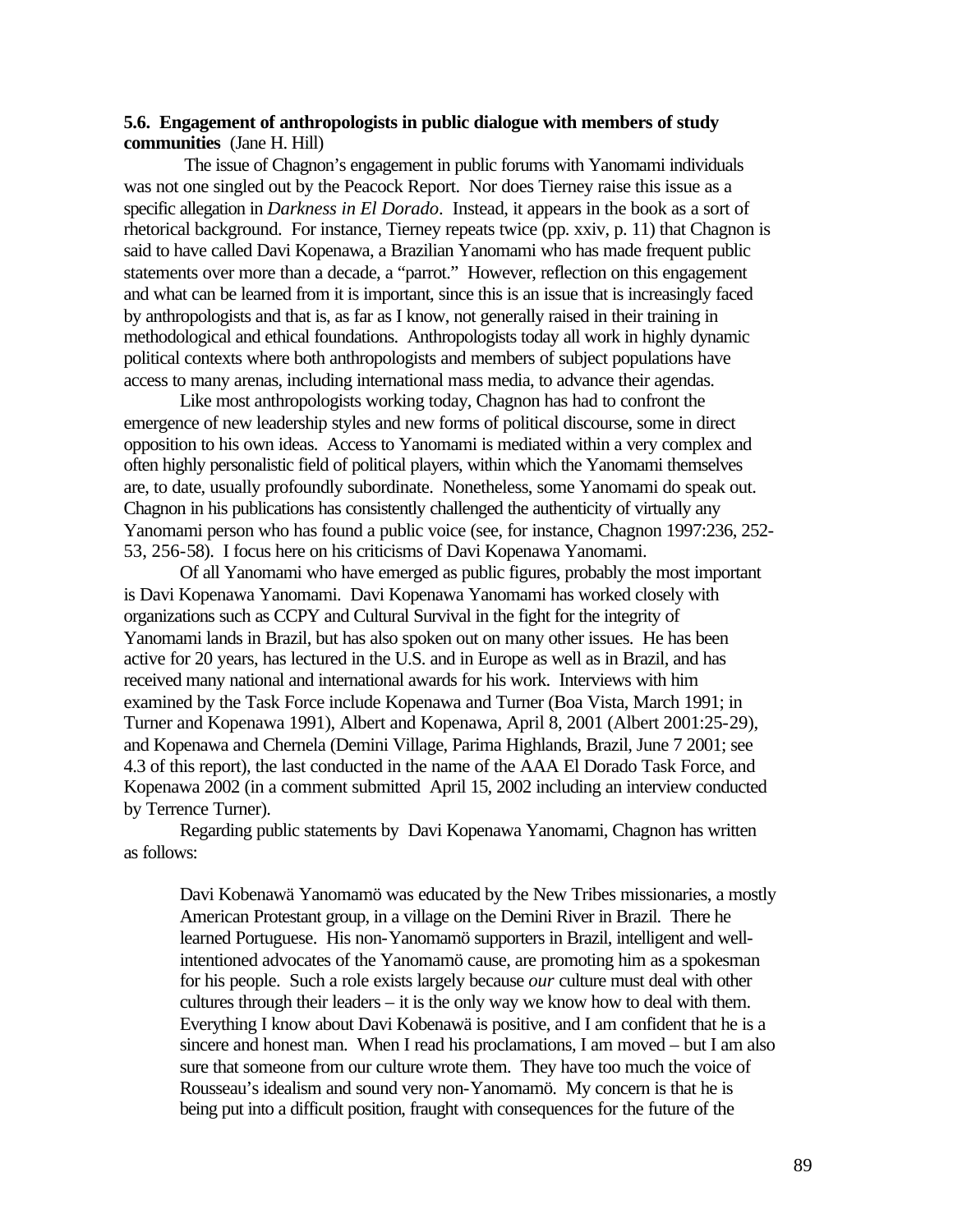**5.6. Engagement of anthropologists in public dialogue with members of study communities** (Jane H. Hill)

The issue of Chagnon's engagement in public forums with Yanomami individuals was not one singled out by the Peacock Report. Nor does Tierney raise this issue as a specific allegation in *Darkness in El Dorado*. Instead, it appears in the book as a sort of rhetorical background. For instance, Tierney repeats twice (pp. xxiv, p. 11) that Chagnon is said to have called Davi Kopenawa, a Brazilian Yanomami who has made frequent public statements over more than a decade, a "parrot." However, reflection on this engagement and what can be learned from it is important, since this is an issue that is increasingly faced by anthropologists and that is, as far as I know, not generally raised in their training in methodological and ethical foundations. Anthropologists today all work in highly dynamic political contexts where both anthropologists and members of subject populations have access to many arenas, including international mass media, to advance their agendas.

Like most anthropologists working today, Chagnon has had to confront the emergence of new leadership styles and new forms of political discourse, some in direct opposition to his own ideas. Access to Yanomami is mediated within a very complex and often highly personalistic field of political players, within which the Yanomami themselves are, to date, usually profoundly subordinate. Nonetheless, some Yanomami do speak out. Chagnon in his publications has consistently challenged the authenticity of virtually any Yanomami person who has found a public voice (see, for instance, Chagnon 1997:236, 252-53, 256-58). I focus here on his criticisms of Davi Kopenawa Yanomami.

Of all Yanomami who have emerged as public figures, probably the most important is Davi Kopenawa Yanomami. Davi Kopenawa Yanomami has worked closely with organizations such as CCPY and Cultural Survival in the fight for the integrity of Yanomami lands in Brazil, but has also spoken out on many other issues. He has been active for 20 years, has lectured in the U.S. and in Europe as well as in Brazil, and has received many national and international awards for his work. Interviews with him examined by the Task Force include Kopenawa and Turner (Boa Vista, March 1991; in Turner and Kopenawa 1991), Albert and Kopenawa, April 8, 2001 (Albert 2001:25-29), and Kopenawa and Chernela (Demini Village, Parima Highlands, Brazil, June 7 2001; see 4.3 of this report), the last conducted in the name of the AAA El Dorado Task Force, and Kopenawa 2002 (in a comment submitted April 15, 2002 including an interview conducted by Terrence Turner).

Regarding public statements by Davi Kopenawa Yanomami, Chagnon has written as follows:

> Davi Kobenawä Yanomamö was educated by the New Tribes missionaries, a mostly American Protestant group, in a village on the Demini River in Brazil. There he learned Portuguese. His non-Yanomamö supporters in Brazil, intelligent and well-intentioned advocates of the Yanomamö cause, are promoting him as a spokesman for his people. Such a role exists largely because *our* culture must deal with other cultures through their leaders – it is the only way we know how to deal with them. Everything I know about Davi Kobenawä is positive, and I am confident that he is a sincere and honest man. When I read his proclamations, I am moved – but I am also sure that someone from our culture wrote them. They have too much the voice of Rousseau's idealism and sound very non-Yanomamö. My concern is that he is being put into a difficult position, fraught with consequences for the future of the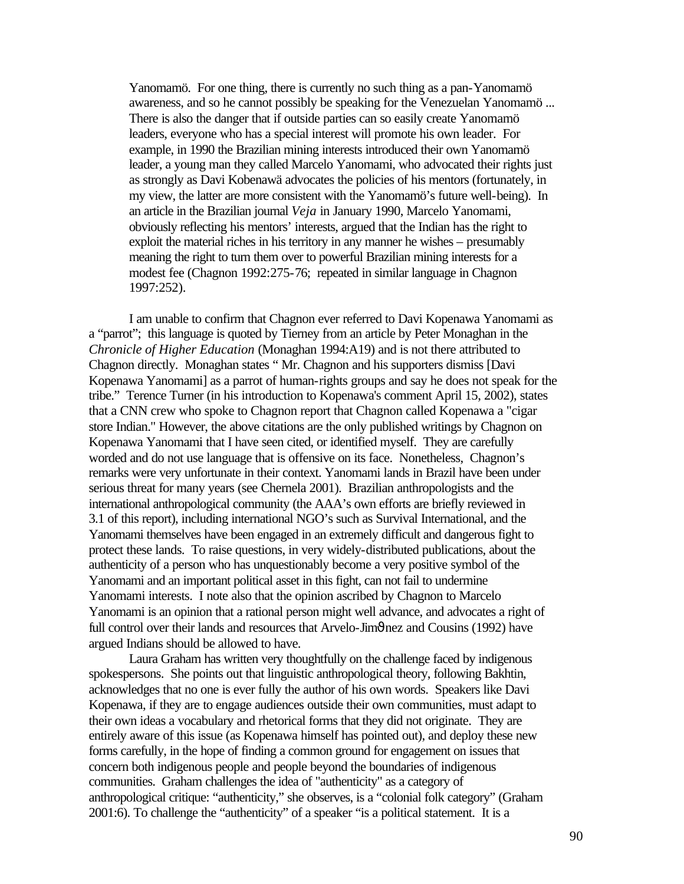> Yanomamö. For one thing, there is currently no such thing as a pan-Yanomamö awareness, and so he cannot possibly be speaking for the Venezuelan Yanomamö ... There is also the danger that if outside parties can so easily create Yanomamö leaders, everyone who has a special interest will promote his own leader. For example, in 1990 the Brazilian mining interests introduced their own Yanomamö leader, a young man they called Marcelo Yanomami, who advocated their rights just as strongly as Davi Kobenawä advocates the policies of his mentors (fortunately, in my view, the latter are more consistent with the Yanomamö's future well-being). In an article in the Brazilian journal *Veja* in January 1990, Marcelo Yanomami, obviously reflecting his mentors' interests, argued that the Indian has the right to exploit the material riches in his territory in any manner he wishes – presumably meaning the right to turn them over to powerful Brazilian mining interests for a modest fee (Chagnon 1992:275-76; repeated in similar language in Chagnon 1997:252).

I am unable to confirm that Chagnon ever referred to Davi Kopenawa Yanomami as a "parrot"; this language is quoted by Tierney from an article by Peter Monaghan in the *Chronicle of Higher Education* (Monaghan 1994:A19) and is not there attributed to Chagnon directly. Monaghan states " Mr. Chagnon and his supporters dismiss [Davi Kopenawa Yanomami] as a parrot of human-rights groups and say he does not speak for the tribe." Terence Turner (in his introduction to Kopenawa's comment April 15, 2002), states that a CNN crew who spoke to Chagnon report that Chagnon called Kopenawa a "cigar store Indian." However, the above citations are the only published writings by Chagnon on Kopenawa Yanomami that I have seen cited, or identified myself. They are carefully worded and do not use language that is offensive on its face. Nonetheless, Chagnon's remarks were very unfortunate in their context. Yanomami lands in Brazil have been under serious threat for many years (see Chernela 2001). Brazilian anthropologists and the international anthropological community (the AAA's own efforts are briefly reviewed in 3.1 of this report), including international NGO's such as Survival International, and the Yanomami themselves have been engaged in an extremely difficult and dangerous fight to protect these lands. To raise questions, in very widely-distributed publications, about the authenticity of a person who has unquestionably become a very positive symbol of the Yanomami and an important political asset in this fight, can not fail to undermine Yanomami interests. I note also that the opinion ascribed by Chagnon to Marcelo Yanomami is an opinion that a rational person might well advance, and advocates a right of full control over their lands and resources that Arvelo-Jimϑnez and Cousins (1992) have argued Indians should be allowed to have.

Laura Graham has written very thoughtfully on the challenge faced by indigenous spokespersons. She points out that linguistic anthropological theory, following Bakhtin, acknowledges that no one is ever fully the author of his own words. Speakers like Davi Kopenawa, if they are to engage audiences outside their own communities, must adapt to their own ideas a vocabulary and rhetorical forms that they did not originate. They are entirely aware of this issue (as Kopenawa himself has pointed out), and deploy these new forms carefully, in the hope of finding a common ground for engagement on issues that concern both indigenous people and people beyond the boundaries of indigenous communities. Graham challenges the idea of "authenticity" as a category of anthropological critique: "authenticity," she observes, is a "colonial folk category" (Graham 2001:6). To challenge the "authenticity" of a speaker "is a political statement. It is a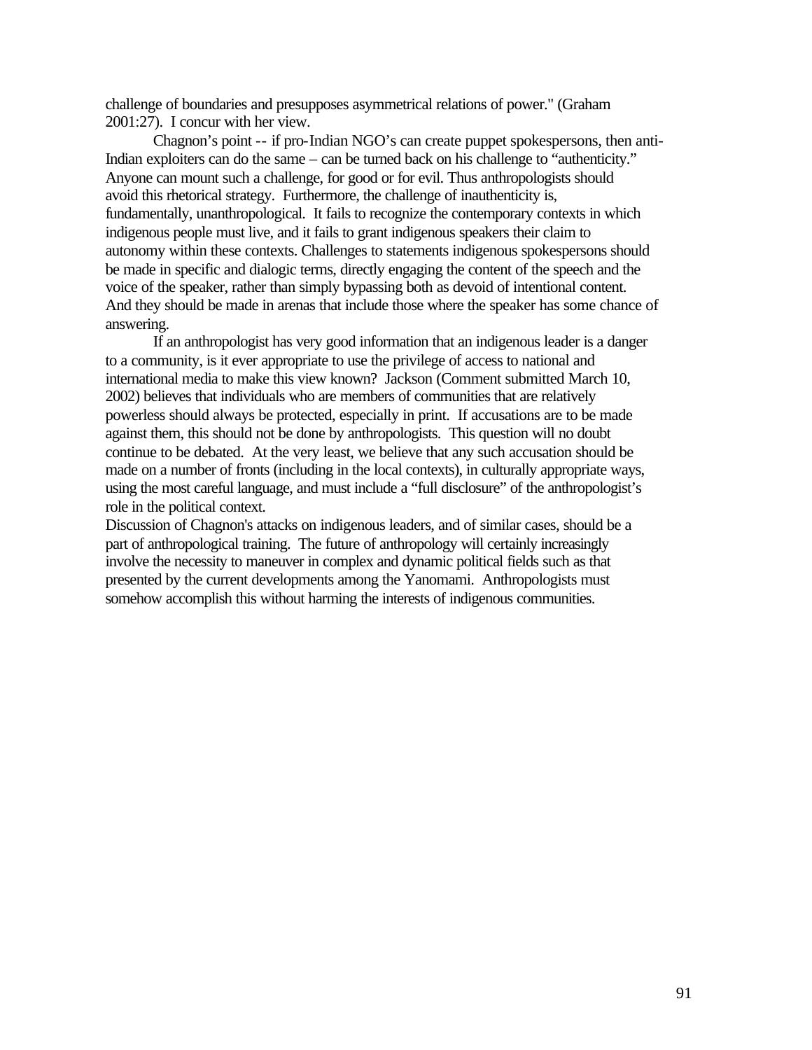challenge of boundaries and presupposes asymmetrical relations of power." (Graham 2001:27). I concur with her view.

Chagnon's point -- if pro-Indian NGO's can create puppet spokespersons, then anti-Indian exploiters can do the same – can be turned back on his challenge to "authenticity." Anyone can mount such a challenge, for good or for evil. Thus anthropologists should avoid this rhetorical strategy. Furthermore, the challenge of inauthenticity is, fundamentally, unanthropological. It fails to recognize the contemporary contexts in which indigenous people must live, and it fails to grant indigenous speakers their claim to autonomy within these contexts. Challenges to statements indigenous spokespersons should be made in specific and dialogic terms, directly engaging the content of the speech and the voice of the speaker, rather than simply bypassing both as devoid of intentional content. And they should be made in arenas that include those where the speaker has some chance of answering.

If an anthropologist has very good information that an indigenous leader is a danger to a community, is it ever appropriate to use the privilege of access to national and international media to make this view known? Jackson (Comment submitted March 10, 2002) believes that individuals who are members of communities that are relatively powerless should always be protected, especially in print. If accusations are to be made against them, this should not be done by anthropologists. This question will no doubt continue to be debated. At the very least, we believe that any such accusation should be made on a number of fronts (including in the local contexts), in culturally appropriate ways, using the most careful language, and must include a "full disclosure" of the anthropologist's role in the political context.

Discussion of Chagnon's attacks on indigenous leaders, and of similar cases, should be a part of anthropological training. The future of anthropology will certainly increasingly involve the necessity to maneuver in complex and dynamic political fields such as that presented by the current developments among the Yanomami. Anthropologists must somehow accomplish this without harming the interests of indigenous communities.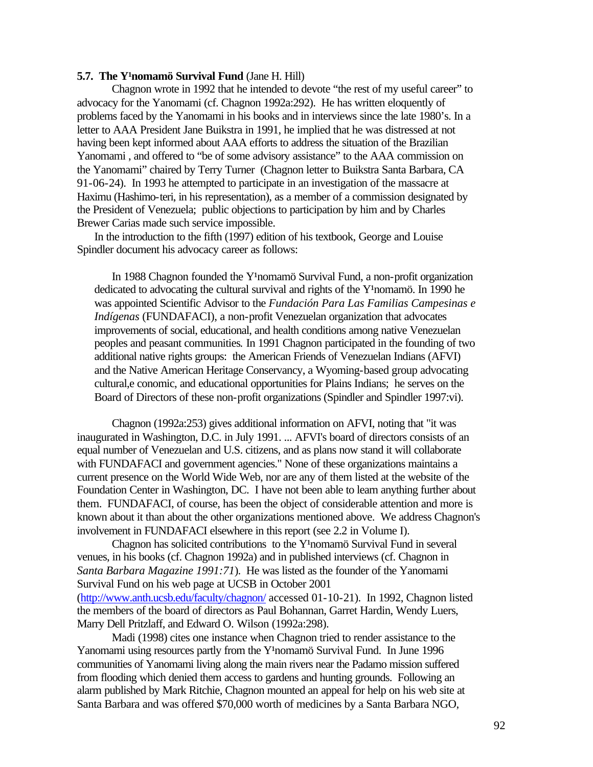**5.7. The Y¹nomamö Survival Fund** (Jane H. Hill)

Chagnon wrote in 1992 that he intended to devote "the rest of my useful career" to advocacy for the Yanomami (cf. Chagnon 1992a:292). He has written eloquently of problems faced by the Yanomami in his books and in interviews since the late 1980's. In a letter to AAA President Jane Buikstra in 1991, he implied that he was distressed at not having been kept informed about AAA efforts to address the situation of the Brazilian Yanomami , and offered to "be of some advisory assistance" to the AAA commission on the Yanomami" chaired by Terry Turner (Chagnon letter to Buikstra Santa Barbara, CA 91-06-24). In 1993 he attempted to participate in an investigation of the massacre at Haximu (Hashimo-teri, in his representation), as a member of a commission designated by the President of Venezuela; public objections to participation by him and by Charles Brewer Carias made such service impossible.

In the introduction to the fifth (1997) edition of his textbook, George and Louise Spindler document his advocacy career as follows:

> In 1988 Chagnon founded the Y¹nomamö Survival Fund, a non-profit organization dedicated to advocating the cultural survival and rights of the Y¹nomamö. In 1990 he was appointed Scientific Advisor to the *Fundación Para Las Familias Campesinas e Indígenas* (FUNDAFACI), a non-profit Venezuelan organization that advocates improvements of social, educational, and health conditions among native Venezuelan peoples and peasant communities. In 1991 Chagnon participated in the founding of two additional native rights groups: the American Friends of Venezuelan Indians (AFVI) and the Native American Heritage Conservancy, a Wyoming-based group advocating cultural,e conomic, and educational opportunities for Plains Indians; he serves on the Board of Directors of these non-profit organizations (Spindler and Spindler 1997:vi).

Chagnon (1992a:253) gives additional information on AFVI, noting that "it was inaugurated in Washington, D.C. in July 1991. ... AFVI's board of directors consists of an equal number of Venezuelan and U.S. citizens, and as plans now stand it will collaborate with FUNDAFACI and government agencies." None of these organizations maintains a current presence on the World Wide Web, nor are any of them listed at the website of the Foundation Center in Washington, DC. I have not been able to learn anything further about them. FUNDAFACI, of course, has been the object of considerable attention and more is known about it than about the other organizations mentioned above. We address Chagnon's involvement in FUNDAFACI elsewhere in this report (see 2.2 in Volume I).

Chagnon has solicited contributions to the Y¹nomamö Survival Fund in several venues, in his books (cf. Chagnon 1992a) and in published interviews (cf. Chagnon in *Santa Barbara Magazine 1991:71*). He was listed as the founder of the Yanomami Survival Fund on his web page at UCSB in October 2001 (http://www.anth.ucsb.edu/faculty/chagnon/ accessed 01-10-21). In 1992, Chagnon listed the members of the board of directors as Paul Bohannan, Garret Hardin, Wendy Luers, Marry Dell Pritzlaff, and Edward O. Wilson (1992a:298).

Madi (1998) cites one instance when Chagnon tried to render assistance to the Yanomami using resources partly from the Y¹nomamö Survival Fund. In June 1996 communities of Yanomami living along the main rivers near the Padamo mission suffered from flooding which denied them access to gardens and hunting grounds. Following an alarm published by Mark Ritchie, Chagnon mounted an appeal for help on his web site at Santa Barbara and was offered $70,000 worth of medicines by a Santa Barbara NGO,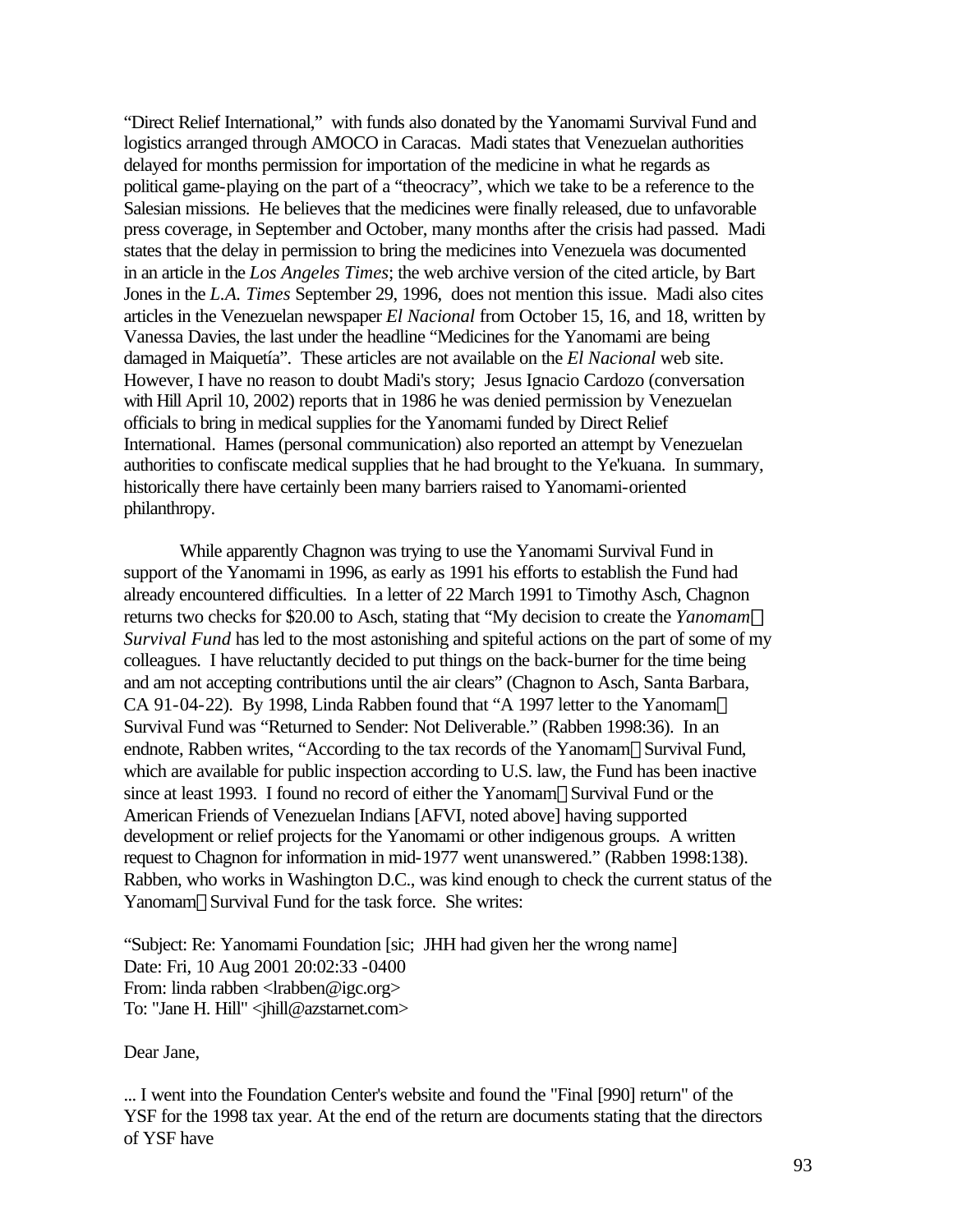"Direct Relief International," with funds also donated by the Yanomami Survival Fund and logistics arranged through AMOCO in Caracas. Madi states that Venezuelan authorities delayed for months permission for importation of the medicine in what he regards as political game-playing on the part of a "theocracy", which we take to be a reference to the Salesian missions. He believes that the medicines were finally released, due to unfavorable press coverage, in September and October, many months after the crisis had passed. Madi states that the delay in permission to bring the medicines into Venezuela was documented in an article in the *Los Angeles Times*; the web archive version of the cited article, by Bart Jones in the *L.A. Times* September 29, 1996, does not mention this issue. Madi also cites articles in the Venezuelan newspaper *El Nacional* from October 15, 16, and 18, written by Vanessa Davies, the last under the headline "Medicines for the Yanomami are being damaged in Maiquetía". These articles are not available on the *El Nacional* web site. However, I have no reason to doubt Madi's story; Jesus Ignacio Cardozo (conversation with Hill April 10, 2002) reports that in 1986 he was denied permission by Venezuelan officials to bring in medical supplies for the Yanomami funded by Direct Relief International. Hames (personal communication) also reported an attempt by Venezuelan authorities to confiscate medical supplies that he had brought to the Ye'kuana. In summary, historically there have certainly been many barriers raised to Yanomami-oriented philanthropy.

While apparently Chagnon was trying to use the Yanomami Survival Fund in support of the Yanomami in 1996, as early as 1991 his efforts to establish the Fund had already encountered difficulties. In a letter of 22 March 1991 to Timothy Asch, Chagnon returns two checks for $20.00 to Asch, stating that "My decision to create the *Yanomamö Survival Fund* has led to the most astonishing and spiteful actions on the part of some of my colleagues. I have reluctantly decided to put things on the back-burner for the time being and am not accepting contributions until the air clears" (Chagnon to Asch, Santa Barbara, CA 91-04-22). By 1998, Linda Rabben found that "A 1997 letter to the Yanomamö Survival Fund was "Returned to Sender: Not Deliverable." (Rabben 1998:36). In an endnote, Rabben writes, "According to the tax records of the Yanomamö Survival Fund, which are available for public inspection according to U.S. law, the Fund has been inactive since at least 1993. I found no record of either the Yanomamö Survival Fund or the American Friends of Venezuelan Indians [AFVI, noted above] having supported development or relief projects for the Yanomami or other indigenous groups. A written request to Chagnon for information in mid-1977 went unanswered." (Rabben 1998:138). Rabben, who works in Washington D.C., was kind enough to check the current status of the Yanomamö Survival Fund for the task force. She writes:

"Subject: Re: Yanomami Foundation [sic; JHH had given her the wrong name]
Date: Fri, 10 Aug 2001 20:02:33 -0400
From: linda rabben <lrabben@igc.org>
To: "Jane H. Hill" <jhill@azstarnet.com>

Dear Jane,

... I went into the Foundation Center's website and found the "Final [990] return" of the YSF for the 1998 tax year. At the end of the return are documents stating that the directors of YSF have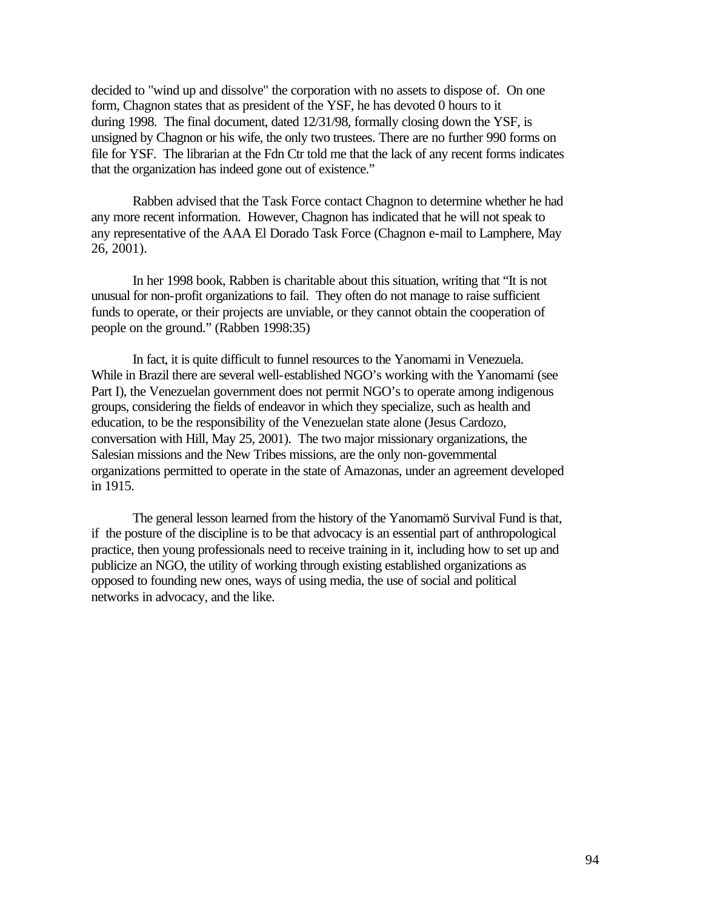decided to "wind up and dissolve" the corporation with no assets to dispose of. On one form, Chagnon states that as president of the YSF, he has devoted 0 hours to it during 1998. The final document, dated 12/31/98, formally closing down the YSF, is unsigned by Chagnon or his wife, the only two trustees. There are no further 990 forms on file for YSF. The librarian at the Fdn Ctr told me that the lack of any recent forms indicates that the organization has indeed gone out of existence."

Rabben advised that the Task Force contact Chagnon to determine whether he had any more recent information. However, Chagnon has indicated that he will not speak to any representative of the AAA El Dorado Task Force (Chagnon e-mail to Lamphere, May 26, 2001).

In her 1998 book, Rabben is charitable about this situation, writing that "It is not unusual for non-profit organizations to fail. They often do not manage to raise sufficient funds to operate, or their projects are unviable, or they cannot obtain the cooperation of people on the ground." (Rabben 1998:35)

In fact, it is quite difficult to funnel resources to the Yanomami in Venezuela. While in Brazil there are several well-established NGO's working with the Yanomami (see Part I), the Venezuelan government does not permit NGO's to operate among indigenous groups, considering the fields of endeavor in which they specialize, such as health and education, to be the responsibility of the Venezuelan state alone (Jesus Cardozo, conversation with Hill, May 25, 2001). The two major missionary organizations, the Salesian missions and the New Tribes missions, are the only non-governmental organizations permitted to operate in the state of Amazonas, under an agreement developed in 1915.

The general lesson learned from the history of the Yanomamö Survival Fund is that, if the posture of the discipline is to be that advocacy is an essential part of anthropological practice, then young professionals need to receive training in it, including how to set up and publicize an NGO, the utility of working through existing established organizations as opposed to founding new ones, ways of using media, the use of social and political networks in advocacy, and the like.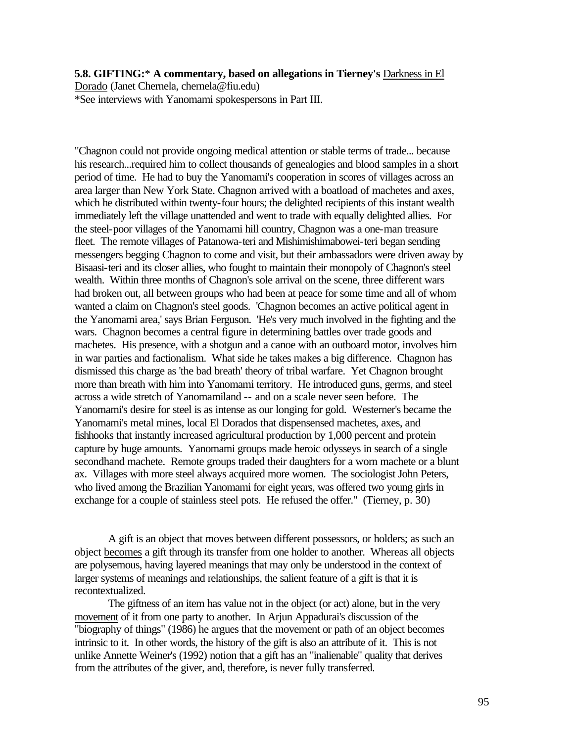**5.8. GIFTING:*** **A commentary, based on allegations in Tierney's** Darkness in El Dorado (Janet Chernela, chernela@fiu.edu)
*See interviews with Yanomami spokespersons in Part III.

"Chagnon could not provide ongoing medical attention or stable terms of trade... because his research...required him to collect thousands of genealogies and blood samples in a short period of time. He had to buy the Yanomami's cooperation in scores of villages across an area larger than New York State. Chagnon arrived with a boatload of machetes and axes, which he distributed within twenty-four hours; the delighted recipients of this instant wealth immediately left the village unattended and went to trade with equally delighted allies. For the steel-poor villages of the Yanomami hill country, Chagnon was a one-man treasure fleet. The remote villages of Patanowa-teri and Mishimishimabowei-teri began sending messengers begging Chagnon to come and visit, but their ambassadors were driven away by Bisaasi-teri and its closer allies, who fought to maintain their monopoly of Chagnon's steel wealth. Within three months of Chagnon's sole arrival on the scene, three different wars had broken out, all between groups who had been at peace for some time and all of whom wanted a claim on Chagnon's steel goods. 'Chagnon becomes an active political agent in the Yanomami area,' says Brian Ferguson. 'He's very much involved in the fighting and the wars. Chagnon becomes a central figure in determining battles over trade goods and machetes. His presence, with a shotgun and a canoe with an outboard motor, involves him in war parties and factionalism. What side he takes makes a big difference. Chagnon has dismissed this charge as 'the bad breath' theory of tribal warfare. Yet Chagnon brought more than breath with him into Yanomami territory. He introduced guns, germs, and steel across a wide stretch of Yanomamiland -- and on a scale never seen before. The Yanomami's desire for steel is as intense as our longing for gold. Westerner's became the Yanomami's metal mines, local El Dorados that dispensensed machetes, axes, and fishhooks that instantly increased agricultural production by 1,000 percent and protein capture by huge amounts. Yanomami groups made heroic odysseys in search of a single secondhand machete. Remote groups traded their daughters for a worn machete or a blunt ax. Villages with more steel always acquired more women. The sociologist John Peters, who lived among the Brazilian Yanomami for eight years, was offered two young girls in exchange for a couple of stainless steel pots. He refused the offer." (Tierney, p. 30)

A gift is an object that moves between different possessors, or holders; as such an object becomes a gift through its transfer from one holder to another. Whereas all objects are polysemous, having layered meanings that may only be understood in the context of larger systems of meanings and relationships, the salient feature of a gift is that it is recontextualized.

The giftness of an item has value not in the object (or act) alone, but in the very movement of it from one party to another. In Arjun Appadurai's discussion of the "biography of things" (1986) he argues that the movement or path of an object becomes intrinsic to it. In other words, the history of the gift is also an attribute of it. This is not unlike Annette Weiner's (1992) notion that a gift has an "inalienable" quality that derives from the attributes of the giver, and, therefore, is never fully transferred.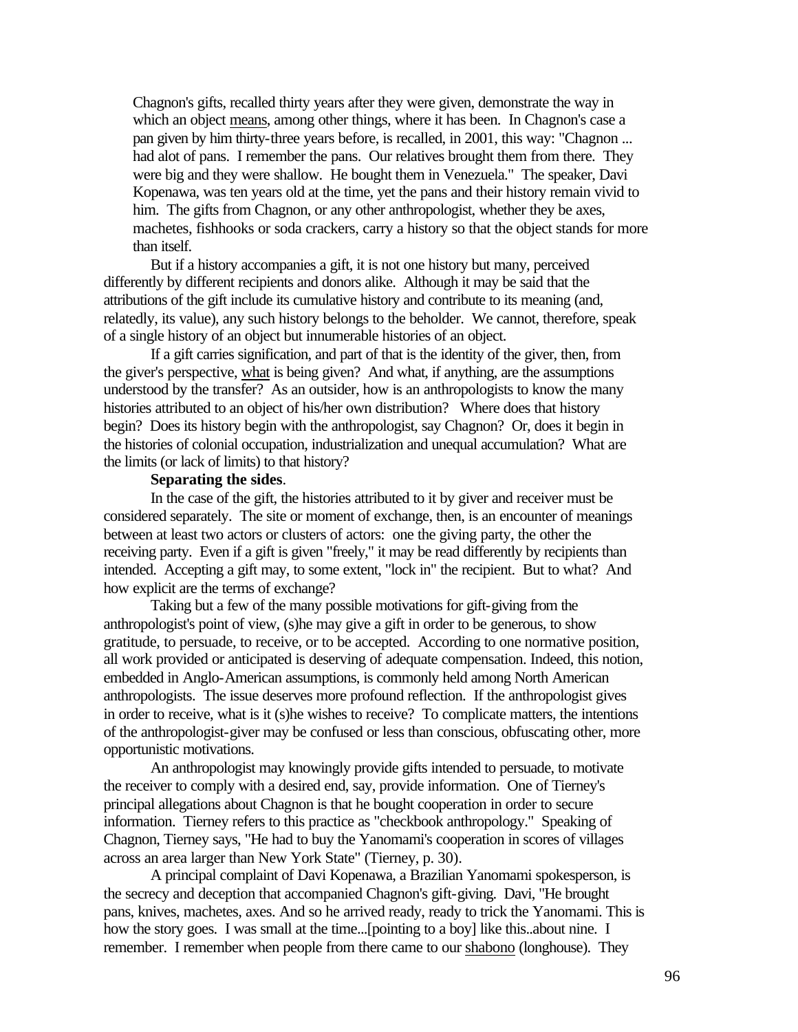Chagnon's gifts, recalled thirty years after they were given, demonstrate the way in which an object means, among other things, where it has been. In Chagnon's case a pan given by him thirty-three years before, is recalled, in 2001, this way: "Chagnon ... had alot of pans. I remember the pans. Our relatives brought them from there. They were big and they were shallow. He bought them in Venezuela." The speaker, Davi Kopenawa, was ten years old at the time, yet the pans and their history remain vivid to him. The gifts from Chagnon, or any other anthropologist, whether they be axes, machetes, fishhooks or soda crackers, carry a history so that the object stands for more than itself.

But if a history accompanies a gift, it is not one history but many, perceived differently by different recipients and donors alike. Although it may be said that the attributions of the gift include its cumulative history and contribute to its meaning (and, relatedly, its value), any such history belongs to the beholder. We cannot, therefore, speak of a single history of an object but innumerable histories of an object.

If a gift carries signification, and part of that is the identity of the giver, then, from the giver's perspective, what is being given? And what, if anything, are the assumptions understood by the transfer? As an outsider, how is an anthropologists to know the many histories attributed to an object of his/her own distribution? Where does that history begin? Does its history begin with the anthropologist, say Chagnon? Or, does it begin in the histories of colonial occupation, industrialization and unequal accumulation? What are the limits (or lack of limits) to that history?

**Separating the sides**.

In the case of the gift, the histories attributed to it by giver and receiver must be considered separately. The site or moment of exchange, then, is an encounter of meanings between at least two actors or clusters of actors: one the giving party, the other the receiving party. Even if a gift is given "freely," it may be read differently by recipients than intended. Accepting a gift may, to some extent, "lock in" the recipient. But to what? And how explicit are the terms of exchange?

Taking but a few of the many possible motivations for gift-giving from the anthropologist's point of view, (s)he may give a gift in order to be generous, to show gratitude, to persuade, to receive, or to be accepted. According to one normative position, all work provided or anticipated is deserving of adequate compensation. Indeed, this notion, embedded in Anglo-American assumptions, is commonly held among North American anthropologists. The issue deserves more profound reflection. If the anthropologist gives in order to receive, what is it (s)he wishes to receive? To complicate matters, the intentions of the anthropologist-giver may be confused or less than conscious, obfuscating other, more opportunistic motivations.

An anthropologist may knowingly provide gifts intended to persuade, to motivate the receiver to comply with a desired end, say, provide information. One of Tierney's principal allegations about Chagnon is that he bought cooperation in order to secure information. Tierney refers to this practice as "checkbook anthropology." Speaking of Chagnon, Tierney says, "He had to buy the Yanomami's cooperation in scores of villages across an area larger than New York State" (Tierney, p. 30).

A principal complaint of Davi Kopenawa, a Brazilian Yanomami spokesperson, is the secrecy and deception that accompanied Chagnon's gift-giving. Davi, "He brought pans, knives, machetes, axes. And so he arrived ready, ready to trick the Yanomami. This is how the story goes. I was small at the time...[pointing to a boy] like this..about nine. I remember. I remember when people from there came to our shabono (longhouse). They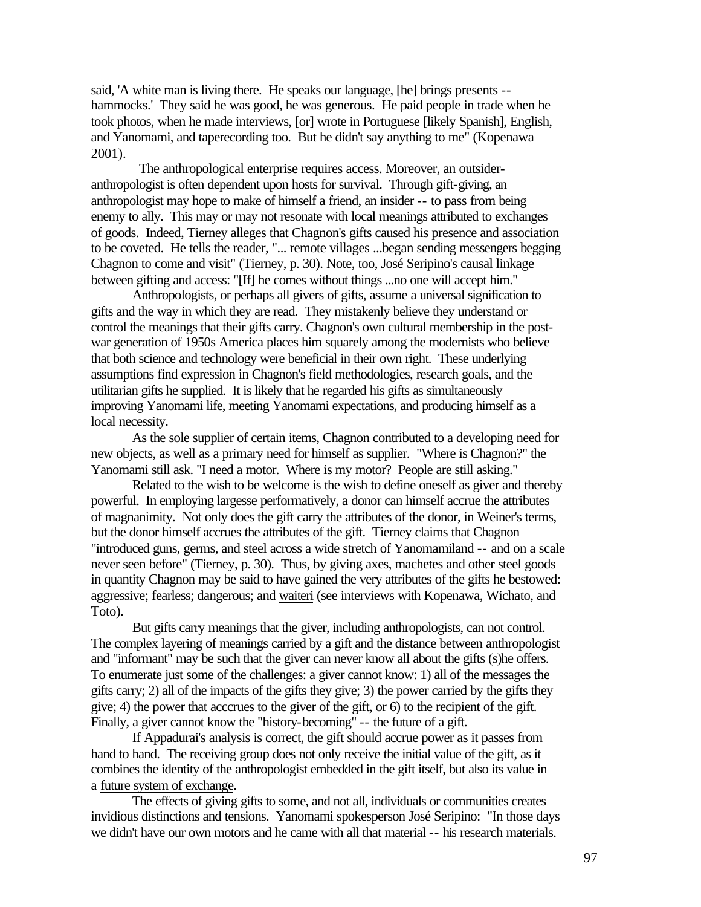said, 'A white man is living there. He speaks our language, [he] brings presents -- hammocks.' They said he was good, he was generous. He paid people in trade when he took photos, when he made interviews, [or] wrote in Portuguese [likely Spanish], English, and Yanomami, and taperecording too. But he didn't say anything to me" (Kopenawa 2001).

The anthropological enterprise requires access. Moreover, an outsider-anthropologist is often dependent upon hosts for survival. Through gift-giving, an anthropologist may hope to make of himself a friend, an insider -- to pass from being enemy to ally. This may or may not resonate with local meanings attributed to exchanges of goods. Indeed, Tierney alleges that Chagnon's gifts caused his presence and association to be coveted. He tells the reader, "... remote villages ...began sending messengers begging Chagnon to come and visit" (Tierney, p. 30). Note, too, José Seripino's causal linkage between gifting and access: "[If] he comes without things ...no one will accept him."

Anthropologists, or perhaps all givers of gifts, assume a universal signification to gifts and the way in which they are read. They mistakenly believe they understand or control the meanings that their gifts carry. Chagnon's own cultural membership in the post-war generation of 1950s America places him squarely among the modernists who believe that both science and technology were beneficial in their own right. These underlying assumptions find expression in Chagnon's field methodologies, research goals, and the utilitarian gifts he supplied. It is likely that he regarded his gifts as simultaneously improving Yanomami life, meeting Yanomami expectations, and producing himself as a local necessity.

As the sole supplier of certain items, Chagnon contributed to a developing need for new objects, as well as a primary need for himself as supplier. "Where is Chagnon?" the Yanomami still ask. "I need a motor. Where is my motor? People are still asking."

Related to the wish to be welcome is the wish to define oneself as giver and thereby powerful. In employing largesse performatively, a donor can himself accrue the attributes of magnanimity. Not only does the gift carry the attributes of the donor, in Weiner's terms, but the donor himself accrues the attributes of the gift. Tierney claims that Chagnon "introduced guns, germs, and steel across a wide stretch of Yanomamiland -- and on a scale never seen before" (Tierney, p. 30). Thus, by giving axes, machetes and other steel goods in quantity Chagnon may be said to have gained the very attributes of the gifts he bestowed: aggressive; fearless; dangerous; and <u>waiteri</u> (see interviews with Kopenawa, Wichato, and Toto).

But gifts carry meanings that the giver, including anthropologists, can not control. The complex layering of meanings carried by a gift and the distance between anthropologist and "informant" may be such that the giver can never know all about the gifts (s)he offers. To enumerate just some of the challenges: a giver cannot know: 1) all of the messages the gifts carry; 2) all of the impacts of the gifts they give; 3) the power carried by the gifts they give; 4) the power that acccrues to the giver of the gift, or 6) to the recipient of the gift. Finally, a giver cannot know the "history-becoming" -- the future of a gift.

If Appadurai's analysis is correct, the gift should accrue power as it passes from hand to hand. The receiving group does not only receive the initial value of the gift, as it combines the identity of the anthropologist embedded in the gift itself, but also its value in a <u>future system of exchange</u>.

The effects of giving gifts to some, and not all, individuals or communities creates invidious distinctions and tensions. Yanomami spokesperson José Seripino: "In those days we didn't have our own motors and he came with all that material -- his research materials.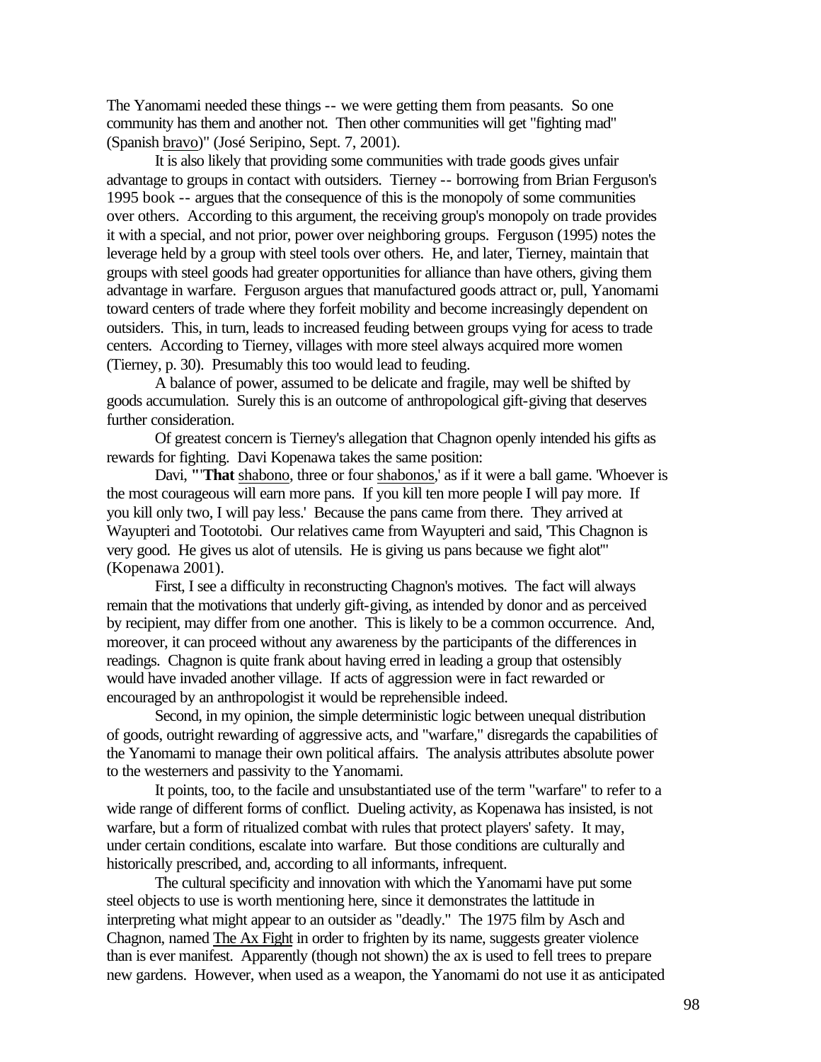The Yanomami needed these things -- we were getting them from peasants. So one community has them and another not. Then other communities will get "fighting mad" (Spanish bravo)" (José Seripino, Sept. 7, 2001).

It is also likely that providing some communities with trade goods gives unfair advantage to groups in contact with outsiders. Tierney -- borrowing from Brian Ferguson's 1995 book -- argues that the consequence of this is the monopoly of some communities over others. According to this argument, the receiving group's monopoly on trade provides it with a special, and not prior, power over neighboring groups. Ferguson (1995) notes the leverage held by a group with steel tools over others. He, and later, Tierney, maintain that groups with steel goods had greater opportunities for alliance than have others, giving them advantage in warfare. Ferguson argues that manufactured goods attract or, pull, Yanomami toward centers of trade where they forfeit mobility and become increasingly dependent on outsiders. This, in turn, leads to increased feuding between groups vying for acess to trade centers. According to Tierney, villages with more steel always acquired more women (Tierney, p. 30). Presumably this too would lead to feuding.

A balance of power, assumed to be delicate and fragile, may well be shifted by goods accumulation. Surely this is an outcome of anthropological gift-giving that deserves further consideration.

Of greatest concern is Tierney's allegation that Chagnon openly intended his gifts as rewards for fighting. Davi Kopenawa takes the same position:

Davi, **"'That** shabono, three or four shabonos,' as if it were a ball game. 'Whoever is the most courageous will earn more pans. If you kill ten more people I will pay more. If you kill only two, I will pay less.' Because the pans came from there. They arrived at Wayupteri and Toototobi. Our relatives came from Wayupteri and said, 'This Chagnon is very good. He gives us alot of utensils. He is giving us pans because we fight alot'" (Kopenawa 2001).

First, I see a difficulty in reconstructing Chagnon's motives. The fact will always remain that the motivations that underly gift-giving, as intended by donor and as perceived by recipient, may differ from one another. This is likely to be a common occurrence. And, moreover, it can proceed without any awareness by the participants of the differences in readings. Chagnon is quite frank about having erred in leading a group that ostensibly would have invaded another village. If acts of aggression were in fact rewarded or encouraged by an anthropologist it would be reprehensible indeed.

Second, in my opinion, the simple deterministic logic between unequal distribution of goods, outright rewarding of aggressive acts, and "warfare," disregards the capabilities of the Yanomami to manage their own political affairs. The analysis attributes absolute power to the westerners and passivity to the Yanomami.

It points, too, to the facile and unsubstantiated use of the term "warfare" to refer to a wide range of different forms of conflict. Dueling activity, as Kopenawa has insisted, is not warfare, but a form of ritualized combat with rules that protect players' safety. It may, under certain conditions, escalate into warfare. But those conditions are culturally and historically prescribed, and, according to all informants, infrequent.

The cultural specificity and innovation with which the Yanomami have put some steel objects to use is worth mentioning here, since it demonstrates the lattitude in interpreting what might appear to an outsider as "deadly." The 1975 film by Asch and Chagnon, named The Ax Fight in order to frighten by its name, suggests greater violence than is ever manifest. Apparently (though not shown) the ax is used to fell trees to prepare new gardens. However, when used as a weapon, the Yanomami do not use it as anticipated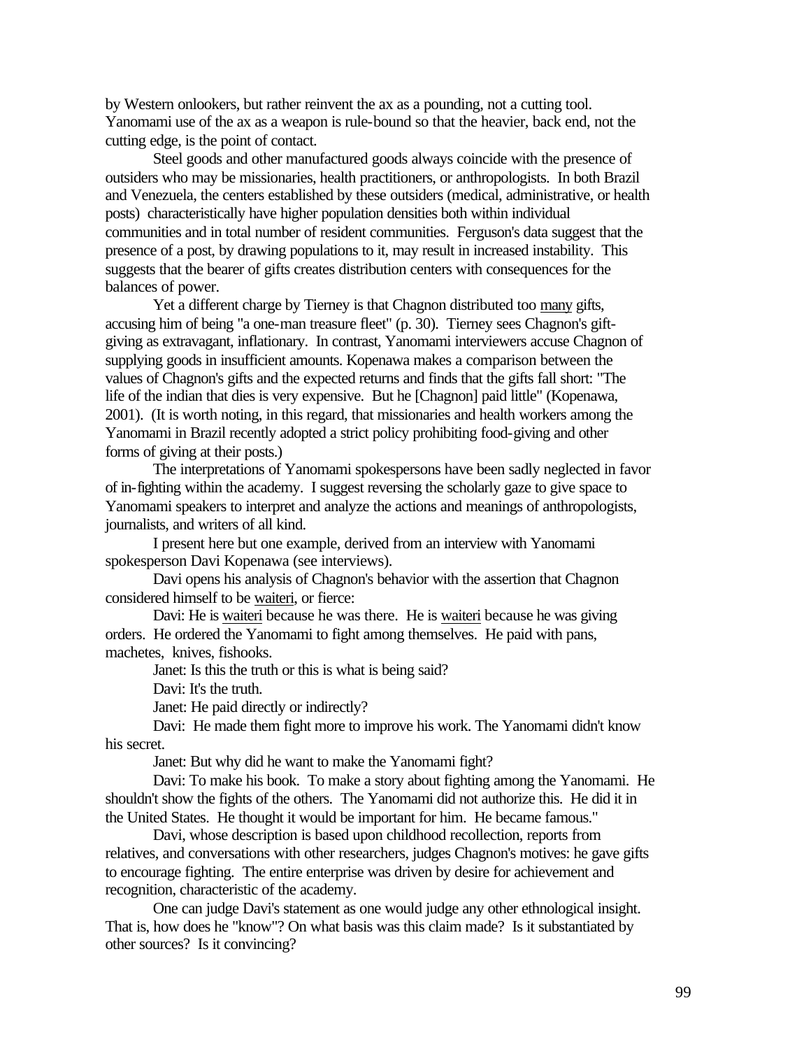by Western onlookers, but rather reinvent the ax as a pounding, not a cutting tool. Yanomami use of the ax as a weapon is rule-bound so that the heavier, back end, not the cutting edge, is the point of contact.

Steel goods and other manufactured goods always coincide with the presence of outsiders who may be missionaries, health practitioners, or anthropologists. In both Brazil and Venezuela, the centers established by these outsiders (medical, administrative, or health posts) characteristically have higher population densities both within individual communities and in total number of resident communities. Ferguson's data suggest that the presence of a post, by drawing populations to it, may result in increased instability. This suggests that the bearer of gifts creates distribution centers with consequences for the balances of power.

Yet a different charge by Tierney is that Chagnon distributed too <u>many</u> gifts, accusing him of being "a one-man treasure fleet" (p. 30). Tierney sees Chagnon's gift-giving as extravagant, inflationary. In contrast, Yanomami interviewers accuse Chagnon of supplying goods in insufficient amounts. Kopenawa makes a comparison between the values of Chagnon's gifts and the expected returns and finds that the gifts fall short: "The life of the indian that dies is very expensive. But he [Chagnon] paid little" (Kopenawa, 2001). (It is worth noting, in this regard, that missionaries and health workers among the Yanomami in Brazil recently adopted a strict policy prohibiting food-giving and other forms of giving at their posts.)

The interpretations of Yanomami spokespersons have been sadly neglected in favor of in-fighting within the academy. I suggest reversing the scholarly gaze to give space to Yanomami speakers to interpret and analyze the actions and meanings of anthropologists, journalists, and writers of all kind.

I present here but one example, derived from an interview with Yanomami spokesperson Davi Kopenawa (see interviews).

Davi opens his analysis of Chagnon's behavior with the assertion that Chagnon considered himself to be <u>waiteri</u>, or fierce:

Davi: He is <u>waiteri</u> because he was there. He is <u>waiteri</u> because he was giving orders. He ordered the Yanomami to fight among themselves. He paid with pans, machetes, knives, fishooks.

Janet: Is this the truth or this is what is being said?

Davi: It's the truth.

Janet: He paid directly or indirectly?

Davi: He made them fight more to improve his work. The Yanomami didn't know his secret.

Janet: But why did he want to make the Yanomami fight?

Davi: To make his book. To make a story about fighting among the Yanomami. He shouldn't show the fights of the others. The Yanomami did not authorize this. He did it in the United States. He thought it would be important for him. He became famous."

Davi, whose description is based upon childhood recollection, reports from relatives, and conversations with other researchers, judges Chagnon's motives: he gave gifts to encourage fighting. The entire enterprise was driven by desire for achievement and recognition, characteristic of the academy.

One can judge Davi's statement as one would judge any other ethnological insight. That is, how does he "know"? On what basis was this claim made? Is it substantiated by other sources? Is it convincing?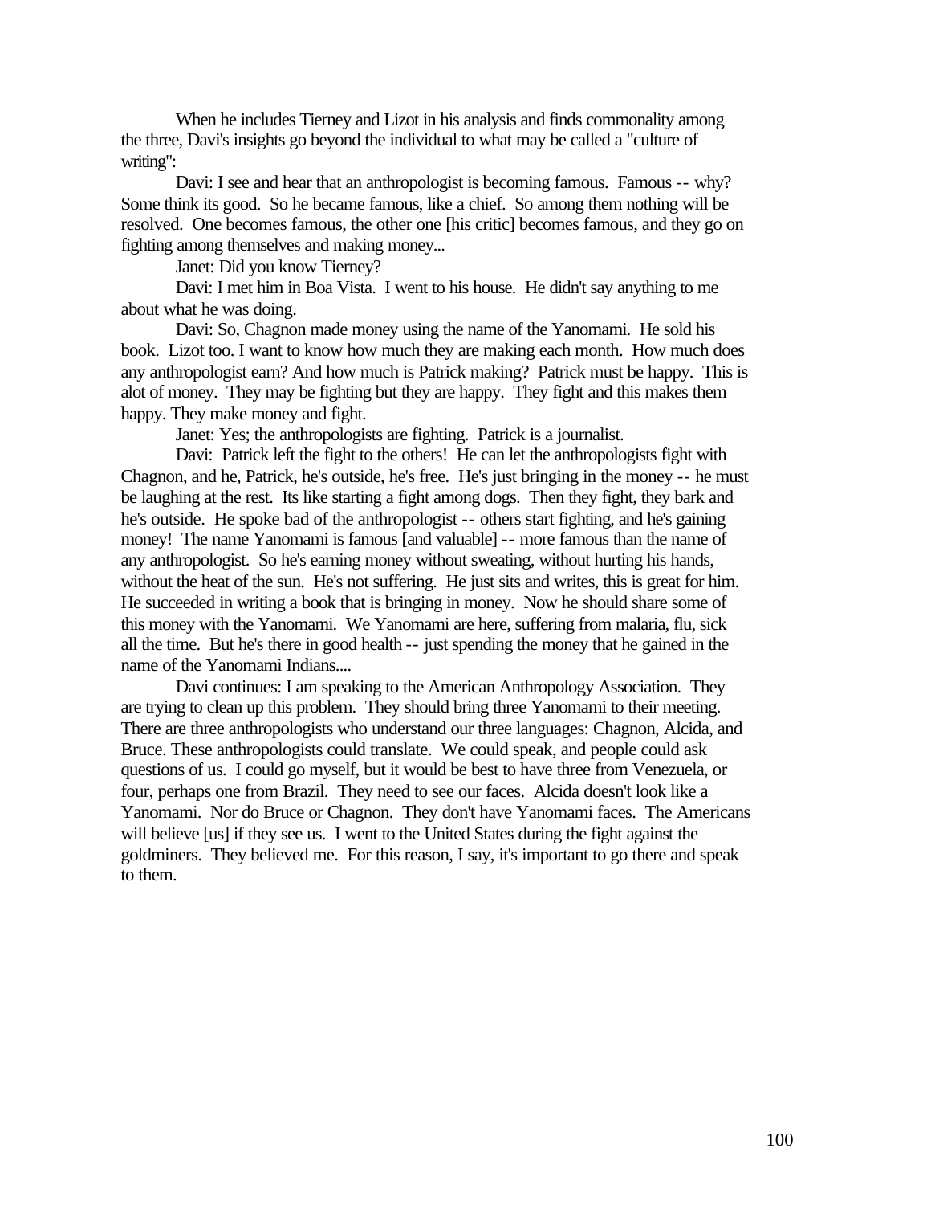When he includes Tierney and Lizot in his analysis and finds commonality among the three, Davi's insights go beyond the individual to what may be called a "culture of writing":

Davi: I see and hear that an anthropologist is becoming famous. Famous -- why? Some think its good. So he became famous, like a chief. So among them nothing will be resolved. One becomes famous, the other one [his critic] becomes famous, and they go on fighting among themselves and making money...

Janet: Did you know Tierney?

Davi: I met him in Boa Vista. I went to his house. He didn't say anything to me about what he was doing.

Davi: So, Chagnon made money using the name of the Yanomami. He sold his book. Lizot too. I want to know how much they are making each month. How much does any anthropologist earn? And how much is Patrick making? Patrick must be happy. This is alot of money. They may be fighting but they are happy. They fight and this makes them happy. They make money and fight.

Janet: Yes; the anthropologists are fighting. Patrick is a journalist.

Davi: Patrick left the fight to the others! He can let the anthropologists fight with Chagnon, and he, Patrick, he's outside, he's free. He's just bringing in the money -- he must be laughing at the rest. Its like starting a fight among dogs. Then they fight, they bark and he's outside. He spoke bad of the anthropologist -- others start fighting, and he's gaining money! The name Yanomami is famous [and valuable] -- more famous than the name of any anthropologist. So he's earning money without sweating, without hurting his hands, without the heat of the sun. He's not suffering. He just sits and writes, this is great for him. He succeeded in writing a book that is bringing in money. Now he should share some of this money with the Yanomami. We Yanomami are here, suffering from malaria, flu, sick all the time. But he's there in good health -- just spending the money that he gained in the name of the Yanomami Indians....

Davi continues: I am speaking to the American Anthropology Association. They are trying to clean up this problem. They should bring three Yanomami to their meeting. There are three anthropologists who understand our three languages: Chagnon, Alcida, and Bruce. These anthropologists could translate. We could speak, and people could ask questions of us. I could go myself, but it would be best to have three from Venezuela, or four, perhaps one from Brazil. They need to see our faces. Alcida doesn't look like a Yanomami. Nor do Bruce or Chagnon. They don't have Yanomami faces. The Americans will believe [us] if they see us. I went to the United States during the fight against the goldminers. They believed me. For this reason, I say, it's important to go there and speak to them.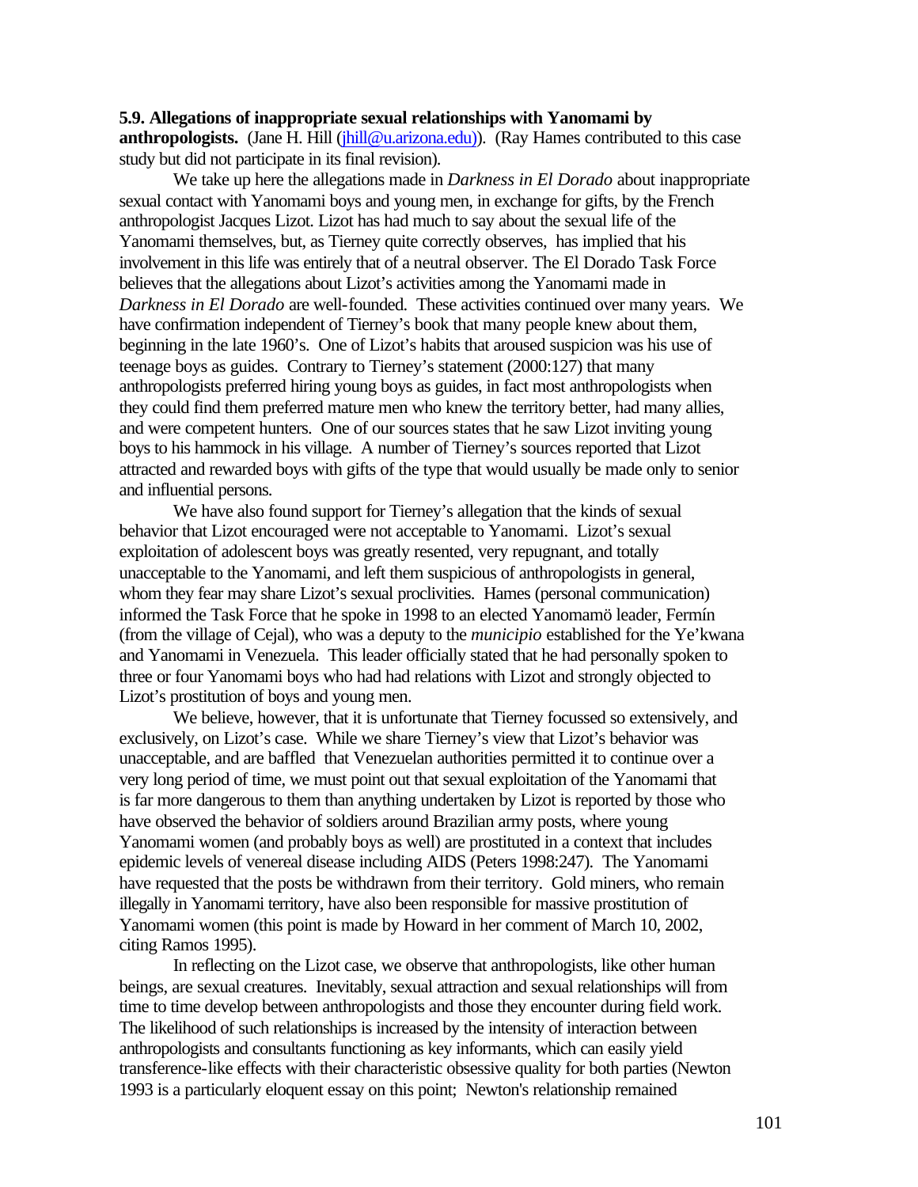**5.9. Allegations of inappropriate sexual relationships with Yanomami by anthropologists.** (Jane H. Hill (jhill@u.arizona.edu)). (Ray Hames contributed to this case study but did not participate in its final revision).

We take up here the allegations made in *Darkness in El Dorado* about inappropriate sexual contact with Yanomami boys and young men, in exchange for gifts, by the French anthropologist Jacques Lizot. Lizot has had much to say about the sexual life of the Yanomami themselves, but, as Tierney quite correctly observes, has implied that his involvement in this life was entirely that of a neutral observer. The El Dorado Task Force believes that the allegations about Lizot's activities among the Yanomami made in *Darkness in El Dorado* are well-founded. These activities continued over many years. We have confirmation independent of Tierney's book that many people knew about them, beginning in the late 1960's. One of Lizot's habits that aroused suspicion was his use of teenage boys as guides. Contrary to Tierney's statement (2000:127) that many anthropologists preferred hiring young boys as guides, in fact most anthropologists when they could find them preferred mature men who knew the territory better, had many allies, and were competent hunters. One of our sources states that he saw Lizot inviting young boys to his hammock in his village. A number of Tierney's sources reported that Lizot attracted and rewarded boys with gifts of the type that would usually be made only to senior and influential persons.

We have also found support for Tierney's allegation that the kinds of sexual behavior that Lizot encouraged were not acceptable to Yanomami. Lizot's sexual exploitation of adolescent boys was greatly resented, very repugnant, and totally unacceptable to the Yanomami, and left them suspicious of anthropologists in general, whom they fear may share Lizot's sexual proclivities. Hames (personal communication) informed the Task Force that he spoke in 1998 to an elected Yanomamö leader, Fermín (from the village of Cejal), who was a deputy to the *municipio* established for the Ye'kwana and Yanomami in Venezuela. This leader officially stated that he had personally spoken to three or four Yanomami boys who had had relations with Lizot and strongly objected to Lizot's prostitution of boys and young men.

We believe, however, that it is unfortunate that Tierney focussed so extensively, and exclusively, on Lizot's case. While we share Tierney's view that Lizot's behavior was unacceptable, and are baffled that Venezuelan authorities permitted it to continue over a very long period of time, we must point out that sexual exploitation of the Yanomami that is far more dangerous to them than anything undertaken by Lizot is reported by those who have observed the behavior of soldiers around Brazilian army posts, where young Yanomami women (and probably boys as well) are prostituted in a context that includes epidemic levels of venereal disease including AIDS (Peters 1998:247). The Yanomami have requested that the posts be withdrawn from their territory. Gold miners, who remain illegally in Yanomami territory, have also been responsible for massive prostitution of Yanomami women (this point is made by Howard in her comment of March 10, 2002, citing Ramos 1995).

In reflecting on the Lizot case, we observe that anthropologists, like other human beings, are sexual creatures. Inevitably, sexual attraction and sexual relationships will from time to time develop between anthropologists and those they encounter during field work. The likelihood of such relationships is increased by the intensity of interaction between anthropologists and consultants functioning as key informants, which can easily yield transference-like effects with their characteristic obsessive quality for both parties (Newton 1993 is a particularly eloquent essay on this point; Newton's relationship remained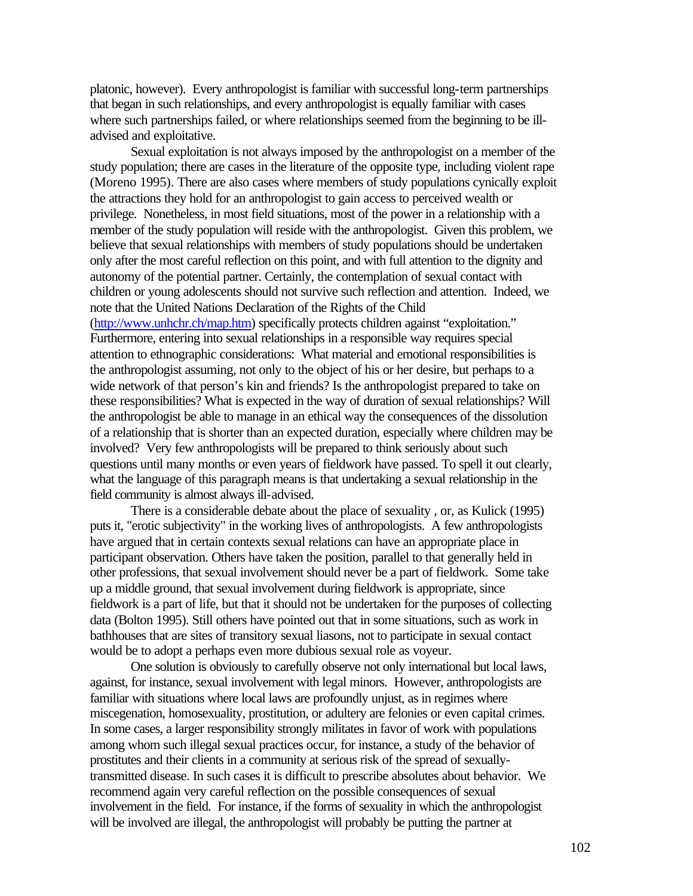platonic, however). Every anthropologist is familiar with successful long-term partnerships that began in such relationships, and every anthropologist is equally familiar with cases where such partnerships failed, or where relationships seemed from the beginning to be ill-advised and exploitative.

Sexual exploitation is not always imposed by the anthropologist on a member of the study population; there are cases in the literature of the opposite type, including violent rape (Moreno 1995). There are also cases where members of study populations cynically exploit the attractions they hold for an anthropologist to gain access to perceived wealth or privilege. Nonetheless, in most field situations, most of the power in a relationship with a member of the study population will reside with the anthropologist. Given this problem, we believe that sexual relationships with members of study populations should be undertaken only after the most careful reflection on this point, and with full attention to the dignity and autonomy of the potential partner. Certainly, the contemplation of sexual contact with children or young adolescents should not survive such reflection and attention. Indeed, we note that the United Nations Declaration of the Rights of the Child (http://www.unhchr.ch/map.htm) specifically protects children against "exploitation." Furthermore, entering into sexual relationships in a responsible way requires special attention to ethnographic considerations: What material and emotional responsibilities is the anthropologist assuming, not only to the object of his or her desire, but perhaps to a wide network of that person's kin and friends? Is the anthropologist prepared to take on these responsibilities? What is expected in the way of duration of sexual relationships? Will the anthropologist be able to manage in an ethical way the consequences of the dissolution of a relationship that is shorter than an expected duration, especially where children may be involved? Very few anthropologists will be prepared to think seriously about such questions until many months or even years of fieldwork have passed. To spell it out clearly, what the language of this paragraph means is that undertaking a sexual relationship in the field community is almost always ill-advised.

There is a considerable debate about the place of sexuality , or, as Kulick (1995) puts it, "erotic subjectivity" in the working lives of anthropologists. A few anthropologists have argued that in certain contexts sexual relations can have an appropriate place in participant observation. Others have taken the position, parallel to that generally held in other professions, that sexual involvement should never be a part of fieldwork. Some take up a middle ground, that sexual involvement during fieldwork is appropriate, since fieldwork is a part of life, but that it should not be undertaken for the purposes of collecting data (Bolton 1995). Still others have pointed out that in some situations, such as work in bathhouses that are sites of transitory sexual liasons, not to participate in sexual contact would be to adopt a perhaps even more dubious sexual role as voyeur.

One solution is obviously to carefully observe not only international but local laws, against, for instance, sexual involvement with legal minors. However, anthropologists are familiar with situations where local laws are profoundly unjust, as in regimes where miscegenation, homosexuality, prostitution, or adultery are felonies or even capital crimes. In some cases, a larger responsibility strongly militates in favor of work with populations among whom such illegal sexual practices occur, for instance, a study of the behavior of prostitutes and their clients in a community at serious risk of the spread of sexually-transmitted disease. In such cases it is difficult to prescribe absolutes about behavior. We recommend again very careful reflection on the possible consequences of sexual involvement in the field. For instance, if the forms of sexuality in which the anthropologist will be involved are illegal, the anthropologist will probably be putting the partner at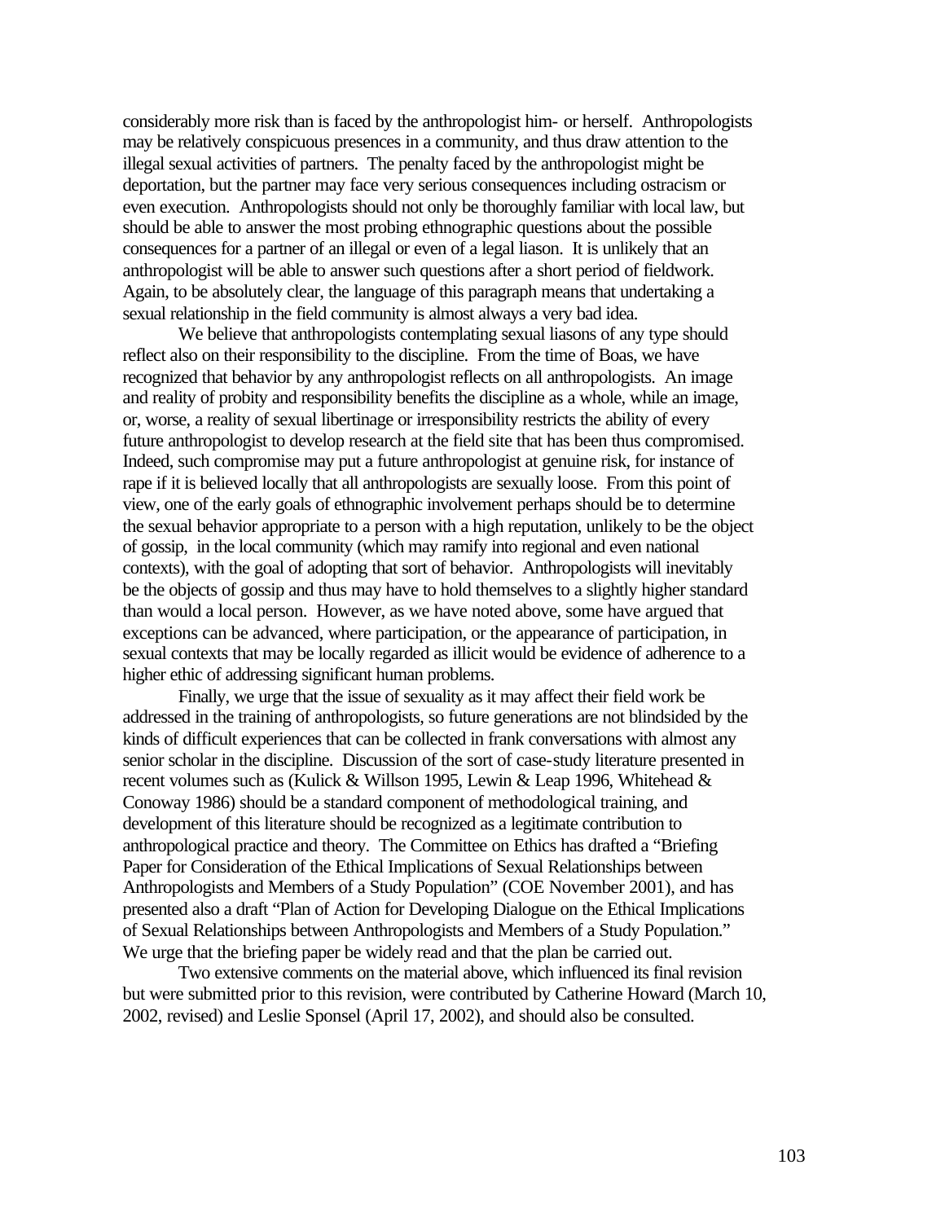considerably more risk than is faced by the anthropologist him- or herself. Anthropologists may be relatively conspicuous presences in a community, and thus draw attention to the illegal sexual activities of partners. The penalty faced by the anthropologist might be deportation, but the partner may face very serious consequences including ostracism or even execution. Anthropologists should not only be thoroughly familiar with local law, but should be able to answer the most probing ethnographic questions about the possible consequences for a partner of an illegal or even of a legal liason. It is unlikely that an anthropologist will be able to answer such questions after a short period of fieldwork. Again, to be absolutely clear, the language of this paragraph means that undertaking a sexual relationship in the field community is almost always a very bad idea.

We believe that anthropologists contemplating sexual liasons of any type should reflect also on their responsibility to the discipline. From the time of Boas, we have recognized that behavior by any anthropologist reflects on all anthropologists. An image and reality of probity and responsibility benefits the discipline as a whole, while an image, or, worse, a reality of sexual libertinage or irresponsibility restricts the ability of every future anthropologist to develop research at the field site that has been thus compromised. Indeed, such compromise may put a future anthropologist at genuine risk, for instance of rape if it is believed locally that all anthropologists are sexually loose. From this point of view, one of the early goals of ethnographic involvement perhaps should be to determine the sexual behavior appropriate to a person with a high reputation, unlikely to be the object of gossip, in the local community (which may ramify into regional and even national contexts), with the goal of adopting that sort of behavior. Anthropologists will inevitably be the objects of gossip and thus may have to hold themselves to a slightly higher standard than would a local person. However, as we have noted above, some have argued that exceptions can be advanced, where participation, or the appearance of participation, in sexual contexts that may be locally regarded as illicit would be evidence of adherence to a higher ethic of addressing significant human problems.

Finally, we urge that the issue of sexuality as it may affect their field work be addressed in the training of anthropologists, so future generations are not blindsided by the kinds of difficult experiences that can be collected in frank conversations with almost any senior scholar in the discipline. Discussion of the sort of case-study literature presented in recent volumes such as (Kulick & Willson 1995, Lewin & Leap 1996, Whitehead & Conoway 1986) should be a standard component of methodological training, and development of this literature should be recognized as a legitimate contribution to anthropological practice and theory. The Committee on Ethics has drafted a "Briefing Paper for Consideration of the Ethical Implications of Sexual Relationships between Anthropologists and Members of a Study Population" (COE November 2001), and has presented also a draft "Plan of Action for Developing Dialogue on the Ethical Implications of Sexual Relationships between Anthropologists and Members of a Study Population." We urge that the briefing paper be widely read and that the plan be carried out.

Two extensive comments on the material above, which influenced its final revision but were submitted prior to this revision, were contributed by Catherine Howard (March 10, 2002, revised) and Leslie Sponsel (April 17, 2002), and should also be consulted.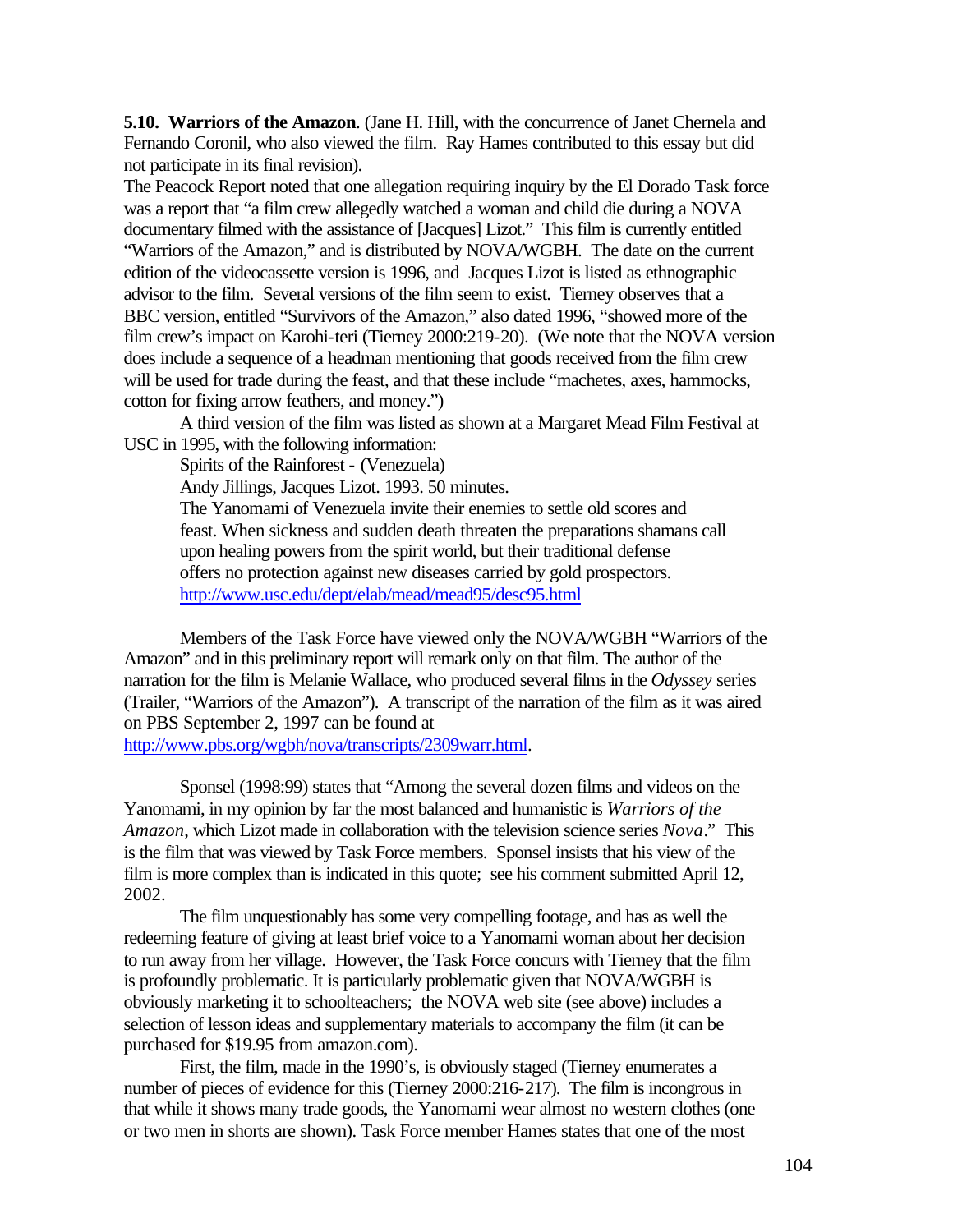**5.10. Warriors of the Amazon**. (Jane H. Hill, with the concurrence of Janet Chernela and Fernando Coronil, who also viewed the film. Ray Hames contributed to this essay but did not participate in its final revision).

The Peacock Report noted that one allegation requiring inquiry by the El Dorado Task force was a report that "a film crew allegedly watched a woman and child die during a NOVA documentary filmed with the assistance of [Jacques] Lizot." This film is currently entitled "Warriors of the Amazon," and is distributed by NOVA/WGBH. The date on the current edition of the videocassette version is 1996, and Jacques Lizot is listed as ethnographic advisor to the film. Several versions of the film seem to exist. Tierney observes that a BBC version, entitled "Survivors of the Amazon," also dated 1996, "showed more of the film crew's impact on Karohi-teri (Tierney 2000:219-20). (We note that the NOVA version does include a sequence of a headman mentioning that goods received from the film crew will be used for trade during the feast, and that these include "machetes, axes, hammocks, cotton for fixing arrow feathers, and money.")

A third version of the film was listed as shown at a Margaret Mead Film Festival at USC in 1995, with the following information:

> Spirits of the Rainforest - (Venezuela)
> Andy Jillings, Jacques Lizot. 1993. 50 minutes.
> The Yanomami of Venezuela invite their enemies to settle old scores and feast. When sickness and sudden death threaten the preparations shamans call upon healing powers from the spirit world, but their traditional defense offers no protection against new diseases carried by gold prospectors.
> http://www.usc.edu/dept/elab/mead/mead95/desc95.html

Members of the Task Force have viewed only the NOVA/WGBH "Warriors of the Amazon" and in this preliminary report will remark only on that film. The author of the narration for the film is Melanie Wallace, who produced several films in the *Odyssey* series (Trailer, "Warriors of the Amazon"). A transcript of the narration of the film as it was aired on PBS September 2, 1997 can be found at http://www.pbs.org/wgbh/nova/transcripts/2309warr.html.

Sponsel (1998:99) states that "Among the several dozen films and videos on the Yanomami, in my opinion by far the most balanced and humanistic is *Warriors of the Amazon*, which Lizot made in collaboration with the television science series *Nova*." This is the film that was viewed by Task Force members. Sponsel insists that his view of the film is more complex than is indicated in this quote; see his comment submitted April 12, 2002.

The film unquestionably has some very compelling footage, and has as well the redeeming feature of giving at least brief voice to a Yanomami woman about her decision to run away from her village. However, the Task Force concurs with Tierney that the film is profoundly problematic. It is particularly problematic given that NOVA/WGBH is obviously marketing it to schoolteachers; the NOVA web site (see above) includes a selection of lesson ideas and supplementary materials to accompany the film (it can be purchased for $19.95 from amazon.com).

First, the film, made in the 1990's, is obviously staged (Tierney enumerates a number of pieces of evidence for this (Tierney 2000:216-217). The film is incongrous in that while it shows many trade goods, the Yanomami wear almost no western clothes (one or two men in shorts are shown). Task Force member Hames states that one of the most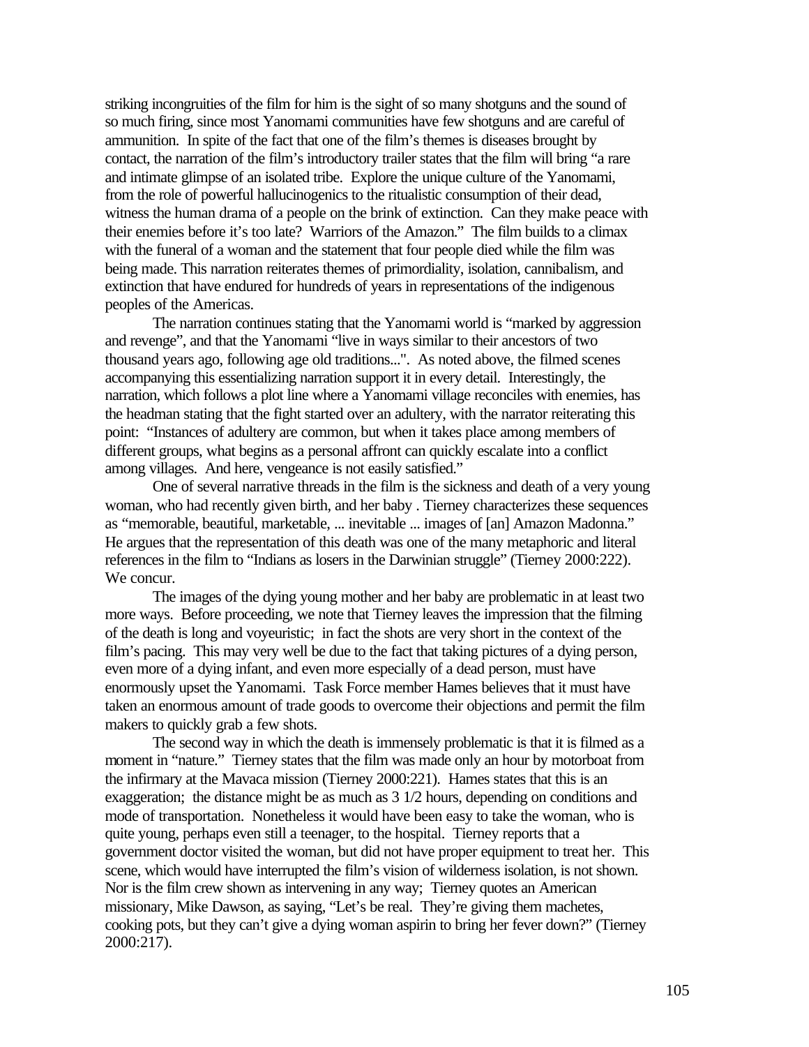striking incongruities of the film for him is the sight of so many shotguns and the sound of so much firing, since most Yanomami communities have few shotguns and are careful of ammunition. In spite of the fact that one of the film's themes is diseases brought by contact, the narration of the film's introductory trailer states that the film will bring "a rare and intimate glimpse of an isolated tribe. Explore the unique culture of the Yanomami, from the role of powerful hallucinogenics to the ritualistic consumption of their dead, witness the human drama of a people on the brink of extinction. Can they make peace with their enemies before it's too late? Warriors of the Amazon." The film builds to a climax with the funeral of a woman and the statement that four people died while the film was being made. This narration reiterates themes of primordiality, isolation, cannibalism, and extinction that have endured for hundreds of years in representations of the indigenous peoples of the Americas.

The narration continues stating that the Yanomami world is "marked by aggression and revenge", and that the Yanomami "live in ways similar to their ancestors of two thousand years ago, following age old traditions...". As noted above, the filmed scenes accompanying this essentializing narration support it in every detail. Interestingly, the narration, which follows a plot line where a Yanomami village reconciles with enemies, has the headman stating that the fight started over an adultery, with the narrator reiterating this point: "Instances of adultery are common, but when it takes place among members of different groups, what begins as a personal affront can quickly escalate into a conflict among villages. And here, vengeance is not easily satisfied."

One of several narrative threads in the film is the sickness and death of a very young woman, who had recently given birth, and her baby . Tierney characterizes these sequences as "memorable, beautiful, marketable, ... inevitable ... images of [an] Amazon Madonna." He argues that the representation of this death was one of the many metaphoric and literal references in the film to "Indians as losers in the Darwinian struggle" (Tierney 2000:222). We concur.

The images of the dying young mother and her baby are problematic in at least two more ways. Before proceeding, we note that Tierney leaves the impression that the filming of the death is long and voyeuristic; in fact the shots are very short in the context of the film's pacing. This may very well be due to the fact that taking pictures of a dying person, even more of a dying infant, and even more especially of a dead person, must have enormously upset the Yanomami. Task Force member Hames believes that it must have taken an enormous amount of trade goods to overcome their objections and permit the film makers to quickly grab a few shots.

The second way in which the death is immensely problematic is that it is filmed as a moment in "nature." Tierney states that the film was made only an hour by motorboat from the infirmary at the Mavaca mission (Tierney 2000:221). Hames states that this is an exaggeration; the distance might be as much as 3 1/2 hours, depending on conditions and mode of transportation. Nonetheless it would have been easy to take the woman, who is quite young, perhaps even still a teenager, to the hospital. Tierney reports that a government doctor visited the woman, but did not have proper equipment to treat her. This scene, which would have interrupted the film's vision of wilderness isolation, is not shown. Nor is the film crew shown as intervening in any way; Tierney quotes an American missionary, Mike Dawson, as saying, "Let's be real. They're giving them machetes, cooking pots, but they can't give a dying woman aspirin to bring her fever down?" (Tierney 2000:217).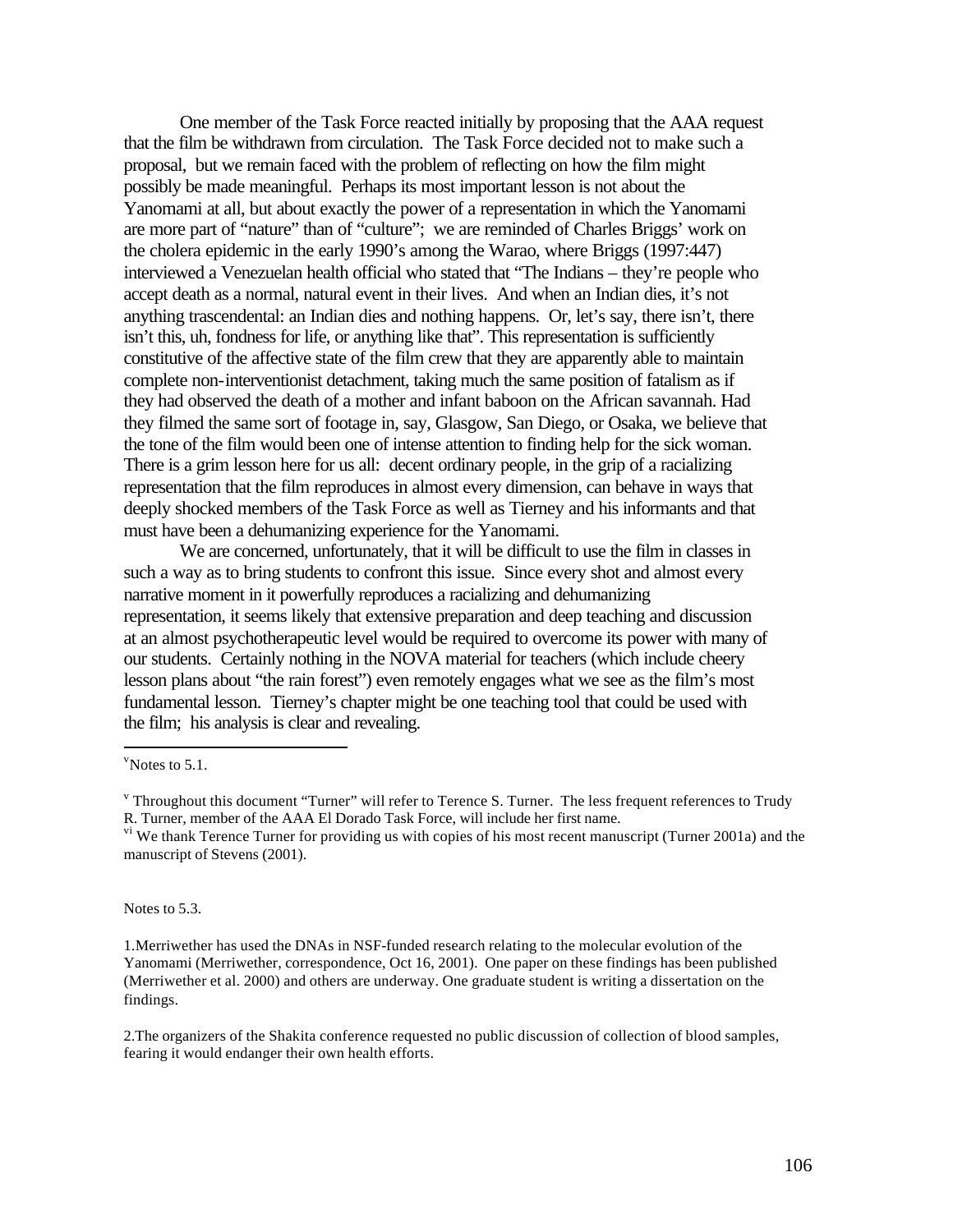One member of the Task Force reacted initially by proposing that the AAA request that the film be withdrawn from circulation. The Task Force decided not to make such a proposal, but we remain faced with the problem of reflecting on how the film might possibly be made meaningful. Perhaps its most important lesson is not about the Yanomami at all, but about exactly the power of a representation in which the Yanomami are more part of "nature" than of "culture"; we are reminded of Charles Briggs' work on the cholera epidemic in the early 1990's among the Warao, where Briggs (1997:447) interviewed a Venezuelan health official who stated that "The Indians – they're people who accept death as a normal, natural event in their lives. And when an Indian dies, it's not anything trascendental: an Indian dies and nothing happens. Or, let's say, there isn't, there isn't this, uh, fondness for life, or anything like that". This representation is sufficiently constitutive of the affective state of the film crew that they are apparently able to maintain complete non-interventionist detachment, taking much the same position of fatalism as if they had observed the death of a mother and infant baboon on the African savannah. Had they filmed the same sort of footage in, say, Glasgow, San Diego, or Osaka, we believe that the tone of the film would been one of intense attention to finding help for the sick woman. There is a grim lesson here for us all: decent ordinary people, in the grip of a racializing representation that the film reproduces in almost every dimension, can behave in ways that deeply shocked members of the Task Force as well as Tierney and his informants and that must have been a dehumanizing experience for the Yanomami.

We are concerned, unfortunately, that it will be difficult to use the film in classes in such a way as to bring students to confront this issue. Since every shot and almost every narrative moment in it powerfully reproduces a racializing and dehumanizing representation, it seems likely that extensive preparation and deep teaching and discussion at an almost psychotherapeutic level would be required to overcome its power with many of our students. Certainly nothing in the NOVA material for teachers (which include cheery lesson plans about "the rain forest") even remotely engages what we see as the film's most fundamental lesson. Tierney's chapter might be one teaching tool that could be used with the film; his analysis is clear and revealing.

---

[v]Notes to 5.1.

[v] Throughout this document "Turner" will refer to Terence S. Turner. The less frequent references to Trudy R. Turner, member of the AAA El Dorado Task Force, will include her first name.

[vi] We thank Terence Turner for providing us with copies of his most recent manuscript (Turner 2001a) and the manuscript of Stevens (2001).

Notes to 5.3.

1.Merriwether has used the DNAs in NSF-funded research relating to the molecular evolution of the Yanomami (Merriwether, correspondence, Oct 16, 2001). One paper on these findings has been published (Merriwether et al. 2000) and others are underway. One graduate student is writing a dissertation on the findings.

2.The organizers of the Shakita conference requested no public discussion of collection of blood samples, fearing it would endanger their own health efforts.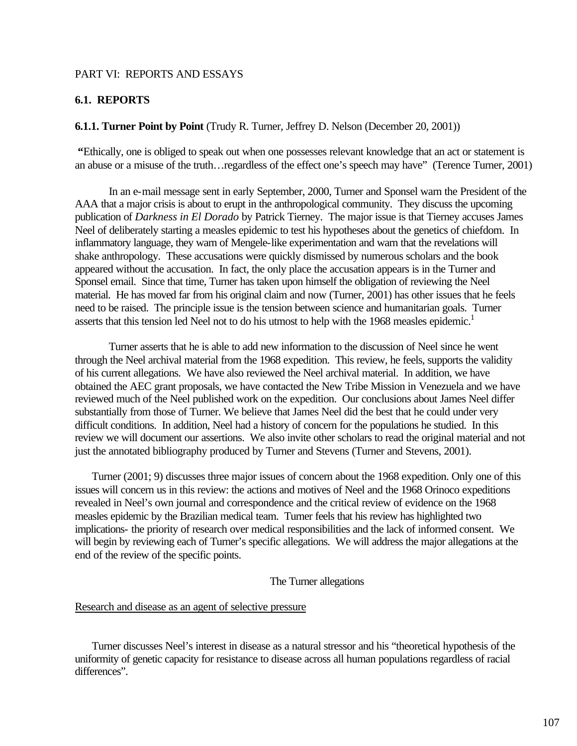PART VI: REPORTS AND ESSAYS

## 6.1. REPORTS

### 6.1.1. Turner Point by Point (Trudy R. Turner, Jeffrey D. Nelson (December 20, 2001))

**"**Ethically, one is obliged to speak out when one possesses relevant knowledge that an act or statement is an abuse or a misuse of the truth…regardless of the effect one's speech may have" (Terence Turner, 2001)

In an e-mail message sent in early September, 2000, Turner and Sponsel warn the President of the AAA that a major crisis is about to erupt in the anthropological community. They discuss the upcoming publication of *Darkness in El Dorado* by Patrick Tierney. The major issue is that Tierney accuses James Neel of deliberately starting a measles epidemic to test his hypotheses about the genetics of chiefdom. In inflammatory language, they warn of Mengele-like experimentation and warn that the revelations will shake anthropology. These accusations were quickly dismissed by numerous scholars and the book appeared without the accusation. In fact, the only place the accusation appears is in the Turner and Sponsel email. Since that time, Turner has taken upon himself the obligation of reviewing the Neel material. He has moved far from his original claim and now (Turner, 2001) has other issues that he feels need to be raised. The principle issue is the tension between science and humanitarian goals. Turner asserts that this tension led Neel not to do his utmost to help with the 1968 measles epidemic.[1]

Turner asserts that he is able to add new information to the discussion of Neel since he went through the Neel archival material from the 1968 expedition. This review, he feels, supports the validity of his current allegations. We have also reviewed the Neel archival material. In addition, we have obtained the AEC grant proposals, we have contacted the New Tribe Mission in Venezuela and we have reviewed much of the Neel published work on the expedition. Our conclusions about James Neel differ substantially from those of Turner. We believe that James Neel did the best that he could under very difficult conditions. In addition, Neel had a history of concern for the populations he studied. In this review we will document our assertions. We also invite other scholars to read the original material and not just the annotated bibliography produced by Turner and Stevens (Turner and Stevens, 2001).

Turner (2001; 9) discusses three major issues of concern about the 1968 expedition. Only one of this issues will concern us in this review: the actions and motives of Neel and the 1968 Orinoco expeditions revealed in Neel's own journal and correspondence and the critical review of evidence on the 1968 measles epidemic by the Brazilian medical team. Turner feels that his review has highlighted two implications- the priority of research over medical responsibilities and the lack of informed consent. We will begin by reviewing each of Turner's specific allegations. We will address the major allegations at the end of the review of the specific points.

The Turner allegations

Research and disease as an agent of selective pressure

Turner discusses Neel's interest in disease as a natural stressor and his "theoretical hypothesis of the uniformity of genetic capacity for resistance to disease across all human populations regardless of racial differences".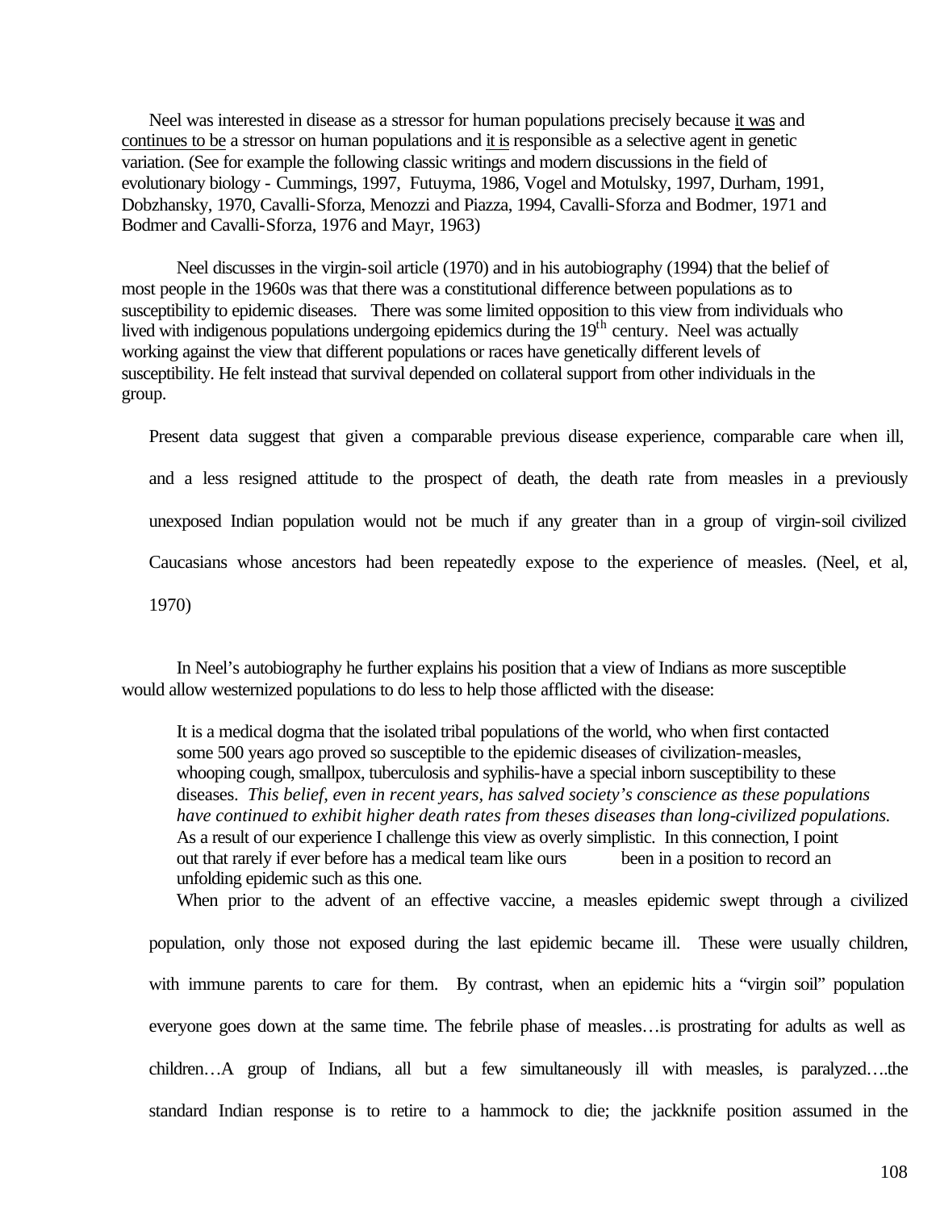Neel was interested in disease as a stressor for human populations precisely because it was and continues to be a stressor on human populations and it is responsible as a selective agent in genetic variation. (See for example the following classic writings and modern discussions in the field of evolutionary biology - Cummings, 1997, Futuyma, 1986, Vogel and Motulsky, 1997, Durham, 1991, Dobzhansky, 1970, Cavalli-Sforza, Menozzi and Piazza, 1994, Cavalli-Sforza and Bodmer, 1971 and Bodmer and Cavalli-Sforza, 1976 and Mayr, 1963)

Neel discusses in the virgin-soil article (1970) and in his autobiography (1994) that the belief of most people in the 1960s was that there was a constitutional difference between populations as to susceptibility to epidemic diseases. There was some limited opposition to this view from individuals who lived with indigenous populations undergoing epidemics during the 19th century. Neel was actually working against the view that different populations or races have genetically different levels of susceptibility. He felt instead that survival depended on collateral support from other individuals in the group.

> Present data suggest that given a comparable previous disease experience, comparable care when ill, and a less resigned attitude to the prospect of death, the death rate from measles in a previously unexposed Indian population would not be much if any greater than in a group of virgin-soil civilized Caucasians whose ancestors had been repeatedly expose to the experience of measles. (Neel, et al, 1970)

In Neel's autobiography he further explains his position that a view of Indians as more susceptible would allow westernized populations to do less to help those afflicted with the disease:

> It is a medical dogma that the isolated tribal populations of the world, who when first contacted some 500 years ago proved so susceptible to the epidemic diseases of civilization-measles, whooping cough, smallpox, tuberculosis and syphilis-have a special inborn susceptibility to these diseases. *This belief, even in recent years, has salved society's conscience as these populations have continued to exhibit higher death rates from theses diseases than long-civilized populations.* As a result of our experience I challenge this view as overly simplistic. In this connection, I point out that rarely if ever before has a medical team like ours been in a position to record an unfolding epidemic such as this one.
>
> When prior to the advent of an effective vaccine, a measles epidemic swept through a civilized population, only those not exposed during the last epidemic became ill. These were usually children, with immune parents to care for them. By contrast, when an epidemic hits a "virgin soil" population everyone goes down at the same time. The febrile phase of measles…is prostrating for adults as well as children…A group of Indians, all but a few simultaneously ill with measles, is paralyzed….the standard Indian response is to retire to a hammock to die; the jackknife position assumed in the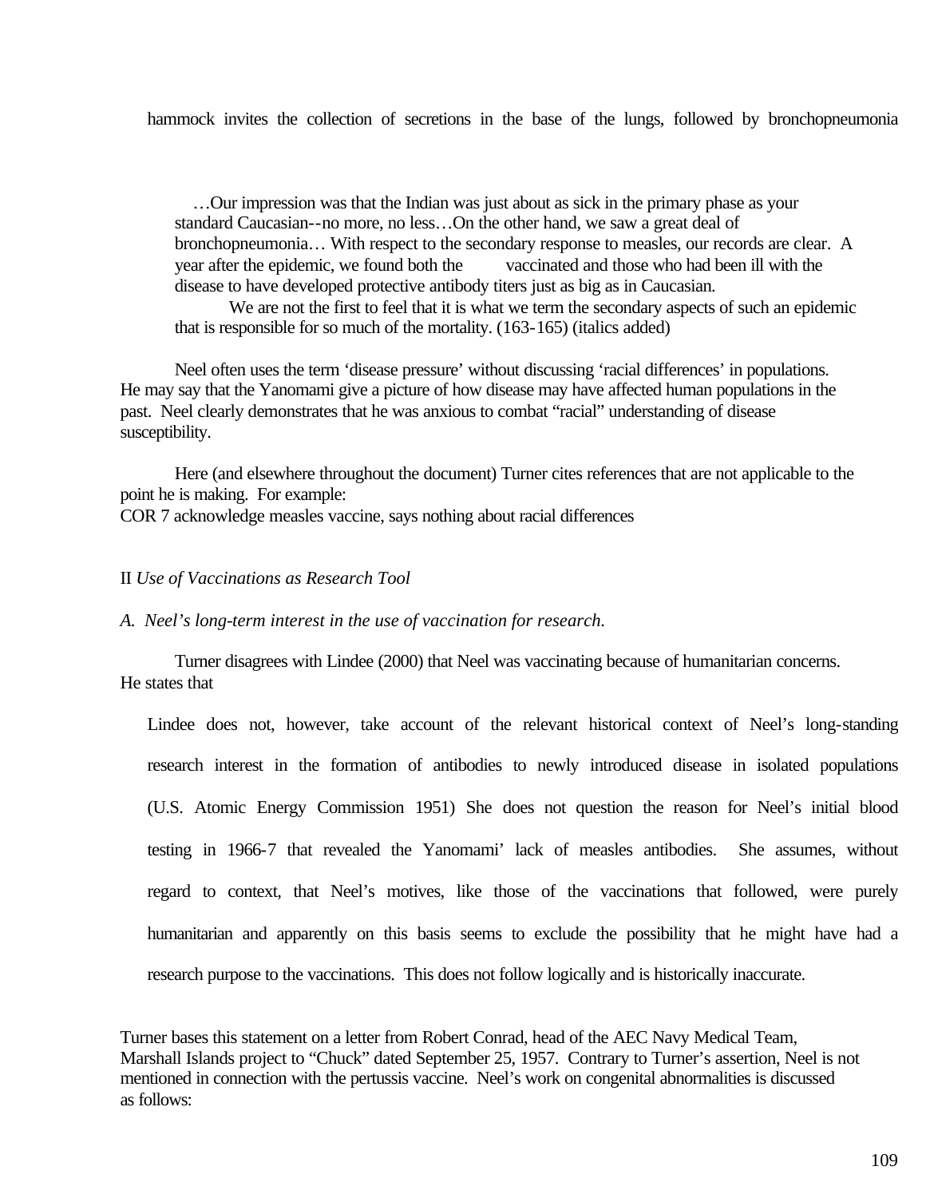hammock invites the collection of secretions in the base of the lungs, followed by bronchopneumonia

> …Our impression was that the Indian was just about as sick in the primary phase as your standard Caucasian--no more, no less…On the other hand, we saw a great deal of bronchopneumonia… With respect to the secondary response to measles, our records are clear. A year after the epidemic, we found both the vaccinated and those who had been ill with the disease to have developed protective antibody titers just as big as in Caucasian.
>
> We are not the first to feel that it is what we term the secondary aspects of such an epidemic that is responsible for so much of the mortality. (163-165) (italics added)

Neel often uses the term 'disease pressure' without discussing 'racial differences' in populations. He may say that the Yanomami give a picture of how disease may have affected human populations in the past. Neel clearly demonstrates that he was anxious to combat "racial" understanding of disease susceptibility.

Here (and elsewhere throughout the document) Turner cites references that are not applicable to the point he is making. For example:
COR 7 acknowledge measles vaccine, says nothing about racial differences

II *Use of Vaccinations as Research Tool*

*A. Neel's long-term interest in the use of vaccination for research.*

Turner disagrees with Lindee (2000) that Neel was vaccinating because of humanitarian concerns. He states that

> Lindee does not, however, take account of the relevant historical context of Neel's long-standing research interest in the formation of antibodies to newly introduced disease in isolated populations (U.S. Atomic Energy Commission 1951) She does not question the reason for Neel's initial blood testing in 1966-7 that revealed the Yanomami' lack of measles antibodies. She assumes, without regard to context, that Neel's motives, like those of the vaccinations that followed, were purely humanitarian and apparently on this basis seems to exclude the possibility that he might have had a research purpose to the vaccinations. This does not follow logically and is historically inaccurate.

Turner bases this statement on a letter from Robert Conrad, head of the AEC Navy Medical Team, Marshall Islands project to "Chuck" dated September 25, 1957. Contrary to Turner's assertion, Neel is not mentioned in connection with the pertussis vaccine. Neel's work on congenital abnormalities is discussed as follows: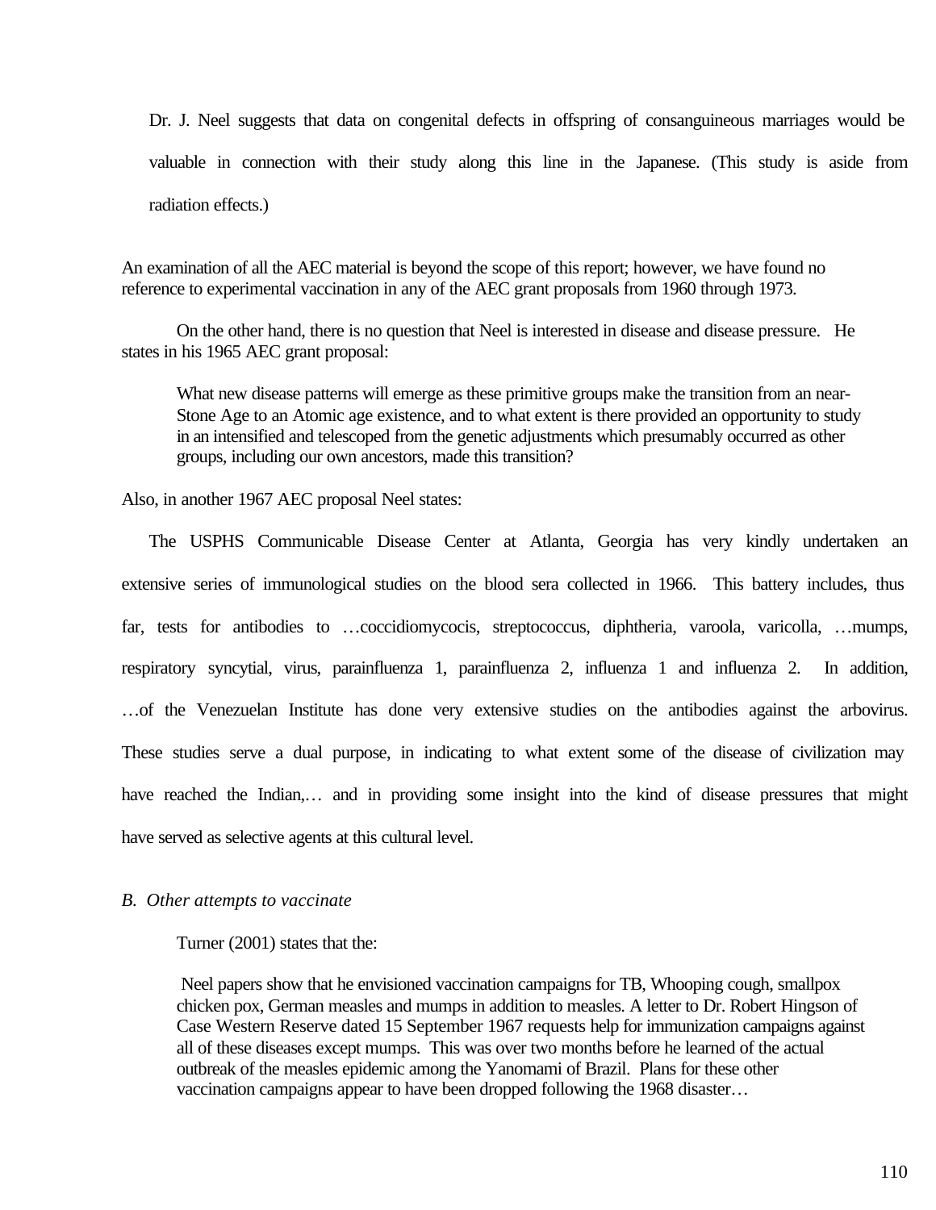Dr. J. Neel suggests that data on congenital defects in offspring of consanguineous marriages would be valuable in connection with their study along this line in the Japanese. (This study is aside from radiation effects.)

An examination of all the AEC material is beyond the scope of this report; however, we have found no reference to experimental vaccination in any of the AEC grant proposals from 1960 through 1973.

On the other hand, there is no question that Neel is interested in disease and disease pressure. He states in his 1965 AEC grant proposal:

> What new disease patterns will emerge as these primitive groups make the transition from an near-Stone Age to an Atomic age existence, and to what extent is there provided an opportunity to study in an intensified and telescoped from the genetic adjustments which presumably occurred as other groups, including our own ancestors, made this transition?

Also, in another 1967 AEC proposal Neel states:

> The USPHS Communicable Disease Center at Atlanta, Georgia has very kindly undertaken an extensive series of immunological studies on the blood sera collected in 1966. This battery includes, thus far, tests for antibodies to …coccidiomycocis, streptococcus, diphtheria, varoola, varicolla, …mumps, respiratory syncytial, virus, parainfluenza 1, parainfluenza 2, influenza 1 and influenza 2. In addition, …of the Venezuelan Institute has done very extensive studies on the antibodies against the arbovirus. These studies serve a dual purpose, in indicating to what extent some of the disease of civilization may have reached the Indian,… and in providing some insight into the kind of disease pressures that might have served as selective agents at this cultural level.

### *B. Other attempts to vaccinate*

Turner (2001) states that the:

> Neel papers show that he envisioned vaccination campaigns for TB, Whooping cough, smallpox chicken pox, German measles and mumps in addition to measles. A letter to Dr. Robert Hingson of Case Western Reserve dated 15 September 1967 requests help for immunization campaigns against all of these diseases except mumps. This was over two months before he learned of the actual outbreak of the measles epidemic among the Yanomami of Brazil. Plans for these other vaccination campaigns appear to have been dropped following the 1968 disaster…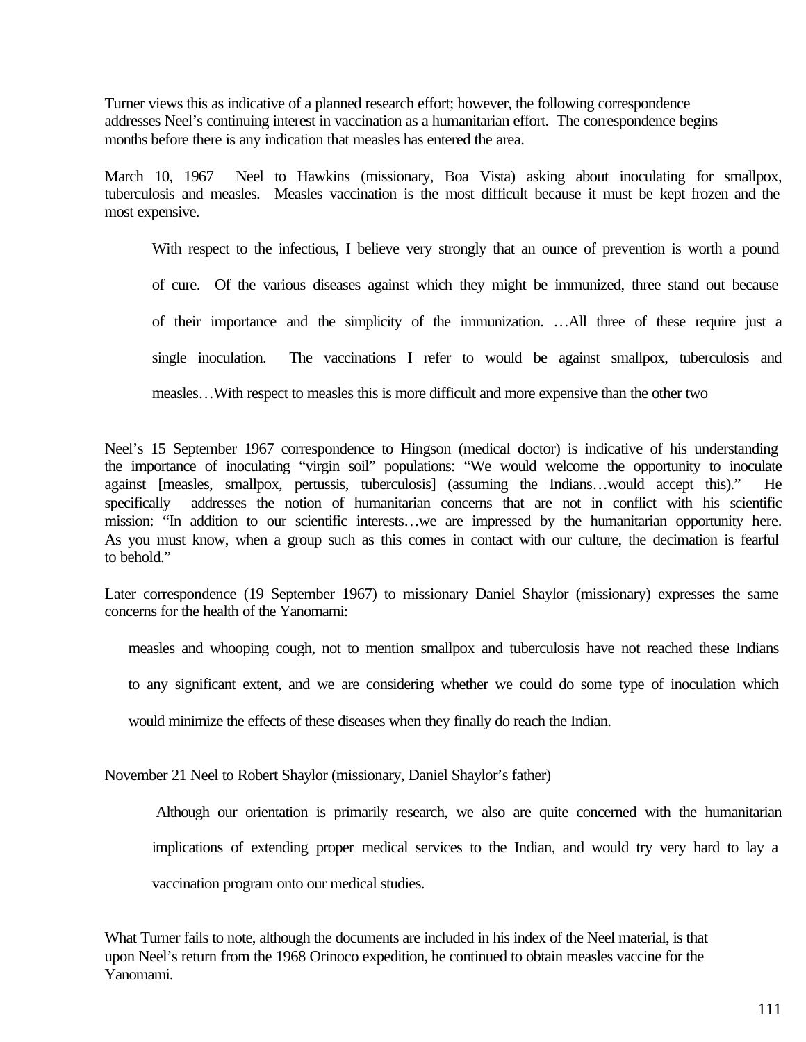Turner views this as indicative of a planned research effort; however, the following correspondence addresses Neel's continuing interest in vaccination as a humanitarian effort. The correspondence begins months before there is any indication that measles has entered the area.

March 10, 1967 Neel to Hawkins (missionary, Boa Vista) asking about inoculating for smallpox, tuberculosis and measles. Measles vaccination is the most difficult because it must be kept frozen and the most expensive.

> With respect to the infectious, I believe very strongly that an ounce of prevention is worth a pound of cure. Of the various diseases against which they might be immunized, three stand out because of their importance and the simplicity of the immunization. …All three of these require just a single inoculation. The vaccinations I refer to would be against smallpox, tuberculosis and measles…With respect to measles this is more difficult and more expensive than the other two

Neel's 15 September 1967 correspondence to Hingson (medical doctor) is indicative of his understanding the importance of inoculating "virgin soil" populations: "We would welcome the opportunity to inoculate against [measles, smallpox, pertussis, tuberculosis] (assuming the Indians…would accept this)." He specifically addresses the notion of humanitarian concerns that are not in conflict with his scientific mission: "In addition to our scientific interests…we are impressed by the humanitarian opportunity here. As you must know, when a group such as this comes in contact with our culture, the decimation is fearful to behold."

Later correspondence (19 September 1967) to missionary Daniel Shaylor (missionary) expresses the same concerns for the health of the Yanomami:

> measles and whooping cough, not to mention smallpox and tuberculosis have not reached these Indians to any significant extent, and we are considering whether we could do some type of inoculation which would minimize the effects of these diseases when they finally do reach the Indian.

November 21 Neel to Robert Shaylor (missionary, Daniel Shaylor's father)

> Although our orientation is primarily research, we also are quite concerned with the humanitarian implications of extending proper medical services to the Indian, and would try very hard to lay a vaccination program onto our medical studies.

What Turner fails to note, although the documents are included in his index of the Neel material, is that upon Neel's return from the 1968 Orinoco expedition, he continued to obtain measles vaccine for the Yanomami.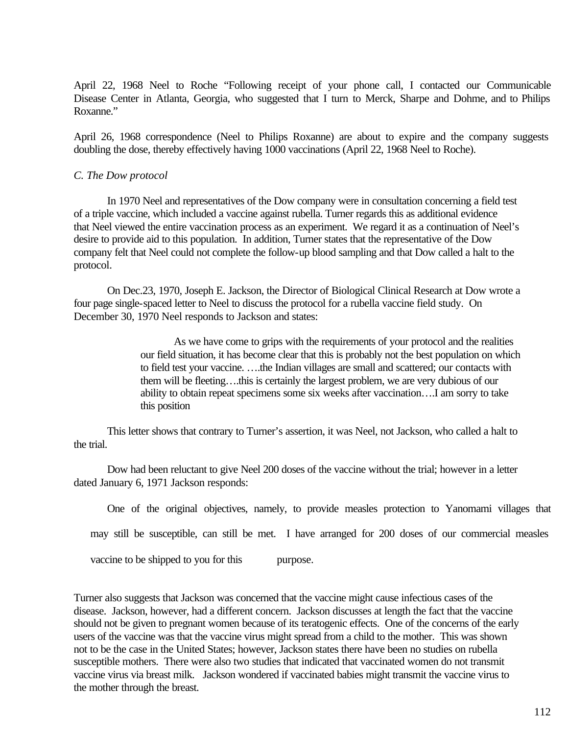April 22, 1968 Neel to Roche "Following receipt of your phone call, I contacted our Communicable Disease Center in Atlanta, Georgia, who suggested that I turn to Merck, Sharpe and Dohme, and to Philips Roxanne."

April 26, 1968 correspondence (Neel to Philips Roxanne) are about to expire and the company suggests doubling the dose, thereby effectively having 1000 vaccinations (April 22, 1968 Neel to Roche).

*C. The Dow protocol*

In 1970 Neel and representatives of the Dow company were in consultation concerning a field test of a triple vaccine, which included a vaccine against rubella. Turner regards this as additional evidence that Neel viewed the entire vaccination process as an experiment. We regard it as a continuation of Neel's desire to provide aid to this population. In addition, Turner states that the representative of the Dow company felt that Neel could not complete the follow-up blood sampling and that Dow called a halt to the protocol.

On Dec.23, 1970, Joseph E. Jackson, the Director of Biological Clinical Research at Dow wrote a four page single-spaced letter to Neel to discuss the protocol for a rubella vaccine field study. On December 30, 1970 Neel responds to Jackson and states:

> As we have come to grips with the requirements of your protocol and the realities our field situation, it has become clear that this is probably not the best population on which to field test your vaccine. ….the Indian villages are small and scattered; our contacts with them will be fleeting….this is certainly the largest problem, we are very dubious of our ability to obtain repeat specimens some six weeks after vaccination….I am sorry to take this position

This letter shows that contrary to Turner's assertion, it was Neel, not Jackson, who called a halt to the trial.

Dow had been reluctant to give Neel 200 doses of the vaccine without the trial; however in a letter dated January 6, 1971 Jackson responds:

> One of the original objectives, namely, to provide measles protection to Yanomami villages that may still be susceptible, can still be met. I have arranged for 200 doses of our commercial measles vaccine to be shipped to you for this purpose.

Turner also suggests that Jackson was concerned that the vaccine might cause infectious cases of the disease. Jackson, however, had a different concern. Jackson discusses at length the fact that the vaccine should not be given to pregnant women because of its teratogenic effects. One of the concerns of the early users of the vaccine was that the vaccine virus might spread from a child to the mother. This was shown not to be the case in the United States; however, Jackson states there have been no studies on rubella susceptible mothers. There were also two studies that indicated that vaccinated women do not transmit vaccine virus via breast milk. Jackson wondered if vaccinated babies might transmit the vaccine virus to the mother through the breast.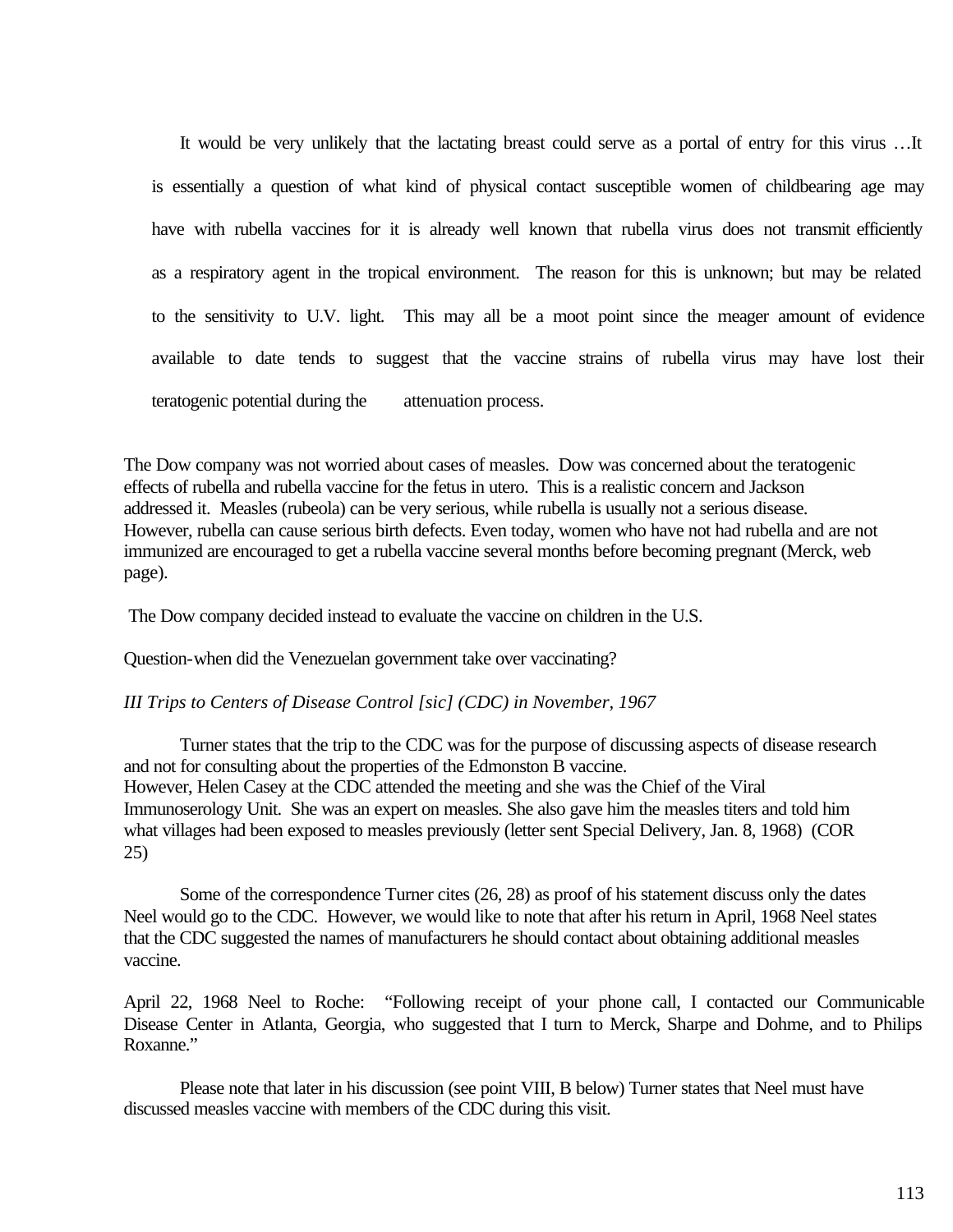> It would be very unlikely that the lactating breast could serve as a portal of entry for this virus …It is essentially a question of what kind of physical contact susceptible women of childbearing age may have with rubella vaccines for it is already well known that rubella virus does not transmit efficiently as a respiratory agent in the tropical environment. The reason for this is unknown; but may be related to the sensitivity to U.V. light. This may all be a moot point since the meager amount of evidence available to date tends to suggest that the vaccine strains of rubella virus may have lost their teratogenic potential during the attenuation process.

The Dow company was not worried about cases of measles. Dow was concerned about the teratogenic effects of rubella and rubella vaccine for the fetus in utero. This is a realistic concern and Jackson addressed it. Measles (rubeola) can be very serious, while rubella is usually not a serious disease. However, rubella can cause serious birth defects. Even today, women who have not had rubella and are not immunized are encouraged to get a rubella vaccine several months before becoming pregnant (Merck, web page).

The Dow company decided instead to evaluate the vaccine on children in the U.S.

Question-when did the Venezuelan government take over vaccinating?

*III Trips to Centers of Disease Control [sic] (CDC) in November, 1967*

Turner states that the trip to the CDC was for the purpose of discussing aspects of disease research and not for consulting about the properties of the Edmonston B vaccine.
However, Helen Casey at the CDC attended the meeting and she was the Chief of the Viral Immunoserology Unit. She was an expert on measles. She also gave him the measles titers and told him what villages had been exposed to measles previously (letter sent Special Delivery, Jan. 8, 1968) (COR 25)

Some of the correspondence Turner cites (26, 28) as proof of his statement discuss only the dates Neel would go to the CDC. However, we would like to note that after his return in April, 1968 Neel states that the CDC suggested the names of manufacturers he should contact about obtaining additional measles vaccine.

April 22, 1968 Neel to Roche: "Following receipt of your phone call, I contacted our Communicable Disease Center in Atlanta, Georgia, who suggested that I turn to Merck, Sharpe and Dohme, and to Philips Roxanne."

Please note that later in his discussion (see point VIII, B below) Turner states that Neel must have discussed measles vaccine with members of the CDC during this visit.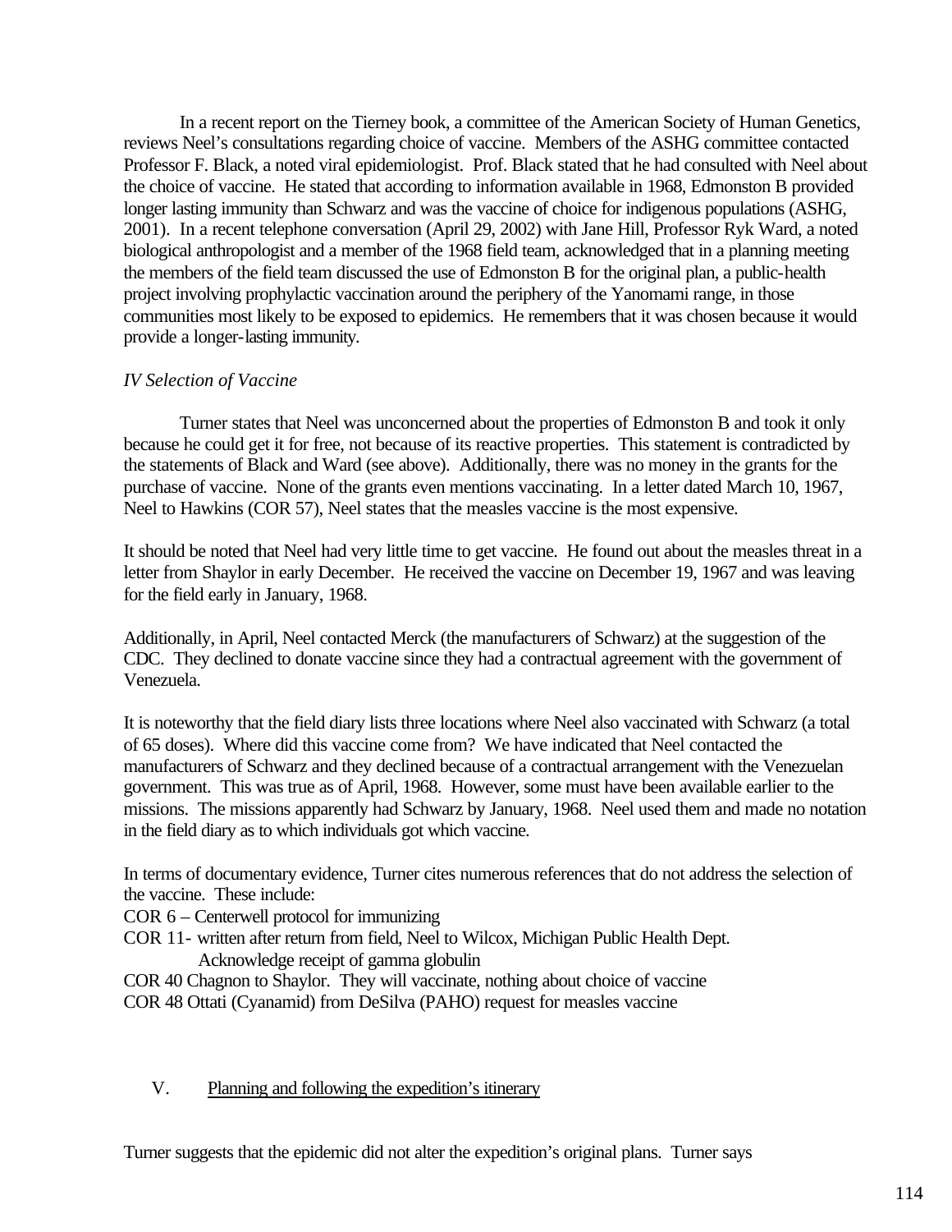In a recent report on the Tierney book, a committee of the American Society of Human Genetics, reviews Neel's consultations regarding choice of vaccine. Members of the ASHG committee contacted Professor F. Black, a noted viral epidemiologist. Prof. Black stated that he had consulted with Neel about the choice of vaccine. He stated that according to information available in 1968, Edmonston B provided longer lasting immunity than Schwarz and was the vaccine of choice for indigenous populations (ASHG, 2001). In a recent telephone conversation (April 29, 2002) with Jane Hill, Professor Ryk Ward, a noted biological anthropologist and a member of the 1968 field team, acknowledged that in a planning meeting the members of the field team discussed the use of Edmonston B for the original plan, a public-health project involving prophylactic vaccination around the periphery of the Yanomami range, in those communities most likely to be exposed to epidemics. He remembers that it was chosen because it would provide a longer-lasting immunity.

### *IV Selection of Vaccine*

Turner states that Neel was unconcerned about the properties of Edmonston B and took it only because he could get it for free, not because of its reactive properties. This statement is contradicted by the statements of Black and Ward (see above). Additionally, there was no money in the grants for the purchase of vaccine. None of the grants even mentions vaccinating. In a letter dated March 10, 1967, Neel to Hawkins (COR 57), Neel states that the measles vaccine is the most expensive.

It should be noted that Neel had very little time to get vaccine. He found out about the measles threat in a letter from Shaylor in early December. He received the vaccine on December 19, 1967 and was leaving for the field early in January, 1968.

Additionally, in April, Neel contacted Merck (the manufacturers of Schwarz) at the suggestion of the CDC. They declined to donate vaccine since they had a contractual agreement with the government of Venezuela.

It is noteworthy that the field diary lists three locations where Neel also vaccinated with Schwarz (a total of 65 doses). Where did this vaccine come from? We have indicated that Neel contacted the manufacturers of Schwarz and they declined because of a contractual arrangement with the Venezuelan government. This was true as of April, 1968. However, some must have been available earlier to the missions. The missions apparently had Schwarz by January, 1968. Neel used them and made no notation in the field diary as to which individuals got which vaccine.

In terms of documentary evidence, Turner cites numerous references that do not address the selection of the vaccine. These include:

COR 6 – Centerwell protocol for immunizing
COR 11- written after return from field, Neel to Wilcox, Michigan Public Health Dept.
    Acknowledge receipt of gamma globulin
COR 40 Chagnon to Shaylor. They will vaccinate, nothing about choice of vaccine
COR 48 Ottati (Cyanamid) from DeSilva (PAHO) request for measles vaccine

## V. Planning and following the expedition's itinerary

Turner suggests that the epidemic did not alter the expedition's original plans. Turner says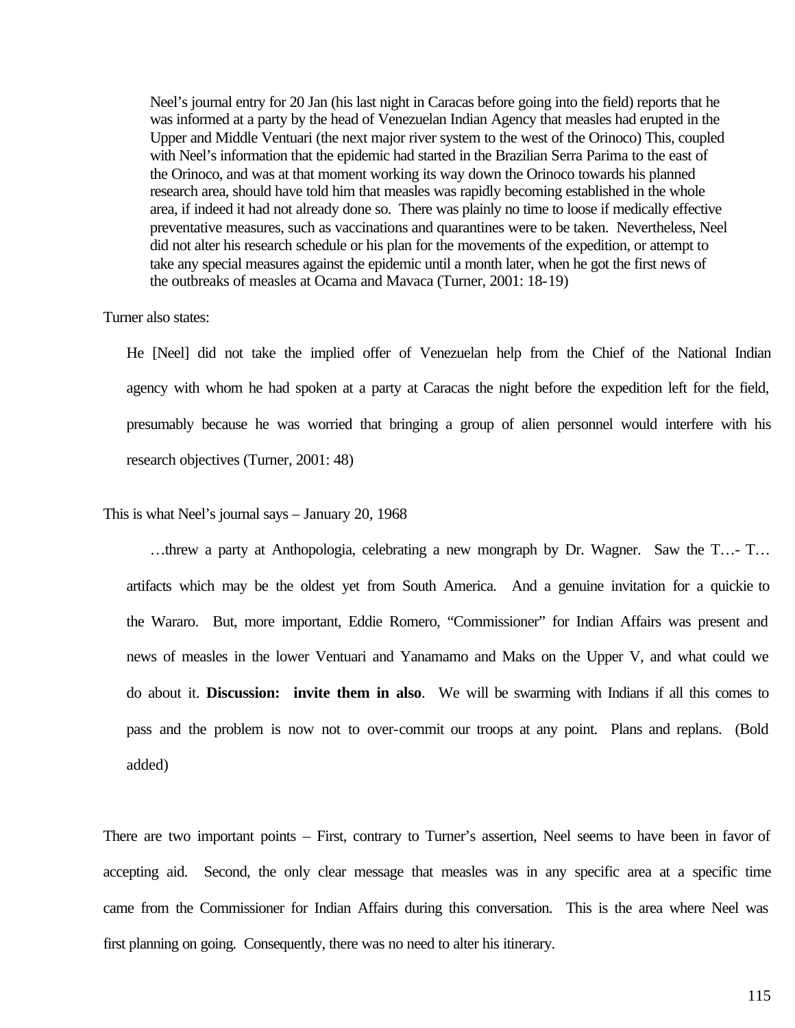> Neel's journal entry for 20 Jan (his last night in Caracas before going into the field) reports that he was informed at a party by the head of Venezuelan Indian Agency that measles had erupted in the Upper and Middle Ventuari (the next major river system to the west of the Orinoco) This, coupled with Neel's information that the epidemic had started in the Brazilian Serra Parima to the east of the Orinoco, and was at that moment working its way down the Orinoco towards his planned research area, should have told him that measles was rapidly becoming established in the whole area, if indeed it had not already done so. There was plainly no time to loose if medically effective preventative measures, such as vaccinations and quarantines were to be taken. Nevertheless, Neel did not alter his research schedule or his plan for the movements of the expedition, or attempt to take any special measures against the epidemic until a month later, when he got the first news of the outbreaks of measles at Ocama and Mavaca (Turner, 2001: 18-19)

Turner also states:

> He [Neel] did not take the implied offer of Venezuelan help from the Chief of the National Indian agency with whom he had spoken at a party at Caracas the night before the expedition left for the field, presumably because he was worried that bringing a group of alien personnel would interfere with his research objectives (Turner, 2001: 48)

This is what Neel's journal says – January 20, 1968

> …threw a party at Anthopologia, celebrating a new mongraph by Dr. Wagner. Saw the T…- T… artifacts which may be the oldest yet from South America. And a genuine invitation for a quickie to the Wararo. But, more important, Eddie Romero, "Commissioner" for Indian Affairs was present and news of measles in the lower Ventuari and Yanamamo and Maks on the Upper V, and what could we do about it. **Discussion: invite them in also**. We will be swarming with Indians if all this comes to pass and the problem is now not to over-commit our troops at any point. Plans and replans. (Bold added)

There are two important points – First, contrary to Turner's assertion, Neel seems to have been in favor of accepting aid. Second, the only clear message that measles was in any specific area at a specific time came from the Commissioner for Indian Affairs during this conversation. This is the area where Neel was first planning on going. Consequently, there was no need to alter his itinerary.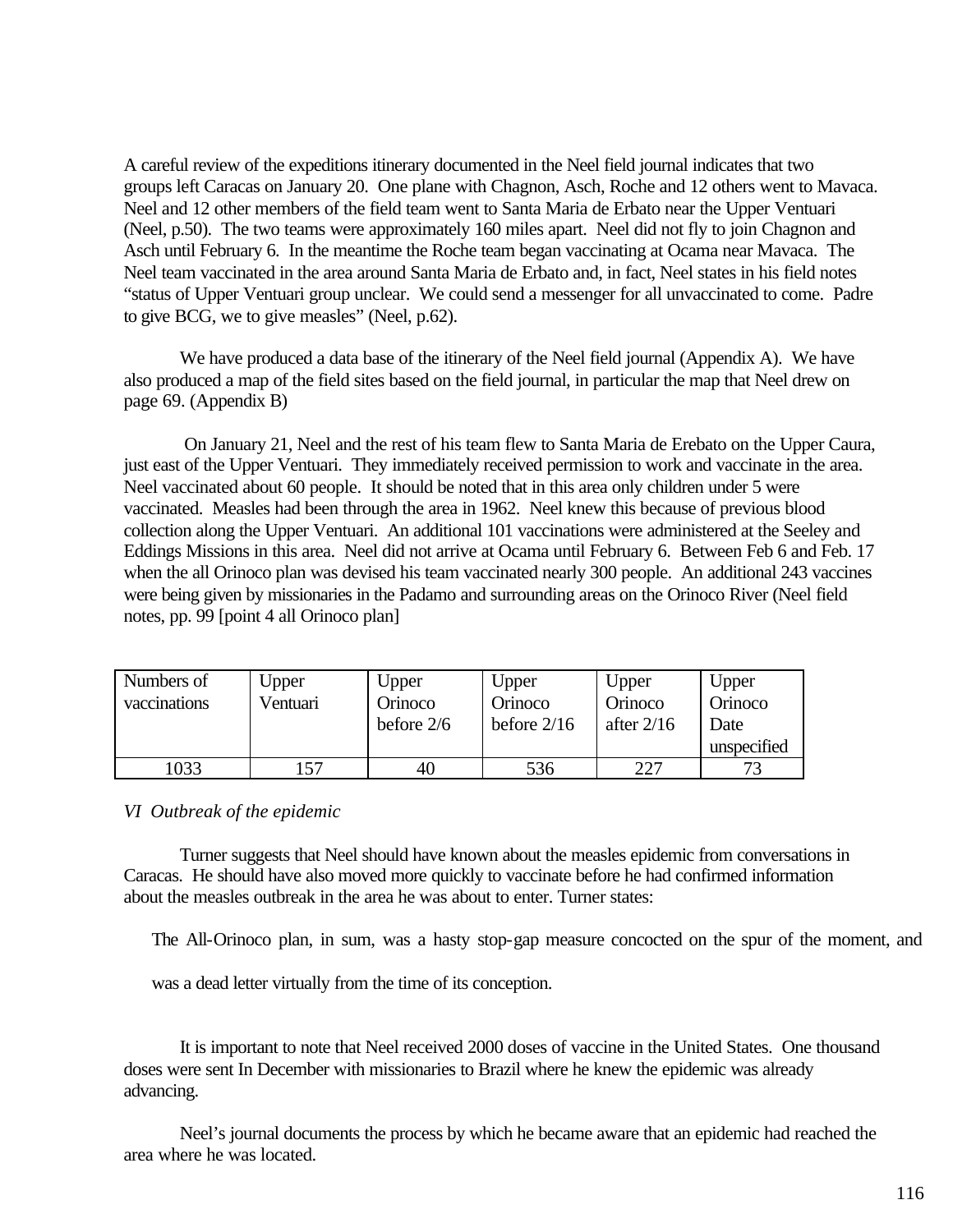A careful review of the expeditions itinerary documented in the Neel field journal indicates that two groups left Caracas on January 20. One plane with Chagnon, Asch, Roche and 12 others went to Mavaca. Neel and 12 other members of the field team went to Santa Maria de Erbato near the Upper Venturi (Neel, p.50). The two teams were approximately 160 miles apart. Neel did not fly to join Chagnon and Asch until February 6. In the meantime the Roche team began vaccinating at Ocama near Mavaca. The Neel team vaccinated in the area around Santa Maria de Erbato and, in fact, Neel states in his field notes "status of Upper Venturi group unclear. We could send a messenger for all unvaccinated to come. Padre to give BCG, we to give measles" (Neel, p.62).

We have produced a data base of the itinerary of the Neel field journal (Appendix A). We have also produced a map of the field sites based on the field journal, in particular the map that Neel drew on page 69. (Appendix B)

On January 21, Neel and the rest of his team flew to Santa Maria de Erebato on the Upper Caura, just east of the Upper Venturi. They immediately received permission to work and vaccinate in the area. Neel vaccinated about 60 people. It should be noted that in this area only children under 5 were vaccinated. Measles had been through the area in 1962. Neel knew this because of previous blood collection along the Upper Venturi. An additional 101 vaccinations were administered at the Seeley and Eddings Missions in this area. Neel did not arrive at Ocama until February 6. Between Feb 6 and Feb. 17 when the all Orinoco plan was devised his team vaccinated nearly 300 people. An additional 243 vaccines were being given by missionaries in the Padamo and surrounding areas on the Orinoco River (Neel field notes, pp. 99 [point 4 all Orinoco plan]

| Numbers of vaccinations | Upper Venturi | Upper Orinoco before 2/6 | Upper Orinoco before 2/16 | Upper Orinoco after 2/16 | Upper Orinoco Date unspecified |
|---|---|---|---|---|---|
| 1033 | 157 | 40 | 536 | 227 | 73 |

*VI Outbreak of the epidemic*

Turner suggests that Neel should have known about the measles epidemic from conversations in Caracas. He should have also moved more quickly to vaccinate before he had confirmed information about the measles outbreak in the area he was about to enter. Turner states:

> The All-Orinoco plan, in sum, was a hasty stop-gap measure concocted on the spur of the moment, and was a dead letter virtually from the time of its conception.

It is important to note that Neel received 2000 doses of vaccine in the United States. One thousand doses were sent In December with missionaries to Brazil where he knew the epidemic was already advancing.

Neel's journal documents the process by which he became aware that an epidemic had reached the area where he was located.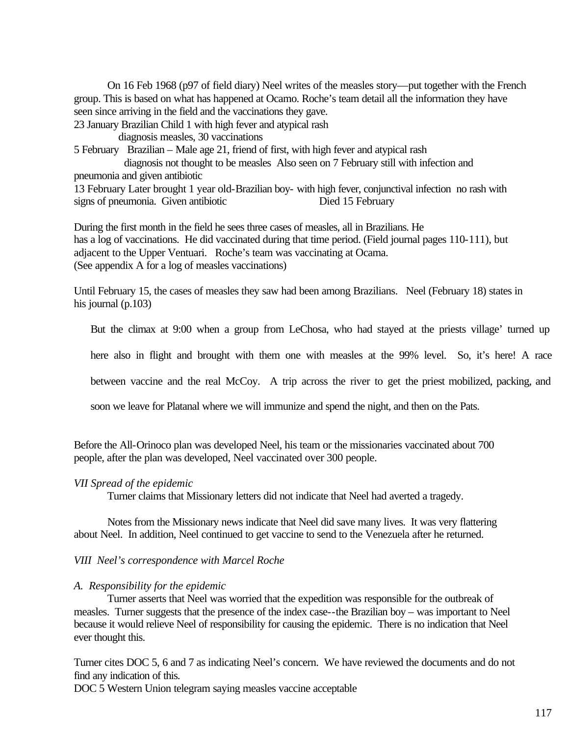On 16 Feb 1968 (p97 of field diary) Neel writes of the measles story—put together with the French group. This is based on what has happened at Ocamo. Roche's team detail all the information they have seen since arriving in the field and the vaccinations they gave.

23 January Brazilian Child 1 with high fever and atypical rash
diagnosis measles, 30 vaccinations

5 February Brazilian – Male age 21, friend of first, with high fever and atypical rash
diagnosis not thought to be measles Also seen on 7 February still with infection and pneumonia and given antibiotic

13 February Later brought 1 year old-Brazilian boy- with high fever, conjunctival infection no rash with signs of pneumonia. Given antibiotic Died 15 February

During the first month in the field he sees three cases of measles, all in Brazilians. He has a log of vaccinations. He did vaccinated during that time period. (Field journal pages 110-111), but adjacent to the Upper Ventuari. Roche's team was vaccinating at Ocama.
(See appendix A for a log of measles vaccinations)

Until February 15, the cases of measles they saw had been among Brazilians. Neel (February 18) states in his journal (p.103)

> But the climax at 9:00 when a group from LeChosa, who had stayed at the priests village' turned up here also in flight and brought with them one with measles at the 99% level. So, it's here! A race between vaccine and the real McCoy. A trip across the river to get the priest mobilized, packing, and soon we leave for Platanal where we will immunize and spend the night, and then on the Pats.

Before the All-Orinoco plan was developed Neel, his team or the missionaries vaccinated about 700 people, after the plan was developed, Neel vaccinated over 300 people.

*VII Spread of the epidemic*

Turner claims that Missionary letters did not indicate that Neel had averted a tragedy.

Notes from the Missionary news indicate that Neel did save many lives. It was very flattering about Neel. In addition, Neel continued to get vaccine to send to the Venezuela after he returned.

*VIII Neel's correspondence with Marcel Roche*

*A. Responsibility for the epidemic*

Turner asserts that Neel was worried that the expedition was responsible for the outbreak of measles. Turner suggests that the presence of the index case--the Brazilian boy – was important to Neel because it would relieve Neel of responsibility for causing the epidemic. There is no indication that Neel ever thought this.

Turner cites DOC 5, 6 and 7 as indicating Neel's concern. We have reviewed the documents and do not find any indication of this.

DOC 5 Western Union telegram saying measles vaccine acceptable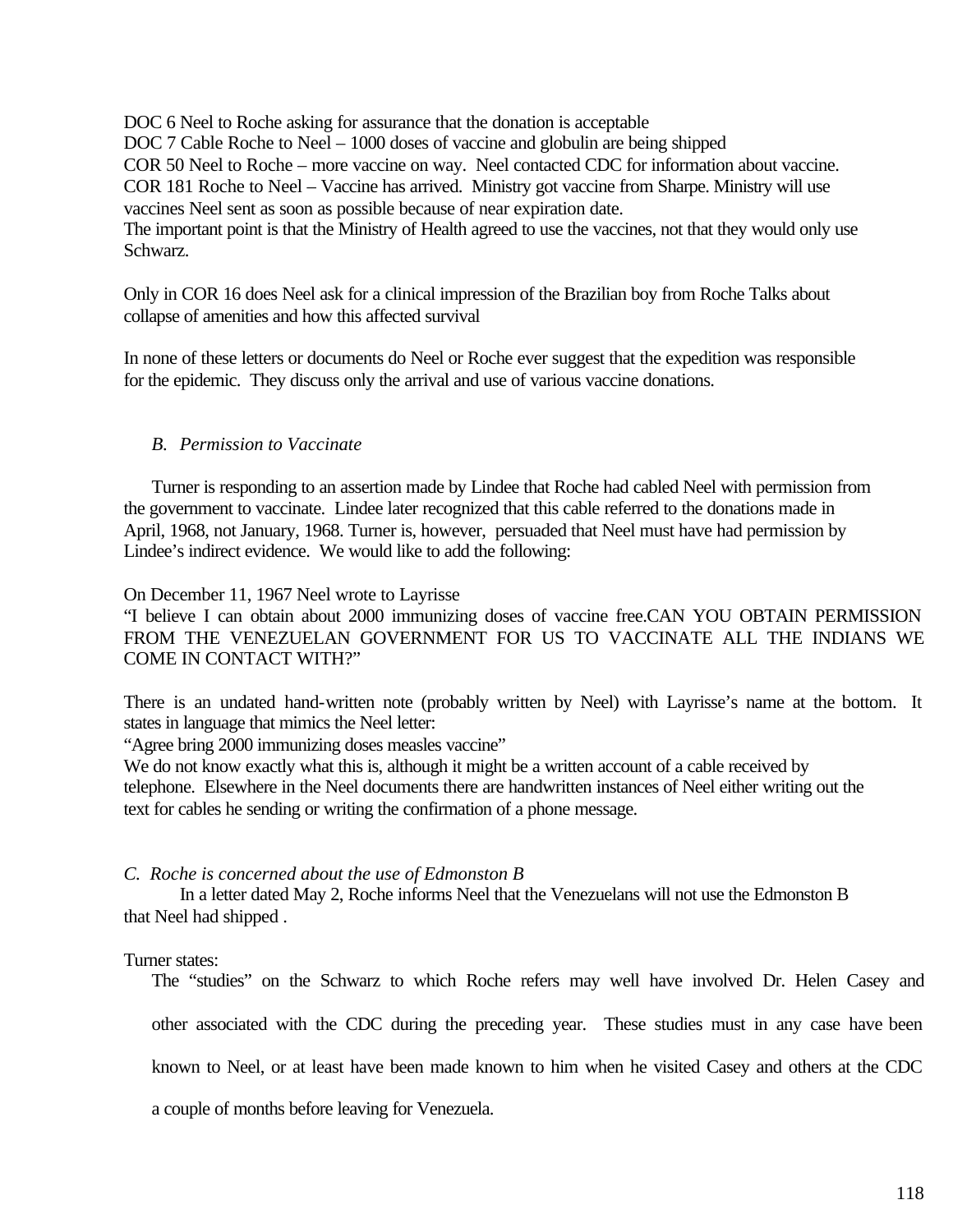DOC 6 Neel to Roche asking for assurance that the donation is acceptable
DOC 7 Cable Roche to Neel – 1000 doses of vaccine and globulin are being shipped
COR 50 Neel to Roche – more vaccine on way. Neel contacted CDC for information about vaccine.
COR 181 Roche to Neel – Vaccine has arrived. Ministry got vaccine from Sharpe. Ministry will use vaccines Neel sent as soon as possible because of near expiration date.
The important point is that the Ministry of Health agreed to use the vaccines, not that they would only use Schwarz.

Only in COR 16 does Neel ask for a clinical impression of the Brazilian boy from Roche Talks about collapse of amenities and how this affected survival

In none of these letters or documents do Neel or Roche ever suggest that the expedition was responsible for the epidemic. They discuss only the arrival and use of various vaccine donations.

### *B. Permission to Vaccinate*

Turner is responding to an assertion made by Lindee that Roche had cabled Neel with permission from the government to vaccinate. Lindee later recognized that this cable referred to the donations made in April, 1968, not January, 1968. Turner is, however, persuaded that Neel must have had permission by Lindee's indirect evidence. We would like to add the following:

On December 11, 1967 Neel wrote to Layrisse
"I believe I can obtain about 2000 immunizing doses of vaccine free.CAN YOU OBTAIN PERMISSION FROM THE VENEZUELAN GOVERNMENT FOR US TO VACCINATE ALL THE INDIANS WE COME IN CONTACT WITH?"

There is an undated hand-written note (probably written by Neel) with Layrisse's name at the bottom. It states in language that mimics the Neel letter:
"Agree bring 2000 immunizing doses measles vaccine"
We do not know exactly what this is, although it might be a written account of a cable received by telephone. Elsewhere in the Neel documents there are handwritten instances of Neel either writing out the text for cables he sending or writing the confirmation of a phone message.

### *C. Roche is concerned about the use of Edmonston B*

In a letter dated May 2, Roche informs Neel that the Venezuelans will not use the Edmonston B that Neel had shipped .

Turner states:

> The "studies" on the Schwarz to which Roche refers may well have involved Dr. Helen Casey and other associated with the CDC during the preceding year. These studies must in any case have been known to Neel, or at least have been made known to him when he visited Casey and others at the CDC a couple of months before leaving for Venezuela.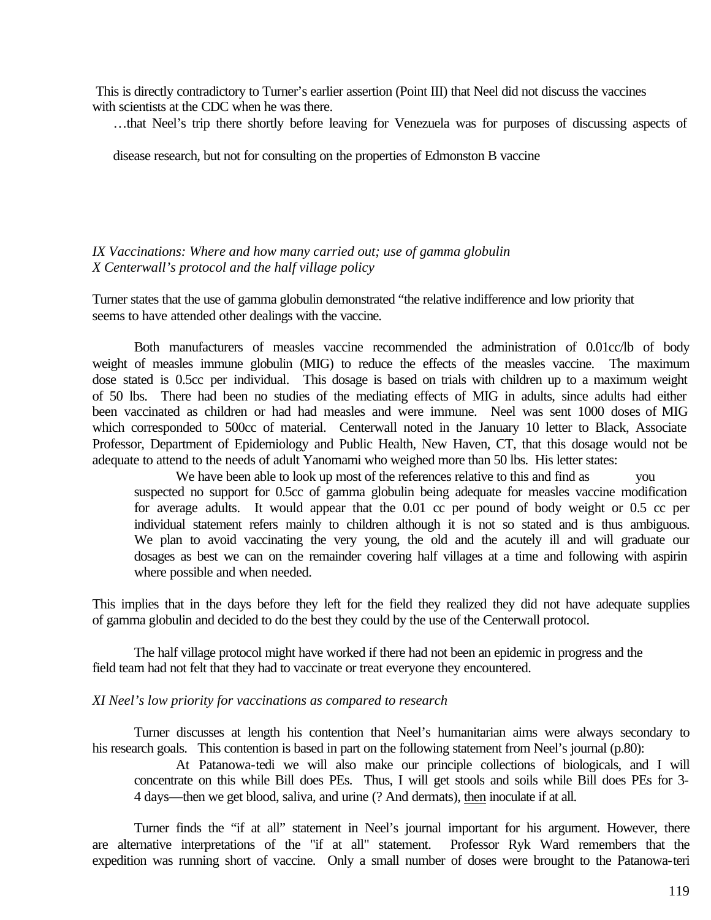This is directly contradictory to Turner's earlier assertion (Point III) that Neel did not discuss the vaccines with scientists at the CDC when he was there.

> …that Neel's trip there shortly before leaving for Venezuela was for purposes of discussing aspects of disease research, but not for consulting on the properties of Edmonston B vaccine

*IX Vaccinations: Where and how many carried out; use of gamma globulin*
*X Centerwall's protocol and the half village policy*

Turner states that the use of gamma globulin demonstrated "the relative indifference and low priority that seems to have attended other dealings with the vaccine.

Both manufacturers of measles vaccine recommended the administration of 0.01cc/lb of body weight of measles immune globulin (MIG) to reduce the effects of the measles vaccine. The maximum dose stated is 0.5cc per individual. This dosage is based on trials with children up to a maximum weight of 50 lbs. There had been no studies of the mediating effects of MIG in adults, since adults had either been vaccinated as children or had had measles and were immune. Neel was sent 1000 doses of MIG which corresponded to 500cc of material. Centerwall noted in the January 10 letter to Black, Associate Professor, Department of Epidemiology and Public Health, New Haven, CT, that this dosage would not be adequate to attend to the needs of adult Yanomami who weighed more than 50 lbs. His letter states:

> We have been able to look up most of the references relative to this and find as you suspected no support for 0.5cc of gamma globulin being adequate for measles vaccine modification for average adults. It would appear that the 0.01 cc per pound of body weight or 0.5 cc per individual statement refers mainly to children although it is not so stated and is thus ambiguous. We plan to avoid vaccinating the very young, the old and the acutely ill and will graduate our dosages as best we can on the remainder covering half villages at a time and following with aspirin where possible and when needed.

This implies that in the days before they left for the field they realized they did not have adequate supplies of gamma globulin and decided to do the best they could by the use of the Centerwall protocol.

The half village protocol might have worked if there had not been an epidemic in progress and the field team had not felt that they had to vaccinate or treat everyone they encountered.

*XI Neel's low priority for vaccinations as compared to research*

Turner discusses at length his contention that Neel's humanitarian aims were always secondary to his research goals. This contention is based in part on the following statement from Neel's journal (p.80):

> At Patanowa-tedi we will also make our principle collections of biologicals, and I will concentrate on this while Bill does PEs. Thus, I will get stools and soils while Bill does PEs for 3-4 days—then we get blood, saliva, and urine (? And dermats), then inoculate if at all.

Turner finds the "if at all" statement in Neel's journal important for his argument. However, there are alternative interpretations of the "if at all" statement. Professor Ryk Ward remembers that the expedition was running short of vaccine. Only a small number of doses were brought to the Patanowa-teri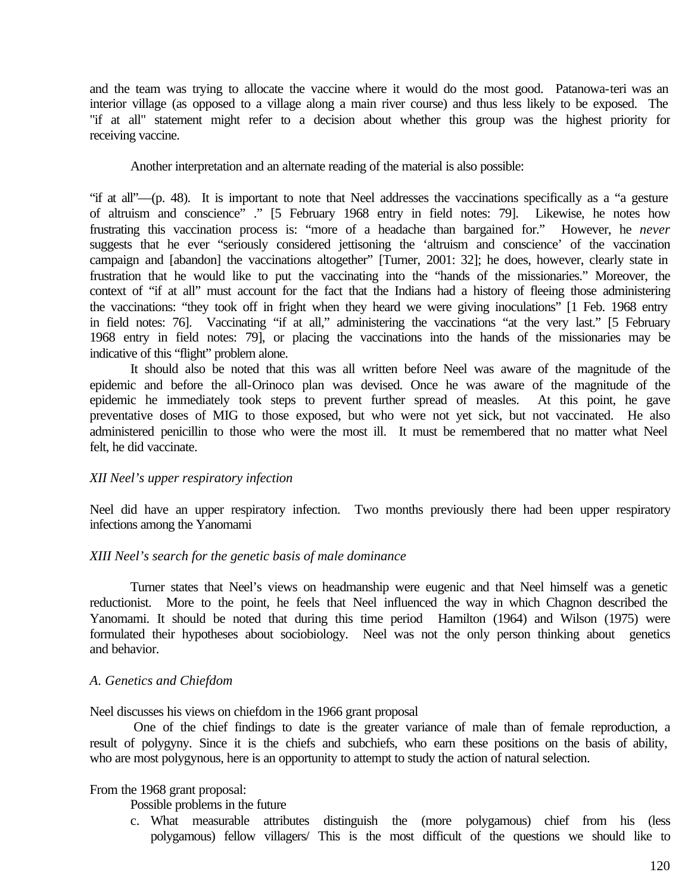and the team was trying to allocate the vaccine where it would do the most good. Patanowa-teri was an interior village (as opposed to a village along a main river course) and thus less likely to be exposed. The "if at all" statement might refer to a decision about whether this group was the highest priority for receiving vaccine.

Another interpretation and an alternate reading of the material is also possible:

"if at all"—(p. 48). It is important to note that Neel addresses the vaccinations specifically as a "a gesture of altruism and conscience" ." [5 February 1968 entry in field notes: 79]. Likewise, he notes how frustrating this vaccination process is: "more of a headache than bargained for." However, he *never* suggests that he ever "seriously considered jettisoning the 'altruism and conscience' of the vaccination campaign and [abandon] the vaccinations altogether" [Turner, 2001: 32]; he does, however, clearly state in frustration that he would like to put the vaccinating into the "hands of the missionaries." Moreover, the context of "if at all" must account for the fact that the Indians had a history of fleeing those administering the vaccinations: "they took off in fright when they heard we were giving inoculations" [1 Feb. 1968 entry in field notes: 76]. Vaccinating "if at all," administering the vaccinations "at the very last." [5 February 1968 entry in field notes: 79], or placing the vaccinations into the hands of the missionaries may be indicative of this "flight" problem alone.

It should also be noted that this was all written before Neel was aware of the magnitude of the epidemic and before the all-Orinoco plan was devised. Once he was aware of the magnitude of the epidemic he immediately took steps to prevent further spread of measles. At this point, he gave preventative doses of MIG to those exposed, but who were not yet sick, but not vaccinated. He also administered penicillin to those who were the most ill. It must be remembered that no matter what Neel felt, he did vaccinate.

*XII Neel's upper respiratory infection*

Neel did have an upper respiratory infection. Two months previously there had been upper respiratory infections among the Yanomami

*XIII Neel's search for the genetic basis of male dominance*

Turner states that Neel's views on headmanship were eugenic and that Neel himself was a genetic reductionist. More to the point, he feels that Neel influenced the way in which Chagnon described the Yanomami. It should be noted that during this time period Hamilton (1964) and Wilson (1975) were formulated their hypotheses about sociobiology. Neel was not the only person thinking about genetics and behavior.

*A. Genetics and Chiefdom*

Neel discusses his views on chiefdom in the 1966 grant proposal

One of the chief findings to date is the greater variance of male than of female reproduction, a result of polygyny. Since it is the chiefs and subchiefs, who earn these positions on the basis of ability, who are most polygynous, here is an opportunity to attempt to study the action of natural selection.

From the 1968 grant proposal:

Possible problems in the future

c. What measurable attributes distinguish the (more polygamous) chief from his (less polygamous) fellow villagers/ This is the most difficult of the questions we should like to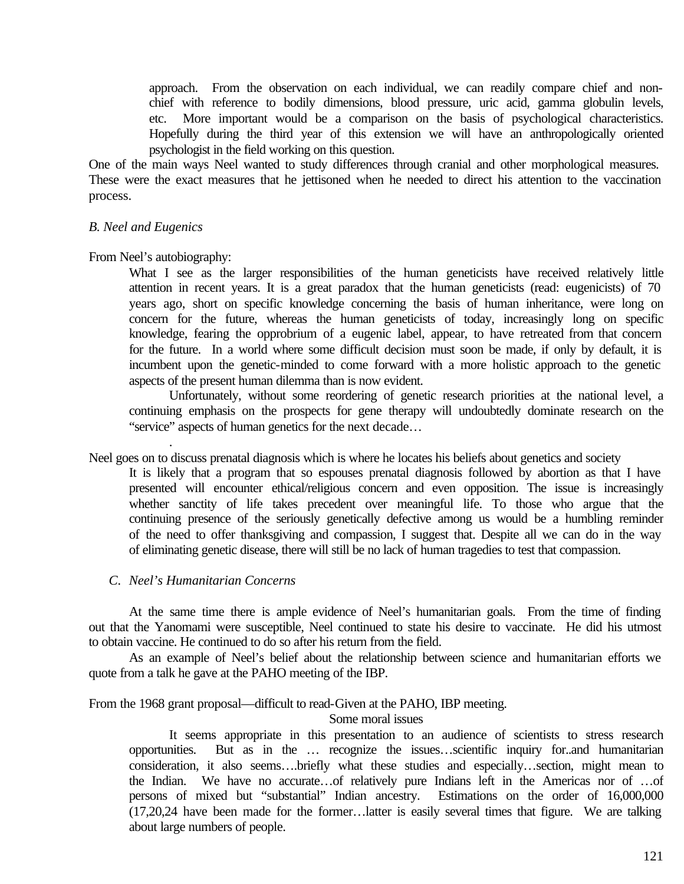> approach. From the observation on each individual, we can readily compare chief and non-chief with reference to bodily dimensions, blood pressure, uric acid, gamma globulin levels, etc. More important would be a comparison on the basis of psychological characteristics. Hopefully during the third year of this extension we will have an anthropologically oriented psychologist in the field working on this question.

One of the main ways Neel wanted to study differences through cranial and other morphological measures. These were the exact measures that he jettisoned when he needed to direct his attention to the vaccination process.

*B. Neel and Eugenics*

From Neel's autobiography:

> What I see as the larger responsibilities of the human geneticists have received relatively little attention in recent years. It is a great paradox that the human geneticists (read: eugenicists) of 70 years ago, short on specific knowledge concerning the basis of human inheritance, were long on concern for the future, whereas the human geneticists of today, increasingly long on specific knowledge, fearing the opprobrium of a eugenic label, appear, to have retreated from that concern for the future. In a world where some difficult decision must soon be made, if only by default, it is incumbent upon the genetic-minded to come forward with a more holistic approach to the genetic aspects of the present human dilemma than is now evident.
>
> Unfortunately, without some reordering of genetic research priorities at the national level, a continuing emphasis on the prospects for gene therapy will undoubtedly dominate research on the "service" aspects of human genetics for the next decade…
>
> .

Neel goes on to discuss prenatal diagnosis which is where he locates his beliefs about genetics and society

> It is likely that a program that so espouses prenatal diagnosis followed by abortion as that I have presented will encounter ethical/religious concern and even opposition. The issue is increasingly whether sanctity of life takes precedent over meaningful life. To those who argue that the continuing presence of the seriously genetically defective among us would be a humbling reminder of the need to offer thanksgiving and compassion, I suggest that. Despite all we can do in the way of eliminating genetic disease, there will still be no lack of human tragedies to test that compassion.

*C. Neel's Humanitarian Concerns*

At the same time there is ample evidence of Neel's humanitarian goals. From the time of finding out that the Yanomami were susceptible, Neel continued to state his desire to vaccinate. He did his utmost to obtain vaccine. He continued to do so after his return from the field.

As an example of Neel's belief about the relationship between science and humanitarian efforts we quote from a talk he gave at the PAHO meeting of the IBP.

From the 1968 grant proposal—difficult to read-Given at the PAHO, IBP meeting.

> Some moral issues
>
> It seems appropriate in this presentation to an audience of scientists to stress research opportunities. But as in the … recognize the issues…scientific inquiry for..and humanitarian consideration, it also seems….briefly what these studies and especially…section, might mean to the Indian. We have no accurate…of relatively pure Indians left in the Americas nor of …of persons of mixed but "substantial" Indian ancestry. Estimations on the order of 16,000,000 (17,20,24 have been made for the former…latter is easily several times that figure. We are talking about large numbers of people.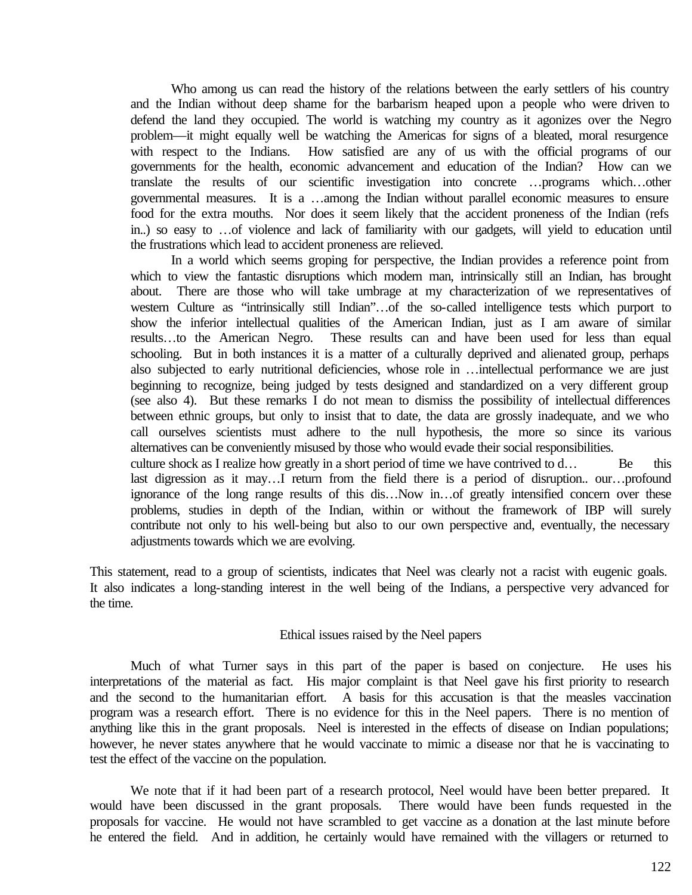> Who among us can read the history of the relations between the early settlers of his country and the Indian without deep shame for the barbarism heaped upon a people who were driven to defend the land they occupied. The world is watching my country as it agonizes over the Negro problem—it might equally well be watching the Americas for signs of a bleated, moral resurgence with respect to the Indians. How satisfied are any of us with the official programs of our governments for the health, economic advancement and education of the Indian? How can we translate the results of our scientific investigation into concrete …programs which…other governmental measures. It is a …among the Indian without parallel economic measures to ensure food for the extra mouths. Nor does it seem likely that the accident proneness of the Indian (refs in..) so easy to …of violence and lack of familiarity with our gadgets, will yield to education until the frustrations which lead to accident proneness are relieved.
>
> In a world which seems groping for perspective, the Indian provides a reference point from which to view the fantastic disruptions which modern man, intrinsically still an Indian, has brought about. There are those who will take umbrage at my characterization of we representatives of western Culture as "intrinsically still Indian"…of the so-called intelligence tests which purport to show the inferior intellectual qualities of the American Indian, just as I am aware of similar results…to the American Negro. These results can and have been used for less than equal schooling. But in both instances it is a matter of a culturally deprived and alienated group, perhaps also subjected to early nutritional deficiencies, whose role in …intellectual performance we are just beginning to recognize, being judged by tests designed and standardized on a very different group (see also 4). But these remarks I do not mean to dismiss the possibility of intellectual differences between ethnic groups, but only to insist that to date, the data are grossly inadequate, and we who call ourselves scientists must adhere to the null hypothesis, the more so since its various alternatives can be conveniently misused by those who would evade their social responsibilities.
>
> culture shock as I realize how greatly in a short period of time we have contrived to d… Be this last digression as it may…I return from the field there is a period of disruption.. our…profound ignorance of the long range results of this dis…Now in…of greatly intensified concern over these problems, studies in depth of the Indian, within or without the framework of IBP will surely contribute not only to his well-being but also to our own perspective and, eventually, the necessary adjustments towards which we are evolving.

This statement, read to a group of scientists, indicates that Neel was clearly not a racist with eugenic goals. It also indicates a long-standing interest in the well being of the Indians, a perspective very advanced for the time.

## Ethical issues raised by the Neel papers

Much of what Turner says in this part of the paper is based on conjecture. He uses his interpretations of the material as fact. His major complaint is that Neel gave his first priority to research and the second to the humanitarian effort. A basis for this accusation is that the measles vaccination program was a research effort. There is no evidence for this in the Neel papers. There is no mention of anything like this in the grant proposals. Neel is interested in the effects of disease on Indian populations; however, he never states anywhere that he would vaccinate to mimic a disease nor that he is vaccinating to test the effect of the vaccine on the population.

We note that if it had been part of a research protocol, Neel would have been better prepared. It would have been discussed in the grant proposals. There would have been funds requested in the proposals for vaccine. He would not have scrambled to get vaccine as a donation at the last minute before he entered the field. And in addition, he certainly would have remained with the villagers or returned to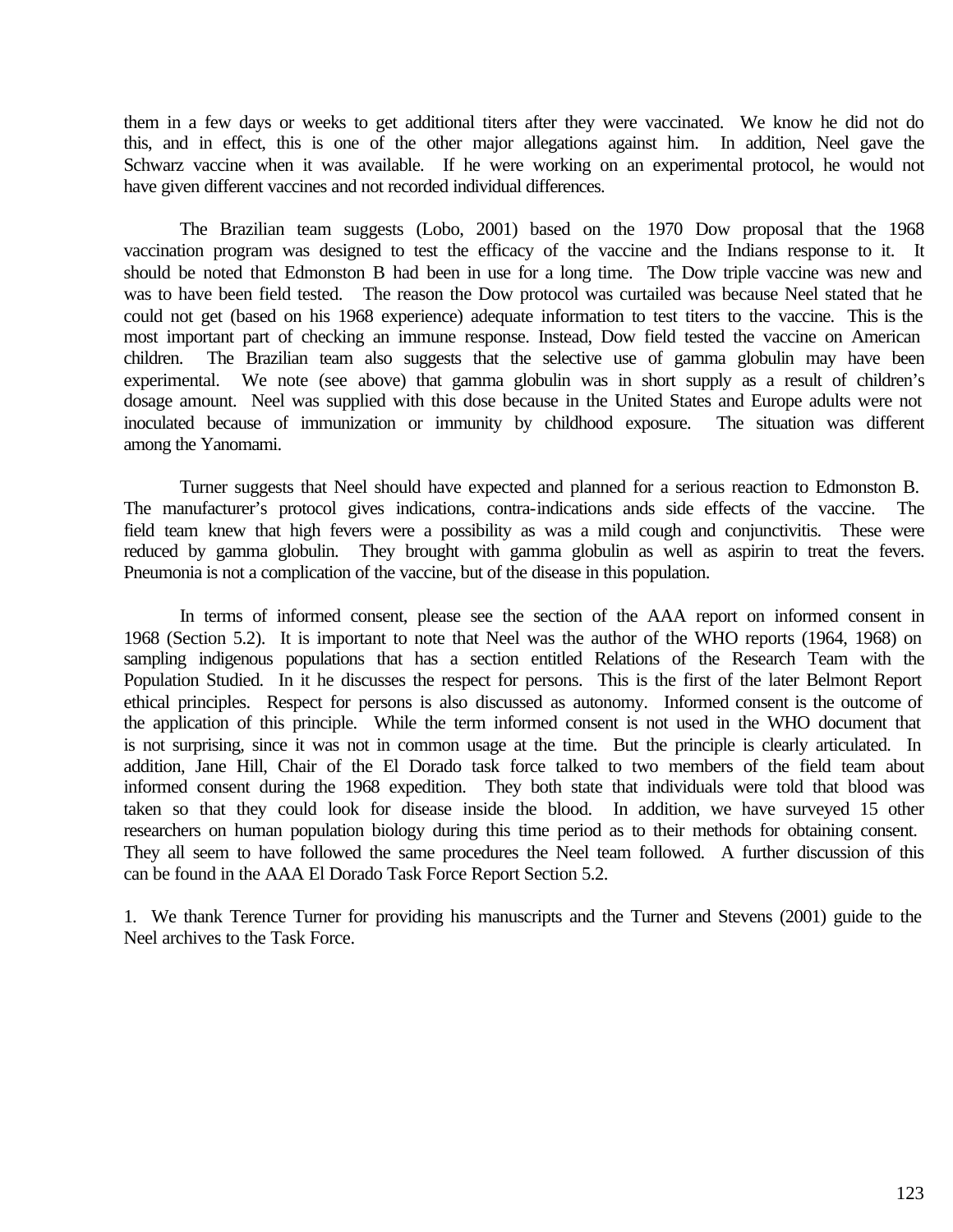them in a few days or weeks to get additional titers after they were vaccinated. We know he did not do this, and in effect, this is one of the other major allegations against him. In addition, Neel gave the Schwarz vaccine when it was available. If he were working on an experimental protocol, he would not have given different vaccines and not recorded individual differences.

The Brazilian team suggests (Lobo, 2001) based on the 1970 Dow proposal that the 1968 vaccination program was designed to test the efficacy of the vaccine and the Indians response to it. It should be noted that Edmonston B had been in use for a long time. The Dow triple vaccine was new and was to have been field tested. The reason the Dow protocol was curtailed was because Neel stated that he could not get (based on his 1968 experience) adequate information to test titers to the vaccine. This is the most important part of checking an immune response. Instead, Dow field tested the vaccine on American children. The Brazilian team also suggests that the selective use of gamma globulin may have been experimental. We note (see above) that gamma globulin was in short supply as a result of children's dosage amount. Neel was supplied with this dose because in the United States and Europe adults were not inoculated because of immunization or immunity by childhood exposure. The situation was different among the Yanomami.

Turner suggests that Neel should have expected and planned for a serious reaction to Edmonston B. The manufacturer's protocol gives indications, contra-indications ands side effects of the vaccine. The field team knew that high fevers were a possibility as was a mild cough and conjunctivitis. These were reduced by gamma globulin. They brought with gamma globulin as well as aspirin to treat the fevers. Pneumonia is not a complication of the vaccine, but of the disease in this population.

In terms of informed consent, please see the section of the AAA report on informed consent in 1968 (Section 5.2). It is important to note that Neel was the author of the WHO reports (1964, 1968) on sampling indigenous populations that has a section entitled Relations of the Research Team with the Population Studied. In it he discusses the respect for persons. This is the first of the later Belmont Report ethical principles. Respect for persons is also discussed as autonomy. Informed consent is the outcome of the application of this principle. While the term informed consent is not used in the WHO document that is not surprising, since it was not in common usage at the time. But the principle is clearly articulated. In addition, Jane Hill, Chair of the El Dorado task force talked to two members of the field team about informed consent during the 1968 expedition. They both state that individuals were told that blood was taken so that they could look for disease inside the blood. In addition, we have surveyed 15 other researchers on human population biology during this time period as to their methods for obtaining consent. They all seem to have followed the same procedures the Neel team followed. A further discussion of this can be found in the AAA El Dorado Task Force Report Section 5.2.

1. We thank Terence Turner for providing his manuscripts and the Turner and Stevens (2001) guide to the Neel archives to the Task Force.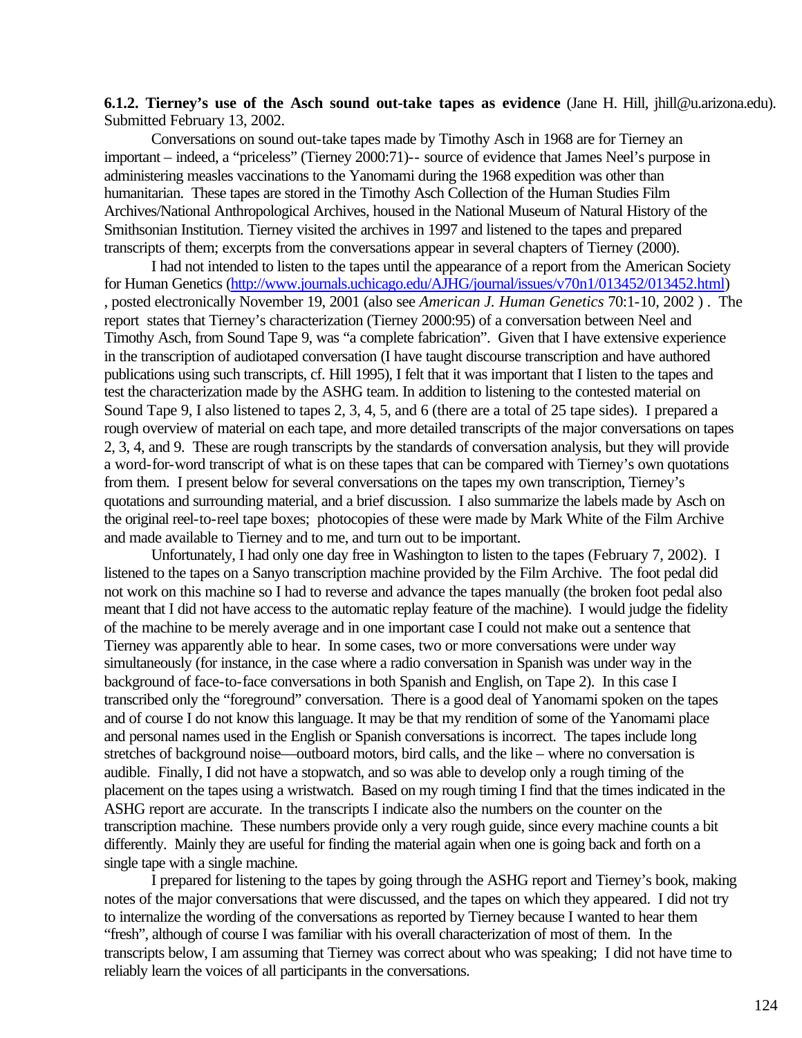**6.1.2. Tierney's use of the Asch sound out-take tapes as evidence** (Jane H. Hill, jhill@u.arizona.edu). Submitted February 13, 2002.

Conversations on sound out-take tapes made by Timothy Asch in 1968 are for Tierney an important – indeed, a "priceless" (Tierney 2000:71)-- source of evidence that James Neel's purpose in administering measles vaccinations to the Yanomami during the 1968 expedition was other than humanitarian. These tapes are stored in the Timothy Asch Collection of the Human Studies Film Archives/National Anthropological Archives, housed in the National Museum of Natural History of the Smithsonian Institution. Tierney visited the archives in 1997 and listened to the tapes and prepared transcripts of them; excerpts from the conversations appear in several chapters of Tierney (2000).

I had not intended to listen to the tapes until the appearance of a report from the American Society for Human Genetics (http://www.journals.uchicago.edu/AJHG/journal/issues/v70n1/013452/013452.html), posted electronically November 19, 2001 (also see *American J. Human Genetics* 70:1-10, 2002 ). The report states that Tierney's characterization (Tierney 2000:95) of a conversation between Neel and Timothy Asch, from Sound Tape 9, was "a complete fabrication". Given that I have extensive experience in the transcription of audiotaped conversation (I have taught discourse transcription and have authored publications using such transcripts, cf. Hill 1995), I felt that it was important that I listen to the tapes and test the characterization made by the ASHG team. In addition to listening to the contested material on Sound Tape 9, I also listened to tapes 2, 3, 4, 5, and 6 (there are a total of 25 tape sides). I prepared a rough overview of material on each tape, and more detailed transcripts of the major conversations on tapes 2, 3, 4, and 9. These are rough transcripts by the standards of conversation analysis, but they will provide a word-for-word transcript of what is on these tapes that can be compared with Tierney's own quotations from them. I present below for several conversations on the tapes my own transcription, Tierney's quotations and surrounding material, and a brief discussion. I also summarize the labels made by Asch on the original reel-to-reel tape boxes; photocopies of these were made by Mark White of the Film Archive and made available to Tierney and to me, and turn out to be important.

Unfortunately, I had only one day free in Washington to listen to the tapes (February 7, 2002). I listened to the tapes on a Sanyo transcription machine provided by the Film Archive. The foot pedal did not work on this machine so I had to reverse and advance the tapes manually (the broken foot pedal also meant that I did not have access to the automatic replay feature of the machine). I would judge the fidelity of the machine to be merely average and in one important case I could not make out a sentence that Tierney was apparently able to hear. In some cases, two or more conversations were under way simultaneously (for instance, in the case where a radio conversation in Spanish was under way in the background of face-to-face conversations in both Spanish and English, on Tape 2). In this case I transcribed only the "foreground" conversation. There is a good deal of Yanomami spoken on the tapes and of course I do not know this language. It may be that my rendition of some of the Yanomami place and personal names used in the English or Spanish conversations is incorrect. The tapes include long stretches of background noise—outboard motors, bird calls, and the like – where no conversation is audible. Finally, I did not have a stopwatch, and so was able to develop only a rough timing of the placement on the tapes using a wristwatch. Based on my rough timing I find that the times indicated in the ASHG report are accurate. In the transcripts I indicate also the numbers on the counter on the transcription machine. These numbers provide only a very rough guide, since every machine counts a bit differently. Mainly they are useful for finding the material again when one is going back and forth on a single tape with a single machine.

I prepared for listening to the tapes by going through the ASHG report and Tierney's book, making notes of the major conversations that were discussed, and the tapes on which they appeared. I did not try to internalize the wording of the conversations as reported by Tierney because I wanted to hear them "fresh", although of course I was familiar with his overall characterization of most of them. In the transcripts below, I am assuming that Tierney was correct about who was speaking; I did not have time to reliably learn the voices of all participants in the conversations.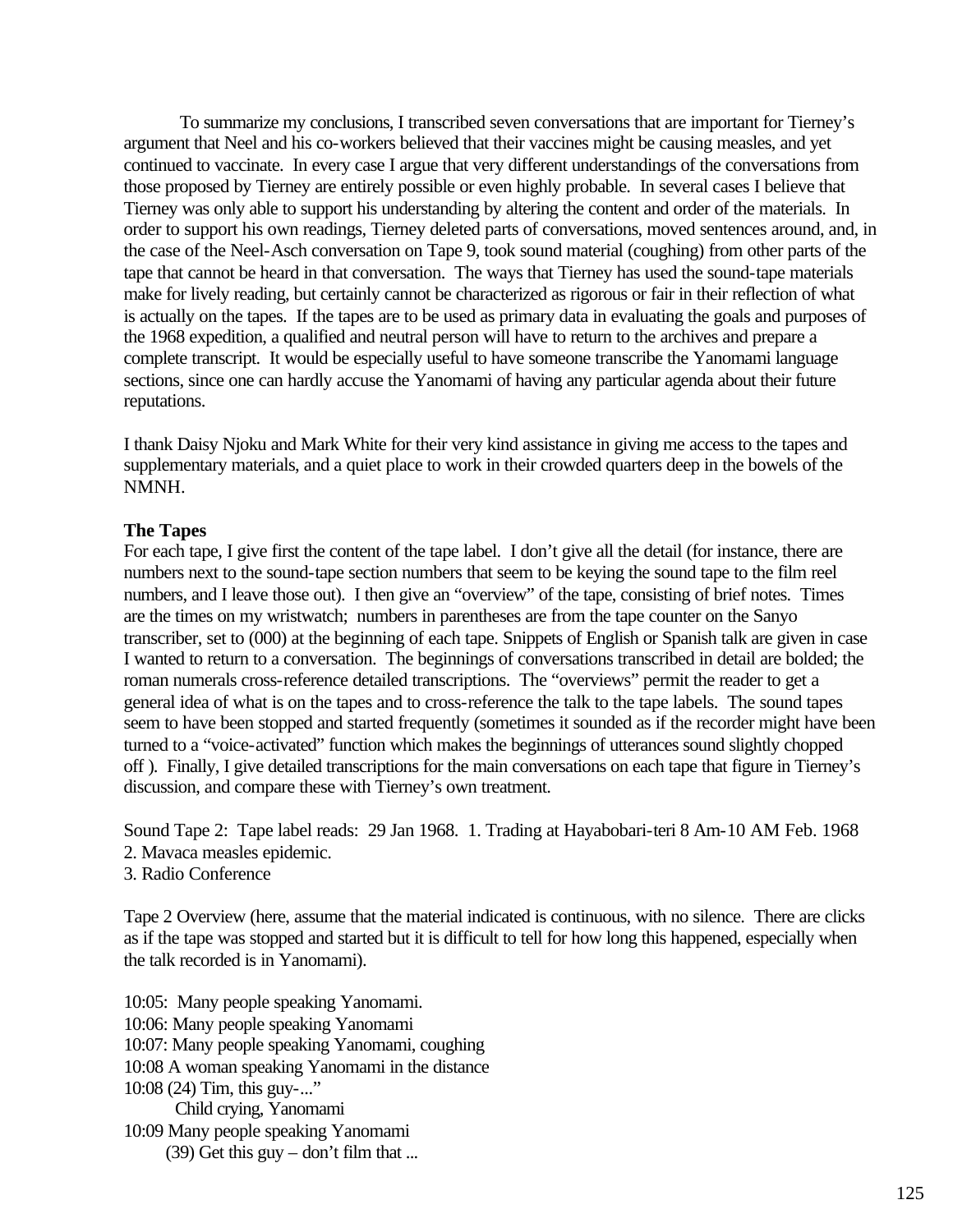To summarize my conclusions, I transcribed seven conversations that are important for Tierney's argument that Neel and his co-workers believed that their vaccines might be causing measles, and yet continued to vaccinate. In every case I argue that very different understandings of the conversations from those proposed by Tierney are entirely possible or even highly probable. In several cases I believe that Tierney was only able to support his understanding by altering the content and order of the materials. In order to support his own readings, Tierney deleted parts of conversations, moved sentences around, and, in the case of the Neel-Asch conversation on Tape 9, took sound material (coughing) from other parts of the tape that cannot be heard in that conversation. The ways that Tierney has used the sound-tape materials make for lively reading, but certainly cannot be characterized as rigorous or fair in their reflection of what is actually on the tapes. If the tapes are to be used as primary data in evaluating the goals and purposes of the 1968 expedition, a qualified and neutral person will have to return to the archives and prepare a complete transcript. It would be especially useful to have someone transcribe the Yanomami language sections, since one can hardly accuse the Yanomami of having any particular agenda about their future reputations.

I thank Daisy Njoku and Mark White for their very kind assistance in giving me access to the tapes and supplementary materials, and a quiet place to work in their crowded quarters deep in the bowels of the NMNH.

**The Tapes**

For each tape, I give first the content of the tape label. I don't give all the detail (for instance, there are numbers next to the sound-tape section numbers that seem to be keying the sound tape to the film reel numbers, and I leave those out). I then give an "overview" of the tape, consisting of brief notes. Times are the times on my wristwatch; numbers in parentheses are from the tape counter on the Sanyo transcriber, set to (000) at the beginning of each tape. Snippets of English or Spanish talk are given in case I wanted to return to a conversation. The beginnings of conversations transcribed in detail are bolded; the roman numerals cross-reference detailed transcriptions. The "overviews" permit the reader to get a general idea of what is on the tapes and to cross-reference the talk to the tape labels. The sound tapes seem to have been stopped and started frequently (sometimes it sounded as if the recorder might have been turned to a "voice-activated" function which makes the beginnings of utterances sound slightly chopped off ). Finally, I give detailed transcriptions for the main conversations on each tape that figure in Tierney's discussion, and compare these with Tierney's own treatment.

Sound Tape 2: Tape label reads: 29 Jan 1968. 1. Trading at Hayabobari-teri 8 Am-10 AM Feb. 1968
2. Mavaca measles epidemic.
3. Radio Conference

Tape 2 Overview (here, assume that the material indicated is continuous, with no silence. There are clicks as if the tape was stopped and started but it is difficult to tell for how long this happened, especially when the talk recorded is in Yanomami).

10:05: Many people speaking Yanomami.
10:06: Many people speaking Yanomami
10:07: Many people speaking Yanomami, coughing
10:08 A woman speaking Yanomami in the distance
10:08 (24) Tim, this guy-..."
    Child crying, Yanomami
10:09 Many people speaking Yanomami
    (39) Get this guy – don't film that ...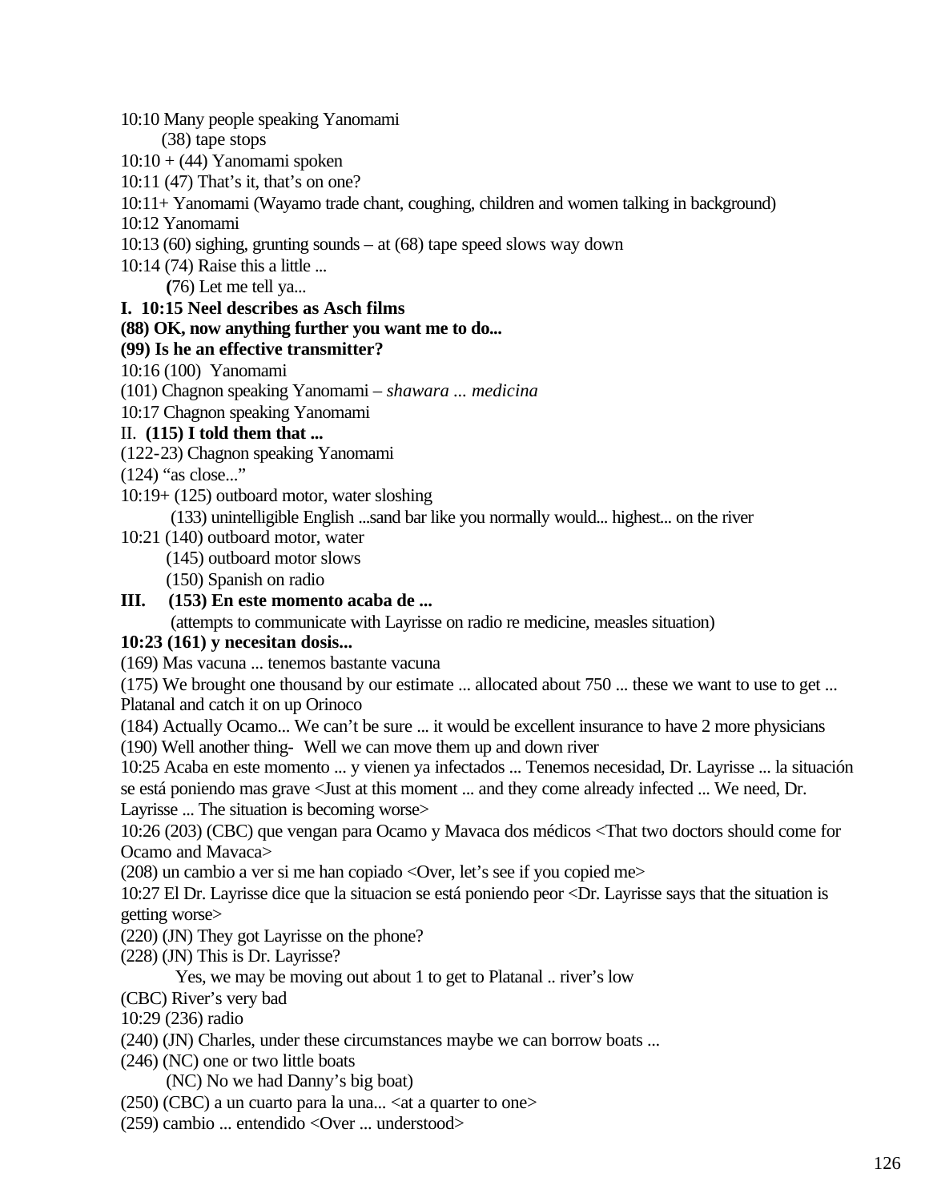10:10 Many people speaking Yanomami

(38) tape stops

10:10 + (44) Yanomami spoken

10:11 (47) That's it, that's on one?

10:11+ Yanomami (Wayamo trade chant, coughing, children and women talking in background)

10:12 Yanomami

10:13 (60) sighing, grunting sounds – at (68) tape speed slows way down

10:14 (74) Raise this a little ...

(76) Let me tell ya...

**I. 10:15 Neel describes as Asch films**

**(88) OK, now anything further you want me to do...**

**(99) Is he an effective transmitter?**

10:16 (100) Yanomami

(101) Chagnon speaking Yanomami – *shawara ... medicina*

10:17 Chagnon speaking Yanomami

II. **(115) I told them that ...**

(122-23) Chagnon speaking Yanomami

(124) "as close..."

10:19+ (125) outboard motor, water sloshing

(133) unintelligible English ...sand bar like you normally would... highest... on the river

10:21 (140) outboard motor, water

(145) outboard motor slows

(150) Spanish on radio

**III. (153) En este momento acaba de ...**

(attempts to communicate with Layrisse on radio re medicine, measles situation)

**10:23 (161) y necesitan dosis...**

(169) Mas vacuna ... tenemos bastante vacuna

(175) We brought one thousand by our estimate ... allocated about 750 ... these we want to use to get ... Platanal and catch it on up Orinoco

(184) Actually Ocamo... We can't be sure ... it would be excellent insurance to have 2 more physicians

(190) Well another thing- Well we can move them up and down river

10:25 Acaba en este momento ... y vienen ya infectados ... Tenemos necesidad, Dr. Layrisse ... la situación se está poniendo mas grave <Just at this moment ... and they come already infected ... We need, Dr. Layrisse ... The situation is becoming worse>

10:26 (203) (CBC) que vengan para Ocamo y Mavaca dos médicos <That two doctors should come for Ocamo and Mavaca>

(208) un cambio a ver si me han copiado <Over, let's see if you copied me>

10:27 El Dr. Layrisse dice que la situacion se está poniendo peor <Dr. Layrisse says that the situation is getting worse>

(220) (JN) They got Layrisse on the phone?

(228) (JN) This is Dr. Layrisse?

Yes, we may be moving out about 1 to get to Platanal .. river's low

(CBC) River's very bad

10:29 (236) radio

(240) (JN) Charles, under these circumstances maybe we can borrow boats ...

(246) (NC) one or two little boats

(NC) No we had Danny's big boat)

(250) (CBC) a un cuarto para la una... <at a quarter to one>

(259) cambio ... entendido <Over ... understood>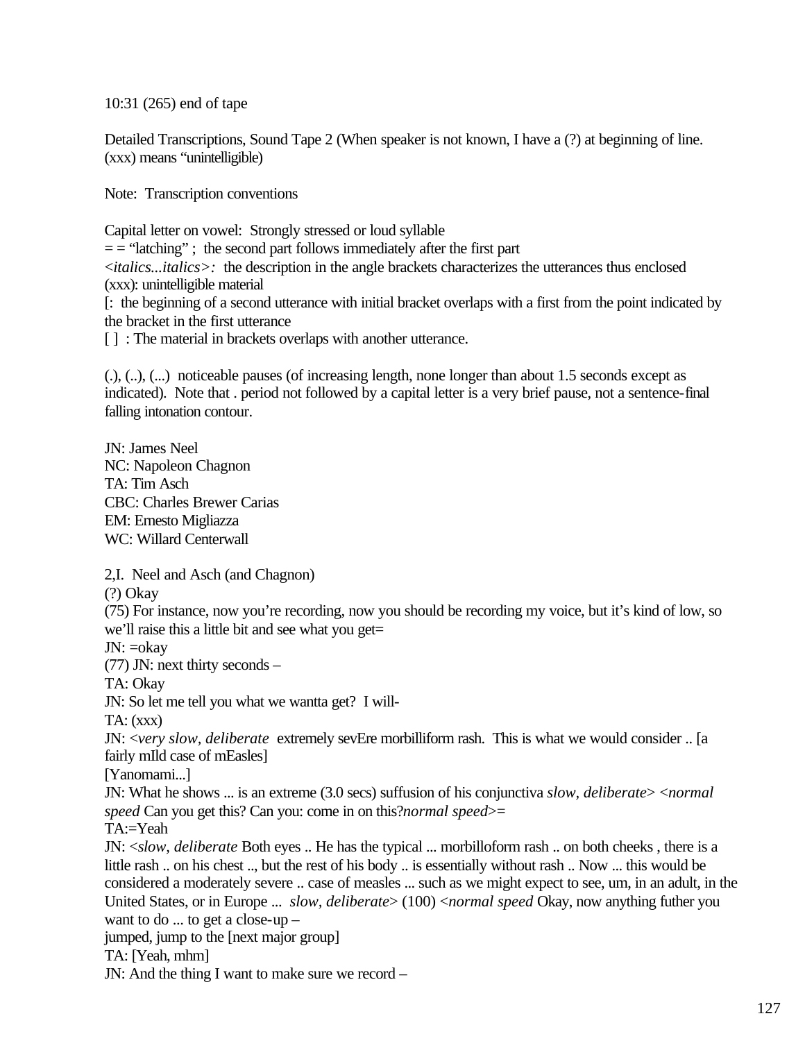10:31 (265) end of tape

Detailed Transcriptions, Sound Tape 2 (When speaker is not known, I have a (?) at beginning of line. (xxx) means "unintelligible)

Note: Transcription conventions

Capital letter on vowel: Strongly stressed or loud syllable
= = "latching" ; the second part follows immediately after the first part
<*italics...italics*>*:* the description in the angle brackets characterizes the utterances thus enclosed
(xxx): unintelligible material
[: the beginning of a second utterance with initial bracket overlaps with a first from the point indicated by the bracket in the first utterance
[ ] : The material in brackets overlaps with another utterance.

(.), (..), (...) noticeable pauses (of increasing length, none longer than about 1.5 seconds except as indicated). Note that . period not followed by a capital letter is a very brief pause, not a sentence-final falling intonation contour.

JN: James Neel
NC: Napoleon Chagnon
TA: Tim Asch
CBC: Charles Brewer Carias
EM: Ernesto Migliazza
WC: Willard Centerwall

2,I. Neel and Asch (and Chagnon)
(?) Okay
(75) For instance, now you're recording, now you should be recording my voice, but it's kind of low, so we'll raise this a little bit and see what you get=
JN: =okay
(77) JN: next thirty seconds –
TA: Okay
JN: So let me tell you what we wantta get? I will-
TA: (xxx)
JN: <*very slow, deliberate* extremely sevEre morbilliform rash. This is what we would consider .. [a fairly mIld case of mEasles]
[Yanomami...]
JN: What he shows ... is an extreme (3.0 secs) suffusion of his conjunctiva *slow, deliberate*> <*normal speed* Can you get this? Can you: come in on this?*normal speed*>=
TA:=Yeah
JN: <*slow, deliberate* Both eyes .. He has the typical ... morbilloform rash .. on both cheeks , there is a little rash .. on his chest .., but the rest of his body .. is essentially without rash .. Now ... this would be considered a moderately severe .. case of measles ... such as we might expect to see, um, in an adult, in the United States, or in Europe ... *slow, deliberate*> (100) <*normal speed* Okay, now anything futher you want to do ... to get a close-up –
jumped, jump to the [next major group]
TA: [Yeah, mhm]
JN: And the thing I want to make sure we record –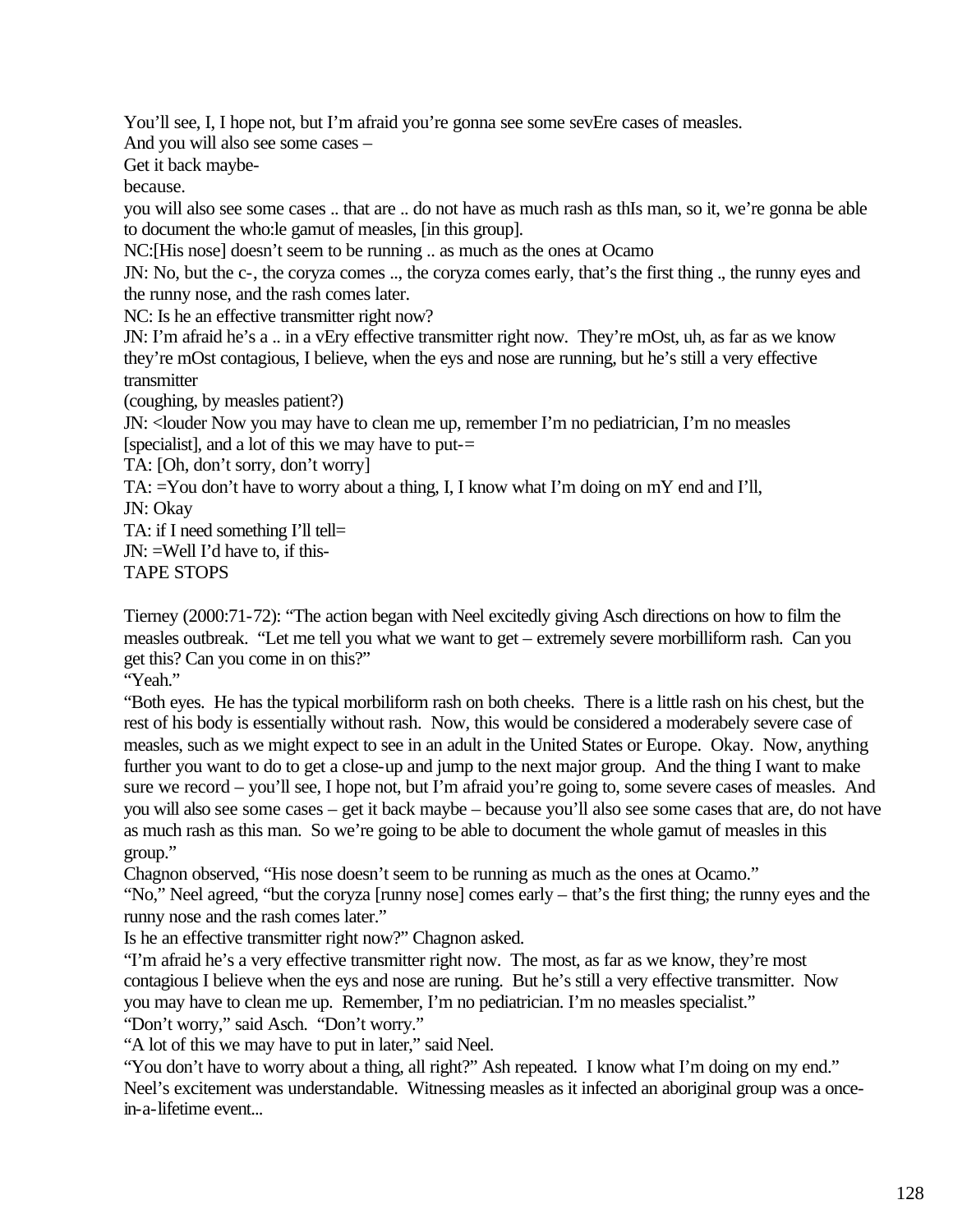You'll see, I, I hope not, but I'm afraid you're gonna see some sevEre cases of measles.
And you will also see some cases –
Get it back maybe-
because.
you will also see some cases .. that are .. do not have as much rash as thIs man, so it, we're gonna be able to document the who:le gamut of measles, [in this group].
NC:[His nose] doesn't seem to be running .. as much as the ones at Ocamo
JN: No, but the c-, the coryza comes .., the coryza comes early, that's the first thing ., the runny eyes and the runny nose, and the rash comes later.
NC: Is he an effective transmitter right now?
JN: I'm afraid he's a .. in a vEry effective transmitter right now. They're mOst, uh, as far as we know they're mOst contagious, I believe, when the eys and nose are running, but he's still a very effective transmitter
(coughing, by measles patient?)
JN: <louder Now you may have to clean me up, remember I'm no pediatrician, I'm no measles [specialist], and a lot of this we may have to put-=
TA: [Oh, don't sorry, don't worry]
TA: =You don't have to worry about a thing, I, I know what I'm doing on mY end and I'll,
JN: Okay
TA: if I need something I'll tell=
JN: =Well I'd have to, if this-
TAPE STOPS

Tierney (2000:71-72): "The action began with Neel excitedly giving Asch directions on how to film the measles outbreak. "Let me tell you what we want to get – extremely severe morbilliform rash. Can you get this? Can you come in on this?"
"Yeah."
"Both eyes. He has the typical morbiliform rash on both cheeks. There is a little rash on his chest, but the rest of his body is essentially without rash. Now, this would be considered a moderabely severe case of measles, such as we might expect to see in an adult in the United States or Europe. Okay. Now, anything further you want to do to get a close-up and jump to the next major group. And the thing I want to make sure we record – you'll see, I hope not, but I'm afraid you're going to, some severe cases of measles. And you will also see some cases – get it back maybe – because you'll also see some cases that are, do not have as much rash as this man. So we're going to be able to document the whole gamut of measles in this group."
Chagnon observed, "His nose doesn't seem to be running as much as the ones at Ocamo."
"No," Neel agreed, "but the coryza [runny nose] comes early – that's the first thing; the runny eyes and the runny nose and the rash comes later."
Is he an effective transmitter right now?" Chagnon asked.
"I'm afraid he's a very effective transmitter right now. The most, as far as we know, they're most contagious I believe when the eys and nose are runing. But he's still a very effective transmitter. Now you may have to clean me up. Remember, I'm no pediatrician. I'm no measles specialist."
"Don't worry," said Asch. "Don't worry."
"A lot of this we may have to put in later," said Neel.
"You don't have to worry about a thing, all right?" Ash repeated. I know what I'm doing on my end."
Neel's excitement was understandable. Witnessing measles as it infected an aboriginal group was a once-in-a-lifetime event...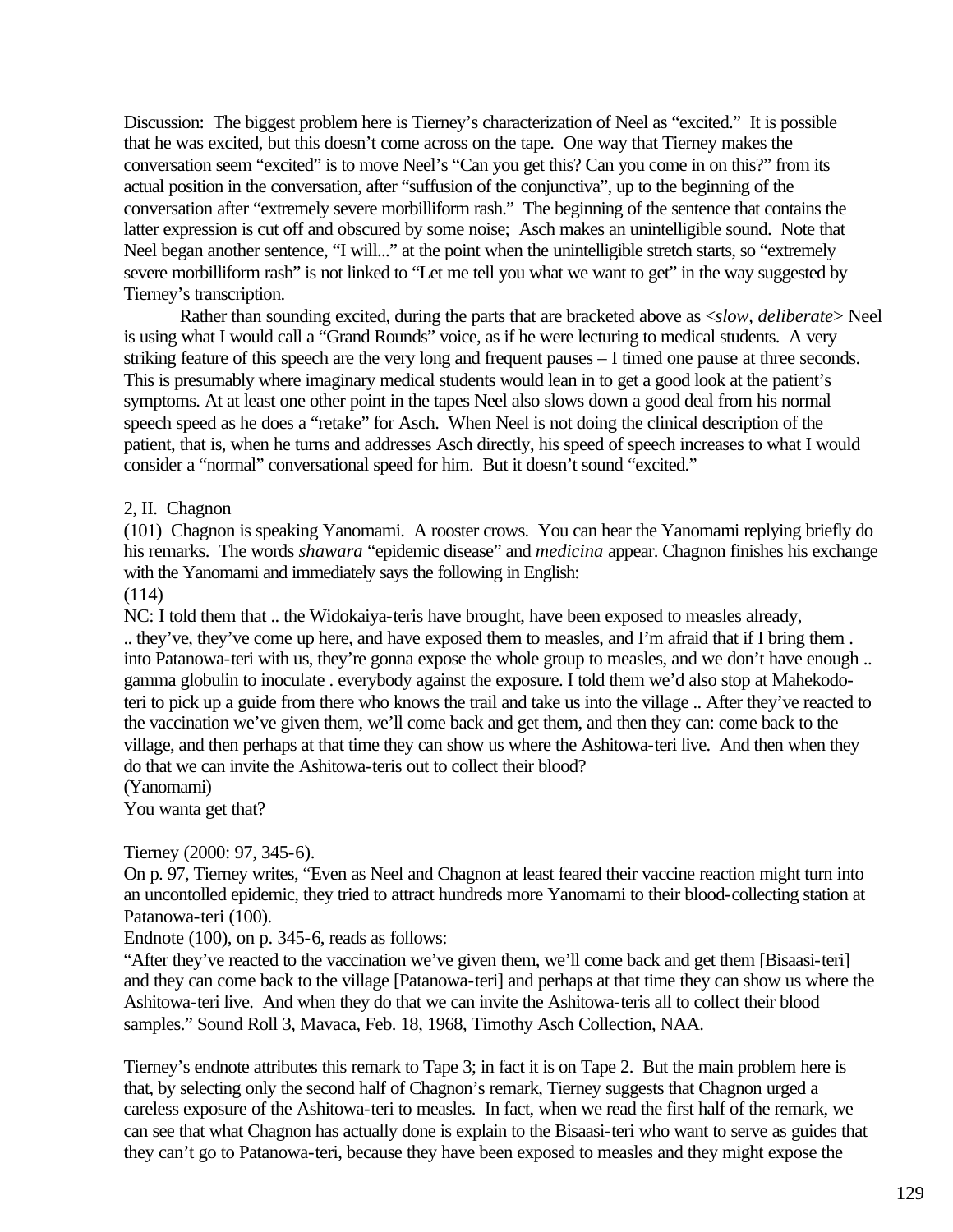Discussion: The biggest problem here is Tierney's characterization of Neel as "excited." It is possible that he was excited, but this doesn't come across on the tape. One way that Tierney makes the conversation seem "excited" is to move Neel's "Can you get this? Can you come in on this?" from its actual position in the conversation, after "suffusion of the conjunctiva", up to the beginning of the conversation after "extremely severe morbilliform rash." The beginning of the sentence that contains the latter expression is cut off and obscured by some noise; Asch makes an unintelligible sound. Note that Neel began another sentence, "I will..." at the point when the unintelligible stretch starts, so "extremely severe morbilliform rash" is not linked to "Let me tell you what we want to get" in the way suggested by Tierney's transcription.

Rather than sounding excited, during the parts that are bracketed above as <*slow, deliberate*> Neel is using what I would call a "Grand Rounds" voice, as if he were lecturing to medical students. A very striking feature of this speech are the very long and frequent pauses – I timed one pause at three seconds. This is presumably where imaginary medical students would lean in to get a good look at the patient's symptoms. At at least one other point in the tapes Neel also slows down a good deal from his normal speech speed as he does a "retake" for Asch. When Neel is not doing the clinical description of the patient, that is, when he turns and addresses Asch directly, his speed of speech increases to what I would consider a "normal" conversational speed for him. But it doesn't sound "excited."

2, II. Chagnon

(101) Chagnon is speaking Yanomami. A rooster crows. You can hear the Yanomami replying briefly do his remarks. The words *shawara* "epidemic disease" and *medicina* appear. Chagnon finishes his exchange with the Yanomami and immediately says the following in English:

(114)

NC: I told them that .. the Widokaiya-teris have brought, have been exposed to measles already, .. they've, they've come up here, and have exposed them to measles, and I'm afraid that if I bring them . into Patanowa-teri with us, they're gonna expose the whole group to measles, and we don't have enough .. gamma globulin to inoculate . everybody against the exposure. I told them we'd also stop at Mahekodo-teri to pick up a guide from there who knows the trail and take us into the village .. After they've reacted to the vaccination we've given them, we'll come back and get them, and then they can: come back to the village, and then perhaps at that time they can show us where the Ashitowa-teri live. And then when they do that we can invite the Ashitowa-teris out to collect their blood?

(Yanomami)

You wanta get that?

Tierney (2000: 97, 345-6).

On p. 97, Tierney writes, "Even as Neel and Chagnon at least feared their vaccine reaction might turn into an uncontolled epidemic, they tried to attract hundreds more Yanomami to their blood-collecting station at Patanowa-teri (100).

Endnote (100), on p. 345-6, reads as follows:

"After they've reacted to the vaccination we've given them, we'll come back and get them [Bisaasi-teri] and they can come back to the village [Patanowa-teri] and perhaps at that time they can show us where the Ashitowa-teri live. And when they do that we can invite the Ashitowa-teris all to collect their blood samples." Sound Roll 3, Mavaca, Feb. 18, 1968, Timothy Asch Collection, NAA.

Tierney's endnote attributes this remark to Tape 3; in fact it is on Tape 2. But the main problem here is that, by selecting only the second half of Chagnon's remark, Tierney suggests that Chagnon urged a careless exposure of the Ashitowa-teri to measles. In fact, when we read the first half of the remark, we can see that what Chagnon has actually done is explain to the Bisaasi-teri who want to serve as guides that they can't go to Patanowa-teri, because they have been exposed to measles and they might expose the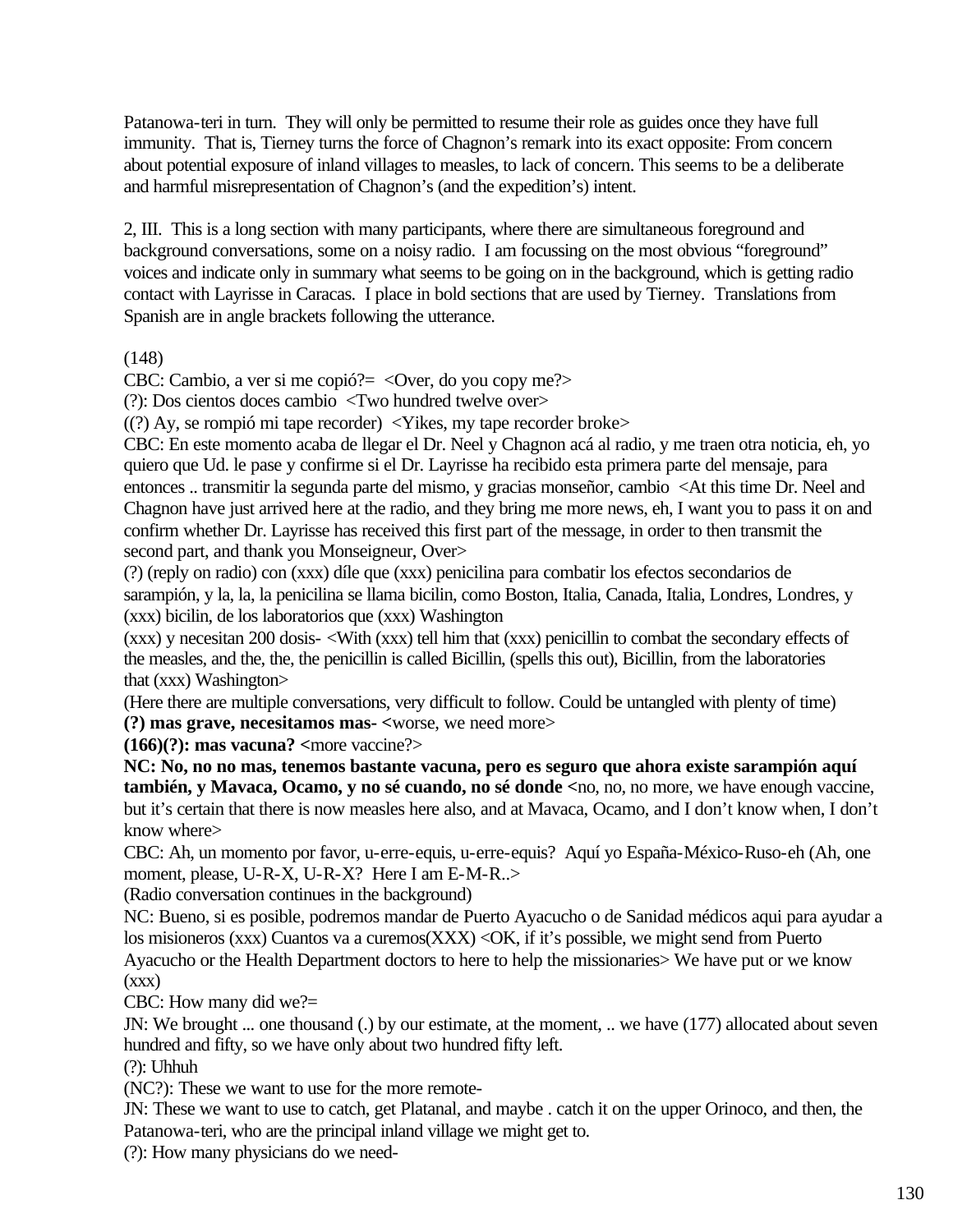Patanowa-teri in turn. They will only be permitted to resume their role as guides once they have full immunity. That is, Tierney turns the force of Chagnon's remark into its exact opposite: From concern about potential exposure of inland villages to measles, to lack of concern. This seems to be a deliberate and harmful misrepresentation of Chagnon's (and the expedition's) intent.

2, III. This is a long section with many participants, where there are simultaneous foreground and background conversations, some on a noisy radio. I am focussing on the most obvious "foreground" voices and indicate only in summary what seems to be going on in the background, which is getting radio contact with Layrisse in Caracas. I place in bold sections that are used by Tierney. Translations from Spanish are in angle brackets following the utterance.

(148)
CBC: Cambio, a ver si me copió?= <Over, do you copy me?>
(?): Dos cientos doces cambio <Two hundred twelve over>
((?) Ay, se rompió mi tape recorder) <Yikes, my tape recorder broke>
CBC: En este momento acaba de llegar el Dr. Neel y Chagnon acá al radio, y me traen otra noticia, eh, yo quiero que Ud. le pase y confirme si el Dr. Layrisse ha recibido esta primera parte del mensaje, para entonces .. transmitir la segunda parte del mismo, y gracias monseñor, cambio <At this time Dr. Neel and Chagnon have just arrived here at the radio, and they bring me more news, eh, I want you to pass it on and confirm whether Dr. Layrisse has received this first part of the message, in order to then transmit the second part, and thank you Monseigneur, Over>
(?) (reply on radio) con (xxx) díle que (xxx) penicilina para combatir los efectos secondarios de sarampión, y la, la, la penicilina se llama bicilin, como Boston, Italia, Canada, Italia, Londres, Londres, y (xxx) bicilin, de los laboratorios que (xxx) Washington
(xxx) y necesitan 200 dosis- <With (xxx) tell him that (xxx) penicillin to combat the secondary effects of the measles, and the, the, the penicillin is called Bicillin, (spells this out), Bicillin, from the laboratories that (xxx) Washington>
(Here there are multiple conversations, very difficult to follow. Could be untangled with plenty of time)
**(?) mas grave, necesitamos mas- <**worse, we need more>
**(166)(?): mas vacuna? <**more vaccine?>
**NC: No, no no mas, tenemos bastante vacuna, pero es seguro que ahora existe sarampión aquí también, y Mavaca, Ocamo, y no sé cuando, no sé donde <**no, no, no more, we have enough vaccine, but it's certain that there is now measles here also, and at Mavaca, Ocamo, and I don't know when, I don't know where>
CBC: Ah, un momento por favor, u-erre-equis, u-erre-equis? Aquí yo España-México-Ruso-eh (Ah, one moment, please, U-R-X, U-R-X? Here I am E-M-R..>
(Radio conversation continues in the background)
NC: Bueno, si es posible, podremos mandar de Puerto Ayacucho o de Sanidad médicos aqui para ayudar a los misioneros (xxx) Cuantos va a curemos(XXX) <OK, if it's possible, we might send from Puerto Ayacucho or the Health Department doctors to here to help the missionaries> We have put or we know (xxx)
CBC: How many did we?=
JN: We brought ... one thousand (.) by our estimate, at the moment, .. we have (177) allocated about seven hundred and fifty, so we have only about two hundred fifty left.
(?): Uhhuh
(NC?): These we want to use for the more remote-
JN: These we want to use to catch, get Platanal, and maybe . catch it on the upper Orinoco, and then, the Patanowa-teri, who are the principal inland village we might get to.
(?): How many physicians do we need-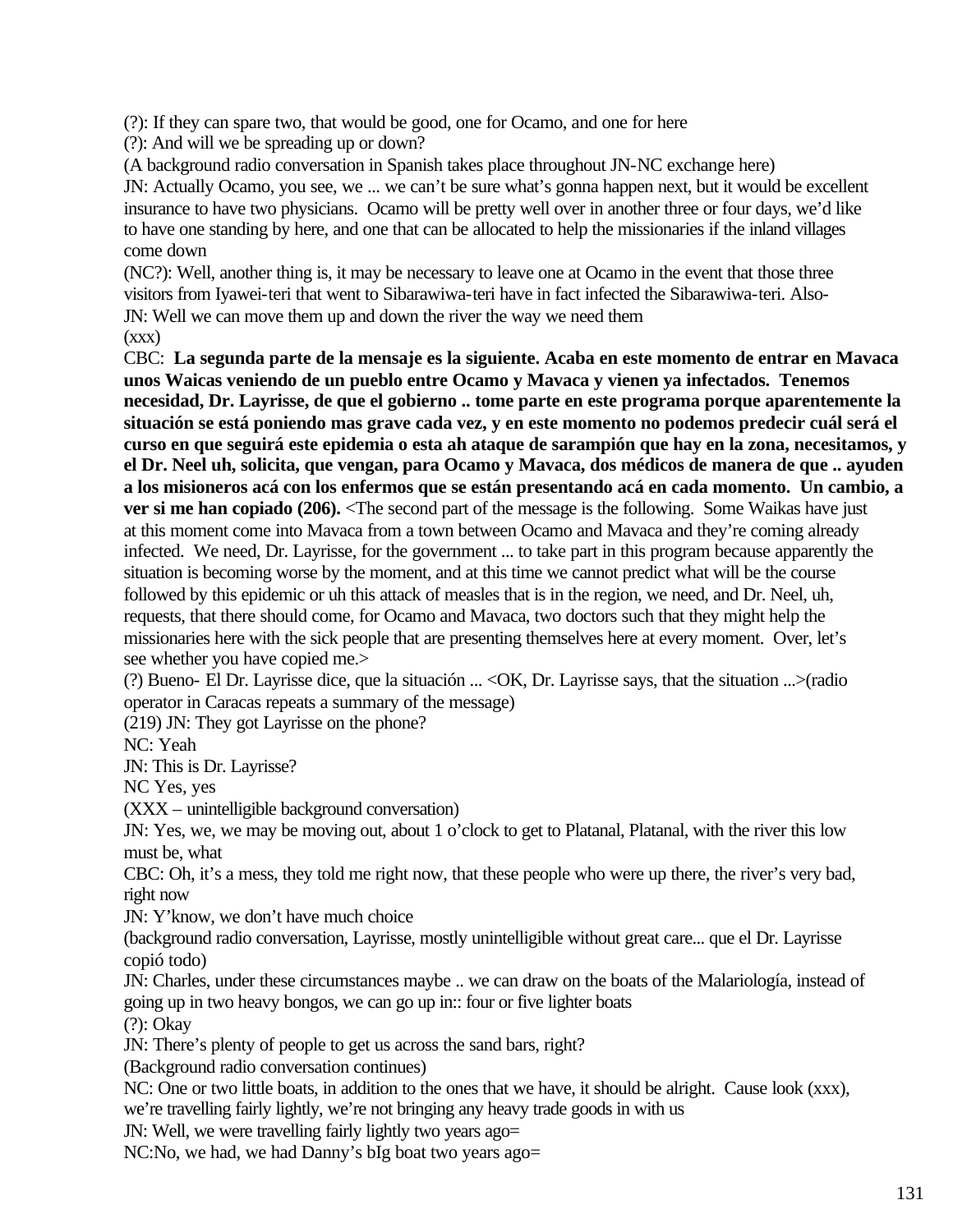(?): If they can spare two, that would be good, one for Ocamo, and one for here

(?): And will we be spreading up or down?

(A background radio conversation in Spanish takes place throughout JN-NC exchange here)

JN: Actually Ocamo, you see, we ... we can't be sure what's gonna happen next, but it would be excellent insurance to have two physicians. Ocamo will be pretty well over in another three or four days, we'd like to have one standing by here, and one that can be allocated to help the missionaries if the inland villages come down

(NC?): Well, another thing is, it may be necessary to leave one at Ocamo in the event that those three visitors from Iyawei-teri that went to Sibarawiwa-teri have in fact infected the Sibarawiwa-teri. Also-

JN: Well we can move them up and down the river the way we need them

(xxx)

CBC: **La segunda parte de la mensaje es la siguiente. Acaba en este momento de entrar en Mavaca unos Waicas veniendo de un pueblo entre Ocamo y Mavaca y vienen ya infectados. Tenemos necesidad, Dr. Layrisse, de que el gobierno .. tome parte en este programa porque aparentemente la situación se está poniendo mas grave cada vez, y en este momento no podemos predecir cuál será el curso en que seguirá este epidemia o esta ah ataque de sarampión que hay en la zona, necesitamos, y el Dr. Neel uh, solicita, que vengan, para Ocamo y Mavaca, dos médicos de manera de que .. ayuden a los misioneros acá con los enfermos que se están presentando acá en cada momento. Un cambio, a ver si me han copiado (206).** <The second part of the message is the following. Some Waikas have just at this moment come into Mavaca from a town between Ocamo and Mavaca and they're coming already infected. We need, Dr. Layrisse, for the government ... to take part in this program because apparently the situation is becoming worse by the moment, and at this time we cannot predict what will be the course followed by this epidemic or uh this attack of measles that is in the region, we need, and Dr. Neel, uh, requests, that there should come, for Ocamo and Mavaca, two doctors such that they might help the missionaries here with the sick people that are presenting themselves here at every moment. Over, let's see whether you have copied me.>

(?) Bueno- El Dr. Layrisse dice, que la situación ... <OK, Dr. Layrisse says, that the situation ...>(radio operator in Caracas repeats a summary of the message)

(219) JN: They got Layrisse on the phone?

NC: Yeah

JN: This is Dr. Layrisse?

NC Yes, yes

(XXX – unintelligible background conversation)

JN: Yes, we, we may be moving out, about 1 o'clock to get to Platanal, Platanal, with the river this low must be, what

CBC: Oh, it's a mess, they told me right now, that these people who were up there, the river's very bad, right now

JN: Y'know, we don't have much choice

(background radio conversation, Layrisse, mostly unintelligible without great care... que el Dr. Layrisse copió todo)

JN: Charles, under these circumstances maybe .. we can draw on the boats of the Malariología, instead of going up in two heavy bongos, we can go up in:: four or five lighter boats

(?): Okay

JN: There's plenty of people to get us across the sand bars, right?

(Background radio conversation continues)

NC: One or two little boats, in addition to the ones that we have, it should be alright. Cause look (xxx), we're travelling fairly lightly, we're not bringing any heavy trade goods in with us

JN: Well, we were travelling fairly lightly two years ago=

NC:No, we had, we had Danny's bIg boat two years ago=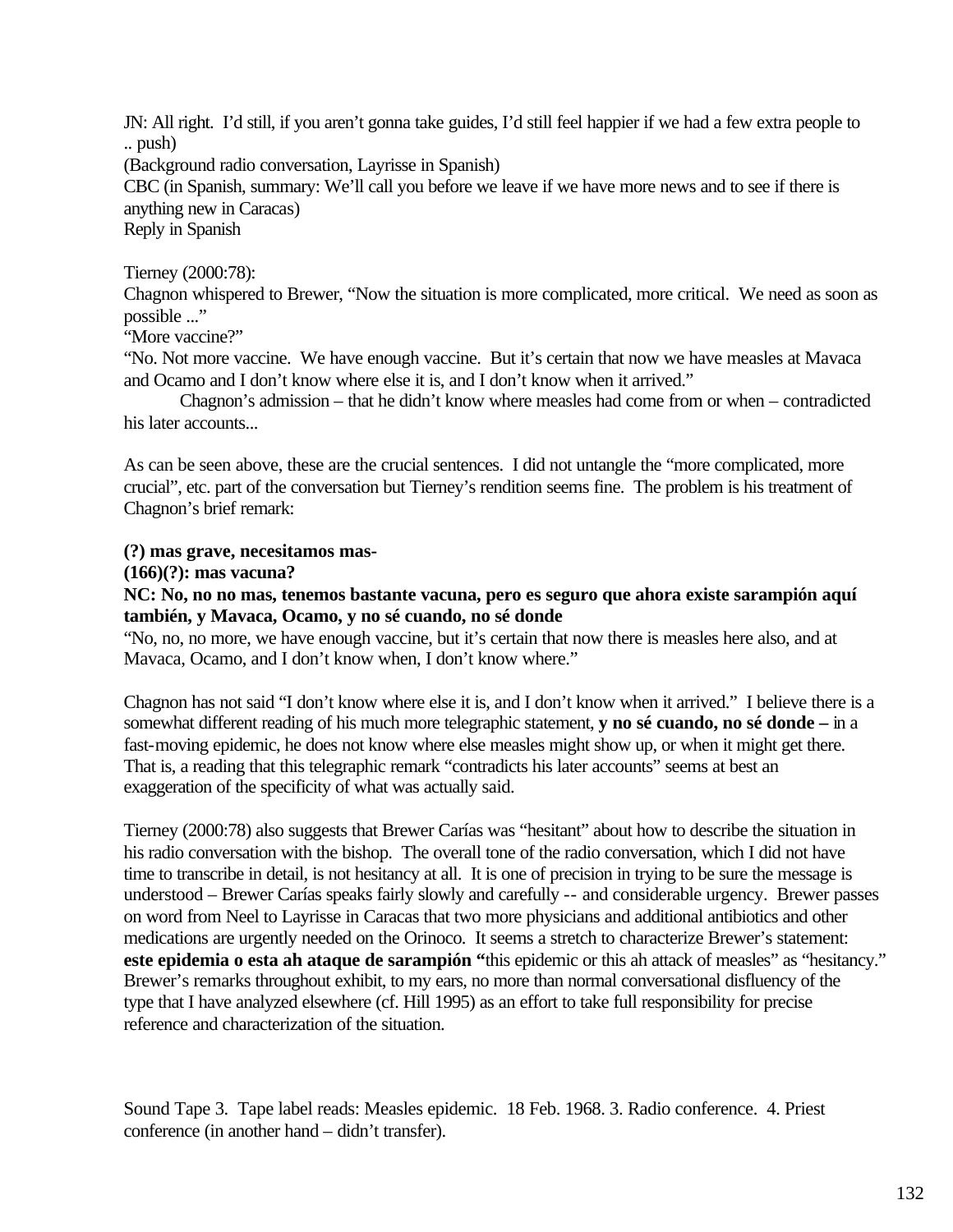JN: All right. I'd still, if you aren't gonna take guides, I'd still feel happier if we had a few extra people to .. push)

(Background radio conversation, Layrisse in Spanish)

CBC (in Spanish, summary: We'll call you before we leave if we have more news and to see if there is anything new in Caracas)

Reply in Spanish

Tierney (2000:78):

Chagnon whispered to Brewer, "Now the situation is more complicated, more critical. We need as soon as possible ..."

"More vaccine?"

"No. Not more vaccine. We have enough vaccine. But it's certain that now we have measles at Mavaca and Ocamo and I don't know where else it is, and I don't know when it arrived."

Chagnon's admission – that he didn't know where measles had come from or when – contradicted his later accounts...

As can be seen above, these are the crucial sentences. I did not untangle the "more complicated, more crucial", etc. part of the conversation but Tierney's rendition seems fine. The problem is his treatment of Chagnon's brief remark:

**(?) mas grave, necesitamos mas-**

**(166)(?): mas vacuna?**

**NC: No, no no mas, tenemos bastante vacuna, pero es seguro que ahora existe sarampión aquí también, y Mavaca, Ocamo, y no sé cuando, no sé donde**

"No, no, no more, we have enough vaccine, but it's certain that now there is measles here also, and at Mavaca, Ocamo, and I don't know when, I don't know where."

Chagnon has not said "I don't know where else it is, and I don't know when it arrived." I believe there is a somewhat different reading of his much more telegraphic statement, **y no sé cuando, no sé donde –** in a fast-moving epidemic, he does not know where else measles might show up, or when it might get there. That is, a reading that this telegraphic remark "contradicts his later accounts" seems at best an exaggeration of the specificity of what was actually said.

Tierney (2000:78) also suggests that Brewer Carías was "hesitant" about how to describe the situation in his radio conversation with the bishop. The overall tone of the radio conversation, which I did not have time to transcribe in detail, is not hesitancy at all. It is one of precision in trying to be sure the message is understood – Brewer Carías speaks fairly slowly and carefully -- and considerable urgency. Brewer passes on word from Neel to Layrisse in Caracas that two more physicians and additional antibiotics and other medications are urgently needed on the Orinoco. It seems a stretch to characterize Brewer's statement: **este epidemia o esta ah ataque de sarampión "**this epidemic or this ah attack of measles" as "hesitancy." Brewer's remarks throughout exhibit, to my ears, no more than normal conversational disfluency of the type that I have analyzed elsewhere (cf. Hill 1995) as an effort to take full responsibility for precise reference and characterization of the situation.

Sound Tape 3. Tape label reads: Measles epidemic. 18 Feb. 1968. 3. Radio conference. 4. Priest conference (in another hand – didn't transfer).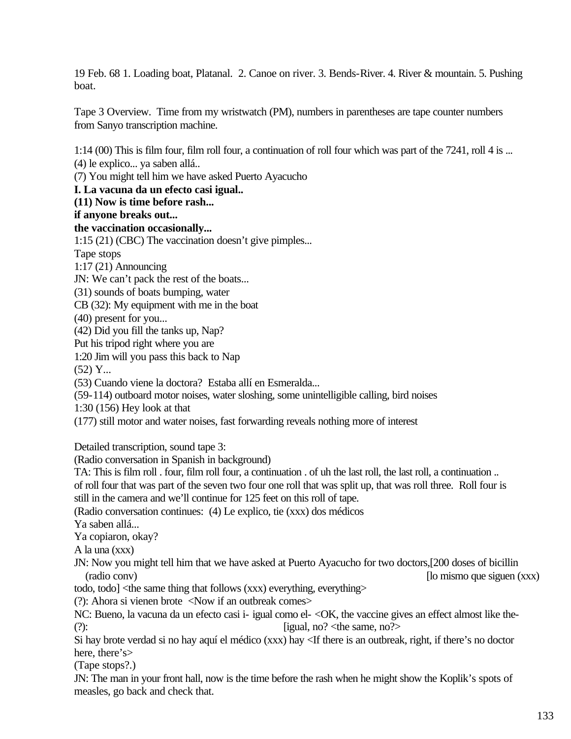19 Feb. 68 1. Loading boat, Platanal. 2. Canoe on river. 3. Bends-River. 4. River & mountain. 5. Pushing boat.

Tape 3 Overview. Time from my wristwatch (PM), numbers in parentheses are tape counter numbers from Sanyo transcription machine.

1:14 (00) This is film four, film roll four, a continuation of roll four which was part of the 7241, roll 4 is ...
(4) le explico... ya saben allá..
(7) You might tell him we have asked Puerto Ayacucho
**I. La vacuna da un efecto casi igual..**
**(11) Now is time before rash...**
**if anyone breaks out...**
**the vaccination occasionally...**
1:15 (21) (CBC) The vaccination doesn't give pimples...
Tape stops
1:17 (21) Announcing
JN: We can't pack the rest of the boats...
(31) sounds of boats bumping, water
CB (32): My equipment with me in the boat
(40) present for you...
(42) Did you fill the tanks up, Nap?
Put his tripod right where you are
1:20 Jim will you pass this back to Nap
(52) Y...
(53) Cuando viene la doctora? Estaba allí en Esmeralda...
(59-114) outboard motor noises, water sloshing, some unintelligible calling, bird noises
1:30 (156) Hey look at that
(177) still motor and water noises, fast forwarding reveals nothing more of interest

Detailed transcription, sound tape 3:
(Radio conversation in Spanish in background)
TA: This is film roll . four, film roll four, a continuation . of uh the last roll, the last roll, a continuation .. of roll four that was part of the seven two four one roll that was split up, that was roll three. Roll four is still in the camera and we'll continue for 125 feet on this roll of tape.
(Radio conversation continues: (4) Le explico, tie (xxx) dos médicos
Ya saben allá...
Ya copiaron, okay?
A la una (xxx)
JN: Now you might tell him that we have asked at Puerto Ayacucho for two doctors,[200 doses of bicillin
(radio conv) [lo mismo que siguen (xxx)
todo, todo] <the same thing that follows (xxx) everything, everything>
(?): Ahora si vienen brote <Now if an outbreak comes>
NC: Bueno, la vacuna da un efecto casi i- igual como el- <OK, the vaccine gives an effect almost like the-
(?): [igual, no? <the same, no?>
Si hay brote verdad si no hay aquí el médico (xxx) hay <If there is an outbreak, right, if there's no doctor here, there's>
(Tape stops?.)
JN: The man in your front hall, now is the time before the rash when he might show the Koplik's spots of measles, go back and check that.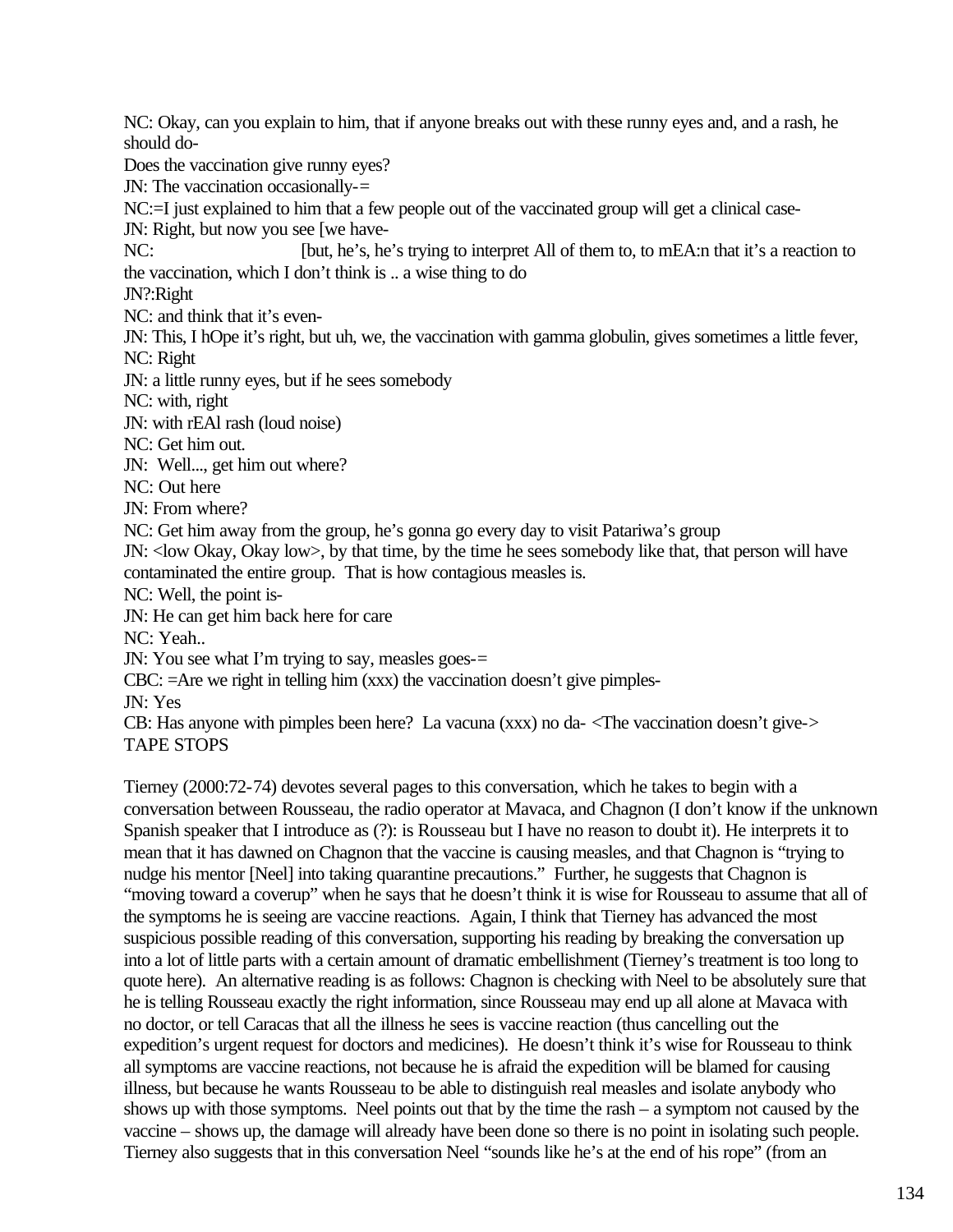NC: Okay, can you explain to him, that if anyone breaks out with these runny eyes and, and a rash, he should do-

Does the vaccination give runny eyes?

JN: The vaccination occasionally-=

NC:=I just explained to him that a few people out of the vaccinated group will get a clinical case-

JN: Right, but now you see [we have-

NC: [but, he's, he's trying to interpret All of them to, to mEA:n that it's a reaction to the vaccination, which I don't think is .. a wise thing to do

JN?:Right

NC: and think that it's even-

JN: This, I hOpe it's right, but uh, we, the vaccination with gamma globulin, gives sometimes a little fever,

NC: Right

JN: a little runny eyes, but if he sees somebody

NC: with, right

JN: with rEAl rash (loud noise)

NC: Get him out.

JN: Well..., get him out where?

NC: Out here

JN: From where?

NC: Get him away from the group, he's gonna go every day to visit Patariwa's group

JN: <low Okay, Okay low>, by that time, by the time he sees somebody like that, that person will have contaminated the entire group. That is how contagious measles is.

NC: Well, the point is-

JN: He can get him back here for care

NC: Yeah..

JN: You see what I'm trying to say, measles goes-=

CBC: =Are we right in telling him (xxx) the vaccination doesn't give pimples-

JN: Yes

CB: Has anyone with pimples been here? La vacuna (xxx) no da- <The vaccination doesn't give->

TAPE STOPS

Tierney (2000:72-74) devotes several pages to this conversation, which he takes to begin with a conversation between Rousseau, the radio operator at Mavaca, and Chagnon (I don't know if the unknown Spanish speaker that I introduce as (?): is Rousseau but I have no reason to doubt it). He interprets it to mean that it has dawned on Chagnon that the vaccine is causing measles, and that Chagnon is "trying to nudge his mentor [Neel] into taking quarantine precautions." Further, he suggests that Chagnon is "moving toward a coverup" when he says that he doesn't think it is wise for Rousseau to assume that all of the symptoms he is seeing are vaccine reactions. Again, I think that Tierney has advanced the most suspicious possible reading of this conversation, supporting his reading by breaking the conversation up into a lot of little parts with a certain amount of dramatic embellishment (Tierney's treatment is too long to quote here). An alternative reading is as follows: Chagnon is checking with Neel to be absolutely sure that he is telling Rousseau exactly the right information, since Rousseau may end up all alone at Mavaca with no doctor, or tell Caracas that all the illness he sees is vaccine reaction (thus cancelling out the expedition's urgent request for doctors and medicines). He doesn't think it's wise for Rousseau to think all symptoms are vaccine reactions, not because he is afraid the expedition will be blamed for causing illness, but because he wants Rousseau to be able to distinguish real measles and isolate anybody who shows up with those symptoms. Neel points out that by the time the rash – a symptom not caused by the vaccine – shows up, the damage will already have been done so there is no point in isolating such people. Tierney also suggests that in this conversation Neel "sounds like he's at the end of his rope" (from an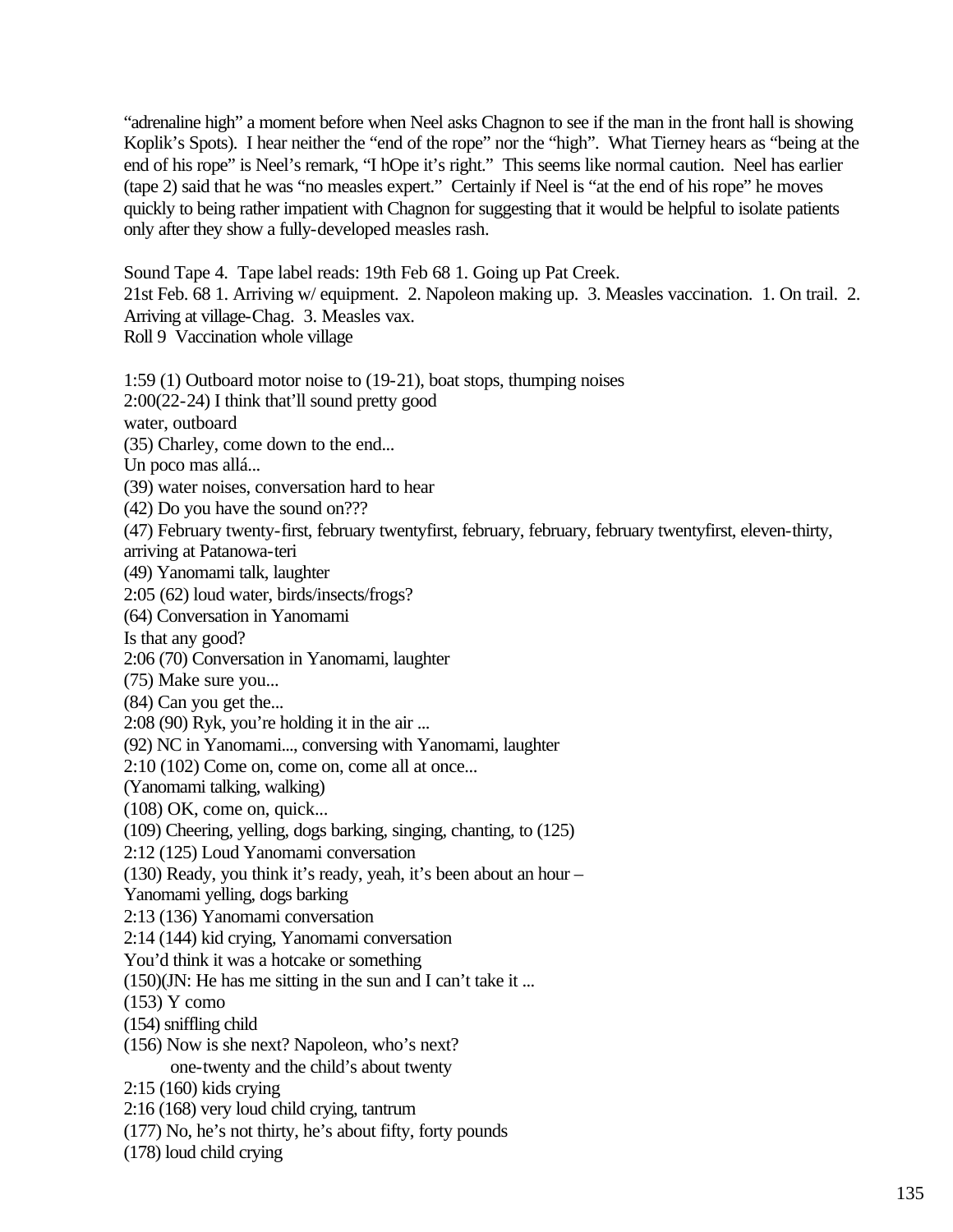"adrenaline high" a moment before when Neel asks Chagnon to see if the man in the front hall is showing Koplik's Spots). I hear neither the "end of the rope" nor the "high". What Tierney hears as "being at the end of his rope" is Neel's remark, "I hOpe it's right." This seems like normal caution. Neel has earlier (tape 2) said that he was "no measles expert." Certainly if Neel is "at the end of his rope" he moves quickly to being rather impatient with Chagnon for suggesting that it would be helpful to isolate patients only after they show a fully-developed measles rash.

Sound Tape 4. Tape label reads: 19th Feb 68 1. Going up Pat Creek.
21st Feb. 68 1. Arriving w/ equipment. 2. Napoleon making up. 3. Measles vaccination. 1. On trail. 2. Arriving at village-Chag. 3. Measles vax.
Roll 9 Vaccination whole village

1:59 (1) Outboard motor noise to (19-21), boat stops, thumping noises
2:00(22-24) I think that'll sound pretty good
water, outboard
(35) Charley, come down to the end...
Un poco mas allá...
(39) water noises, conversation hard to hear
(42) Do you have the sound on???
(47) February twenty-first, february twentyfirst, february, february, february twentyfirst, eleven-thirty, arriving at Patanowa-teri
(49) Yanomami talk, laughter
2:05 (62) loud water, birds/insects/frogs?
(64) Conversation in Yanomami
Is that any good?
2:06 (70) Conversation in Yanomami, laughter
(75) Make sure you...
(84) Can you get the...
2:08 (90) Ryk, you're holding it in the air ...
(92) NC in Yanomami..., conversing with Yanomami, laughter
2:10 (102) Come on, come on, come all at once...
(Yanomami talking, walking)
(108) OK, come on, quick...
(109) Cheering, yelling, dogs barking, singing, chanting, to (125)
2:12 (125) Loud Yanomami conversation
(130) Ready, you think it's ready, yeah, it's been about an hour –
Yanomami yelling, dogs barking
2:13 (136) Yanomami conversation
2:14 (144) kid crying, Yanomami conversation
You'd think it was a hotcake or something
(150)(JN: He has me sitting in the sun and I can't take it ...
(153) Y como
(154) sniffling child
(156) Now is she next? Napoleon, who's next?
one-twenty and the child's about twenty
2:15 (160) kids crying
2:16 (168) very loud child crying, tantrum
(177) No, he's not thirty, he's about fifty, forty pounds
(178) loud child crying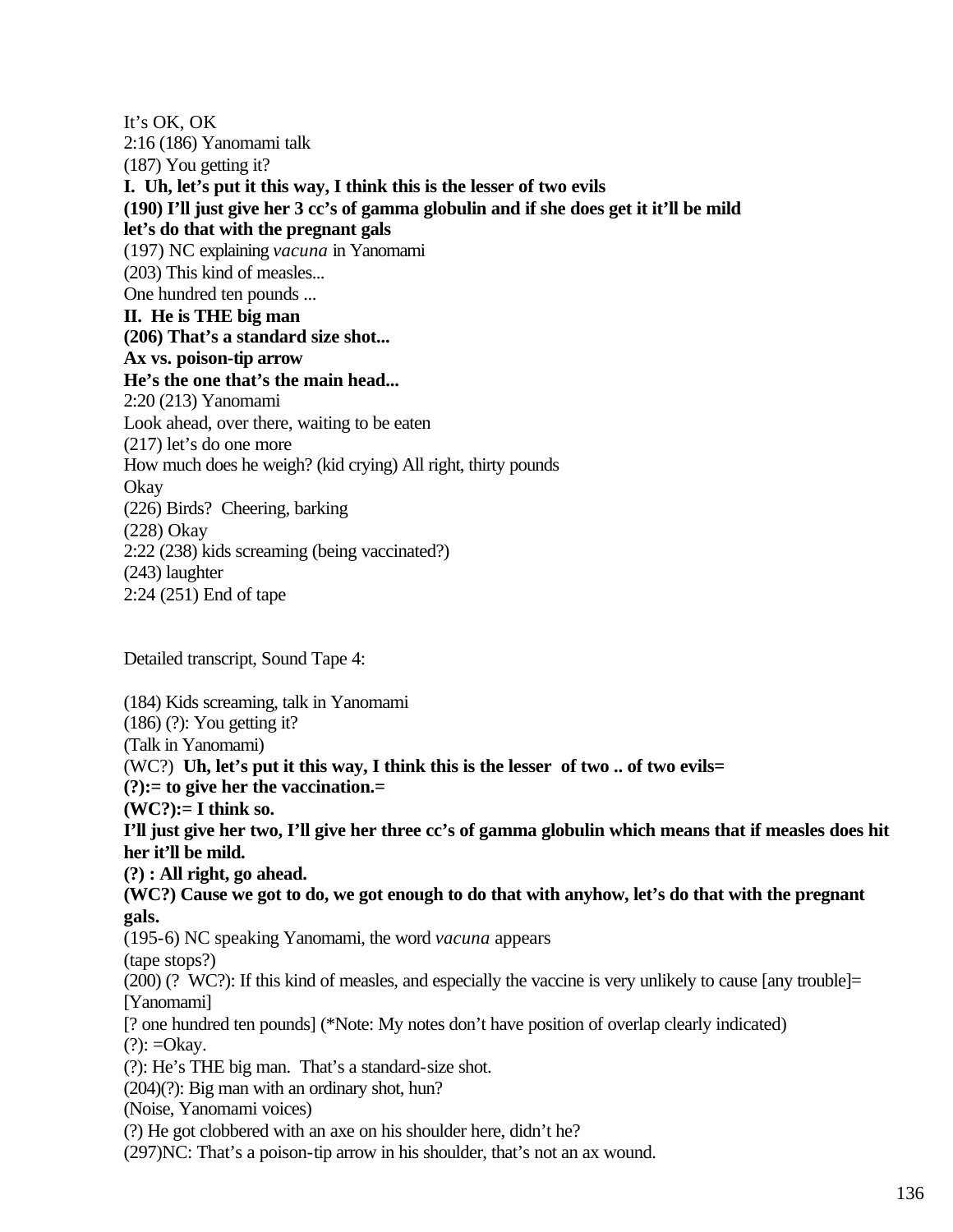It's OK, OK

2:16 (186) Yanomami talk

(187) You getting it?

**I. Uh, let's put it this way, I think this is the lesser of two evils**

**(190) I'll just give her 3 cc's of gamma globulin and if she does get it it'll be mild**

**let's do that with the pregnant gals**

(197) NC explaining *vacuna* in Yanomami

(203) This kind of measles...

One hundred ten pounds ...

**II. He is THE big man**

**(206) That's a standard size shot...**

**Ax vs. poison-tip arrow**

**He's the one that's the main head...**

2:20 (213) Yanomami

Look ahead, over there, waiting to be eaten

(217) let's do one more

How much does he weigh? (kid crying) All right, thirty pounds

Okay

(226) Birds? Cheering, barking

(228) Okay

2:22 (238) kids screaming (being vaccinated?)

(243) laughter

2:24 (251) End of tape

Detailed transcript, Sound Tape 4:

(184) Kids screaming, talk in Yanomami

(186) (?): You getting it?

(Talk in Yanomami)

(WC?) **Uh, let's put it this way, I think this is the lesser of two .. of two evils=**

**(?):= to give her the vaccination.=**

**(WC?):= I think so.**

**I'll just give her two, I'll give her three cc's of gamma globulin which means that if measles does hit her it'll be mild.**

**(?) : All right, go ahead.**

**(WC?) Cause we got to do, we got enough to do that with anyhow, let's do that with the pregnant gals.**

(195-6) NC speaking Yanomami, the word *vacuna* appears

(tape stops?)

(200) (? WC?): If this kind of measles, and especially the vaccine is very unlikely to cause [any trouble]= [Yanomami]

[? one hundred ten pounds] (*Note: My notes don't have position of overlap clearly indicated)

(?): =Okay.

(?): He's THE big man. That's a standard-size shot.

(204)(?): Big man with an ordinary shot, hun?

(Noise, Yanomami voices)

(?) He got clobbered with an axe on his shoulder here, didn't he?

(297)NC: That's a poison-tip arrow in his shoulder, that's not an ax wound.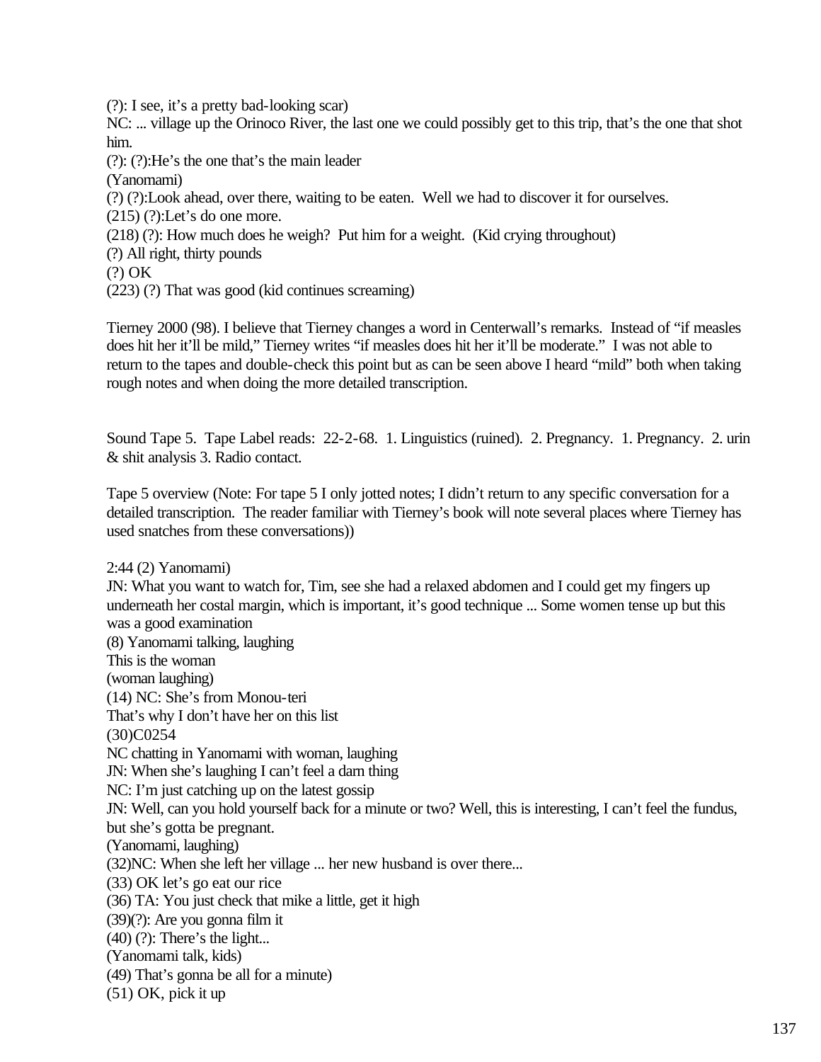(?): I see, it's a pretty bad-looking scar)
NC: ... village up the Orinoco River, the last one we could possibly get to this trip, that's the one that shot him.
(?): (?):He's the one that's the main leader
(Yanomami)
(?) (?):Look ahead, over there, waiting to be eaten. Well we had to discover it for ourselves.
(215) (?):Let's do one more.
(218) (?): How much does he weigh? Put him for a weight. (Kid crying throughout)
(?) All right, thirty pounds
(?) OK
(223) (?) That was good (kid continues screaming)

Tierney 2000 (98). I believe that Tierney changes a word in Centerwall's remarks. Instead of "if measles does hit her it'll be mild," Tierney writes "if measles does hit her it'll be moderate." I was not able to return to the tapes and double-check this point but as can be seen above I heard "mild" both when taking rough notes and when doing the more detailed transcription.

Sound Tape 5. Tape Label reads: 22-2-68. 1. Linguistics (ruined). 2. Pregnancy. 1. Pregnancy. 2. urin & shit analysis 3. Radio contact.

Tape 5 overview (Note: For tape 5 I only jotted notes; I didn't return to any specific conversation for a detailed transcription. The reader familiar with Tierney's book will note several places where Tierney has used snatches from these conversations))

2:44 (2) Yanomami)
JN: What you want to watch for, Tim, see she had a relaxed abdomen and I could get my fingers up underneath her costal margin, which is important, it's good technique ... Some women tense up but this was a good examination
(8) Yanomami talking, laughing
This is the woman
(woman laughing)
(14) NC: She's from Monou-teri
That's why I don't have her on this list
(30)C0254
NC chatting in Yanomami with woman, laughing
JN: When she's laughing I can't feel a darn thing
NC: I'm just catching up on the latest gossip
JN: Well, can you hold yourself back for a minute or two? Well, this is interesting, I can't feel the fundus, but she's gotta be pregnant.
(Yanomami, laughing)
(32)NC: When she left her village ... her new husband is over there...
(33) OK let's go eat our rice
(36) TA: You just check that mike a little, get it high
(39)(?): Are you gonna film it
(40) (?): There's the light...
(Yanomami talk, kids)
(49) That's gonna be all for a minute)
(51) OK, pick it up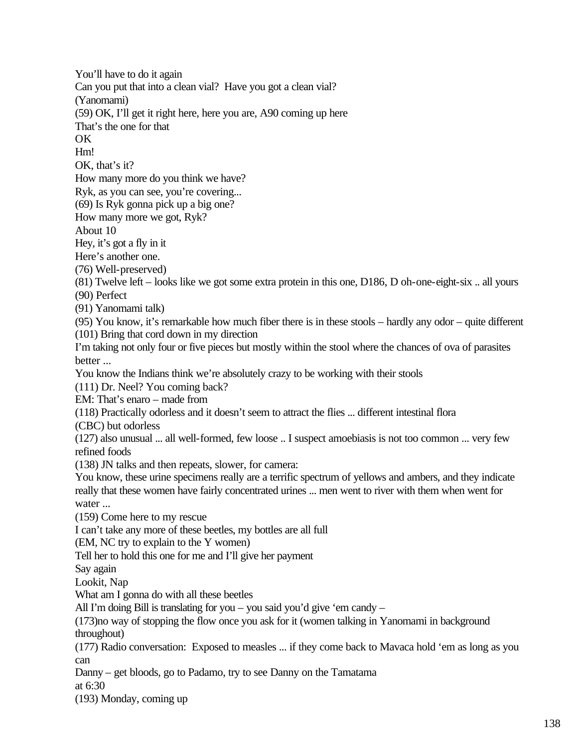You'll have to do it again

Can you put that into a clean vial? Have you got a clean vial?

(Yanomami)

(59) OK, I'll get it right here, here you are, A90 coming up here

That's the one for that

OK

Hm!

OK, that's it?

How many more do you think we have?

Ryk, as you can see, you're covering...

(69) Is Ryk gonna pick up a big one?

How many more we got, Ryk?

About 10

Hey, it's got a fly in it

Here's another one.

(76) Well-preserved)

(81) Twelve left – looks like we got some extra protein in this one, D186, D oh-one-eight-six .. all yours

(90) Perfect

(91) Yanomami talk)

(95) You know, it's remarkable how much fiber there is in these stools – hardly any odor – quite different

(101) Bring that cord down in my direction

I'm taking not only four or five pieces but mostly within the stool where the chances of ova of parasites better ...

You know the Indians think we're absolutely crazy to be working with their stools

(111) Dr. Neel? You coming back?

EM: That's enaro – made from

(118) Practically odorless and it doesn't seem to attract the flies ... different intestinal flora

(CBC) but odorless

(127) also unusual ... all well-formed, few loose .. I suspect amoebiasis is not too common ... very few refined foods

(138) JN talks and then repeats, slower, for camera:

You know, these urine specimens really are a terrific spectrum of yellows and ambers, and they indicate really that these women have fairly concentrated urines ... men went to river with them when went for water ...

(159) Come here to my rescue

I can't take any more of these beetles, my bottles are all full

(EM, NC try to explain to the Y women)

Tell her to hold this one for me and I'll give her payment

Say again

Lookit, Nap

What am I gonna do with all these beetles

All I'm doing Bill is translating for you – you said you'd give 'em candy –

(173)no way of stopping the flow once you ask for it (women talking in Yanomami in background throughout)

(177) Radio conversation: Exposed to measles ... if they come back to Mavaca hold 'em as long as you can

Danny – get bloods, go to Padamo, try to see Danny on the Tamatama

at 6:30

(193) Monday, coming up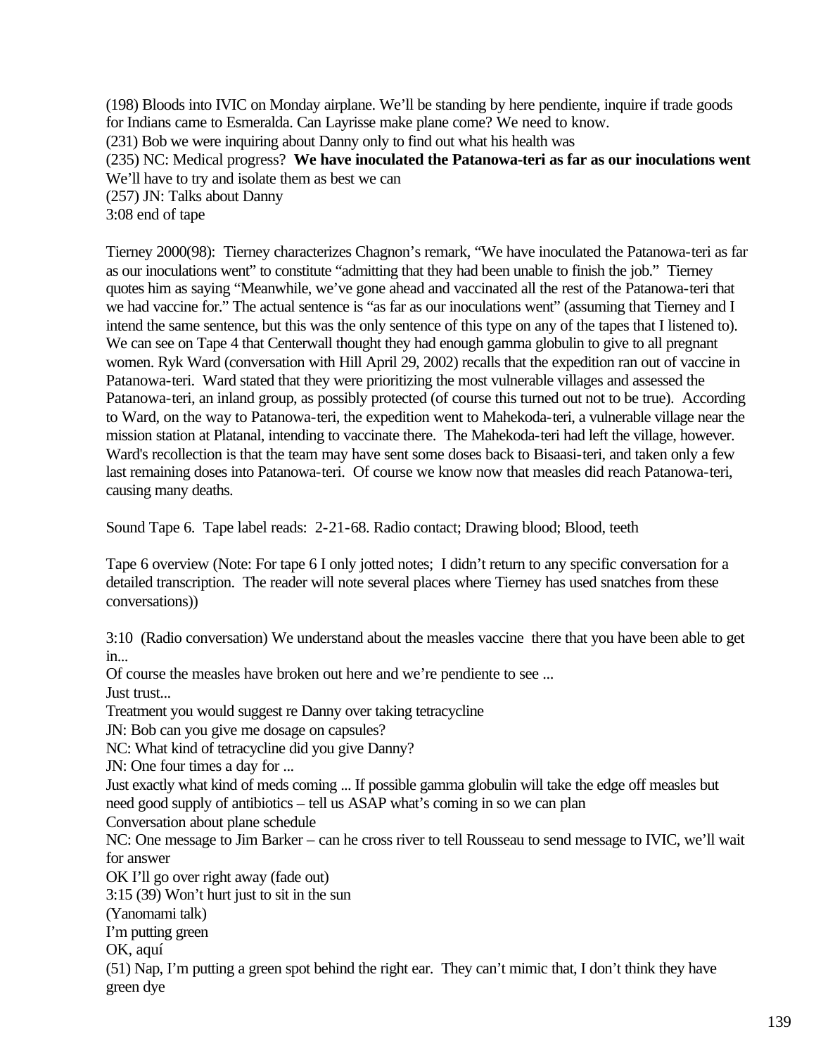(198) Bloods into IVIC on Monday airplane. We'll be standing by here pendiente, inquire if trade goods for Indians came to Esmeralda. Can Layrisse make plane come? We need to know.
(231) Bob we were inquiring about Danny only to find out what his health was
(235) NC: Medical progress? **We have inoculated the Patanowa-teri as far as our inoculations went** We'll have to try and isolate them as best we can
(257) JN: Talks about Danny
3:08 end of tape

Tierney 2000(98): Tierney characterizes Chagnon's remark, "We have inoculated the Patanowa-teri as far as our inoculations went" to constitute "admitting that they had been unable to finish the job." Tierney quotes him as saying "Meanwhile, we've gone ahead and vaccinated all the rest of the Patanowa-teri that we had vaccine for." The actual sentence is "as far as our inoculations went" (assuming that Tierney and I intend the same sentence, but this was the only sentence of this type on any of the tapes that I listened to). We can see on Tape 4 that Centerwall thought they had enough gamma globulin to give to all pregnant women. Ryk Ward (conversation with Hill April 29, 2002) recalls that the expedition ran out of vaccine in Patanowa-teri. Ward stated that they were prioritizing the most vulnerable villages and assessed the Patanowa-teri, an inland group, as possibly protected (of course this turned out not to be true). According to Ward, on the way to Patanowa-teri, the expedition went to Mahekoda-teri, a vulnerable village near the mission station at Platanal, intending to vaccinate there. The Mahekoda-teri had left the village, however. Ward's recollection is that the team may have sent some doses back to Bisaasi-teri, and taken only a few last remaining doses into Patanowa-teri. Of course we know now that measles did reach Patanowa-teri, causing many deaths.

Sound Tape 6. Tape label reads: 2-21-68. Radio contact; Drawing blood; Blood, teeth

Tape 6 overview (Note: For tape 6 I only jotted notes; I didn't return to any specific conversation for a detailed transcription. The reader will note several places where Tierney has used snatches from these conversations))

3:10 (Radio conversation) We understand about the measles vaccine there that you have been able to get in...
Of course the measles have broken out here and we're pendiente to see ...
Just trust...
Treatment you would suggest re Danny over taking tetracycline
JN: Bob can you give me dosage on capsules?
NC: What kind of tetracycline did you give Danny?
JN: One four times a day for ...
Just exactly what kind of meds coming ... If possible gamma globulin will take the edge off measles but need good supply of antibiotics – tell us ASAP what's coming in so we can plan
Conversation about plane schedule
NC: One message to Jim Barker – can he cross river to tell Rousseau to send message to IVIC, we'll wait for answer
OK I'll go over right away (fade out)
3:15 (39) Won't hurt just to sit in the sun
(Yanomami talk)
I'm putting green
OK, aquí
(51) Nap, I'm putting a green spot behind the right ear. They can't mimic that, I don't think they have green dye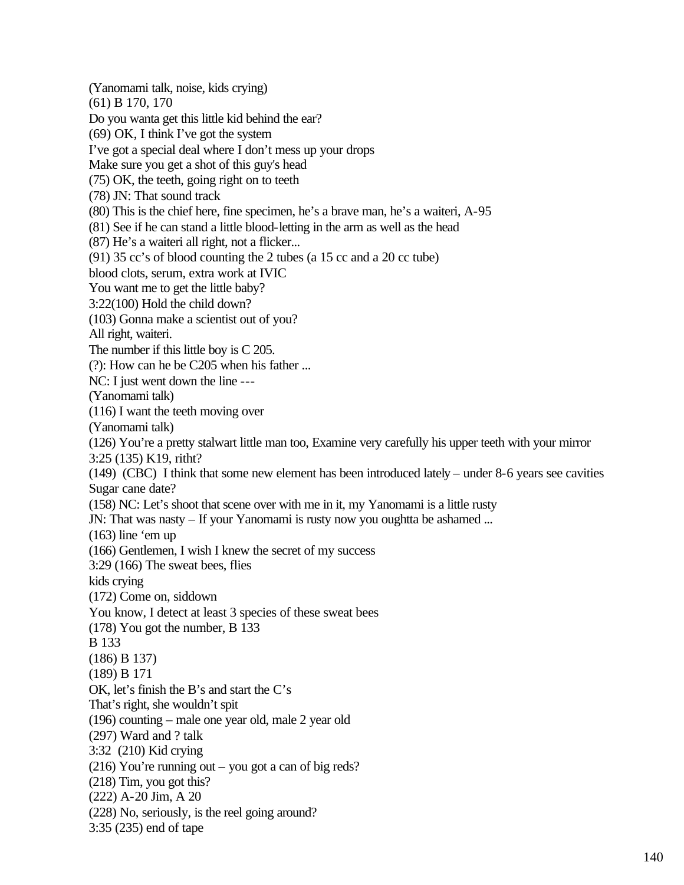(Yanomami talk, noise, kids crying)

(61) B 170, 170

Do you wanta get this little kid behind the ear?

(69) OK, I think I’ve got the system

I’ve got a special deal where I don’t mess up your drops

Make sure you get a shot of this guy's head

(75) OK, the teeth, going right on to teeth

(78) JN: That sound track

(80) This is the chief here, fine specimen, he’s a brave man, he’s a waiteri, A-95

(81) See if he can stand a little blood-letting in the arm as well as the head

(87) He’s a waiteri all right, not a flicker...

(91) 35 cc’s of blood counting the 2 tubes (a 15 cc and a 20 cc tube)

blood clots, serum, extra work at IVIC

You want me to get the little baby?

3:22(100) Hold the child down?

(103) Gonna make a scientist out of you?

All right, waiteri.

The number if this little boy is C 205.

(?): How can he be C205 when his father ...

NC: I just went down the line ---

(Yanomami talk)

(116) I want the teeth moving over

(Yanomami talk)

(126) You’re a pretty stalwart little man too, Examine very carefully his upper teeth with your mirror

3:25 (135) K19, ritht?

(149) (CBC) I think that some new element has been introduced lately – under 8-6 years see cavities

Sugar cane date?

(158) NC: Let’s shoot that scene over with me in it, my Yanomami is a little rusty

JN: That was nasty – If your Yanomami is rusty now you oughtta be ashamed ...

(163) line ‘em up

(166) Gentlemen, I wish I knew the secret of my success

3:29 (166) The sweat bees, flies

kids crying

(172) Come on, siddown

You know, I detect at least 3 species of these sweat bees

(178) You got the number, B 133

B 133

(186) B 137)

(189) B 171

OK, let’s finish the B’s and start the C’s

That’s right, she wouldn’t spit

(196) counting – male one year old, male 2 year old

(297) Ward and ? talk

3:32 (210) Kid crying

(216) You’re running out – you got a can of big reds?

(218) Tim, you got this?

(222) A-20 Jim, A 20

(228) No, seriously, is the reel going around?

3:35 (235) end of tape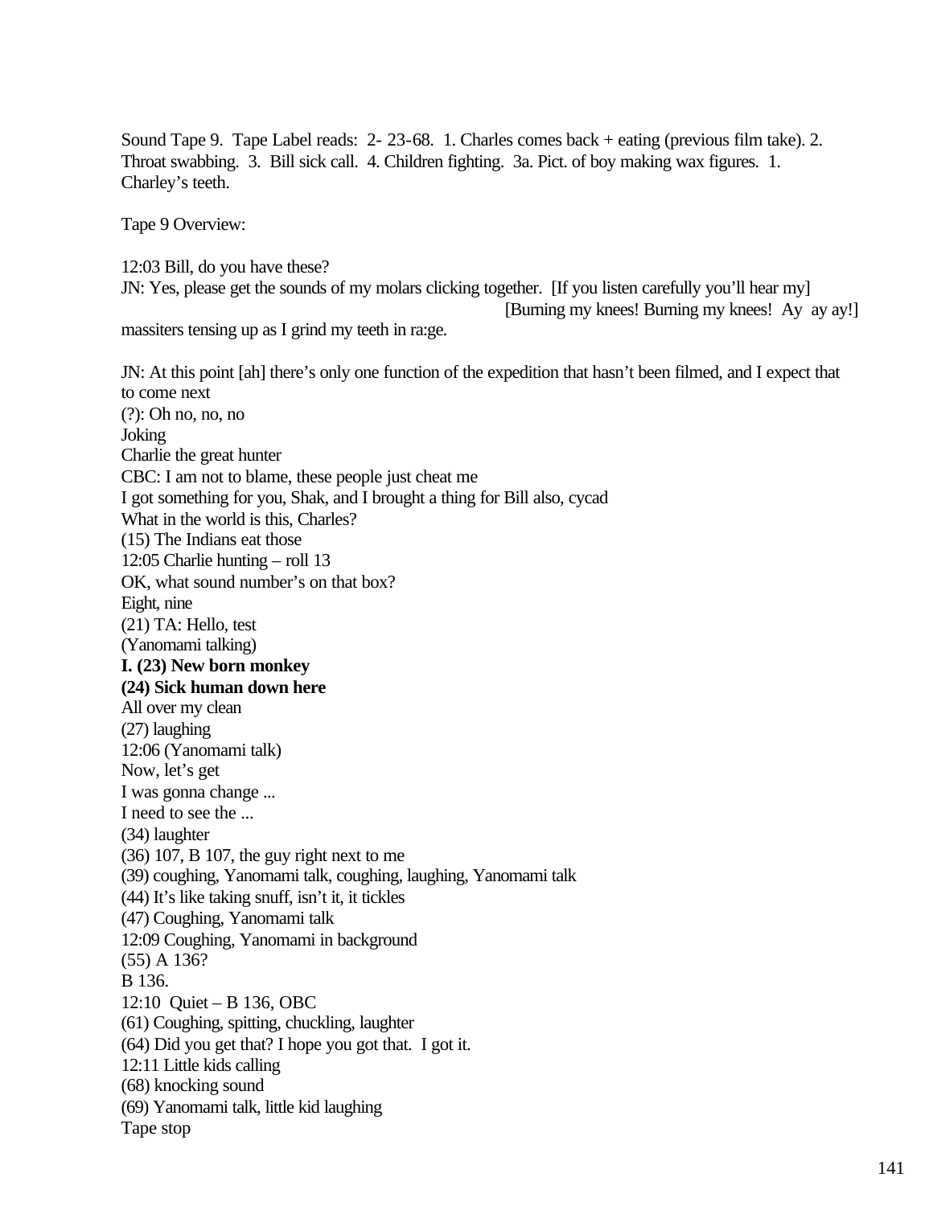Sound Tape 9. Tape Label reads: 2- 23-68. 1. Charles comes back + eating (previous film take). 2. Throat swabbing. 3. Bill sick call. 4. Children fighting. 3a. Pict. of boy making wax figures. 1. Charley's teeth.

Tape 9 Overview:

12:03 Bill, do you have these?
JN: Yes, please get the sounds of my molars clicking together. [If you listen carefully you'll hear my]
[Burning my knees! Burning my knees! Ay ay ay!]
massiters tensing up as I grind my teeth in ra:ge.

JN: At this point [ah] there's only one function of the expedition that hasn't been filmed, and I expect that to come next
(?): Oh no, no, no
Joking
Charlie the great hunter
CBC: I am not to blame, these people just cheat me
I got something for you, Shak, and I brought a thing for Bill also, cycad
What in the world is this, Charles?
(15) The Indians eat those
12:05 Charlie hunting – roll 13
OK, what sound number's on that box?
Eight, nine
(21) TA: Hello, test
(Yanomami talking)
**I. (23) New born monkey**
**(24) Sick human down here**
All over my clean
(27) laughing
12:06 (Yanomami talk)
Now, let's get
I was gonna change ...
I need to see the ...
(34) laughter
(36) 107, B 107, the guy right next to me
(39) coughing, Yanomami talk, coughing, laughing, Yanomami talk
(44) It's like taking snuff, isn't it, it tickles
(47) Coughing, Yanomami talk
12:09 Coughing, Yanomami in background
(55) A 136?
B 136.
12:10 Quiet – B 136, OBC
(61) Coughing, spitting, chuckling, laughter
(64) Did you get that? I hope you got that. I got it.
12:11 Little kids calling
(68) knocking sound
(69) Yanomami talk, little kid laughing
Tape stop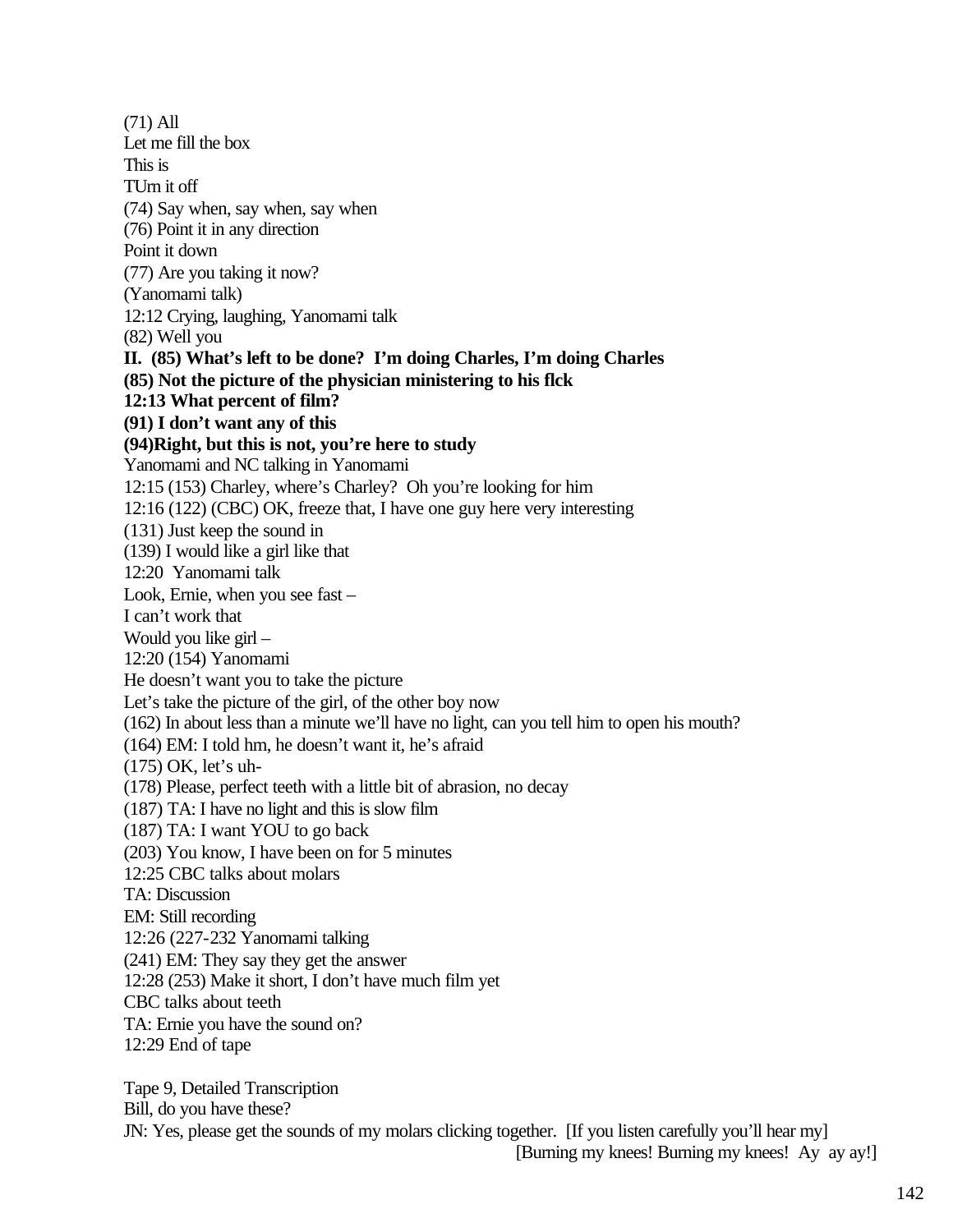(71) All
Let me fill the box
This is
TUrn it off
(74) Say when, say when, say when
(76) Point it in any direction
Point it down
(77) Are you taking it now?
(Yanomami talk)
12:12 Crying, laughing, Yanomami talk
(82) Well you
**II. (85) What's left to be done? I'm doing Charles, I'm doing Charles**
**(85) Not the picture of the physician ministering to his flck**
**12:13 What percent of film?**
**(91) I don't want any of this**
**(94)Right, but this is not, you're here to study**
Yanomami and NC talking in Yanomami
12:15 (153) Charley, where's Charley? Oh you're looking for him
12:16 (122) (CBC) OK, freeze that, I have one guy here very interesting
(131) Just keep the sound in
(139) I would like a girl like that
12:20 Yanomami talk
Look, Ernie, when you see fast –
I can't work that
Would you like girl –
12:20 (154) Yanomami
He doesn't want you to take the picture
Let's take the picture of the girl, of the other boy now
(162) In about less than a minute we'll have no light, can you tell him to open his mouth?
(164) EM: I told hm, he doesn't want it, he's afraid
(175) OK, let's uh-
(178) Please, perfect teeth with a little bit of abrasion, no decay
(187) TA: I have no light and this is slow film
(187) TA: I want YOU to go back
(203) You know, I have been on for 5 minutes
12:25 CBC talks about molars
TA: Discussion
EM: Still recording
12:26 (227-232 Yanomami talking
(241) EM: They say they get the answer
12:28 (253) Make it short, I don't have much film yet
CBC talks about teeth
TA: Ernie you have the sound on?
12:29 End of tape

Tape 9, Detailed Transcription
Bill, do you have these?
JN: Yes, please get the sounds of my molars clicking together. [If you listen carefully you'll hear my]
[Burning my knees! Burning my knees! Ay ay ay!]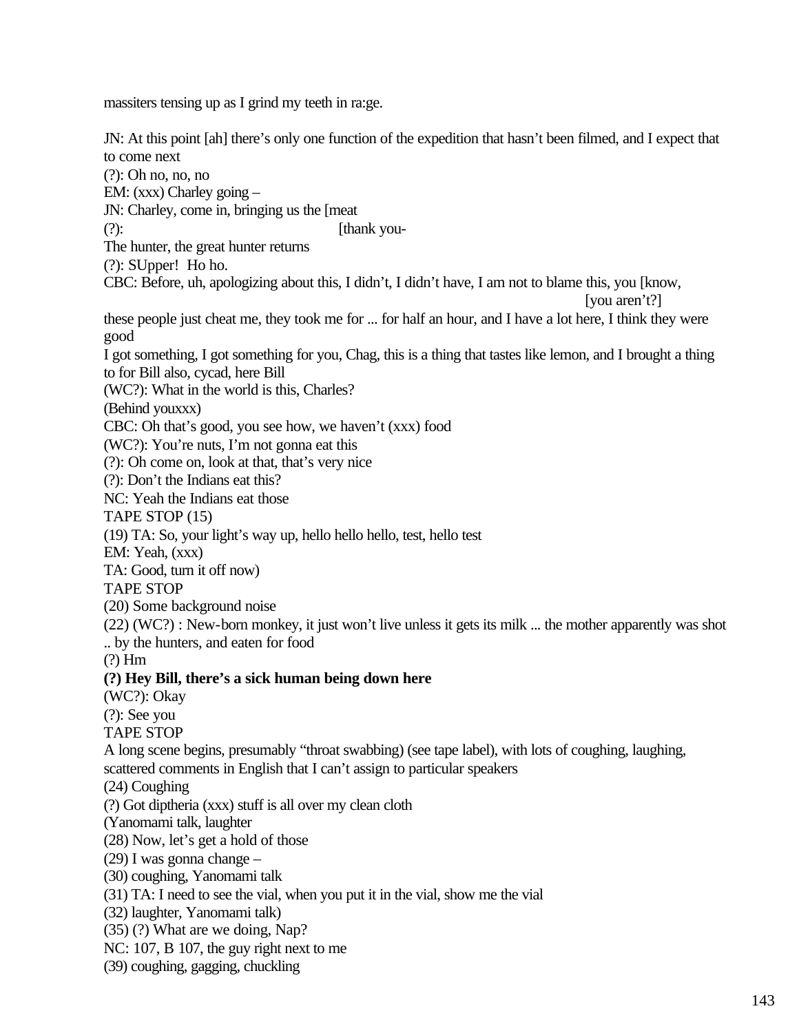massiters tensing up as I grind my teeth in ra:ge.

JN: At this point [ah] there's only one function of the expedition that hasn't been filmed, and I expect that to come next
(?): Oh no, no, no
EM: (xxx) Charley going –
JN: Charley, come in, bringing us the [meat
(?): [thank you-
The hunter, the great hunter returns
(?): SUpper! Ho ho.
CBC: Before, uh, apologizing about this, I didn't, I didn't have, I am not to blame this, you [know,
[you aren't?]
these people just cheat me, they took me for ... for half an hour, and I have a lot here, I think they were good
I got something, I got something for you, Chag, this is a thing that tastes like lemon, and I brought a thing to for Bill also, cycad, here Bill
(WC?): What in the world is this, Charles?
(Behind youxxx)
CBC: Oh that's good, you see how, we haven't (xxx) food
(WC?): You're nuts, I'm not gonna eat this
(?): Oh come on, look at that, that's very nice
(?): Don't the Indians eat this?
NC: Yeah the Indians eat those
TAPE STOP (15)
(19) TA: So, your light's way up, hello hello hello, test, hello test
EM: Yeah, (xxx)
TA: Good, turn it off now)
TAPE STOP
(20) Some background noise
(22) (WC?) : New-born monkey, it just won't live unless it gets its milk ... the mother apparently was shot .. by the hunters, and eaten for food
(?) Hm
**(?) Hey Bill, there's a sick human being down here**
(WC?): Okay
(?): See you
TAPE STOP
A long scene begins, presumably "throat swabbing) (see tape label), with lots of coughing, laughing, scattered comments in English that I can't assign to particular speakers
(24) Coughing
(?) Got diptheria (xxx) stuff is all over my clean cloth
(Yanomami talk, laughter
(28) Now, let's get a hold of those
(29) I was gonna change –
(30) coughing, Yanomami talk
(31) TA: I need to see the vial, when you put it in the vial, show me the vial
(32) laughter, Yanomami talk)
(35) (?) What are we doing, Nap?
NC: 107, B 107, the guy right next to me
(39) coughing, gagging, chuckling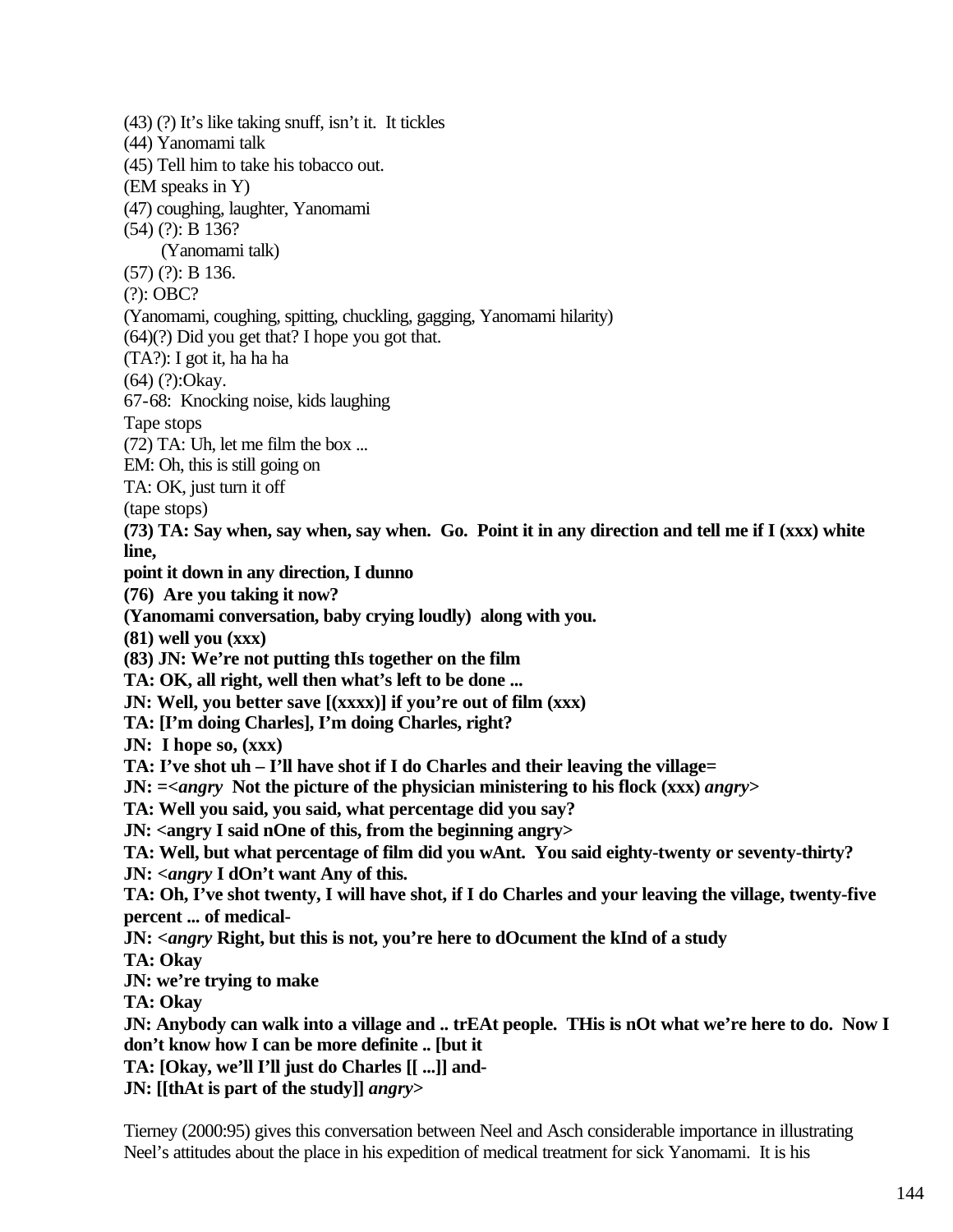(43) (?) It's like taking snuff, isn't it. It tickles
(44) Yanomami talk
(45) Tell him to take his tobacco out.
(EM speaks in Y)
(47) coughing, laughter, Yanomami
(54) (?): B 136?
  (Yanomami talk)
(57) (?): B 136.
(?): OBC?
(Yanomami, coughing, spitting, chuckling, gagging, Yanomami hilarity)
(64)(?) Did you get that? I hope you got that.
(TA?): I got it, ha ha ha
(64) (?):Okay.
67-68: Knocking noise, kids laughing
Tape stops
(72) TA: Uh, let me film the box ...
EM: Oh, this is still going on
TA: OK, just turn it off
(tape stops)
**(73) TA: Say when, say when, say when. Go. Point it in any direction and tell me if I (xxx) white line,**
**point it down in any direction, I dunno**
**(76) Are you taking it now?**
**(Yanomami conversation, baby crying loudly) along with you.**
**(81) well you (xxx)**
**(83) JN: We're not putting thIs together on the film**
**TA: OK, all right, well then what's left to be done ...**
**JN: Well, you better save [(xxxx)] if you're out of film (xxx)**
**TA: [I'm doing Charles], I'm doing Charles, right?**
**JN: I hope so, (xxx)**
**TA: I've shot uh – I'll have shot if I do Charles and their leaving the village=**
**JN: =<*angry* Not the picture of the physician ministering to his flock (xxx) *angry*>**
**TA: Well you said, you said, what percentage did you say?**
**JN: <angry I said nOne of this, from the beginning angry>**
**TA: Well, but what percentage of film did you wAnt. You said eighty-twenty or seventy-thirty?**
**JN: <*angry* I dOn't want Any of this.**
**TA: Oh, I've shot twenty, I will have shot, if I do Charles and your leaving the village, twenty-five percent ... of medical-**
**JN: <*angry* Right, but this is not, you're here to dOcument the kInd of a study**
**TA: Okay**
**JN: we're trying to make**
**TA: Okay**
**JN: Anybody can walk into a village and .. trEAt people. THis is nOt what we're here to do. Now I don't know how I can be more definite .. [but it**
**TA: [Okay, we'll I'll just do Charles [[ ...]] and-**
**JN: [[thAt is part of the study]] *angry*>**

Tierney (2000:95) gives this conversation between Neel and Asch considerable importance in illustrating Neel's attitudes about the place in his expedition of medical treatment for sick Yanomami. It is his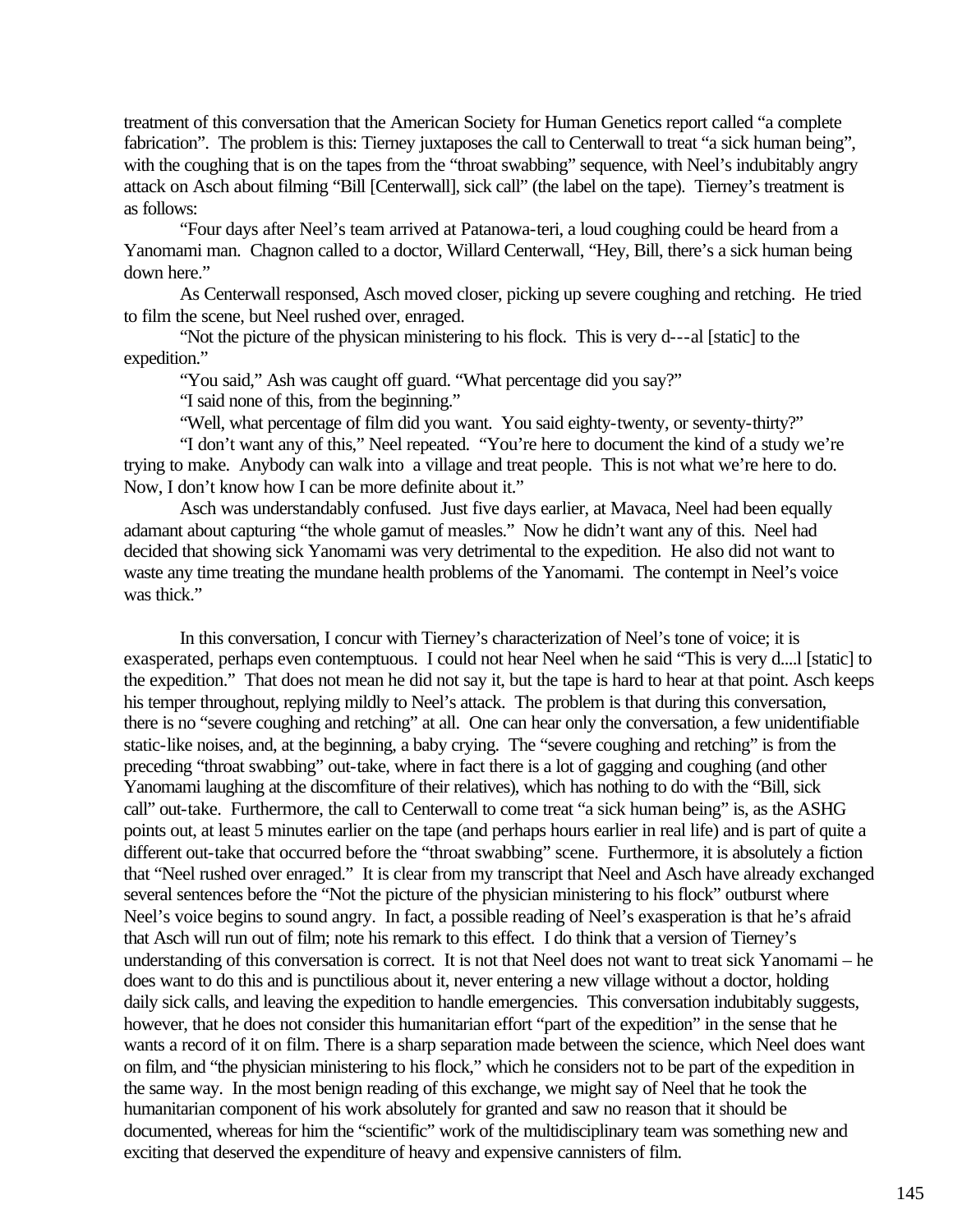treatment of this conversation that the American Society for Human Genetics report called "a complete fabrication". The problem is this: Tierney juxtaposes the call to Centerwall to treat "a sick human being", with the coughing that is on the tapes from the "throat swabbing" sequence, with Neel's indubitably angry attack on Asch about filming "Bill [Centerwall], sick call" (the label on the tape). Tierney's treatment is as follows:

"Four days after Neel's team arrived at Patanowa-teri, a loud coughing could be heard from a Yanomami man. Chagnon called to a doctor, Willard Centerwall, "Hey, Bill, there's a sick human being down here."

As Centerwall responsed, Asch moved closer, picking up severe coughing and retching. He tried to film the scene, but Neel rushed over, enraged.

"Not the picture of the physican ministering to his flock. This is very d---al [static] to the expedition."

"You said," Ash was caught off guard. "What percentage did you say?"

"I said none of this, from the beginning."

"Well, what percentage of film did you want. You said eighty-twenty, or seventy-thirty?"

"I don't want any of this," Neel repeated. "You're here to document the kind of a study we're trying to make. Anybody can walk into a village and treat people. This is not what we're here to do. Now, I don't know how I can be more definite about it."

Asch was understandably confused. Just five days earlier, at Mavaca, Neel had been equally adamant about capturing "the whole gamut of measles." Now he didn't want any of this. Neel had decided that showing sick Yanomami was very detrimental to the expedition. He also did not want to waste any time treating the mundane health problems of the Yanomami. The contempt in Neel's voice was thick."

In this conversation, I concur with Tierney's characterization of Neel's tone of voice; it is exasperated, perhaps even contemptuous. I could not hear Neel when he said "This is very d....l [static] to the expedition." That does not mean he did not say it, but the tape is hard to hear at that point. Asch keeps his temper throughout, replying mildly to Neel's attack. The problem is that during this conversation, there is no "severe coughing and retching" at all. One can hear only the conversation, a few unidentifiable static-like noises, and, at the beginning, a baby crying. The "severe coughing and retching" is from the preceding "throat swabbing" out-take, where in fact there is a lot of gagging and coughing (and other Yanomami laughing at the discomfiture of their relatives), which has nothing to do with the "Bill, sick call" out-take. Furthermore, the call to Centerwall to come treat "a sick human being" is, as the ASHG points out, at least 5 minutes earlier on the tape (and perhaps hours earlier in real life) and is part of quite a different out-take that occurred before the "throat swabbing" scene. Furthermore, it is absolutely a fiction that "Neel rushed over enraged." It is clear from my transcript that Neel and Asch have already exchanged several sentences before the "Not the picture of the physician ministering to his flock" outburst where Neel's voice begins to sound angry. In fact, a possible reading of Neel's exasperation is that he's afraid that Asch will run out of film; note his remark to this effect. I do think that a version of Tierney's understanding of this conversation is correct. It is not that Neel does not want to treat sick Yanomami – he does want to do this and is punctilious about it, never entering a new village without a doctor, holding daily sick calls, and leaving the expedition to handle emergencies. This conversation indubitably suggests, however, that he does not consider this humanitarian effort "part of the expedition" in the sense that he wants a record of it on film. There is a sharp separation made between the science, which Neel does want on film, and "the physician ministering to his flock," which he considers not to be part of the expedition in the same way. In the most benign reading of this exchange, we might say of Neel that he took the humanitarian component of his work absolutely for granted and saw no reason that it should be documented, whereas for him the "scientific" work of the multidisciplinary team was something new and exciting that deserved the expenditure of heavy and expensive cannisters of film.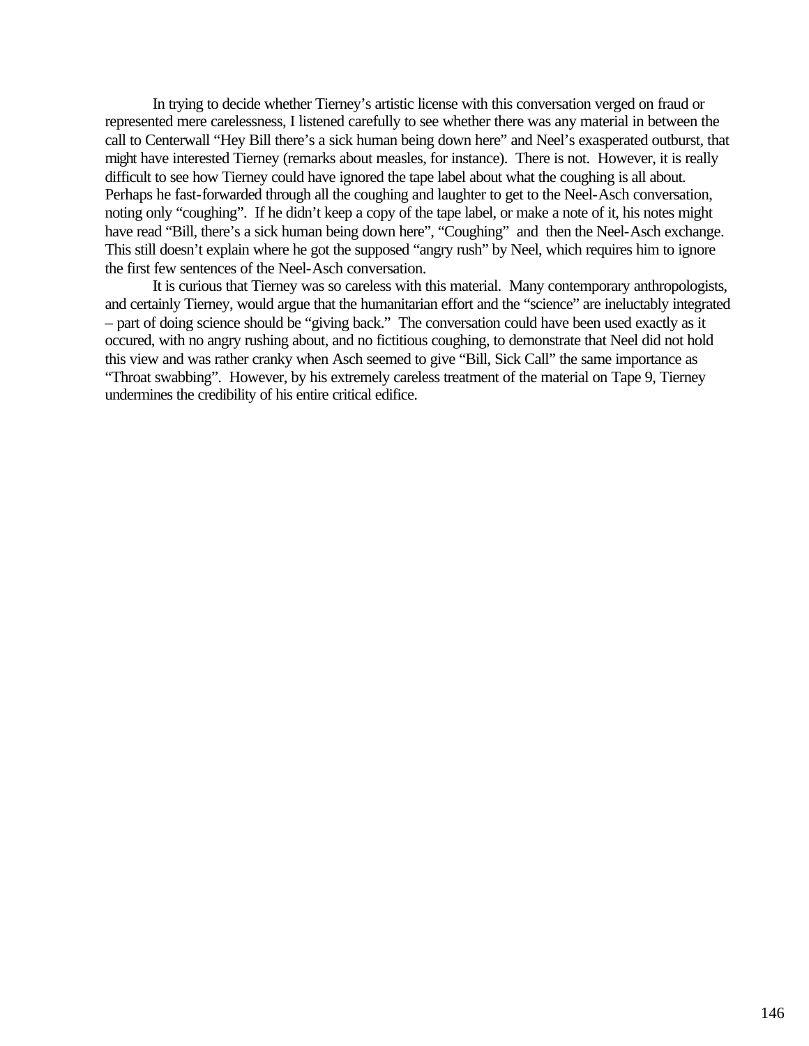In trying to decide whether Tierney's artistic license with this conversation verged on fraud or represented mere carelessness, I listened carefully to see whether there was any material in between the call to Centerwall "Hey Bill there's a sick human being down here" and Neel's exasperated outburst, that might have interested Tierney (remarks about measles, for instance). There is not. However, it is really difficult to see how Tierney could have ignored the tape label about what the coughing is all about. Perhaps he fast-forwarded through all the coughing and laughter to get to the Neel-Asch conversation, noting only "coughing". If he didn't keep a copy of the tape label, or make a note of it, his notes might have read "Bill, there's a sick human being down here", "Coughing" and then the Neel-Asch exchange. This still doesn't explain where he got the supposed "angry rush" by Neel, which requires him to ignore the first few sentences of the Neel-Asch conversation.

It is curious that Tierney was so careless with this material. Many contemporary anthropologists, and certainly Tierney, would argue that the humanitarian effort and the "science" are ineluctably integrated – part of doing science should be "giving back." The conversation could have been used exactly as it occured, with no angry rushing about, and no fictitious coughing, to demonstrate that Neel did not hold this view and was rather cranky when Asch seemed to give "Bill, Sick Call" the same importance as "Throat swabbing". However, by his extremely careless treatment of the material on Tape 9, Tierney undermines the credibility of his entire critical edifice.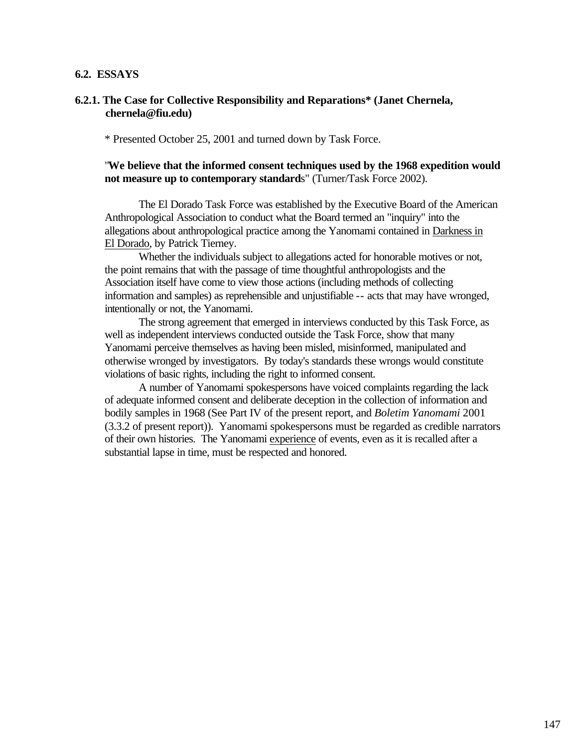## 6.2. ESSAYS

### 6.2.1. The Case for Collective Responsibility and Reparations* (Janet Chernela, chernela@fiu.edu)

\* Presented October 25, 2001 and turned down by Task Force.

"**We believe that the informed consent techniques used by the 1968 expedition would not measure up to contemporary standards**" (Turner/Task Force 2002).

The El Dorado Task Force was established by the Executive Board of the American Anthropological Association to conduct what the Board termed an "inquiry" into the allegations about anthropological practice among the Yanomami contained in Darkness in El Dorado, by Patrick Tierney.

Whether the individuals subject to allegations acted for honorable motives or not, the point remains that with the passage of time thoughtful anthropologists and the Association itself have come to view those actions (including methods of collecting information and samples) as reprehensible and unjustifiable -- acts that may have wronged, intentionally or not, the Yanomami.

The strong agreement that emerged in interviews conducted by this Task Force, as well as independent interviews conducted outside the Task Force, show that many Yanomami perceive themselves as having been misled, misinformed, manipulated and otherwise wronged by investigators. By today's standards these wrongs would constitute violations of basic rights, including the right to informed consent.

A number of Yanomami spokespersons have voiced complaints regarding the lack of adequate informed consent and deliberate deception in the collection of information and bodily samples in 1968 (See Part IV of the present report, and *Boletim Yanomami* 2001 (3.3.2 of present report)). Yanomami spokespersons must be regarded as credible narrators of their own histories. The Yanomami experience of events, even as it is recalled after a substantial lapse in time, must be respected and honored.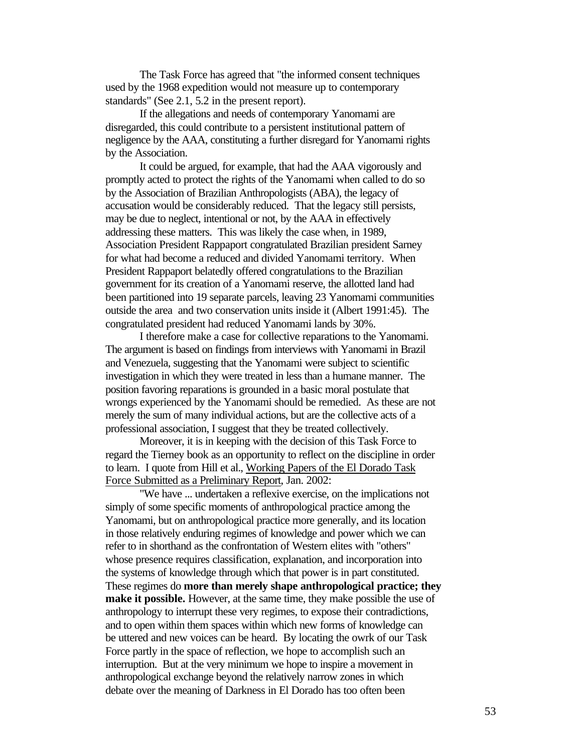The Task Force has agreed that "the informed consent techniques used by the 1968 expedition would not measure up to contemporary standards" (See 2.1, 5.2 in the present report).

If the allegations and needs of contemporary Yanomami are disregarded, this could contribute to a persistent institutional pattern of negligence by the AAA, constituting a further disregard for Yanomami rights by the Association.

It could be argued, for example, that had the AAA vigorously and promptly acted to protect the rights of the Yanomami when called to do so by the Association of Brazilian Anthropologists (ABA), the legacy of accusation would be considerably reduced. That the legacy still persists, may be due to neglect, intentional or not, by the AAA in effectively addressing these matters. This was likely the case when, in 1989, Association President Rappaport congratulated Brazilian president Sarney for what had become a reduced and divided Yanomami territory. When President Rappaport belatedly offered congratulations to the Brazilian government for its creation of a Yanomami reserve, the allotted land had been partitioned into 19 separate parcels, leaving 23 Yanomami communities outside the area and two conservation units inside it (Albert 1991:45). The congratulated president had reduced Yanomami lands by 30%.

I therefore make a case for collective reparations to the Yanomami. The argument is based on findings from interviews with Yanomami in Brazil and Venezuela, suggesting that the Yanomami were subject to scientific investigation in which they were treated in less than a humane manner. The position favoring reparations is grounded in a basic moral postulate that wrongs experienced by the Yanomami should be remedied. As these are not merely the sum of many individual actions, but are the collective acts of a professional association, I suggest that they be treated collectively.

Moreover, it is in keeping with the decision of this Task Force to regard the Tierney book as an opportunity to reflect on the discipline in order to learn. I quote from Hill et al., Working Papers of the El Dorado Task Force Submitted as a Preliminary Report, Jan. 2002:

"We have ... undertaken a reflexive exercise, on the implications not simply of some specific moments of anthropological practice among the Yanomami, but on anthropological practice more generally, and its location in those relatively enduring regimes of knowledge and power which we can refer to in shorthand as the confrontation of Western elites with "others" whose presence requires classification, explanation, and incorporation into the systems of knowledge through which that power is in part constituted. These regimes do **more than merely shape anthropological practice; they make it possible.** However, at the same time, they make possible the use of anthropology to interrupt these very regimes, to expose their contradictions, and to open within them spaces within which new forms of knowledge can be uttered and new voices can be heard. By locating the owrk of our Task Force partly in the space of reflection, we hope to accomplish such an interruption. But at the very minimum we hope to inspire a movement in anthropological exchange beyond the relatively narrow zones in which debate over the meaning of Darkness in El Dorado has too often been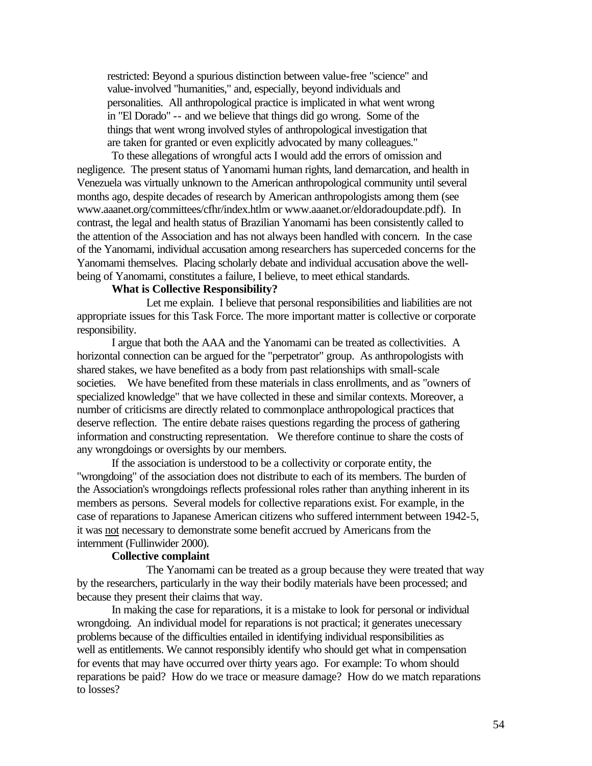restricted: Beyond a spurious distinction between value-free "science" and value-involved "humanities," and, especially, beyond individuals and personalities. All anthropological practice is implicated in what went wrong in "El Dorado" -- and we believe that things did go wrong. Some of the things that went wrong involved styles of anthropological investigation that are taken for granted or even explicitly advocated by many colleagues."

To these allegations of wrongful acts I would add the errors of omission and negligence. The present status of Yanomami human rights, land demarcation, and health in Venezuela was virtually unknown to the American anthropological community until several months ago, despite decades of research by American anthropologists among them (see www.aaanet.org/committees/cfhr/index.htlm or www.aaanet.or/eldoradoupdate.pdf). In contrast, the legal and health status of Brazilian Yanomami has been consistently called to the attention of the Association and has not always been handled with concern. In the case of the Yanomami, individual accusation among researchers has superceded concerns for the Yanomami themselves. Placing scholarly debate and individual accusation above the well-being of Yanomami, constitutes a failure, I believe, to meet ethical standards.

**What is Collective Responsibility?**

Let me explain. I believe that personal responsibilities and liabilities are not appropriate issues for this Task Force. The more important matter is collective or corporate responsibility.

I argue that both the AAA and the Yanomami can be treated as collectivities. A horizontal connection can be argued for the "perpetrator" group. As anthropologists with shared stakes, we have benefited as a body from past relationships with small-scale societies. We have benefited from these materials in class enrollments, and as "owners of specialized knowledge" that we have collected in these and similar contexts. Moreover, a number of criticisms are directly related to commonplace anthropological practices that deserve reflection. The entire debate raises questions regarding the process of gathering information and constructing representation. We therefore continue to share the costs of any wrongdoings or oversights by our members.

If the association is understood to be a collectivity or corporate entity, the "wrongdoing" of the association does not distribute to each of its members. The burden of the Association's wrongdoings reflects professional roles rather than anything inherent in its members as persons. Several models for collective reparations exist. For example, in the case of reparations to Japanese American citizens who suffered internment between 1942-5, it was not necessary to demonstrate some benefit accrued by Americans from the internment (Fullinwider 2000).

**Collective complaint**

The Yanomami can be treated as a group because they were treated that way by the researchers, particularly in the way their bodily materials have been processed; and because they present their claims that way.

In making the case for reparations, it is a mistake to look for personal or individual wrongdoing. An individual model for reparations is not practical; it generates unecessary problems because of the difficulties entailed in identifying individual responsibilities as well as entitlements. We cannot responsibly identify who should get what in compensation for events that may have occurred over thirty years ago. For example: To whom should reparations be paid? How do we trace or measure damage? How do we match reparations to losses?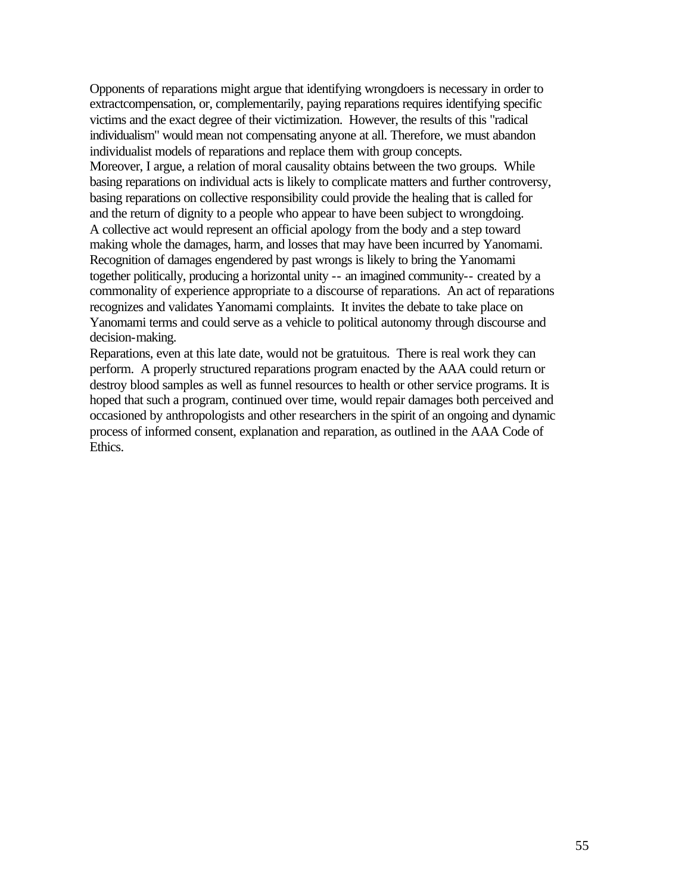Opponents of reparations might argue that identifying wrongdoers is necessary in order to extractcompensation, or, complementarily, paying reparations requires identifying specific victims and the exact degree of their victimization. However, the results of this "radical individualism" would mean not compensating anyone at all. Therefore, we must abandon individualist models of reparations and replace them with group concepts.

Moreover, I argue, a relation of moral causality obtains between the two groups. While basing reparations on individual acts is likely to complicate matters and further controversy, basing reparations on collective responsibility could provide the healing that is called for and the return of dignity to a people who appear to have been subject to wrongdoing.

A collective act would represent an official apology from the body and a step toward making whole the damages, harm, and losses that may have been incurred by Yanomami. Recognition of damages engendered by past wrongs is likely to bring the Yanomami together politically, producing a horizontal unity -- an imagined community-- created by a commonality of experience appropriate to a discourse of reparations. An act of reparations recognizes and validates Yanomami complaints. It invites the debate to take place on Yanomami terms and could serve as a vehicle to political autonomy through discourse and decision-making.

Reparations, even at this late date, would not be gratuitous. There is real work they can perform. A properly structured reparations program enacted by the AAA could return or destroy blood samples as well as funnel resources to health or other service programs. It is hoped that such a program, continued over time, would repair damages both perceived and occasioned by anthropologists and other researchers in the spirit of an ongoing and dynamic process of informed consent, explanation and reparation, as outlined in the AAA Code of Ethics.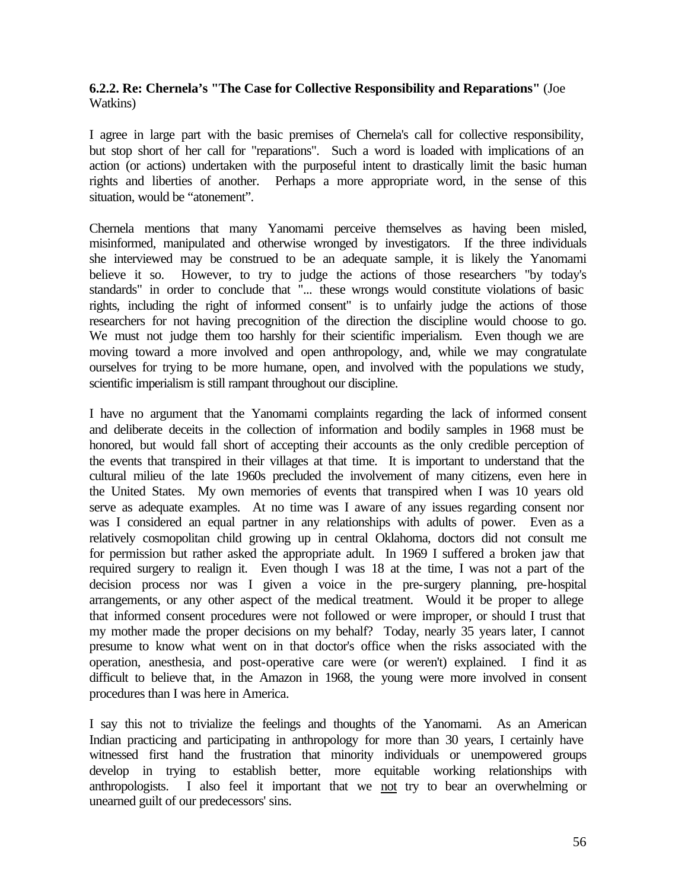### 6.2.2. Re: Chernela's "The Case for Collective Responsibility and Reparations" (Joe Watkins)

I agree in large part with the basic premises of Chernela's call for collective responsibility, but stop short of her call for "reparations". Such a word is loaded with implications of an action (or actions) undertaken with the purposeful intent to drastically limit the basic human rights and liberties of another. Perhaps a more appropriate word, in the sense of this situation, would be "atonement".

Chernela mentions that many Yanomami perceive themselves as having been misled, misinformed, manipulated and otherwise wronged by investigators. If the three individuals she interviewed may be construed to be an adequate sample, it is likely the Yanomami believe it so. However, to try to judge the actions of those researchers "by today's standards" in order to conclude that "... these wrongs would constitute violations of basic rights, including the right of informed consent" is to unfairly judge the actions of those researchers for not having precognition of the direction the discipline would choose to go. We must not judge them too harshly for their scientific imperialism. Even though we are moving toward a more involved and open anthropology, and, while we may congratulate ourselves for trying to be more humane, open, and involved with the populations we study, scientific imperialism is still rampant throughout our discipline.

I have no argument that the Yanomami complaints regarding the lack of informed consent and deliberate deceits in the collection of information and bodily samples in 1968 must be honored, but would fall short of accepting their accounts as the only credible perception of the events that transpired in their villages at that time. It is important to understand that the cultural milieu of the late 1960s precluded the involvement of many citizens, even here in the United States. My own memories of events that transpired when I was 10 years old serve as adequate examples. At no time was I aware of any issues regarding consent nor was I considered an equal partner in any relationships with adults of power. Even as a relatively cosmopolitan child growing up in central Oklahoma, doctors did not consult me for permission but rather asked the appropriate adult. In 1969 I suffered a broken jaw that required surgery to realign it. Even though I was 18 at the time, I was not a part of the decision process nor was I given a voice in the pre-surgery planning, pre-hospital arrangements, or any other aspect of the medical treatment. Would it be proper to allege that informed consent procedures were not followed or were improper, or should I trust that my mother made the proper decisions on my behalf? Today, nearly 35 years later, I cannot presume to know what went on in that doctor's office when the risks associated with the operation, anesthesia, and post-operative care were (or weren't) explained. I find it as difficult to believe that, in the Amazon in 1968, the young were more involved in consent procedures than I was here in America.

I say this not to trivialize the feelings and thoughts of the Yanomami. As an American Indian practicing and participating in anthropology for more than 30 years, I certainly have witnessed first hand the frustration that minority individuals or unempowered groups develop in trying to establish better, more equitable working relationships with anthropologists. I also feel it important that we <u>not</u> try to bear an overwhelming or unearned guilt of our predecessors' sins.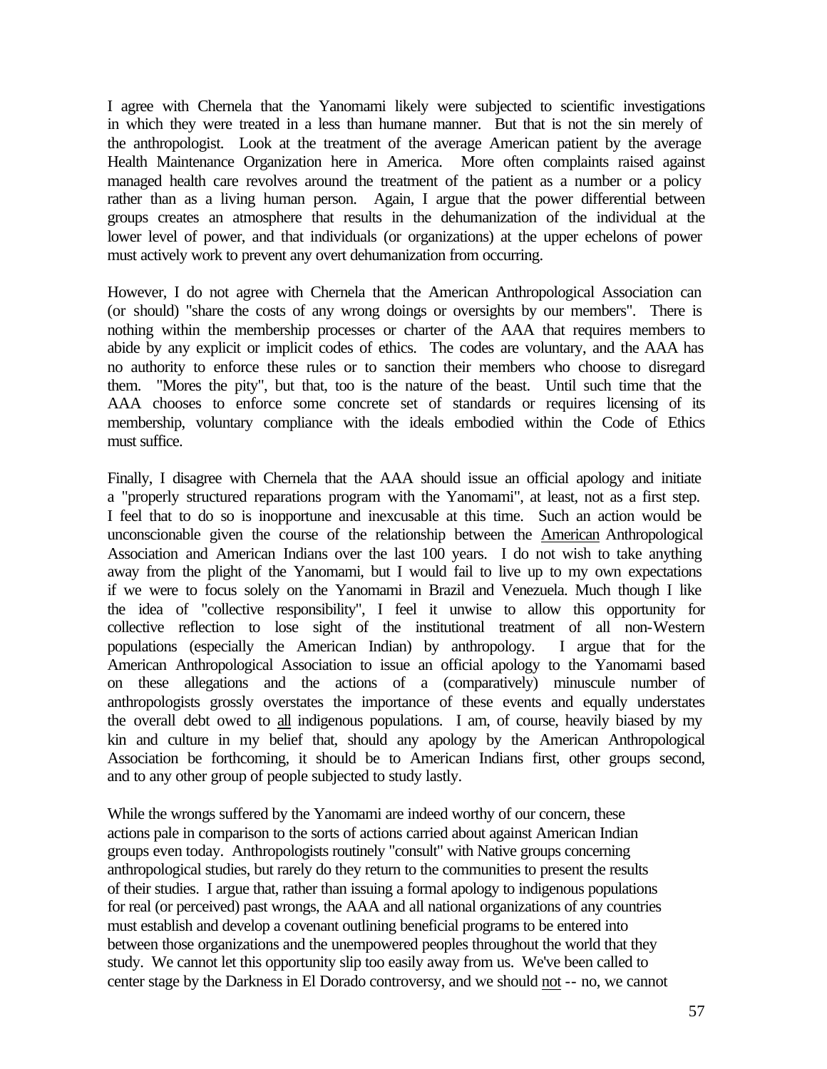I agree with Chernela that the Yanomami likely were subjected to scientific investigations in which they were treated in a less than humane manner. But that is not the sin merely of the anthropologist. Look at the treatment of the average American patient by the average Health Maintenance Organization here in America. More often complaints raised against managed health care revolves around the treatment of the patient as a number or a policy rather than as a living human person. Again, I argue that the power differential between groups creates an atmosphere that results in the dehumanization of the individual at the lower level of power, and that individuals (or organizations) at the upper echelons of power must actively work to prevent any overt dehumanization from occurring.

However, I do not agree with Chernela that the American Anthropological Association can (or should) "share the costs of any wrong doings or oversights by our members". There is nothing within the membership processes or charter of the AAA that requires members to abide by any explicit or implicit codes of ethics. The codes are voluntary, and the AAA has no authority to enforce these rules or to sanction their members who choose to disregard them. "Mores the pity", but that, too is the nature of the beast. Until such time that the AAA chooses to enforce some concrete set of standards or requires licensing of its membership, voluntary compliance with the ideals embodied within the Code of Ethics must suffice.

Finally, I disagree with Chernela that the AAA should issue an official apology and initiate a "properly structured reparations program with the Yanomami", at least, not as a first step. I feel that to do so is inopportune and inexcusable at this time. Such an action would be unconscionable given the course of the relationship between the <u>American</u> Anthropological Association and American Indians over the last 100 years. I do not wish to take anything away from the plight of the Yanomami, but I would fail to live up to my own expectations if we were to focus solely on the Yanomami in Brazil and Venezuela. Much though I like the idea of "collective responsibility", I feel it unwise to allow this opportunity for collective reflection to lose sight of the institutional treatment of all non-Western populations (especially the American Indian) by anthropology. I argue that for the American Anthropological Association to issue an official apology to the Yanomami based on these allegations and the actions of a (comparatively) minuscule number of anthropologists grossly overstates the importance of these events and equally understates the overall debt owed to <u>all</u> indigenous populations. I am, of course, heavily biased by my kin and culture in my belief that, should any apology by the American Anthropological Association be forthcoming, it should be to American Indians first, other groups second, and to any other group of people subjected to study lastly.

While the wrongs suffered by the Yanomami are indeed worthy of our concern, these actions pale in comparison to the sorts of actions carried about against American Indian groups even today. Anthropologists routinely "consult" with Native groups concerning anthropological studies, but rarely do they return to the communities to present the results of their studies. I argue that, rather than issuing a formal apology to indigenous populations for real (or perceived) past wrongs, the AAA and all national organizations of any countries must establish and develop a covenant outlining beneficial programs to be entered into between those organizations and the unempowered peoples throughout the world that they study. We cannot let this opportunity slip too easily away from us. We've been called to center stage by the Darkness in El Dorado controversy, and we should <u>not</u> -- no, we cannot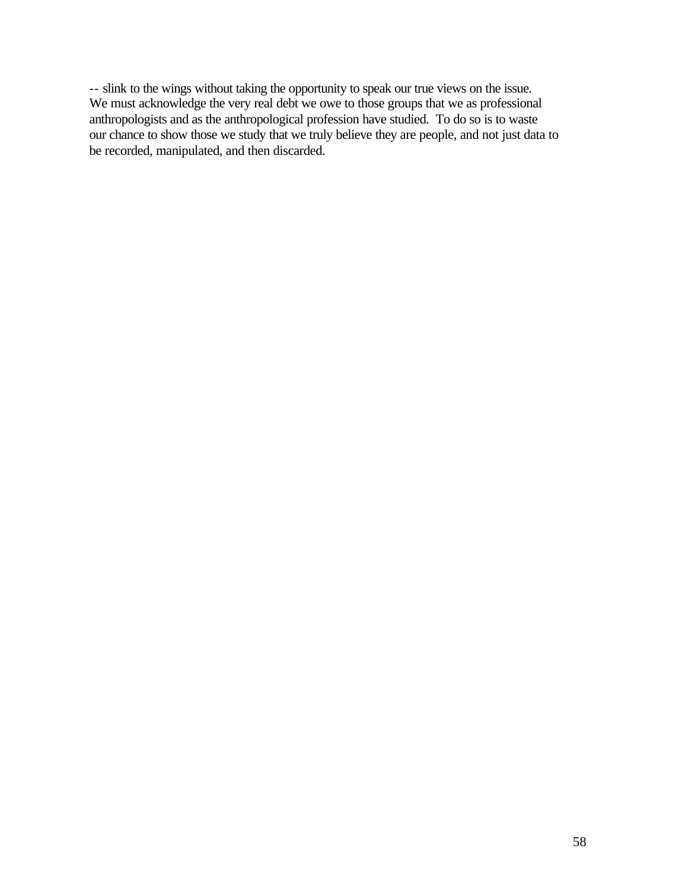-- slink to the wings without taking the opportunity to speak our true views on the issue. We must acknowledge the very real debt we owe to those groups that we as professional anthropologists and as the anthropological profession have studied. To do so is to waste our chance to show those we study that we truly believe they are people, and not just data to be recorded, manipulated, and then discarded.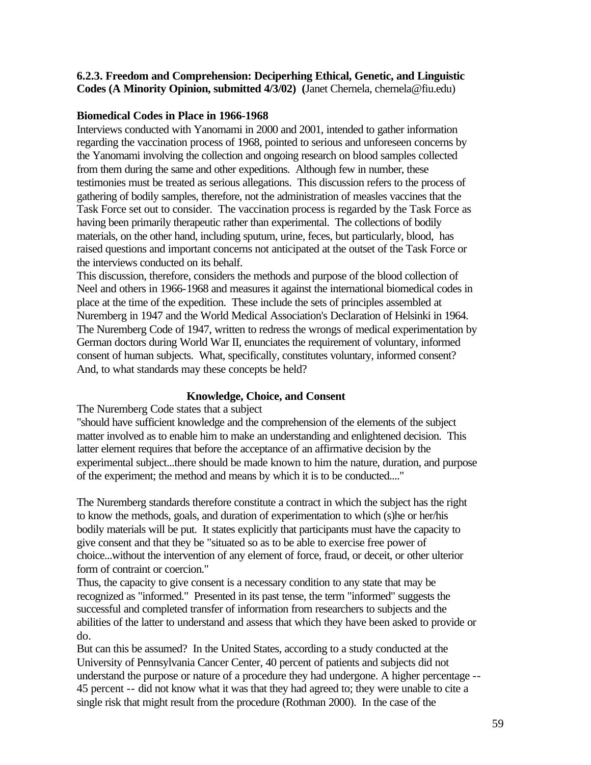### 6.2.3. Freedom and Comprehension: Deciperhing Ethical, Genetic, and Linguistic Codes (A Minority Opinion, submitted 4/3/02) (Janet Chernela, chernela@fiu.edu)

**Biomedical Codes in Place in 1966-1968**

Interviews conducted with Yanomami in 2000 and 2001, intended to gather information regarding the vaccination process of 1968, pointed to serious and unforeseen concerns by the Yanomami involving the collection and ongoing research on blood samples collected from them during the same and other expeditions. Although few in number, these testimonies must be treated as serious allegations. This discussion refers to the process of gathering of bodily samples, therefore, not the administration of measles vaccines that the Task Force set out to consider. The vaccination process is regarded by the Task Force as having been primarily therapeutic rather than experimental. The collections of bodily materials, on the other hand, including sputum, urine, feces, but particularly, blood, has raised questions and important concerns not anticipated at the outset of the Task Force or the interviews conducted on its behalf.

This discussion, therefore, considers the methods and purpose of the blood collection of Neel and others in 1966-1968 and measures it against the international biomedical codes in place at the time of the expedition. These include the sets of principles assembled at Nuremberg in 1947 and the World Medical Association's Declaration of Helsinki in 1964. The Nuremberg Code of 1947, written to redress the wrongs of medical experimentation by German doctors during World War II, enunciates the requirement of voluntary, informed consent of human subjects. What, specifically, constitutes voluntary, informed consent? And, to what standards may these concepts be held?

**Knowledge, Choice, and Consent**

The Nuremberg Code states that a subject

"should have sufficient knowledge and the comprehension of the elements of the subject matter involved as to enable him to make an understanding and enlightened decision. This latter element requires that before the acceptance of an affirmative decision by the experimental subject...there should be made known to him the nature, duration, and purpose of the experiment; the method and means by which it is to be conducted...."

The Nuremberg standards therefore constitute a contract in which the subject has the right to know the methods, goals, and duration of experimentation to which (s)he or her/his bodily materials will be put. It states explicitly that participants must have the capacity to give consent and that they be "situated so as to be able to exercise free power of choice...without the intervention of any element of force, fraud, or deceit, or other ulterior form of contraint or coercion."

Thus, the capacity to give consent is a necessary condition to any state that may be recognized as "informed." Presented in its past tense, the term "informed" suggests the successful and completed transfer of information from researchers to subjects and the abilities of the latter to understand and assess that which they have been asked to provide or do.

But can this be assumed? In the United States, according to a study conducted at the University of Pennsylvania Cancer Center, 40 percent of patients and subjects did not understand the purpose or nature of a procedure they had undergone. A higher percentage -- 45 percent -- did not know what it was that they had agreed to; they were unable to cite a single risk that might result from the procedure (Rothman 2000). In the case of the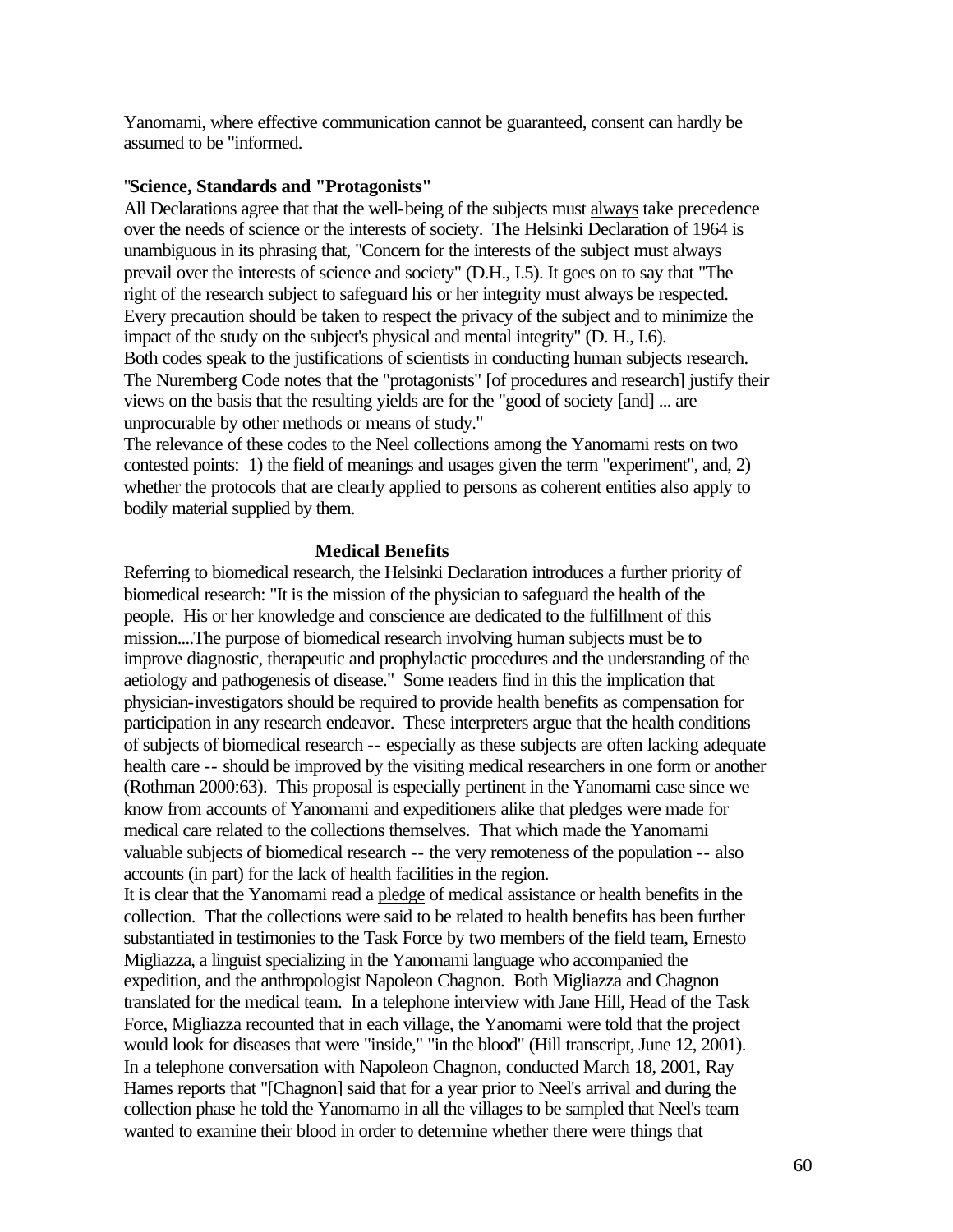Yanomami, where effective communication cannot be guaranteed, consent can hardly be assumed to be "informed.

"**Science, Standards and "Protagonists"**

All Declarations agree that that the well-being of the subjects must always take precedence over the needs of science or the interests of society. The Helsinki Declaration of 1964 is unambiguous in its phrasing that, "Concern for the interests of the subject must always prevail over the interests of science and society" (D.H., I.5). It goes on to say that "The right of the research subject to safeguard his or her integrity must always be respected. Every precaution should be taken to respect the privacy of the subject and to minimize the impact of the study on the subject's physical and mental integrity" (D. H., I.6).

Both codes speak to the justifications of scientists in conducting human subjects research. The Nuremberg Code notes that the "protagonists" [of procedures and research] justify their views on the basis that the resulting yields are for the "good of society [and] ... are unprocurable by other methods or means of study."

The relevance of these codes to the Neel collections among the Yanomami rests on two contested points: 1) the field of meanings and usages given the term "experiment", and, 2) whether the protocols that are clearly applied to persons as coherent entities also apply to bodily material supplied by them.

**Medical Benefits**

Referring to biomedical research, the Helsinki Declaration introduces a further priority of biomedical research: "It is the mission of the physician to safeguard the health of the people. His or her knowledge and conscience are dedicated to the fulfillment of this mission....The purpose of biomedical research involving human subjects must be to improve diagnostic, therapeutic and prophylactic procedures and the understanding of the aetiology and pathogenesis of disease." Some readers find in this the implication that physician-investigators should be required to provide health benefits as compensation for participation in any research endeavor. These interpreters argue that the health conditions of subjects of biomedical research -- especially as these subjects are often lacking adequate health care -- should be improved by the visiting medical researchers in one form or another (Rothman 2000:63). This proposal is especially pertinent in the Yanomami case since we know from accounts of Yanomami and expeditioners alike that pledges were made for medical care related to the collections themselves. That which made the Yanomami valuable subjects of biomedical research -- the very remoteness of the population -- also accounts (in part) for the lack of health facilities in the region.

It is clear that the Yanomami read a pledge of medical assistance or health benefits in the collection. That the collections were said to be related to health benefits has been further substantiated in testimonies to the Task Force by two members of the field team, Ernesto Migliazza, a linguist specializing in the Yanomami language who accompanied the expedition, and the anthropologist Napoleon Chagnon. Both Migliazza and Chagnon translated for the medical team. In a telephone interview with Jane Hill, Head of the Task Force, Migliazza recounted that in each village, the Yanomami were told that the project would look for diseases that were "inside," "in the blood" (Hill transcript, June 12, 2001). In a telephone conversation with Napoleon Chagnon, conducted March 18, 2001, Ray Hames reports that "[Chagnon] said that for a year prior to Neel's arrival and during the collection phase he told the Yanomamo in all the villages to be sampled that Neel's team wanted to examine their blood in order to determine whether there were things that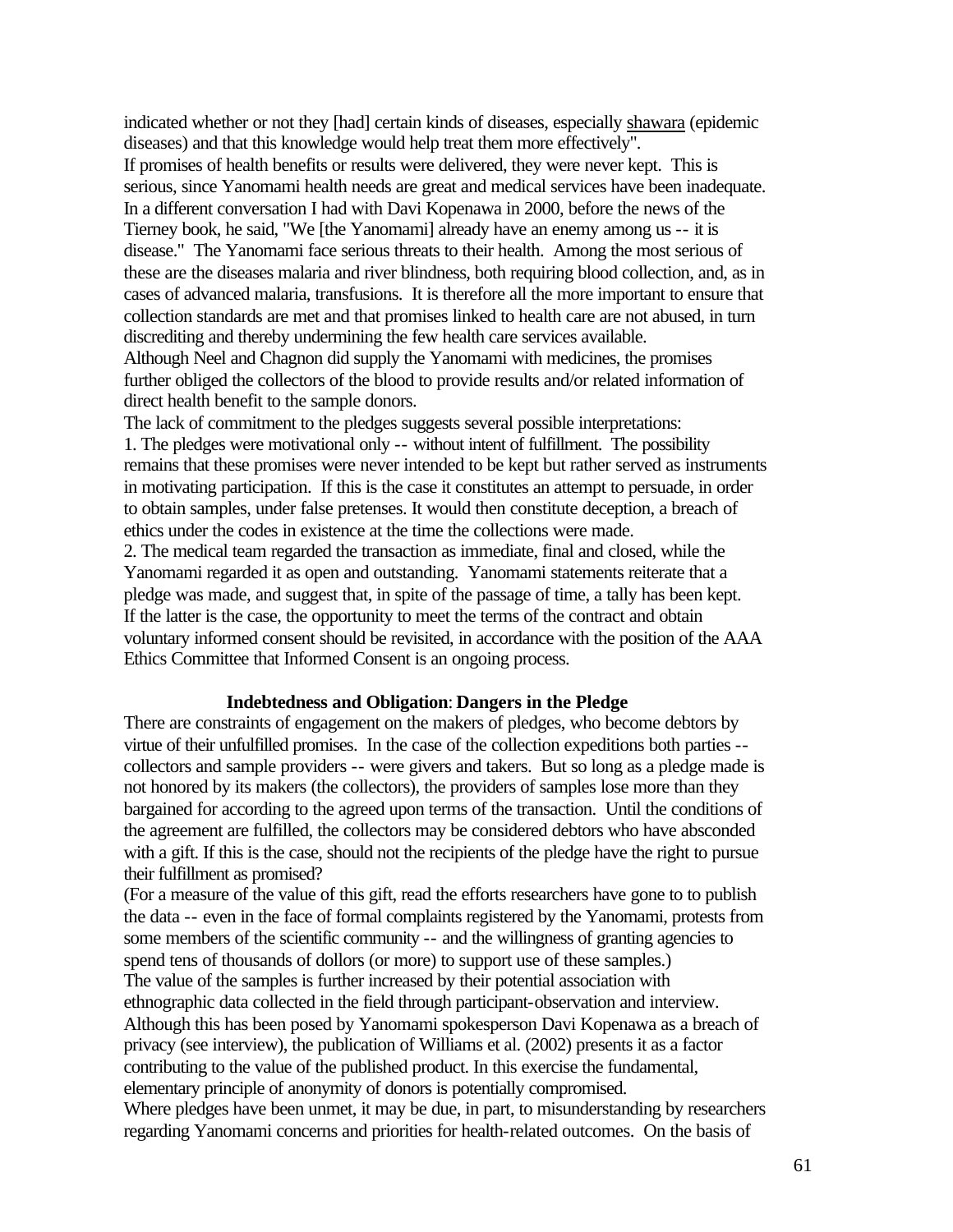indicated whether or not they [had] certain kinds of diseases, especially shawara (epidemic diseases) and that this knowledge would help treat them more effectively".

If promises of health benefits or results were delivered, they were never kept. This is serious, since Yanomami health needs are great and medical services have been inadequate. In a different conversation I had with Davi Kopenawa in 2000, before the news of the Tierney book, he said, "We [the Yanomami] already have an enemy among us -- it is disease." The Yanomami face serious threats to their health. Among the most serious of these are the diseases malaria and river blindness, both requiring blood collection, and, as in cases of advanced malaria, transfusions. It is therefore all the more important to ensure that collection standards are met and that promises linked to health care are not abused, in turn discrediting and thereby undermining the few health care services available.

Although Neel and Chagnon did supply the Yanomami with medicines, the promises further obliged the collectors of the blood to provide results and/or related information of direct health benefit to the sample donors.

The lack of commitment to the pledges suggests several possible interpretations:

1. The pledges were motivational only -- without intent of fulfillment. The possibility remains that these promises were never intended to be kept but rather served as instruments in motivating participation. If this is the case it constitutes an attempt to persuade, in order to obtain samples, under false pretenses. It would then constitute deception, a breach of ethics under the codes in existence at the time the collections were made.
2. The medical team regarded the transaction as immediate, final and closed, while the Yanomami regarded it as open and outstanding. Yanomami statements reiterate that a pledge was made, and suggest that, in spite of the passage of time, a tally has been kept. If the latter is the case, the opportunity to meet the terms of the contract and obtain voluntary informed consent should be revisited, in accordance with the position of the AAA Ethics Committee that Informed Consent is an ongoing process.

## Indebtedness and Obligation: Dangers in the Pledge

There are constraints of engagement on the makers of pledges, who become debtors by virtue of their unfulfilled promises. In the case of the collection expeditions both parties -- collectors and sample providers -- were givers and takers. But so long as a pledge made is not honored by its makers (the collectors), the providers of samples lose more than they bargained for according to the agreed upon terms of the transaction. Until the conditions of the agreement are fulfilled, the collectors may be considered debtors who have absconded with a gift. If this is the case, should not the recipients of the pledge have the right to pursue their fulfillment as promised?

(For a measure of the value of this gift, read the efforts researchers have gone to to publish the data -- even in the face of formal complaints registered by the Yanomami, protests from some members of the scientific community -- and the willingness of granting agencies to spend tens of thousands of dollors (or more) to support use of these samples.)

The value of the samples is further increased by their potential association with ethnographic data collected in the field through participant-observation and interview. Although this has been posed by Yanomami spokesperson Davi Kopenawa as a breach of privacy (see interview), the publication of Williams et al. (2002) presents it as a factor contributing to the value of the published product. In this exercise the fundamental, elementary principle of anonymity of donors is potentially compromised.

Where pledges have been unmet, it may be due, in part, to misunderstanding by researchers regarding Yanomami concerns and priorities for health-related outcomes. On the basis of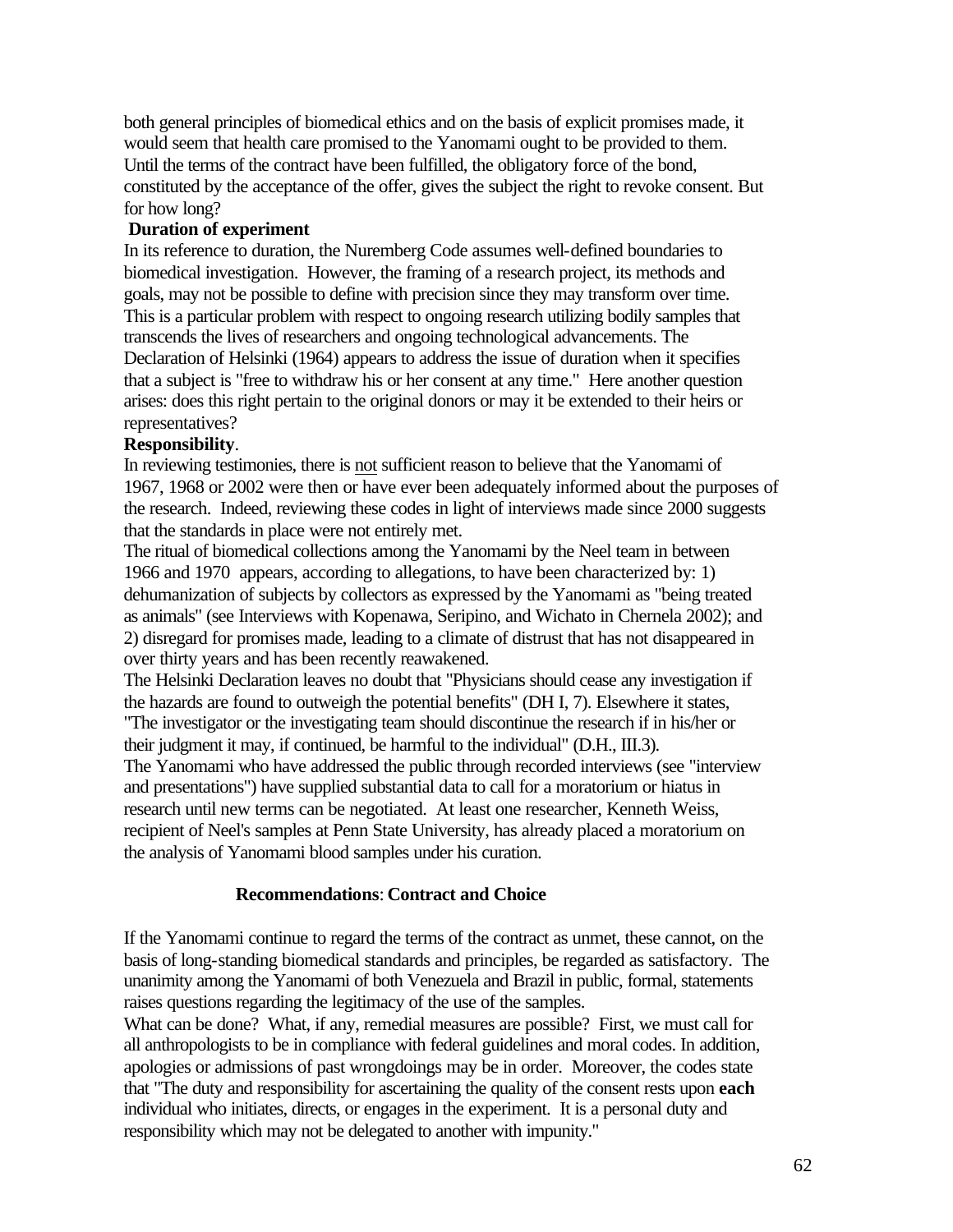both general principles of biomedical ethics and on the basis of explicit promises made, it would seem that health care promised to the Yanomami ought to be provided to them. Until the terms of the contract have been fulfilled, the obligatory force of the bond, constituted by the acceptance of the offer, gives the subject the right to revoke consent. But for how long?

**Duration of experiment**

In its reference to duration, the Nuremberg Code assumes well-defined boundaries to biomedical investigation. However, the framing of a research project, its methods and goals, may not be possible to define with precision since they may transform over time. This is a particular problem with respect to ongoing research utilizing bodily samples that transcends the lives of researchers and ongoing technological advancements. The Declaration of Helsinki (1964) appears to address the issue of duration when it specifies that a subject is "free to withdraw his or her consent at any time." Here another question arises: does this right pertain to the original donors or may it be extended to their heirs or representatives?

**Responsibility**.

In reviewing testimonies, there is not sufficient reason to believe that the Yanomami of 1967, 1968 or 2002 were then or have ever been adequately informed about the purposes of the research. Indeed, reviewing these codes in light of interviews made since 2000 suggests that the standards in place were not entirely met.

The ritual of biomedical collections among the Yanomami by the Neel team in between 1966 and 1970 appears, according to allegations, to have been characterized by: 1) dehumanization of subjects by collectors as expressed by the Yanomami as "being treated as animals" (see Interviews with Kopenawa, Seripino, and Wichato in Chernela 2002); and 2) disregard for promises made, leading to a climate of distrust that has not disappeared in over thirty years and has been recently reawakened.

The Helsinki Declaration leaves no doubt that "Physicians should cease any investigation if the hazards are found to outweigh the potential benefits" (DH I, 7). Elsewhere it states, "The investigator or the investigating team should discontinue the research if in his/her or their judgment it may, if continued, be harmful to the individual" (D.H., III.3).

The Yanomami who have addressed the public through recorded interviews (see "interview and presentations") have supplied substantial data to call for a moratorium or hiatus in research until new terms can be negotiated. At least one researcher, Kenneth Weiss, recipient of Neel's samples at Penn State University, has already placed a moratorium on the analysis of Yanomami blood samples under his curation.

## **Recommendations**: **Contract and Choice**

If the Yanomami continue to regard the terms of the contract as unmet, these cannot, on the basis of long-standing biomedical standards and principles, be regarded as satisfactory. The unanimity among the Yanomami of both Venezuela and Brazil in public, formal, statements raises questions regarding the legitimacy of the use of the samples.

What can be done? What, if any, remedial measures are possible? First, we must call for all anthropologists to be in compliance with federal guidelines and moral codes. In addition, apologies or admissions of past wrongdoings may be in order. Moreover, the codes state that "The duty and responsibility for ascertaining the quality of the consent rests upon **each** individual who initiates, directs, or engages in the experiment. It is a personal duty and responsibility which may not be delegated to another with impunity."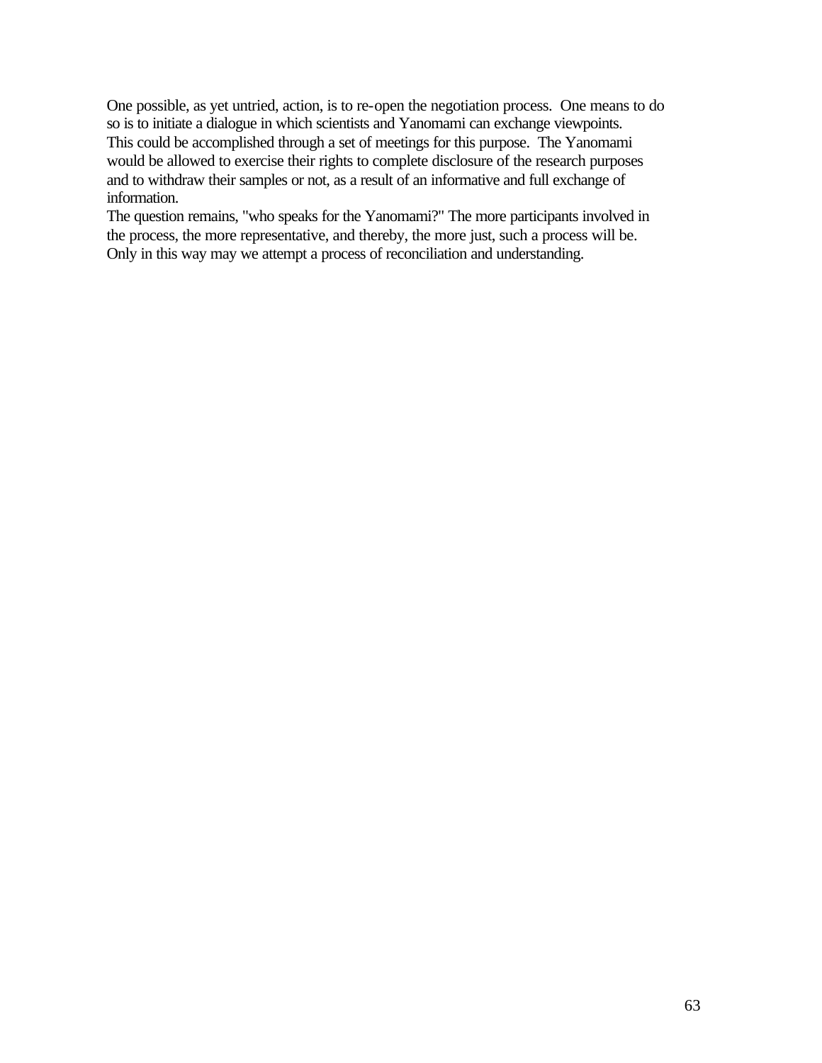One possible, as yet untried, action, is to re-open the negotiation process. One means to do so is to initiate a dialogue in which scientists and Yanomami can exchange viewpoints. This could be accomplished through a set of meetings for this purpose. The Yanomami would be allowed to exercise their rights to complete disclosure of the research purposes and to withdraw their samples or not, as a result of an informative and full exchange of information.

The question remains, "who speaks for the Yanomami?" The more participants involved in the process, the more representative, and thereby, the more just, such a process will be. Only in this way may we attempt a process of reconciliation and understanding.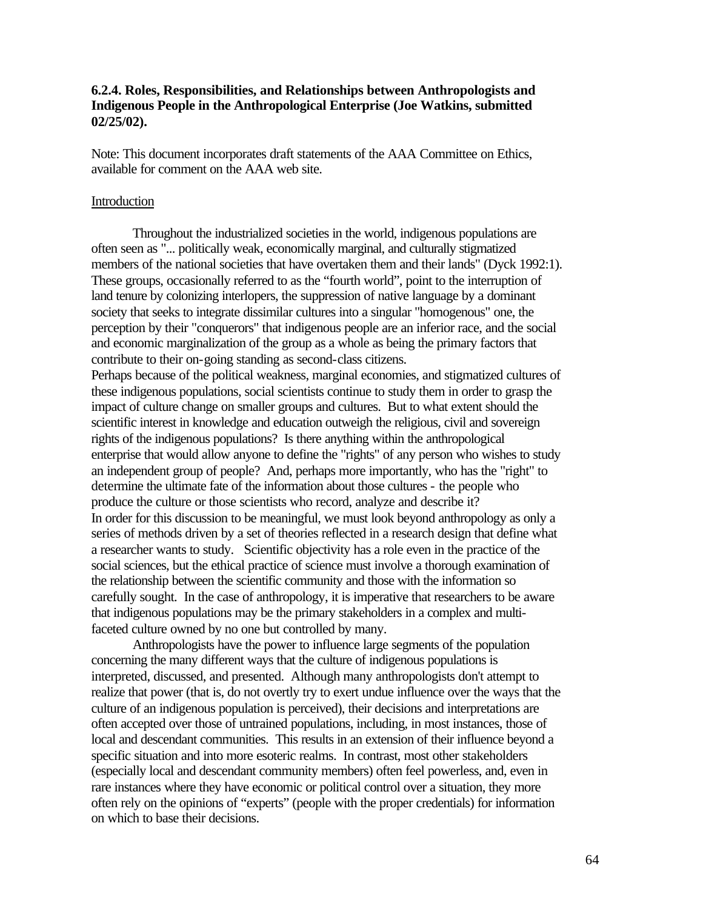**6.2.4. Roles, Responsibilities, and Relationships between Anthropologists and Indigenous People in the Anthropological Enterprise (Joe Watkins, submitted 02/25/02).**

Note: This document incorporates draft statements of the AAA Committee on Ethics, available for comment on the AAA web site.

Introduction

Throughout the industrialized societies in the world, indigenous populations are often seen as "... politically weak, economically marginal, and culturally stigmatized members of the national societies that have overtaken them and their lands" (Dyck 1992:1). These groups, occasionally referred to as the "fourth world", point to the interruption of land tenure by colonizing interlopers, the suppression of native language by a dominant society that seeks to integrate dissimilar cultures into a singular "homogenous" one, the perception by their "conquerors" that indigenous people are an inferior race, and the social and economic marginalization of the group as a whole as being the primary factors that contribute to their on-going standing as second-class citizens.

Perhaps because of the political weakness, marginal economies, and stigmatized cultures of these indigenous populations, social scientists continue to study them in order to grasp the impact of culture change on smaller groups and cultures. But to what extent should the scientific interest in knowledge and education outweigh the religious, civil and sovereign rights of the indigenous populations? Is there anything within the anthropological enterprise that would allow anyone to define the "rights" of any person who wishes to study an independent group of people? And, perhaps more importantly, who has the "right" to determine the ultimate fate of the information about those cultures - the people who produce the culture or those scientists who record, analyze and describe it?

In order for this discussion to be meaningful, we must look beyond anthropology as only a series of methods driven by a set of theories reflected in a research design that define what a researcher wants to study. Scientific objectivity has a role even in the practice of the social sciences, but the ethical practice of science must involve a thorough examination of the relationship between the scientific community and those with the information so carefully sought. In the case of anthropology, it is imperative that researchers to be aware that indigenous populations may be the primary stakeholders in a complex and multi-faceted culture owned by no one but controlled by many.

Anthropologists have the power to influence large segments of the population concerning the many different ways that the culture of indigenous populations is interpreted, discussed, and presented. Although many anthropologists don't attempt to realize that power (that is, do not overtly try to exert undue influence over the ways that the culture of an indigenous population is perceived), their decisions and interpretations are often accepted over those of untrained populations, including, in most instances, those of local and descendant communities. This results in an extension of their influence beyond a specific situation and into more esoteric realms. In contrast, most other stakeholders (especially local and descendant community members) often feel powerless, and, even in rare instances where they have economic or political control over a situation, they more often rely on the opinions of "experts" (people with the proper credentials) for information on which to base their decisions.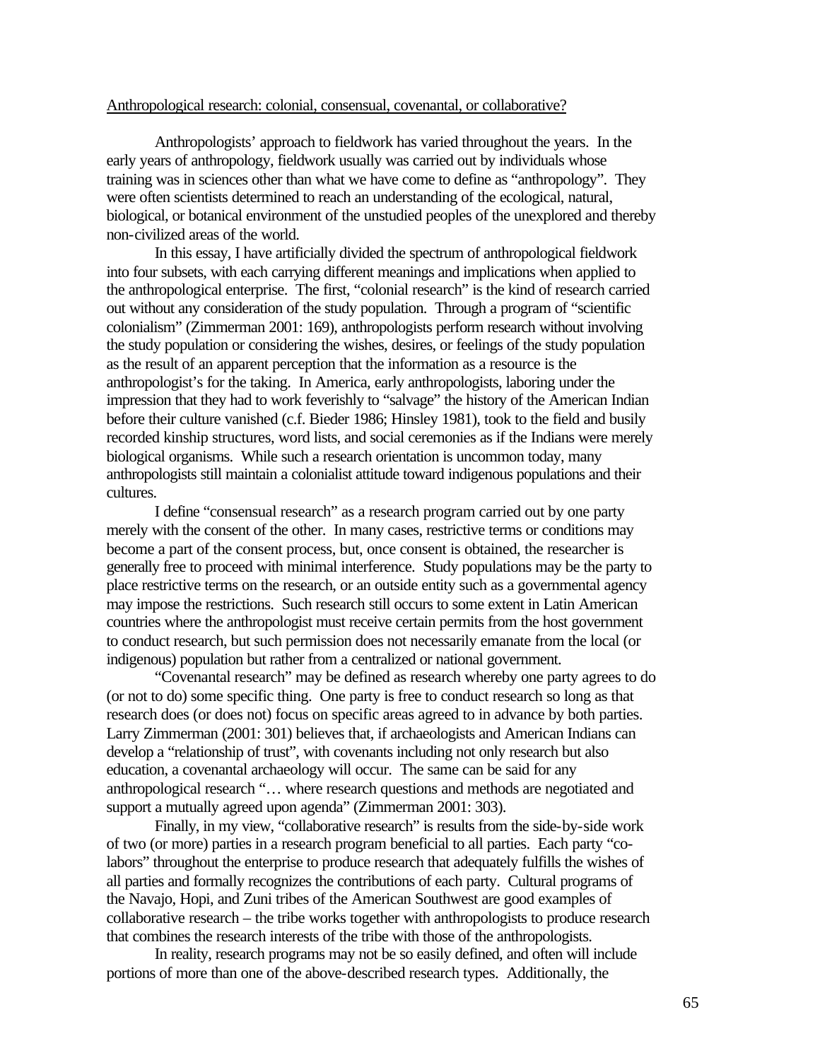Anthropological research: colonial, consensual, covenantal, or collaborative?

Anthropologists' approach to fieldwork has varied throughout the years. In the early years of anthropology, fieldwork usually was carried out by individuals whose training was in sciences other than what we have come to define as "anthropology". They were often scientists determined to reach an understanding of the ecological, natural, biological, or botanical environment of the unstudied peoples of the unexplored and thereby non-civilized areas of the world.

In this essay, I have artificially divided the spectrum of anthropological fieldwork into four subsets, with each carrying different meanings and implications when applied to the anthropological enterprise. The first, "colonial research" is the kind of research carried out without any consideration of the study population. Through a program of "scientific colonialism" (Zimmerman 2001: 169), anthropologists perform research without involving the study population or considering the wishes, desires, or feelings of the study population as the result of an apparent perception that the information as a resource is the anthropologist's for the taking. In America, early anthropologists, laboring under the impression that they had to work feverishly to "salvage" the history of the American Indian before their culture vanished (c.f. Bieder 1986; Hinsley 1981), took to the field and busily recorded kinship structures, word lists, and social ceremonies as if the Indians were merely biological organisms. While such a research orientation is uncommon today, many anthropologists still maintain a colonialist attitude toward indigenous populations and their cultures.

I define "consensual research" as a research program carried out by one party merely with the consent of the other. In many cases, restrictive terms or conditions may become a part of the consent process, but, once consent is obtained, the researcher is generally free to proceed with minimal interference. Study populations may be the party to place restrictive terms on the research, or an outside entity such as a governmental agency may impose the restrictions. Such research still occurs to some extent in Latin American countries where the anthropologist must receive certain permits from the host government to conduct research, but such permission does not necessarily emanate from the local (or indigenous) population but rather from a centralized or national government.

"Covenantal research" may be defined as research whereby one party agrees to do (or not to do) some specific thing. One party is free to conduct research so long as that research does (or does not) focus on specific areas agreed to in advance by both parties. Larry Zimmerman (2001: 301) believes that, if archaeologists and American Indians can develop a "relationship of trust", with covenants including not only research but also education, a covenantal archaeology will occur. The same can be said for any anthropological research "… where research questions and methods are negotiated and support a mutually agreed upon agenda" (Zimmerman 2001: 303).

Finally, in my view, "collaborative research" is results from the side-by-side work of two (or more) parties in a research program beneficial to all parties. Each party "co-labors" throughout the enterprise to produce research that adequately fulfills the wishes of all parties and formally recognizes the contributions of each party. Cultural programs of the Navajo, Hopi, and Zuni tribes of the American Southwest are good examples of collaborative research – the tribe works together with anthropologists to produce research that combines the research interests of the tribe with those of the anthropologists.

In reality, research programs may not be so easily defined, and often will include portions of more than one of the above-described research types. Additionally, the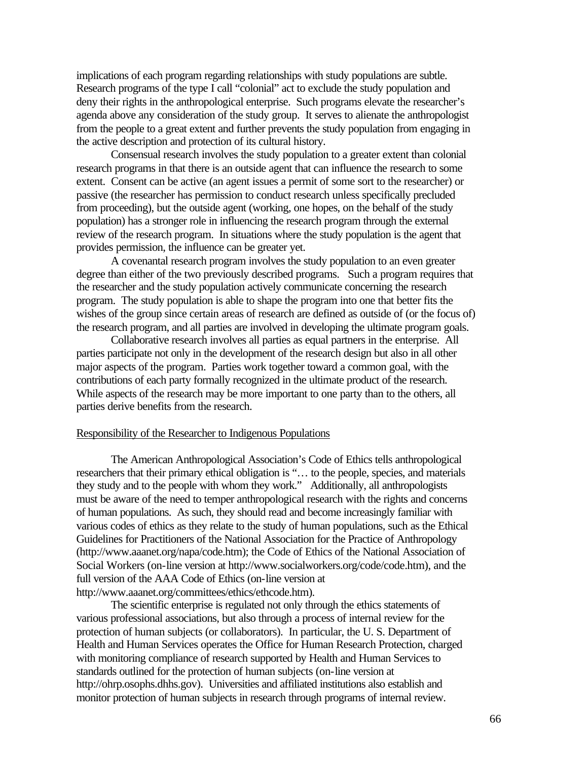implications of each program regarding relationships with study populations are subtle. Research programs of the type I call "colonial" act to exclude the study population and deny their rights in the anthropological enterprise. Such programs elevate the researcher's agenda above any consideration of the study group. It serves to alienate the anthropologist from the people to a great extent and further prevents the study population from engaging in the active description and protection of its cultural history.

Consensual research involves the study population to a greater extent than colonial research programs in that there is an outside agent that can influence the research to some extent. Consent can be active (an agent issues a permit of some sort to the researcher) or passive (the researcher has permission to conduct research unless specifically precluded from proceeding), but the outside agent (working, one hopes, on the behalf of the study population) has a stronger role in influencing the research program through the external review of the research program. In situations where the study population is the agent that provides permission, the influence can be greater yet.

A covenantal research program involves the study population to an even greater degree than either of the two previously described programs. Such a program requires that the researcher and the study population actively communicate concerning the research program. The study population is able to shape the program into one that better fits the wishes of the group since certain areas of research are defined as outside of (or the focus of) the research program, and all parties are involved in developing the ultimate program goals.

Collaborative research involves all parties as equal partners in the enterprise. All parties participate not only in the development of the research design but also in all other major aspects of the program. Parties work together toward a common goal, with the contributions of each party formally recognized in the ultimate product of the research. While aspects of the research may be more important to one party than to the others, all parties derive benefits from the research.

## Responsibility of the Researcher to Indigenous Populations

The American Anthropological Association's Code of Ethics tells anthropological researchers that their primary ethical obligation is "… to the people, species, and materials they study and to the people with whom they work." Additionally, all anthropologists must be aware of the need to temper anthropological research with the rights and concerns of human populations. As such, they should read and become increasingly familiar with various codes of ethics as they relate to the study of human populations, such as the Ethical Guidelines for Practitioners of the National Association for the Practice of Anthropology (http://www.aaanet.org/napa/code.htm); the Code of Ethics of the National Association of Social Workers (on-line version at http://www.socialworkers.org/code/code.htm), and the full version of the AAA Code of Ethics (on-line version at http://www.aaanet.org/committees/ethics/ethcode.htm).

The scientific enterprise is regulated not only through the ethics statements of various professional associations, but also through a process of internal review for the protection of human subjects (or collaborators). In particular, the U. S. Department of Health and Human Services operates the Office for Human Research Protection, charged with monitoring compliance of research supported by Health and Human Services to standards outlined for the protection of human subjects (on-line version at http://ohrp.osophs.dhhs.gov). Universities and affiliated institutions also establish and monitor protection of human subjects in research through programs of internal review.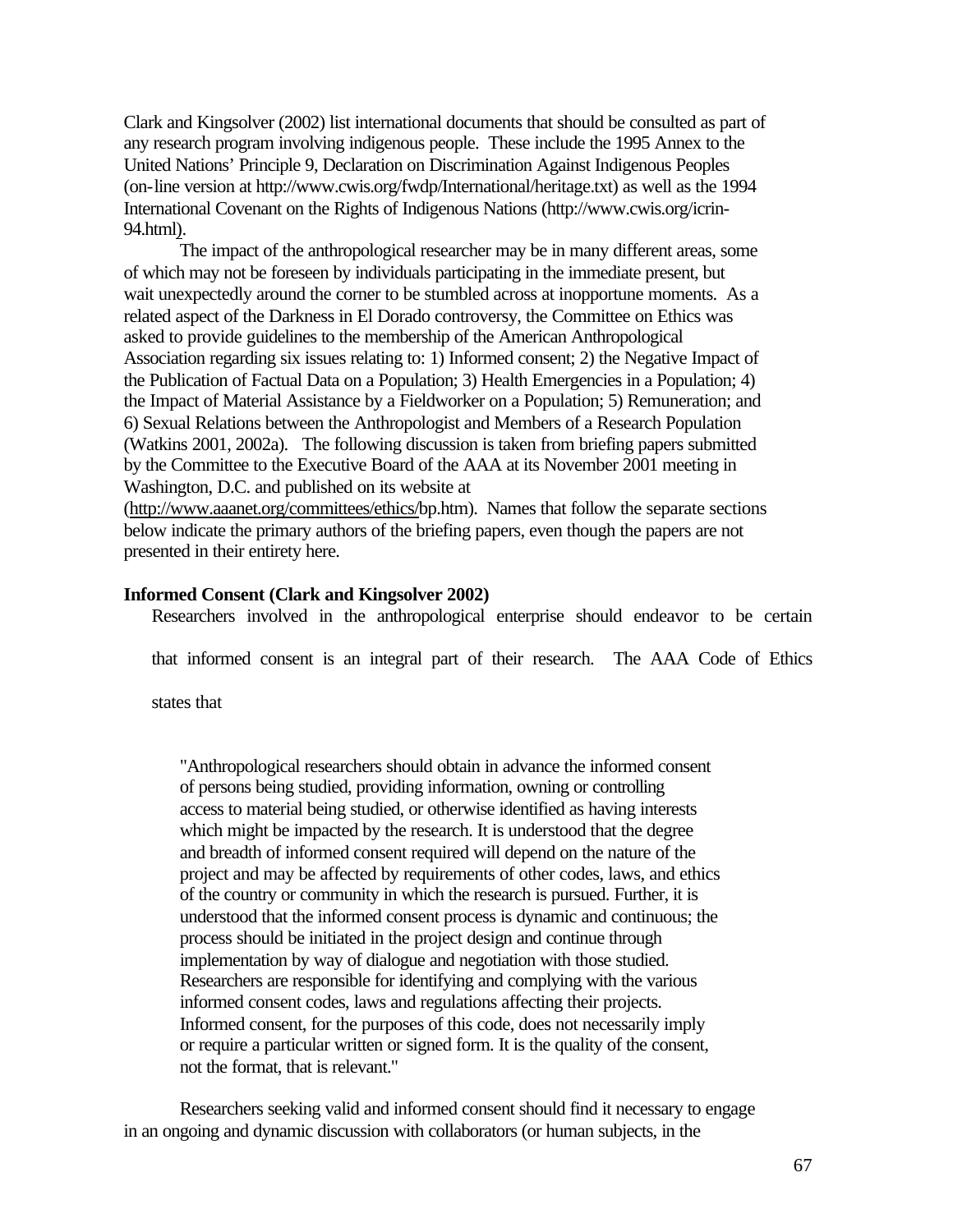Clark and Kingsolver (2002) list international documents that should be consulted as part of any research program involving indigenous people. These include the 1995 Annex to the United Nations' Principle 9, Declaration on Discrimination Against Indigenous Peoples (on-line version at http://www.cwis.org/fwdp/International/heritage.txt) as well as the 1994 International Covenant on the Rights of Indigenous Nations (http://www.cwis.org/icrin-94.html).

The impact of the anthropological researcher may be in many different areas, some of which may not be foreseen by individuals participating in the immediate present, but wait unexpectedly around the corner to be stumbled across at inopportune moments. As a related aspect of the Darkness in El Dorado controversy, the Committee on Ethics was asked to provide guidelines to the membership of the American Anthropological Association regarding six issues relating to: 1) Informed consent; 2) the Negative Impact of the Publication of Factual Data on a Population; 3) Health Emergencies in a Population; 4) the Impact of Material Assistance by a Fieldworker on a Population; 5) Remuneration; and 6) Sexual Relations between the Anthropologist and Members of a Research Population (Watkins 2001, 2002a). The following discussion is taken from briefing papers submitted by the Committee to the Executive Board of the AAA at its November 2001 meeting in Washington, D.C. and published on its website at (http://www.aaanet.org/committees/ethics/bp.htm). Names that follow the separate sections below indicate the primary authors of the briefing papers, even though the papers are not presented in their entirety here.

**Informed Consent (Clark and Kingsolver 2002)**

Researchers involved in the anthropological enterprise should endeavor to be certain that informed consent is an integral part of their research. The AAA Code of Ethics states that

> "Anthropological researchers should obtain in advance the informed consent of persons being studied, providing information, owning or controlling access to material being studied, or otherwise identified as having interests which might be impacted by the research. It is understood that the degree and breadth of informed consent required will depend on the nature of the project and may be affected by requirements of other codes, laws, and ethics of the country or community in which the research is pursued. Further, it is understood that the informed consent process is dynamic and continuous; the process should be initiated in the project design and continue through implementation by way of dialogue and negotiation with those studied. Researchers are responsible for identifying and complying with the various informed consent codes, laws and regulations affecting their projects. Informed consent, for the purposes of this code, does not necessarily imply or require a particular written or signed form. It is the quality of the consent, not the format, that is relevant."

Researchers seeking valid and informed consent should find it necessary to engage in an ongoing and dynamic discussion with collaborators (or human subjects, in the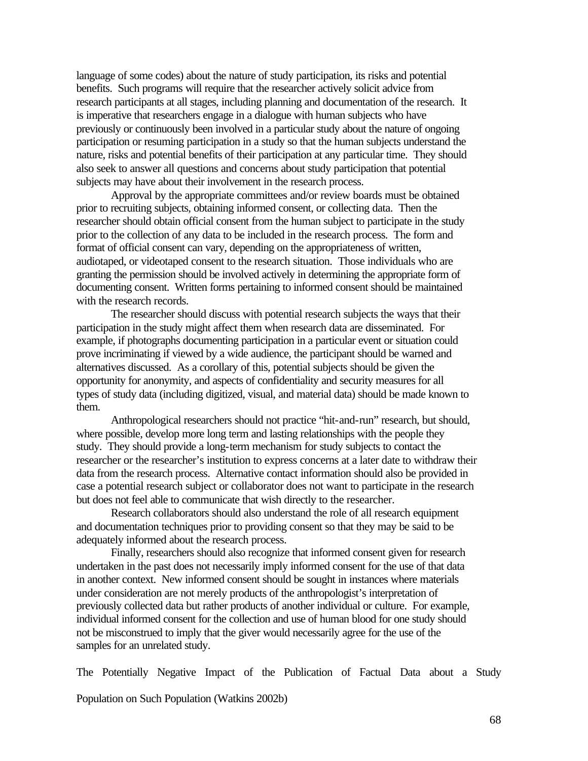language of some codes) about the nature of study participation, its risks and potential benefits. Such programs will require that the researcher actively solicit advice from research participants at all stages, including planning and documentation of the research. It is imperative that researchers engage in a dialogue with human subjects who have previously or continuously been involved in a particular study about the nature of ongoing participation or resuming participation in a study so that the human subjects understand the nature, risks and potential benefits of their participation at any particular time. They should also seek to answer all questions and concerns about study participation that potential subjects may have about their involvement in the research process.

Approval by the appropriate committees and/or review boards must be obtained prior to recruiting subjects, obtaining informed consent, or collecting data. Then the researcher should obtain official consent from the human subject to participate in the study prior to the collection of any data to be included in the research process. The form and format of official consent can vary, depending on the appropriateness of written, audiotaped, or videotaped consent to the research situation. Those individuals who are granting the permission should be involved actively in determining the appropriate form of documenting consent. Written forms pertaining to informed consent should be maintained with the research records.

The researcher should discuss with potential research subjects the ways that their participation in the study might affect them when research data are disseminated. For example, if photographs documenting participation in a particular event or situation could prove incriminating if viewed by a wide audience, the participant should be warned and alternatives discussed. As a corollary of this, potential subjects should be given the opportunity for anonymity, and aspects of confidentiality and security measures for all types of study data (including digitized, visual, and material data) should be made known to them.

Anthropological researchers should not practice "hit-and-run" research, but should, where possible, develop more long term and lasting relationships with the people they study. They should provide a long-term mechanism for study subjects to contact the researcher or the researcher's institution to express concerns at a later date to withdraw their data from the research process. Alternative contact information should also be provided in case a potential research subject or collaborator does not want to participate in the research but does not feel able to communicate that wish directly to the researcher.

Research collaborators should also understand the role of all research equipment and documentation techniques prior to providing consent so that they may be said to be adequately informed about the research process.

Finally, researchers should also recognize that informed consent given for research undertaken in the past does not necessarily imply informed consent for the use of that data in another context. New informed consent should be sought in instances where materials under consideration are not merely products of the anthropologist's interpretation of previously collected data but rather products of another individual or culture. For example, individual informed consent for the collection and use of human blood for one study should not be misconstrued to imply that the giver would necessarily agree for the use of the samples for an unrelated study.

The Potentially Negative Impact of the Publication of Factual Data about a Study Population on Such Population (Watkins 2002b)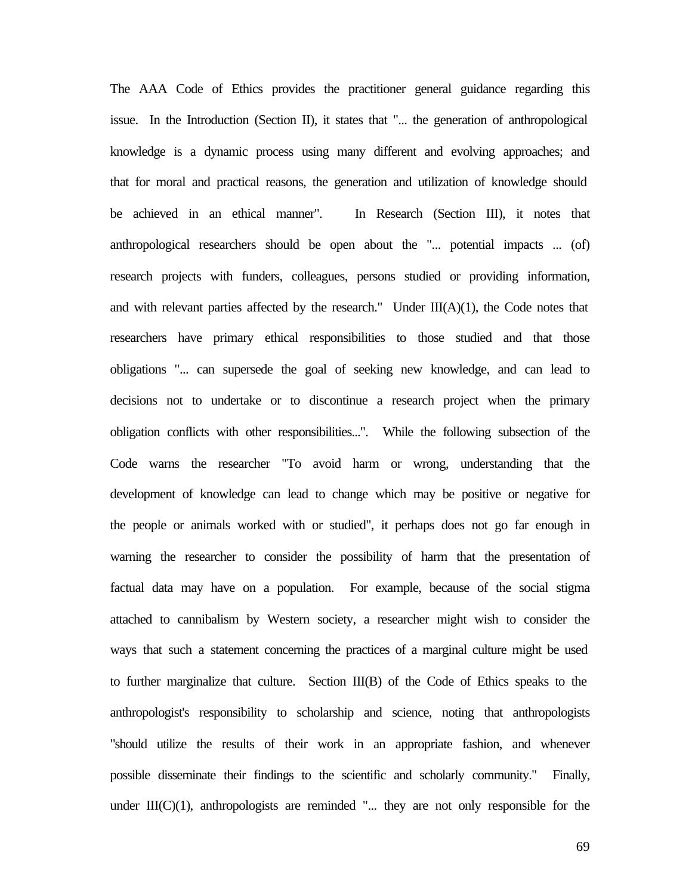The AAA Code of Ethics provides the practitioner general guidance regarding this issue. In the Introduction (Section II), it states that "... the generation of anthropological knowledge is a dynamic process using many different and evolving approaches; and that for moral and practical reasons, the generation and utilization of knowledge should be achieved in an ethical manner". In Research (Section III), it notes that anthropological researchers should be open about the "... potential impacts ... (of) research projects with funders, colleagues, persons studied or providing information, and with relevant parties affected by the research." Under III(A)(1), the Code notes that researchers have primary ethical responsibilities to those studied and that those obligations "... can supersede the goal of seeking new knowledge, and can lead to decisions not to undertake or to discontinue a research project when the primary obligation conflicts with other responsibilities...". While the following subsection of the Code warns the researcher "To avoid harm or wrong, understanding that the development of knowledge can lead to change which may be positive or negative for the people or animals worked with or studied", it perhaps does not go far enough in warning the researcher to consider the possibility of harm that the presentation of factual data may have on a population. For example, because of the social stigma attached to cannibalism by Western society, a researcher might wish to consider the ways that such a statement concerning the practices of a marginal culture might be used to further marginalize that culture. Section III(B) of the Code of Ethics speaks to the anthropologist's responsibility to scholarship and science, noting that anthropologists "should utilize the results of their work in an appropriate fashion, and whenever possible disseminate their findings to the scientific and scholarly community." Finally, under III(C)(1), anthropologists are reminded "... they are not only responsible for the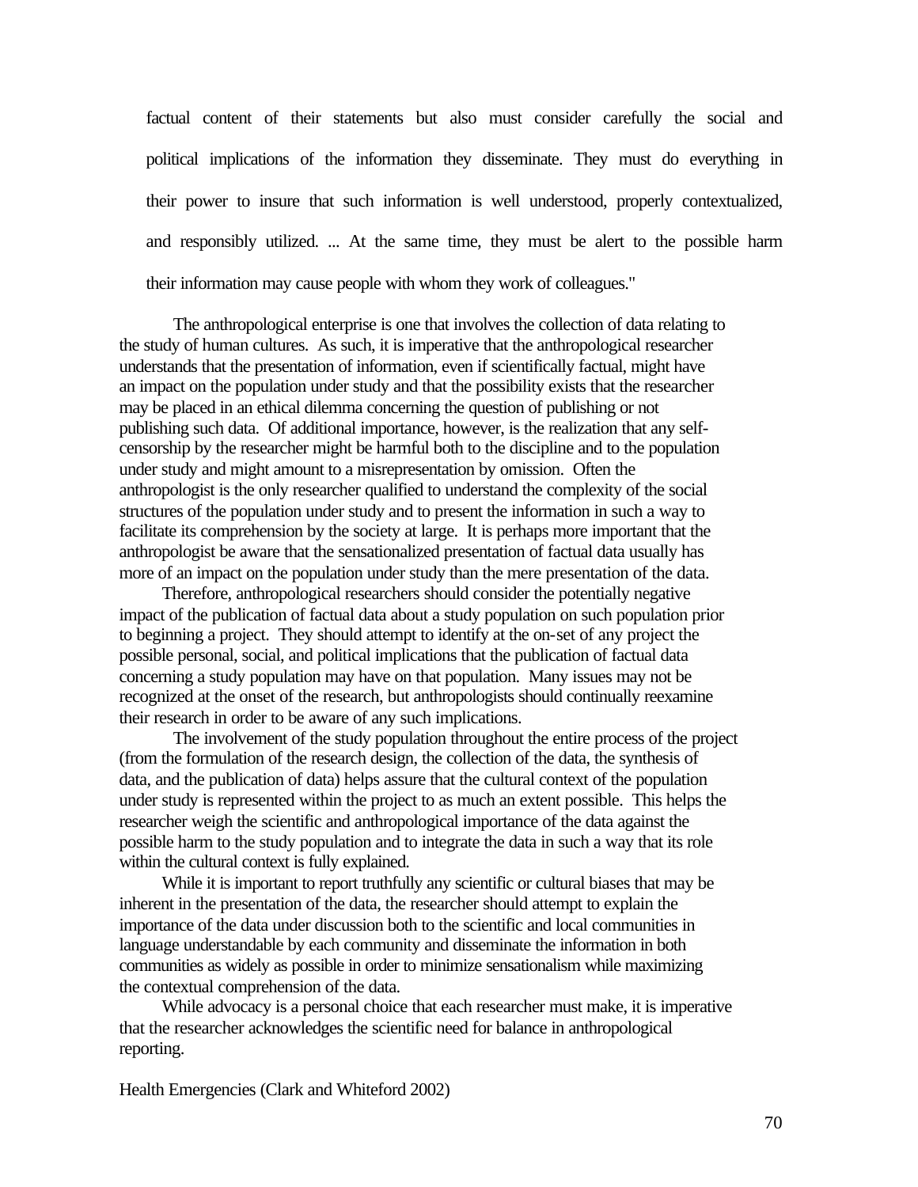> factual content of their statements but also must consider carefully the social and political implications of the information they disseminate. They must do everything in their power to insure that such information is well understood, properly contextualized, and responsibly utilized. ... At the same time, they must be alert to the possible harm their information may cause people with whom they work of colleagues."

The anthropological enterprise is one that involves the collection of data relating to the study of human cultures. As such, it is imperative that the anthropological researcher understands that the presentation of information, even if scientifically factual, might have an impact on the population under study and that the possibility exists that the researcher may be placed in an ethical dilemma concerning the question of publishing or not publishing such data. Of additional importance, however, is the realization that any self-censorship by the researcher might be harmful both to the discipline and to the population under study and might amount to a misrepresentation by omission. Often the anthropologist is the only researcher qualified to understand the complexity of the social structures of the population under study and to present the information in such a way to facilitate its comprehension by the society at large. It is perhaps more important that the anthropologist be aware that the sensationalized presentation of factual data usually has more of an impact on the population under study than the mere presentation of the data.

Therefore, anthropological researchers should consider the potentially negative impact of the publication of factual data about a study population on such population prior to beginning a project. They should attempt to identify at the on-set of any project the possible personal, social, and political implications that the publication of factual data concerning a study population may have on that population. Many issues may not be recognized at the onset of the research, but anthropologists should continually reexamine their research in order to be aware of any such implications.

The involvement of the study population throughout the entire process of the project (from the formulation of the research design, the collection of the data, the synthesis of data, and the publication of data) helps assure that the cultural context of the population under study is represented within the project to as much an extent possible. This helps the researcher weigh the scientific and anthropological importance of the data against the possible harm to the study population and to integrate the data in such a way that its role within the cultural context is fully explained.

While it is important to report truthfully any scientific or cultural biases that may be inherent in the presentation of the data, the researcher should attempt to explain the importance of the data under discussion both to the scientific and local communities in language understandable by each community and disseminate the information in both communities as widely as possible in order to minimize sensationalism while maximizing the contextual comprehension of the data.

While advocacy is a personal choice that each researcher must make, it is imperative that the researcher acknowledges the scientific need for balance in anthropological reporting.

Health Emergencies (Clark and Whiteford 2002)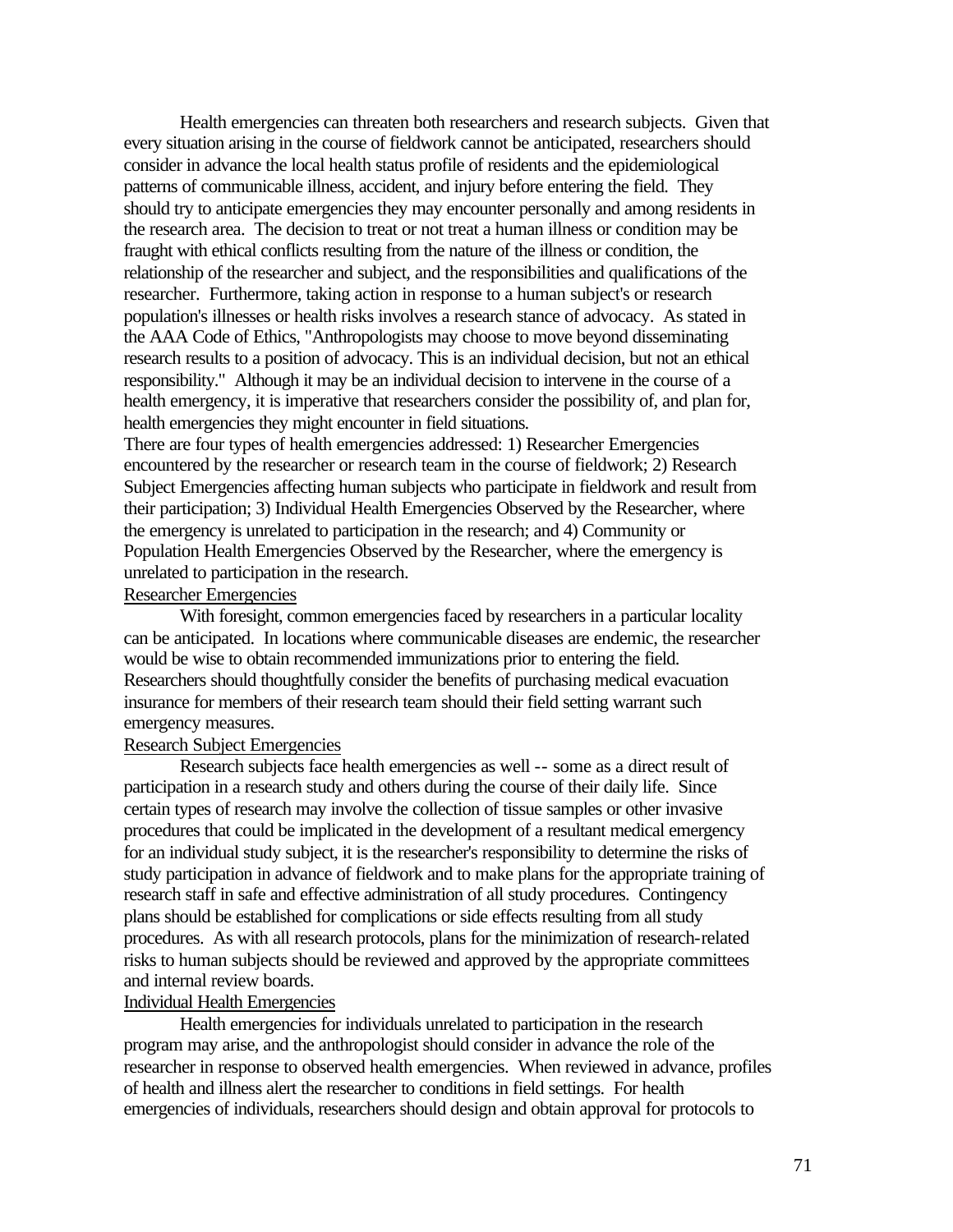Health emergencies can threaten both researchers and research subjects. Given that every situation arising in the course of fieldwork cannot be anticipated, researchers should consider in advance the local health status profile of residents and the epidemiological patterns of communicable illness, accident, and injury before entering the field. They should try to anticipate emergencies they may encounter personally and among residents in the research area. The decision to treat or not treat a human illness or condition may be fraught with ethical conflicts resulting from the nature of the illness or condition, the relationship of the researcher and subject, and the responsibilities and qualifications of the researcher. Furthermore, taking action in response to a human subject's or research population's illnesses or health risks involves a research stance of advocacy. As stated in the AAA Code of Ethics, "Anthropologists may choose to move beyond disseminating research results to a position of advocacy. This is an individual decision, but not an ethical responsibility." Although it may be an individual decision to intervene in the course of a health emergency, it is imperative that researchers consider the possibility of, and plan for, health emergencies they might encounter in field situations.

There are four types of health emergencies addressed: 1) Researcher Emergencies encountered by the researcher or research team in the course of fieldwork; 2) Research Subject Emergencies affecting human subjects who participate in fieldwork and result from their participation; 3) Individual Health Emergencies Observed by the Researcher, where the emergency is unrelated to participation in the research; and 4) Community or Population Health Emergencies Observed by the Researcher, where the emergency is unrelated to participation in the research.

<u>Researcher Emergencies</u>

With foresight, common emergencies faced by researchers in a particular locality can be anticipated. In locations where communicable diseases are endemic, the researcher would be wise to obtain recommended immunizations prior to entering the field. Researchers should thoughtfully consider the benefits of purchasing medical evacuation insurance for members of their research team should their field setting warrant such emergency measures.

<u>Research Subject Emergencies</u>

Research subjects face health emergencies as well -- some as a direct result of participation in a research study and others during the course of their daily life. Since certain types of research may involve the collection of tissue samples or other invasive procedures that could be implicated in the development of a resultant medical emergency for an individual study subject, it is the researcher's responsibility to determine the risks of study participation in advance of fieldwork and to make plans for the appropriate training of research staff in safe and effective administration of all study procedures. Contingency plans should be established for complications or side effects resulting from all study procedures. As with all research protocols, plans for the minimization of research-related risks to human subjects should be reviewed and approved by the appropriate committees and internal review boards.

<u>Individual Health Emergencies</u>

Health emergencies for individuals unrelated to participation in the research program may arise, and the anthropologist should consider in advance the role of the researcher in response to observed health emergencies. When reviewed in advance, profiles of health and illness alert the researcher to conditions in field settings. For health emergencies of individuals, researchers should design and obtain approval for protocols to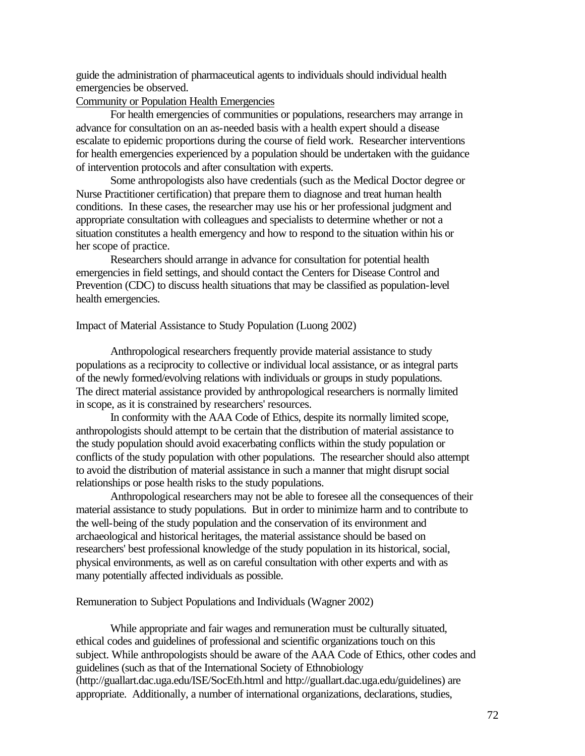guide the administration of pharmaceutical agents to individuals should individual health emergencies be observed.

Community or Population Health Emergencies

For health emergencies of communities or populations, researchers may arrange in advance for consultation on an as-needed basis with a health expert should a disease escalate to epidemic proportions during the course of field work. Researcher interventions for health emergencies experienced by a population should be undertaken with the guidance of intervention protocols and after consultation with experts.

Some anthropologists also have credentials (such as the Medical Doctor degree or Nurse Practitioner certification) that prepare them to diagnose and treat human health conditions. In these cases, the researcher may use his or her professional judgment and appropriate consultation with colleagues and specialists to determine whether or not a situation constitutes a health emergency and how to respond to the situation within his or her scope of practice.

Researchers should arrange in advance for consultation for potential health emergencies in field settings, and should contact the Centers for Disease Control and Prevention (CDC) to discuss health situations that may be classified as population-level health emergencies.

Impact of Material Assistance to Study Population (Luong 2002)

Anthropological researchers frequently provide material assistance to study populations as a reciprocity to collective or individual local assistance, or as integral parts of the newly formed/evolving relations with individuals or groups in study populations. The direct material assistance provided by anthropological researchers is normally limited in scope, as it is constrained by researchers' resources.

In conformity with the AAA Code of Ethics, despite its normally limited scope, anthropologists should attempt to be certain that the distribution of material assistance to the study population should avoid exacerbating conflicts within the study population or conflicts of the study population with other populations. The researcher should also attempt to avoid the distribution of material assistance in such a manner that might disrupt social relationships or pose health risks to the study populations.

Anthropological researchers may not be able to foresee all the consequences of their material assistance to study populations. But in order to minimize harm and to contribute to the well-being of the study population and the conservation of its environment and archaeological and historical heritages, the material assistance should be based on researchers' best professional knowledge of the study population in its historical, social, physical environments, as well as on careful consultation with other experts and with as many potentially affected individuals as possible.

Remuneration to Subject Populations and Individuals (Wagner 2002)

While appropriate and fair wages and remuneration must be culturally situated, ethical codes and guidelines of professional and scientific organizations touch on this subject. While anthropologists should be aware of the AAA Code of Ethics, other codes and guidelines (such as that of the International Society of Ethnobiology (http://guallart.dac.uga.edu/ISE/SocEth.html and http://guallart.dac.uga.edu/guidelines) are appropriate. Additionally, a number of international organizations, declarations, studies,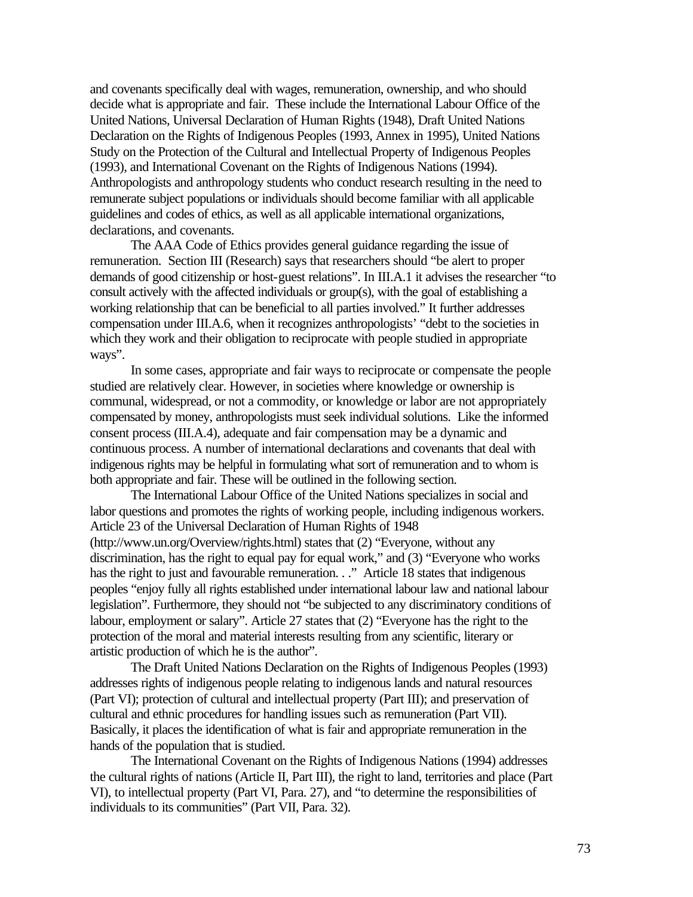and covenants specifically deal with wages, remuneration, ownership, and who should decide what is appropriate and fair. These include the International Labour Office of the United Nations, Universal Declaration of Human Rights (1948), Draft United Nations Declaration on the Rights of Indigenous Peoples (1993, Annex in 1995), United Nations Study on the Protection of the Cultural and Intellectual Property of Indigenous Peoples (1993), and International Covenant on the Rights of Indigenous Nations (1994). Anthropologists and anthropology students who conduct research resulting in the need to remunerate subject populations or individuals should become familiar with all applicable guidelines and codes of ethics, as well as all applicable international organizations, declarations, and covenants.

The AAA Code of Ethics provides general guidance regarding the issue of remuneration. Section III (Research) says that researchers should "be alert to proper demands of good citizenship or host-guest relations". In III.A.1 it advises the researcher "to consult actively with the affected individuals or group(s), with the goal of establishing a working relationship that can be beneficial to all parties involved." It further addresses compensation under III.A.6, when it recognizes anthropologists' "debt to the societies in which they work and their obligation to reciprocate with people studied in appropriate ways".

In some cases, appropriate and fair ways to reciprocate or compensate the people studied are relatively clear. However, in societies where knowledge or ownership is communal, widespread, or not a commodity, or knowledge or labor are not appropriately compensated by money, anthropologists must seek individual solutions. Like the informed consent process (III.A.4), adequate and fair compensation may be a dynamic and continuous process. A number of international declarations and covenants that deal with indigenous rights may be helpful in formulating what sort of remuneration and to whom is both appropriate and fair. These will be outlined in the following section.

The International Labour Office of the United Nations specializes in social and labor questions and promotes the rights of working people, including indigenous workers. Article 23 of the Universal Declaration of Human Rights of 1948 (http://www.un.org/Overview/rights.html) states that (2) "Everyone, without any discrimination, has the right to equal pay for equal work," and (3) "Everyone who works has the right to just and favourable remuneration. . ." Article 18 states that indigenous peoples "enjoy fully all rights established under international labour law and national labour legislation". Furthermore, they should not "be subjected to any discriminatory conditions of labour, employment or salary". Article 27 states that (2) "Everyone has the right to the protection of the moral and material interests resulting from any scientific, literary or artistic production of which he is the author".

The Draft United Nations Declaration on the Rights of Indigenous Peoples (1993) addresses rights of indigenous people relating to indigenous lands and natural resources (Part VI); protection of cultural and intellectual property (Part III); and preservation of cultural and ethnic procedures for handling issues such as remuneration (Part VII). Basically, it places the identification of what is fair and appropriate remuneration in the hands of the population that is studied.

The International Covenant on the Rights of Indigenous Nations (1994) addresses the cultural rights of nations (Article II, Part III), the right to land, territories and place (Part VI), to intellectual property (Part VI, Para. 27), and "to determine the responsibilities of individuals to its communities" (Part VII, Para. 32).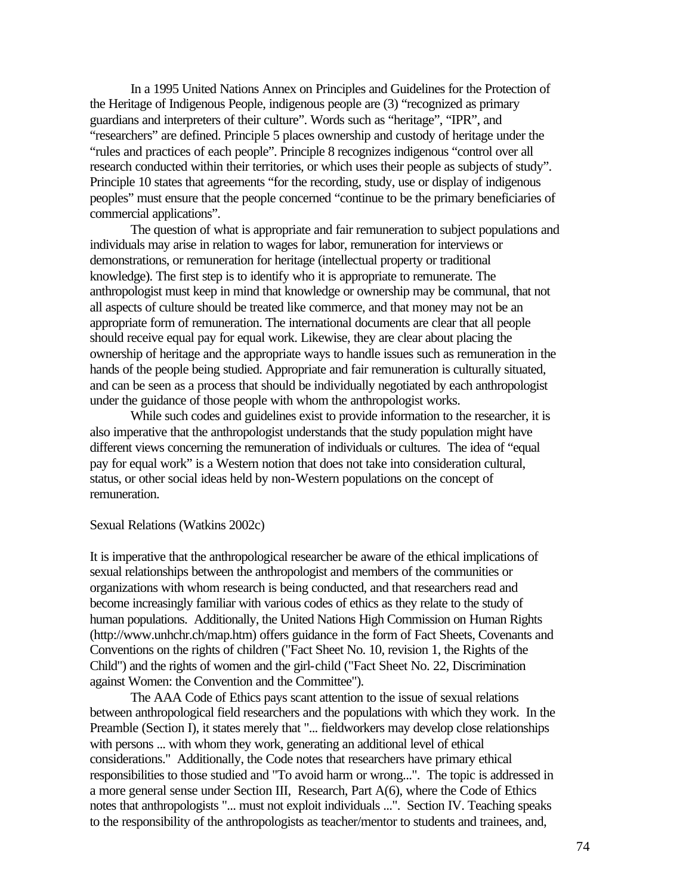In a 1995 United Nations Annex on Principles and Guidelines for the Protection of the Heritage of Indigenous People, indigenous people are (3) "recognized as primary guardians and interpreters of their culture". Words such as "heritage", "IPR", and "researchers" are defined. Principle 5 places ownership and custody of heritage under the "rules and practices of each people". Principle 8 recognizes indigenous "control over all research conducted within their territories, or which uses their people as subjects of study". Principle 10 states that agreements "for the recording, study, use or display of indigenous peoples" must ensure that the people concerned "continue to be the primary beneficiaries of commercial applications".

The question of what is appropriate and fair remuneration to subject populations and individuals may arise in relation to wages for labor, remuneration for interviews or demonstrations, or remuneration for heritage (intellectual property or traditional knowledge). The first step is to identify who it is appropriate to remunerate. The anthropologist must keep in mind that knowledge or ownership may be communal, that not all aspects of culture should be treated like commerce, and that money may not be an appropriate form of remuneration. The international documents are clear that all people should receive equal pay for equal work. Likewise, they are clear about placing the ownership of heritage and the appropriate ways to handle issues such as remuneration in the hands of the people being studied. Appropriate and fair remuneration is culturally situated, and can be seen as a process that should be individually negotiated by each anthropologist under the guidance of those people with whom the anthropologist works.

While such codes and guidelines exist to provide information to the researcher, it is also imperative that the anthropologist understands that the study population might have different views concerning the remuneration of individuals or cultures. The idea of "equal pay for equal work" is a Western notion that does not take into consideration cultural, status, or other social ideas held by non-Western populations on the concept of remuneration.

Sexual Relations (Watkins 2002c)

It is imperative that the anthropological researcher be aware of the ethical implications of sexual relationships between the anthropologist and members of the communities or organizations with whom research is being conducted, and that researchers read and become increasingly familiar with various codes of ethics as they relate to the study of human populations. Additionally, the United Nations High Commission on Human Rights (http://www.unhchr.ch/map.htm) offers guidance in the form of Fact Sheets, Covenants and Conventions on the rights of children ("Fact Sheet No. 10, revision 1, the Rights of the Child") and the rights of women and the girl-child ("Fact Sheet No. 22, Discrimination against Women: the Convention and the Committee").

The AAA Code of Ethics pays scant attention to the issue of sexual relations between anthropological field researchers and the populations with which they work. In the Preamble (Section I), it states merely that "... fieldworkers may develop close relationships with persons ... with whom they work, generating an additional level of ethical considerations." Additionally, the Code notes that researchers have primary ethical responsibilities to those studied and "To avoid harm or wrong...". The topic is addressed in a more general sense under Section III, Research, Part A(6), where the Code of Ethics notes that anthropologists "... must not exploit individuals ...". Section IV. Teaching speaks to the responsibility of the anthropologists as teacher/mentor to students and trainees, and,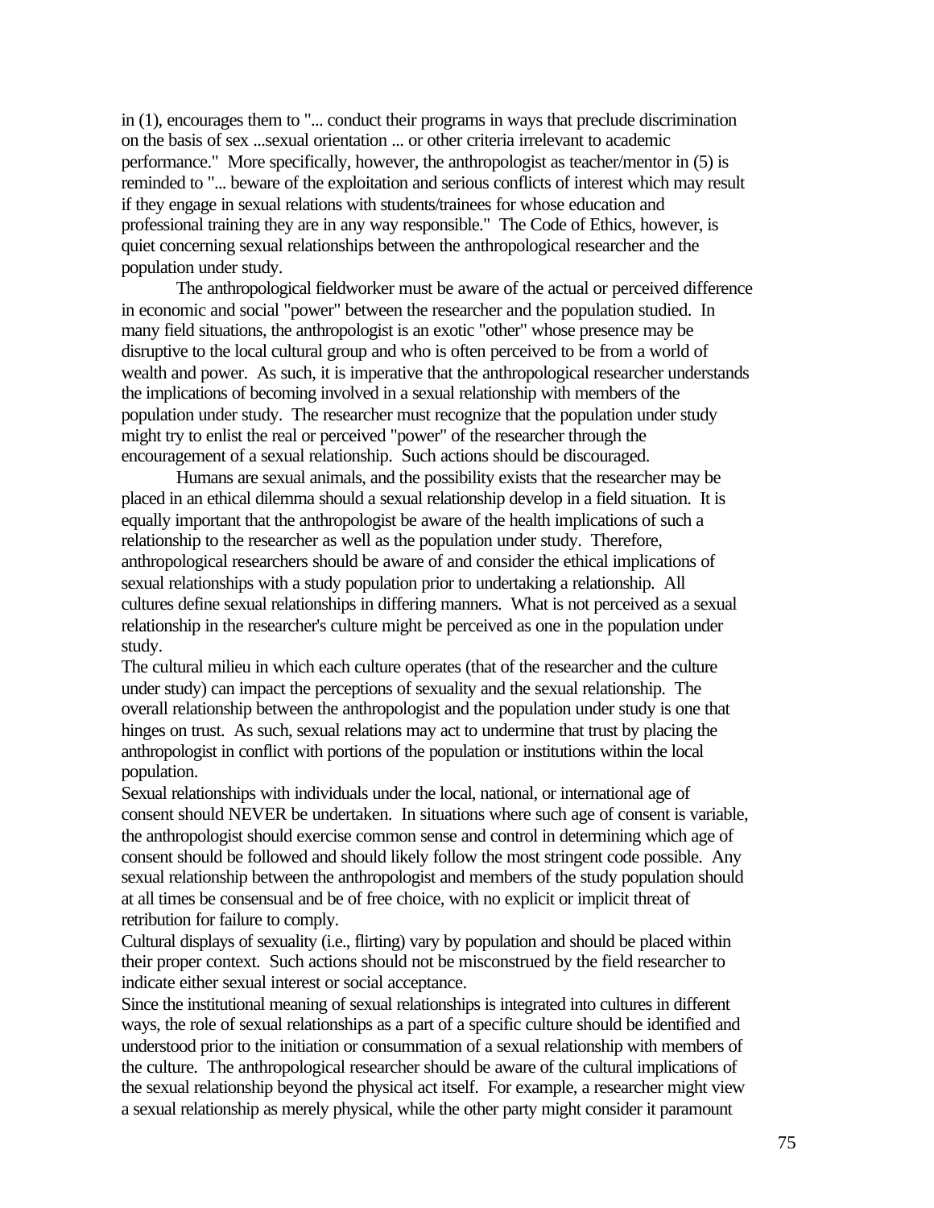in (1), encourages them to "... conduct their programs in ways that preclude discrimination on the basis of sex ...sexual orientation ... or other criteria irrelevant to academic performance." More specifically, however, the anthropologist as teacher/mentor in (5) is reminded to "... beware of the exploitation and serious conflicts of interest which may result if they engage in sexual relations with students/trainees for whose education and professional training they are in any way responsible." The Code of Ethics, however, is quiet concerning sexual relationships between the anthropological researcher and the population under study.

The anthropological fieldworker must be aware of the actual or perceived difference in economic and social "power" between the researcher and the population studied. In many field situations, the anthropologist is an exotic "other" whose presence may be disruptive to the local cultural group and who is often perceived to be from a world of wealth and power. As such, it is imperative that the anthropological researcher understands the implications of becoming involved in a sexual relationship with members of the population under study. The researcher must recognize that the population under study might try to enlist the real or perceived "power" of the researcher through the encouragement of a sexual relationship. Such actions should be discouraged.

Humans are sexual animals, and the possibility exists that the researcher may be placed in an ethical dilemma should a sexual relationship develop in a field situation. It is equally important that the anthropologist be aware of the health implications of such a relationship to the researcher as well as the population under study. Therefore, anthropological researchers should be aware of and consider the ethical implications of sexual relationships with a study population prior to undertaking a relationship. All cultures define sexual relationships in differing manners. What is not perceived as a sexual relationship in the researcher's culture might be perceived as one in the population under study.

The cultural milieu in which each culture operates (that of the researcher and the culture under study) can impact the perceptions of sexuality and the sexual relationship. The overall relationship between the anthropologist and the population under study is one that hinges on trust. As such, sexual relations may act to undermine that trust by placing the anthropologist in conflict with portions of the population or institutions within the local population.

Sexual relationships with individuals under the local, national, or international age of consent should NEVER be undertaken. In situations where such age of consent is variable, the anthropologist should exercise common sense and control in determining which age of consent should be followed and should likely follow the most stringent code possible. Any sexual relationship between the anthropologist and members of the study population should at all times be consensual and be of free choice, with no explicit or implicit threat of retribution for failure to comply.

Cultural displays of sexuality (i.e., flirting) vary by population and should be placed within their proper context. Such actions should not be misconstrued by the field researcher to indicate either sexual interest or social acceptance.

Since the institutional meaning of sexual relationships is integrated into cultures in different ways, the role of sexual relationships as a part of a specific culture should be identified and understood prior to the initiation or consummation of a sexual relationship with members of the culture. The anthropological researcher should be aware of the cultural implications of the sexual relationship beyond the physical act itself. For example, a researcher might view a sexual relationship as merely physical, while the other party might consider it paramount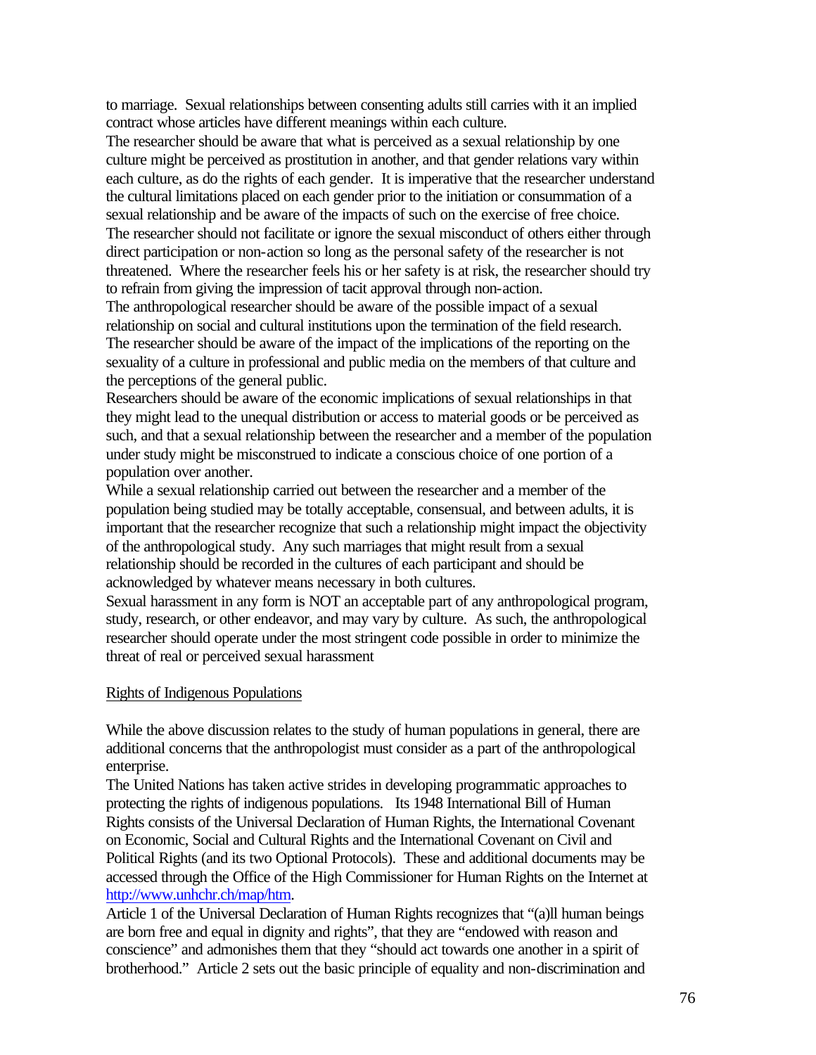to marriage. Sexual relationships between consenting adults still carries with it an implied contract whose articles have different meanings within each culture.

The researcher should be aware that what is perceived as a sexual relationship by one culture might be perceived as prostitution in another, and that gender relations vary within each culture, as do the rights of each gender. It is imperative that the researcher understand the cultural limitations placed on each gender prior to the initiation or consummation of a sexual relationship and be aware of the impacts of such on the exercise of free choice.

The researcher should not facilitate or ignore the sexual misconduct of others either through direct participation or non-action so long as the personal safety of the researcher is not threatened. Where the researcher feels his or her safety is at risk, the researcher should try to refrain from giving the impression of tacit approval through non-action.

The anthropological researcher should be aware of the possible impact of a sexual relationship on social and cultural institutions upon the termination of the field research.

The researcher should be aware of the impact of the implications of the reporting on the sexuality of a culture in professional and public media on the members of that culture and the perceptions of the general public.

Researchers should be aware of the economic implications of sexual relationships in that they might lead to the unequal distribution or access to material goods or be perceived as such, and that a sexual relationship between the researcher and a member of the population under study might be misconstrued to indicate a conscious choice of one portion of a population over another.

While a sexual relationship carried out between the researcher and a member of the population being studied may be totally acceptable, consensual, and between adults, it is important that the researcher recognize that such a relationship might impact the objectivity of the anthropological study. Any such marriages that might result from a sexual relationship should be recorded in the cultures of each participant and should be acknowledged by whatever means necessary in both cultures.

Sexual harassment in any form is NOT an acceptable part of any anthropological program, study, research, or other endeavor, and may vary by culture. As such, the anthropological researcher should operate under the most stringent code possible in order to minimize the threat of real or perceived sexual harassment

Rights of Indigenous Populations

While the above discussion relates to the study of human populations in general, there are additional concerns that the anthropologist must consider as a part of the anthropological enterprise.

The United Nations has taken active strides in developing programmatic approaches to protecting the rights of indigenous populations. Its 1948 International Bill of Human Rights consists of the Universal Declaration of Human Rights, the International Covenant on Economic, Social and Cultural Rights and the International Covenant on Civil and Political Rights (and its two Optional Protocols). These and additional documents may be accessed through the Office of the High Commissioner for Human Rights on the Internet at http://www.unhchr.ch/map/htm.

Article 1 of the Universal Declaration of Human Rights recognizes that "(a)ll human beings are born free and equal in dignity and rights", that they are "endowed with reason and conscience" and admonishes them that they "should act towards one another in a spirit of brotherhood." Article 2 sets out the basic principle of equality and non-discrimination and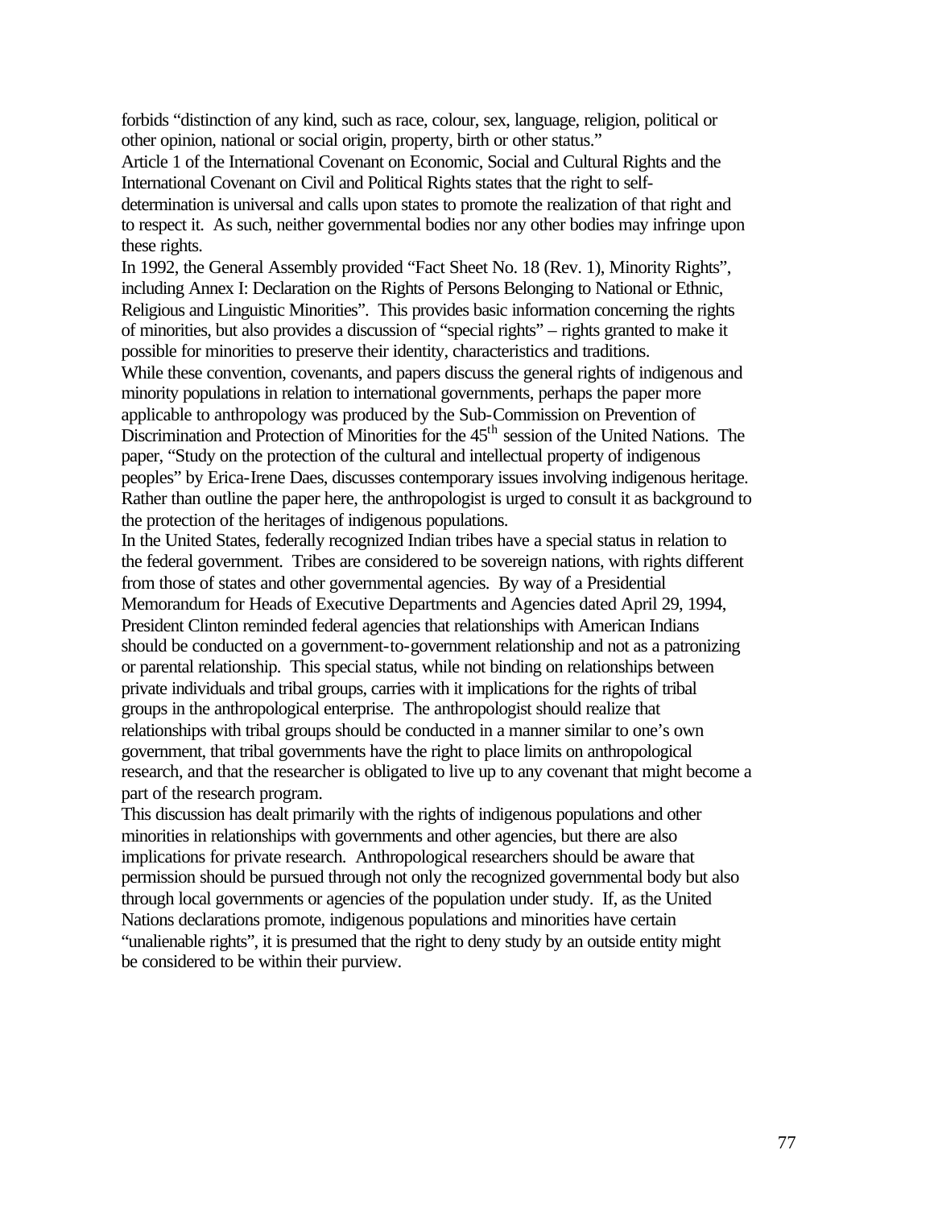forbids "distinction of any kind, such as race, colour, sex, language, religion, political or other opinion, national or social origin, property, birth or other status."

Article 1 of the International Covenant on Economic, Social and Cultural Rights and the International Covenant on Civil and Political Rights states that the right to self-determination is universal and calls upon states to promote the realization of that right and to respect it. As such, neither governmental bodies nor any other bodies may infringe upon these rights.

In 1992, the General Assembly provided "Fact Sheet No. 18 (Rev. 1), Minority Rights", including Annex I: Declaration on the Rights of Persons Belonging to National or Ethnic, Religious and Linguistic Minorities". This provides basic information concerning the rights of minorities, but also provides a discussion of "special rights" – rights granted to make it possible for minorities to preserve their identity, characteristics and traditions.

While these convention, covenants, and papers discuss the general rights of indigenous and minority populations in relation to international governments, perhaps the paper more applicable to anthropology was produced by the Sub-Commission on Prevention of Discrimination and Protection of Minorities for the 45th session of the United Nations. The paper, "Study on the protection of the cultural and intellectual property of indigenous peoples" by Erica-Irene Daes, discusses contemporary issues involving indigenous heritage. Rather than outline the paper here, the anthropologist is urged to consult it as background to the protection of the heritages of indigenous populations.

In the United States, federally recognized Indian tribes have a special status in relation to the federal government. Tribes are considered to be sovereign nations, with rights different from those of states and other governmental agencies. By way of a Presidential Memorandum for Heads of Executive Departments and Agencies dated April 29, 1994, President Clinton reminded federal agencies that relationships with American Indians should be conducted on a government-to-government relationship and not as a patronizing or parental relationship. This special status, while not binding on relationships between private individuals and tribal groups, carries with it implications for the rights of tribal groups in the anthropological enterprise. The anthropologist should realize that relationships with tribal groups should be conducted in a manner similar to one's own government, that tribal governments have the right to place limits on anthropological research, and that the researcher is obligated to live up to any covenant that might become a part of the research program.

This discussion has dealt primarily with the rights of indigenous populations and other minorities in relationships with governments and other agencies, but there are also implications for private research. Anthropological researchers should be aware that permission should be pursued through not only the recognized governmental body but also through local governments or agencies of the population under study. If, as the United Nations declarations promote, indigenous populations and minorities have certain "unalienable rights", it is presumed that the right to deny study by an outside entity might be considered to be within their purview.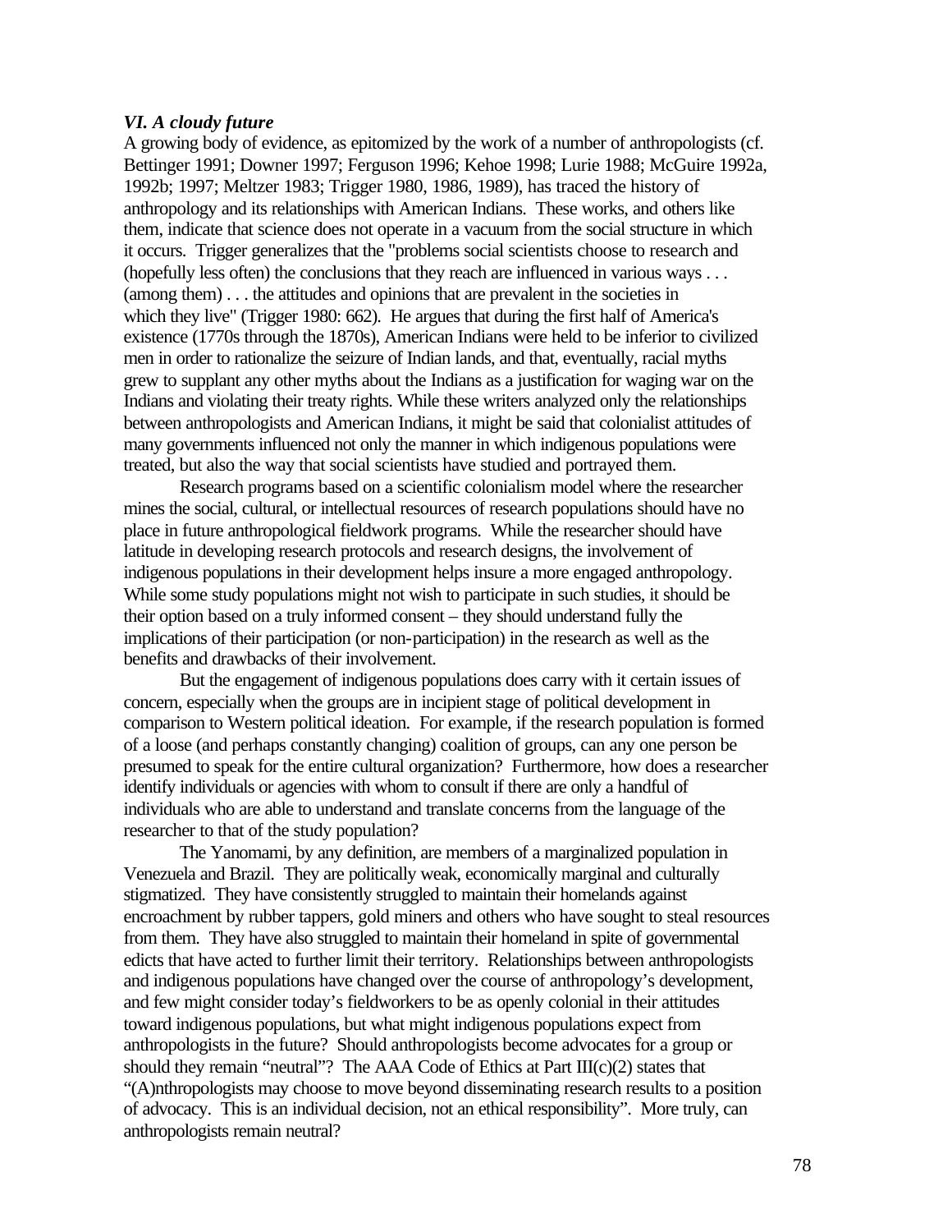### *VI. A cloudy future*

A growing body of evidence, as epitomized by the work of a number of anthropologists (cf. Bettinger 1991; Downer 1997; Ferguson 1996; Kehoe 1998; Lurie 1988; McGuire 1992a, 1992b; 1997; Meltzer 1983; Trigger 1980, 1986, 1989), has traced the history of anthropology and its relationships with American Indians. These works, and others like them, indicate that science does not operate in a vacuum from the social structure in which it occurs. Trigger generalizes that the "problems social scientists choose to research and (hopefully less often) the conclusions that they reach are influenced in various ways . . . (among them) . . . the attitudes and opinions that are prevalent in the societies in which they live" (Trigger 1980: 662). He argues that during the first half of America's existence (1770s through the 1870s), American Indians were held to be inferior to civilized men in order to rationalize the seizure of Indian lands, and that, eventually, racial myths grew to supplant any other myths about the Indians as a justification for waging war on the Indians and violating their treaty rights. While these writers analyzed only the relationships between anthropologists and American Indians, it might be said that colonialist attitudes of many governments influenced not only the manner in which indigenous populations were treated, but also the way that social scientists have studied and portrayed them.

Research programs based on a scientific colonialism model where the researcher mines the social, cultural, or intellectual resources of research populations should have no place in future anthropological fieldwork programs. While the researcher should have latitude in developing research protocols and research designs, the involvement of indigenous populations in their development helps insure a more engaged anthropology. While some study populations might not wish to participate in such studies, it should be their option based on a truly informed consent – they should understand fully the implications of their participation (or non-participation) in the research as well as the benefits and drawbacks of their involvement.

But the engagement of indigenous populations does carry with it certain issues of concern, especially when the groups are in incipient stage of political development in comparison to Western political ideation. For example, if the research population is formed of a loose (and perhaps constantly changing) coalition of groups, can any one person be presumed to speak for the entire cultural organization? Furthermore, how does a researcher identify individuals or agencies with whom to consult if there are only a handful of individuals who are able to understand and translate concerns from the language of the researcher to that of the study population?

The Yanomami, by any definition, are members of a marginalized population in Venezuela and Brazil. They are politically weak, economically marginal and culturally stigmatized. They have consistently struggled to maintain their homelands against encroachment by rubber tappers, gold miners and others who have sought to steal resources from them. They have also struggled to maintain their homeland in spite of governmental edicts that have acted to further limit their territory. Relationships between anthropologists and indigenous populations have changed over the course of anthropology's development, and few might consider today's fieldworkers to be as openly colonial in their attitudes toward indigenous populations, but what might indigenous populations expect from anthropologists in the future? Should anthropologists become advocates for a group or should they remain "neutral"? The AAA Code of Ethics at Part III(c)(2) states that "(A)nthropologists may choose to move beyond disseminating research results to a position of advocacy. This is an individual decision, not an ethical responsibility". More truly, can anthropologists remain neutral?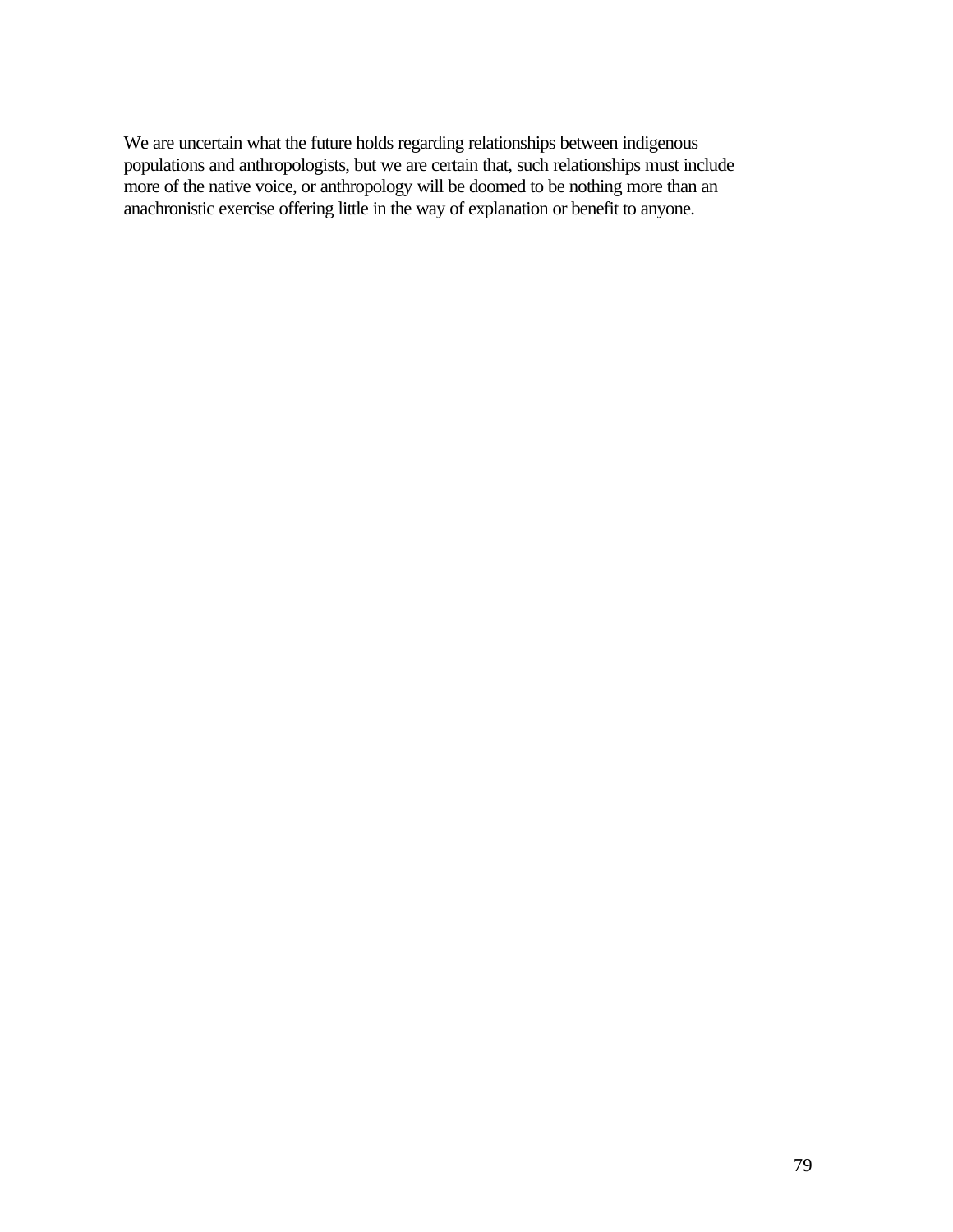We are uncertain what the future holds regarding relationships between indigenous populations and anthropologists, but we are certain that, such relationships must include more of the native voice, or anthropology will be doomed to be nothing more than an anachronistic exercise offering little in the way of explanation or benefit to anyone.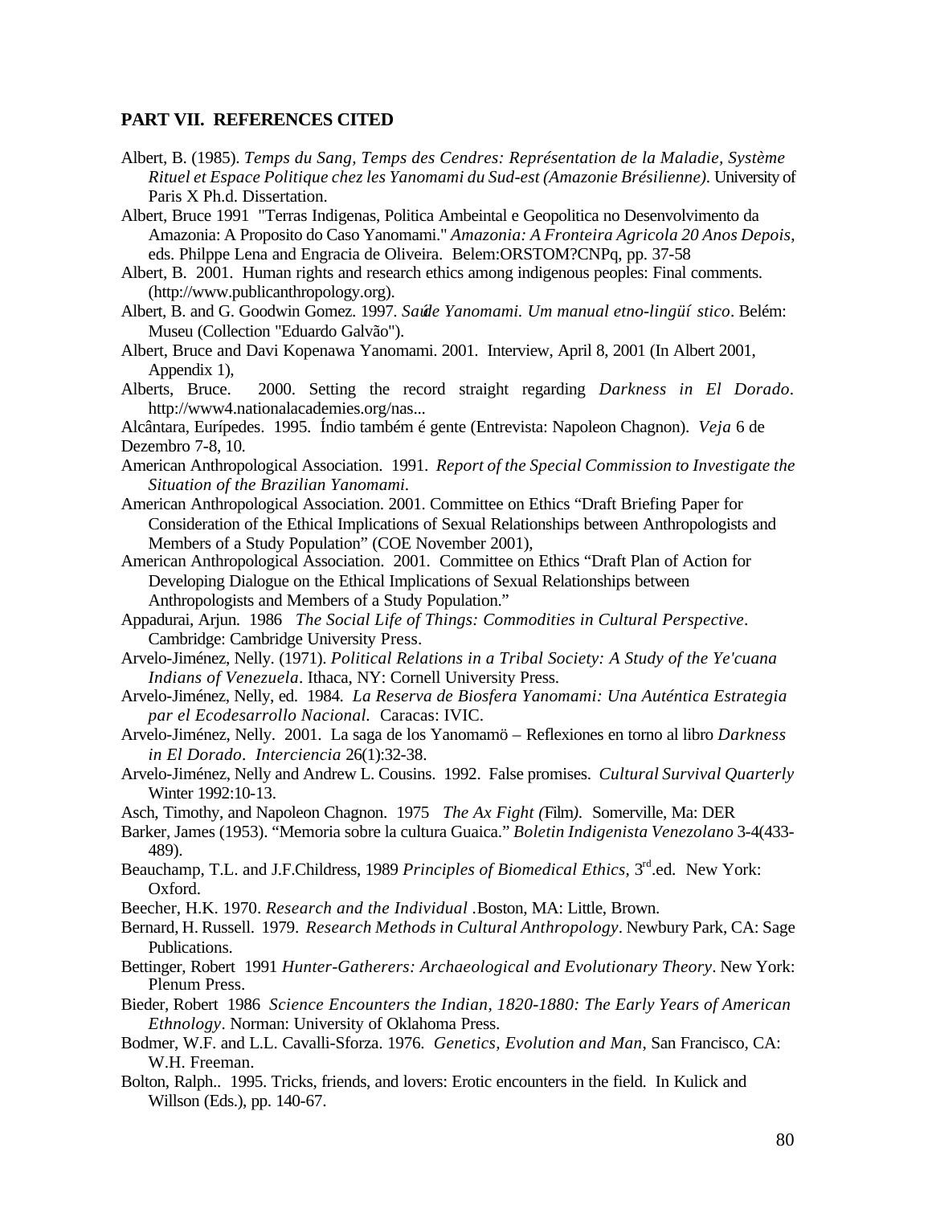## PART VII. REFERENCES CITED

Albert, B. (1985). *Temps du Sang, Temps des Cendres: Représentation de la Maladie, Système Rituel et Espace Politique chez les Yanomami du Sud-est (Amazonie Brésilienne)*. University of Paris X Ph.d. Dissertation.

Albert, Bruce 1991 "Terras Indigenas, Politica Ambeintal e Geopolitica no Desenvolvimento da Amazonia: A Proposito do Caso Yanomami." *Amazonia: A Fronteira Agricola 20 Anos Depois*, eds. Philppe Lena and Engracia de Oliveira. Belem:ORSTOM?CNPq, pp. 37-58

Albert, B. 2001. Human rights and research ethics among indigenous peoples: Final comments. (http://www.publicanthropology.org).

Albert, B. and G. Goodwin Gomez. 1997. *Saúde Yanomami. Um manual etno-lingüístico*. Belém: Museu (Collection "Eduardo Galvão").

Albert, Bruce and Davi Kopenawa Yanomami. 2001. Interview, April 8, 2001 (In Albert 2001, Appendix 1),

Alberts, Bruce. 2000. Setting the record straight regarding *Darkness in El Dorado*. http://www4.nationalacademies.org/nas...

Alcântara, Eurípedes. 1995. Índio também é gente (Entrevista: Napoleon Chagnon). *Veja* 6 de Dezembro 7-8, 10.

American Anthropological Association. 1991. *Report of the Special Commission to Investigate the Situation of the Brazilian Yanomami*.

American Anthropological Association. 2001. Committee on Ethics "Draft Briefing Paper for Consideration of the Ethical Implications of Sexual Relationships between Anthropologists and Members of a Study Population" (COE November 2001),

American Anthropological Association. 2001. Committee on Ethics "Draft Plan of Action for Developing Dialogue on the Ethical Implications of Sexual Relationships between Anthropologists and Members of a Study Population."

Appadurai, Arjun. 1986 *The Social Life of Things: Commodities in Cultural Perspective*. Cambridge: Cambridge University Press.

Arvelo-Jiménez, Nelly. (1971). *Political Relations in a Tribal Society: A Study of the Ye'cuana Indians of Venezuela*. Ithaca, NY: Cornell University Press.

Arvelo-Jiménez, Nelly, ed. 1984. *La Reserva de Biosfera Yanomami: Una Auténtica Estrategia par el Ecodesarrollo Nacional*. Caracas: IVIC.

Arvelo-Jiménez, Nelly. 2001. La saga de los Yanomamö – Reflexiones en torno al libro *Darkness in El Dorado*. *Interciencia* 26(1):32-38.

Arvelo-Jiménez, Nelly and Andrew L. Cousins. 1992. False promises. *Cultural Survival Quarterly* Winter 1992:10-13.

Asch, Timothy, and Napoleon Chagnon. 1975 *The Ax Fight (Film)*. Somerville, Ma: DER

Barker, James (1953). "Memoria sobre la cultura Guaica." *Boletin Indigenista Venezolano* 3-4(433-489).

Beauchamp, T.L. and J.F.Childress, 1989 *Principles of Biomedical Ethics*, 3rd.ed. New York: Oxford.

Beecher, H.K. 1970. *Research and the Individual* .Boston, MA: Little, Brown.

Bernard, H. Russell. 1979. *Research Methods in Cultural Anthropology*. Newbury Park, CA: Sage Publications.

Bettinger, Robert 1991 *Hunter-Gatherers: Archaeological and Evolutionary Theory*. New York: Plenum Press.

Bieder, Robert 1986 *Science Encounters the Indian, 1820-1880: The Early Years of American Ethnology*. Norman: University of Oklahoma Press.

Bodmer, W.F. and L.L. Cavalli-Sforza. 1976. *Genetics, Evolution and Man*, San Francisco, CA: W.H. Freeman.

Bolton, Ralph.. 1995. Tricks, friends, and lovers: Erotic encounters in the field. In Kulick and Willson (Eds.), pp. 140-67.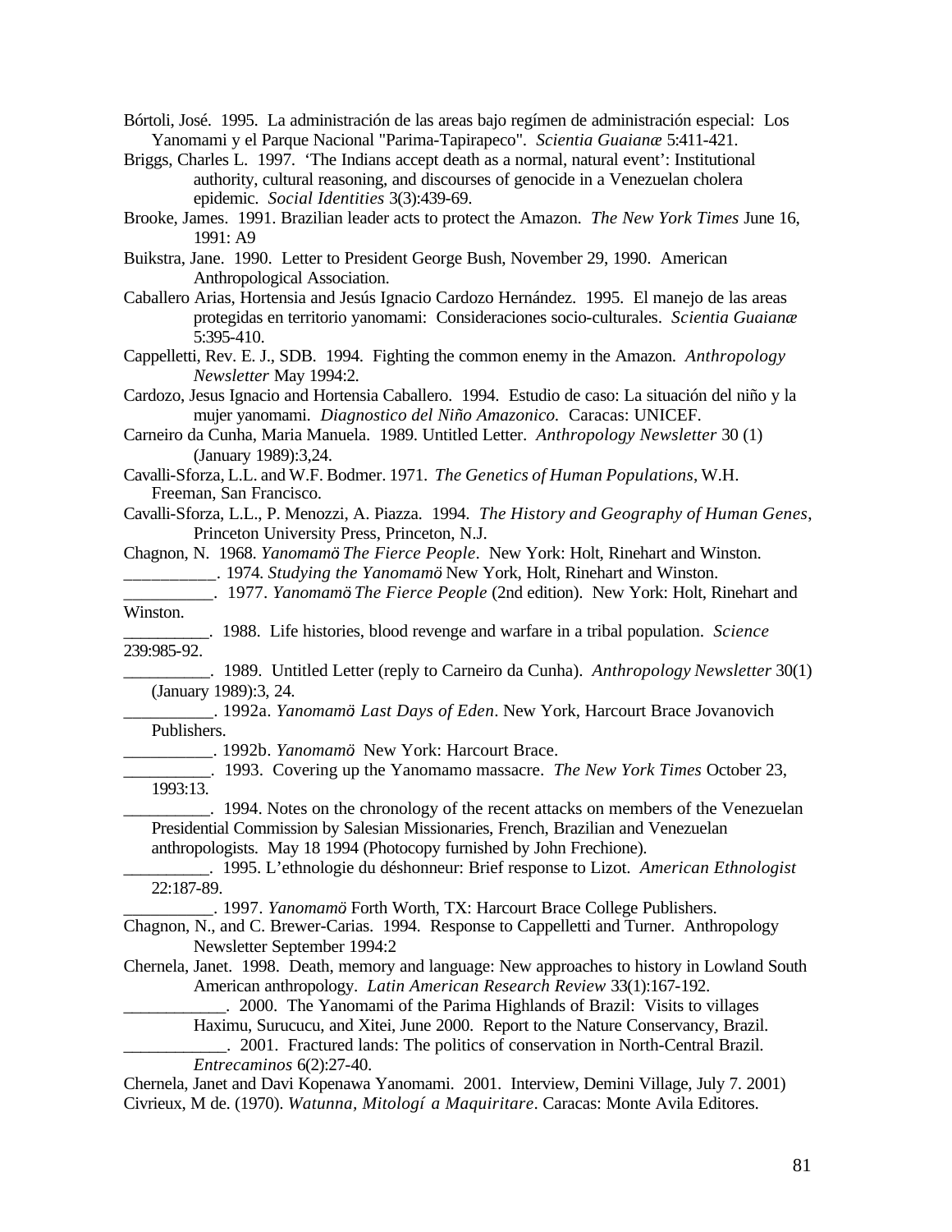Bórtoli, José. 1995. La administración de las areas bajo regímen de administración especial: Los Yanomami y el Parque Nacional "Parima-Tapirapeco". *Scientia Guaianæ* 5:411-421.

Briggs, Charles L. 1997. 'The Indians accept death as a normal, natural event': Institutional authority, cultural reasoning, and discourses of genocide in a Venezuelan cholera epidemic. *Social Identities* 3(3):439-69.

Brooke, James. 1991. Brazilian leader acts to protect the Amazon. *The New York Times* June 16, 1991: A9

Buikstra, Jane. 1990. Letter to President George Bush, November 29, 1990. American Anthropological Association.

Caballero Arias, Hortensia and Jesús Ignacio Cardozo Hernández. 1995. El manejo de las areas protegidas en territorio yanomami: Consideraciones socio-culturales. *Scientia Guaianæ* 5:395-410.

Cappelletti, Rev. E. J., SDB. 1994. Fighting the common enemy in the Amazon. *Anthropology Newsletter* May 1994:2.

Cardozo, Jesus Ignacio and Hortensia Caballero. 1994. Estudio de caso: La situación del niño y la mujer yanomami. *Diagnostico del Niño Amazonico.* Caracas: UNICEF.

Carneiro da Cunha, Maria Manuela. 1989. Untitled Letter. *Anthropology Newsletter* 30 (1) (January 1989):3,24.

Cavalli-Sforza, L.L. and W.F. Bodmer. 1971. *The Genetics of Human Populations*, W.H. Freeman, San Francisco.

Cavalli-Sforza, L.L., P. Menozzi, A. Piazza. 1994. *The History and Geography of Human Genes*, Princeton University Press, Princeton, N.J.

Chagnon, N. 1968. *Yanomamö The Fierce People*. New York: Holt, Rinehart and Winston.

__________. 1974. *Studying the Yanomamö* New York, Holt, Rinehart and Winston.

__________. 1977. *Yanomamö The Fierce People* (2nd edition). New York: Holt, Rinehart and Winston.

__________. 1988. Life histories, blood revenge and warfare in a tribal population. *Science* 239:985-92.

__________. 1989. Untitled Letter (reply to Carneiro da Cunha). *Anthropology Newsletter* 30(1) (January 1989):3, 24.

__________. 1992a. *Yanomamö Last Days of Eden*. New York, Harcourt Brace Jovanovich Publishers.

__________. 1992b. *Yanomamö* New York: Harcourt Brace.

__________. 1993. Covering up the Yanomamo massacre. *The New York Times* October 23, 1993:13.

__________. 1994. Notes on the chronology of the recent attacks on members of the Venezuelan Presidential Commission by Salesian Missionaries, French, Brazilian and Venezuelan anthropologists. May 18 1994 (Photocopy furnished by John Frechione).

__________. 1995. L'ethnologie du déshonneur: Brief response to Lizot. *American Ethnologist* 22:187-89.

__________. 1997. *Yanomamö* Forth Worth, TX: Harcourt Brace College Publishers.

Chagnon, N., and C. Brewer-Carias. 1994. Response to Cappelletti and Turner. Anthropology Newsletter September 1994:2

Chernela, Janet. 1998. Death, memory and language: New approaches to history in Lowland South American anthropology. *Latin American Research Review* 33(1):167-192.

____________. 2000. The Yanomami of the Parima Highlands of Brazil: Visits to villages Haximu, Surucucu, and Xitei, June 2000. Report to the Nature Conservancy, Brazil.

____________. 2001. Fractured lands: The politics of conservation in North-Central Brazil. *Entrecaminos* 6(2):27-40.

Chernela, Janet and Davi Kopenawa Yanomami. 2001. Interview, Demini Village, July 7. 2001)

Civrieux, M de. (1970). *Watunna, Mitologí a Maquiritare*. Caracas: Monte Avila Editores.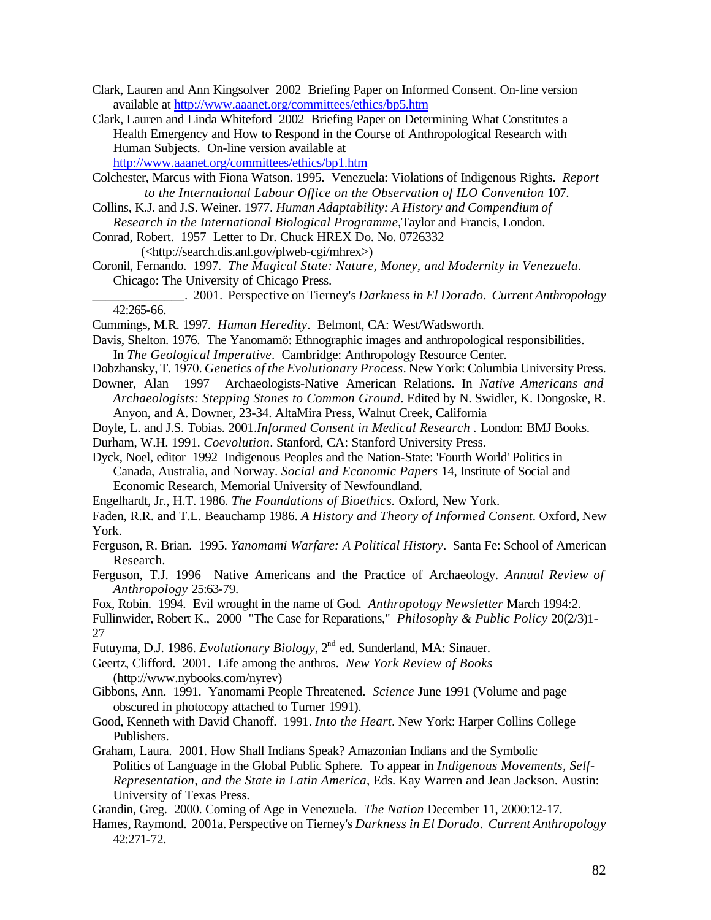Clark, Lauren and Ann Kingsolver 2002 Briefing Paper on Informed Consent. On-line version available at http://www.aaanet.org/committees/ethics/bp5.htm

Clark, Lauren and Linda Whiteford 2002 Briefing Paper on Determining What Constitutes a Health Emergency and How to Respond in the Course of Anthropological Research with Human Subjects. On-line version available at http://www.aaanet.org/committees/ethics/bp1.htm

Colchester, Marcus with Fiona Watson. 1995. Venezuela: Violations of Indigenous Rights. *Report to the International Labour Office on the Observation of ILO Convention* 107.

Collins, K.J. and J.S. Weiner. 1977. *Human Adaptability: A History and Compendium of Research in the International Biological Programme,*Taylor and Francis, London.

Conrad, Robert. 1957 Letter to Dr. Chuck HREX Do. No. 0726332 (<http://search.dis.anl.gov/plweb-cgi/mhrex>)

Coronil, Fernando. 1997. *The Magical State: Nature, Money, and Modernity in Venezuela*. Chicago: The University of Chicago Press.

______________. 2001. Perspective on Tierney's *Darkness in El Dorado*. *Current Anthropology* 42:265-66.

Cummings, M.R. 1997. *Human Heredity*. Belmont, CA: West/Wadsworth.

Davis, Shelton. 1976. The Yanomamö: Ethnographic images and anthropological responsibilities. In *The Geological Imperative*. Cambridge: Anthropology Resource Center.

Dobzhansky, T. 1970. *Genetics of the Evolutionary Process*. New York: Columbia University Press.

Downer, Alan 1997 Archaeologists-Native American Relations. In *Native Americans and Archaeologists: Stepping Stones to Common Ground*. Edited by N. Swidler, K. Dongoske, R. Anyon, and A. Downer, 23-34. AltaMira Press, Walnut Creek, California

Doyle, L. and J.S. Tobias. 2001.*Informed Consent in Medical Research* . London: BMJ Books.

Durham, W.H. 1991. *Coevolution*. Stanford, CA: Stanford University Press.

Dyck, Noel, editor 1992 Indigenous Peoples and the Nation-State: 'Fourth World' Politics in Canada, Australia, and Norway. *Social and Economic Papers* 14, Institute of Social and Economic Research, Memorial University of Newfoundland.

Engelhardt, Jr., H.T. 1986. *The Foundations of Bioethics.* Oxford, New York.

Faden, R.R. and T.L. Beauchamp 1986. *A History and Theory of Informed Consent*. Oxford, New York.

Ferguson, R. Brian. 1995. *Yanomami Warfare: A Political History*. Santa Fe: School of American Research.

Ferguson, T.J. 1996 Native Americans and the Practice of Archaeology. *Annual Review of Anthropology* 25:63-79.

Fox, Robin. 1994. Evil wrought in the name of God. *Anthropology Newsletter* March 1994:2.

Fullinwider, Robert K., 2000 "The Case for Reparations," *Philosophy & Public Policy* 20(2/3)1-27

Futuyma, D.J. 1986. *Evolutionary Biology*, 2nd ed. Sunderland, MA: Sinauer.

Geertz, Clifford. 2001. Life among the anthros. *New York Review of Books* (http://www.nybooks.com/nyrev)

Gibbons, Ann. 1991. Yanomami People Threatened. *Science* June 1991 (Volume and page obscured in photocopy attached to Turner 1991).

Good, Kenneth with David Chanoff. 1991. *Into the Heart*. New York: Harper Collins College Publishers.

Graham, Laura. 2001. How Shall Indians Speak? Amazonian Indians and the Symbolic Politics of Language in the Global Public Sphere. To appear in *Indigenous Movements, Self-Representation, and the State in Latin America*, Eds. Kay Warren and Jean Jackson. Austin: University of Texas Press.

Grandin, Greg. 2000. Coming of Age in Venezuela. *The Nation* December 11, 2000:12-17.

Hames, Raymond. 2001a. Perspective on Tierney's *Darkness in El Dorado*. *Current Anthropology* 42:271-72.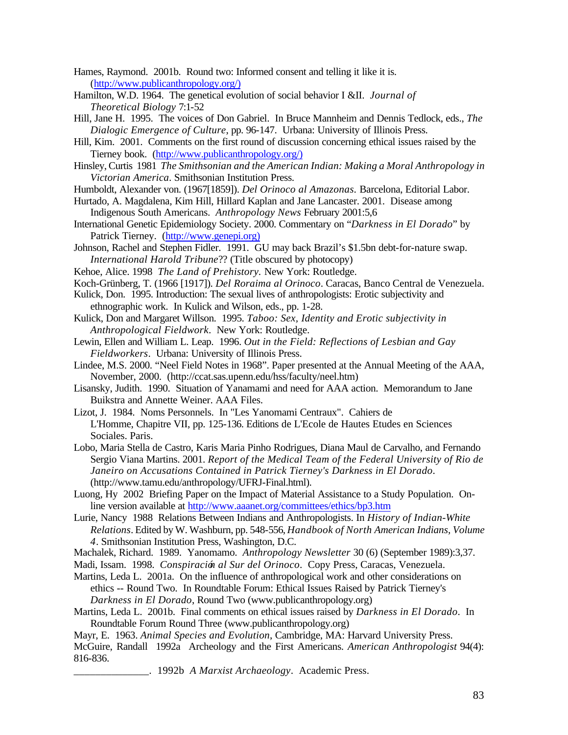Hames, Raymond. 2001b. Round two: Informed consent and telling it like it is. (http://www.publicanthropology.org/)

Hamilton, W.D. 1964. The genetical evolution of social behavior I &II. *Journal of Theoretical Biology* 7:1-52

Hill, Jane H. 1995. The voices of Don Gabriel. In Bruce Mannheim and Dennis Tedlock, eds., *The Dialogic Emergence of Culture*, pp. 96-147. Urbana: University of Illinois Press.

Hill, Kim. 2001. Comments on the first round of discussion concerning ethical issues raised by the Tierney book. (http://www.publicanthropology.org/)

Hinsley, Curtis 1981 *The Smithsonian and the American Indian: Making a Moral Anthropology in Victorian America*. Smithsonian Institution Press.

Humboldt, Alexander von. (1967[1859]). *Del Orinoco al Amazonas*. Barcelona, Editorial Labor.

Hurtado, A. Magdalena, Kim Hill, Hillard Kaplan and Jane Lancaster. 2001. Disease among Indigenous South Americans. *Anthropology News* February 2001:5,6

International Genetic Epidemiology Society. 2000. Commentary on "*Darkness in El Dorado*" by Patrick Tierney. (http://www.genepi.org)

Johnson, Rachel and Stephen Fidler. 1991. GU may back Brazil's $1.5bn debt-for-nature swap. *International Harold Tribune*?? (Title obscured by photocopy)

Kehoe, Alice. 1998 *The Land of Prehistory*. New York: Routledge.

Koch-Grünberg, T. (1966 [1917]). *Del Roraima al Orinoco*. Caracas, Banco Central de Venezuela.

Kulick, Don. 1995. Introduction: The sexual lives of anthropologists: Erotic subjectivity and ethnographic work. In Kulick and Wilson, eds., pp. 1-28.

Kulick, Don and Margaret Willson. 1995. *Taboo: Sex, Identity and Erotic subjectivity in Anthropological Fieldwork*. New York: Routledge.

Lewin, Ellen and William L. Leap. 1996. *Out in the Field: Reflections of Lesbian and Gay Fieldworkers*. Urbana: University of Illinois Press.

Lindee, M.S. 2000. "Neel Field Notes in 1968". Paper presented at the Annual Meeting of the AAA, November, 2000. (http://ccat.sas.upenn.edu/hss/faculty/neel.htm)

Lisansky, Judith. 1990. Situation of Yanamami and need for AAA action. Memorandum to Jane Buikstra and Annette Weiner. AAA Files.

Lizot, J. 1984. Noms Personnels. In "Les Yanomami Centraux". Cahiers de L'Homme, Chapitre VII, pp. 125-136. Editions de L'Ecole de Hautes Etudes en Sciences Sociales. Paris.

Lobo, Maria Stella de Castro, Karis Maria Pinho Rodrigues, Diana Maul de Carvalho, and Fernando Sergio Viana Martins. 2001. *Report of the Medical Team of the Federal University of Rio de Janeiro on Accusations Contained in Patrick Tierney's Darkness in El Dorado*. (http://www.tamu.edu/anthropology/UFRJ-Final.html).

Luong, Hy 2002 Briefing Paper on the Impact of Material Assistance to a Study Population. On-line version available at http://www.aaanet.org/committees/ethics/bp3.htm

Lurie, Nancy 1988 Relations Between Indians and Anthropologists. In *History of Indian-White Relations*. Edited by W. Washburn, pp. 548-556, *Handbook of North American Indians, Volume 4*. Smithsonian Institution Press, Washington, D.C.

Machalek, Richard. 1989. Yanomamo. *Anthropology Newsletter* 30 (6) (September 1989):3,37.

Madi, Issam. 1998. *Conspiración al Sur del Orinoco*. Copy Press, Caracas, Venezuela.

Martins, Leda L. 2001a. On the influence of anthropological work and other considerations on ethics -- Round Two. In Roundtable Forum: Ethical Issues Raised by Patrick Tierney's *Darkness in El Dorado*, Round Two (www.publicanthropology.org)

Martins, Leda L. 2001b. Final comments on ethical issues raised by *Darkness in El Dorado*. In Roundtable Forum Round Three (www.publicanthropology.org)

Mayr, E. 1963. *Animal Species and Evolution*, Cambridge, MA: Harvard University Press.

McGuire, Randall 1992a Archeology and the First Americans. *American Anthropologist* 94(4): 816-836.

______________. 1992b *A Marxist Archaeology*. Academic Press.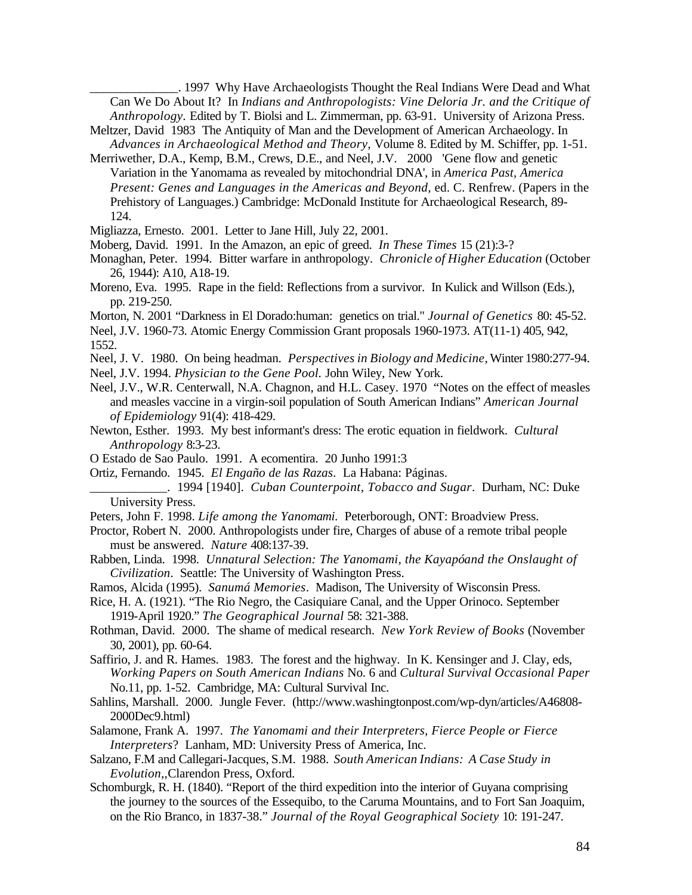______________. 1997 Why Have Archaeologists Thought the Real Indians Were Dead and What Can We Do About It? In *Indians and Anthropologists: Vine Deloria Jr. and the Critique of Anthropology*. Edited by T. Biolsi and L. Zimmerman, pp. 63-91. University of Arizona Press.

Meltzer, David 1983 The Antiquity of Man and the Development of American Archaeology. In *Advances in Archaeological Method and Theory*, Volume 8. Edited by M. Schiffer, pp. 1-51.

Merriwether, D.A., Kemp, B.M., Crews, D.E., and Neel, J.V. 2000 'Gene flow and genetic Variation in the Yanomama as revealed by mitochondrial DNA', in *America Past, America Present: Genes and Languages in the Americas and Beyond*, ed. C. Renfrew. (Papers in the Prehistory of Languages.) Cambridge: McDonald Institute for Archaeological Research, 89-124.

Migliazza, Ernesto. 2001. Letter to Jane Hill, July 22, 2001.

Moberg, David. 1991. In the Amazon, an epic of greed. *In These Times* 15 (21):3-?

Monaghan, Peter. 1994. Bitter warfare in anthropology. *Chronicle of Higher Education* (October 26, 1944): A10, A18-19.

Moreno, Eva. 1995. Rape in the field: Reflections from a survivor. In Kulick and Willson (Eds.), pp. 219-250.

Morton, N. 2001 "Darkness in El Dorado:human: genetics on trial." *Journal of Genetics* 80: 45-52.

Neel, J.V. 1960-73. Atomic Energy Commission Grant proposals 1960-1973. AT(11-1) 405, 942, 1552.

Neel, J. V. 1980. On being headman. *Perspectives in Biology and Medicine*, Winter 1980:277-94.

Neel, J.V. 1994. *Physician to the Gene Pool.* John Wiley, New York.

Neel, J.V., W.R. Centerwall, N.A. Chagnon, and H.L. Casey. 1970 "Notes on the effect of measles and measles vaccine in a virgin-soil population of South American Indians" *American Journal of Epidemiology* 91(4): 418-429.

Newton, Esther. 1993. My best informant's dress: The erotic equation in fieldwork. *Cultural Anthropology* 8:3-23.

O Estado de Sao Paulo. 1991. A ecomentira. 20 Junho 1991:3

Ortiz, Fernando. 1945. *El Engaño de las Razas*. La Habana: Páginas.

____________. 1994 [1940]. *Cuban Counterpoint, Tobacco and Sugar*. Durham, NC: Duke University Press.

Peters, John F. 1998. *Life among the Yanomami.* Peterborough, ONT: Broadview Press.

Proctor, Robert N. 2000. Anthropologists under fire, Charges of abuse of a remote tribal people must be answered. *Nature* 408:137-39.

Rabben, Linda. 1998. *Unnatural Selection: The Yanomami, the Kayapóand the Onslaught of Civilization*. Seattle: The University of Washington Press.

Ramos, Alcida (1995). *Sanumá Memories*. Madison, The University of Wisconsin Press.

Rice, H. A. (1921). "The Rio Negro, the Casiquiare Canal, and the Upper Orinoco. September 1919-April 1920." *The Geographical Journal* 58: 321-388.

Rothman, David. 2000. The shame of medical research. *New York Review of Books* (November 30, 2001), pp. 60-64.

Saffirio, J. and R. Hames. 1983. The forest and the highway. In K. Kensinger and J. Clay, eds, *Working Papers on South American Indians* No. 6 and *Cultural Survival Occasional Paper* No.11, pp. 1-52. Cambridge, MA: Cultural Survival Inc.

Sahlins, Marshall. 2000. Jungle Fever. (http://www.washingtonpost.com/wp-dyn/articles/A46808-2000Dec9.html)

Salamone, Frank A. 1997. *The Yanomami and their Interpreters, Fierce People or Fierce Interpreters*? Lanham, MD: University Press of America, Inc.

Salzano, F.M and Callegari-Jacques, S.M. 1988. *South American Indians: A Case Study in Evolution*,,Clarendon Press, Oxford.

Schomburgk, R. H. (1840). "Report of the third expedition into the interior of Guyana comprising the journey to the sources of the Essequibo, to the Caruma Mountains, and to Fort San Joaquim, on the Rio Branco, in 1837-38." *Journal of the Royal Geographical Society* 10: 191-247.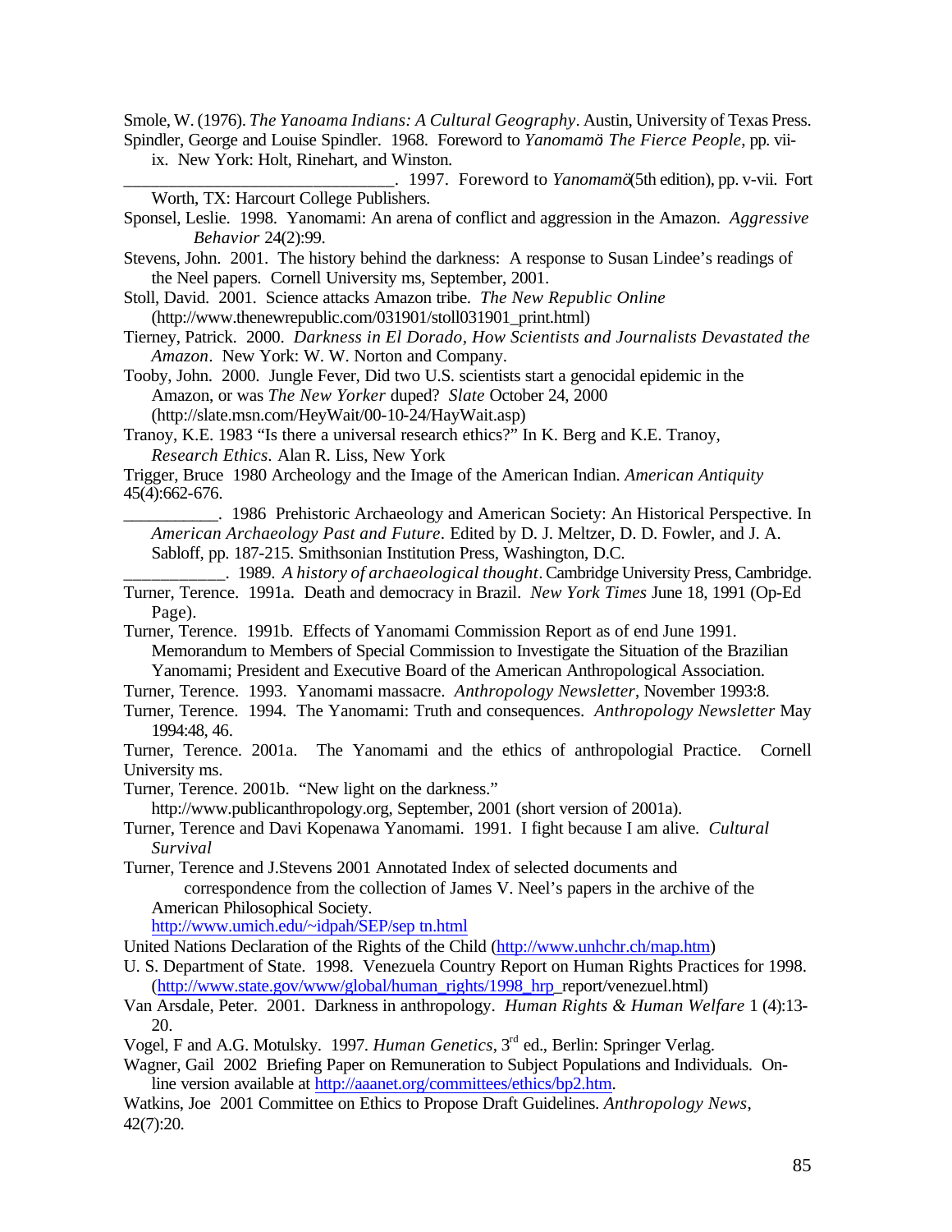Smole, W. (1976). *The Yanoama Indians: A Cultural Geography*. Austin, University of Texas Press.

Spindler, George and Louise Spindler. 1968. Foreword to *Yanomamö The Fierce People*, pp. vii-ix. New York: Holt, Rinehart, and Winston.

________________________________. 1997. Foreword to *Yanomamö* (5th edition), pp. v-vii. Fort Worth, TX: Harcourt College Publishers.

Sponsel, Leslie. 1998. Yanomami: An arena of conflict and aggression in the Amazon. *Aggressive Behavior* 24(2):99.

Stevens, John. 2001. The history behind the darkness: A response to Susan Lindee's readings of the Neel papers. Cornell University ms, September, 2001.

Stoll, David. 2001. Science attacks Amazon tribe. *The New Republic Online* (http://www.thenewrepublic.com/031901/stoll031901_print.html)

Tierney, Patrick. 2000. *Darkness in El Dorado, How Scientists and Journalists Devastated the Amazon*. New York: W. W. Norton and Company.

Tooby, John. 2000. Jungle Fever, Did two U.S. scientists start a genocidal epidemic in the Amazon, or was *The New Yorker* duped? *Slate* October 24, 2000 (http://slate.msn.com/HeyWait/00-10-24/HayWait.asp)

Tranoy, K.E. 1983 "Is there a universal research ethics?" In K. Berg and K.E. Tranoy, *Research Ethics*. Alan R. Liss, New York

Trigger, Bruce 1980 Archeology and the Image of the American Indian. *American Antiquity* 45(4):662-676.

___________. 1986 Prehistoric Archaeology and American Society: An Historical Perspective. In *American Archaeology Past and Future*. Edited by D. J. Meltzer, D. D. Fowler, and J. A. Sabloff, pp. 187-215. Smithsonian Institution Press, Washington, D.C.

____________. 1989. *A history of archaeological thought*. Cambridge University Press, Cambridge.

Turner, Terence. 1991a. Death and democracy in Brazil. *New York Times* June 18, 1991 (Op-Ed Page).

Turner, Terence. 1991b. Effects of Yanomami Commission Report as of end June 1991. Memorandum to Members of Special Commission to Investigate the Situation of the Brazilian Yanomami; President and Executive Board of the American Anthropological Association.

Turner, Terence. 1993. Yanomami massacre. *Anthropology Newsletter*, November 1993:8.

Turner, Terence. 1994. The Yanomami: Truth and consequences. *Anthropology Newsletter* May 1994:48, 46.

Turner, Terence. 2001a. The Yanomami and the ethics of anthropologial Practice. Cornell University ms.

Turner, Terence. 2001b. "New light on the darkness." http://www.publicanthropology.org, September, 2001 (short version of 2001a).

Turner, Terence and Davi Kopenawa Yanomami. 1991. I fight because I am alive. *Cultural Survival*

Turner, Terence and J.Stevens 2001 Annotated Index of selected documents and correspondence from the collection of James V. Neel's papers in the archive of the American Philosophical Society. http://www.umich.edu/~idpah/SEP/sep tn.html

United Nations Declaration of the Rights of the Child (http://www.unhchr.ch/map.htm)

U. S. Department of State. 1998. Venezuela Country Report on Human Rights Practices for 1998. (http://www.state.gov/www/global/human_rights/1998_hrp_report/venezuel.html)

Van Arsdale, Peter. 2001. Darkness in anthropology. *Human Rights & Human Welfare* 1 (4):13-20.

Vogel, F and A.G. Motulsky. 1997. *Human Genetics*, 3rd ed., Berlin: Springer Verlag.

Wagner, Gail 2002 Briefing Paper on Remuneration to Subject Populations and Individuals. On-line version available at http://aaanet.org/committees/ethics/bp2.htm.

Watkins, Joe 2001 Committee on Ethics to Propose Draft Guidelines. *Anthropology News*, 42(7):20.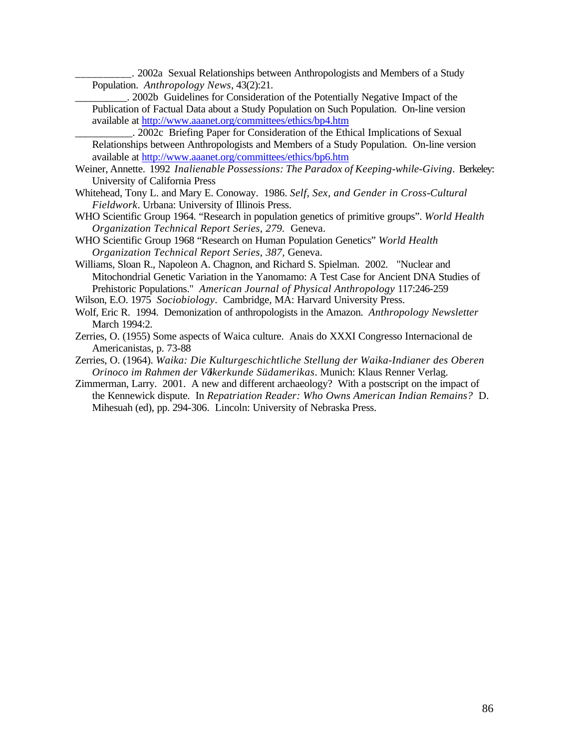\_\_\_\_\_\_\_\_\_\_\_. 2002a Sexual Relationships between Anthropologists and Members of a Study Population. *Anthropology News*, 43(2):21.

\_\_\_\_\_\_\_\_\_\_. 2002b Guidelines for Consideration of the Potentially Negative Impact of the Publication of Factual Data about a Study Population on Such Population. On-line version available at http://www.aaanet.org/committees/ethics/bp4.htm

\_\_\_\_\_\_\_\_\_\_\_. 2002c Briefing Paper for Consideration of the Ethical Implications of Sexual Relationships between Anthropologists and Members of a Study Population. On-line version available at http://www.aaanet.org/committees/ethics/bp6.htm

Weiner, Annette. 1992 *Inalienable Possessions: The Paradox of Keeping-while-Giving*. Berkeley: University of California Press

Whitehead, Tony L. and Mary E. Conoway. 1986. *Self, Sex, and Gender in Cross-Cultural Fieldwork*. Urbana: University of Illinois Press.

WHO Scientific Group 1964. "Research in population genetics of primitive groups". *World Health Organization Technical Report Series, 279*. Geneva.

WHO Scientific Group 1968 "Research on Human Population Genetics" *World Health Organization Technical Report Series, 387,* Geneva.

Williams, Sloan R., Napoleon A. Chagnon, and Richard S. Spielman. 2002. "Nuclear and Mitochondrial Genetic Variation in the Yanomamo: A Test Case for Ancient DNA Studies of Prehistoric Populations." *American Journal of Physical Anthropology* 117:246-259

Wilson, E.O. 1975 *Sociobiology*. Cambridge, MA: Harvard University Press.

Wolf, Eric R. 1994. Demonization of anthropologists in the Amazon. *Anthropology Newsletter* March 1994:2.

Zerries, O. (1955) Some aspects of Waica culture. Anais do XXXI Congresso Internacional de Americanistas, p. 73-88

Zerries, O. (1964). *Waika: Die Kulturgeschichtliche Stellung der Waika-Indianer des Oberen Orinoco im Rahmen der Völkerkunde Südamerikas*. Munich: Klaus Renner Verlag.

Zimmerman, Larry. 2001. A new and different archaeology? With a postscript on the impact of the Kennewick dispute. In *Repatriation Reader: Who Owns American Indian Remains?* D. Mihesuah (ed), pp. 294-306. Lincoln: University of Nebraska Press.